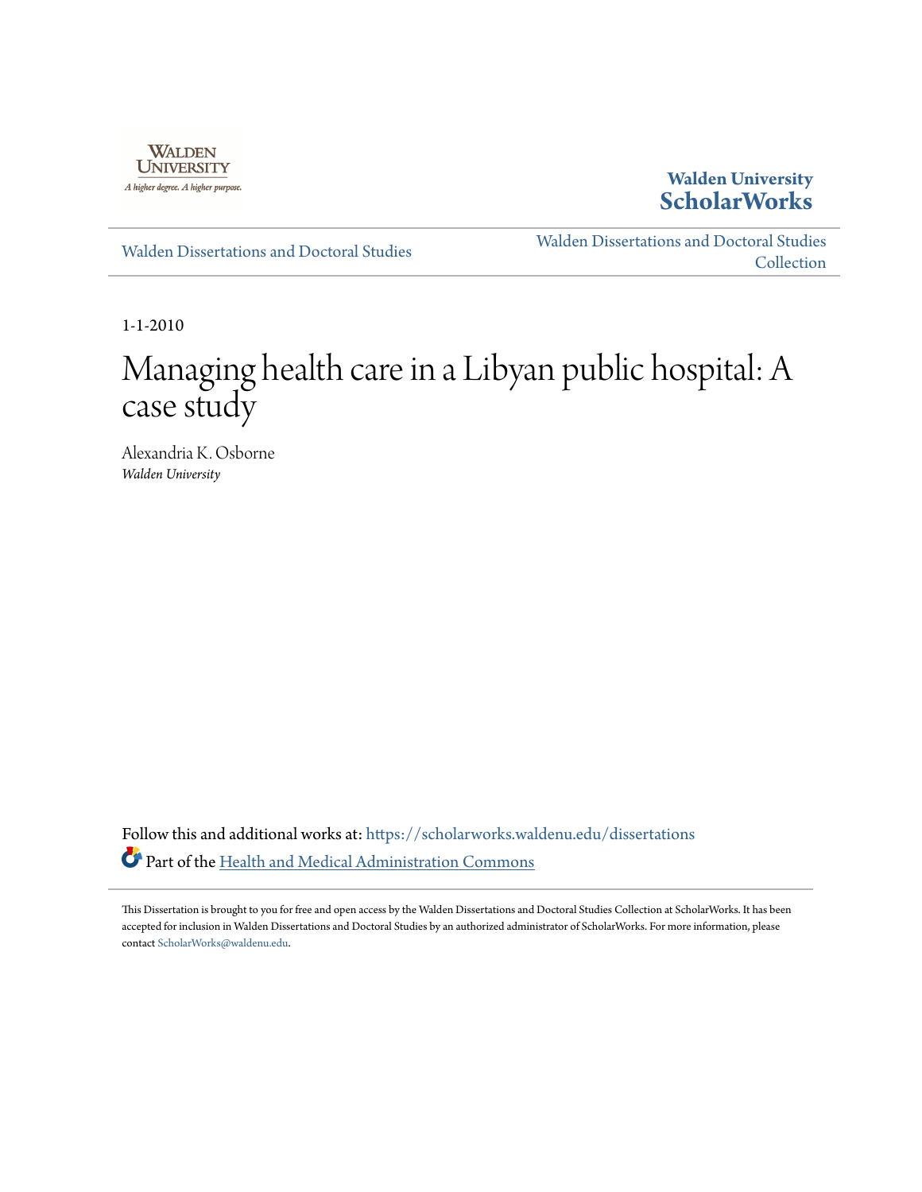Walden University

A higher degree. A higher purpose.

**Walden University**
**ScholarWorks**

Walden Dissertations and Doctoral Studies

Walden Dissertations and Doctoral Studies Collection

1-1-2010

# Managing health care in a Libyan public hospital: A case study

Alexandria K. Osborne
*Walden University*

Follow this and additional works at: https://scholarworks.waldenu.edu/dissertations

Part of the Health and Medical Administration Commons

This Dissertation is brought to you for free and open access by the Walden Dissertations and Doctoral Studies Collection at ScholarWorks. It has been accepted for inclusion in Walden Dissertations and Doctoral Studies by an authorized administrator of ScholarWorks. For more information, please contact ScholarWorks@waldenu.edu.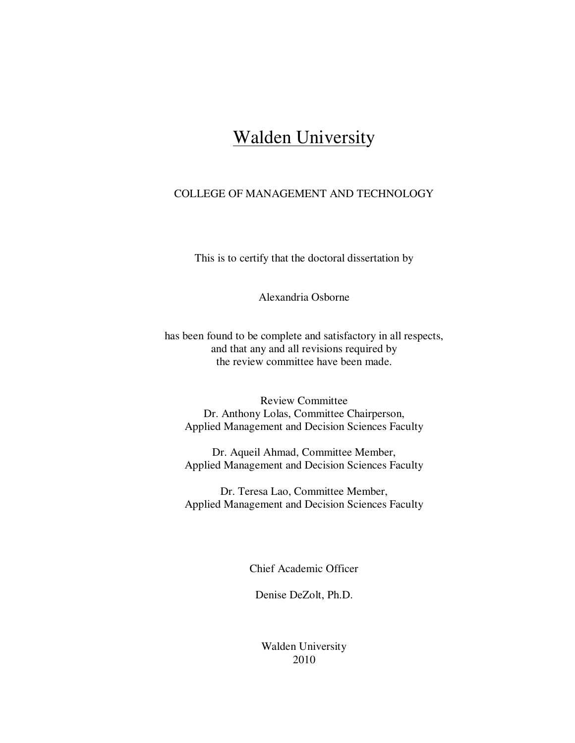# Walden University

COLLEGE OF MANAGEMENT AND TECHNOLOGY

This is to certify that the doctoral dissertation by

Alexandria Osborne

has been found to be complete and satisfactory in all respects,
and that any and all revisions required by
the review committee have been made.

Review Committee
Dr. Anthony Lolas, Committee Chairperson,
Applied Management and Decision Sciences Faculty

Dr. Aqueil Ahmad, Committee Member,
Applied Management and Decision Sciences Faculty

Dr. Teresa Lao, Committee Member,
Applied Management and Decision Sciences Faculty

Chief Academic Officer

Denise DeZolt, Ph.D.

Walden University
2010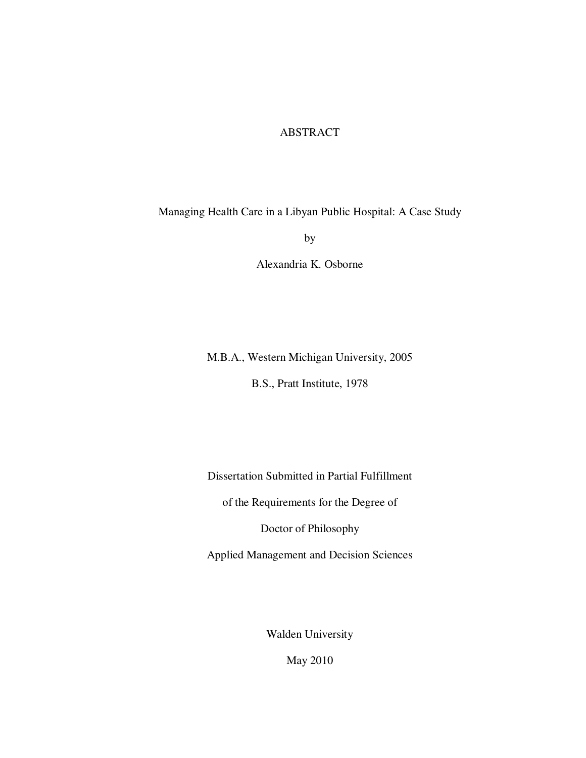# ABSTRACT

Managing Health Care in a Libyan Public Hospital: A Case Study

by

Alexandria K. Osborne

M.B.A., Western Michigan University, 2005

B.S., Pratt Institute, 1978

Dissertation Submitted in Partial Fulfillment

of the Requirements for the Degree of

Doctor of Philosophy

Applied Management and Decision Sciences

Walden University

May 2010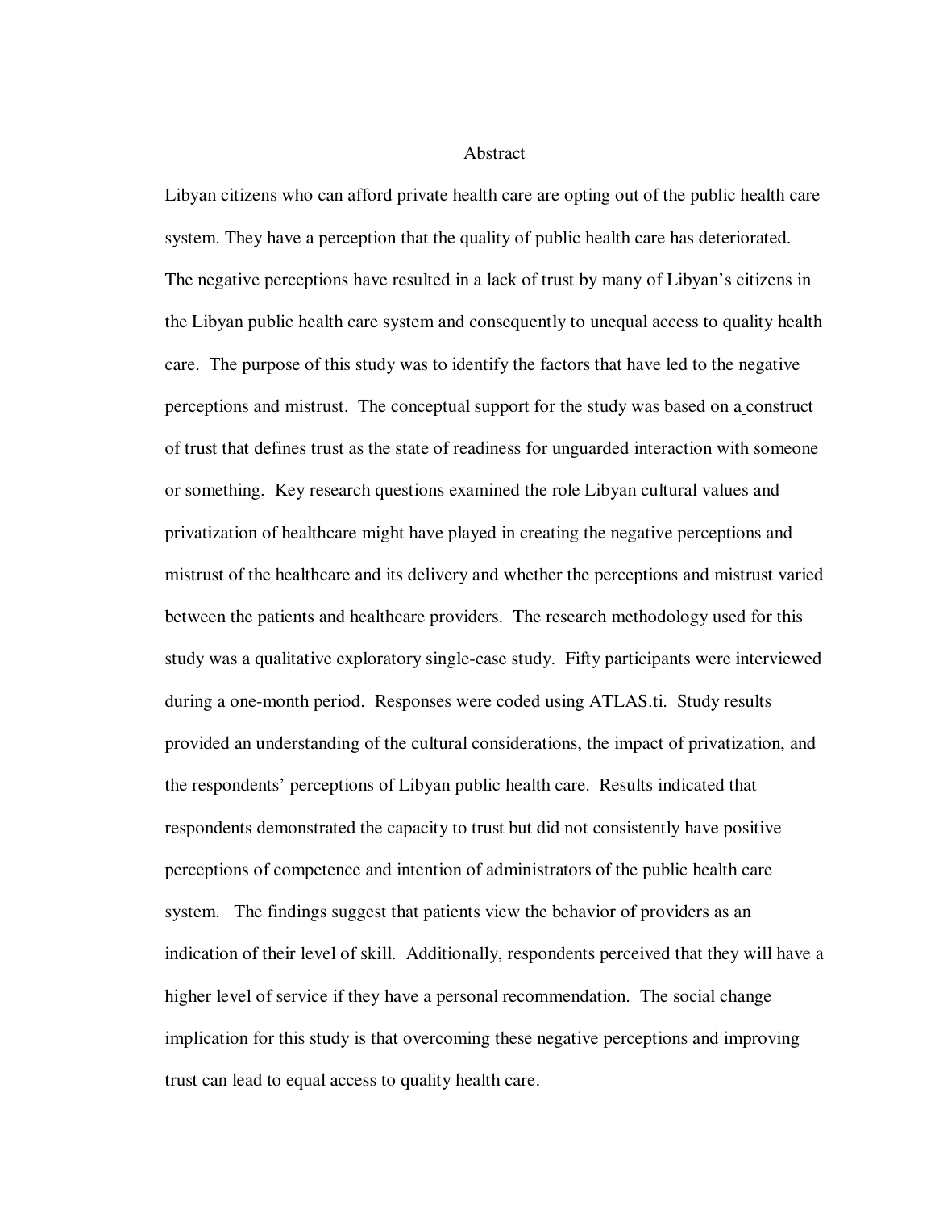# Abstract

Libyan citizens who can afford private health care are opting out of the public health care system. They have a perception that the quality of public health care has deteriorated. The negative perceptions have resulted in a lack of trust by many of Libyan's citizens in the Libyan public health care system and consequently to unequal access to quality health care. The purpose of this study was to identify the factors that have led to the negative perceptions and mistrust. The conceptual support for the study was based on a construct of trust that defines trust as the state of readiness for unguarded interaction with someone or something. Key research questions examined the role Libyan cultural values and privatization of healthcare might have played in creating the negative perceptions and mistrust of the healthcare and its delivery and whether the perceptions and mistrust varied between the patients and healthcare providers. The research methodology used for this study was a qualitative exploratory single-case study. Fifty participants were interviewed during a one-month period. Responses were coded using ATLAS.ti. Study results provided an understanding of the cultural considerations, the impact of privatization, and the respondents' perceptions of Libyan public health care. Results indicated that respondents demonstrated the capacity to trust but did not consistently have positive perceptions of competence and intention of administrators of the public health care system. The findings suggest that patients view the behavior of providers as an indication of their level of skill. Additionally, respondents perceived that they will have a higher level of service if they have a personal recommendation. The social change implication for this study is that overcoming these negative perceptions and improving trust can lead to equal access to quality health care.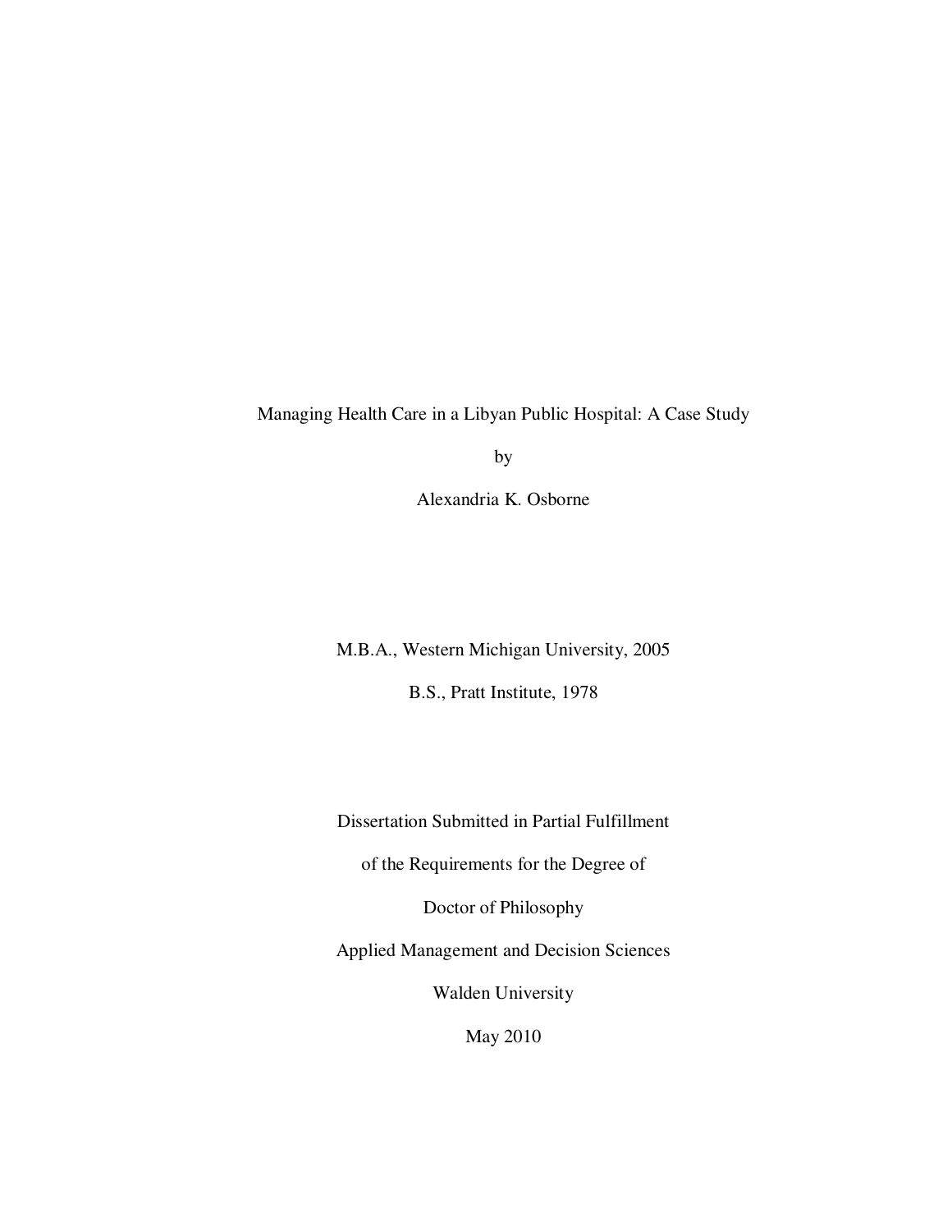Managing Health Care in a Libyan Public Hospital: A Case Study

by

Alexandria K. Osborne

M.B.A., Western Michigan University, 2005

B.S., Pratt Institute, 1978

Dissertation Submitted in Partial Fulfillment

of the Requirements for the Degree of

Doctor of Philosophy

Applied Management and Decision Sciences

Walden University

May 2010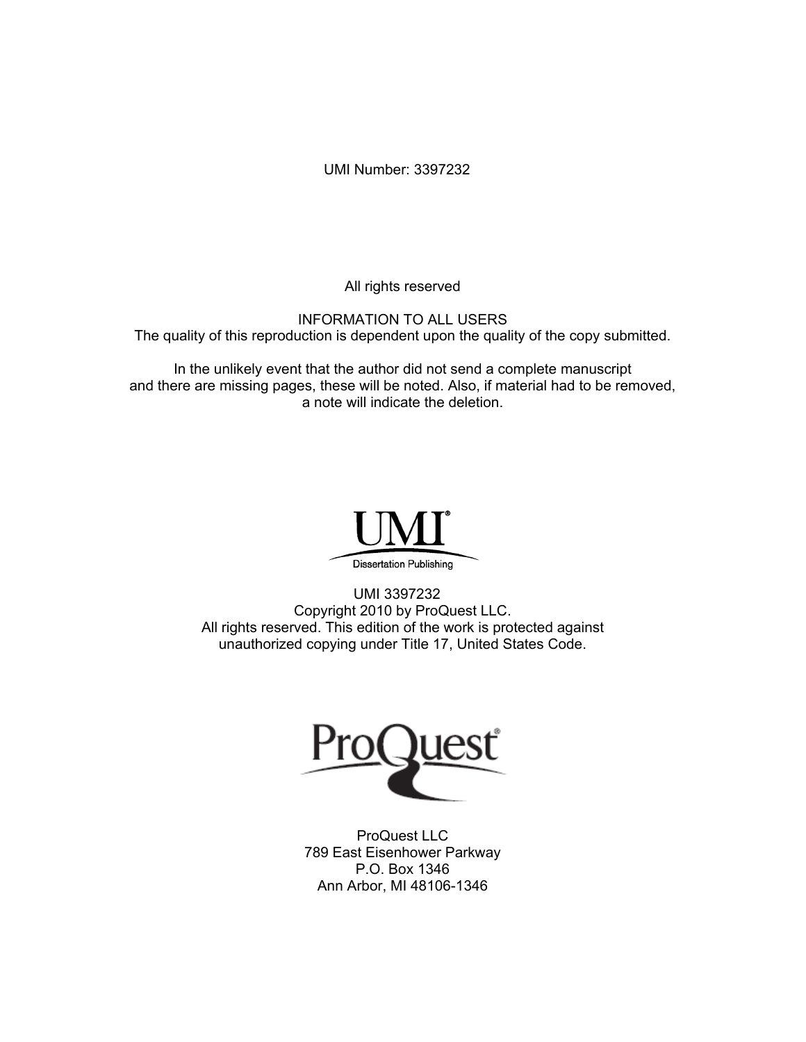UMI Number: 3397232

All rights reserved

INFORMATION TO ALL USERS
The quality of this reproduction is dependent upon the quality of the copy submitted.

In the unlikely event that the author did not send a complete manuscript
and there are missing pages, these will be noted. Also, if material had to be removed,
a note will indicate the deletion.

UMI
Dissertation Publishing

UMI 3397232
Copyright 2010 by ProQuest LLC.
All rights reserved. This edition of the work is protected against
unauthorized copying under Title 17, United States Code.

ProQuest

ProQuest LLC
789 East Eisenhower Parkway
P.O. Box 1346
Ann Arbor, MI 48106-1346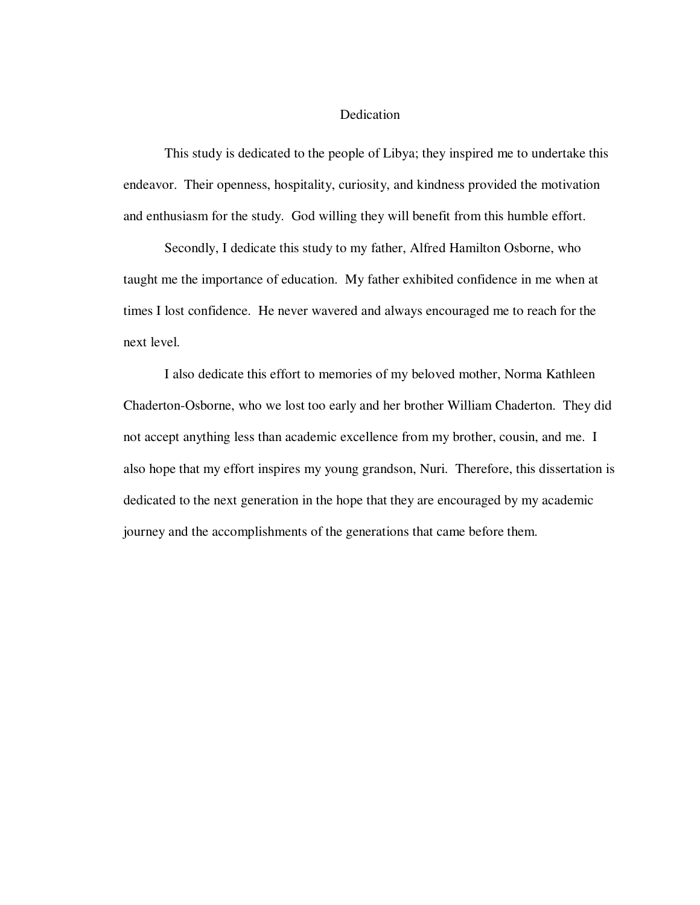# Dedication

This study is dedicated to the people of Libya; they inspired me to undertake this endeavor. Their openness, hospitality, curiosity, and kindness provided the motivation and enthusiasm for the study. God willing they will benefit from this humble effort.

Secondly, I dedicate this study to my father, Alfred Hamilton Osborne, who taught me the importance of education. My father exhibited confidence in me when at times I lost confidence. He never wavered and always encouraged me to reach for the next level.

I also dedicate this effort to memories of my beloved mother, Norma Kathleen Chaderton-Osborne, who we lost too early and her brother William Chaderton. They did not accept anything less than academic excellence from my brother, cousin, and me. I also hope that my effort inspires my young grandson, Nuri. Therefore, this dissertation is dedicated to the next generation in the hope that they are encouraged by my academic journey and the accomplishments of the generations that came before them.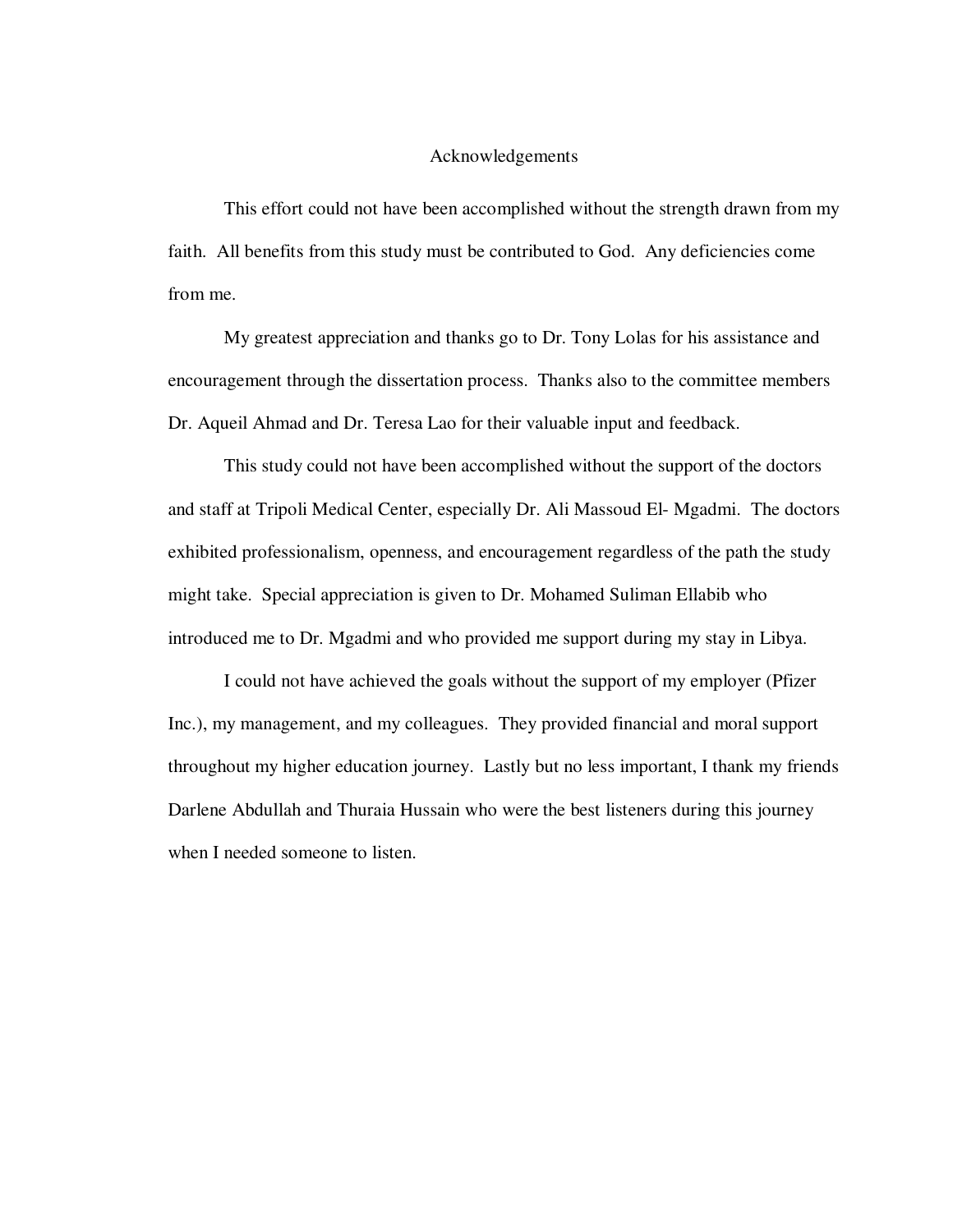# Acknowledgements

This effort could not have been accomplished without the strength drawn from my faith. All benefits from this study must be contributed to God. Any deficiencies come from me.

My greatest appreciation and thanks go to Dr. Tony Lolas for his assistance and encouragement through the dissertation process. Thanks also to the committee members Dr. Aqueil Ahmad and Dr. Teresa Lao for their valuable input and feedback.

This study could not have been accomplished without the support of the doctors and staff at Tripoli Medical Center, especially Dr. Ali Massoud El- Mgadmi. The doctors exhibited professionalism, openness, and encouragement regardless of the path the study might take. Special appreciation is given to Dr. Mohamed Suliman Ellabib who introduced me to Dr. Mgadmi and who provided me support during my stay in Libya.

I could not have achieved the goals without the support of my employer (Pfizer Inc.), my management, and my colleagues. They provided financial and moral support throughout my higher education journey. Lastly but no less important, I thank my friends Darlene Abdullah and Thuraia Hussain who were the best listeners during this journey when I needed someone to listen.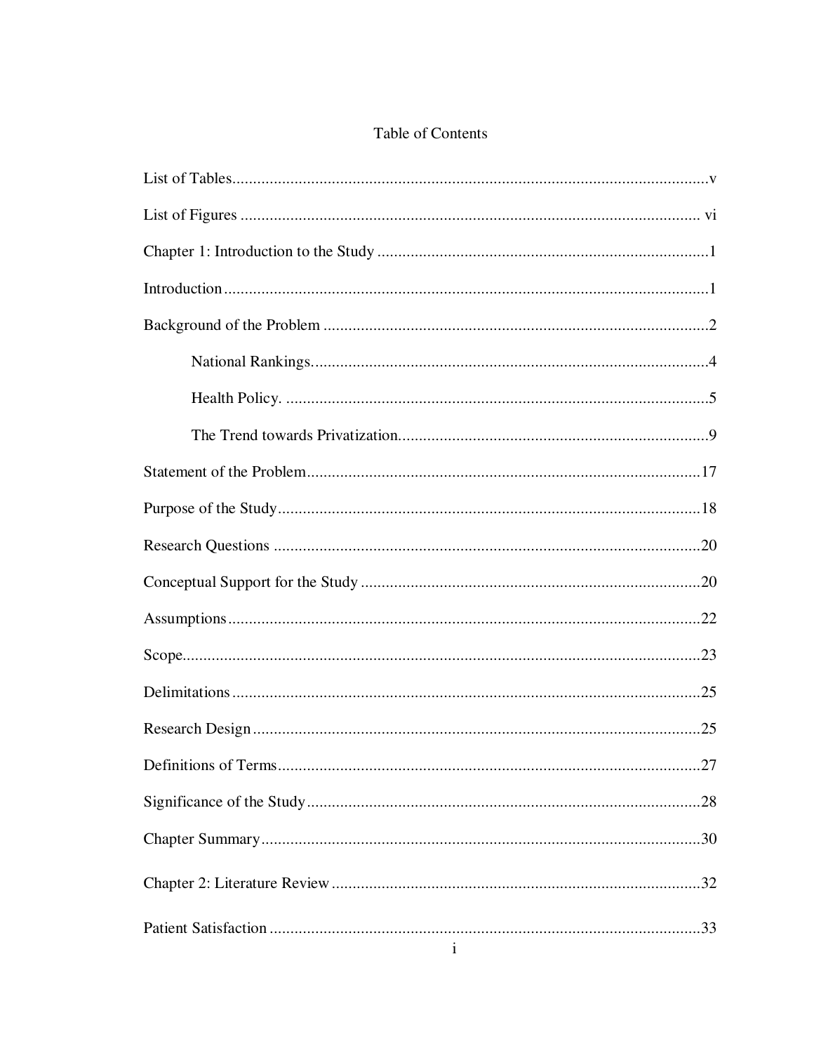# Table of Contents

List of Tables ..................................................................................................................v

List of Figures ............................................................................................................... vi

Chapter 1: Introduction to the Study ................................................................................1

Introduction ....................................................................................................................1

Background of the Problem ............................................................................................2

National Rankings. ..............................................................................................4

Health Policy. .....................................................................................................5

The Trend towards Privatization. .........................................................................9

Statement of the Problem ..............................................................................................17

Purpose of the Study .....................................................................................................18

Research Questions .......................................................................................................20

Conceptual Support for the Study ..................................................................................20

Assumptions .................................................................................................................22

Scope ............................................................................................................................23

Delimitations ................................................................................................................25

Research Design ...........................................................................................................25

Definitions of Terms .....................................................................................................27

Significance of the Study ..............................................................................................28

Chapter Summary .........................................................................................................30

Chapter 2: Literature Review ........................................................................................32

Patient Satisfaction .......................................................................................................33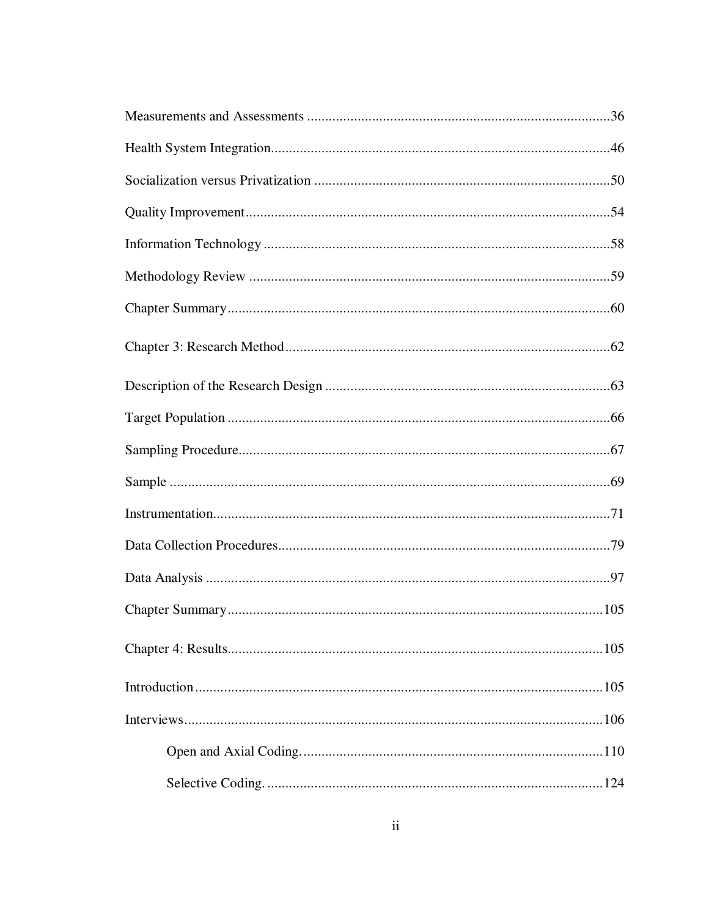Measurements and Assessments ....................................................................................36

Health System Integration.............................................................................................46

Socialization versus Privatization .................................................................................50

Quality Improvement....................................................................................................54

Information Technology ...............................................................................................58

Methodology Review ...................................................................................................59

Chapter Summary.........................................................................................................60

Chapter 3: Research Method.........................................................................................62

Description of the Research Design ..............................................................................63

Target Population .........................................................................................................66

Sampling Procedure......................................................................................................67

Sample ..........................................................................................................................69

Instrumentation.............................................................................................................71

Data Collection Procedures...........................................................................................79

Data Analysis ...............................................................................................................97

Chapter Summary........................................................................................................105

Chapter 4: Results.......................................................................................................105

Introduction................................................................................................................105

Interviews...................................................................................................................106

    Open and Axial Coding....................................................................................110

    Selective Coding. ............................................................................................124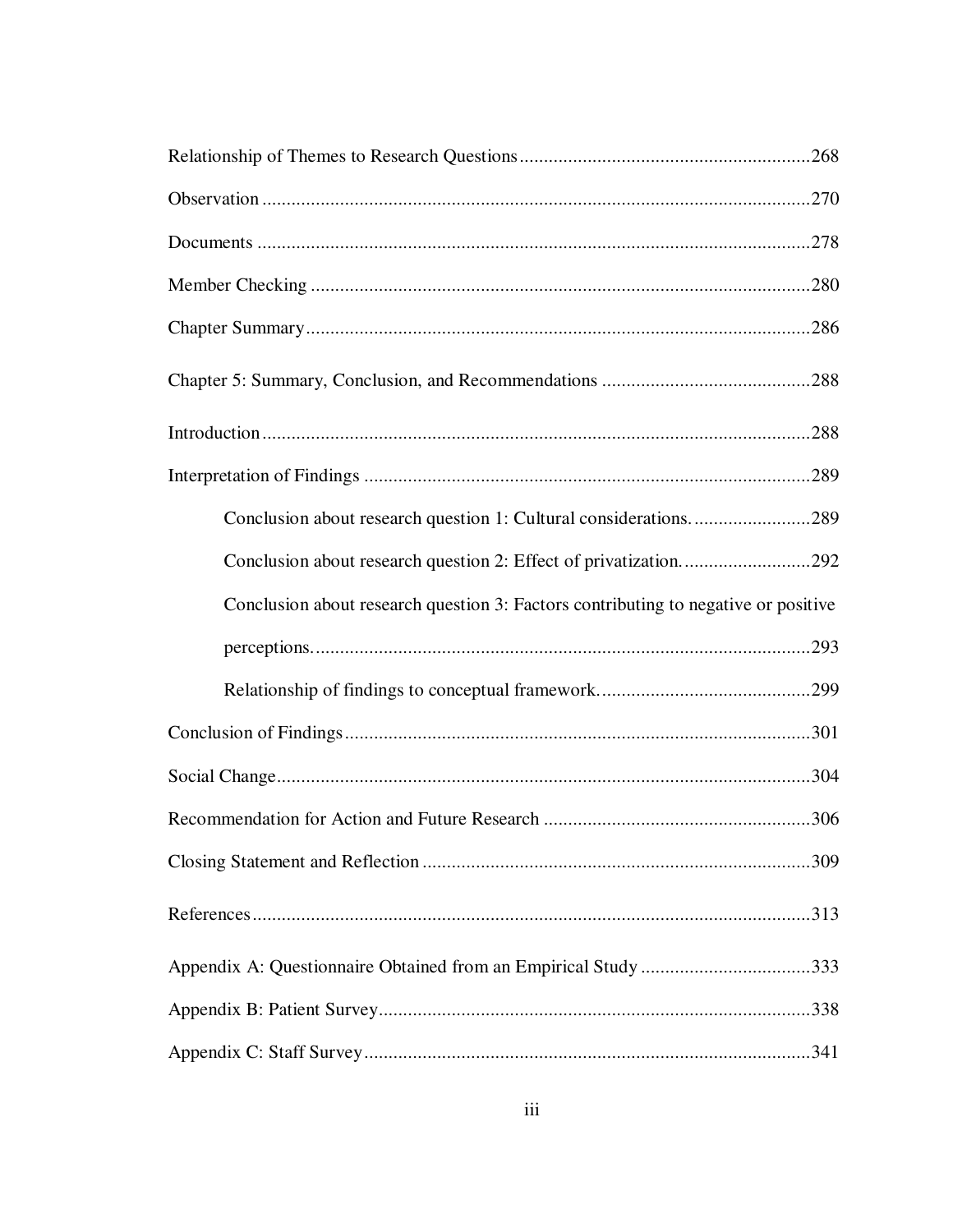Relationship of Themes to Research Questions ........................................................... 268

Observation ................................................................................................................ 270

Documents ................................................................................................................. 278

Member Checking ...................................................................................................... 280

Chapter Summary ....................................................................................................... 286

Chapter 5: Summary, Conclusion, and Recommendations .......................................... 288

Introduction ................................................................................................................ 288

Interpretation of Findings ........................................................................................... 289

Conclusion about research question 1: Cultural considerations. ........................ 289

Conclusion about research question 2: Effect of privatization. .......................... 292

Conclusion about research question 3: Factors contributing to negative or positive perceptions. ..................................................................................................... 293

Relationship of findings to conceptual framework. ........................................... 299

Conclusion of Findings ............................................................................................... 301

Social Change ............................................................................................................. 304

Recommendation for Action and Future Research ...................................................... 306

Closing Statement and Reflection ............................................................................... 309

References .................................................................................................................. 313

Appendix A: Questionnaire Obtained from an Empirical Study .................................. 333

Appendix B: Patient Survey ........................................................................................ 338

Appendix C: Staff Survey ........................................................................................... 341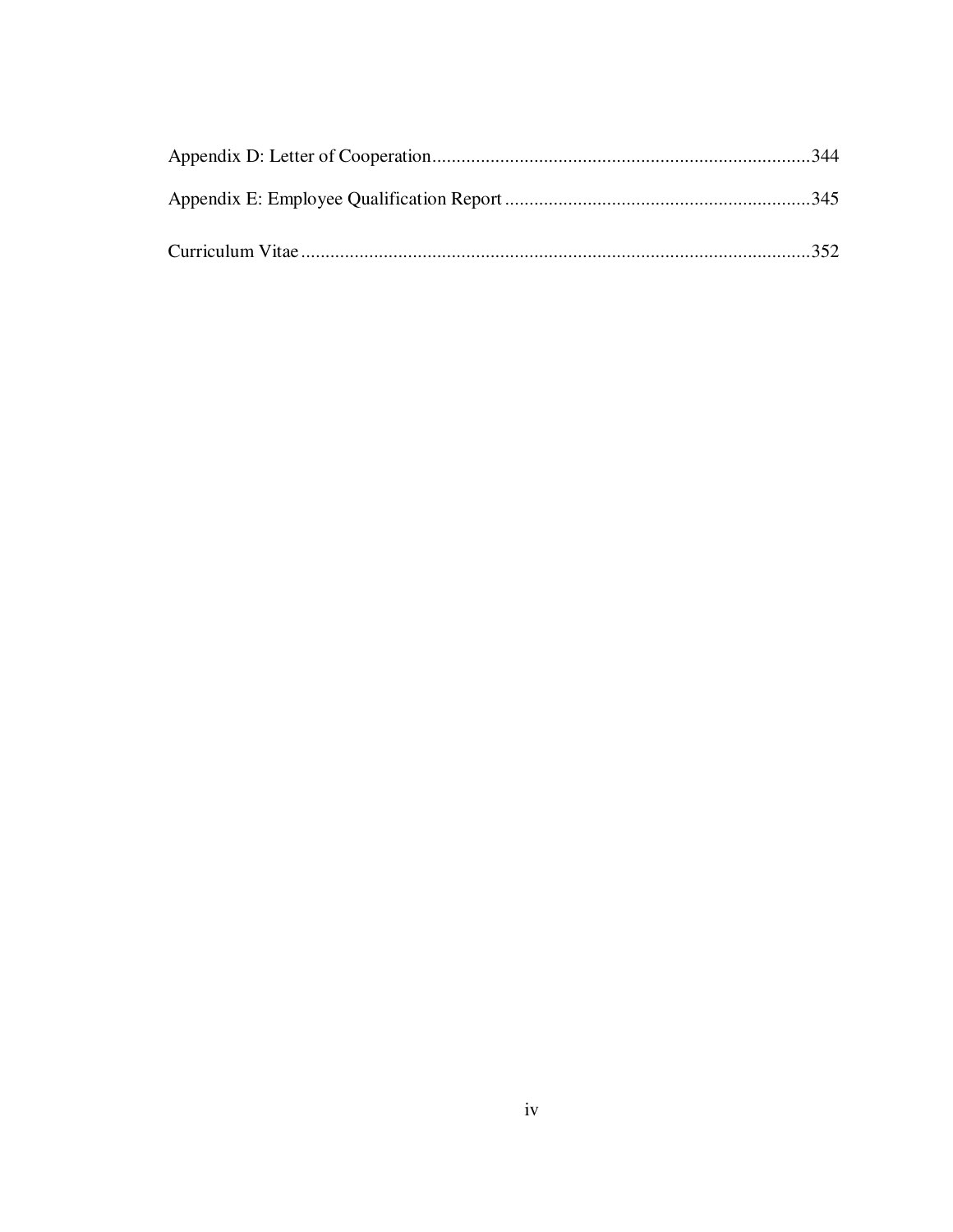Appendix D: Letter of Cooperation....................................................................................344

Appendix E: Employee Qualification Report ......................................................................345

Curriculum Vitae ................................................................................................................352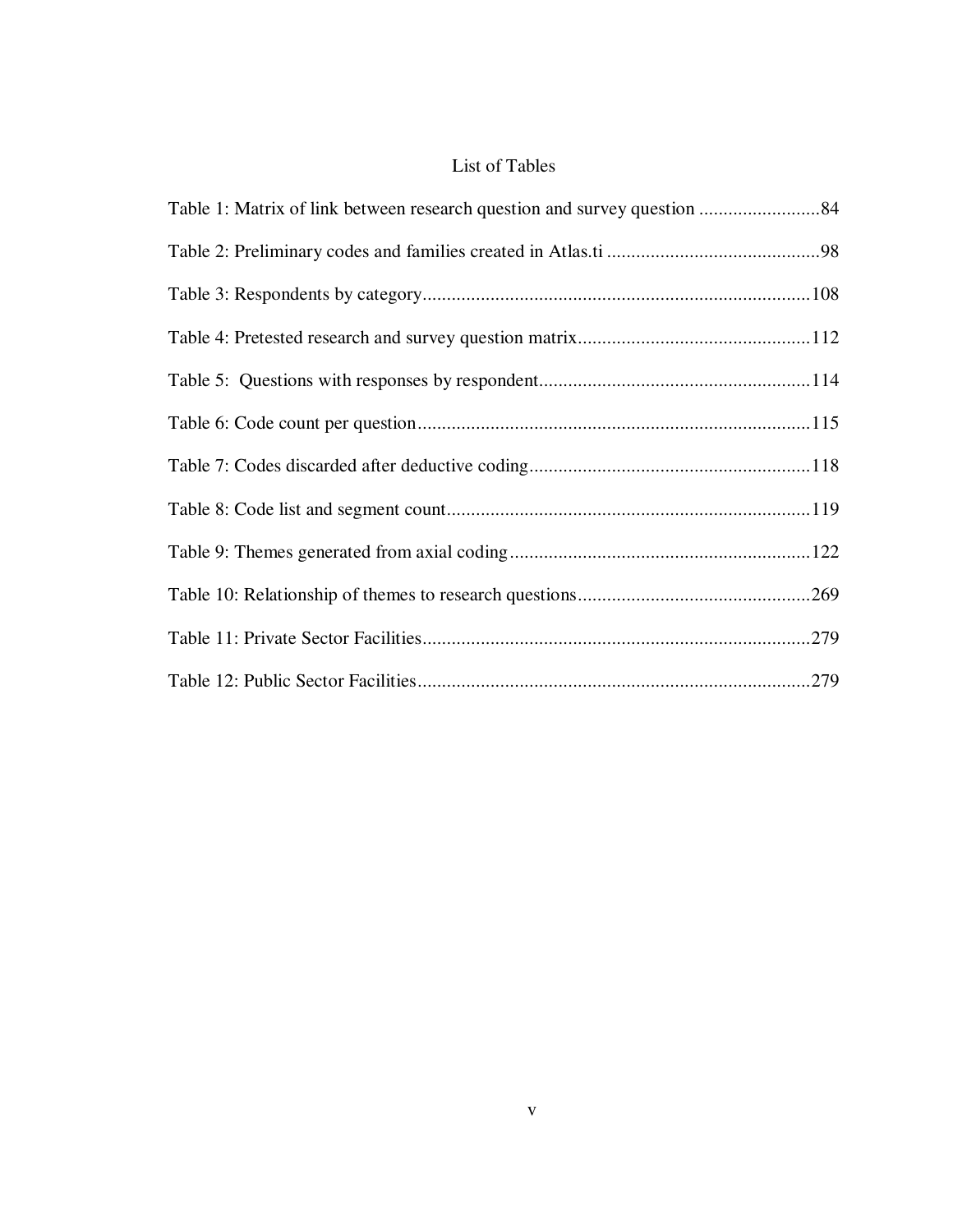# List of Tables

Table 1: Matrix of link between research question and survey question .........................84

Table 2: Preliminary codes and families created in Atlas.ti ............................................98

Table 3: Respondents by category................................................................................108

Table 4: Pretested research and survey question matrix................................................112

Table 5: Questions with responses by respondent........................................................114

Table 6: Code count per question.................................................................................115

Table 7: Codes discarded after deductive coding..........................................................118

Table 8: Code list and segment count...........................................................................119

Table 9: Themes generated from axial coding..............................................................122

Table 10: Relationship of themes to research questions................................................269

Table 11: Private Sector Facilities................................................................................279

Table 12: Public Sector Facilities.................................................................................279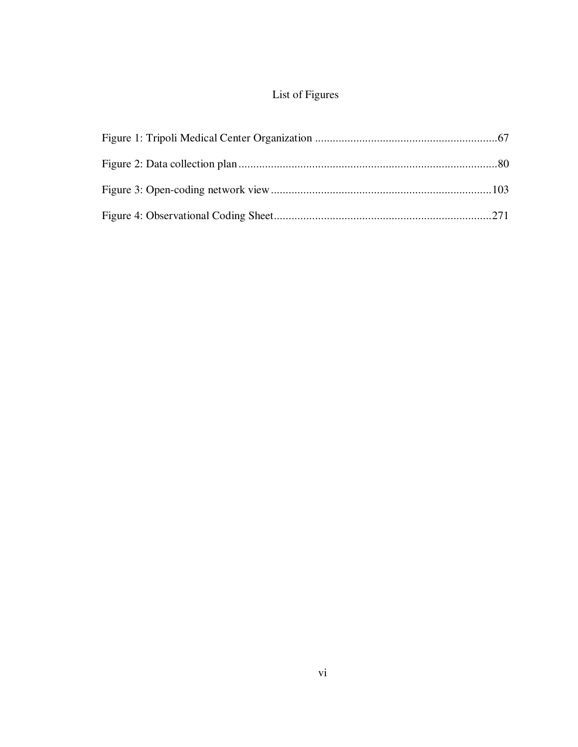# List of Figures

Figure 1: Tripoli Medical Center Organization ....................................................... 67

Figure 2: Data collection plan ....................................................................................... 80

Figure 3: Open-coding network view ......................................................................... 103

Figure 4: Observational Coding Sheet ........................................................................ 271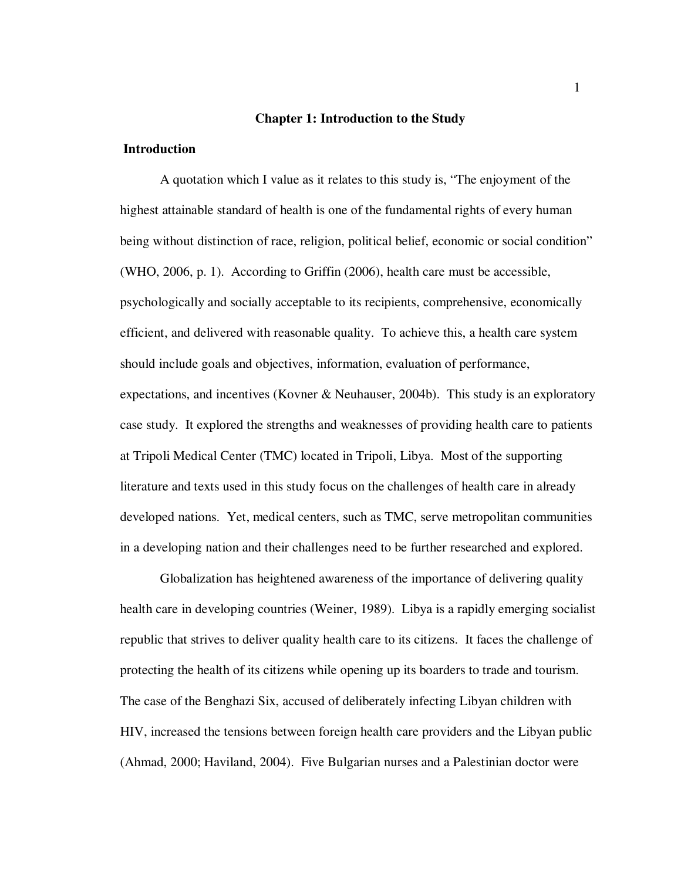# Chapter 1: Introduction to the Study

## Introduction

A quotation which I value as it relates to this study is, "The enjoyment of the highest attainable standard of health is one of the fundamental rights of every human being without distinction of race, religion, political belief, economic or social condition" (WHO, 2006, p. 1). According to Griffin (2006), health care must be accessible, psychologically and socially acceptable to its recipients, comprehensive, economically efficient, and delivered with reasonable quality. To achieve this, a health care system should include goals and objectives, information, evaluation of performance, expectations, and incentives (Kovner & Neuhauser, 2004b). This study is an exploratory case study. It explored the strengths and weaknesses of providing health care to patients at Tripoli Medical Center (TMC) located in Tripoli, Libya. Most of the supporting literature and texts used in this study focus on the challenges of health care in already developed nations. Yet, medical centers, such as TMC, serve metropolitan communities in a developing nation and their challenges need to be further researched and explored.

Globalization has heightened awareness of the importance of delivering quality health care in developing countries (Weiner, 1989). Libya is a rapidly emerging socialist republic that strives to deliver quality health care to its citizens. It faces the challenge of protecting the health of its citizens while opening up its boarders to trade and tourism. The case of the Benghazi Six, accused of deliberately infecting Libyan children with HIV, increased the tensions between foreign health care providers and the Libyan public (Ahmad, 2000; Haviland, 2004). Five Bulgarian nurses and a Palestinian doctor were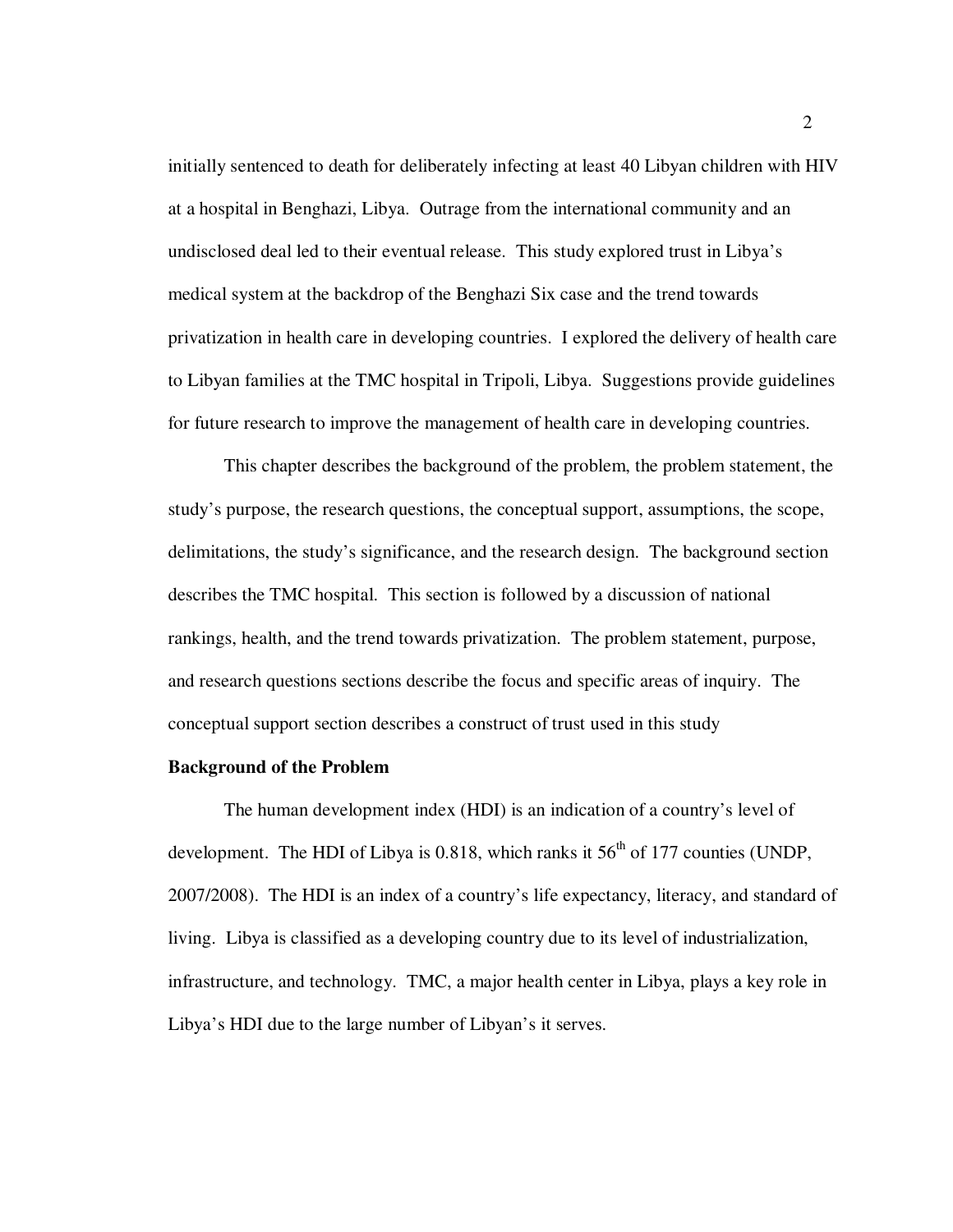initially sentenced to death for deliberately infecting at least 40 Libyan children with HIV at a hospital in Benghazi, Libya. Outrage from the international community and an undisclosed deal led to their eventual release. This study explored trust in Libya's medical system at the backdrop of the Benghazi Six case and the trend towards privatization in health care in developing countries. I explored the delivery of health care to Libyan families at the TMC hospital in Tripoli, Libya. Suggestions provide guidelines for future research to improve the management of health care in developing countries.

This chapter describes the background of the problem, the problem statement, the study's purpose, the research questions, the conceptual support, assumptions, the scope, delimitations, the study's significance, and the research design. The background section describes the TMC hospital. This section is followed by a discussion of national rankings, health, and the trend towards privatization. The problem statement, purpose, and research questions sections describe the focus and specific areas of inquiry. The conceptual support section describes a construct of trust used in this study

**Background of the Problem**

The human development index (HDI) is an indication of a country's level of development. The HDI of Libya is 0.818, which ranks it 56th of 177 counties (UNDP, 2007/2008). The HDI is an index of a country's life expectancy, literacy, and standard of living. Libya is classified as a developing country due to its level of industrialization, infrastructure, and technology. TMC, a major health center in Libya, plays a key role in Libya's HDI due to the large number of Libyan's it serves.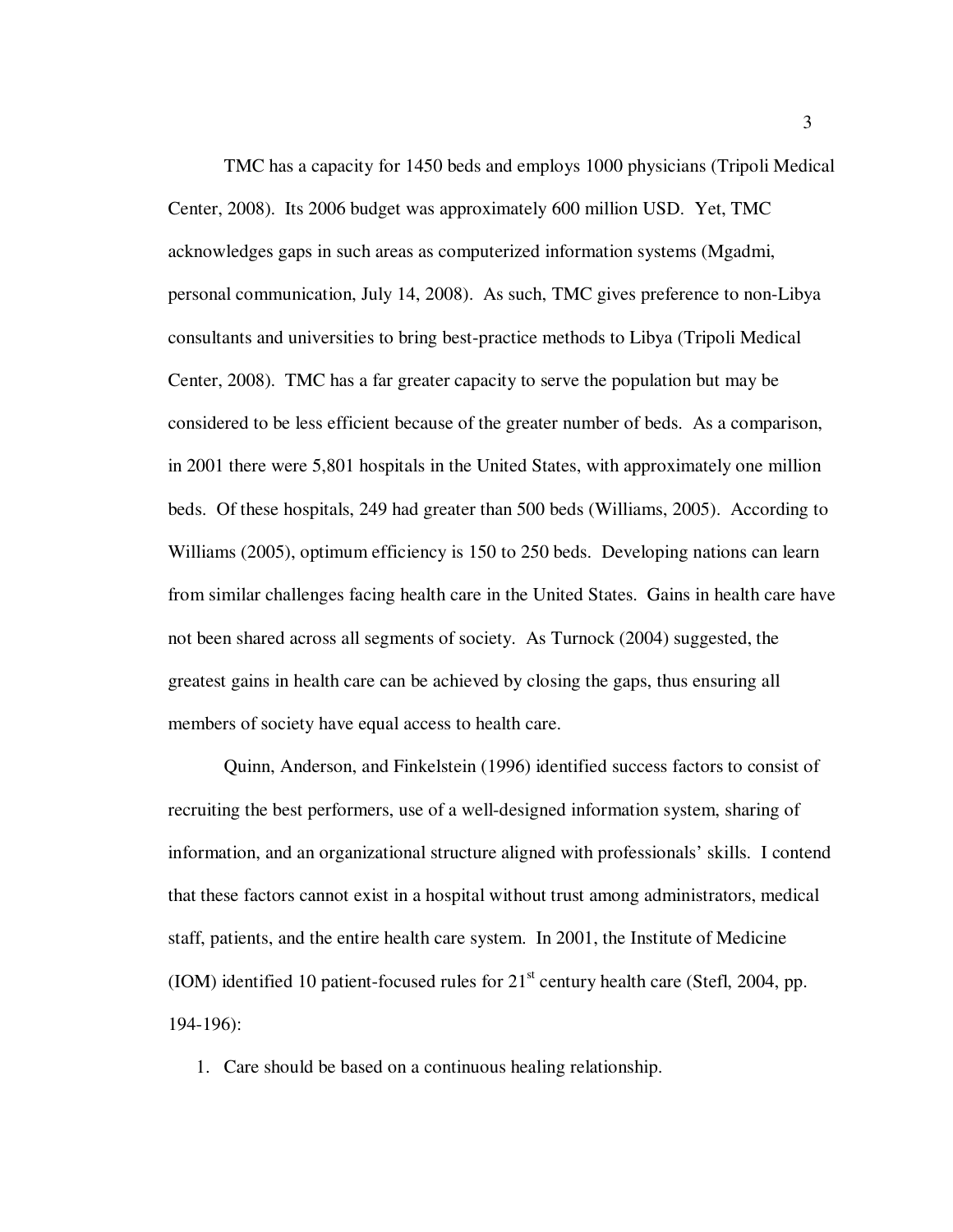TMC has a capacity for 1450 beds and employs 1000 physicians (Tripoli Medical Center, 2008). Its 2006 budget was approximately 600 million USD. Yet, TMC acknowledges gaps in such areas as computerized information systems (Mgadmi, personal communication, July 14, 2008). As such, TMC gives preference to non-Libya consultants and universities to bring best-practice methods to Libya (Tripoli Medical Center, 2008). TMC has a far greater capacity to serve the population but may be considered to be less efficient because of the greater number of beds. As a comparison, in 2001 there were 5,801 hospitals in the United States, with approximately one million beds. Of these hospitals, 249 had greater than 500 beds (Williams, 2005). According to Williams (2005), optimum efficiency is 150 to 250 beds. Developing nations can learn from similar challenges facing health care in the United States. Gains in health care have not been shared across all segments of society. As Turnock (2004) suggested, the greatest gains in health care can be achieved by closing the gaps, thus ensuring all members of society have equal access to health care.

Quinn, Anderson, and Finkelstein (1996) identified success factors to consist of recruiting the best performers, use of a well-designed information system, sharing of information, and an organizational structure aligned with professionals' skills. I contend that these factors cannot exist in a hospital without trust among administrators, medical staff, patients, and the entire health care system. In 2001, the Institute of Medicine (IOM) identified 10 patient-focused rules for 21st century health care (Stefl, 2004, pp. 194-196):

1. Care should be based on a continuous healing relationship.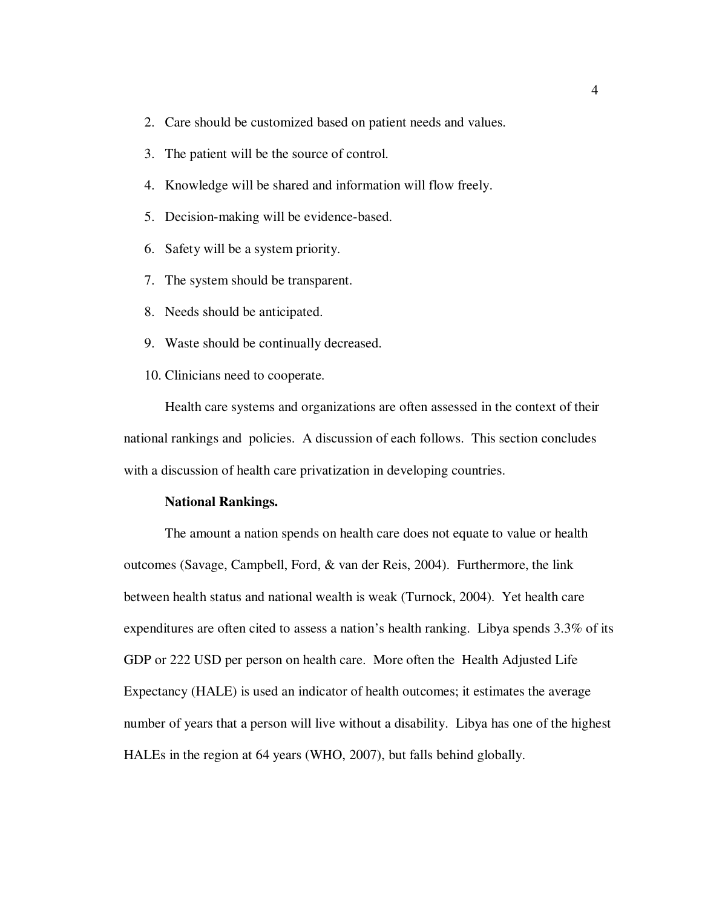2. Care should be customized based on patient needs and values.
3. The patient will be the source of control.
4. Knowledge will be shared and information will flow freely.
5. Decision-making will be evidence-based.
6. Safety will be a system priority.
7. The system should be transparent.
8. Needs should be anticipated.
9. Waste should be continually decreased.
10. Clinicians need to cooperate.

Health care systems and organizations are often assessed in the context of their national rankings and policies. A discussion of each follows. This section concludes with a discussion of health care privatization in developing countries.

**National Rankings.**

The amount a nation spends on health care does not equate to value or health outcomes (Savage, Campbell, Ford, & van der Reis, 2004). Furthermore, the link between health status and national wealth is weak (Turnock, 2004). Yet health care expenditures are often cited to assess a nation's health ranking. Libya spends 3.3% of its GDP or 222 USD per person on health care. More often the Health Adjusted Life Expectancy (HALE) is used an indicator of health outcomes; it estimates the average number of years that a person will live without a disability. Libya has one of the highest HALEs in the region at 64 years (WHO, 2007), but falls behind globally.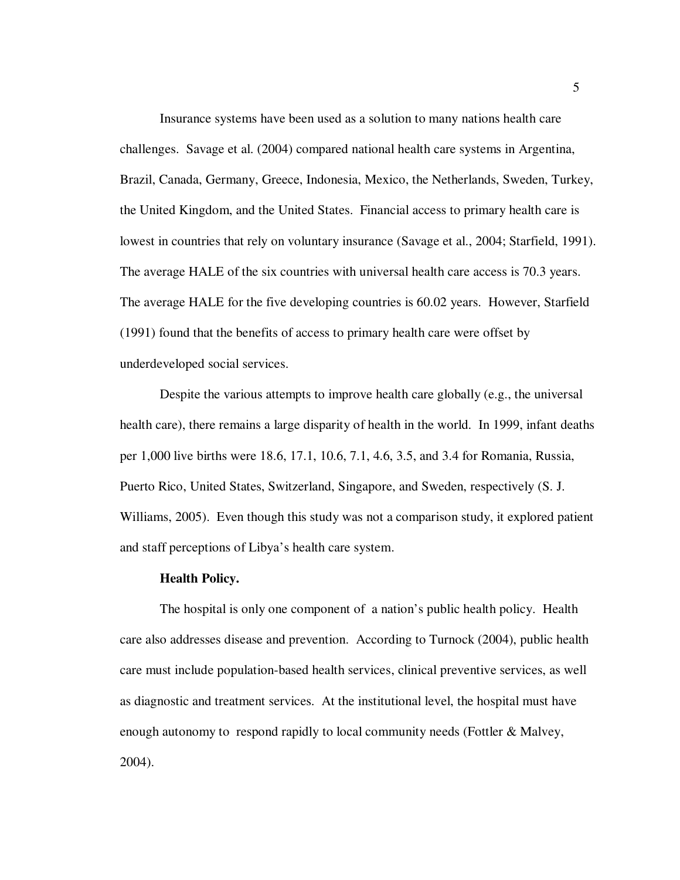Insurance systems have been used as a solution to many nations health care challenges. Savage et al. (2004) compared national health care systems in Argentina, Brazil, Canada, Germany, Greece, Indonesia, Mexico, the Netherlands, Sweden, Turkey, the United Kingdom, and the United States. Financial access to primary health care is lowest in countries that rely on voluntary insurance (Savage et al., 2004; Starfield, 1991). The average HALE of the six countries with universal health care access is 70.3 years. The average HALE for the five developing countries is 60.02 years. However, Starfield (1991) found that the benefits of access to primary health care were offset by underdeveloped social services.

Despite the various attempts to improve health care globally (e.g., the universal health care), there remains a large disparity of health in the world. In 1999, infant deaths per 1,000 live births were 18.6, 17.1, 10.6, 7.1, 4.6, 3.5, and 3.4 for Romania, Russia, Puerto Rico, United States, Switzerland, Singapore, and Sweden, respectively (S. J. Williams, 2005). Even though this study was not a comparison study, it explored patient and staff perceptions of Libya's health care system.

**Health Policy.**

The hospital is only one component of a nation's public health policy. Health care also addresses disease and prevention. According to Turnock (2004), public health care must include population-based health services, clinical preventive services, as well as diagnostic and treatment services. At the institutional level, the hospital must have enough autonomy to respond rapidly to local community needs (Fottler & Malvey, 2004).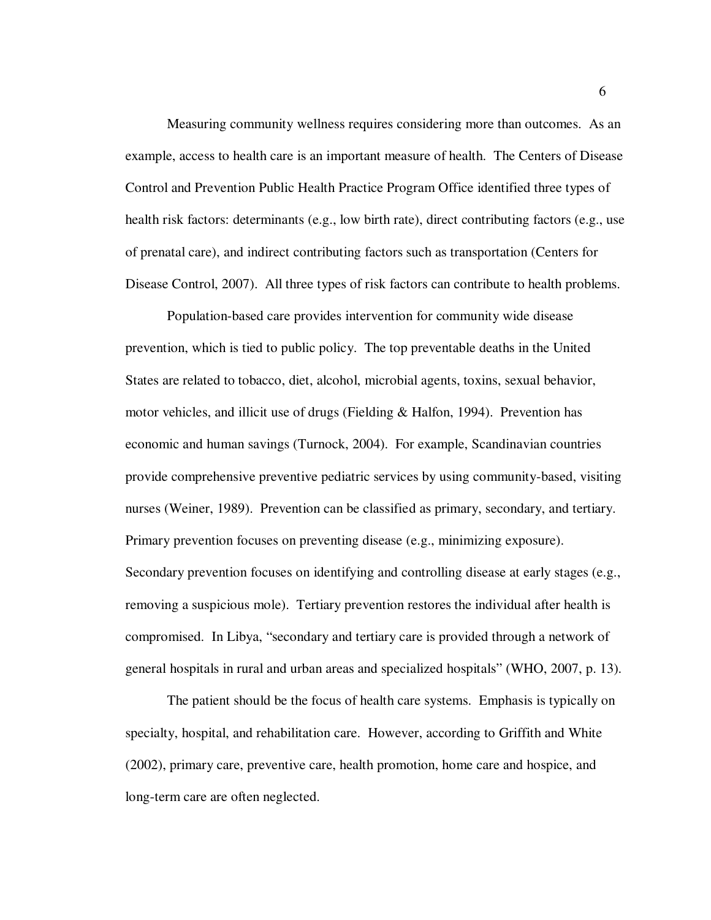Measuring community wellness requires considering more than outcomes. As an example, access to health care is an important measure of health. The Centers of Disease Control and Prevention Public Health Practice Program Office identified three types of health risk factors: determinants (e.g., low birth rate), direct contributing factors (e.g., use of prenatal care), and indirect contributing factors such as transportation (Centers for Disease Control, 2007). All three types of risk factors can contribute to health problems.

Population-based care provides intervention for community wide disease prevention, which is tied to public policy. The top preventable deaths in the United States are related to tobacco, diet, alcohol, microbial agents, toxins, sexual behavior, motor vehicles, and illicit use of drugs (Fielding & Halfon, 1994). Prevention has economic and human savings (Turnock, 2004). For example, Scandinavian countries provide comprehensive preventive pediatric services by using community-based, visiting nurses (Weiner, 1989). Prevention can be classified as primary, secondary, and tertiary. Primary prevention focuses on preventing disease (e.g., minimizing exposure). Secondary prevention focuses on identifying and controlling disease at early stages (e.g., removing a suspicious mole). Tertiary prevention restores the individual after health is compromised. In Libya, "secondary and tertiary care is provided through a network of general hospitals in rural and urban areas and specialized hospitals" (WHO, 2007, p. 13).

The patient should be the focus of health care systems. Emphasis is typically on specialty, hospital, and rehabilitation care. However, according to Griffith and White (2002), primary care, preventive care, health promotion, home care and hospice, and long-term care are often neglected.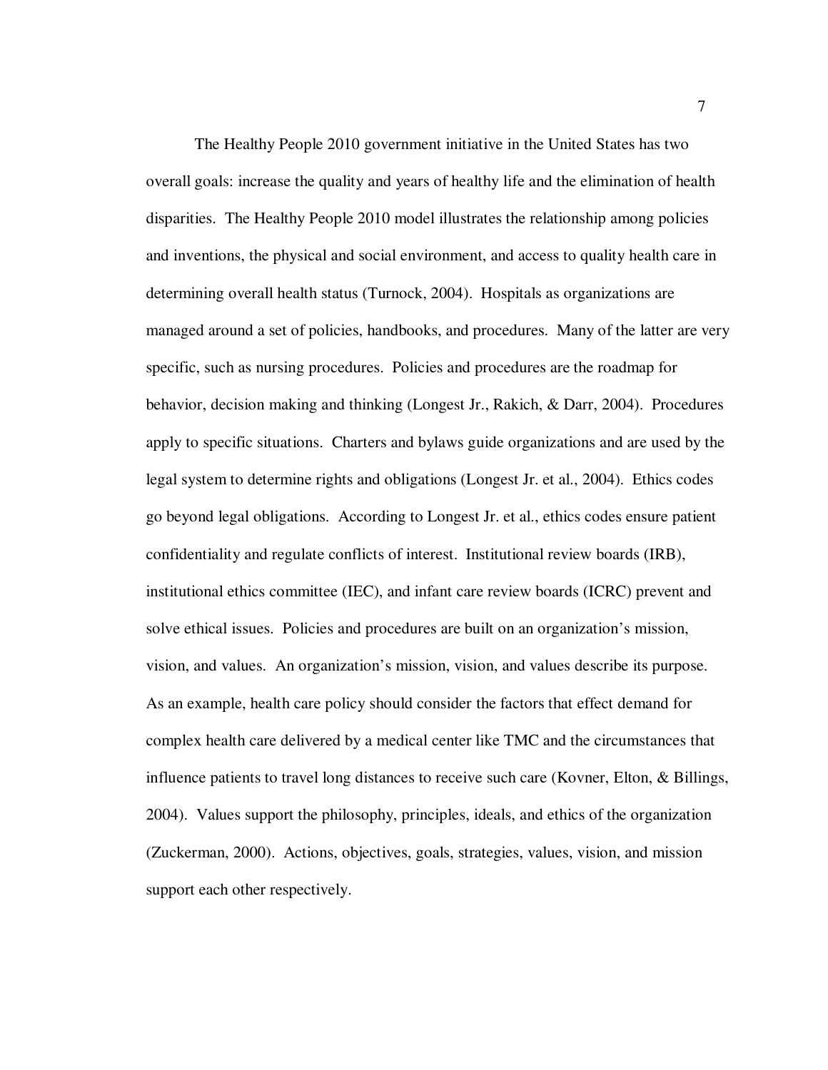The Healthy People 2010 government initiative in the United States has two overall goals: increase the quality and years of healthy life and the elimination of health disparities. The Healthy People 2010 model illustrates the relationship among policies and inventions, the physical and social environment, and access to quality health care in determining overall health status (Turnock, 2004). Hospitals as organizations are managed around a set of policies, handbooks, and procedures. Many of the latter are very specific, such as nursing procedures. Policies and procedures are the roadmap for behavior, decision making and thinking (Longest Jr., Rakich, & Darr, 2004). Procedures apply to specific situations. Charters and bylaws guide organizations and are used by the legal system to determine rights and obligations (Longest Jr. et al., 2004). Ethics codes go beyond legal obligations. According to Longest Jr. et al., ethics codes ensure patient confidentiality and regulate conflicts of interest. Institutional review boards (IRB), institutional ethics committee (IEC), and infant care review boards (ICRC) prevent and solve ethical issues. Policies and procedures are built on an organization's mission, vision, and values. An organization's mission, vision, and values describe its purpose. As an example, health care policy should consider the factors that effect demand for complex health care delivered by a medical center like TMC and the circumstances that influence patients to travel long distances to receive such care (Kovner, Elton, & Billings, 2004). Values support the philosophy, principles, ideals, and ethics of the organization (Zuckerman, 2000). Actions, objectives, goals, strategies, values, vision, and mission support each other respectively.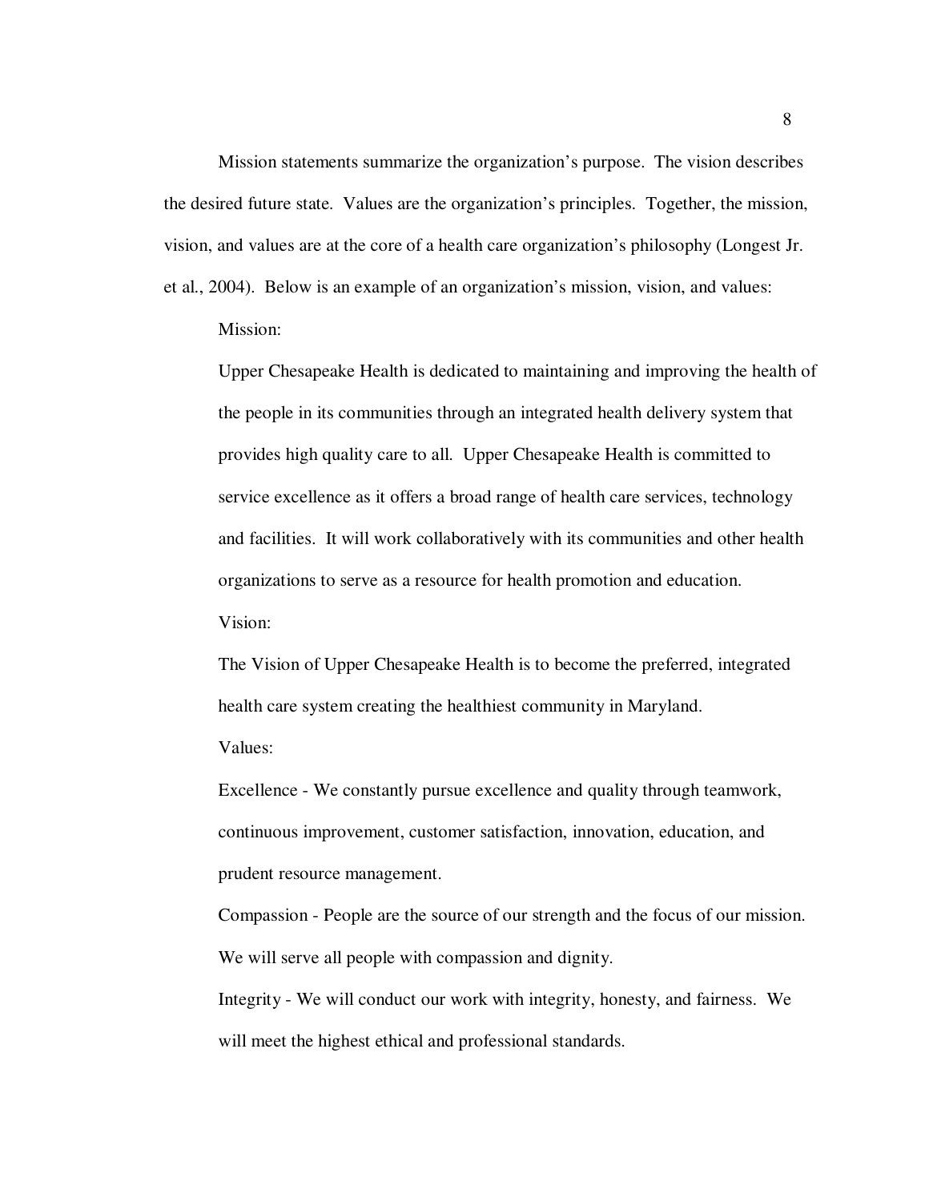Mission statements summarize the organization's purpose. The vision describes the desired future state. Values are the organization's principles. Together, the mission, vision, and values are at the core of a health care organization's philosophy (Longest Jr. et al., 2004). Below is an example of an organization's mission, vision, and values:

Mission:

Upper Chesapeake Health is dedicated to maintaining and improving the health of the people in its communities through an integrated health delivery system that provides high quality care to all. Upper Chesapeake Health is committed to service excellence as it offers a broad range of health care services, technology and facilities. It will work collaboratively with its communities and other health organizations to serve as a resource for health promotion and education.

Vision:

The Vision of Upper Chesapeake Health is to become the preferred, integrated health care system creating the healthiest community in Maryland.

Values:

Excellence - We constantly pursue excellence and quality through teamwork, continuous improvement, customer satisfaction, innovation, education, and prudent resource management.

Compassion - People are the source of our strength and the focus of our mission. We will serve all people with compassion and dignity.

Integrity - We will conduct our work with integrity, honesty, and fairness. We will meet the highest ethical and professional standards.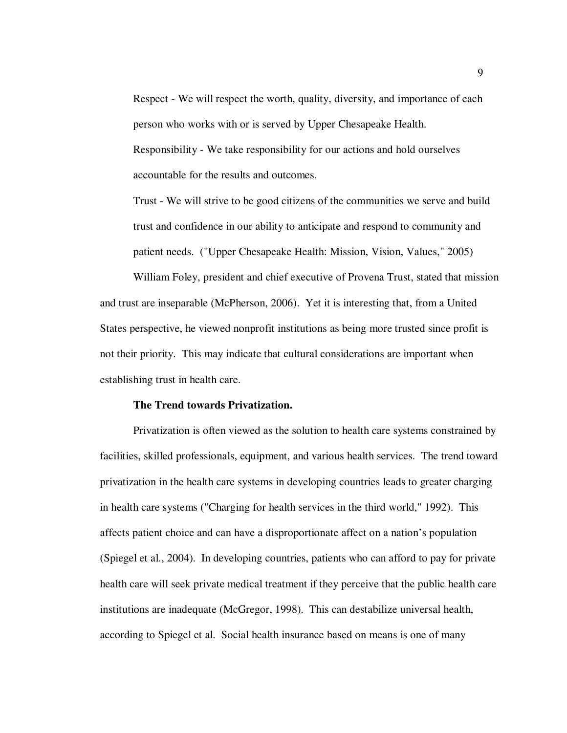Respect - We will respect the worth, quality, diversity, and importance of each person who works with or is served by Upper Chesapeake Health.

Responsibility - We take responsibility for our actions and hold ourselves accountable for the results and outcomes.

Trust - We will strive to be good citizens of the communities we serve and build trust and confidence in our ability to anticipate and respond to community and patient needs. ("Upper Chesapeake Health: Mission, Vision, Values," 2005)

William Foley, president and chief executive of Provena Trust, stated that mission and trust are inseparable (McPherson, 2006). Yet it is interesting that, from a United States perspective, he viewed nonprofit institutions as being more trusted since profit is not their priority. This may indicate that cultural considerations are important when establishing trust in health care.

**The Trend towards Privatization.**

Privatization is often viewed as the solution to health care systems constrained by facilities, skilled professionals, equipment, and various health services. The trend toward privatization in the health care systems in developing countries leads to greater charging in health care systems ("Charging for health services in the third world," 1992). This affects patient choice and can have a disproportionate affect on a nation's population (Spiegel et al., 2004). In developing countries, patients who can afford to pay for private health care will seek private medical treatment if they perceive that the public health care institutions are inadequate (McGregor, 1998). This can destabilize universal health, according to Spiegel et al. Social health insurance based on means is one of many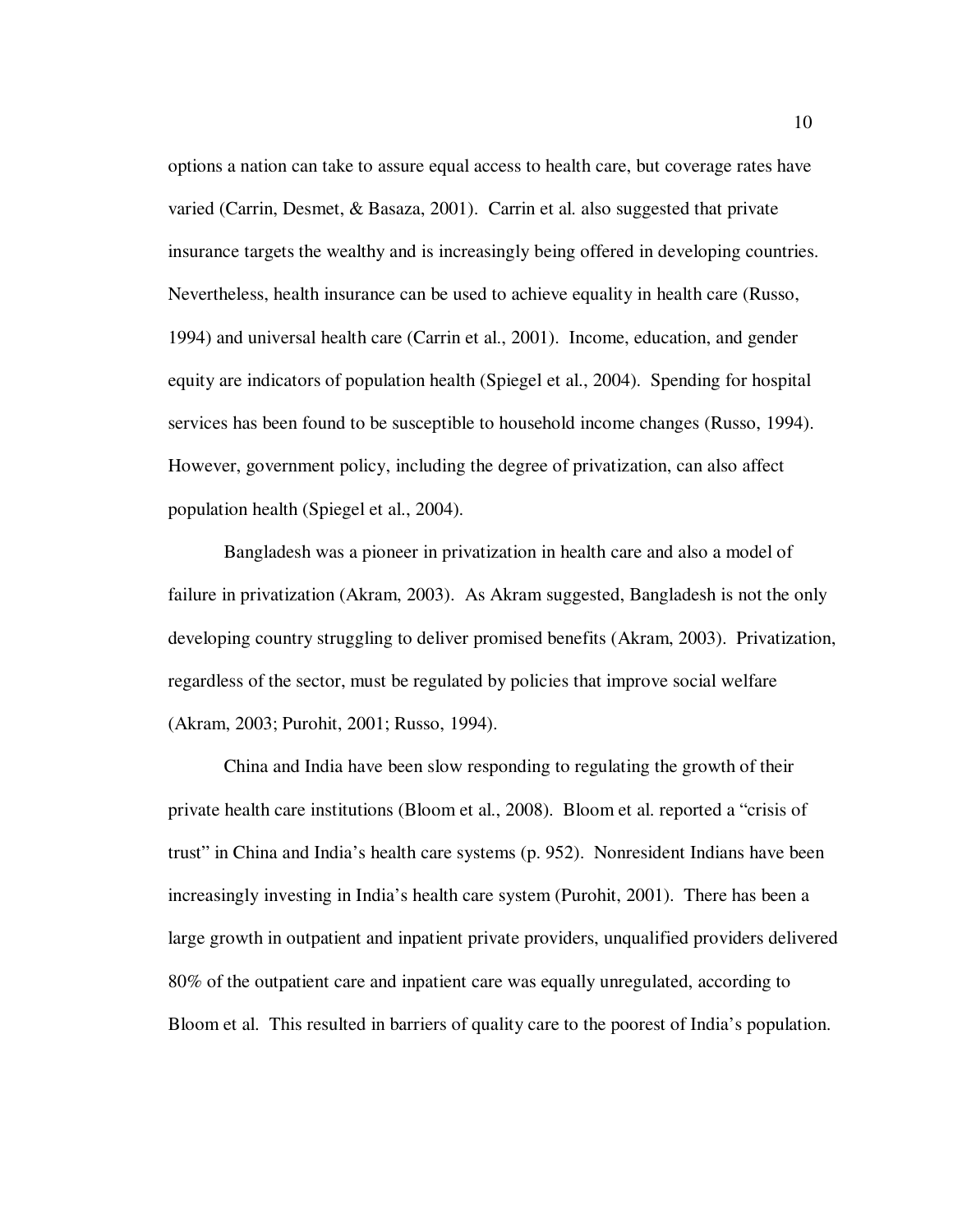options a nation can take to assure equal access to health care, but coverage rates have varied (Carrin, Desmet, & Basaza, 2001). Carrin et al. also suggested that private insurance targets the wealthy and is increasingly being offered in developing countries. Nevertheless, health insurance can be used to achieve equality in health care (Russo, 1994) and universal health care (Carrin et al., 2001). Income, education, and gender equity are indicators of population health (Spiegel et al., 2004). Spending for hospital services has been found to be susceptible to household income changes (Russo, 1994). However, government policy, including the degree of privatization, can also affect population health (Spiegel et al., 2004).

Bangladesh was a pioneer in privatization in health care and also a model of failure in privatization (Akram, 2003). As Akram suggested, Bangladesh is not the only developing country struggling to deliver promised benefits (Akram, 2003). Privatization, regardless of the sector, must be regulated by policies that improve social welfare (Akram, 2003; Purohit, 2001; Russo, 1994).

China and India have been slow responding to regulating the growth of their private health care institutions (Bloom et al., 2008). Bloom et al. reported a "crisis of trust" in China and India's health care systems (p. 952). Nonresident Indians have been increasingly investing in India's health care system (Purohit, 2001). There has been a large growth in outpatient and inpatient private providers, unqualified providers delivered 80% of the outpatient care and inpatient care was equally unregulated, according to Bloom et al. This resulted in barriers of quality care to the poorest of India's population.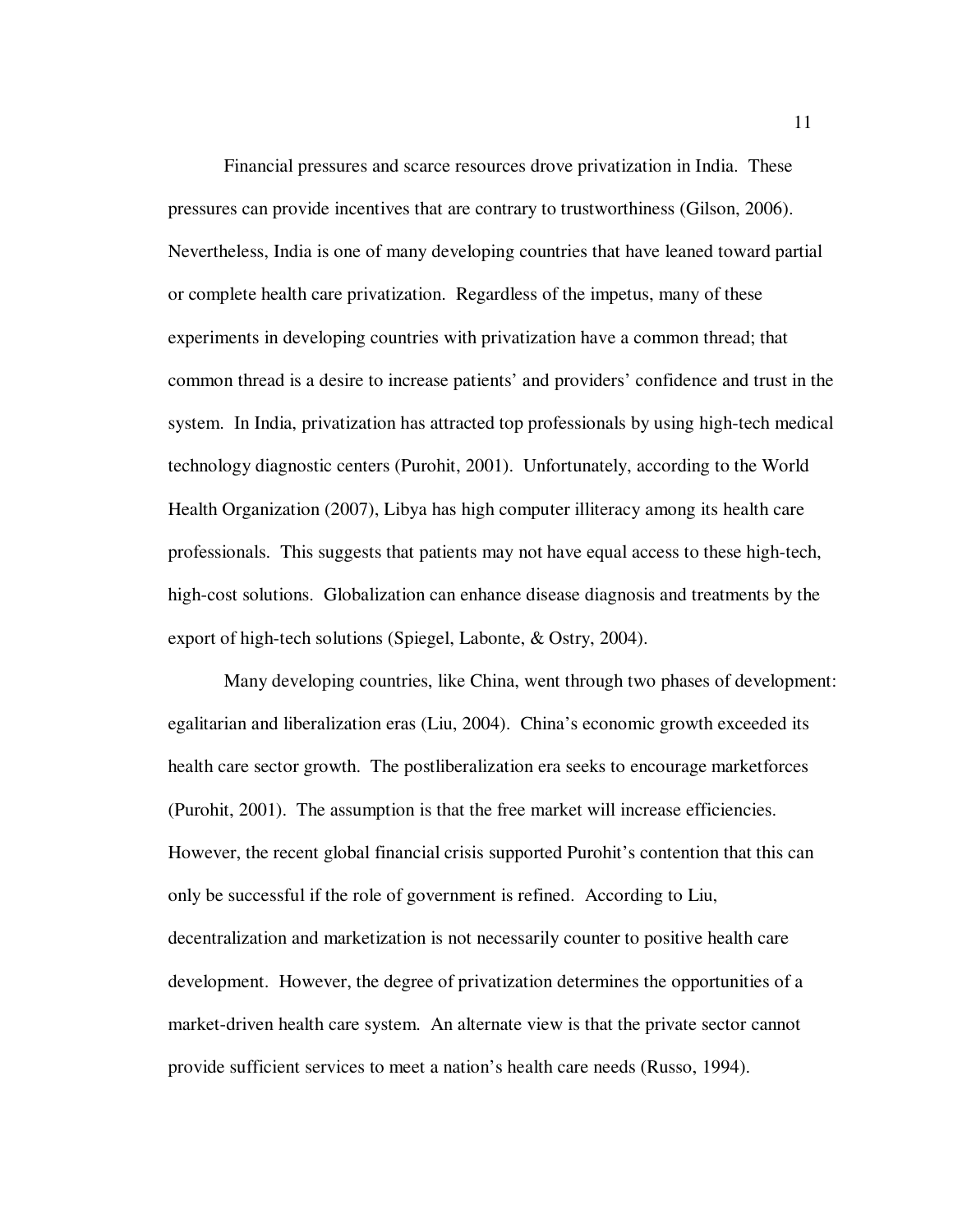Financial pressures and scarce resources drove privatization in India. These pressures can provide incentives that are contrary to trustworthiness (Gilson, 2006). Nevertheless, India is one of many developing countries that have leaned toward partial or complete health care privatization. Regardless of the impetus, many of these experiments in developing countries with privatization have a common thread; that common thread is a desire to increase patients' and providers' confidence and trust in the system. In India, privatization has attracted top professionals by using high-tech medical technology diagnostic centers (Purohit, 2001). Unfortunately, according to the World Health Organization (2007), Libya has high computer illiteracy among its health care professionals. This suggests that patients may not have equal access to these high-tech, high-cost solutions. Globalization can enhance disease diagnosis and treatments by the export of high-tech solutions (Spiegel, Labonte, & Ostry, 2004).

Many developing countries, like China, went through two phases of development: egalitarian and liberalization eras (Liu, 2004). China's economic growth exceeded its health care sector growth. The postliberalization era seeks to encourage marketforces (Purohit, 2001). The assumption is that the free market will increase efficiencies. However, the recent global financial crisis supported Purohit's contention that this can only be successful if the role of government is refined. According to Liu, decentralization and marketization is not necessarily counter to positive health care development. However, the degree of privatization determines the opportunities of a market-driven health care system. An alternate view is that the private sector cannot provide sufficient services to meet a nation's health care needs (Russo, 1994).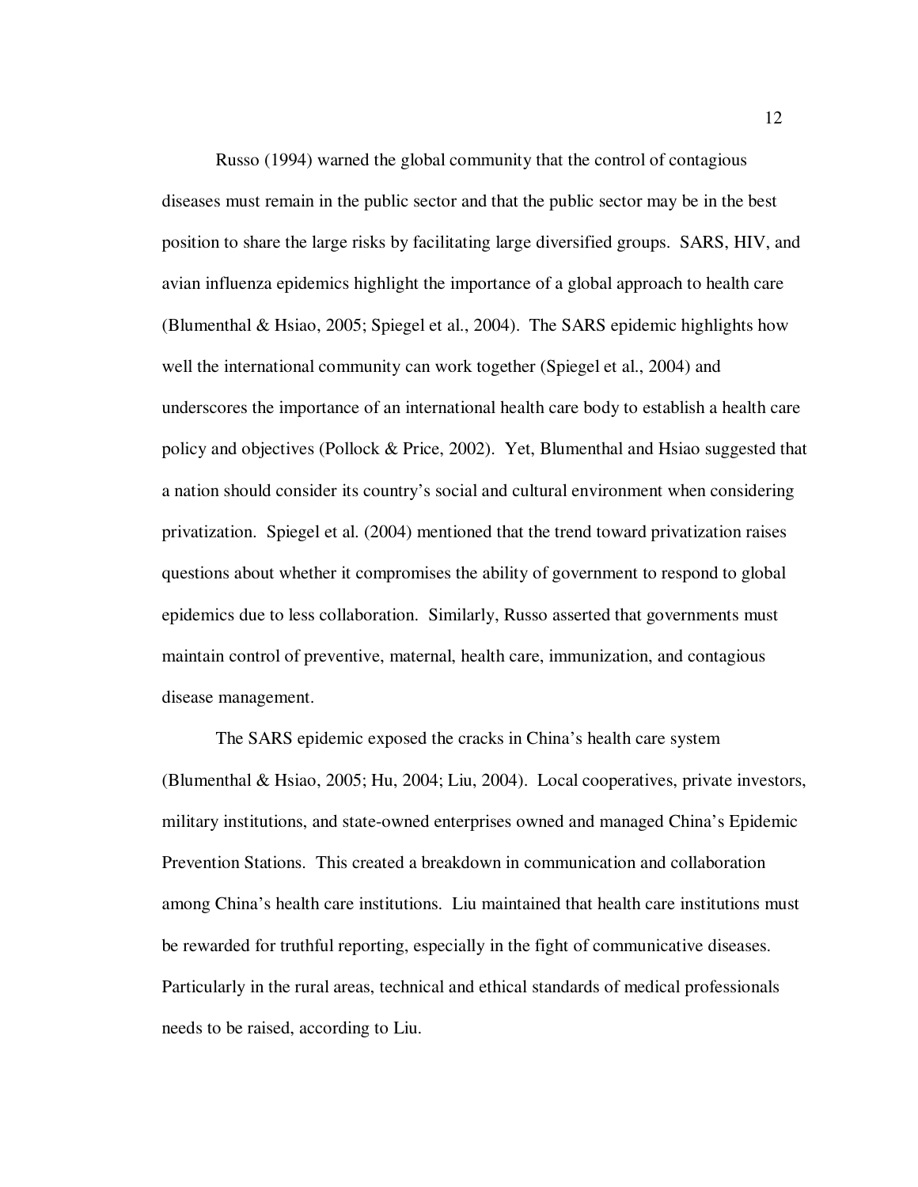Russo (1994) warned the global community that the control of contagious diseases must remain in the public sector and that the public sector may be in the best position to share the large risks by facilitating large diversified groups. SARS, HIV, and avian influenza epidemics highlight the importance of a global approach to health care (Blumenthal & Hsiao, 2005; Spiegel et al., 2004). The SARS epidemic highlights how well the international community can work together (Spiegel et al., 2004) and underscores the importance of an international health care body to establish a health care policy and objectives (Pollock & Price, 2002). Yet, Blumenthal and Hsiao suggested that a nation should consider its country's social and cultural environment when considering privatization. Spiegel et al. (2004) mentioned that the trend toward privatization raises questions about whether it compromises the ability of government to respond to global epidemics due to less collaboration. Similarly, Russo asserted that governments must maintain control of preventive, maternal, health care, immunization, and contagious disease management.

The SARS epidemic exposed the cracks in China's health care system (Blumenthal & Hsiao, 2005; Hu, 2004; Liu, 2004). Local cooperatives, private investors, military institutions, and state-owned enterprises owned and managed China's Epidemic Prevention Stations. This created a breakdown in communication and collaboration among China's health care institutions. Liu maintained that health care institutions must be rewarded for truthful reporting, especially in the fight of communicative diseases. Particularly in the rural areas, technical and ethical standards of medical professionals needs to be raised, according to Liu.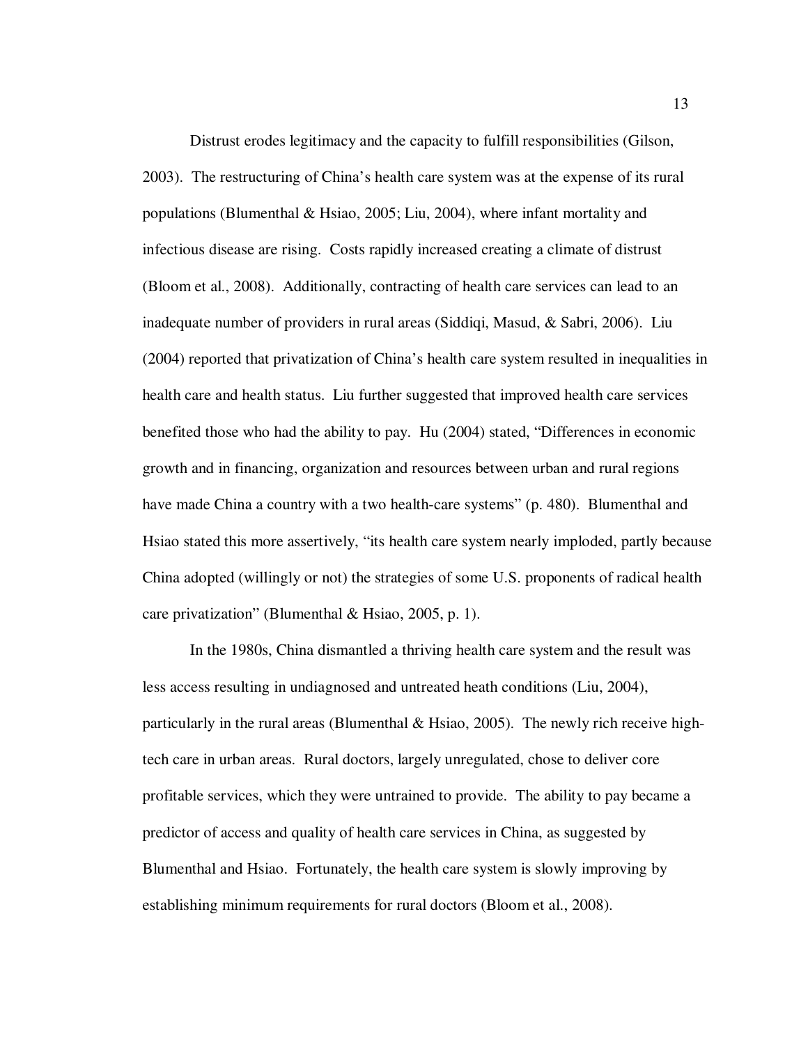Distrust erodes legitimacy and the capacity to fulfill responsibilities (Gilson, 2003). The restructuring of China's health care system was at the expense of its rural populations (Blumenthal & Hsiao, 2005; Liu, 2004), where infant mortality and infectious disease are rising. Costs rapidly increased creating a climate of distrust (Bloom et al., 2008). Additionally, contracting of health care services can lead to an inadequate number of providers in rural areas (Siddiqi, Masud, & Sabri, 2006). Liu (2004) reported that privatization of China's health care system resulted in inequalities in health care and health status. Liu further suggested that improved health care services benefited those who had the ability to pay. Hu (2004) stated, "Differences in economic growth and in financing, organization and resources between urban and rural regions have made China a country with a two health-care systems" (p. 480). Blumenthal and Hsiao stated this more assertively, "its health care system nearly imploded, partly because China adopted (willingly or not) the strategies of some U.S. proponents of radical health care privatization" (Blumenthal & Hsiao, 2005, p. 1).

In the 1980s, China dismantled a thriving health care system and the result was less access resulting in undiagnosed and untreated heath conditions (Liu, 2004), particularly in the rural areas (Blumenthal & Hsiao, 2005). The newly rich receive high-tech care in urban areas. Rural doctors, largely unregulated, chose to deliver core profitable services, which they were untrained to provide. The ability to pay became a predictor of access and quality of health care services in China, as suggested by Blumenthal and Hsiao. Fortunately, the health care system is slowly improving by establishing minimum requirements for rural doctors (Bloom et al., 2008).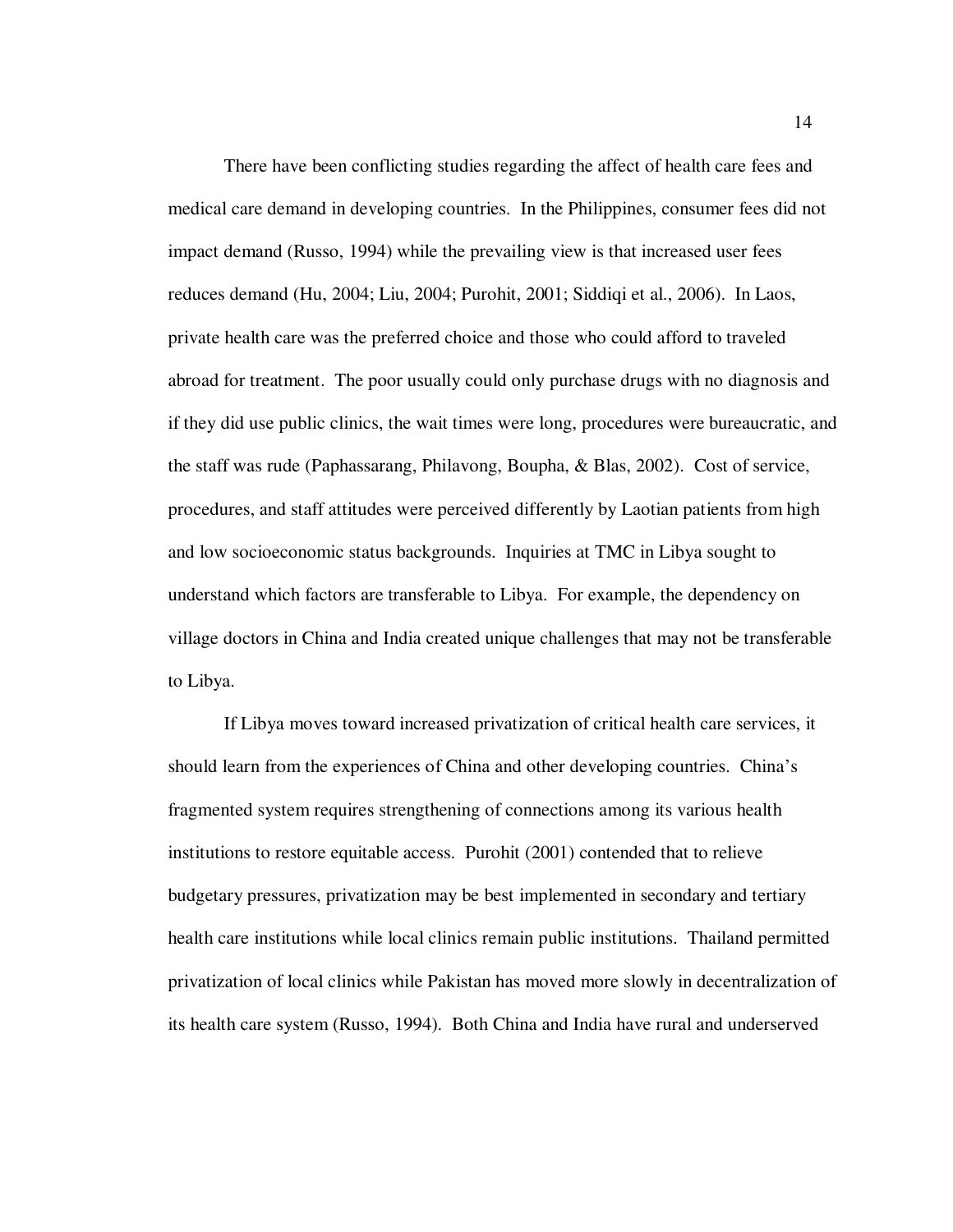There have been conflicting studies regarding the affect of health care fees and medical care demand in developing countries. In the Philippines, consumer fees did not impact demand (Russo, 1994) while the prevailing view is that increased user fees reduces demand (Hu, 2004; Liu, 2004; Purohit, 2001; Siddiqi et al., 2006). In Laos, private health care was the preferred choice and those who could afford to traveled abroad for treatment. The poor usually could only purchase drugs with no diagnosis and if they did use public clinics, the wait times were long, procedures were bureaucratic, and the staff was rude (Paphassarang, Philavong, Boupha, & Blas, 2002). Cost of service, procedures, and staff attitudes were perceived differently by Laotian patients from high and low socioeconomic status backgrounds. Inquiries at TMC in Libya sought to understand which factors are transferable to Libya. For example, the dependency on village doctors in China and India created unique challenges that may not be transferable to Libya.

If Libya moves toward increased privatization of critical health care services, it should learn from the experiences of China and other developing countries. China's fragmented system requires strengthening of connections among its various health institutions to restore equitable access. Purohit (2001) contended that to relieve budgetary pressures, privatization may be best implemented in secondary and tertiary health care institutions while local clinics remain public institutions. Thailand permitted privatization of local clinics while Pakistan has moved more slowly in decentralization of its health care system (Russo, 1994). Both China and India have rural and underserved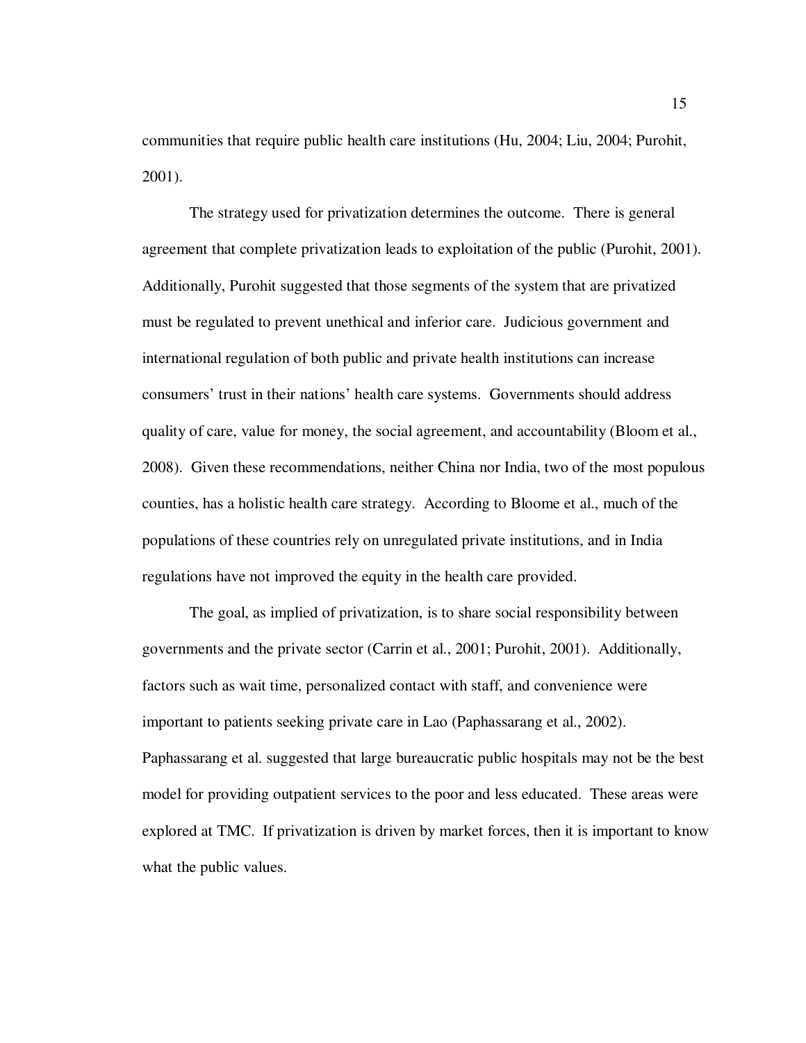communities that require public health care institutions (Hu, 2004; Liu, 2004; Purohit, 2001).

The strategy used for privatization determines the outcome. There is general agreement that complete privatization leads to exploitation of the public (Purohit, 2001). Additionally, Purohit suggested that those segments of the system that are privatized must be regulated to prevent unethical and inferior care. Judicious government and international regulation of both public and private health institutions can increase consumers' trust in their nations' health care systems. Governments should address quality of care, value for money, the social agreement, and accountability (Bloom et al., 2008). Given these recommendations, neither China nor India, two of the most populous counties, has a holistic health care strategy. According to Bloome et al., much of the populations of these countries rely on unregulated private institutions, and in India regulations have not improved the equity in the health care provided.

The goal, as implied of privatization, is to share social responsibility between governments and the private sector (Carrin et al., 2001; Purohit, 2001). Additionally, factors such as wait time, personalized contact with staff, and convenience were important to patients seeking private care in Lao (Paphassarang et al., 2002). Paphassarang et al. suggested that large bureaucratic public hospitals may not be the best model for providing outpatient services to the poor and less educated. These areas were explored at TMC. If privatization is driven by market forces, then it is important to know what the public values.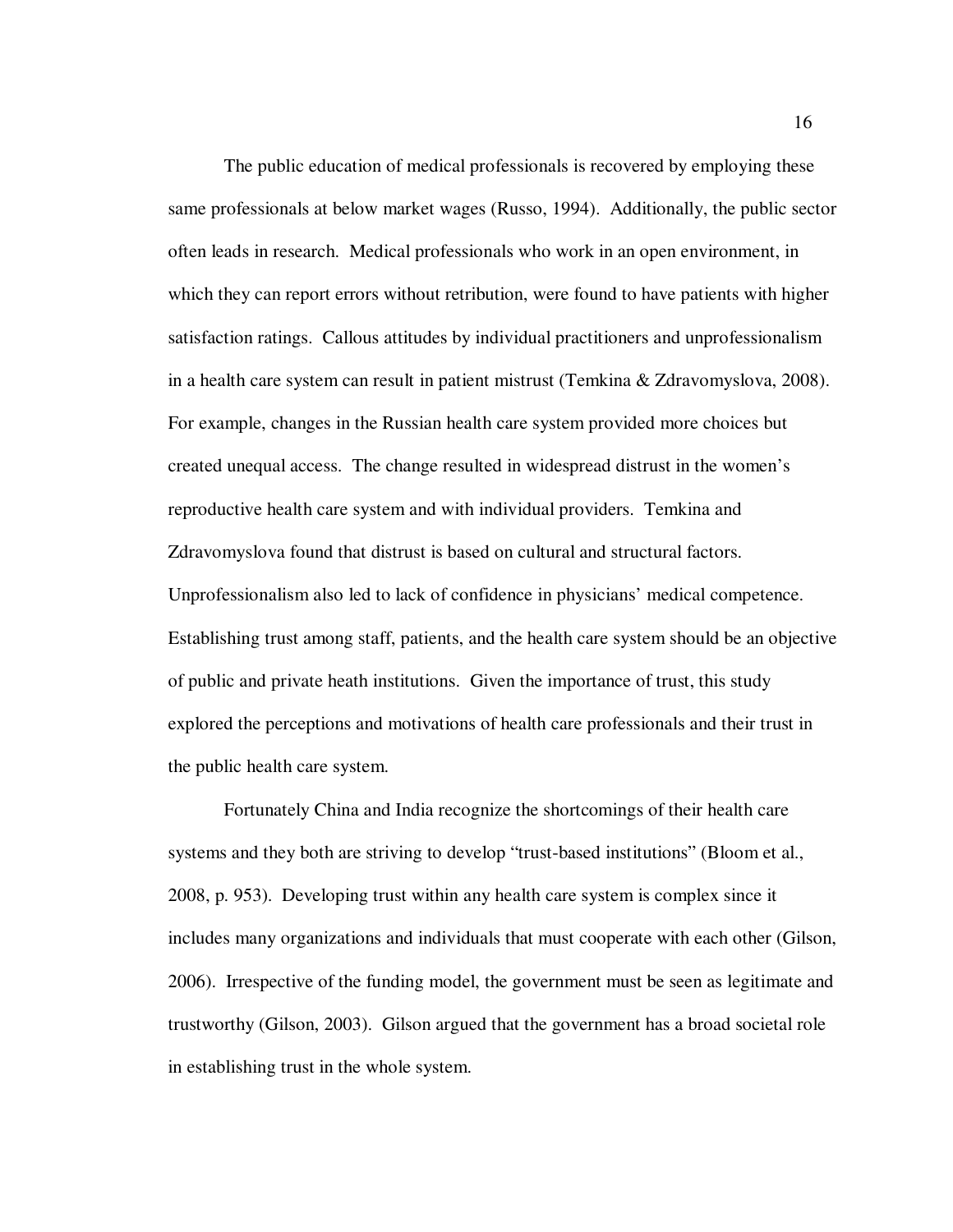The public education of medical professionals is recovered by employing these same professionals at below market wages (Russo, 1994). Additionally, the public sector often leads in research. Medical professionals who work in an open environment, in which they can report errors without retribution, were found to have patients with higher satisfaction ratings. Callous attitudes by individual practitioners and unprofessionalism in a health care system can result in patient mistrust (Temkina & Zdravomyslova, 2008). For example, changes in the Russian health care system provided more choices but created unequal access. The change resulted in widespread distrust in the women's reproductive health care system and with individual providers. Temkina and Zdravomyslova found that distrust is based on cultural and structural factors. Unprofessionalism also led to lack of confidence in physicians' medical competence. Establishing trust among staff, patients, and the health care system should be an objective of public and private heath institutions. Given the importance of trust, this study explored the perceptions and motivations of health care professionals and their trust in the public health care system.

Fortunately China and India recognize the shortcomings of their health care systems and they both are striving to develop "trust-based institutions" (Bloom et al., 2008, p. 953). Developing trust within any health care system is complex since it includes many organizations and individuals that must cooperate with each other (Gilson, 2006). Irrespective of the funding model, the government must be seen as legitimate and trustworthy (Gilson, 2003). Gilson argued that the government has a broad societal role in establishing trust in the whole system.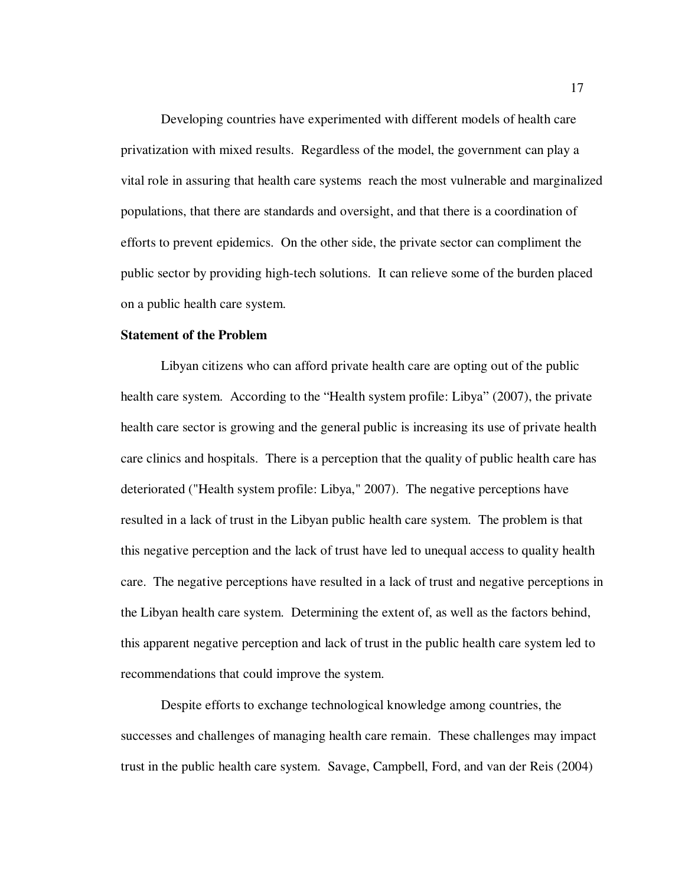Developing countries have experimented with different models of health care privatization with mixed results. Regardless of the model, the government can play a vital role in assuring that health care systems reach the most vulnerable and marginalized populations, that there are standards and oversight, and that there is a coordination of efforts to prevent epidemics. On the other side, the private sector can compliment the public sector by providing high-tech solutions. It can relieve some of the burden placed on a public health care system.

**Statement of the Problem**

Libyan citizens who can afford private health care are opting out of the public health care system. According to the "Health system profile: Libya" (2007), the private health care sector is growing and the general public is increasing its use of private health care clinics and hospitals. There is a perception that the quality of public health care has deteriorated ("Health system profile: Libya," 2007). The negative perceptions have resulted in a lack of trust in the Libyan public health care system. The problem is that this negative perception and the lack of trust have led to unequal access to quality health care. The negative perceptions have resulted in a lack of trust and negative perceptions in the Libyan health care system. Determining the extent of, as well as the factors behind, this apparent negative perception and lack of trust in the public health care system led to recommendations that could improve the system.

Despite efforts to exchange technological knowledge among countries, the successes and challenges of managing health care remain. These challenges may impact trust in the public health care system. Savage, Campbell, Ford, and van der Reis (2004)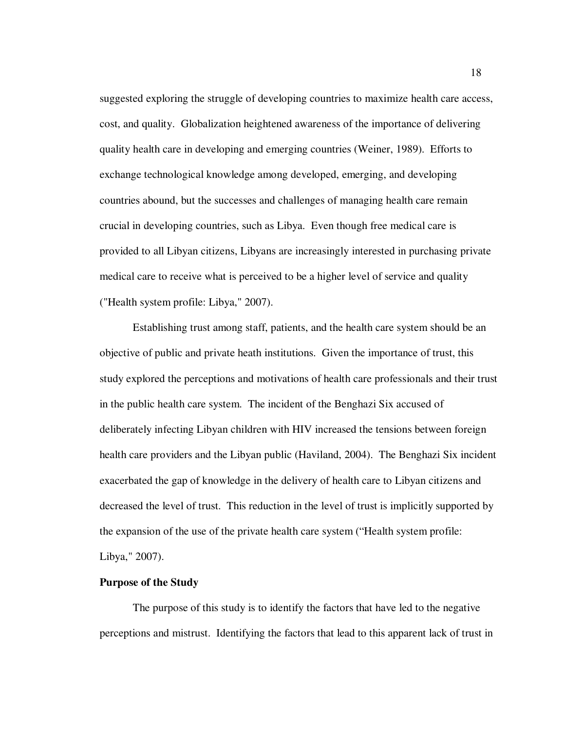suggested exploring the struggle of developing countries to maximize health care access, cost, and quality. Globalization heightened awareness of the importance of delivering quality health care in developing and emerging countries (Weiner, 1989). Efforts to exchange technological knowledge among developed, emerging, and developing countries abound, but the successes and challenges of managing health care remain crucial in developing countries, such as Libya. Even though free medical care is provided to all Libyan citizens, Libyans are increasingly interested in purchasing private medical care to receive what is perceived to be a higher level of service and quality ("Health system profile: Libya," 2007).

Establishing trust among staff, patients, and the health care system should be an objective of public and private heath institutions. Given the importance of trust, this study explored the perceptions and motivations of health care professionals and their trust in the public health care system. The incident of the Benghazi Six accused of deliberately infecting Libyan children with HIV increased the tensions between foreign health care providers and the Libyan public (Haviland, 2004). The Benghazi Six incident exacerbated the gap of knowledge in the delivery of health care to Libyan citizens and decreased the level of trust. This reduction in the level of trust is implicitly supported by the expansion of the use of the private health care system ("Health system profile: Libya," 2007).

**Purpose of the Study**

The purpose of this study is to identify the factors that have led to the negative perceptions and mistrust. Identifying the factors that lead to this apparent lack of trust in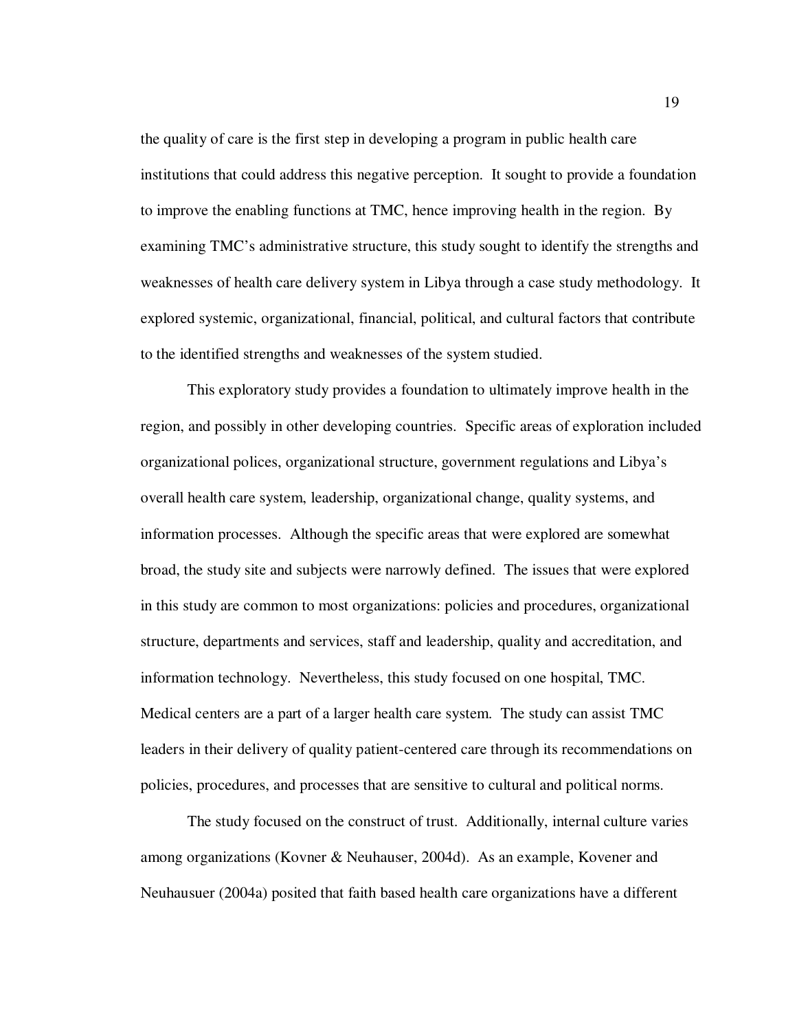the quality of care is the first step in developing a program in public health care institutions that could address this negative perception. It sought to provide a foundation to improve the enabling functions at TMC, hence improving health in the region. By examining TMC's administrative structure, this study sought to identify the strengths and weaknesses of health care delivery system in Libya through a case study methodology. It explored systemic, organizational, financial, political, and cultural factors that contribute to the identified strengths and weaknesses of the system studied.

This exploratory study provides a foundation to ultimately improve health in the region, and possibly in other developing countries. Specific areas of exploration included organizational polices, organizational structure, government regulations and Libya's overall health care system, leadership, organizational change, quality systems, and information processes. Although the specific areas that were explored are somewhat broad, the study site and subjects were narrowly defined. The issues that were explored in this study are common to most organizations: policies and procedures, organizational structure, departments and services, staff and leadership, quality and accreditation, and information technology. Nevertheless, this study focused on one hospital, TMC. Medical centers are a part of a larger health care system. The study can assist TMC leaders in their delivery of quality patient-centered care through its recommendations on policies, procedures, and processes that are sensitive to cultural and political norms.

The study focused on the construct of trust. Additionally, internal culture varies among organizations (Kovner & Neuhauser, 2004d). As an example, Kovener and Neuhausuer (2004a) posited that faith based health care organizations have a different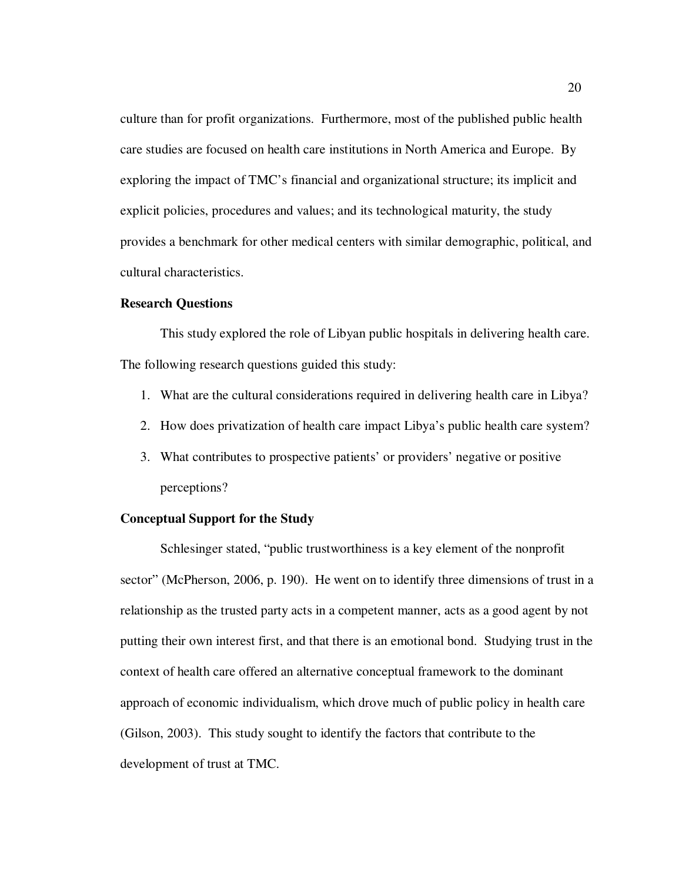culture than for profit organizations. Furthermore, most of the published public health care studies are focused on health care institutions in North America and Europe. By exploring the impact of TMC's financial and organizational structure; its implicit and explicit policies, procedures and values; and its technological maturity, the study provides a benchmark for other medical centers with similar demographic, political, and cultural characteristics.

**Research Questions**

This study explored the role of Libyan public hospitals in delivering health care. The following research questions guided this study:

1. What are the cultural considerations required in delivering health care in Libya?
2. How does privatization of health care impact Libya's public health care system?
3. What contributes to prospective patients' or providers' negative or positive perceptions?

**Conceptual Support for the Study**

Schlesinger stated, "public trustworthiness is a key element of the nonprofit sector" (McPherson, 2006, p. 190). He went on to identify three dimensions of trust in a relationship as the trusted party acts in a competent manner, acts as a good agent by not putting their own interest first, and that there is an emotional bond. Studying trust in the context of health care offered an alternative conceptual framework to the dominant approach of economic individualism, which drove much of public policy in health care (Gilson, 2003). This study sought to identify the factors that contribute to the development of trust at TMC.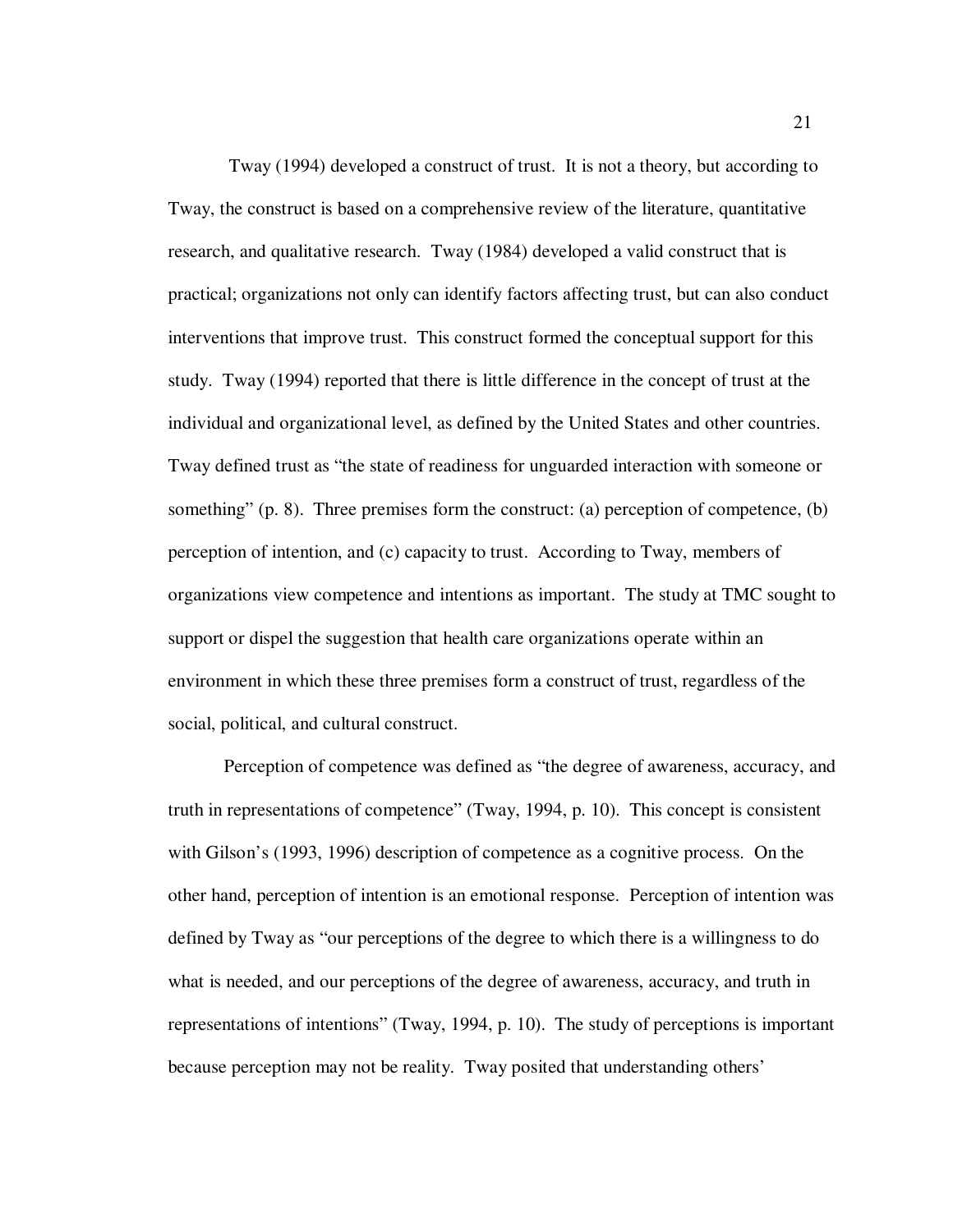Tway (1994) developed a construct of trust. It is not a theory, but according to Tway, the construct is based on a comprehensive review of the literature, quantitative research, and qualitative research. Tway (1984) developed a valid construct that is practical; organizations not only can identify factors affecting trust, but can also conduct interventions that improve trust. This construct formed the conceptual support for this study. Tway (1994) reported that there is little difference in the concept of trust at the individual and organizational level, as defined by the United States and other countries. Tway defined trust as "the state of readiness for unguarded interaction with someone or something" (p. 8). Three premises form the construct: (a) perception of competence, (b) perception of intention, and (c) capacity to trust. According to Tway, members of organizations view competence and intentions as important. The study at TMC sought to support or dispel the suggestion that health care organizations operate within an environment in which these three premises form a construct of trust, regardless of the social, political, and cultural construct.

Perception of competence was defined as "the degree of awareness, accuracy, and truth in representations of competence" (Tway, 1994, p. 10). This concept is consistent with Gilson's (1993, 1996) description of competence as a cognitive process. On the other hand, perception of intention is an emotional response. Perception of intention was defined by Tway as "our perceptions of the degree to which there is a willingness to do what is needed, and our perceptions of the degree of awareness, accuracy, and truth in representations of intentions" (Tway, 1994, p. 10). The study of perceptions is important because perception may not be reality. Tway posited that understanding others'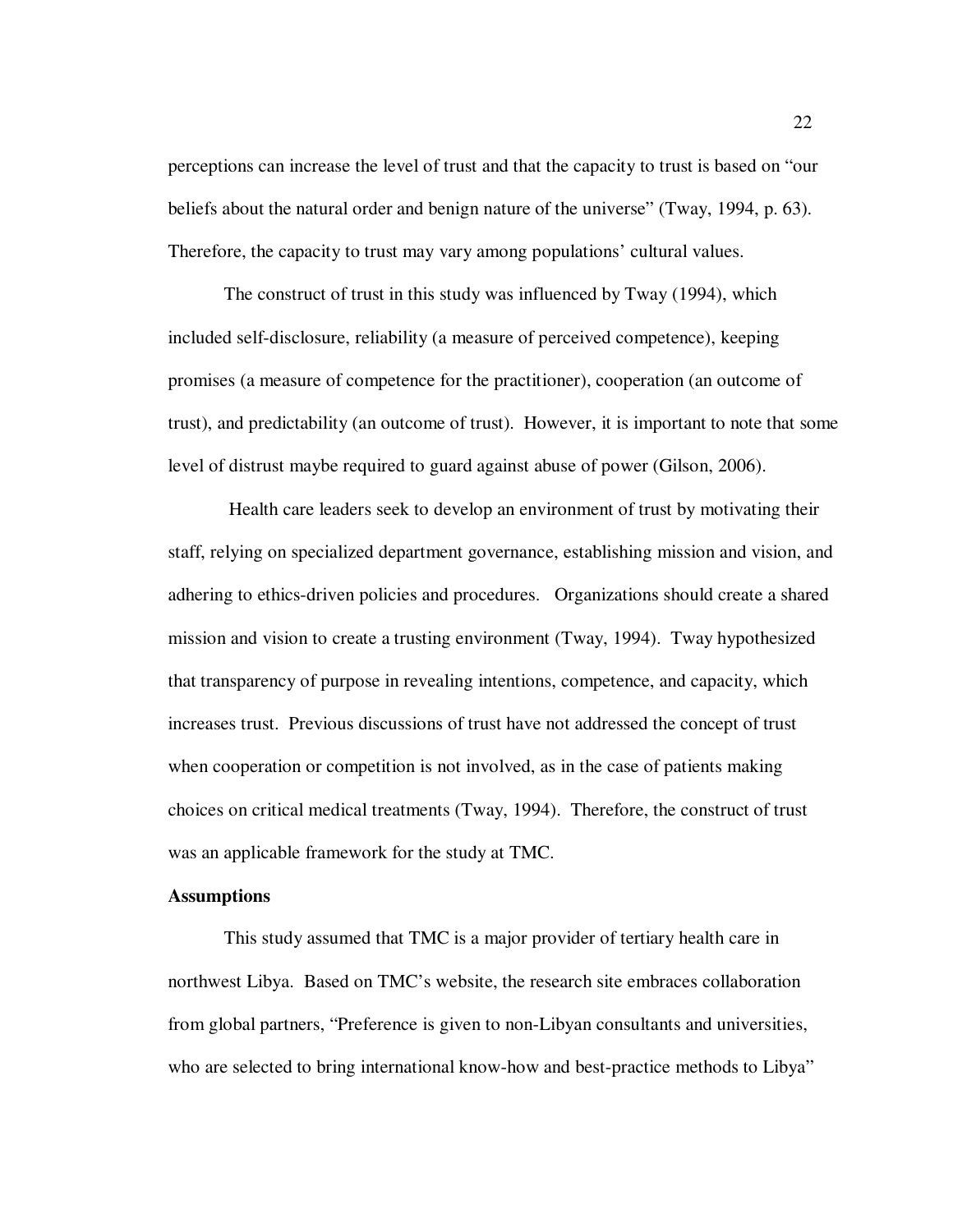perceptions can increase the level of trust and that the capacity to trust is based on "our beliefs about the natural order and benign nature of the universe" (Tway, 1994, p. 63). Therefore, the capacity to trust may vary among populations' cultural values.

The construct of trust in this study was influenced by Tway (1994), which included self-disclosure, reliability (a measure of perceived competence), keeping promises (a measure of competence for the practitioner), cooperation (an outcome of trust), and predictability (an outcome of trust). However, it is important to note that some level of distrust maybe required to guard against abuse of power (Gilson, 2006).

Health care leaders seek to develop an environment of trust by motivating their staff, relying on specialized department governance, establishing mission and vision, and adhering to ethics-driven policies and procedures. Organizations should create a shared mission and vision to create a trusting environment (Tway, 1994). Tway hypothesized that transparency of purpose in revealing intentions, competence, and capacity, which increases trust. Previous discussions of trust have not addressed the concept of trust when cooperation or competition is not involved, as in the case of patients making choices on critical medical treatments (Tway, 1994). Therefore, the construct of trust was an applicable framework for the study at TMC.

**Assumptions**

This study assumed that TMC is a major provider of tertiary health care in northwest Libya. Based on TMC's website, the research site embraces collaboration from global partners, "Preference is given to non-Libyan consultants and universities, who are selected to bring international know-how and best-practice methods to Libya"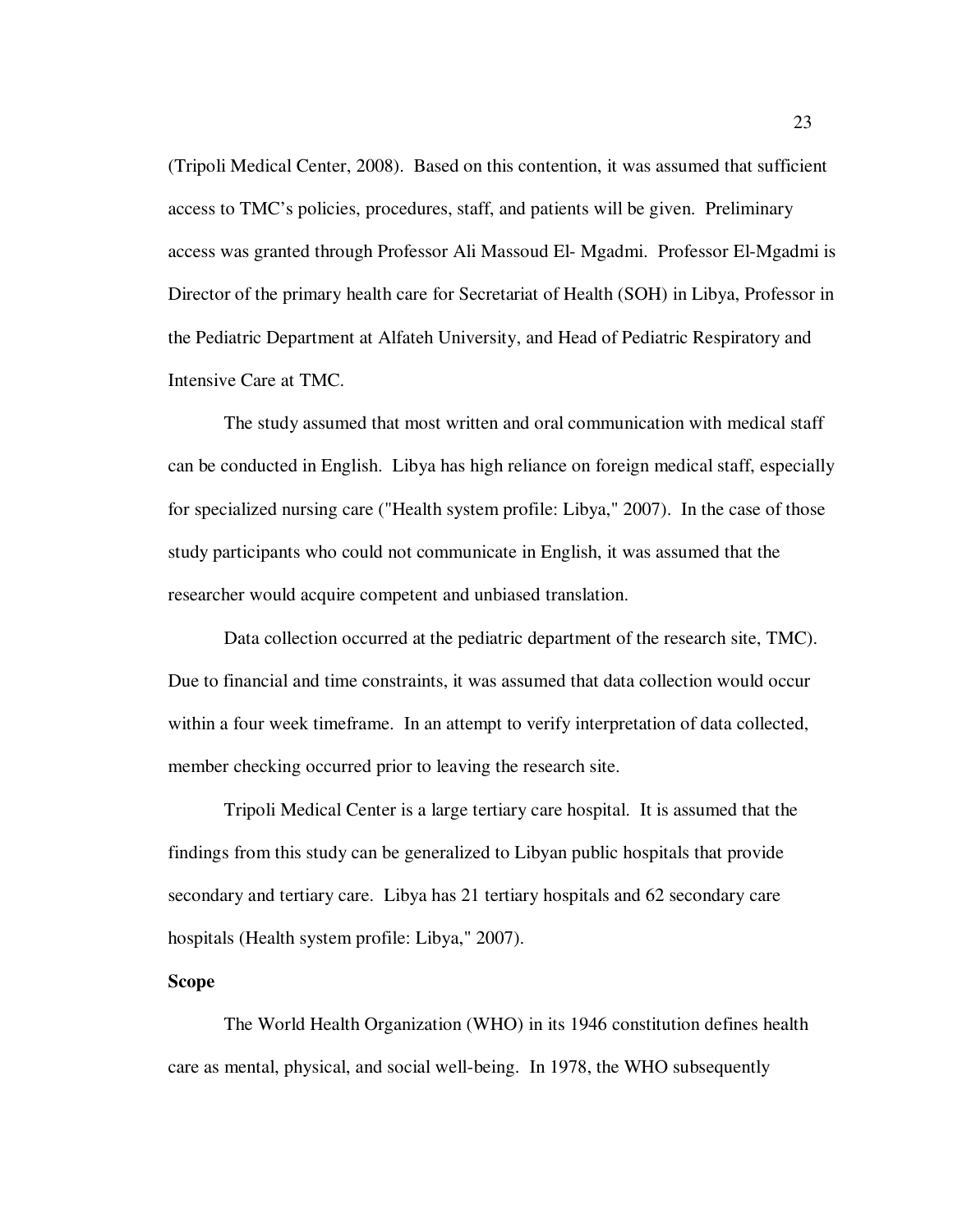(Tripoli Medical Center, 2008). Based on this contention, it was assumed that sufficient access to TMC's policies, procedures, staff, and patients will be given. Preliminary access was granted through Professor Ali Massoud El- Mgadmi. Professor El-Mgadmi is Director of the primary health care for Secretariat of Health (SOH) in Libya, Professor in the Pediatric Department at Alfateh University, and Head of Pediatric Respiratory and Intensive Care at TMC.

The study assumed that most written and oral communication with medical staff can be conducted in English. Libya has high reliance on foreign medical staff, especially for specialized nursing care ("Health system profile: Libya," 2007). In the case of those study participants who could not communicate in English, it was assumed that the researcher would acquire competent and unbiased translation.

Data collection occurred at the pediatric department of the research site, TMC). Due to financial and time constraints, it was assumed that data collection would occur within a four week timeframe. In an attempt to verify interpretation of data collected, member checking occurred prior to leaving the research site.

Tripoli Medical Center is a large tertiary care hospital. It is assumed that the findings from this study can be generalized to Libyan public hospitals that provide secondary and tertiary care. Libya has 21 tertiary hospitals and 62 secondary care hospitals (Health system profile: Libya," 2007).

**Scope**

The World Health Organization (WHO) in its 1946 constitution defines health care as mental, physical, and social well-being. In 1978, the WHO subsequently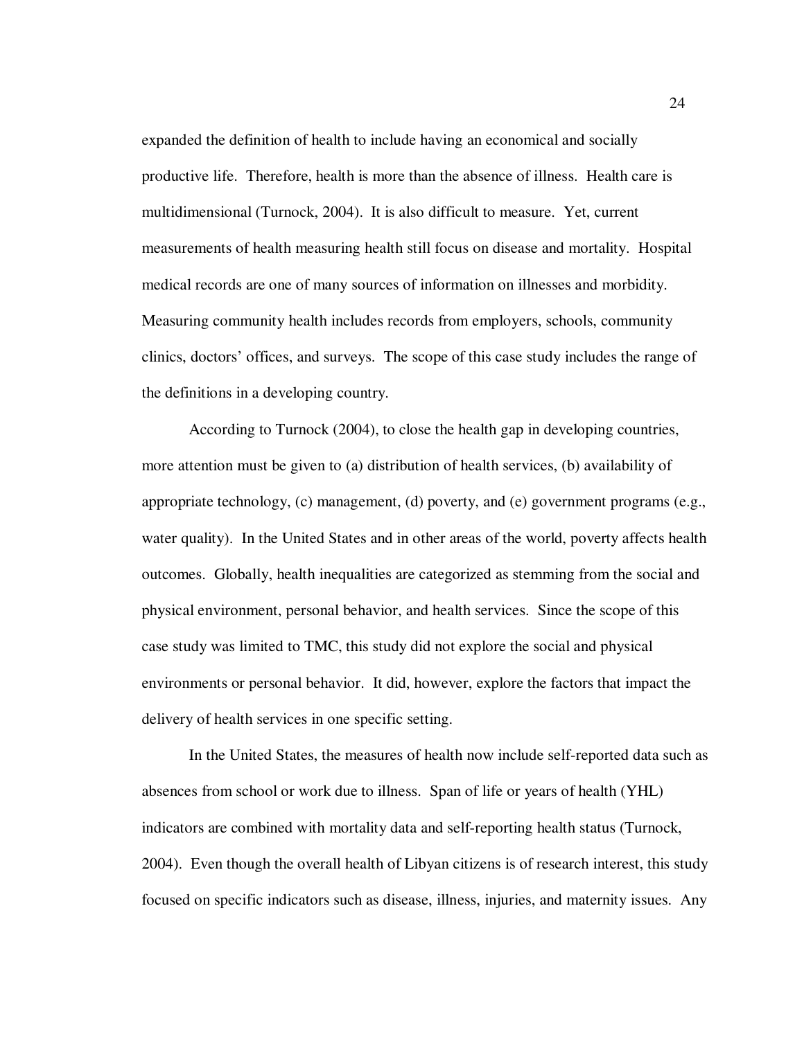expanded the definition of health to include having an economical and socially productive life. Therefore, health is more than the absence of illness. Health care is multidimensional (Turnock, 2004). It is also difficult to measure. Yet, current measurements of health measuring health still focus on disease and mortality. Hospital medical records are one of many sources of information on illnesses and morbidity. Measuring community health includes records from employers, schools, community clinics, doctors' offices, and surveys. The scope of this case study includes the range of the definitions in a developing country.

According to Turnock (2004), to close the health gap in developing countries, more attention must be given to (a) distribution of health services, (b) availability of appropriate technology, (c) management, (d) poverty, and (e) government programs (e.g., water quality). In the United States and in other areas of the world, poverty affects health outcomes. Globally, health inequalities are categorized as stemming from the social and physical environment, personal behavior, and health services. Since the scope of this case study was limited to TMC, this study did not explore the social and physical environments or personal behavior. It did, however, explore the factors that impact the delivery of health services in one specific setting.

In the United States, the measures of health now include self-reported data such as absences from school or work due to illness. Span of life or years of health (YHL) indicators are combined with mortality data and self-reporting health status (Turnock, 2004). Even though the overall health of Libyan citizens is of research interest, this study focused on specific indicators such as disease, illness, injuries, and maternity issues. Any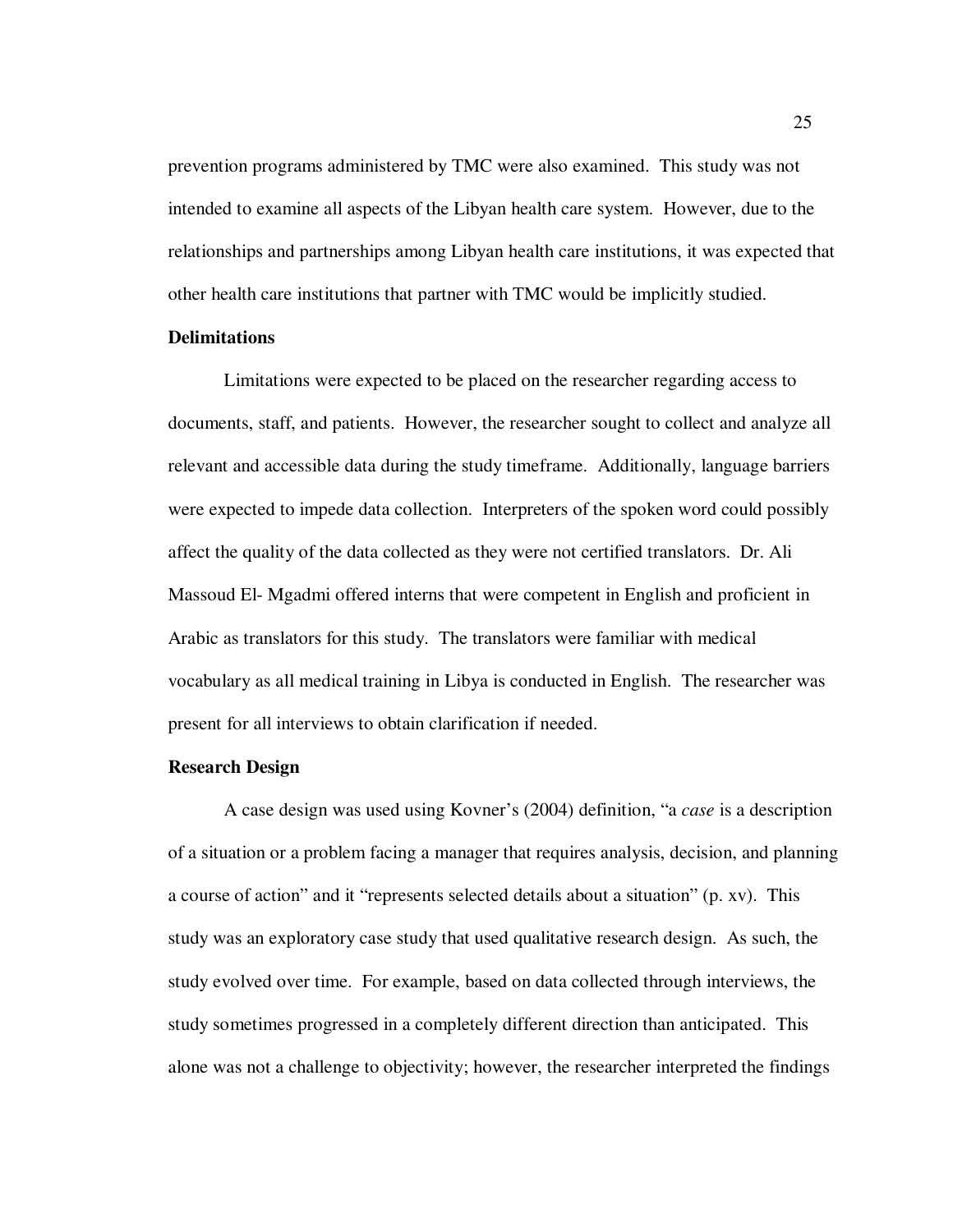prevention programs administered by TMC were also examined. This study was not intended to examine all aspects of the Libyan health care system. However, due to the relationships and partnerships among Libyan health care institutions, it was expected that other health care institutions that partner with TMC would be implicitly studied.

**Delimitations**

Limitations were expected to be placed on the researcher regarding access to documents, staff, and patients. However, the researcher sought to collect and analyze all relevant and accessible data during the study timeframe. Additionally, language barriers were expected to impede data collection. Interpreters of the spoken word could possibly affect the quality of the data collected as they were not certified translators. Dr. Ali Massoud El- Mgadmi offered interns that were competent in English and proficient in Arabic as translators for this study. The translators were familiar with medical vocabulary as all medical training in Libya is conducted in English. The researcher was present for all interviews to obtain clarification if needed.

**Research Design**

A case design was used using Kovner's (2004) definition, "a *case* is a description of a situation or a problem facing a manager that requires analysis, decision, and planning a course of action" and it "represents selected details about a situation" (p. xv). This study was an exploratory case study that used qualitative research design. As such, the study evolved over time. For example, based on data collected through interviews, the study sometimes progressed in a completely different direction than anticipated. This alone was not a challenge to objectivity; however, the researcher interpreted the findings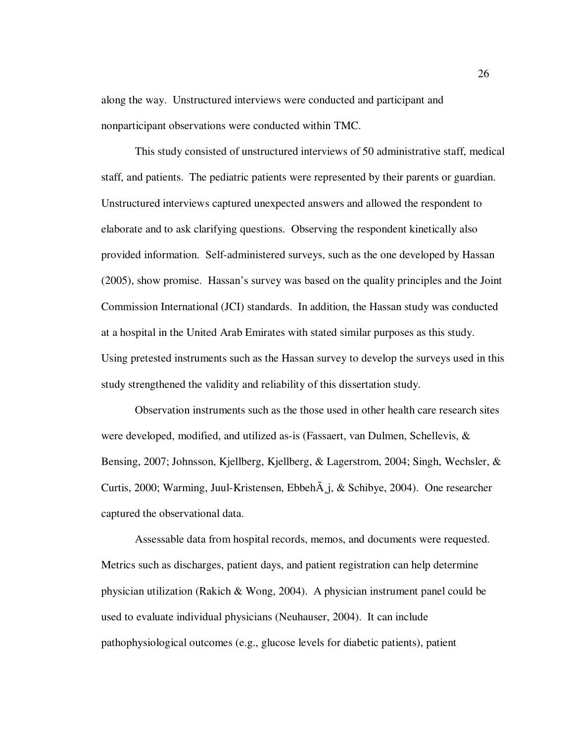along the way. Unstructured interviews were conducted and participant and nonparticipant observations were conducted within TMC.

This study consisted of unstructured interviews of 50 administrative staff, medical staff, and patients. The pediatric patients were represented by their parents or guardian. Unstructured interviews captured unexpected answers and allowed the respondent to elaborate and to ask clarifying questions. Observing the respondent kinetically also provided information. Self-administered surveys, such as the one developed by Hassan (2005), show promise. Hassan's survey was based on the quality principles and the Joint Commission International (JCI) standards. In addition, the Hassan study was conducted at a hospital in the United Arab Emirates with stated similar purposes as this study. Using pretested instruments such as the Hassan survey to develop the surveys used in this study strengthened the validity and reliability of this dissertation study.

Observation instruments such as the those used in other health care research sites were developed, modified, and utilized as-is (Fassaert, van Dulmen, Schellevis, & Bensing, 2007; Johnsson, Kjellberg, Kjellberg, & Lagerstrom, 2004; Singh, Wechsler, & Curtis, 2000; Warming, Juul-Kristensen, EbbehÃ¸j, & Schibye, 2004). One researcher captured the observational data.

Assessable data from hospital records, memos, and documents were requested. Metrics such as discharges, patient days, and patient registration can help determine physician utilization (Rakich & Wong, 2004). A physician instrument panel could be used to evaluate individual physicians (Neuhauser, 2004). It can include pathophysiological outcomes (e.g., glucose levels for diabetic patients), patient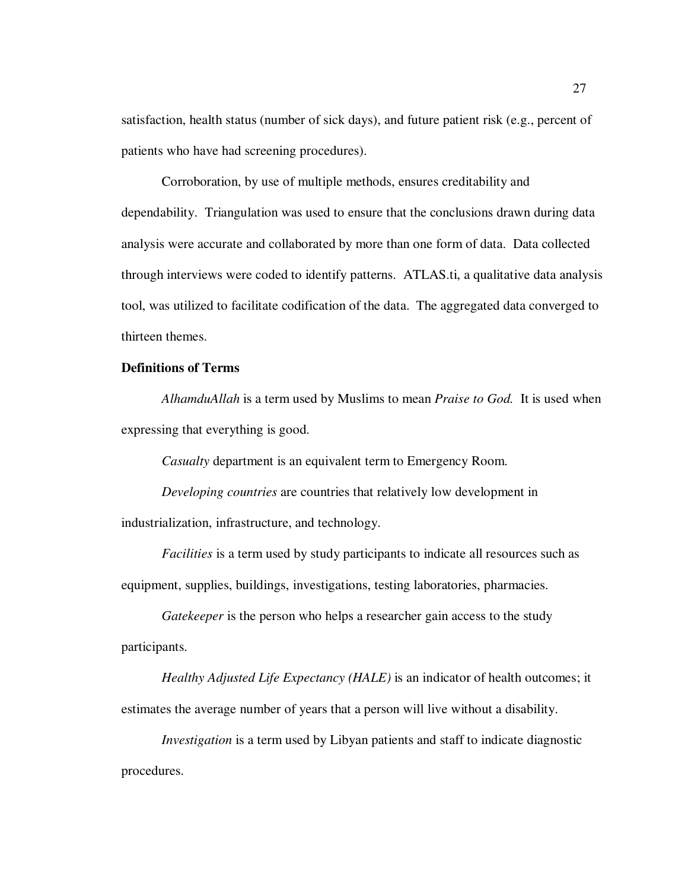satisfaction, health status (number of sick days), and future patient risk (e.g., percent of patients who have had screening procedures).

Corroboration, by use of multiple methods, ensures creditability and dependability. Triangulation was used to ensure that the conclusions drawn during data analysis were accurate and collaborated by more than one form of data. Data collected through interviews were coded to identify patterns. ATLAS.ti, a qualitative data analysis tool, was utilized to facilitate codification of the data. The aggregated data converged to thirteen themes.

**Definitions of Terms**

*AlhamduAllah* is a term used by Muslims to mean *Praise to God.* It is used when expressing that everything is good.

*Casualty* department is an equivalent term to Emergency Room.

*Developing countries* are countries that relatively low development in industrialization, infrastructure, and technology.

*Facilities* is a term used by study participants to indicate all resources such as equipment, supplies, buildings, investigations, testing laboratories, pharmacies.

*Gatekeeper* is the person who helps a researcher gain access to the study participants.

*Healthy Adjusted Life Expectancy (HALE)* is an indicator of health outcomes; it estimates the average number of years that a person will live without a disability.

*Investigation* is a term used by Libyan patients and staff to indicate diagnostic procedures.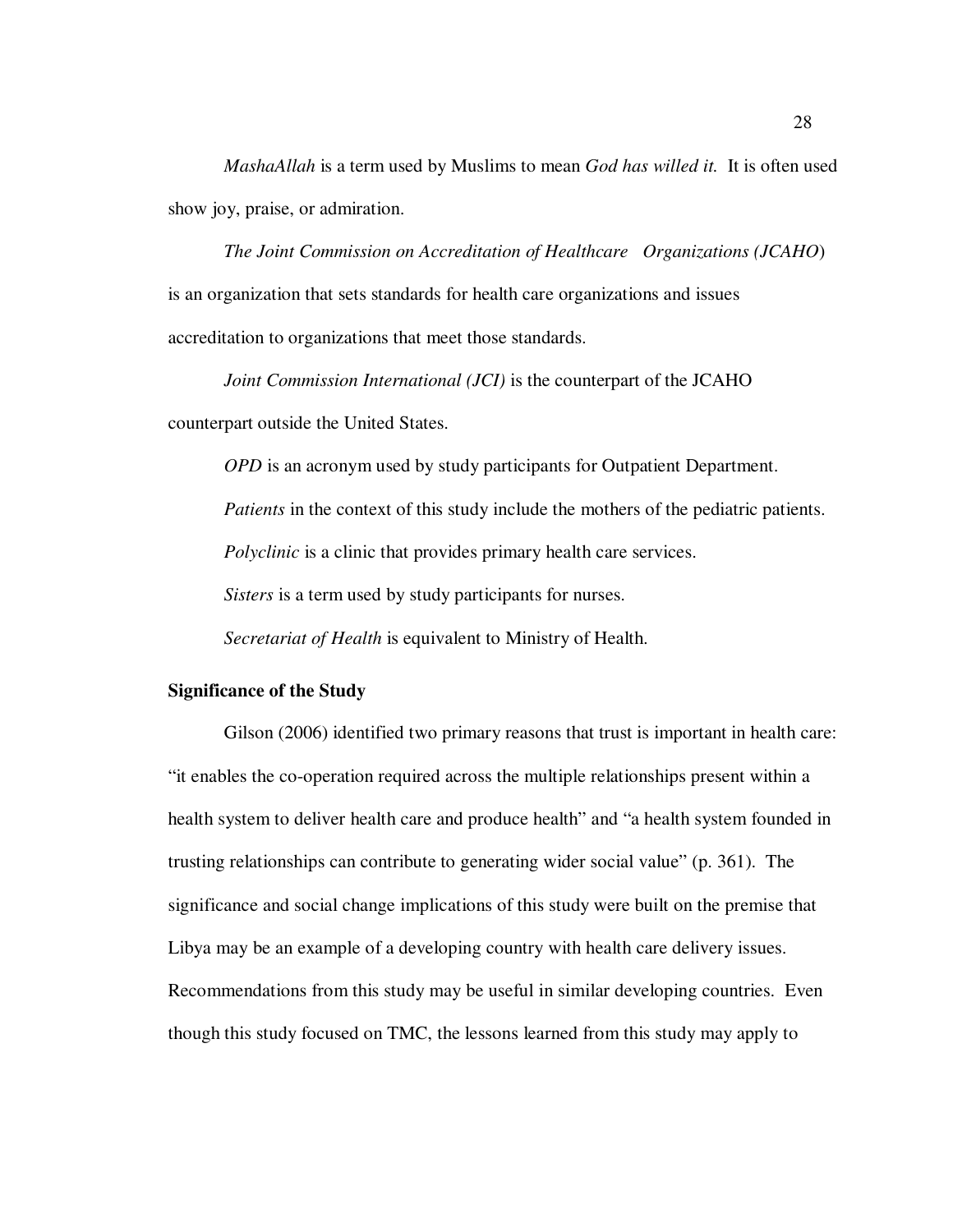*MashaAllah* is a term used by Muslims to mean *God has willed it.* It is often used show joy, praise, or admiration.

*The Joint Commission on Accreditation of Healthcare Organizations (JCAHO*) is an organization that sets standards for health care organizations and issues accreditation to organizations that meet those standards.

*Joint Commission International (JCI)* is the counterpart of the JCAHO counterpart outside the United States.

*OPD* is an acronym used by study participants for Outpatient Department.

*Patients* in the context of this study include the mothers of the pediatric patients.

*Polyclinic* is a clinic that provides primary health care services.

*Sisters* is a term used by study participants for nurses.

*Secretariat of Health* is equivalent to Ministry of Health.

**Significance of the Study**

Gilson (2006) identified two primary reasons that trust is important in health care: "it enables the co-operation required across the multiple relationships present within a health system to deliver health care and produce health" and "a health system founded in trusting relationships can contribute to generating wider social value" (p. 361). The significance and social change implications of this study were built on the premise that Libya may be an example of a developing country with health care delivery issues. Recommendations from this study may be useful in similar developing countries. Even though this study focused on TMC, the lessons learned from this study may apply to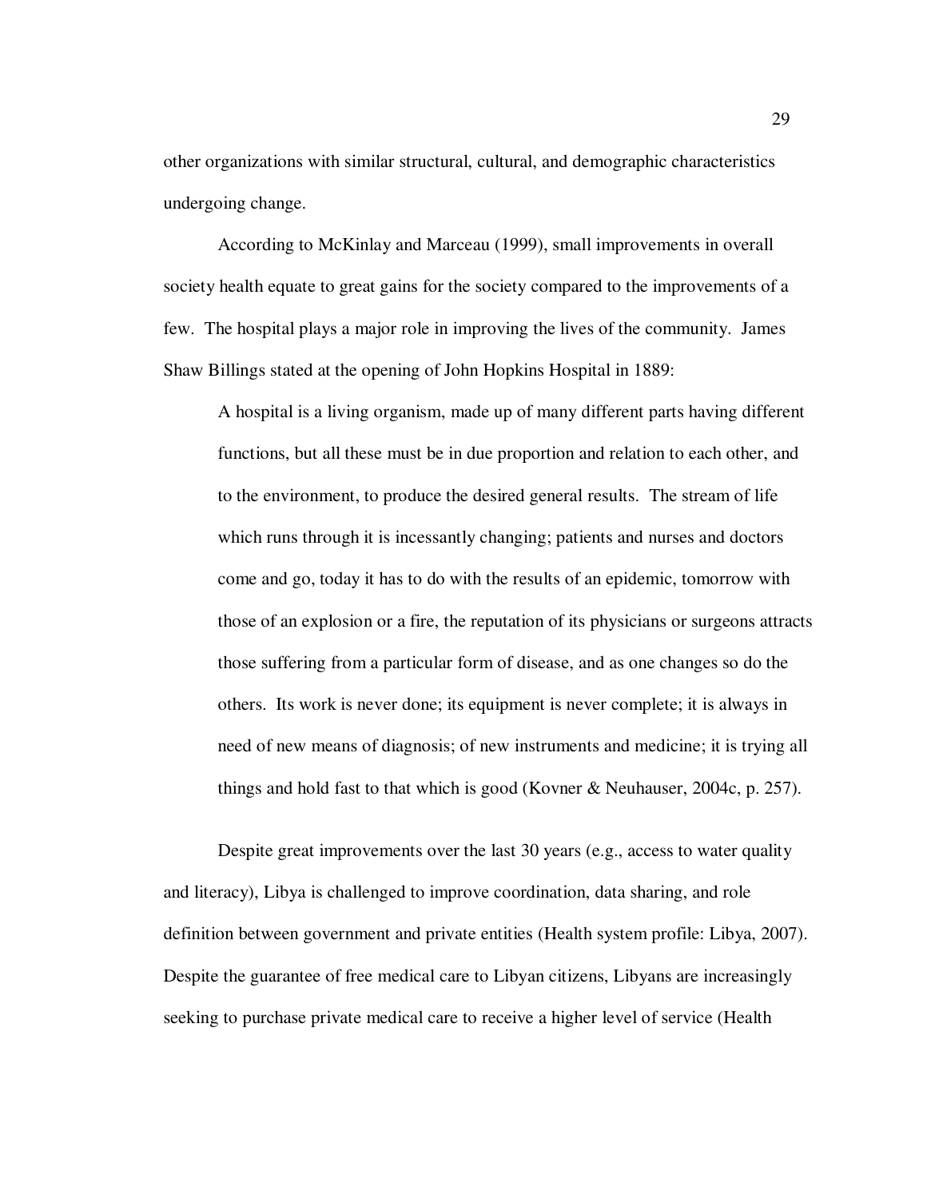other organizations with similar structural, cultural, and demographic characteristics undergoing change.

According to McKinlay and Marceau (1999), small improvements in overall society health equate to great gains for the society compared to the improvements of a few. The hospital plays a major role in improving the lives of the community. James Shaw Billings stated at the opening of John Hopkins Hospital in 1889:

> A hospital is a living organism, made up of many different parts having different functions, but all these must be in due proportion and relation to each other, and to the environment, to produce the desired general results. The stream of life which runs through it is incessantly changing; patients and nurses and doctors come and go, today it has to do with the results of an epidemic, tomorrow with those of an explosion or a fire, the reputation of its physicians or surgeons attracts those suffering from a particular form of disease, and as one changes so do the others. Its work is never done; its equipment is never complete; it is always in need of new means of diagnosis; of new instruments and medicine; it is trying all things and hold fast to that which is good (Kovner & Neuhauser, 2004c, p. 257).

Despite great improvements over the last 30 years (e.g., access to water quality and literacy), Libya is challenged to improve coordination, data sharing, and role definition between government and private entities (Health system profile: Libya, 2007). Despite the guarantee of free medical care to Libyan citizens, Libyans are increasingly seeking to purchase private medical care to receive a higher level of service (Health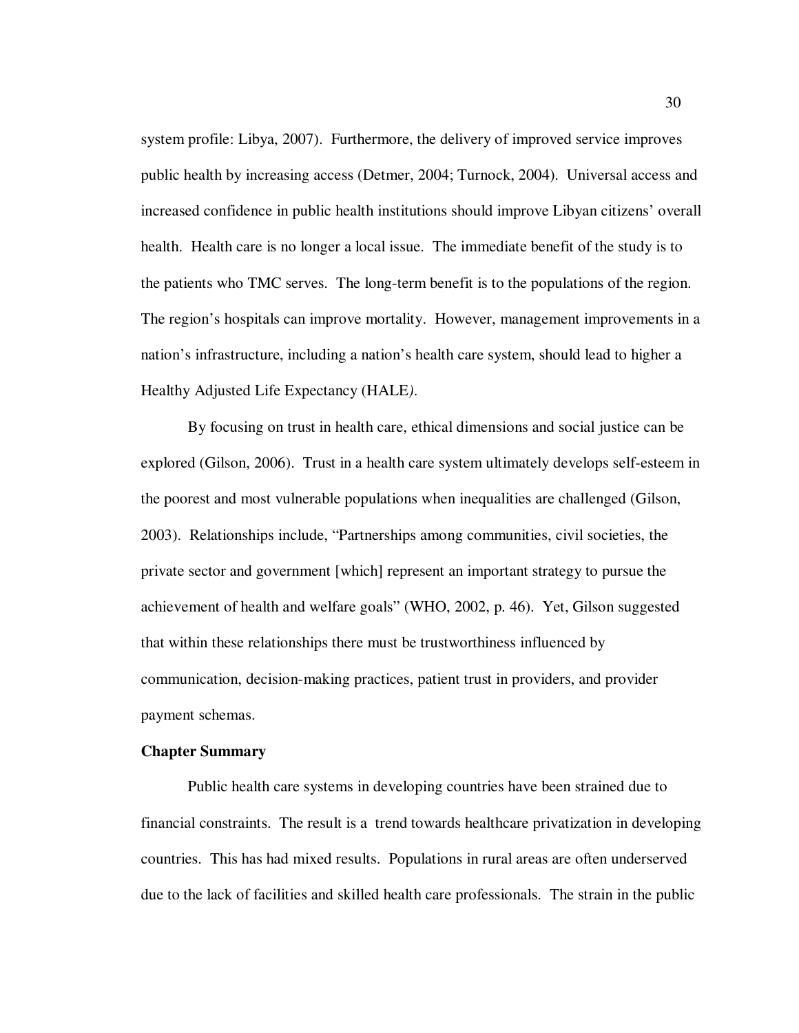system profile: Libya, 2007). Furthermore, the delivery of improved service improves public health by increasing access (Detmer, 2004; Turnock, 2004). Universal access and increased confidence in public health institutions should improve Libyan citizens' overall health. Health care is no longer a local issue. The immediate benefit of the study is to the patients who TMC serves. The long-term benefit is to the populations of the region. The region's hospitals can improve mortality. However, management improvements in a nation's infrastructure, including a nation's health care system, should lead to higher a Healthy Adjusted Life Expectancy (HALE*)*.

By focusing on trust in health care, ethical dimensions and social justice can be explored (Gilson, 2006). Trust in a health care system ultimately develops self-esteem in the poorest and most vulnerable populations when inequalities are challenged (Gilson, 2003). Relationships include, "Partnerships among communities, civil societies, the private sector and government [which] represent an important strategy to pursue the achievement of health and welfare goals" (WHO, 2002, p. 46). Yet, Gilson suggested that within these relationships there must be trustworthiness influenced by communication, decision-making practices, patient trust in providers, and provider payment schemas.

**Chapter Summary**

Public health care systems in developing countries have been strained due to financial constraints. The result is a trend towards healthcare privatization in developing countries. This has had mixed results. Populations in rural areas are often underserved due to the lack of facilities and skilled health care professionals. The strain in the public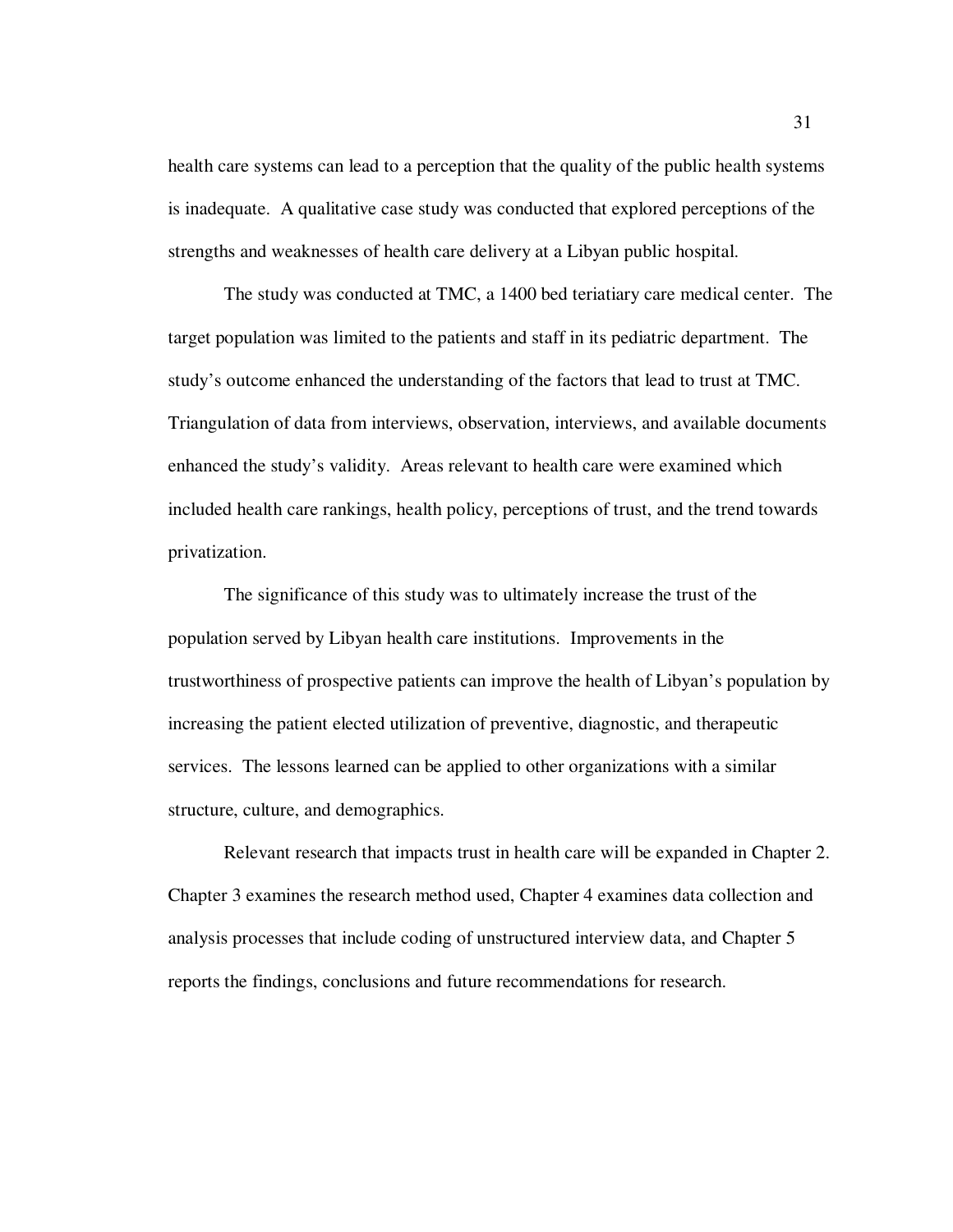health care systems can lead to a perception that the quality of the public health systems is inadequate. A qualitative case study was conducted that explored perceptions of the strengths and weaknesses of health care delivery at a Libyan public hospital.

The study was conducted at TMC, a 1400 bed teriatiary care medical center. The target population was limited to the patients and staff in its pediatric department. The study's outcome enhanced the understanding of the factors that lead to trust at TMC. Triangulation of data from interviews, observation, interviews, and available documents enhanced the study's validity. Areas relevant to health care were examined which included health care rankings, health policy, perceptions of trust, and the trend towards privatization.

The significance of this study was to ultimately increase the trust of the population served by Libyan health care institutions. Improvements in the trustworthiness of prospective patients can improve the health of Libyan's population by increasing the patient elected utilization of preventive, diagnostic, and therapeutic services. The lessons learned can be applied to other organizations with a similar structure, culture, and demographics.

Relevant research that impacts trust in health care will be expanded in Chapter 2. Chapter 3 examines the research method used, Chapter 4 examines data collection and analysis processes that include coding of unstructured interview data, and Chapter 5 reports the findings, conclusions and future recommendations for research.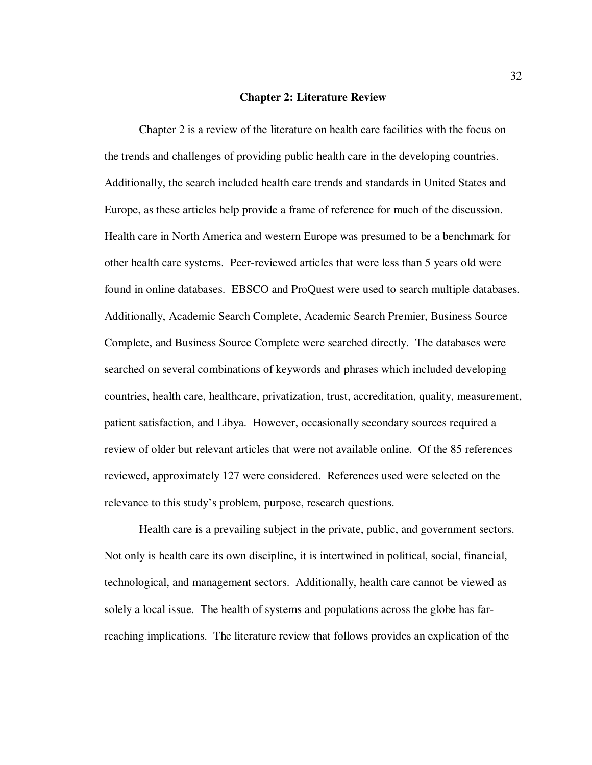# Chapter 2: Literature Review

Chapter 2 is a review of the literature on health care facilities with the focus on the trends and challenges of providing public health care in the developing countries. Additionally, the search included health care trends and standards in United States and Europe, as these articles help provide a frame of reference for much of the discussion. Health care in North America and western Europe was presumed to be a benchmark for other health care systems. Peer-reviewed articles that were less than 5 years old were found in online databases. EBSCO and ProQuest were used to search multiple databases. Additionally, Academic Search Complete, Academic Search Premier, Business Source Complete, and Business Source Complete were searched directly. The databases were searched on several combinations of keywords and phrases which included developing countries, health care, healthcare, privatization, trust, accreditation, quality, measurement, patient satisfaction, and Libya. However, occasionally secondary sources required a review of older but relevant articles that were not available online. Of the 85 references reviewed, approximately 127 were considered. References used were selected on the relevance to this study's problem, purpose, research questions.

Health care is a prevailing subject in the private, public, and government sectors. Not only is health care its own discipline, it is intertwined in political, social, financial, technological, and management sectors. Additionally, health care cannot be viewed as solely a local issue. The health of systems and populations across the globe has far-reaching implications. The literature review that follows provides an explication of the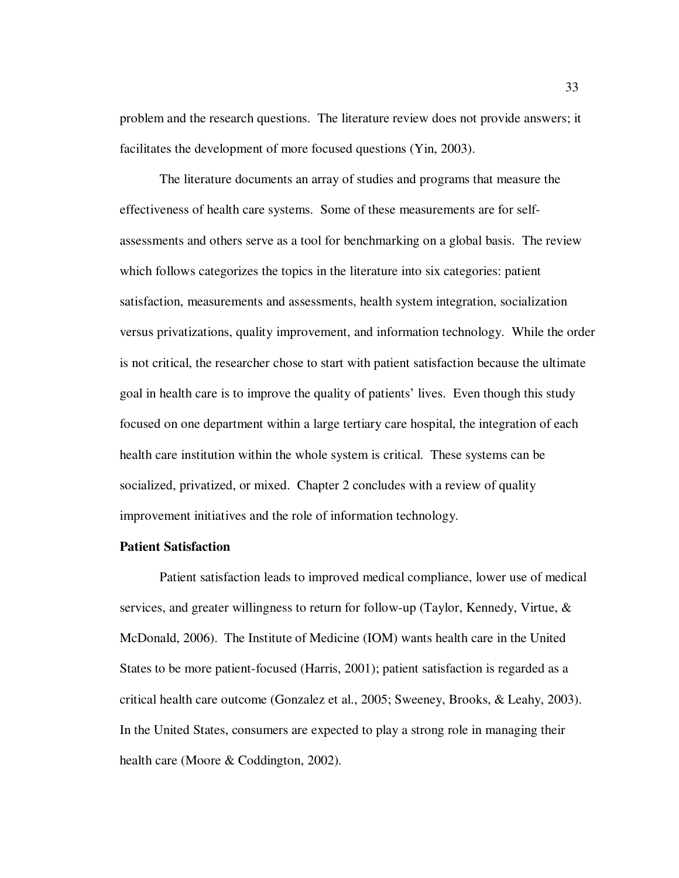problem and the research questions. The literature review does not provide answers; it facilitates the development of more focused questions (Yin, 2003).

The literature documents an array of studies and programs that measure the effectiveness of health care systems. Some of these measurements are for self-assessments and others serve as a tool for benchmarking on a global basis. The review which follows categorizes the topics in the literature into six categories: patient satisfaction, measurements and assessments, health system integration, socialization versus privatizations, quality improvement, and information technology. While the order is not critical, the researcher chose to start with patient satisfaction because the ultimate goal in health care is to improve the quality of patients' lives. Even though this study focused on one department within a large tertiary care hospital, the integration of each health care institution within the whole system is critical. These systems can be socialized, privatized, or mixed. Chapter 2 concludes with a review of quality improvement initiatives and the role of information technology.

**Patient Satisfaction**

Patient satisfaction leads to improved medical compliance, lower use of medical services, and greater willingness to return for follow-up (Taylor, Kennedy, Virtue, & McDonald, 2006). The Institute of Medicine (IOM) wants health care in the United States to be more patient-focused (Harris, 2001); patient satisfaction is regarded as a critical health care outcome (Gonzalez et al., 2005; Sweeney, Brooks, & Leahy, 2003). In the United States, consumers are expected to play a strong role in managing their health care (Moore & Coddington, 2002).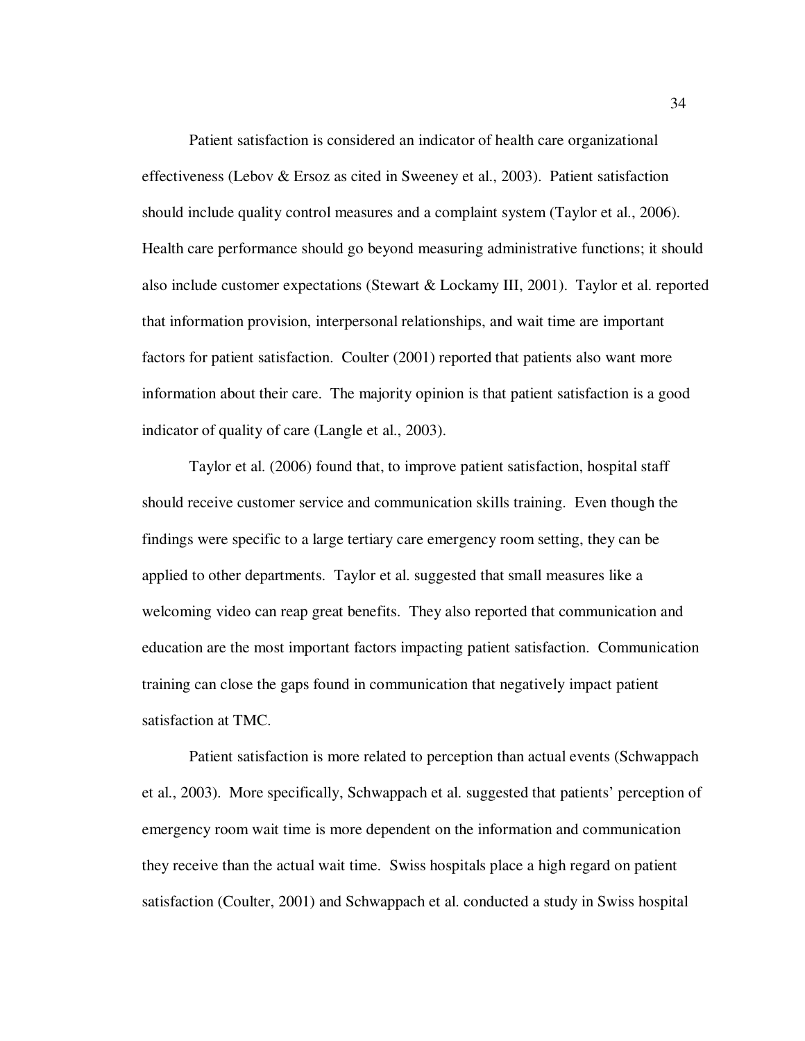Patient satisfaction is considered an indicator of health care organizational effectiveness (Lebov & Ersoz as cited in Sweeney et al., 2003). Patient satisfaction should include quality control measures and a complaint system (Taylor et al., 2006). Health care performance should go beyond measuring administrative functions; it should also include customer expectations (Stewart & Lockamy III, 2001). Taylor et al. reported that information provision, interpersonal relationships, and wait time are important factors for patient satisfaction. Coulter (2001) reported that patients also want more information about their care. The majority opinion is that patient satisfaction is a good indicator of quality of care (Langle et al., 2003).

Taylor et al. (2006) found that, to improve patient satisfaction, hospital staff should receive customer service and communication skills training. Even though the findings were specific to a large tertiary care emergency room setting, they can be applied to other departments. Taylor et al. suggested that small measures like a welcoming video can reap great benefits. They also reported that communication and education are the most important factors impacting patient satisfaction. Communication training can close the gaps found in communication that negatively impact patient satisfaction at TMC.

Patient satisfaction is more related to perception than actual events (Schwappach et al., 2003). More specifically, Schwappach et al. suggested that patients' perception of emergency room wait time is more dependent on the information and communication they receive than the actual wait time. Swiss hospitals place a high regard on patient satisfaction (Coulter, 2001) and Schwappach et al. conducted a study in Swiss hospital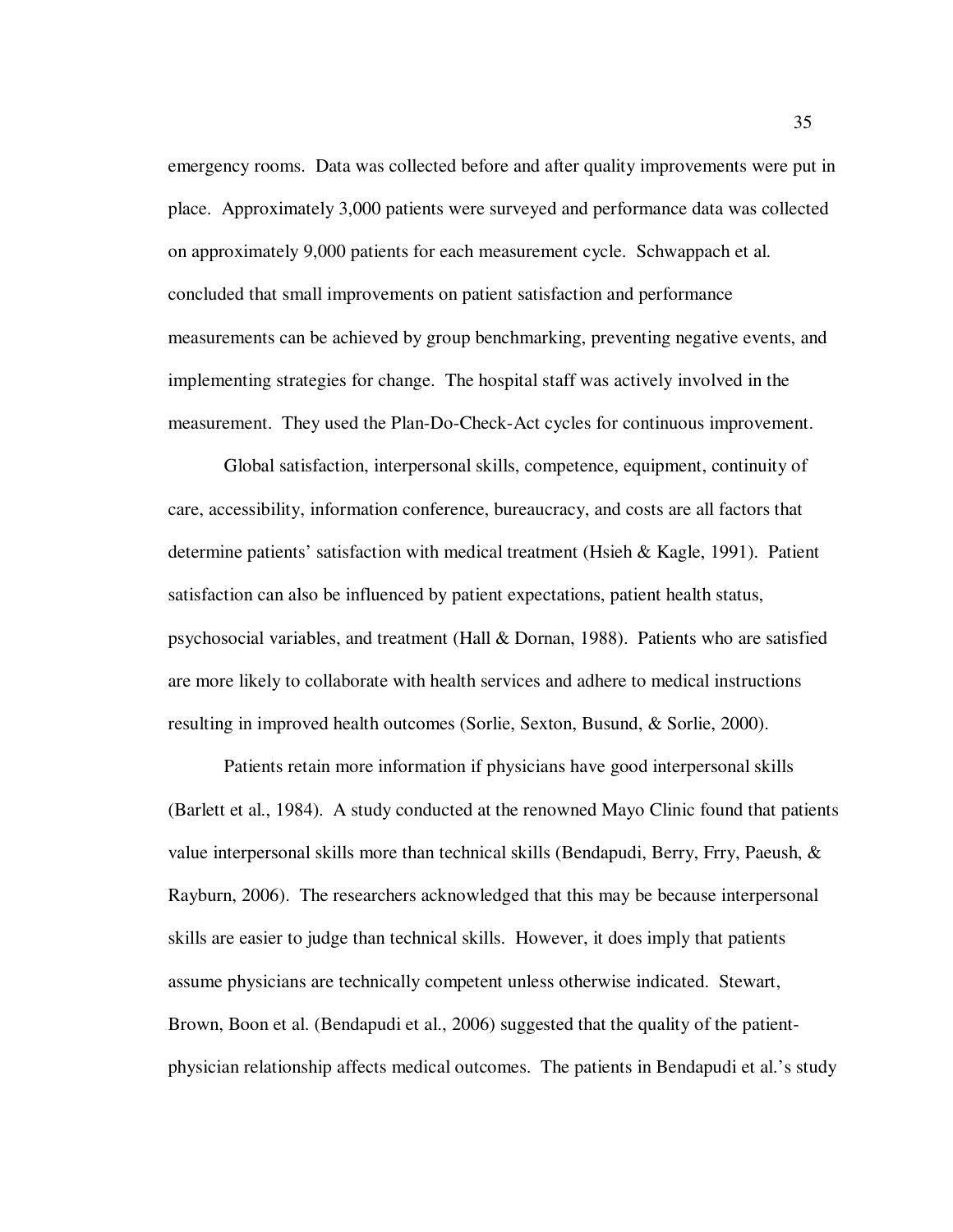emergency rooms. Data was collected before and after quality improvements were put in place. Approximately 3,000 patients were surveyed and performance data was collected on approximately 9,000 patients for each measurement cycle. Schwappach et al. concluded that small improvements on patient satisfaction and performance measurements can be achieved by group benchmarking, preventing negative events, and implementing strategies for change. The hospital staff was actively involved in the measurement. They used the Plan-Do-Check-Act cycles for continuous improvement.

Global satisfaction, interpersonal skills, competence, equipment, continuity of care, accessibility, information conference, bureaucracy, and costs are all factors that determine patients' satisfaction with medical treatment (Hsieh & Kagle, 1991). Patient satisfaction can also be influenced by patient expectations, patient health status, psychosocial variables, and treatment (Hall & Dornan, 1988). Patients who are satisfied are more likely to collaborate with health services and adhere to medical instructions resulting in improved health outcomes (Sorlie, Sexton, Busund, & Sorlie, 2000).

Patients retain more information if physicians have good interpersonal skills (Barlett et al., 1984). A study conducted at the renowned Mayo Clinic found that patients value interpersonal skills more than technical skills (Bendapudi, Berry, Frry, Paeush, & Rayburn, 2006). The researchers acknowledged that this may be because interpersonal skills are easier to judge than technical skills. However, it does imply that patients assume physicians are technically competent unless otherwise indicated. Stewart, Brown, Boon et al. (Bendapudi et al., 2006) suggested that the quality of the patient-physician relationship affects medical outcomes. The patients in Bendapudi et al.'s study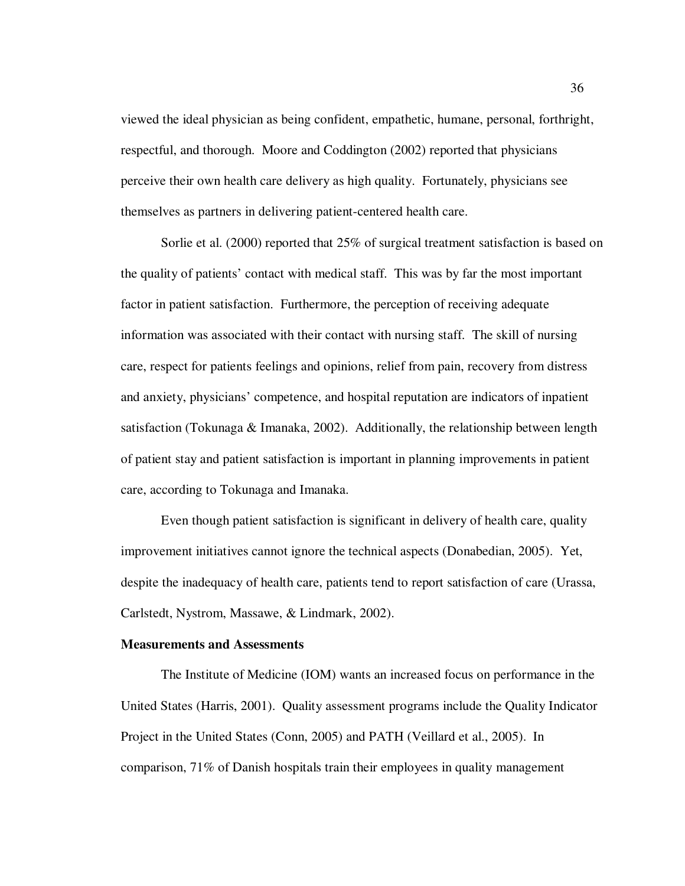viewed the ideal physician as being confident, empathetic, humane, personal, forthright, respectful, and thorough. Moore and Coddington (2002) reported that physicians perceive their own health care delivery as high quality. Fortunately, physicians see themselves as partners in delivering patient-centered health care.

Sorlie et al. (2000) reported that 25% of surgical treatment satisfaction is based on the quality of patients' contact with medical staff. This was by far the most important factor in patient satisfaction. Furthermore, the perception of receiving adequate information was associated with their contact with nursing staff. The skill of nursing care, respect for patients feelings and opinions, relief from pain, recovery from distress and anxiety, physicians' competence, and hospital reputation are indicators of inpatient satisfaction (Tokunaga & Imanaka, 2002). Additionally, the relationship between length of patient stay and patient satisfaction is important in planning improvements in patient care, according to Tokunaga and Imanaka.

Even though patient satisfaction is significant in delivery of health care, quality improvement initiatives cannot ignore the technical aspects (Donabedian, 2005). Yet, despite the inadequacy of health care, patients tend to report satisfaction of care (Urassa, Carlstedt, Nystrom, Massawe, & Lindmark, 2002).

**Measurements and Assessments**

The Institute of Medicine (IOM) wants an increased focus on performance in the United States (Harris, 2001). Quality assessment programs include the Quality Indicator Project in the United States (Conn, 2005) and PATH (Veillard et al., 2005). In comparison, 71% of Danish hospitals train their employees in quality management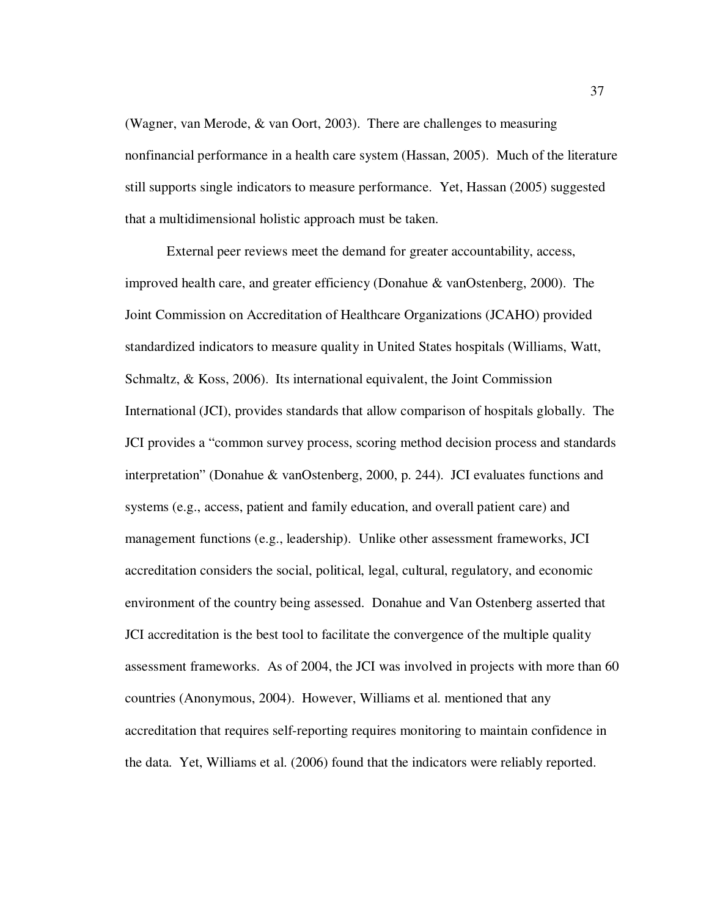(Wagner, van Merode, & van Oort, 2003). There are challenges to measuring nonfinancial performance in a health care system (Hassan, 2005). Much of the literature still supports single indicators to measure performance. Yet, Hassan (2005) suggested that a multidimensional holistic approach must be taken.

External peer reviews meet the demand for greater accountability, access, improved health care, and greater efficiency (Donahue & vanOstenberg, 2000). The Joint Commission on Accreditation of Healthcare Organizations (JCAHO) provided standardized indicators to measure quality in United States hospitals (Williams, Watt, Schmaltz, & Koss, 2006). Its international equivalent, the Joint Commission International (JCI), provides standards that allow comparison of hospitals globally. The JCI provides a "common survey process, scoring method decision process and standards interpretation" (Donahue & vanOstenberg, 2000, p. 244). JCI evaluates functions and systems (e.g., access, patient and family education, and overall patient care) and management functions (e.g., leadership). Unlike other assessment frameworks, JCI accreditation considers the social, political, legal, cultural, regulatory, and economic environment of the country being assessed. Donahue and Van Ostenberg asserted that JCI accreditation is the best tool to facilitate the convergence of the multiple quality assessment frameworks. As of 2004, the JCI was involved in projects with more than 60 countries (Anonymous, 2004). However, Williams et al. mentioned that any accreditation that requires self-reporting requires monitoring to maintain confidence in the data. Yet, Williams et al. (2006) found that the indicators were reliably reported.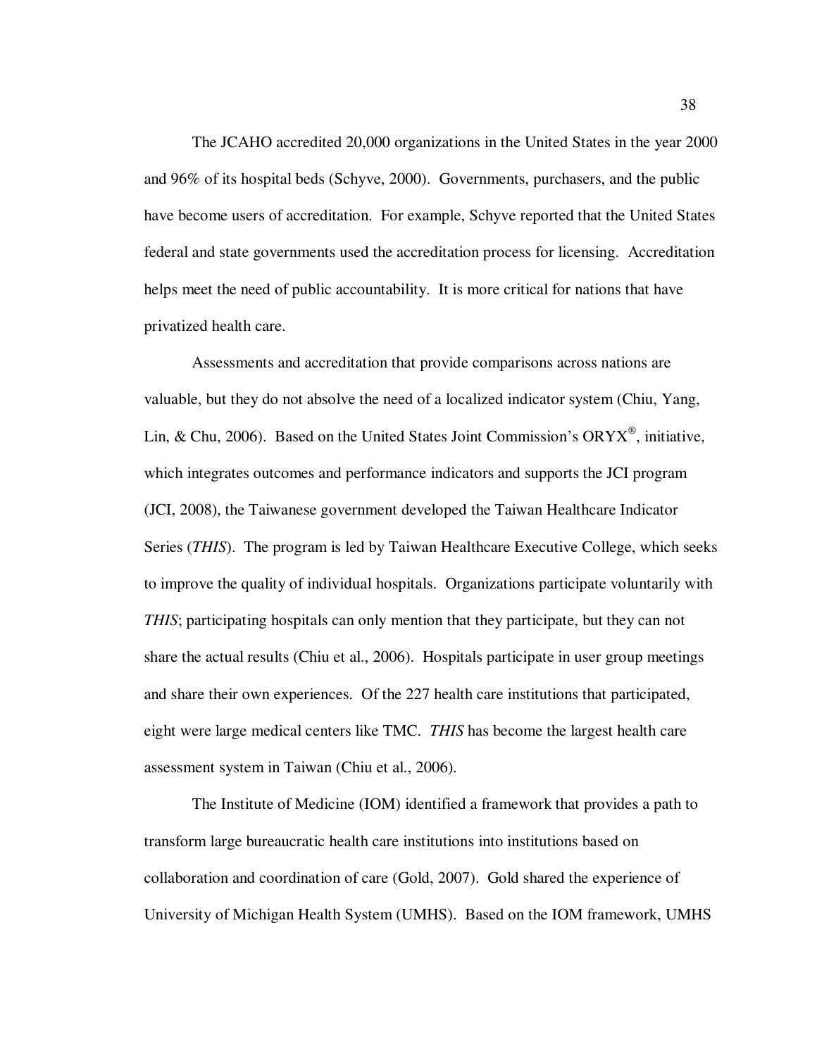The JCAHO accredited 20,000 organizations in the United States in the year 2000 and 96% of its hospital beds (Schyve, 2000). Governments, purchasers, and the public have become users of accreditation. For example, Schyve reported that the United States federal and state governments used the accreditation process for licensing. Accreditation helps meet the need of public accountability. It is more critical for nations that have privatized health care.

Assessments and accreditation that provide comparisons across nations are valuable, but they do not absolve the need of a localized indicator system (Chiu, Yang, Lin, & Chu, 2006). Based on the United States Joint Commission's ORYX®, initiative, which integrates outcomes and performance indicators and supports the JCI program (JCI, 2008), the Taiwanese government developed the Taiwan Healthcare Indicator Series (*THIS*). The program is led by Taiwan Healthcare Executive College, which seeks to improve the quality of individual hospitals. Organizations participate voluntarily with *THIS*; participating hospitals can only mention that they participate, but they can not share the actual results (Chiu et al., 2006). Hospitals participate in user group meetings and share their own experiences. Of the 227 health care institutions that participated, eight were large medical centers like TMC. *THIS* has become the largest health care assessment system in Taiwan (Chiu et al., 2006).

The Institute of Medicine (IOM) identified a framework that provides a path to transform large bureaucratic health care institutions into institutions based on collaboration and coordination of care (Gold, 2007). Gold shared the experience of University of Michigan Health System (UMHS). Based on the IOM framework, UMHS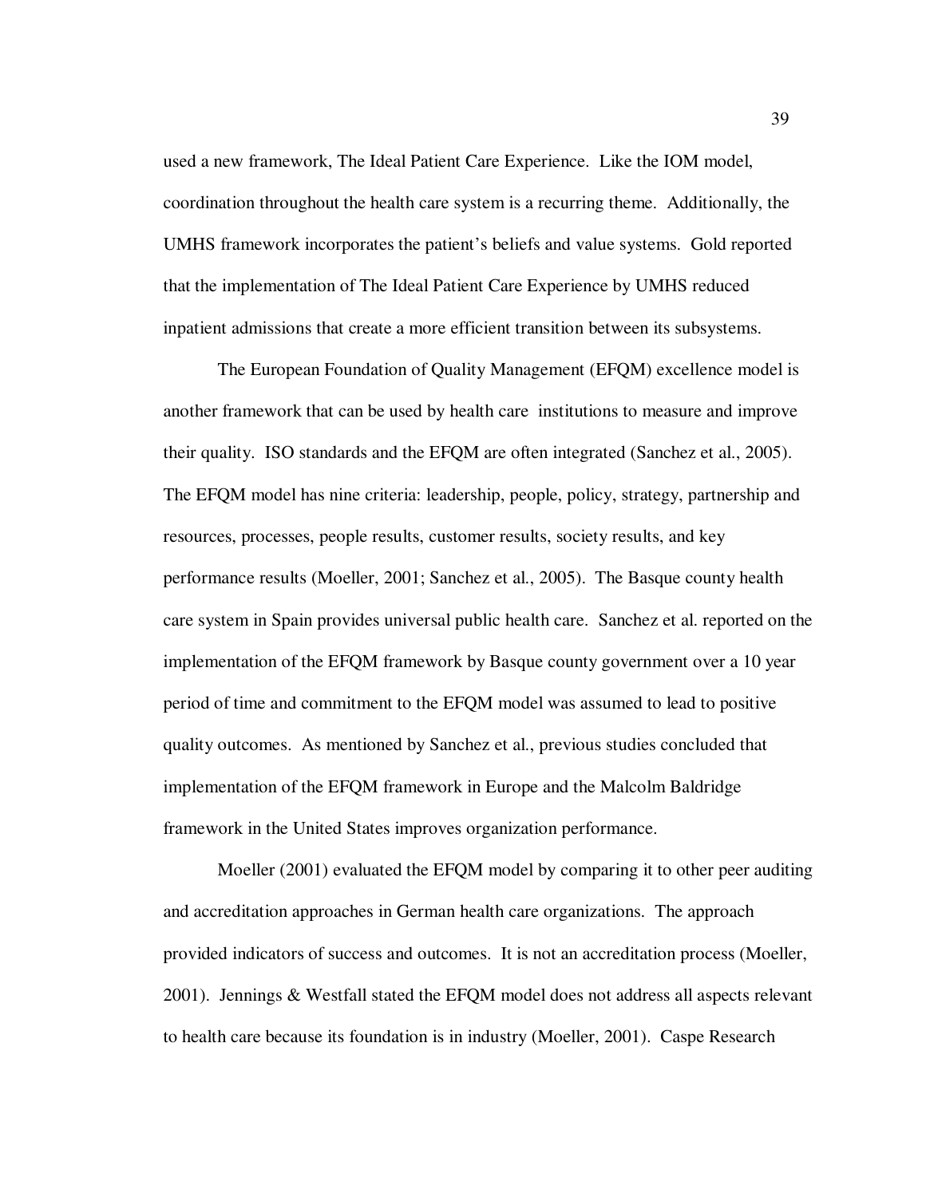used a new framework, The Ideal Patient Care Experience. Like the IOM model, coordination throughout the health care system is a recurring theme. Additionally, the UMHS framework incorporates the patient's beliefs and value systems. Gold reported that the implementation of The Ideal Patient Care Experience by UMHS reduced inpatient admissions that create a more efficient transition between its subsystems.

The European Foundation of Quality Management (EFQM) excellence model is another framework that can be used by health care institutions to measure and improve their quality. ISO standards and the EFQM are often integrated (Sanchez et al., 2005). The EFQM model has nine criteria: leadership, people, policy, strategy, partnership and resources, processes, people results, customer results, society results, and key performance results (Moeller, 2001; Sanchez et al., 2005). The Basque county health care system in Spain provides universal public health care. Sanchez et al. reported on the implementation of the EFQM framework by Basque county government over a 10 year period of time and commitment to the EFQM model was assumed to lead to positive quality outcomes. As mentioned by Sanchez et al., previous studies concluded that implementation of the EFQM framework in Europe and the Malcolm Baldridge framework in the United States improves organization performance.

Moeller (2001) evaluated the EFQM model by comparing it to other peer auditing and accreditation approaches in German health care organizations. The approach provided indicators of success and outcomes. It is not an accreditation process (Moeller, 2001). Jennings & Westfall stated the EFQM model does not address all aspects relevant to health care because its foundation is in industry (Moeller, 2001). Caspe Research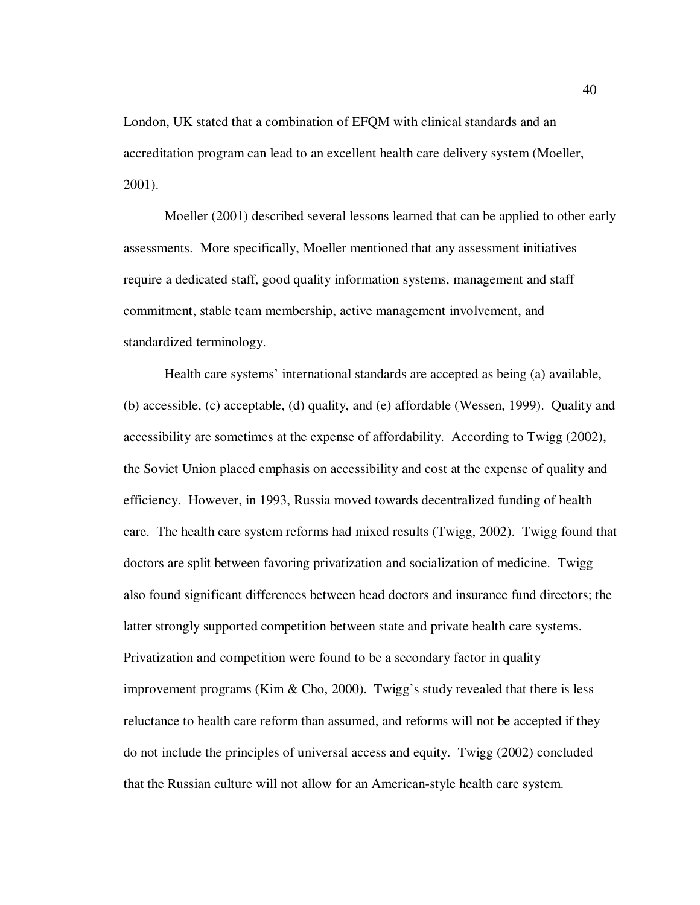London, UK stated that a combination of EFQM with clinical standards and an accreditation program can lead to an excellent health care delivery system (Moeller, 2001).

Moeller (2001) described several lessons learned that can be applied to other early assessments. More specifically, Moeller mentioned that any assessment initiatives require a dedicated staff, good quality information systems, management and staff commitment, stable team membership, active management involvement, and standardized terminology.

Health care systems' international standards are accepted as being (a) available, (b) accessible, (c) acceptable, (d) quality, and (e) affordable (Wessen, 1999). Quality and accessibility are sometimes at the expense of affordability. According to Twigg (2002), the Soviet Union placed emphasis on accessibility and cost at the expense of quality and efficiency. However, in 1993, Russia moved towards decentralized funding of health care. The health care system reforms had mixed results (Twigg, 2002). Twigg found that doctors are split between favoring privatization and socialization of medicine. Twigg also found significant differences between head doctors and insurance fund directors; the latter strongly supported competition between state and private health care systems. Privatization and competition were found to be a secondary factor in quality improvement programs (Kim & Cho, 2000). Twigg's study revealed that there is less reluctance to health care reform than assumed, and reforms will not be accepted if they do not include the principles of universal access and equity. Twigg (2002) concluded that the Russian culture will not allow for an American-style health care system.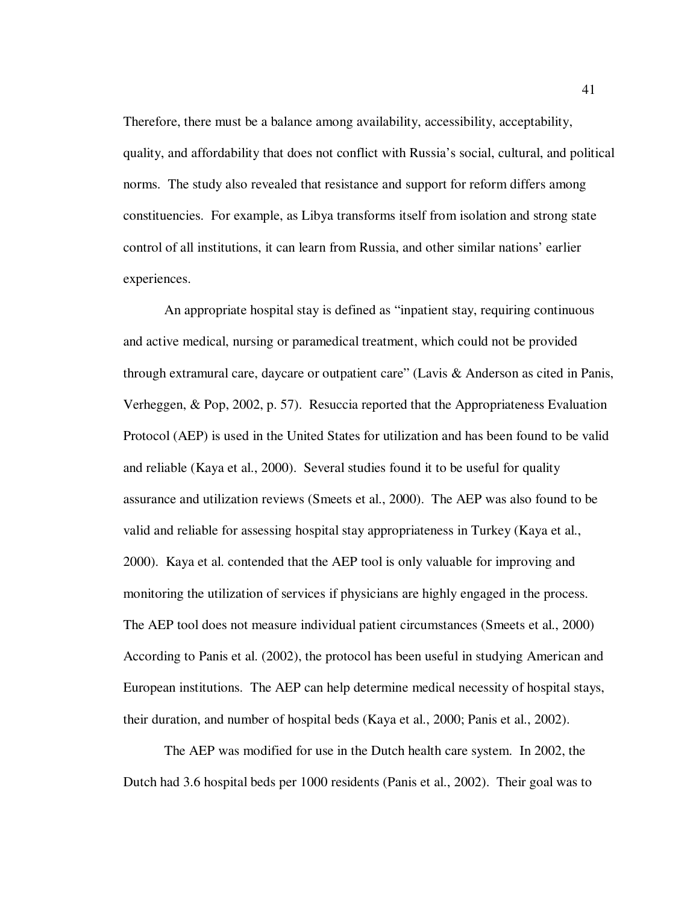Therefore, there must be a balance among availability, accessibility, acceptability, quality, and affordability that does not conflict with Russia's social, cultural, and political norms. The study also revealed that resistance and support for reform differs among constituencies. For example, as Libya transforms itself from isolation and strong state control of all institutions, it can learn from Russia, and other similar nations' earlier experiences.

An appropriate hospital stay is defined as "inpatient stay, requiring continuous and active medical, nursing or paramedical treatment, which could not be provided through extramural care, daycare or outpatient care" (Lavis & Anderson as cited in Panis, Verheggen, & Pop, 2002, p. 57). Resuccia reported that the Appropriateness Evaluation Protocol (AEP) is used in the United States for utilization and has been found to be valid and reliable (Kaya et al., 2000). Several studies found it to be useful for quality assurance and utilization reviews (Smeets et al., 2000). The AEP was also found to be valid and reliable for assessing hospital stay appropriateness in Turkey (Kaya et al., 2000). Kaya et al. contended that the AEP tool is only valuable for improving and monitoring the utilization of services if physicians are highly engaged in the process. The AEP tool does not measure individual patient circumstances (Smeets et al., 2000) According to Panis et al. (2002), the protocol has been useful in studying American and European institutions. The AEP can help determine medical necessity of hospital stays, their duration, and number of hospital beds (Kaya et al., 2000; Panis et al., 2002).

The AEP was modified for use in the Dutch health care system. In 2002, the Dutch had 3.6 hospital beds per 1000 residents (Panis et al., 2002). Their goal was to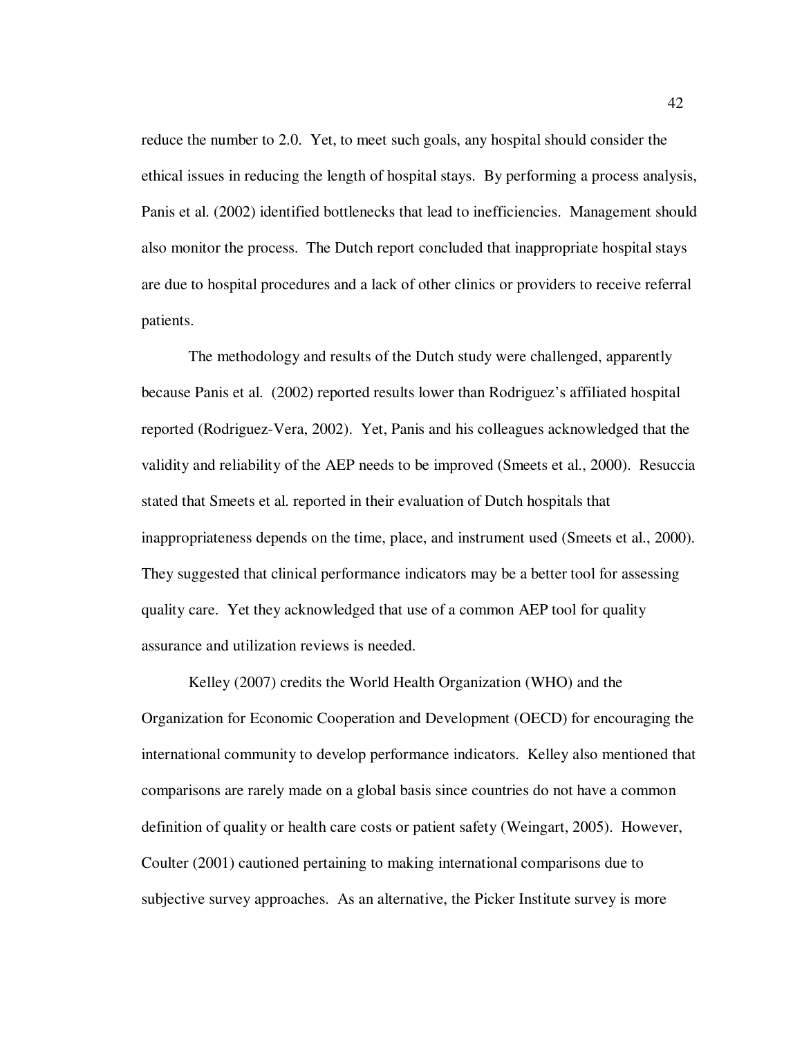reduce the number to 2.0. Yet, to meet such goals, any hospital should consider the ethical issues in reducing the length of hospital stays. By performing a process analysis, Panis et al. (2002) identified bottlenecks that lead to inefficiencies. Management should also monitor the process. The Dutch report concluded that inappropriate hospital stays are due to hospital procedures and a lack of other clinics or providers to receive referral patients.

The methodology and results of the Dutch study were challenged, apparently because Panis et al. (2002) reported results lower than Rodriguez's affiliated hospital reported (Rodriguez-Vera, 2002). Yet, Panis and his colleagues acknowledged that the validity and reliability of the AEP needs to be improved (Smeets et al., 2000). Resuccia stated that Smeets et al. reported in their evaluation of Dutch hospitals that inappropriateness depends on the time, place, and instrument used (Smeets et al., 2000). They suggested that clinical performance indicators may be a better tool for assessing quality care. Yet they acknowledged that use of a common AEP tool for quality assurance and utilization reviews is needed.

Kelley (2007) credits the World Health Organization (WHO) and the Organization for Economic Cooperation and Development (OECD) for encouraging the international community to develop performance indicators. Kelley also mentioned that comparisons are rarely made on a global basis since countries do not have a common definition of quality or health care costs or patient safety (Weingart, 2005). However, Coulter (2001) cautioned pertaining to making international comparisons due to subjective survey approaches. As an alternative, the Picker Institute survey is more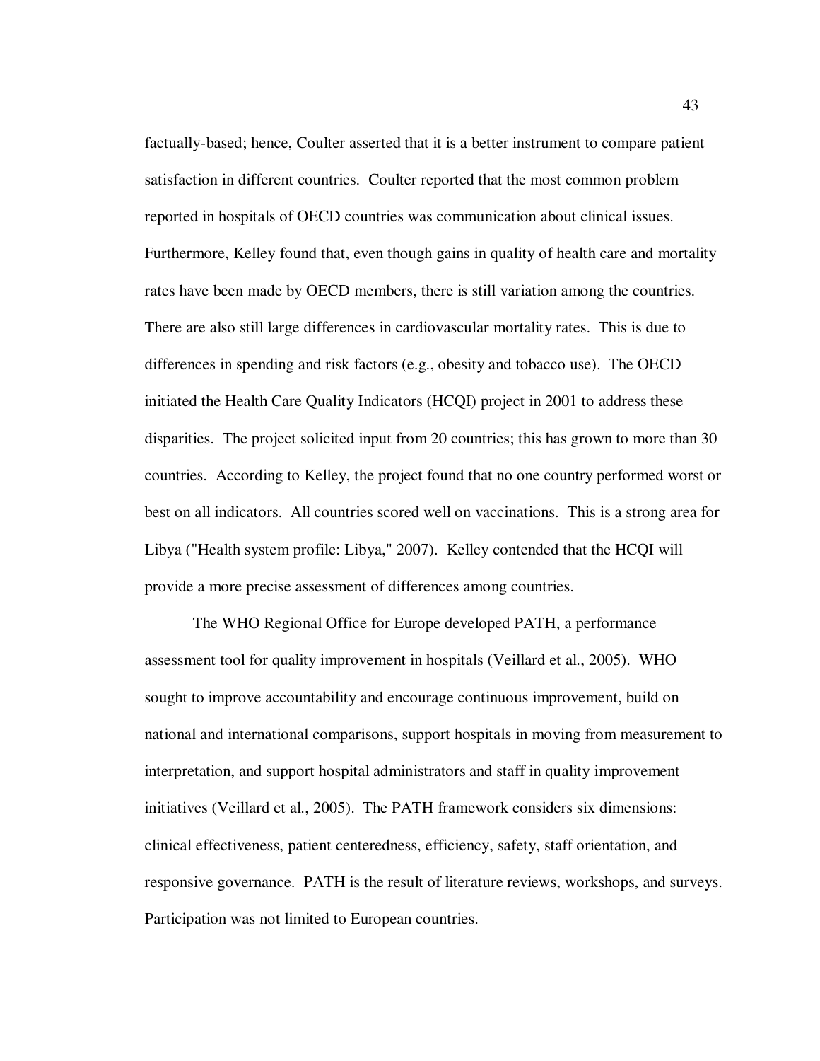factually-based; hence, Coulter asserted that it is a better instrument to compare patient satisfaction in different countries. Coulter reported that the most common problem reported in hospitals of OECD countries was communication about clinical issues. Furthermore, Kelley found that, even though gains in quality of health care and mortality rates have been made by OECD members, there is still variation among the countries. There are also still large differences in cardiovascular mortality rates. This is due to differences in spending and risk factors (e.g., obesity and tobacco use). The OECD initiated the Health Care Quality Indicators (HCQI) project in 2001 to address these disparities. The project solicited input from 20 countries; this has grown to more than 30 countries. According to Kelley, the project found that no one country performed worst or best on all indicators. All countries scored well on vaccinations. This is a strong area for Libya ("Health system profile: Libya," 2007). Kelley contended that the HCQI will provide a more precise assessment of differences among countries.

The WHO Regional Office for Europe developed PATH, a performance assessment tool for quality improvement in hospitals (Veillard et al., 2005). WHO sought to improve accountability and encourage continuous improvement, build on national and international comparisons, support hospitals in moving from measurement to interpretation, and support hospital administrators and staff in quality improvement initiatives (Veillard et al., 2005). The PATH framework considers six dimensions: clinical effectiveness, patient centeredness, efficiency, safety, staff orientation, and responsive governance. PATH is the result of literature reviews, workshops, and surveys. Participation was not limited to European countries.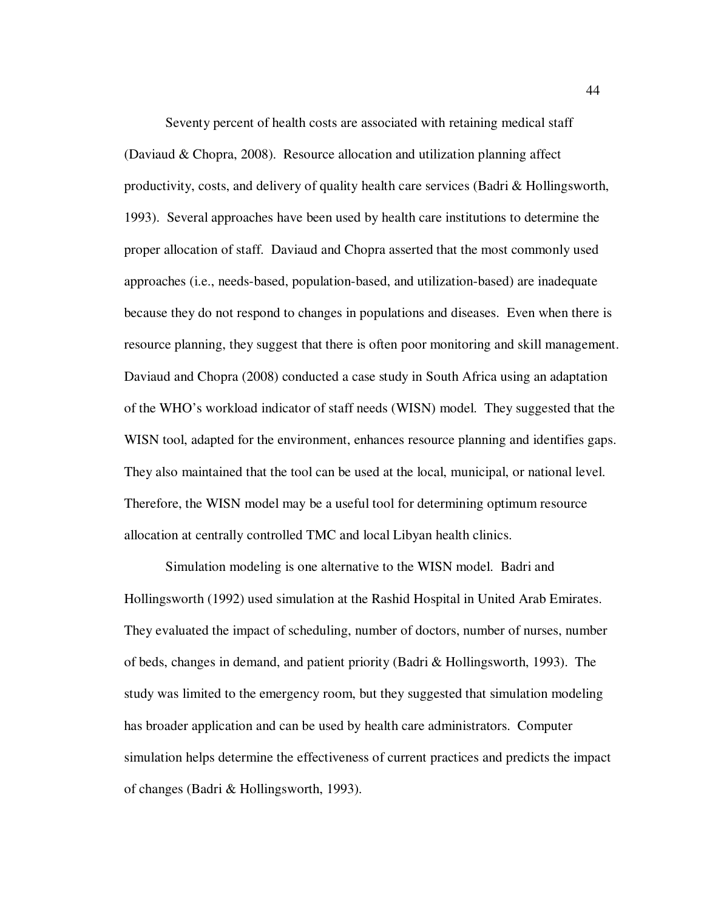Seventy percent of health costs are associated with retaining medical staff (Daviaud & Chopra, 2008). Resource allocation and utilization planning affect productivity, costs, and delivery of quality health care services (Badri & Hollingsworth, 1993). Several approaches have been used by health care institutions to determine the proper allocation of staff. Daviaud and Chopra asserted that the most commonly used approaches (i.e., needs-based, population-based, and utilization-based) are inadequate because they do not respond to changes in populations and diseases. Even when there is resource planning, they suggest that there is often poor monitoring and skill management. Daviaud and Chopra (2008) conducted a case study in South Africa using an adaptation of the WHO's workload indicator of staff needs (WISN) model. They suggested that the WISN tool, adapted for the environment, enhances resource planning and identifies gaps. They also maintained that the tool can be used at the local, municipal, or national level. Therefore, the WISN model may be a useful tool for determining optimum resource allocation at centrally controlled TMC and local Libyan health clinics.

Simulation modeling is one alternative to the WISN model. Badri and Hollingsworth (1992) used simulation at the Rashid Hospital in United Arab Emirates. They evaluated the impact of scheduling, number of doctors, number of nurses, number of beds, changes in demand, and patient priority (Badri & Hollingsworth, 1993). The study was limited to the emergency room, but they suggested that simulation modeling has broader application and can be used by health care administrators. Computer simulation helps determine the effectiveness of current practices and predicts the impact of changes (Badri & Hollingsworth, 1993).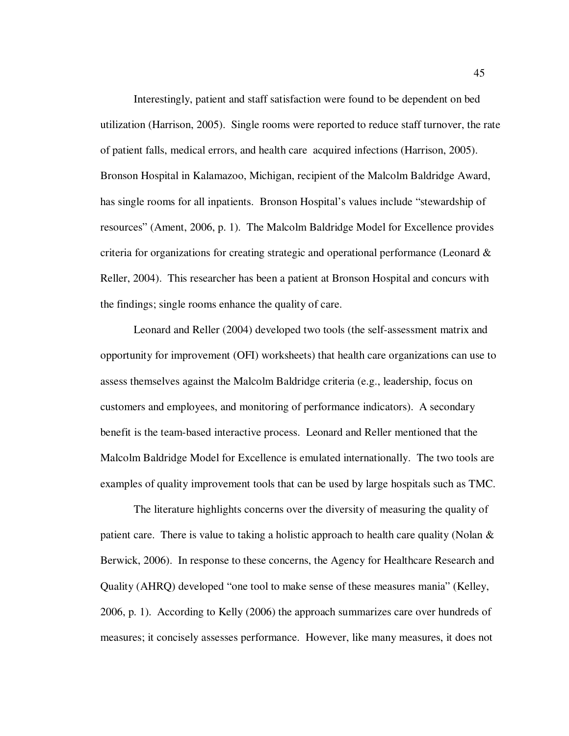Interestingly, patient and staff satisfaction were found to be dependent on bed utilization (Harrison, 2005). Single rooms were reported to reduce staff turnover, the rate of patient falls, medical errors, and health care acquired infections (Harrison, 2005). Bronson Hospital in Kalamazoo, Michigan, recipient of the Malcolm Baldridge Award, has single rooms for all inpatients. Bronson Hospital's values include "stewardship of resources" (Ament, 2006, p. 1). The Malcolm Baldridge Model for Excellence provides criteria for organizations for creating strategic and operational performance (Leonard & Reller, 2004). This researcher has been a patient at Bronson Hospital and concurs with the findings; single rooms enhance the quality of care.

Leonard and Reller (2004) developed two tools (the self-assessment matrix and opportunity for improvement (OFI) worksheets) that health care organizations can use to assess themselves against the Malcolm Baldridge criteria (e.g., leadership, focus on customers and employees, and monitoring of performance indicators). A secondary benefit is the team-based interactive process. Leonard and Reller mentioned that the Malcolm Baldridge Model for Excellence is emulated internationally. The two tools are examples of quality improvement tools that can be used by large hospitals such as TMC.

The literature highlights concerns over the diversity of measuring the quality of patient care. There is value to taking a holistic approach to health care quality (Nolan & Berwick, 2006). In response to these concerns, the Agency for Healthcare Research and Quality (AHRQ) developed "one tool to make sense of these measures mania" (Kelley, 2006, p. 1). According to Kelly (2006) the approach summarizes care over hundreds of measures; it concisely assesses performance. However, like many measures, it does not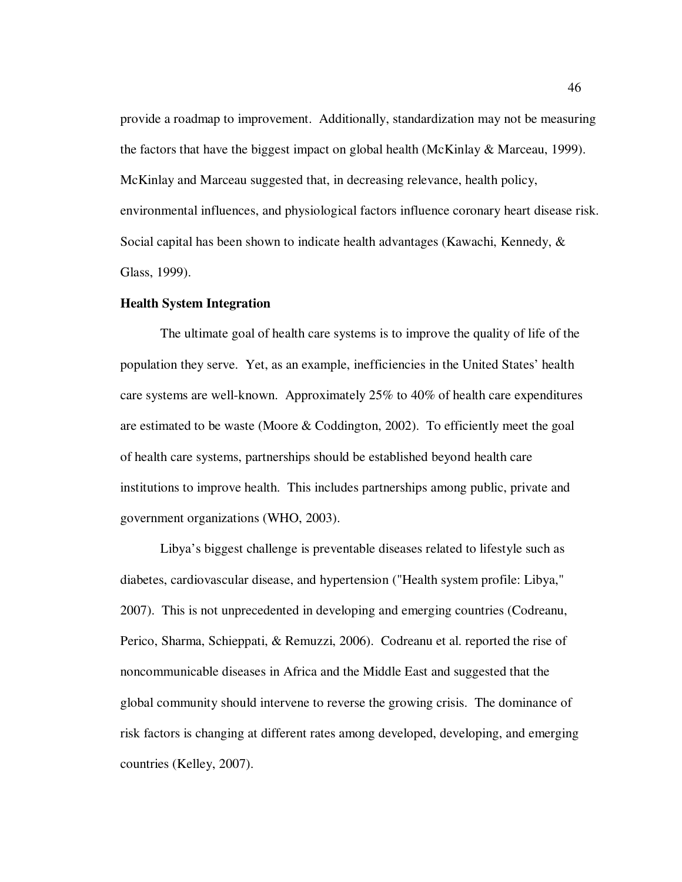provide a roadmap to improvement. Additionally, standardization may not be measuring the factors that have the biggest impact on global health (McKinlay & Marceau, 1999). McKinlay and Marceau suggested that, in decreasing relevance, health policy, environmental influences, and physiological factors influence coronary heart disease risk. Social capital has been shown to indicate health advantages (Kawachi, Kennedy, & Glass, 1999).

**Health System Integration**

The ultimate goal of health care systems is to improve the quality of life of the population they serve. Yet, as an example, inefficiencies in the United States' health care systems are well-known. Approximately 25% to 40% of health care expenditures are estimated to be waste (Moore & Coddington, 2002). To efficiently meet the goal of health care systems, partnerships should be established beyond health care institutions to improve health. This includes partnerships among public, private and government organizations (WHO, 2003).

Libya's biggest challenge is preventable diseases related to lifestyle such as diabetes, cardiovascular disease, and hypertension ("Health system profile: Libya," 2007). This is not unprecedented in developing and emerging countries (Codreanu, Perico, Sharma, Schieppati, & Remuzzi, 2006). Codreanu et al. reported the rise of noncommunicable diseases in Africa and the Middle East and suggested that the global community should intervene to reverse the growing crisis. The dominance of risk factors is changing at different rates among developed, developing, and emerging countries (Kelley, 2007).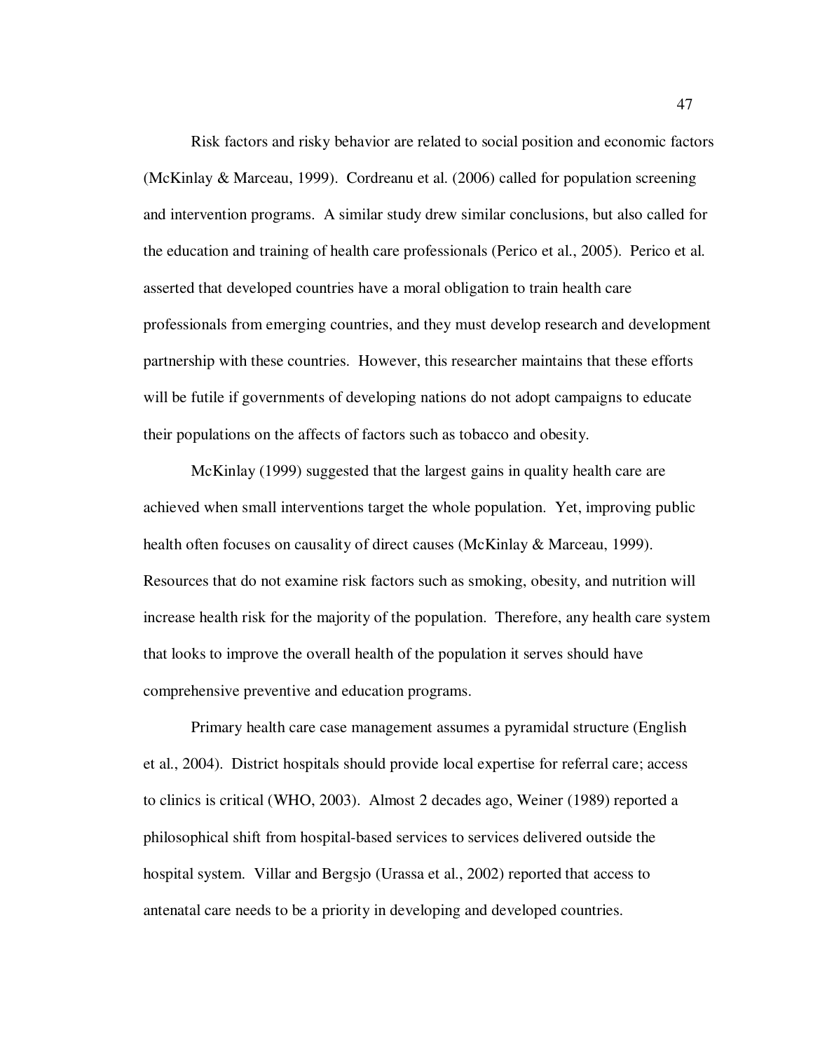Risk factors and risky behavior are related to social position and economic factors (McKinlay & Marceau, 1999). Cordreanu et al. (2006) called for population screening and intervention programs. A similar study drew similar conclusions, but also called for the education and training of health care professionals (Perico et al., 2005). Perico et al. asserted that developed countries have a moral obligation to train health care professionals from emerging countries, and they must develop research and development partnership with these countries. However, this researcher maintains that these efforts will be futile if governments of developing nations do not adopt campaigns to educate their populations on the affects of factors such as tobacco and obesity.

McKinlay (1999) suggested that the largest gains in quality health care are achieved when small interventions target the whole population. Yet, improving public health often focuses on causality of direct causes (McKinlay & Marceau, 1999). Resources that do not examine risk factors such as smoking, obesity, and nutrition will increase health risk for the majority of the population. Therefore, any health care system that looks to improve the overall health of the population it serves should have comprehensive preventive and education programs.

Primary health care case management assumes a pyramidal structure (English et al., 2004). District hospitals should provide local expertise for referral care; access to clinics is critical (WHO, 2003). Almost 2 decades ago, Weiner (1989) reported a philosophical shift from hospital-based services to services delivered outside the hospital system. Villar and Bergsjo (Urassa et al., 2002) reported that access to antenatal care needs to be a priority in developing and developed countries.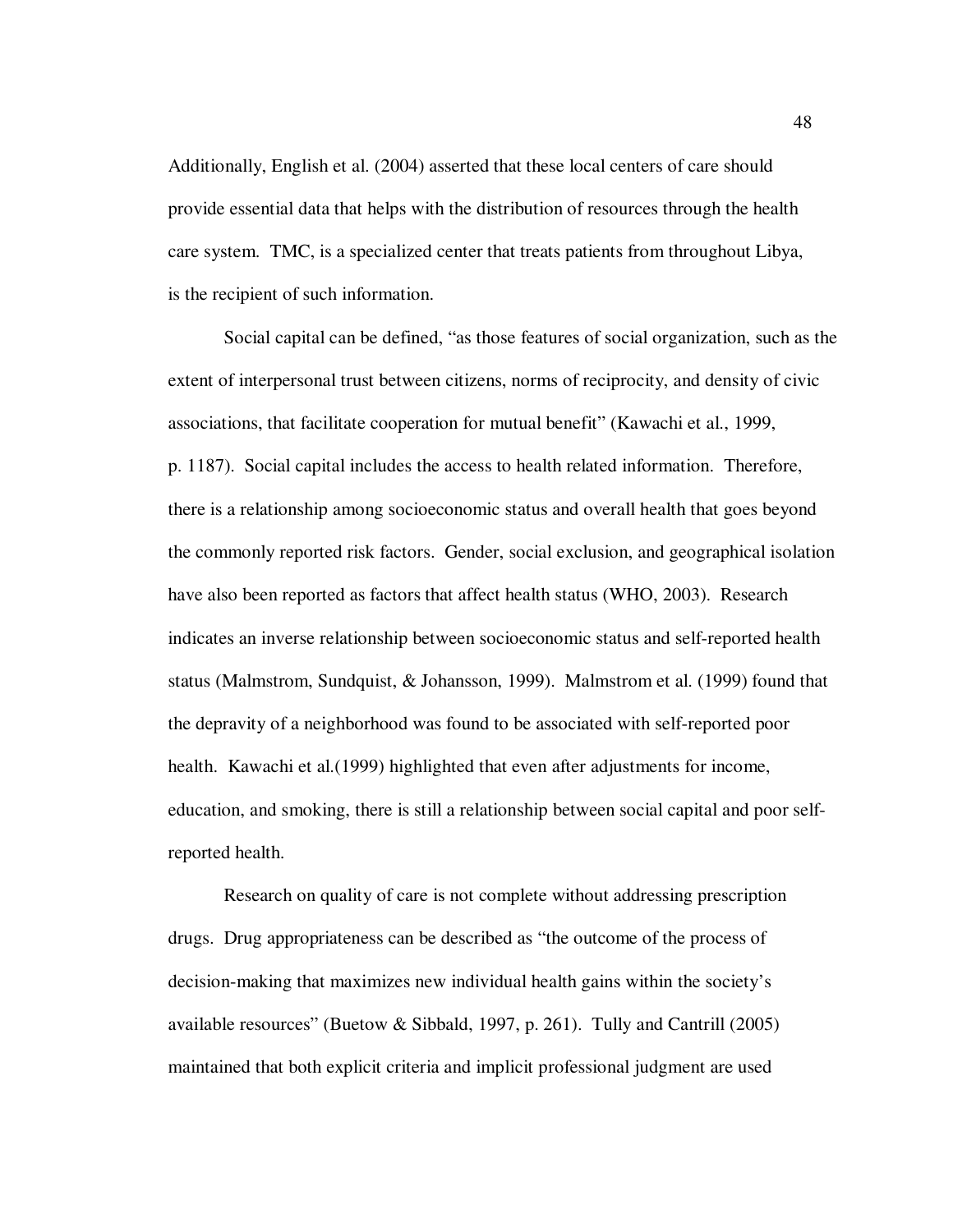Additionally, English et al. (2004) asserted that these local centers of care should provide essential data that helps with the distribution of resources through the health care system. TMC, is a specialized center that treats patients from throughout Libya, is the recipient of such information.

Social capital can be defined, "as those features of social organization, such as the extent of interpersonal trust between citizens, norms of reciprocity, and density of civic associations, that facilitate cooperation for mutual benefit" (Kawachi et al., 1999, p. 1187). Social capital includes the access to health related information. Therefore, there is a relationship among socioeconomic status and overall health that goes beyond the commonly reported risk factors. Gender, social exclusion, and geographical isolation have also been reported as factors that affect health status (WHO, 2003). Research indicates an inverse relationship between socioeconomic status and self-reported health status (Malmstrom, Sundquist, & Johansson, 1999). Malmstrom et al. (1999) found that the depravity of a neighborhood was found to be associated with self-reported poor health. Kawachi et al.(1999) highlighted that even after adjustments for income, education, and smoking, there is still a relationship between social capital and poor self-reported health.

Research on quality of care is not complete without addressing prescription drugs. Drug appropriateness can be described as "the outcome of the process of decision-making that maximizes new individual health gains within the society's available resources" (Buetow & Sibbald, 1997, p. 261). Tully and Cantrill (2005) maintained that both explicit criteria and implicit professional judgment are used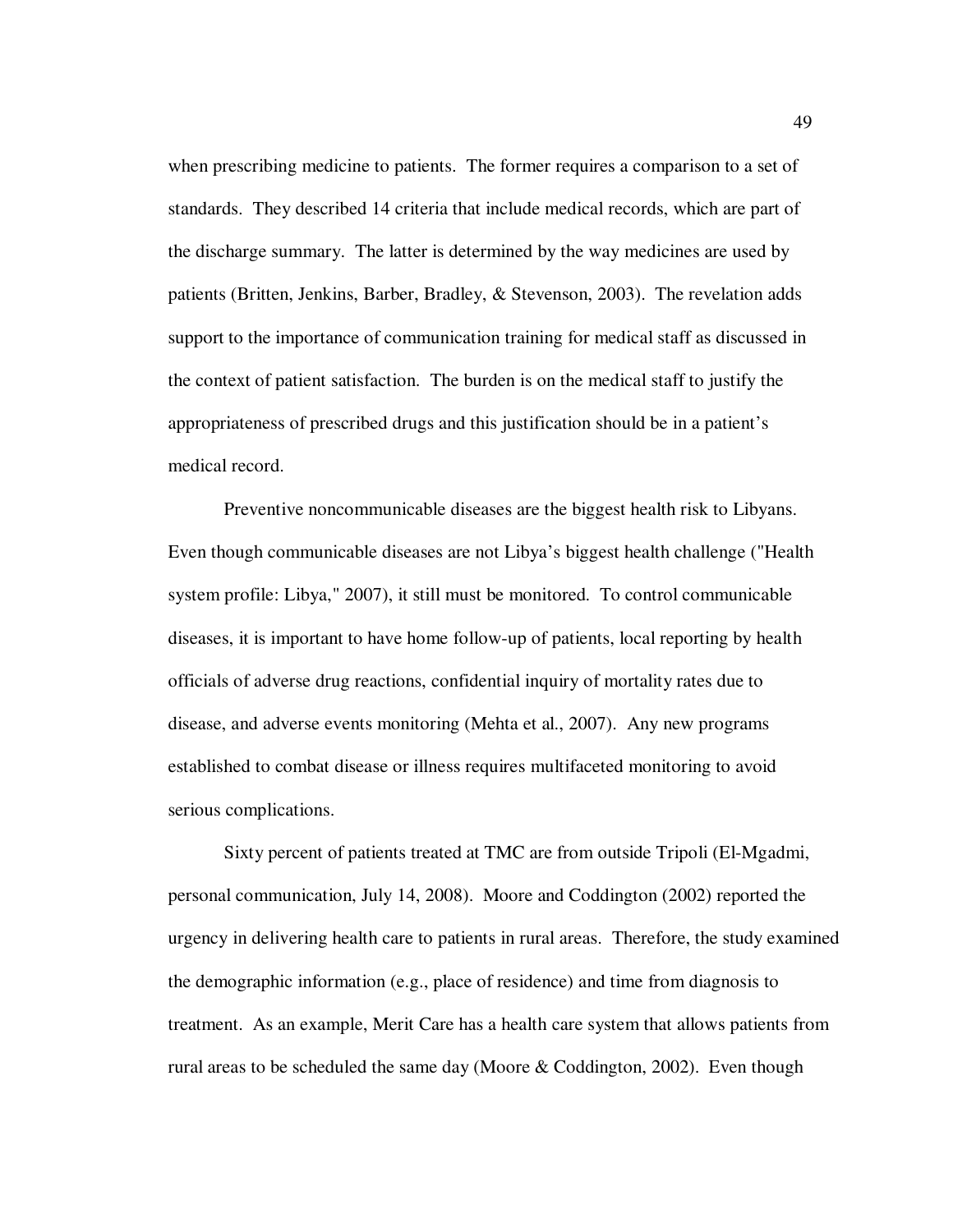when prescribing medicine to patients. The former requires a comparison to a set of standards. They described 14 criteria that include medical records, which are part of the discharge summary. The latter is determined by the way medicines are used by patients (Britten, Jenkins, Barber, Bradley, & Stevenson, 2003). The revelation adds support to the importance of communication training for medical staff as discussed in the context of patient satisfaction. The burden is on the medical staff to justify the appropriateness of prescribed drugs and this justification should be in a patient's medical record.

Preventive noncommunicable diseases are the biggest health risk to Libyans. Even though communicable diseases are not Libya's biggest health challenge ("Health system profile: Libya," 2007), it still must be monitored. To control communicable diseases, it is important to have home follow-up of patients, local reporting by health officials of adverse drug reactions, confidential inquiry of mortality rates due to disease, and adverse events monitoring (Mehta et al., 2007). Any new programs established to combat disease or illness requires multifaceted monitoring to avoid serious complications.

Sixty percent of patients treated at TMC are from outside Tripoli (El-Mgadmi, personal communication, July 14, 2008). Moore and Coddington (2002) reported the urgency in delivering health care to patients in rural areas. Therefore, the study examined the demographic information (e.g., place of residence) and time from diagnosis to treatment. As an example, Merit Care has a health care system that allows patients from rural areas to be scheduled the same day (Moore & Coddington, 2002). Even though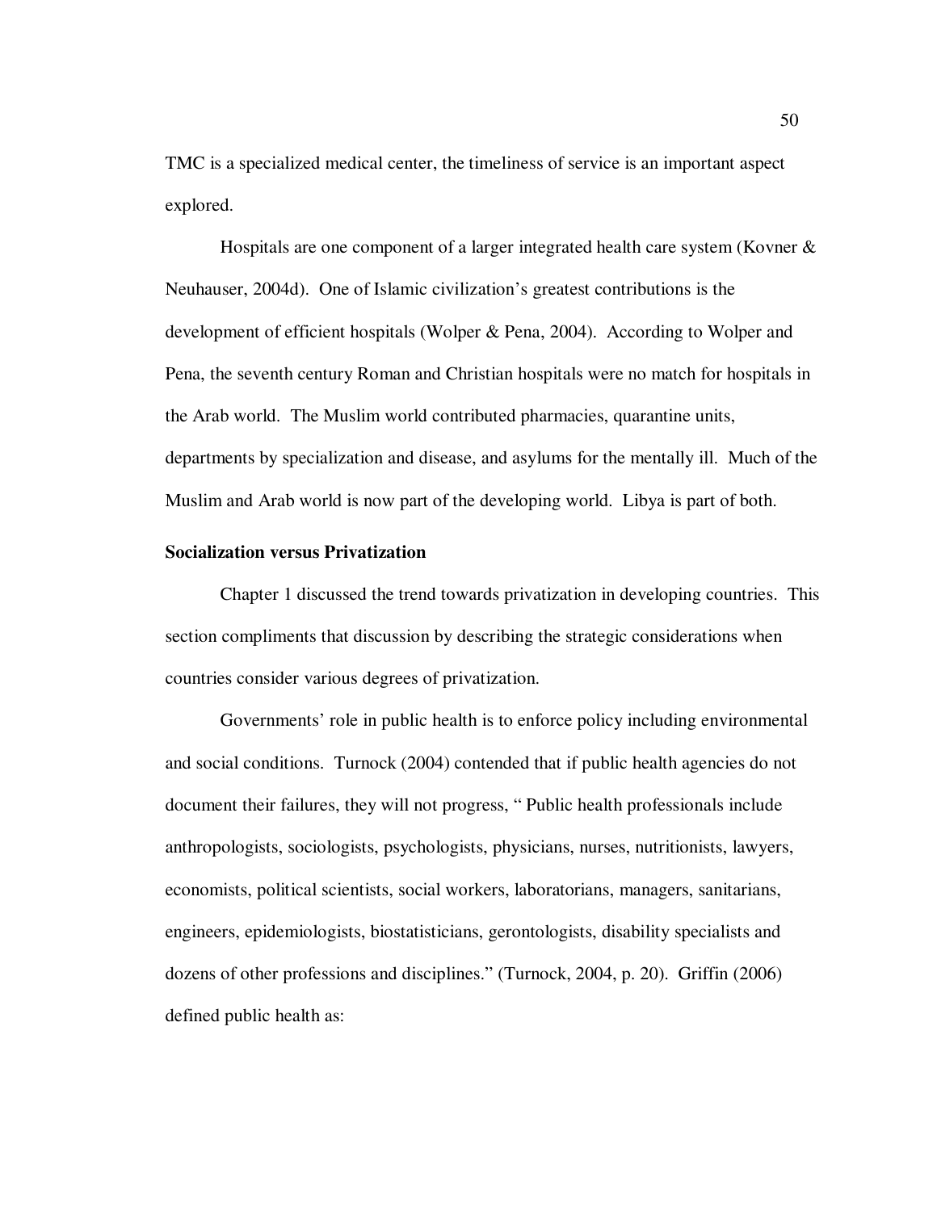TMC is a specialized medical center, the timeliness of service is an important aspect explored.

Hospitals are one component of a larger integrated health care system (Kovner & Neuhauser, 2004d). One of Islamic civilization's greatest contributions is the development of efficient hospitals (Wolper & Pena, 2004). According to Wolper and Pena, the seventh century Roman and Christian hospitals were no match for hospitals in the Arab world. The Muslim world contributed pharmacies, quarantine units, departments by specialization and disease, and asylums for the mentally ill. Much of the Muslim and Arab world is now part of the developing world. Libya is part of both.

**Socialization versus Privatization**

Chapter 1 discussed the trend towards privatization in developing countries. This section compliments that discussion by describing the strategic considerations when countries consider various degrees of privatization.

Governments' role in public health is to enforce policy including environmental and social conditions. Turnock (2004) contended that if public health agencies do not document their failures, they will not progress, " Public health professionals include anthropologists, sociologists, psychologists, physicians, nurses, nutritionists, lawyers, economists, political scientists, social workers, laboratorians, managers, sanitarians, engineers, epidemiologists, biostatisticians, gerontologists, disability specialists and dozens of other professions and disciplines." (Turnock, 2004, p. 20). Griffin (2006) defined public health as: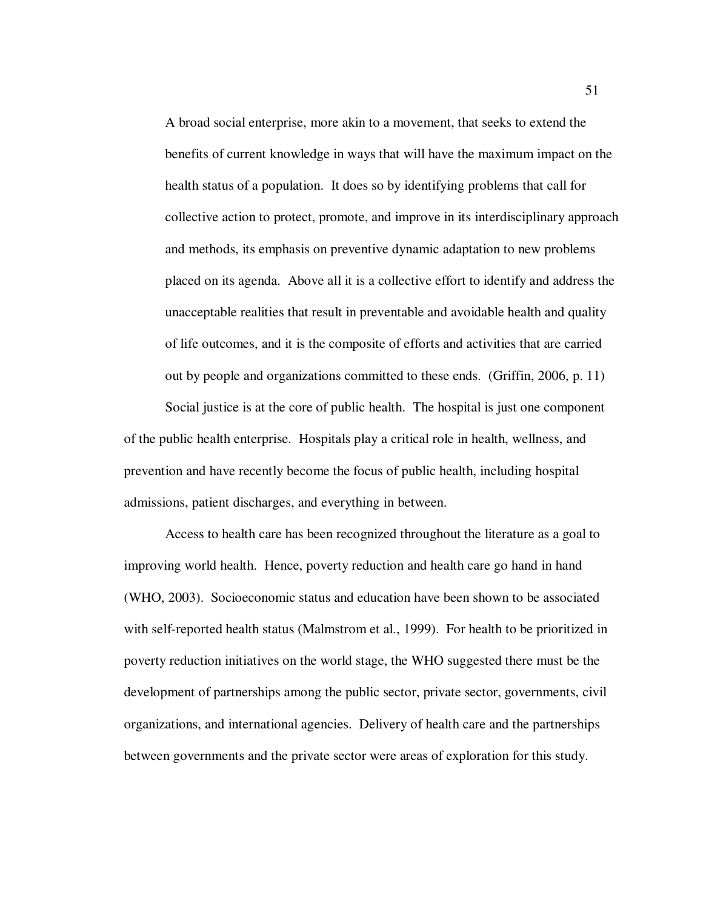> A broad social enterprise, more akin to a movement, that seeks to extend the benefits of current knowledge in ways that will have the maximum impact on the health status of a population. It does so by identifying problems that call for collective action to protect, promote, and improve in its interdisciplinary approach and methods, its emphasis on preventive dynamic adaptation to new problems placed on its agenda. Above all it is a collective effort to identify and address the unacceptable realities that result in preventable and avoidable health and quality of life outcomes, and it is the composite of efforts and activities that are carried out by people and organizations committed to these ends. (Griffin, 2006, p. 11)

Social justice is at the core of public health. The hospital is just one component of the public health enterprise. Hospitals play a critical role in health, wellness, and prevention and have recently become the focus of public health, including hospital admissions, patient discharges, and everything in between.

Access to health care has been recognized throughout the literature as a goal to improving world health. Hence, poverty reduction and health care go hand in hand (WHO, 2003). Socioeconomic status and education have been shown to be associated with self-reported health status (Malmstrom et al., 1999). For health to be prioritized in poverty reduction initiatives on the world stage, the WHO suggested there must be the development of partnerships among the public sector, private sector, governments, civil organizations, and international agencies. Delivery of health care and the partnerships between governments and the private sector were areas of exploration for this study.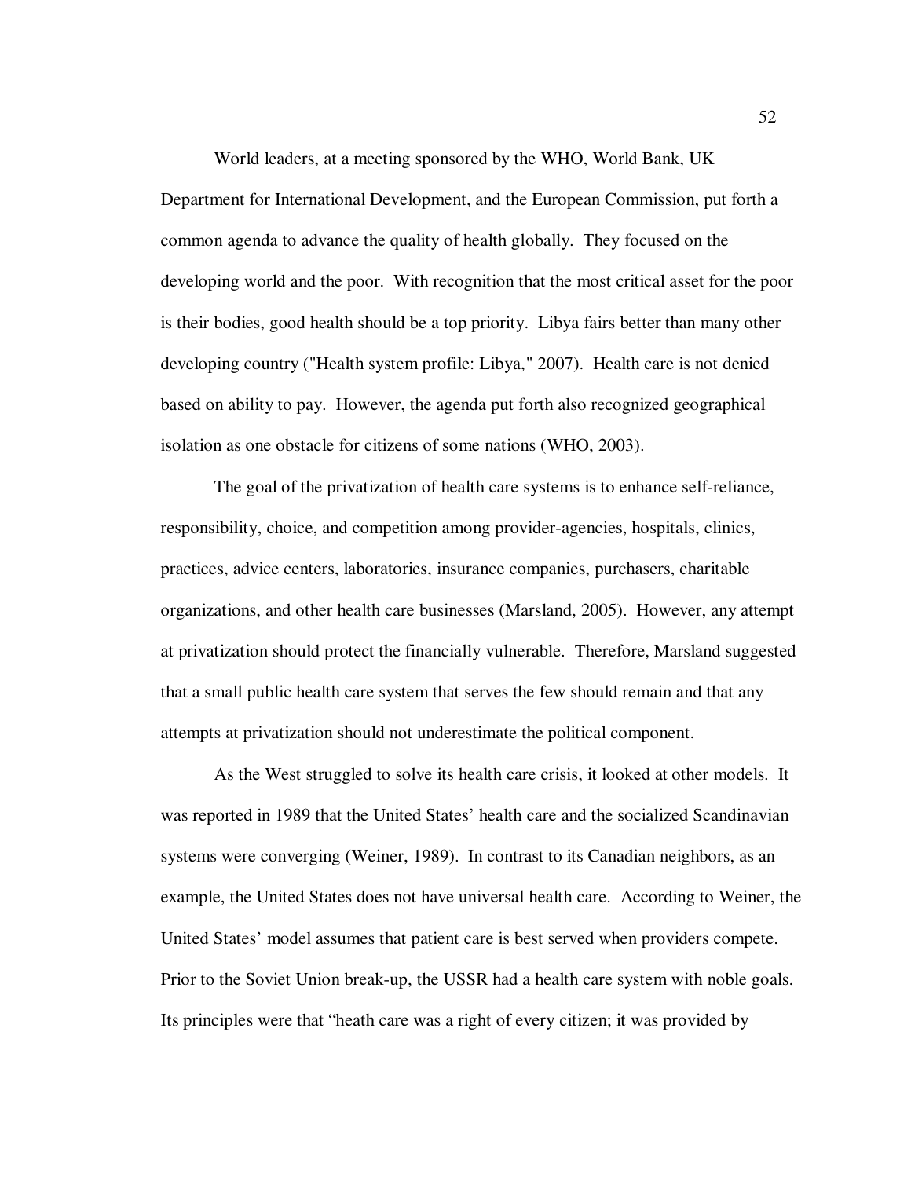World leaders, at a meeting sponsored by the WHO, World Bank, UK Department for International Development, and the European Commission, put forth a common agenda to advance the quality of health globally. They focused on the developing world and the poor. With recognition that the most critical asset for the poor is their bodies, good health should be a top priority. Libya fairs better than many other developing country ("Health system profile: Libya," 2007). Health care is not denied based on ability to pay. However, the agenda put forth also recognized geographical isolation as one obstacle for citizens of some nations (WHO, 2003).

The goal of the privatization of health care systems is to enhance self-reliance, responsibility, choice, and competition among provider-agencies, hospitals, clinics, practices, advice centers, laboratories, insurance companies, purchasers, charitable organizations, and other health care businesses (Marsland, 2005). However, any attempt at privatization should protect the financially vulnerable. Therefore, Marsland suggested that a small public health care system that serves the few should remain and that any attempts at privatization should not underestimate the political component.

As the West struggled to solve its health care crisis, it looked at other models. It was reported in 1989 that the United States' health care and the socialized Scandinavian systems were converging (Weiner, 1989). In contrast to its Canadian neighbors, as an example, the United States does not have universal health care. According to Weiner, the United States' model assumes that patient care is best served when providers compete. Prior to the Soviet Union break-up, the USSR had a health care system with noble goals. Its principles were that "heath care was a right of every citizen; it was provided by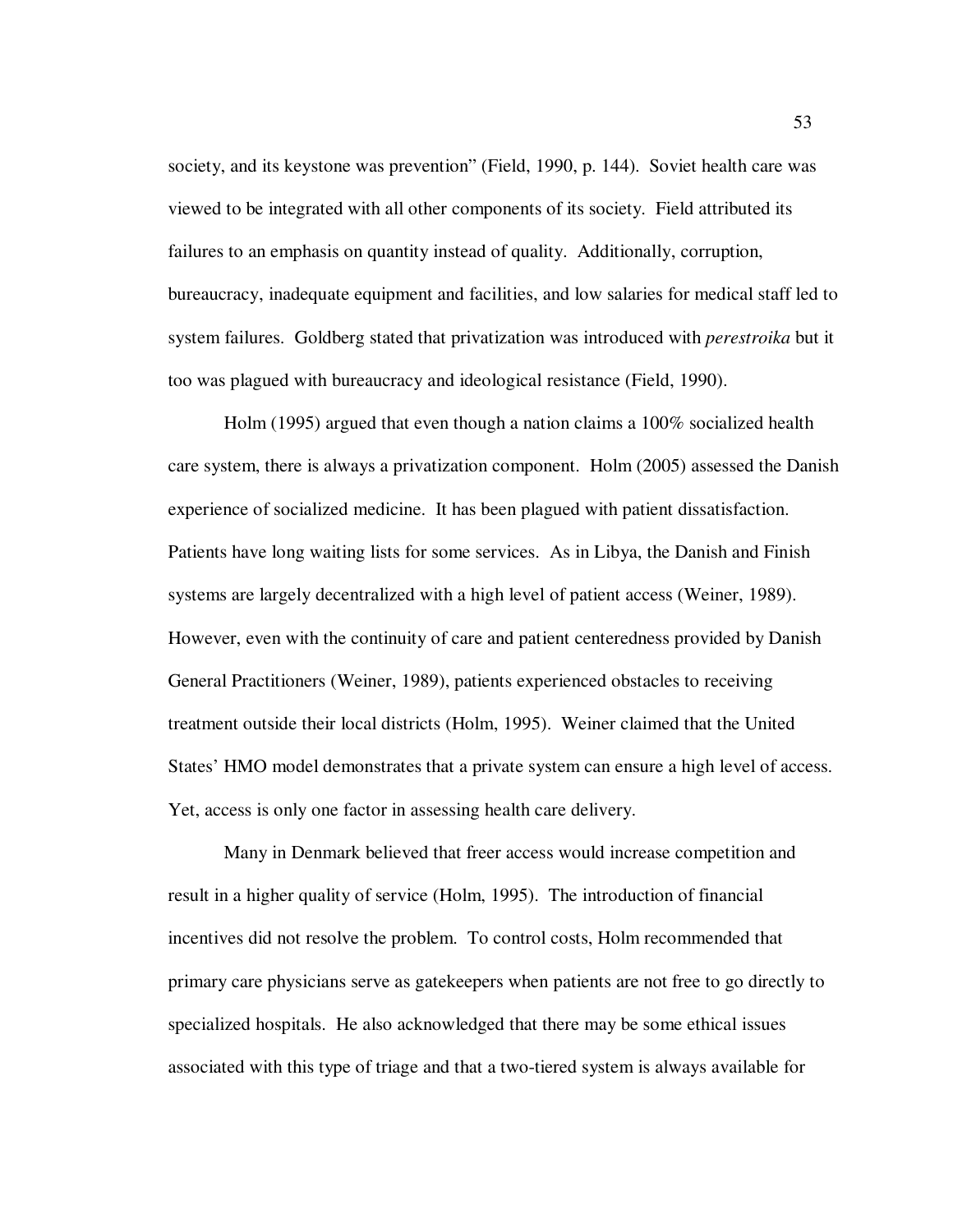society, and its keystone was prevention" (Field, 1990, p. 144). Soviet health care was viewed to be integrated with all other components of its society. Field attributed its failures to an emphasis on quantity instead of quality. Additionally, corruption, bureaucracy, inadequate equipment and facilities, and low salaries for medical staff led to system failures. Goldberg stated that privatization was introduced with *perestroika* but it too was plagued with bureaucracy and ideological resistance (Field, 1990).

Holm (1995) argued that even though a nation claims a 100% socialized health care system, there is always a privatization component. Holm (2005) assessed the Danish experience of socialized medicine. It has been plagued with patient dissatisfaction. Patients have long waiting lists for some services. As in Libya, the Danish and Finish systems are largely decentralized with a high level of patient access (Weiner, 1989). However, even with the continuity of care and patient centeredness provided by Danish General Practitioners (Weiner, 1989), patients experienced obstacles to receiving treatment outside their local districts (Holm, 1995). Weiner claimed that the United States' HMO model demonstrates that a private system can ensure a high level of access. Yet, access is only one factor in assessing health care delivery.

Many in Denmark believed that freer access would increase competition and result in a higher quality of service (Holm, 1995). The introduction of financial incentives did not resolve the problem. To control costs, Holm recommended that primary care physicians serve as gatekeepers when patients are not free to go directly to specialized hospitals. He also acknowledged that there may be some ethical issues associated with this type of triage and that a two-tiered system is always available for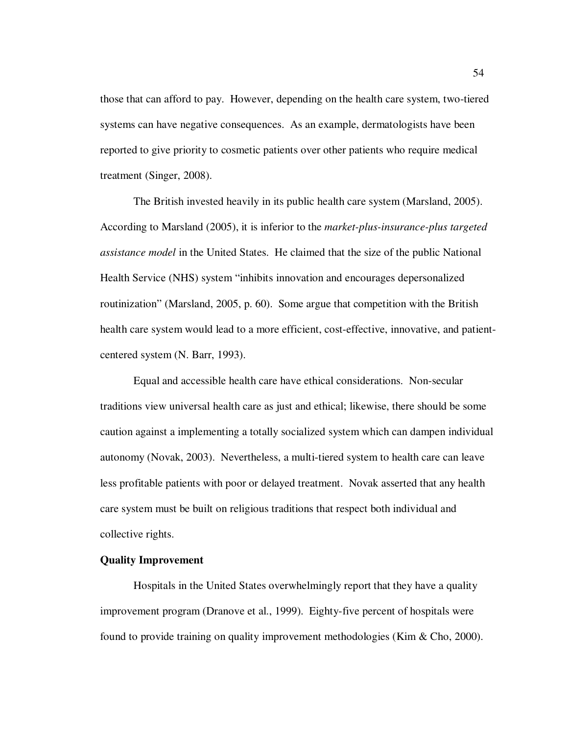those that can afford to pay. However, depending on the health care system, two-tiered systems can have negative consequences. As an example, dermatologists have been reported to give priority to cosmetic patients over other patients who require medical treatment (Singer, 2008).

The British invested heavily in its public health care system (Marsland, 2005). According to Marsland (2005), it is inferior to the *market-plus-insurance-plus targeted assistance model* in the United States. He claimed that the size of the public National Health Service (NHS) system "inhibits innovation and encourages depersonalized routinization" (Marsland, 2005, p. 60). Some argue that competition with the British health care system would lead to a more efficient, cost-effective, innovative, and patient-centered system (N. Barr, 1993).

Equal and accessible health care have ethical considerations. Non-secular traditions view universal health care as just and ethical; likewise, there should be some caution against a implementing a totally socialized system which can dampen individual autonomy (Novak, 2003). Nevertheless, a multi-tiered system to health care can leave less profitable patients with poor or delayed treatment. Novak asserted that any health care system must be built on religious traditions that respect both individual and collective rights.

**Quality Improvement**

Hospitals in the United States overwhelmingly report that they have a quality improvement program (Dranove et al., 1999). Eighty-five percent of hospitals were found to provide training on quality improvement methodologies (Kim & Cho, 2000).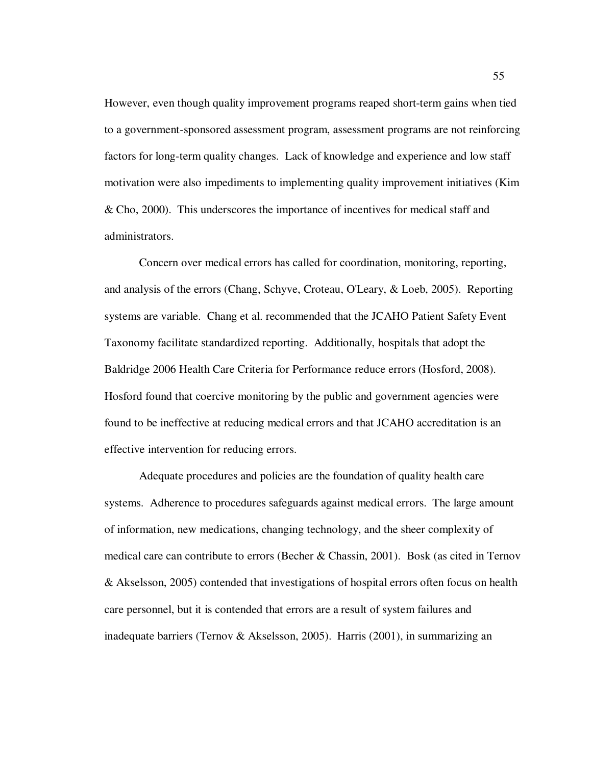However, even though quality improvement programs reaped short-term gains when tied to a government-sponsored assessment program, assessment programs are not reinforcing factors for long-term quality changes. Lack of knowledge and experience and low staff motivation were also impediments to implementing quality improvement initiatives (Kim & Cho, 2000). This underscores the importance of incentives for medical staff and administrators.

Concern over medical errors has called for coordination, monitoring, reporting, and analysis of the errors (Chang, Schyve, Croteau, O'Leary, & Loeb, 2005). Reporting systems are variable. Chang et al. recommended that the JCAHO Patient Safety Event Taxonomy facilitate standardized reporting. Additionally, hospitals that adopt the Baldridge 2006 Health Care Criteria for Performance reduce errors (Hosford, 2008). Hosford found that coercive monitoring by the public and government agencies were found to be ineffective at reducing medical errors and that JCAHO accreditation is an effective intervention for reducing errors.

Adequate procedures and policies are the foundation of quality health care systems. Adherence to procedures safeguards against medical errors. The large amount of information, new medications, changing technology, and the sheer complexity of medical care can contribute to errors (Becher & Chassin, 2001). Bosk (as cited in Ternov & Akselsson, 2005) contended that investigations of hospital errors often focus on health care personnel, but it is contended that errors are a result of system failures and inadequate barriers (Ternov & Akselsson, 2005). Harris (2001), in summarizing an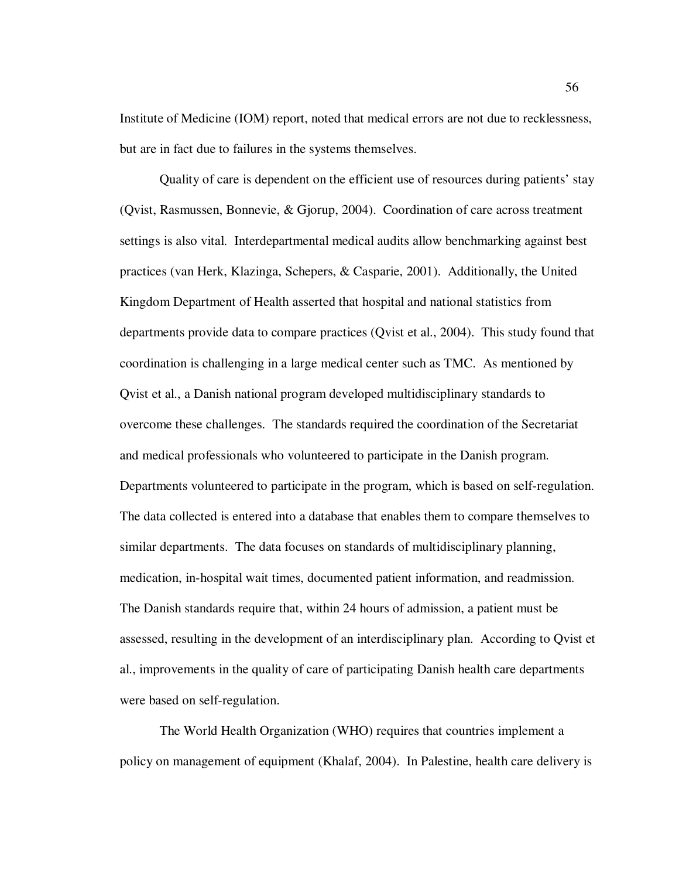Institute of Medicine (IOM) report, noted that medical errors are not due to recklessness, but are in fact due to failures in the systems themselves.

Quality of care is dependent on the efficient use of resources during patients' stay (Qvist, Rasmussen, Bonnevie, & Gjorup, 2004). Coordination of care across treatment settings is also vital. Interdepartmental medical audits allow benchmarking against best practices (van Herk, Klazinga, Schepers, & Casparie, 2001). Additionally, the United Kingdom Department of Health asserted that hospital and national statistics from departments provide data to compare practices (Qvist et al., 2004). This study found that coordination is challenging in a large medical center such as TMC. As mentioned by Qvist et al., a Danish national program developed multidisciplinary standards to overcome these challenges. The standards required the coordination of the Secretariat and medical professionals who volunteered to participate in the Danish program. Departments volunteered to participate in the program, which is based on self-regulation. The data collected is entered into a database that enables them to compare themselves to similar departments. The data focuses on standards of multidisciplinary planning, medication, in-hospital wait times, documented patient information, and readmission. The Danish standards require that, within 24 hours of admission, a patient must be assessed, resulting in the development of an interdisciplinary plan. According to Qvist et al., improvements in the quality of care of participating Danish health care departments were based on self-regulation.

The World Health Organization (WHO) requires that countries implement a policy on management of equipment (Khalaf, 2004). In Palestine, health care delivery is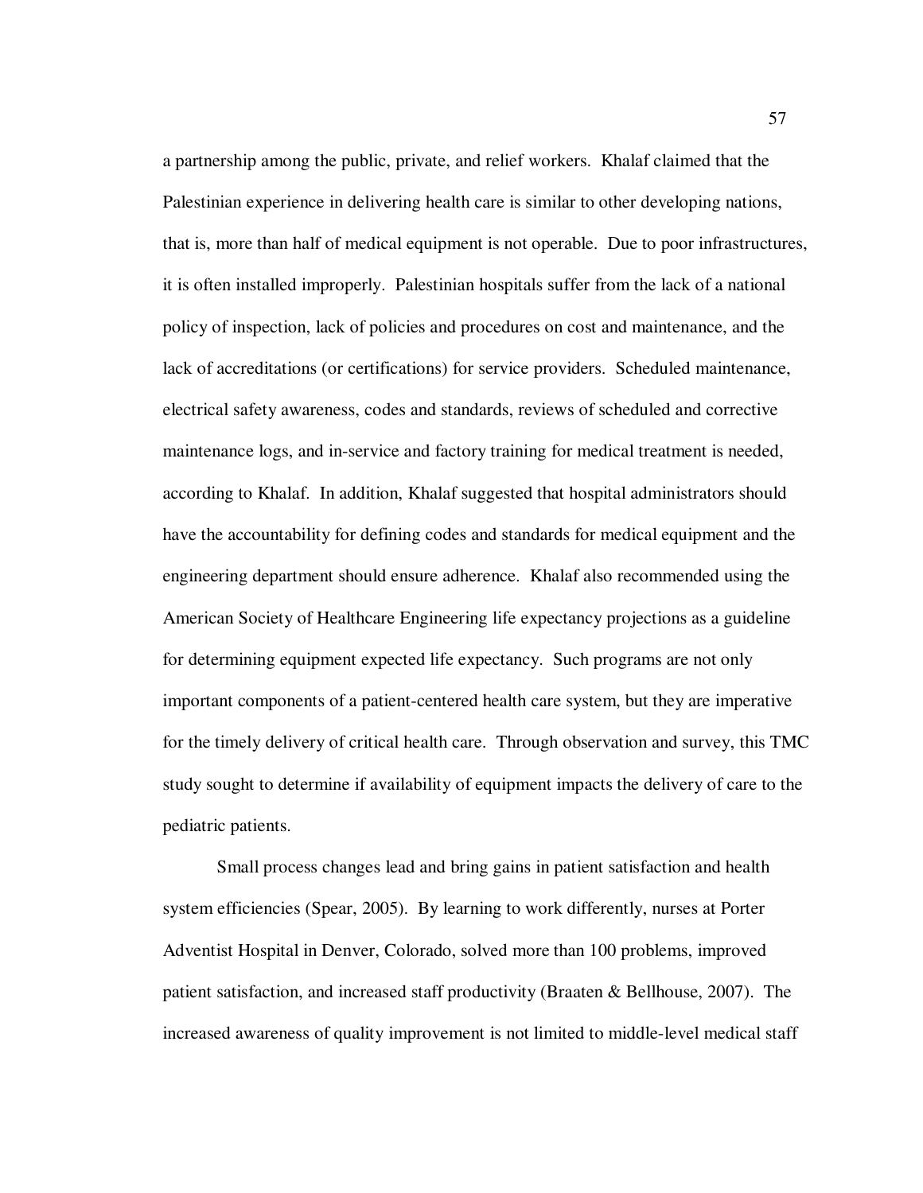a partnership among the public, private, and relief workers. Khalaf claimed that the Palestinian experience in delivering health care is similar to other developing nations, that is, more than half of medical equipment is not operable. Due to poor infrastructures, it is often installed improperly. Palestinian hospitals suffer from the lack of a national policy of inspection, lack of policies and procedures on cost and maintenance, and the lack of accreditations (or certifications) for service providers. Scheduled maintenance, electrical safety awareness, codes and standards, reviews of scheduled and corrective maintenance logs, and in-service and factory training for medical treatment is needed, according to Khalaf. In addition, Khalaf suggested that hospital administrators should have the accountability for defining codes and standards for medical equipment and the engineering department should ensure adherence. Khalaf also recommended using the American Society of Healthcare Engineering life expectancy projections as a guideline for determining equipment expected life expectancy. Such programs are not only important components of a patient-centered health care system, but they are imperative for the timely delivery of critical health care. Through observation and survey, this TMC study sought to determine if availability of equipment impacts the delivery of care to the pediatric patients.

Small process changes lead and bring gains in patient satisfaction and health system efficiencies (Spear, 2005). By learning to work differently, nurses at Porter Adventist Hospital in Denver, Colorado, solved more than 100 problems, improved patient satisfaction, and increased staff productivity (Braaten & Bellhouse, 2007). The increased awareness of quality improvement is not limited to middle-level medical staff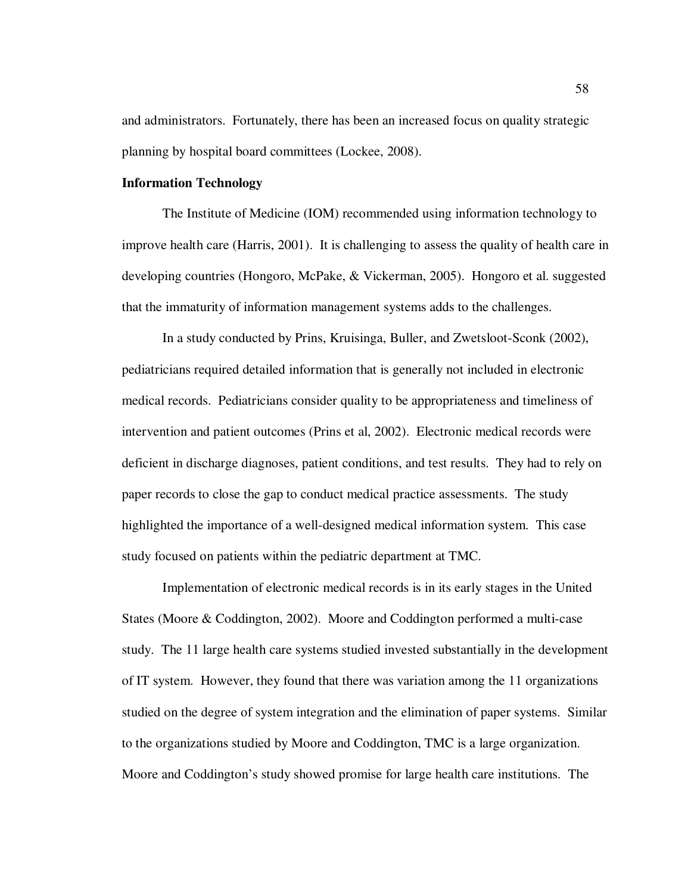and administrators. Fortunately, there has been an increased focus on quality strategic planning by hospital board committees (Lockee, 2008).

**Information Technology**

The Institute of Medicine (IOM) recommended using information technology to improve health care (Harris, 2001). It is challenging to assess the quality of health care in developing countries (Hongoro, McPake, & Vickerman, 2005). Hongoro et al. suggested that the immaturity of information management systems adds to the challenges.

In a study conducted by Prins, Kruisinga, Buller, and Zwetsloot-Sconk (2002), pediatricians required detailed information that is generally not included in electronic medical records. Pediatricians consider quality to be appropriateness and timeliness of intervention and patient outcomes (Prins et al, 2002). Electronic medical records were deficient in discharge diagnoses, patient conditions, and test results. They had to rely on paper records to close the gap to conduct medical practice assessments. The study highlighted the importance of a well-designed medical information system. This case study focused on patients within the pediatric department at TMC.

Implementation of electronic medical records is in its early stages in the United States (Moore & Coddington, 2002). Moore and Coddington performed a multi-case study. The 11 large health care systems studied invested substantially in the development of IT system. However, they found that there was variation among the 11 organizations studied on the degree of system integration and the elimination of paper systems. Similar to the organizations studied by Moore and Coddington, TMC is a large organization. Moore and Coddington's study showed promise for large health care institutions. The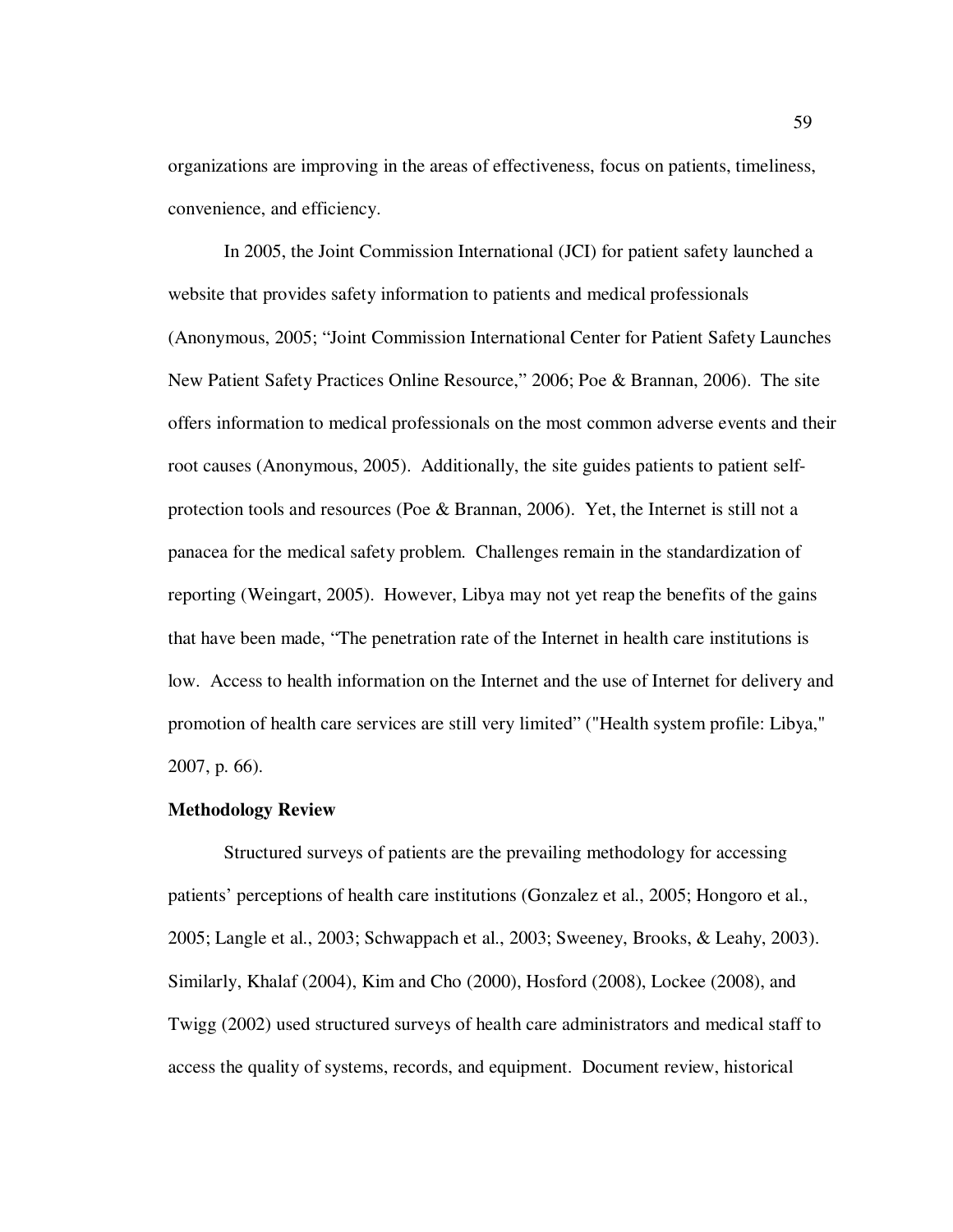organizations are improving in the areas of effectiveness, focus on patients, timeliness, convenience, and efficiency.

In 2005, the Joint Commission International (JCI) for patient safety launched a website that provides safety information to patients and medical professionals (Anonymous, 2005; “Joint Commission International Center for Patient Safety Launches New Patient Safety Practices Online Resource,” 2006; Poe & Brannan, 2006). The site offers information to medical professionals on the most common adverse events and their root causes (Anonymous, 2005). Additionally, the site guides patients to patient self-protection tools and resources (Poe & Brannan, 2006). Yet, the Internet is still not a panacea for the medical safety problem. Challenges remain in the standardization of reporting (Weingart, 2005). However, Libya may not yet reap the benefits of the gains that have been made, “The penetration rate of the Internet in health care institutions is low. Access to health information on the Internet and the use of Internet for delivery and promotion of health care services are still very limited” ("Health system profile: Libya," 2007, p. 66).

**Methodology Review**

Structured surveys of patients are the prevailing methodology for accessing patients’ perceptions of health care institutions (Gonzalez et al., 2005; Hongoro et al., 2005; Langle et al., 2003; Schwappach et al., 2003; Sweeney, Brooks, & Leahy, 2003). Similarly, Khalaf (2004), Kim and Cho (2000), Hosford (2008), Lockee (2008), and Twigg (2002) used structured surveys of health care administrators and medical staff to access the quality of systems, records, and equipment. Document review, historical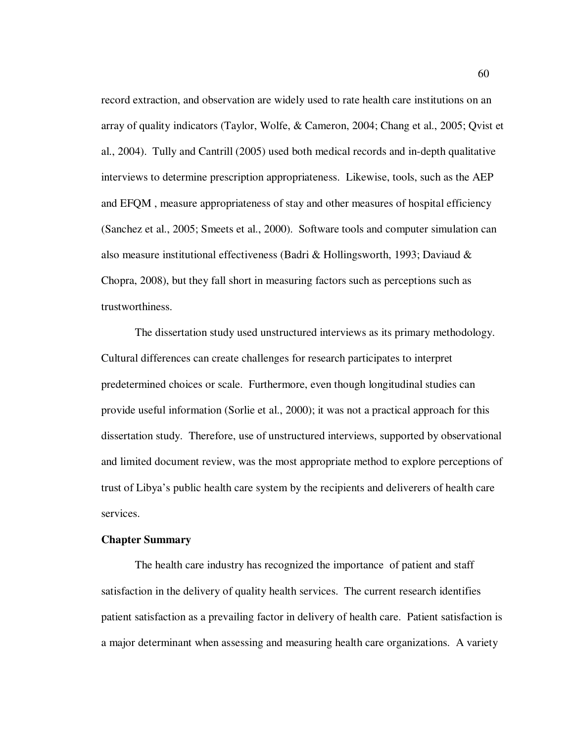record extraction, and observation are widely used to rate health care institutions on an array of quality indicators (Taylor, Wolfe, & Cameron, 2004; Chang et al., 2005; Qvist et al., 2004). Tully and Cantrill (2005) used both medical records and in-depth qualitative interviews to determine prescription appropriateness. Likewise, tools, such as the AEP and EFQM , measure appropriateness of stay and other measures of hospital efficiency (Sanchez et al., 2005; Smeets et al., 2000). Software tools and computer simulation can also measure institutional effectiveness (Badri & Hollingsworth, 1993; Daviaud & Chopra, 2008), but they fall short in measuring factors such as perceptions such as trustworthiness.

The dissertation study used unstructured interviews as its primary methodology. Cultural differences can create challenges for research participates to interpret predetermined choices or scale. Furthermore, even though longitudinal studies can provide useful information (Sorlie et al., 2000); it was not a practical approach for this dissertation study. Therefore, use of unstructured interviews, supported by observational and limited document review, was the most appropriate method to explore perceptions of trust of Libya's public health care system by the recipients and deliverers of health care services.

**Chapter Summary**

The health care industry has recognized the importance of patient and staff satisfaction in the delivery of quality health services. The current research identifies patient satisfaction as a prevailing factor in delivery of health care. Patient satisfaction is a major determinant when assessing and measuring health care organizations. A variety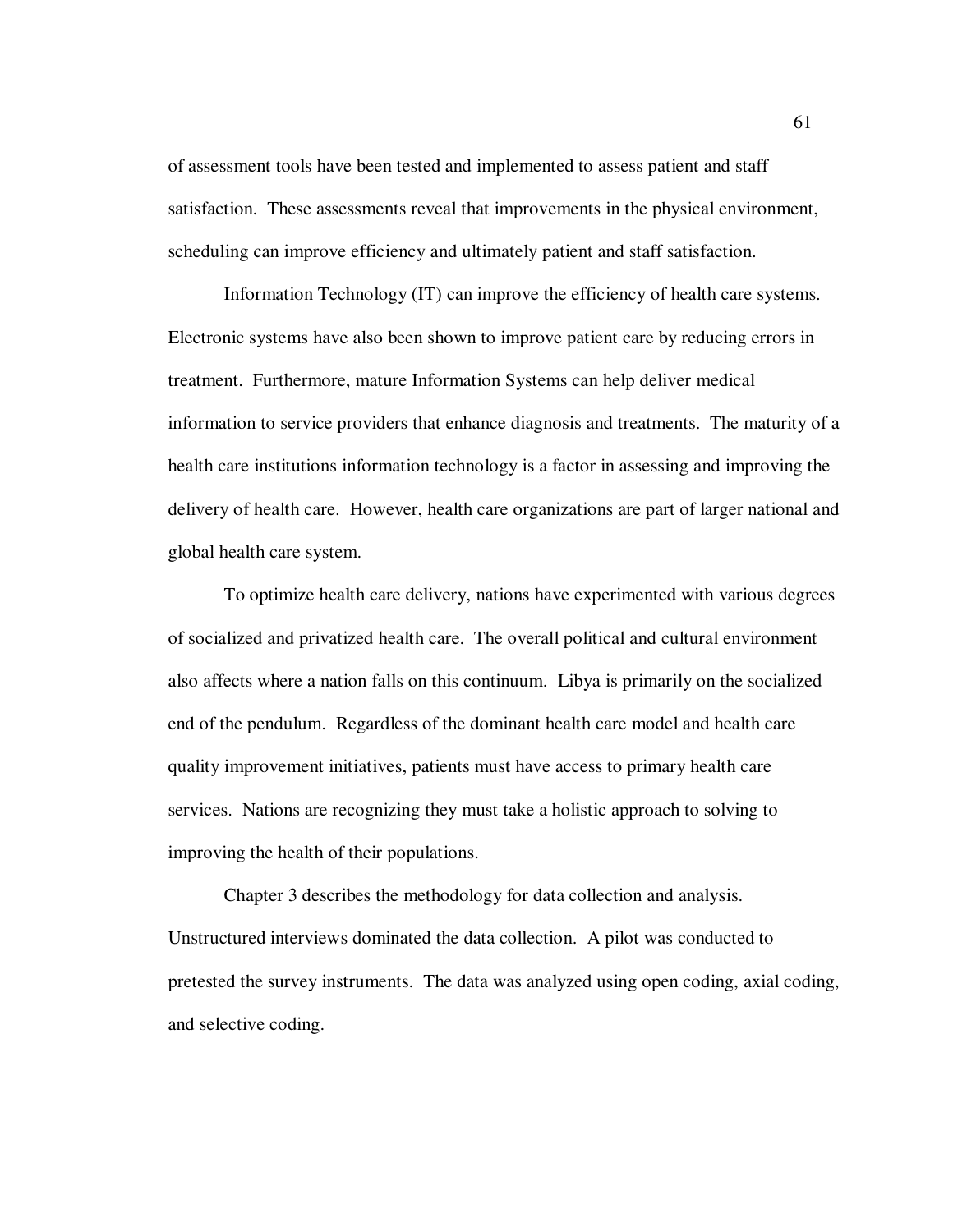of assessment tools have been tested and implemented to assess patient and staff satisfaction. These assessments reveal that improvements in the physical environment, scheduling can improve efficiency and ultimately patient and staff satisfaction.

Information Technology (IT) can improve the efficiency of health care systems. Electronic systems have also been shown to improve patient care by reducing errors in treatment. Furthermore, mature Information Systems can help deliver medical information to service providers that enhance diagnosis and treatments. The maturity of a health care institutions information technology is a factor in assessing and improving the delivery of health care. However, health care organizations are part of larger national and global health care system.

To optimize health care delivery, nations have experimented with various degrees of socialized and privatized health care. The overall political and cultural environment also affects where a nation falls on this continuum. Libya is primarily on the socialized end of the pendulum. Regardless of the dominant health care model and health care quality improvement initiatives, patients must have access to primary health care services. Nations are recognizing they must take a holistic approach to solving to improving the health of their populations.

Chapter 3 describes the methodology for data collection and analysis. Unstructured interviews dominated the data collection. A pilot was conducted to pretested the survey instruments. The data was analyzed using open coding, axial coding, and selective coding.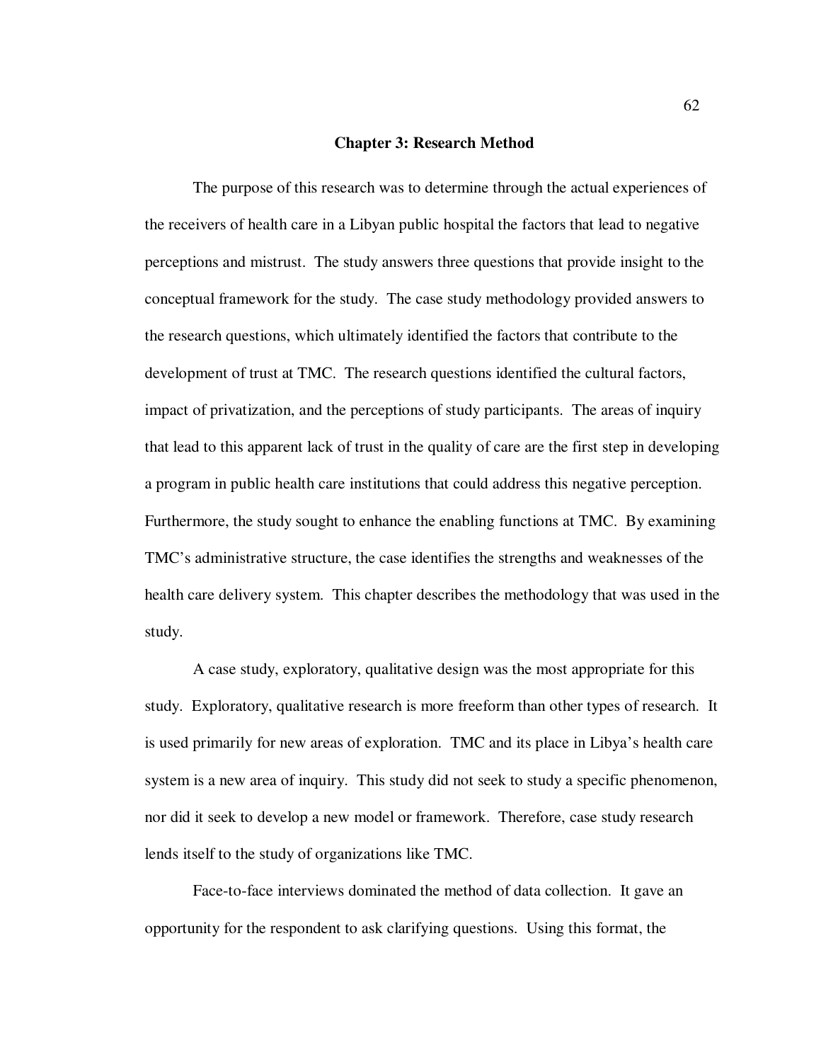# Chapter 3: Research Method

The purpose of this research was to determine through the actual experiences of the receivers of health care in a Libyan public hospital the factors that lead to negative perceptions and mistrust. The study answers three questions that provide insight to the conceptual framework for the study. The case study methodology provided answers to the research questions, which ultimately identified the factors that contribute to the development of trust at TMC. The research questions identified the cultural factors, impact of privatization, and the perceptions of study participants. The areas of inquiry that lead to this apparent lack of trust in the quality of care are the first step in developing a program in public health care institutions that could address this negative perception. Furthermore, the study sought to enhance the enabling functions at TMC. By examining TMC's administrative structure, the case identifies the strengths and weaknesses of the health care delivery system. This chapter describes the methodology that was used in the study.

A case study, exploratory, qualitative design was the most appropriate for this study. Exploratory, qualitative research is more freeform than other types of research. It is used primarily for new areas of exploration. TMC and its place in Libya's health care system is a new area of inquiry. This study did not seek to study a specific phenomenon, nor did it seek to develop a new model or framework. Therefore, case study research lends itself to the study of organizations like TMC.

Face-to-face interviews dominated the method of data collection. It gave an opportunity for the respondent to ask clarifying questions. Using this format, the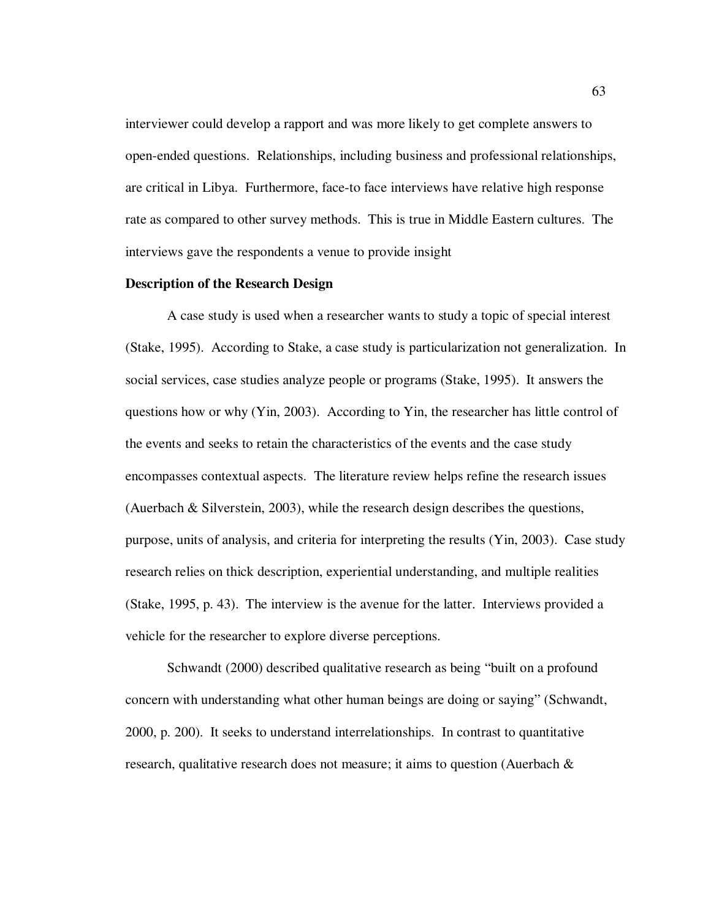interviewer could develop a rapport and was more likely to get complete answers to open-ended questions. Relationships, including business and professional relationships, are critical in Libya. Furthermore, face-to face interviews have relative high response rate as compared to other survey methods. This is true in Middle Eastern cultures. The interviews gave the respondents a venue to provide insight

**Description of the Research Design**

A case study is used when a researcher wants to study a topic of special interest (Stake, 1995). According to Stake, a case study is particularization not generalization. In social services, case studies analyze people or programs (Stake, 1995). It answers the questions how or why (Yin, 2003). According to Yin, the researcher has little control of the events and seeks to retain the characteristics of the events and the case study encompasses contextual aspects. The literature review helps refine the research issues (Auerbach & Silverstein, 2003), while the research design describes the questions, purpose, units of analysis, and criteria for interpreting the results (Yin, 2003). Case study research relies on thick description, experiential understanding, and multiple realities (Stake, 1995, p. 43). The interview is the avenue for the latter. Interviews provided a vehicle for the researcher to explore diverse perceptions.

Schwandt (2000) described qualitative research as being "built on a profound concern with understanding what other human beings are doing or saying" (Schwandt, 2000, p. 200). It seeks to understand interrelationships. In contrast to quantitative research, qualitative research does not measure; it aims to question (Auerbach &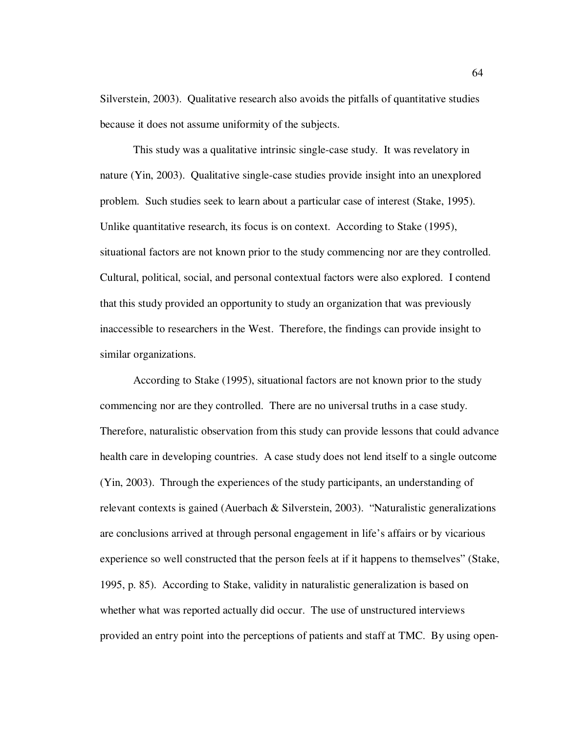Silverstein, 2003). Qualitative research also avoids the pitfalls of quantitative studies because it does not assume uniformity of the subjects.

This study was a qualitative intrinsic single-case study. It was revelatory in nature (Yin, 2003). Qualitative single-case studies provide insight into an unexplored problem. Such studies seek to learn about a particular case of interest (Stake, 1995). Unlike quantitative research, its focus is on context. According to Stake (1995), situational factors are not known prior to the study commencing nor are they controlled. Cultural, political, social, and personal contextual factors were also explored. I contend that this study provided an opportunity to study an organization that was previously inaccessible to researchers in the West. Therefore, the findings can provide insight to similar organizations.

According to Stake (1995), situational factors are not known prior to the study commencing nor are they controlled. There are no universal truths in a case study. Therefore, naturalistic observation from this study can provide lessons that could advance health care in developing countries. A case study does not lend itself to a single outcome (Yin, 2003). Through the experiences of the study participants, an understanding of relevant contexts is gained (Auerbach & Silverstein, 2003). "Naturalistic generalizations are conclusions arrived at through personal engagement in life's affairs or by vicarious experience so well constructed that the person feels at if it happens to themselves" (Stake, 1995, p. 85). According to Stake, validity in naturalistic generalization is based on whether what was reported actually did occur. The use of unstructured interviews provided an entry point into the perceptions of patients and staff at TMC. By using open-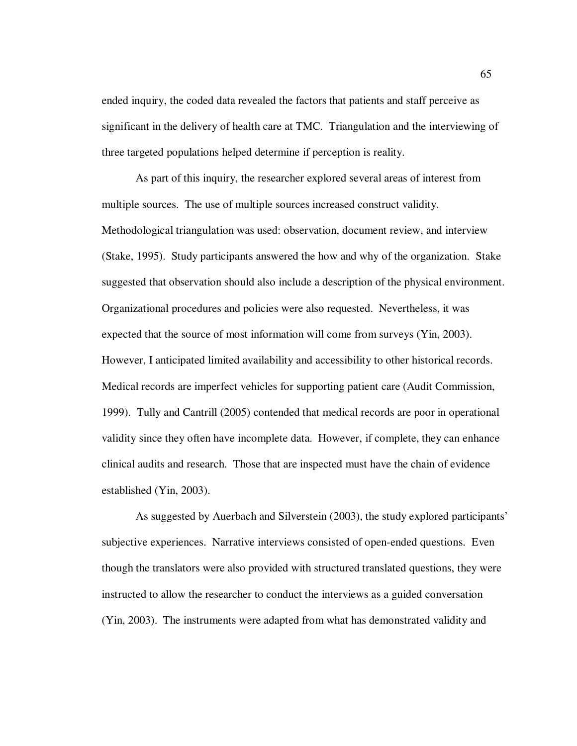ended inquiry, the coded data revealed the factors that patients and staff perceive as significant in the delivery of health care at TMC. Triangulation and the interviewing of three targeted populations helped determine if perception is reality.

As part of this inquiry, the researcher explored several areas of interest from multiple sources. The use of multiple sources increased construct validity. Methodological triangulation was used: observation, document review, and interview (Stake, 1995). Study participants answered the how and why of the organization. Stake suggested that observation should also include a description of the physical environment. Organizational procedures and policies were also requested. Nevertheless, it was expected that the source of most information will come from surveys (Yin, 2003). However, I anticipated limited availability and accessibility to other historical records. Medical records are imperfect vehicles for supporting patient care (Audit Commission, 1999). Tully and Cantrill (2005) contended that medical records are poor in operational validity since they often have incomplete data. However, if complete, they can enhance clinical audits and research. Those that are inspected must have the chain of evidence established (Yin, 2003).

As suggested by Auerbach and Silverstein (2003), the study explored participants' subjective experiences. Narrative interviews consisted of open-ended questions. Even though the translators were also provided with structured translated questions, they were instructed to allow the researcher to conduct the interviews as a guided conversation (Yin, 2003). The instruments were adapted from what has demonstrated validity and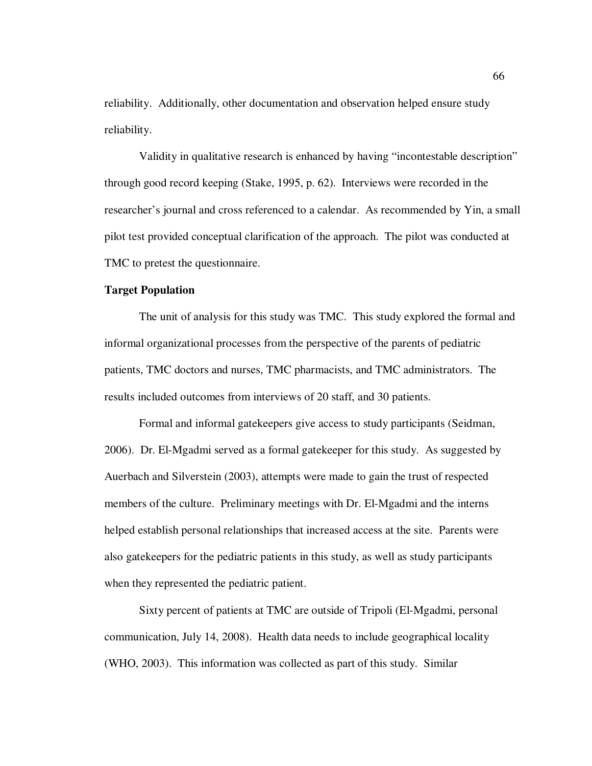reliability. Additionally, other documentation and observation helped ensure study reliability.

Validity in qualitative research is enhanced by having "incontestable description" through good record keeping (Stake, 1995, p. 62). Interviews were recorded in the researcher's journal and cross referenced to a calendar. As recommended by Yin, a small pilot test provided conceptual clarification of the approach. The pilot was conducted at TMC to pretest the questionnaire.

**Target Population**

The unit of analysis for this study was TMC. This study explored the formal and informal organizational processes from the perspective of the parents of pediatric patients, TMC doctors and nurses, TMC pharmacists, and TMC administrators. The results included outcomes from interviews of 20 staff, and 30 patients.

Formal and informal gatekeepers give access to study participants (Seidman, 2006). Dr. El-Mgadmi served as a formal gatekeeper for this study. As suggested by Auerbach and Silverstein (2003), attempts were made to gain the trust of respected members of the culture. Preliminary meetings with Dr. El-Mgadmi and the interns helped establish personal relationships that increased access at the site. Parents were also gatekeepers for the pediatric patients in this study, as well as study participants when they represented the pediatric patient.

Sixty percent of patients at TMC are outside of Tripoli (El-Mgadmi, personal communication, July 14, 2008). Health data needs to include geographical locality (WHO, 2003). This information was collected as part of this study. Similar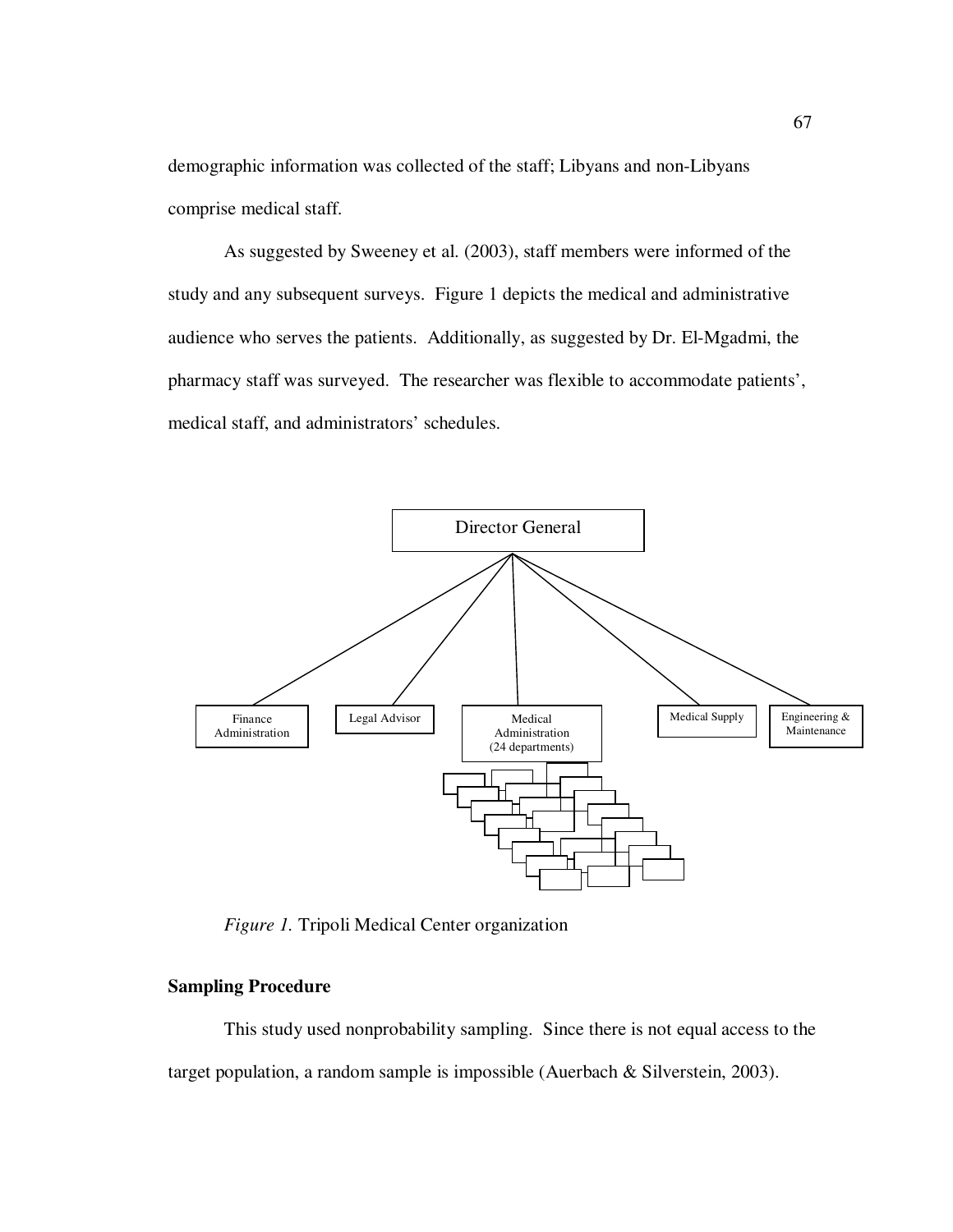demographic information was collected of the staff; Libyans and non-Libyans comprise medical staff.

As suggested by Sweeney et al. (2003), staff members were informed of the study and any subsequent surveys. Figure 1 depicts the medical and administrative audience who serves the patients. Additionally, as suggested by Dr. El-Mgadmi, the pharmacy staff was surveyed. The researcher was flexible to accommodate patients', medical staff, and administrators' schedules.

Director General

Finance Administration | Legal Advisor | Medical Administration (24 departments) | Medical Supply | Engineering & Maintenance

*Figure 1.* Tripoli Medical Center organization

**Sampling Procedure**

This study used nonprobability sampling. Since there is not equal access to the target population, a random sample is impossible (Auerbach & Silverstein, 2003).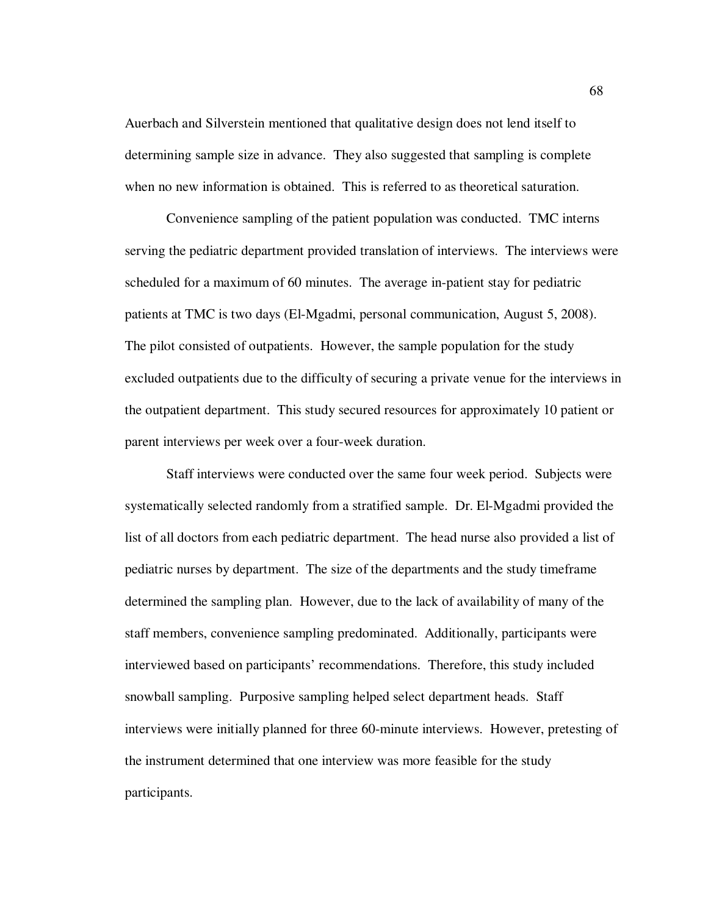Auerbach and Silverstein mentioned that qualitative design does not lend itself to determining sample size in advance. They also suggested that sampling is complete when no new information is obtained. This is referred to as theoretical saturation.

Convenience sampling of the patient population was conducted. TMC interns serving the pediatric department provided translation of interviews. The interviews were scheduled for a maximum of 60 minutes. The average in-patient stay for pediatric patients at TMC is two days (El-Mgadmi, personal communication, August 5, 2008). The pilot consisted of outpatients. However, the sample population for the study excluded outpatients due to the difficulty of securing a private venue for the interviews in the outpatient department. This study secured resources for approximately 10 patient or parent interviews per week over a four-week duration.

Staff interviews were conducted over the same four week period. Subjects were systematically selected randomly from a stratified sample. Dr. El-Mgadmi provided the list of all doctors from each pediatric department. The head nurse also provided a list of pediatric nurses by department. The size of the departments and the study timeframe determined the sampling plan. However, due to the lack of availability of many of the staff members, convenience sampling predominated. Additionally, participants were interviewed based on participants' recommendations. Therefore, this study included snowball sampling. Purposive sampling helped select department heads. Staff interviews were initially planned for three 60-minute interviews. However, pretesting of the instrument determined that one interview was more feasible for the study participants.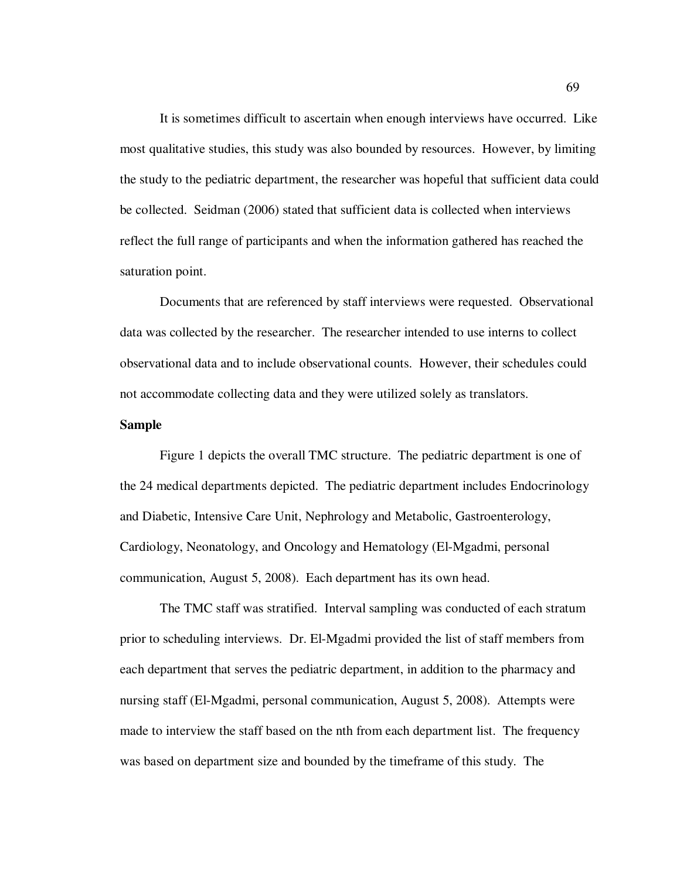It is sometimes difficult to ascertain when enough interviews have occurred. Like most qualitative studies, this study was also bounded by resources. However, by limiting the study to the pediatric department, the researcher was hopeful that sufficient data could be collected. Seidman (2006) stated that sufficient data is collected when interviews reflect the full range of participants and when the information gathered has reached the saturation point.

Documents that are referenced by staff interviews were requested. Observational data was collected by the researcher. The researcher intended to use interns to collect observational data and to include observational counts. However, their schedules could not accommodate collecting data and they were utilized solely as translators.

**Sample**

Figure 1 depicts the overall TMC structure. The pediatric department is one of the 24 medical departments depicted. The pediatric department includes Endocrinology and Diabetic, Intensive Care Unit, Nephrology and Metabolic, Gastroenterology, Cardiology, Neonatology, and Oncology and Hematology (El-Mgadmi, personal communication, August 5, 2008). Each department has its own head.

The TMC staff was stratified. Interval sampling was conducted of each stratum prior to scheduling interviews. Dr. El-Mgadmi provided the list of staff members from each department that serves the pediatric department, in addition to the pharmacy and nursing staff (El-Mgadmi, personal communication, August 5, 2008). Attempts were made to interview the staff based on the nth from each department list. The frequency was based on department size and bounded by the timeframe of this study. The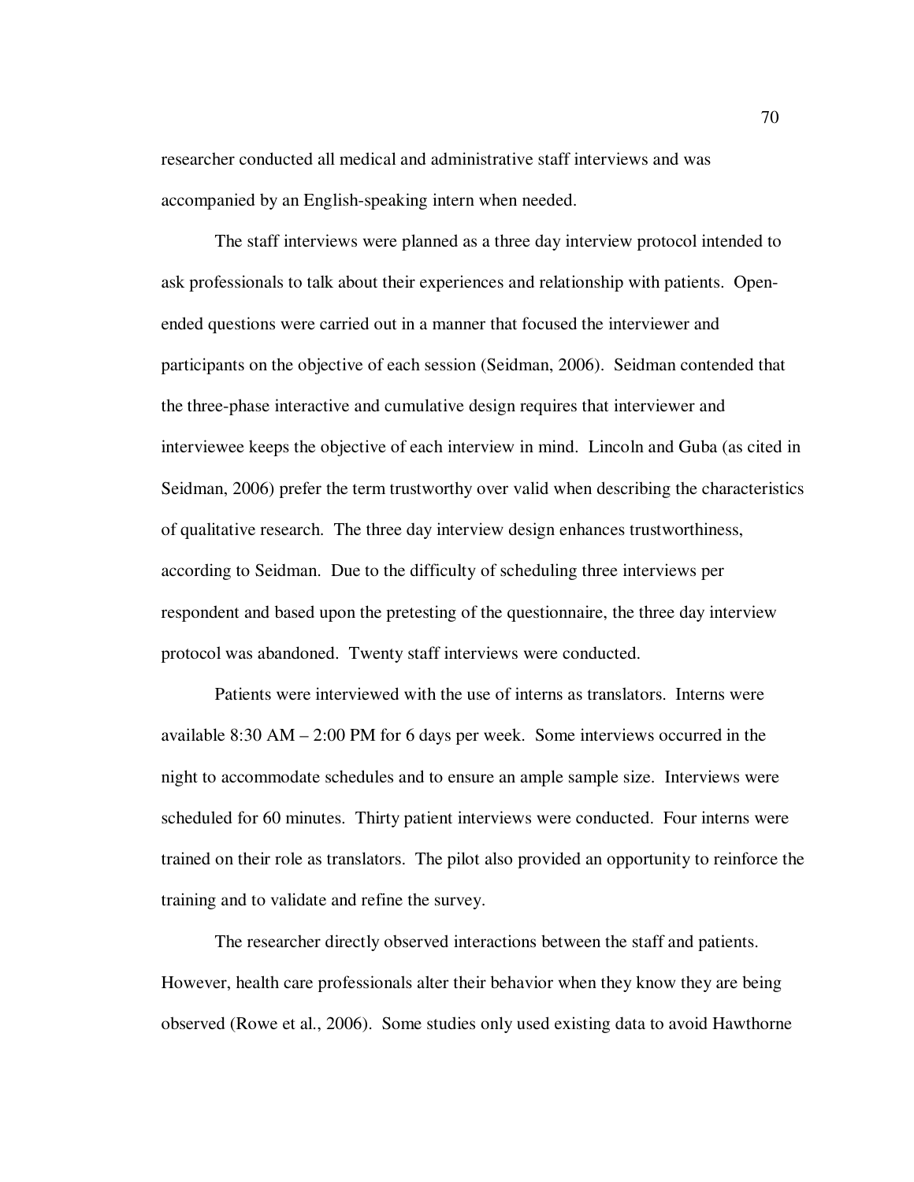researcher conducted all medical and administrative staff interviews and was accompanied by an English-speaking intern when needed.

The staff interviews were planned as a three day interview protocol intended to ask professionals to talk about their experiences and relationship with patients. Open-ended questions were carried out in a manner that focused the interviewer and participants on the objective of each session (Seidman, 2006). Seidman contended that the three-phase interactive and cumulative design requires that interviewer and interviewee keeps the objective of each interview in mind. Lincoln and Guba (as cited in Seidman, 2006) prefer the term trustworthy over valid when describing the characteristics of qualitative research. The three day interview design enhances trustworthiness, according to Seidman. Due to the difficulty of scheduling three interviews per respondent and based upon the pretesting of the questionnaire, the three day interview protocol was abandoned. Twenty staff interviews were conducted.

Patients were interviewed with the use of interns as translators. Interns were available 8:30 AM – 2:00 PM for 6 days per week. Some interviews occurred in the night to accommodate schedules and to ensure an ample sample size. Interviews were scheduled for 60 minutes. Thirty patient interviews were conducted. Four interns were trained on their role as translators. The pilot also provided an opportunity to reinforce the training and to validate and refine the survey.

The researcher directly observed interactions between the staff and patients. However, health care professionals alter their behavior when they know they are being observed (Rowe et al., 2006). Some studies only used existing data to avoid Hawthorne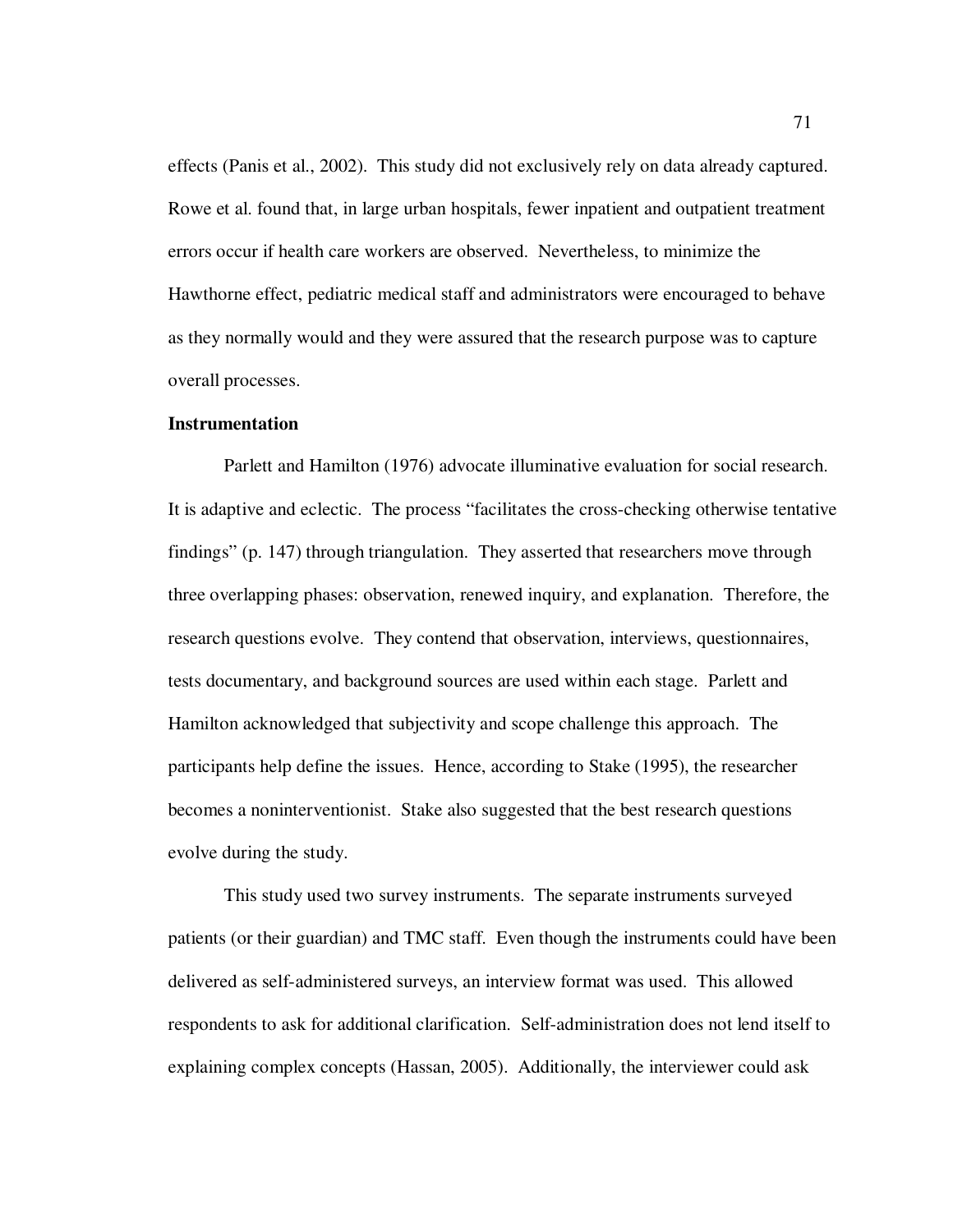effects (Panis et al., 2002). This study did not exclusively rely on data already captured. Rowe et al. found that, in large urban hospitals, fewer inpatient and outpatient treatment errors occur if health care workers are observed. Nevertheless, to minimize the Hawthorne effect, pediatric medical staff and administrators were encouraged to behave as they normally would and they were assured that the research purpose was to capture overall processes.

**Instrumentation**

Parlett and Hamilton (1976) advocate illuminative evaluation for social research. It is adaptive and eclectic. The process "facilitates the cross-checking otherwise tentative findings" (p. 147) through triangulation. They asserted that researchers move through three overlapping phases: observation, renewed inquiry, and explanation. Therefore, the research questions evolve. They contend that observation, interviews, questionnaires, tests documentary, and background sources are used within each stage. Parlett and Hamilton acknowledged that subjectivity and scope challenge this approach. The participants help define the issues. Hence, according to Stake (1995), the researcher becomes a noninterventionist. Stake also suggested that the best research questions evolve during the study.

This study used two survey instruments. The separate instruments surveyed patients (or their guardian) and TMC staff. Even though the instruments could have been delivered as self-administered surveys, an interview format was used. This allowed respondents to ask for additional clarification. Self-administration does not lend itself to explaining complex concepts (Hassan, 2005). Additionally, the interviewer could ask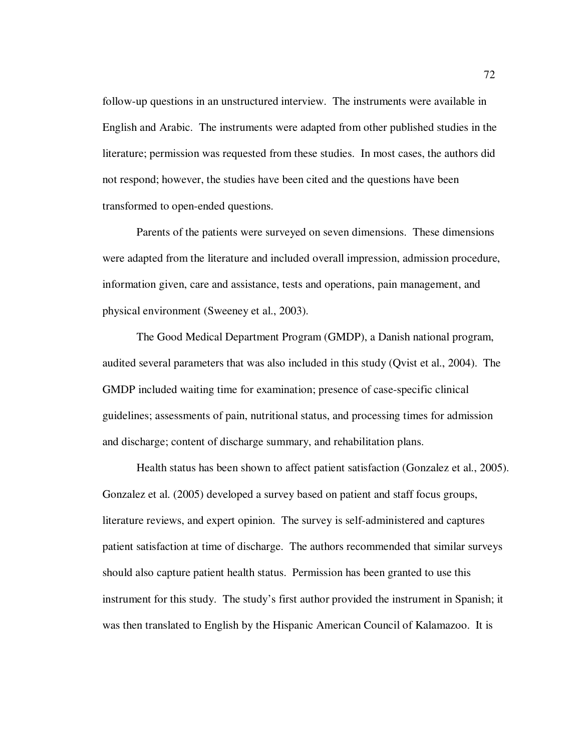follow-up questions in an unstructured interview. The instruments were available in English and Arabic. The instruments were adapted from other published studies in the literature; permission was requested from these studies. In most cases, the authors did not respond; however, the studies have been cited and the questions have been transformed to open-ended questions.

Parents of the patients were surveyed on seven dimensions. These dimensions were adapted from the literature and included overall impression, admission procedure, information given, care and assistance, tests and operations, pain management, and physical environment (Sweeney et al., 2003).

The Good Medical Department Program (GMDP), a Danish national program, audited several parameters that was also included in this study (Qvist et al., 2004). The GMDP included waiting time for examination; presence of case-specific clinical guidelines; assessments of pain, nutritional status, and processing times for admission and discharge; content of discharge summary, and rehabilitation plans.

Health status has been shown to affect patient satisfaction (Gonzalez et al., 2005). Gonzalez et al. (2005) developed a survey based on patient and staff focus groups, literature reviews, and expert opinion. The survey is self-administered and captures patient satisfaction at time of discharge. The authors recommended that similar surveys should also capture patient health status. Permission has been granted to use this instrument for this study. The study's first author provided the instrument in Spanish; it was then translated to English by the Hispanic American Council of Kalamazoo. It is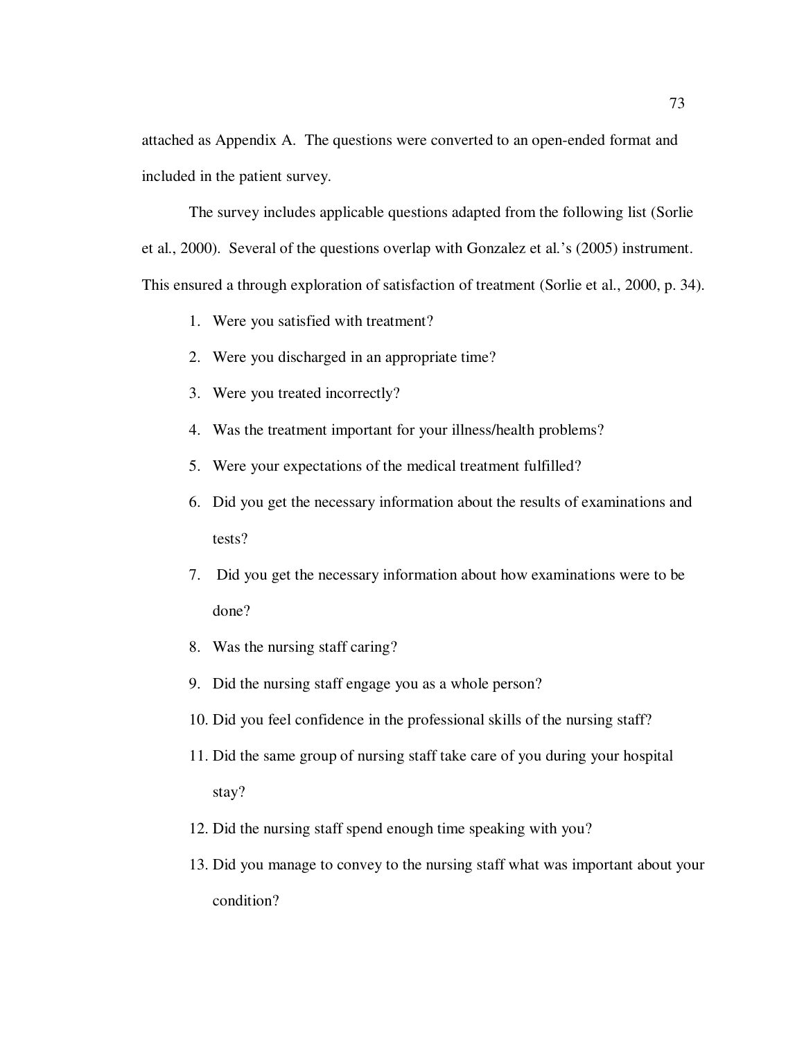attached as Appendix A. The questions were converted to an open-ended format and included in the patient survey.

The survey includes applicable questions adapted from the following list (Sorlie et al., 2000). Several of the questions overlap with Gonzalez et al.'s (2005) instrument. This ensured a through exploration of satisfaction of treatment (Sorlie et al., 2000, p. 34).

1. Were you satisfied with treatment?
2. Were you discharged in an appropriate time?
3. Were you treated incorrectly?
4. Was the treatment important for your illness/health problems?
5. Were your expectations of the medical treatment fulfilled?
6. Did you get the necessary information about the results of examinations and tests?
7. Did you get the necessary information about how examinations were to be done?
8. Was the nursing staff caring?
9. Did the nursing staff engage you as a whole person?
10. Did you feel confidence in the professional skills of the nursing staff?
11. Did the same group of nursing staff take care of you during your hospital stay?
12. Did the nursing staff spend enough time speaking with you?
13. Did you manage to convey to the nursing staff what was important about your condition?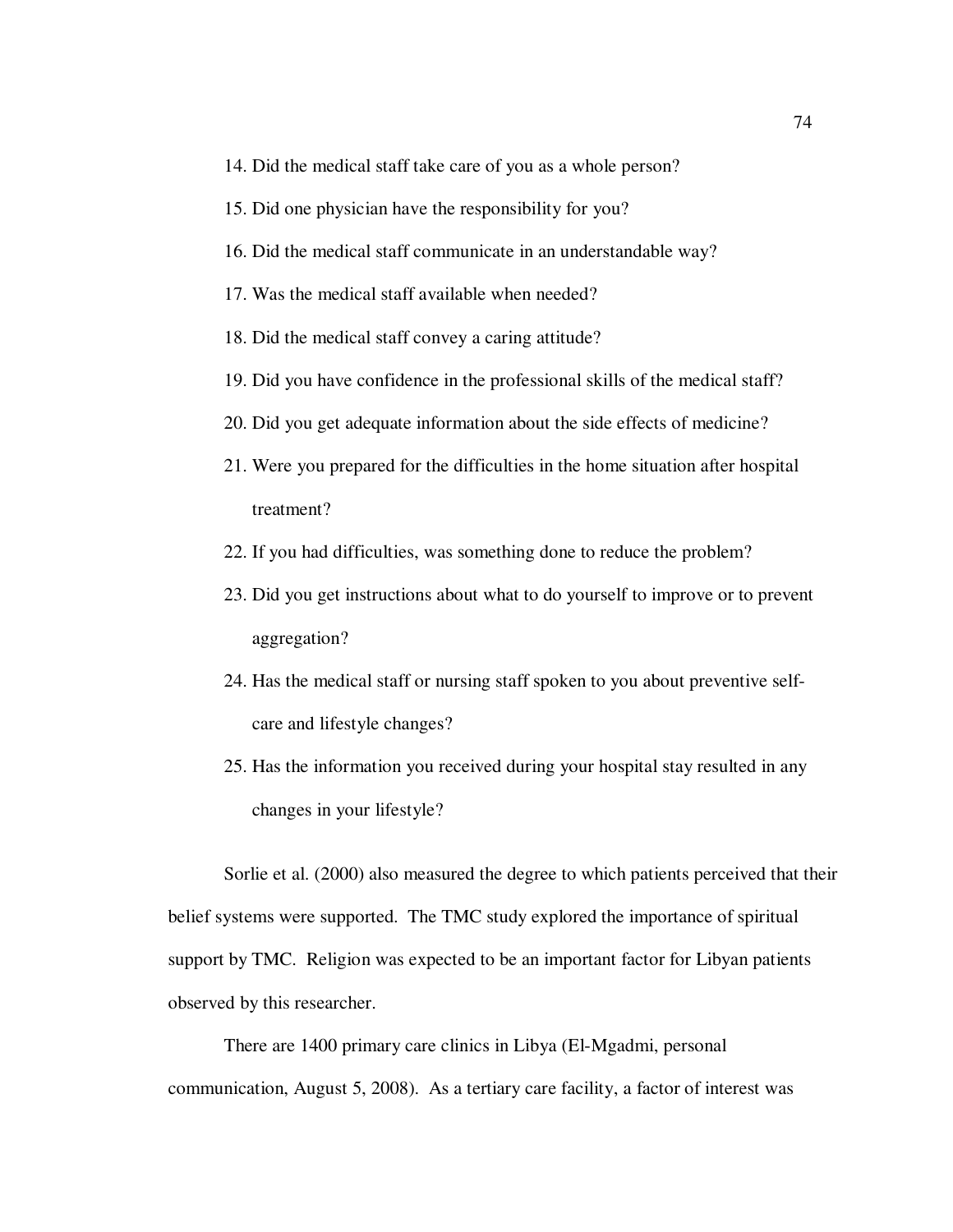14. Did the medical staff take care of you as a whole person?
15. Did one physician have the responsibility for you?
16. Did the medical staff communicate in an understandable way?
17. Was the medical staff available when needed?
18. Did the medical staff convey a caring attitude?
19. Did you have confidence in the professional skills of the medical staff?
20. Did you get adequate information about the side effects of medicine?
21. Were you prepared for the difficulties in the home situation after hospital treatment?
22. If you had difficulties, was something done to reduce the problem?
23. Did you get instructions about what to do yourself to improve or to prevent aggregation?
24. Has the medical staff or nursing staff spoken to you about preventive self-care and lifestyle changes?
25. Has the information you received during your hospital stay resulted in any changes in your lifestyle?

Sorlie et al. (2000) also measured the degree to which patients perceived that their belief systems were supported. The TMC study explored the importance of spiritual support by TMC. Religion was expected to be an important factor for Libyan patients observed by this researcher.

There are 1400 primary care clinics in Libya (El-Mgadmi, personal communication, August 5, 2008). As a tertiary care facility, a factor of interest was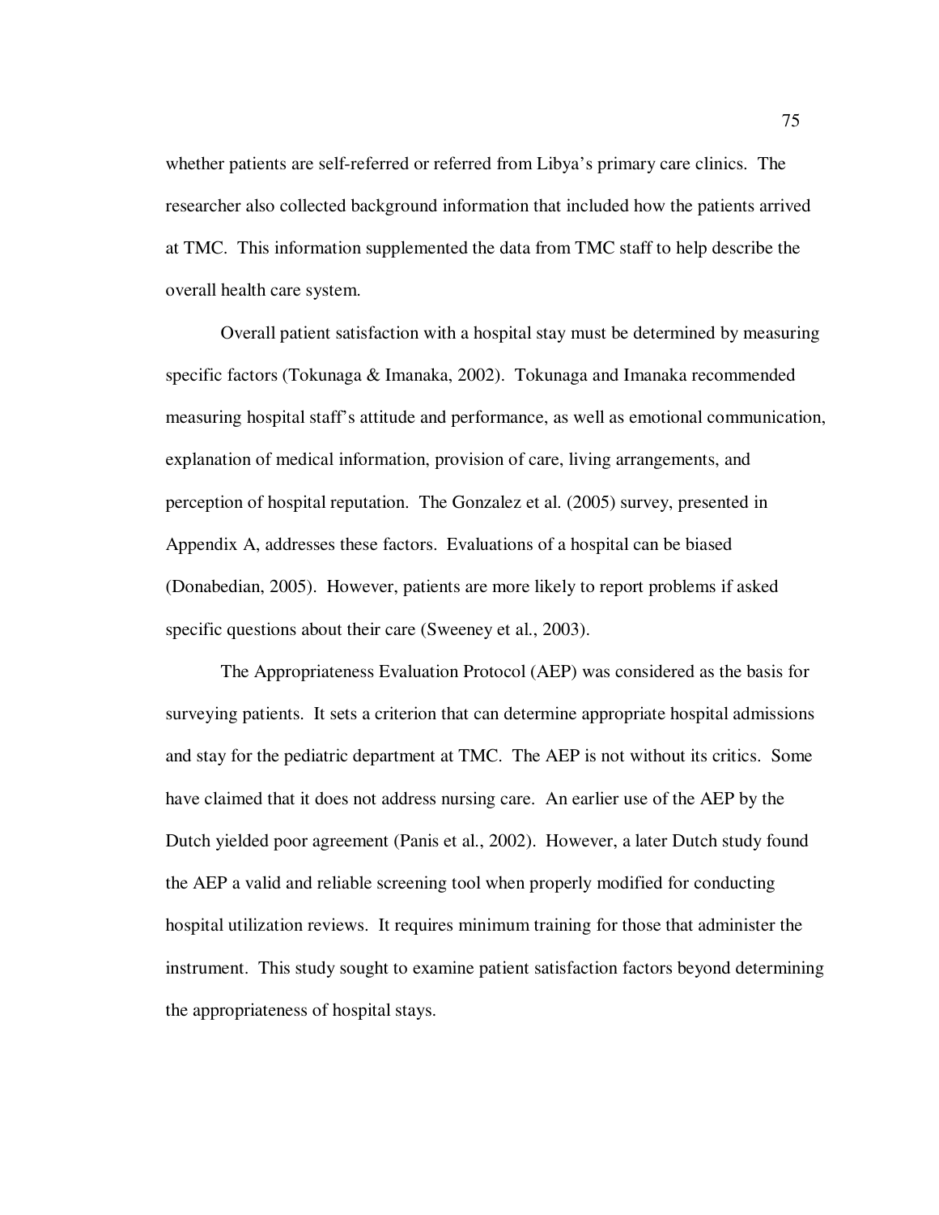whether patients are self-referred or referred from Libya's primary care clinics. The researcher also collected background information that included how the patients arrived at TMC. This information supplemented the data from TMC staff to help describe the overall health care system.

Overall patient satisfaction with a hospital stay must be determined by measuring specific factors (Tokunaga & Imanaka, 2002). Tokunaga and Imanaka recommended measuring hospital staff's attitude and performance, as well as emotional communication, explanation of medical information, provision of care, living arrangements, and perception of hospital reputation. The Gonzalez et al. (2005) survey, presented in Appendix A, addresses these factors. Evaluations of a hospital can be biased (Donabedian, 2005). However, patients are more likely to report problems if asked specific questions about their care (Sweeney et al., 2003).

The Appropriateness Evaluation Protocol (AEP) was considered as the basis for surveying patients. It sets a criterion that can determine appropriate hospital admissions and stay for the pediatric department at TMC. The AEP is not without its critics. Some have claimed that it does not address nursing care. An earlier use of the AEP by the Dutch yielded poor agreement (Panis et al., 2002). However, a later Dutch study found the AEP a valid and reliable screening tool when properly modified for conducting hospital utilization reviews. It requires minimum training for those that administer the instrument. This study sought to examine patient satisfaction factors beyond determining the appropriateness of hospital stays.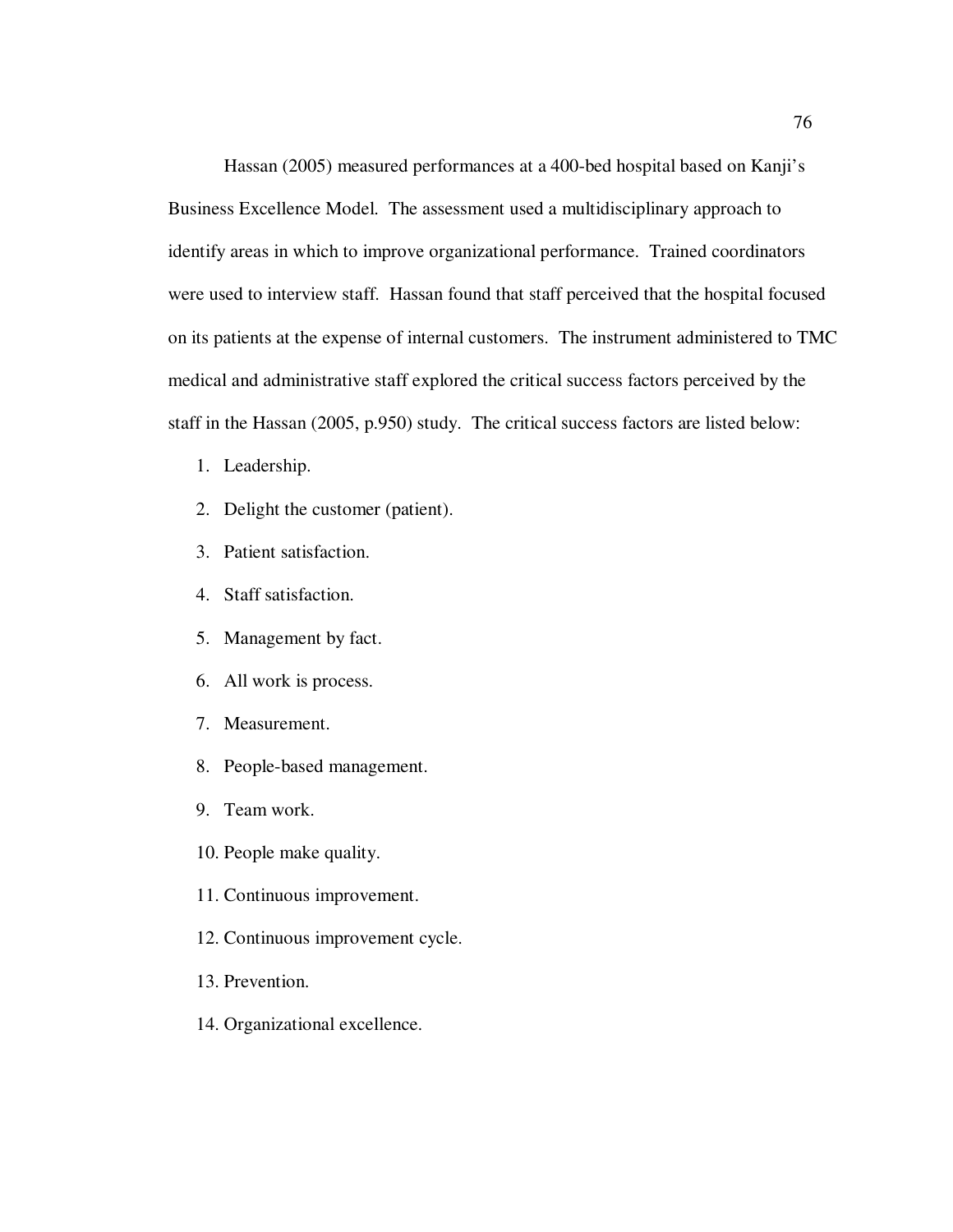Hassan (2005) measured performances at a 400-bed hospital based on Kanji's Business Excellence Model. The assessment used a multidisciplinary approach to identify areas in which to improve organizational performance. Trained coordinators were used to interview staff. Hassan found that staff perceived that the hospital focused on its patients at the expense of internal customers. The instrument administered to TMC medical and administrative staff explored the critical success factors perceived by the staff in the Hassan (2005, p.950) study. The critical success factors are listed below:

1. Leadership.
2. Delight the customer (patient).
3. Patient satisfaction.
4. Staff satisfaction.
5. Management by fact.
6. All work is process.
7. Measurement.
8. People-based management.
9. Team work.
10. People make quality.
11. Continuous improvement.
12. Continuous improvement cycle.
13. Prevention.
14. Organizational excellence.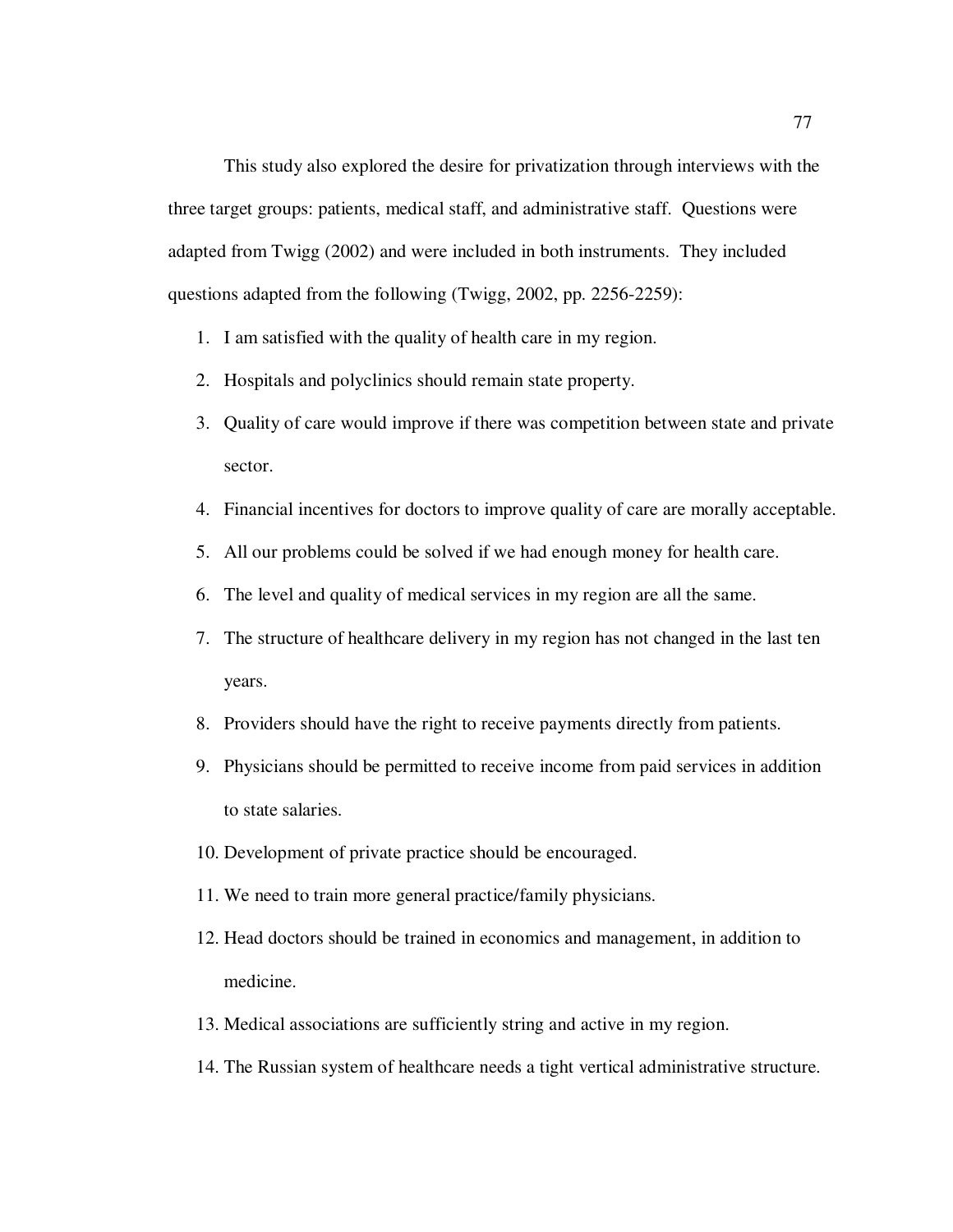This study also explored the desire for privatization through interviews with the three target groups: patients, medical staff, and administrative staff. Questions were adapted from Twigg (2002) and were included in both instruments. They included questions adapted from the following (Twigg, 2002, pp. 2256-2259):

1. I am satisfied with the quality of health care in my region.
2. Hospitals and polyclinics should remain state property.
3. Quality of care would improve if there was competition between state and private sector.
4. Financial incentives for doctors to improve quality of care are morally acceptable.
5. All our problems could be solved if we had enough money for health care.
6. The level and quality of medical services in my region are all the same.
7. The structure of healthcare delivery in my region has not changed in the last ten years.
8. Providers should have the right to receive payments directly from patients.
9. Physicians should be permitted to receive income from paid services in addition to state salaries.
10. Development of private practice should be encouraged.
11. We need to train more general practice/family physicians.
12. Head doctors should be trained in economics and management, in addition to medicine.
13. Medical associations are sufficiently string and active in my region.
14. The Russian system of healthcare needs a tight vertical administrative structure.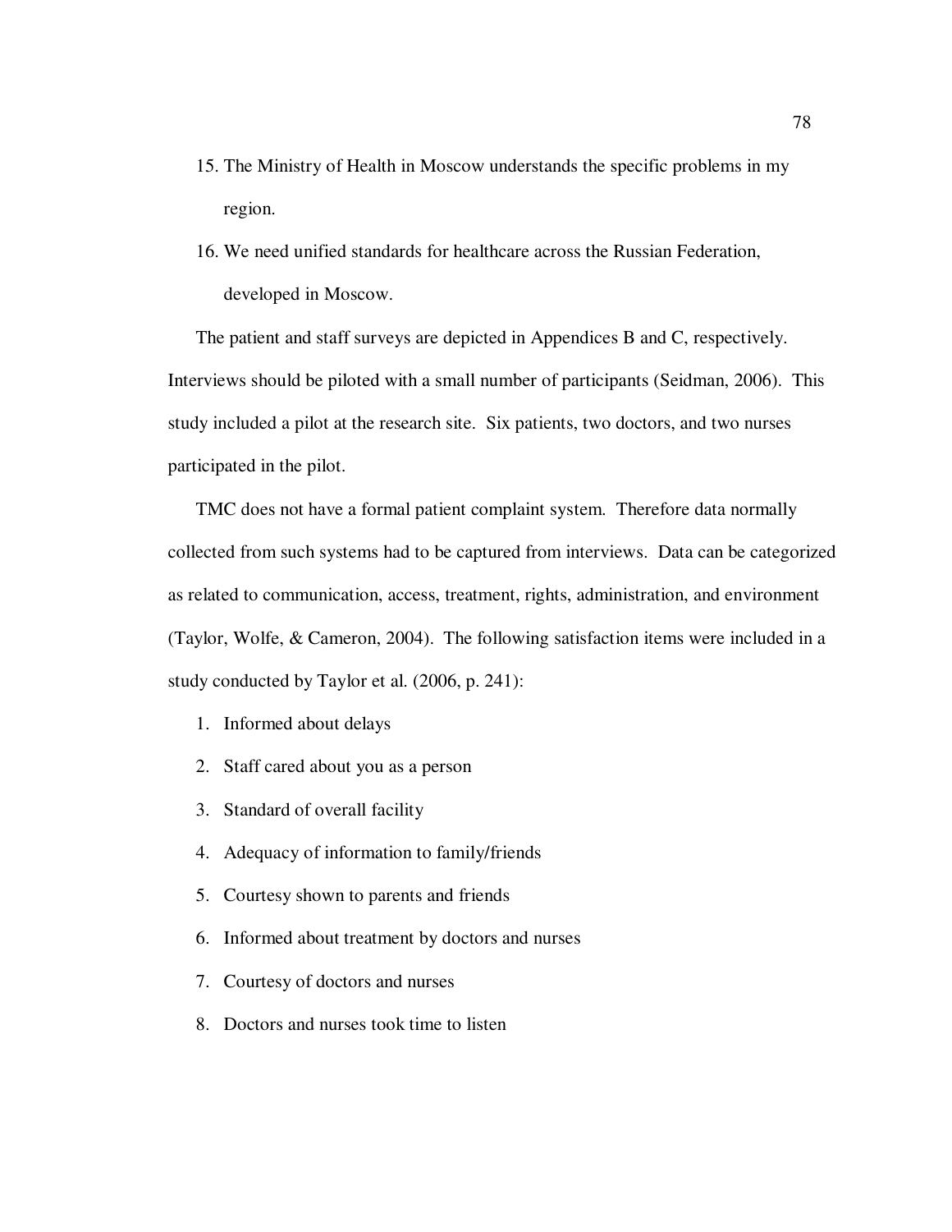15. The Ministry of Health in Moscow understands the specific problems in my region.
16. We need unified standards for healthcare across the Russian Federation, developed in Moscow.

The patient and staff surveys are depicted in Appendices B and C, respectively. Interviews should be piloted with a small number of participants (Seidman, 2006). This study included a pilot at the research site. Six patients, two doctors, and two nurses participated in the pilot.

TMC does not have a formal patient complaint system. Therefore data normally collected from such systems had to be captured from interviews. Data can be categorized as related to communication, access, treatment, rights, administration, and environment (Taylor, Wolfe, & Cameron, 2004). The following satisfaction items were included in a study conducted by Taylor et al. (2006, p. 241):

1. Informed about delays
2. Staff cared about you as a person
3. Standard of overall facility
4. Adequacy of information to family/friends
5. Courtesy shown to parents and friends
6. Informed about treatment by doctors and nurses
7. Courtesy of doctors and nurses
8. Doctors and nurses took time to listen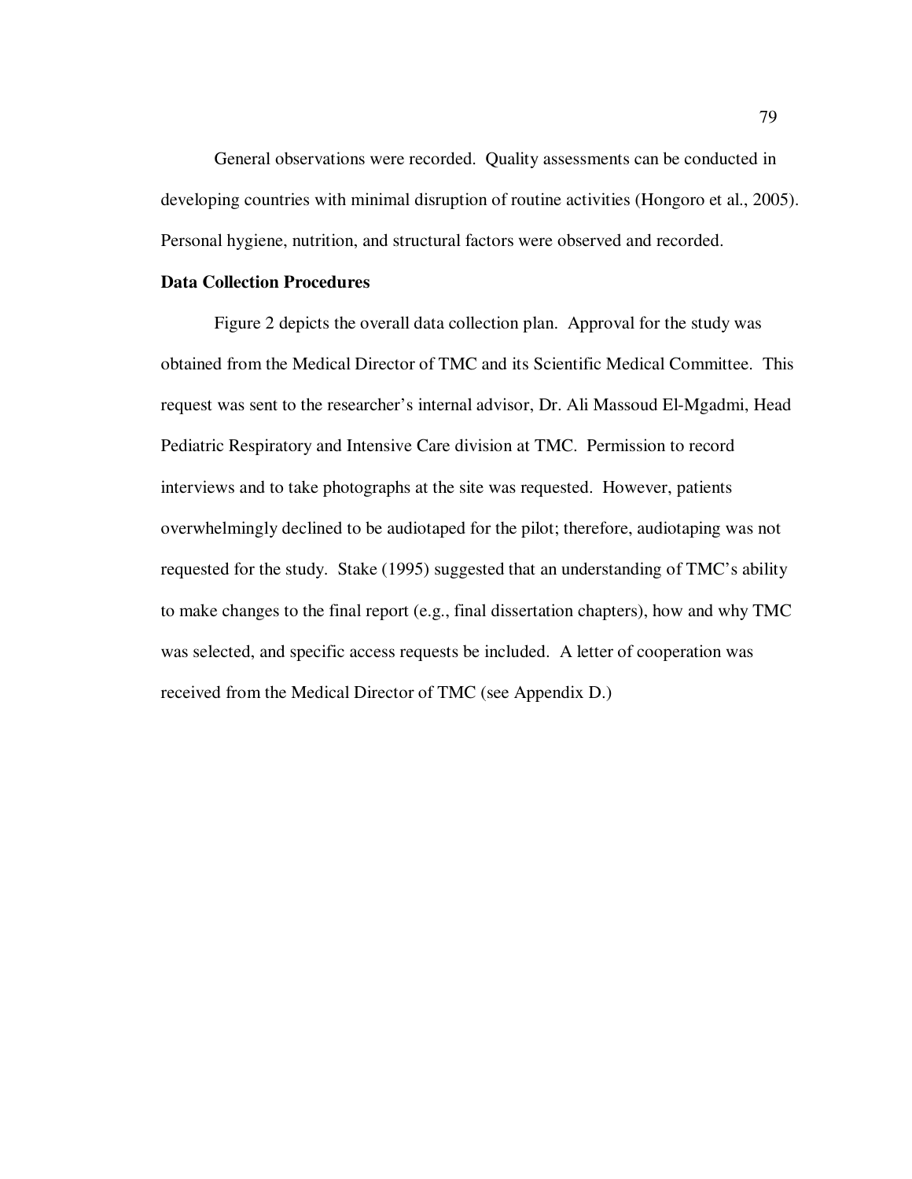General observations were recorded. Quality assessments can be conducted in developing countries with minimal disruption of routine activities (Hongoro et al., 2005). Personal hygiene, nutrition, and structural factors were observed and recorded.

**Data Collection Procedures**

Figure 2 depicts the overall data collection plan. Approval for the study was obtained from the Medical Director of TMC and its Scientific Medical Committee. This request was sent to the researcher's internal advisor, Dr. Ali Massoud El-Mgadmi, Head Pediatric Respiratory and Intensive Care division at TMC. Permission to record interviews and to take photographs at the site was requested. However, patients overwhelmingly declined to be audiotaped for the pilot; therefore, audiotaping was not requested for the study. Stake (1995) suggested that an understanding of TMC's ability to make changes to the final report (e.g., final dissertation chapters), how and why TMC was selected, and specific access requests be included. A letter of cooperation was received from the Medical Director of TMC (see Appendix D.)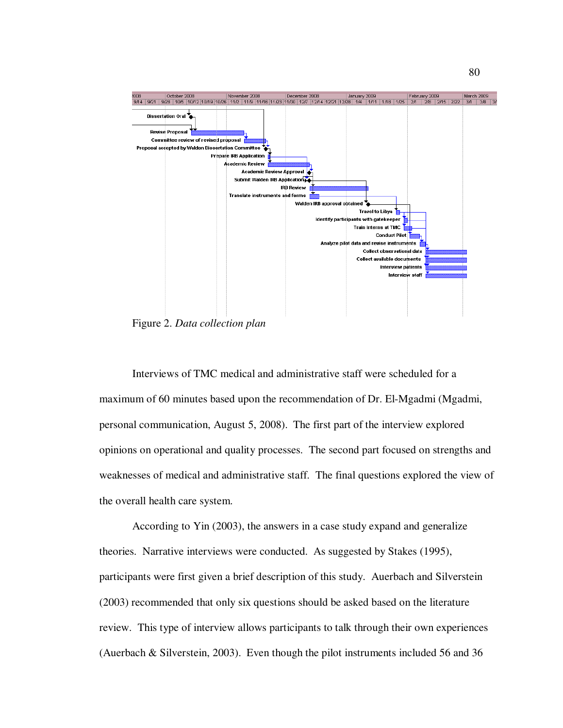Figure 2. *Data collection plan*

Interviews of TMC medical and administrative staff were scheduled for a maximum of 60 minutes based upon the recommendation of Dr. El-Mgadmi (Mgadmi, personal communication, August 5, 2008). The first part of the interview explored opinions on operational and quality processes. The second part focused on strengths and weaknesses of medical and administrative staff. The final questions explored the view of the overall health care system.

According to Yin (2003), the answers in a case study expand and generalize theories. Narrative interviews were conducted. As suggested by Stakes (1995), participants were first given a brief description of this study. Auerbach and Silverstein (2003) recommended that only six questions should be asked based on the literature review. This type of interview allows participants to talk through their own experiences (Auerbach & Silverstein, 2003). Even though the pilot instruments included 56 and 36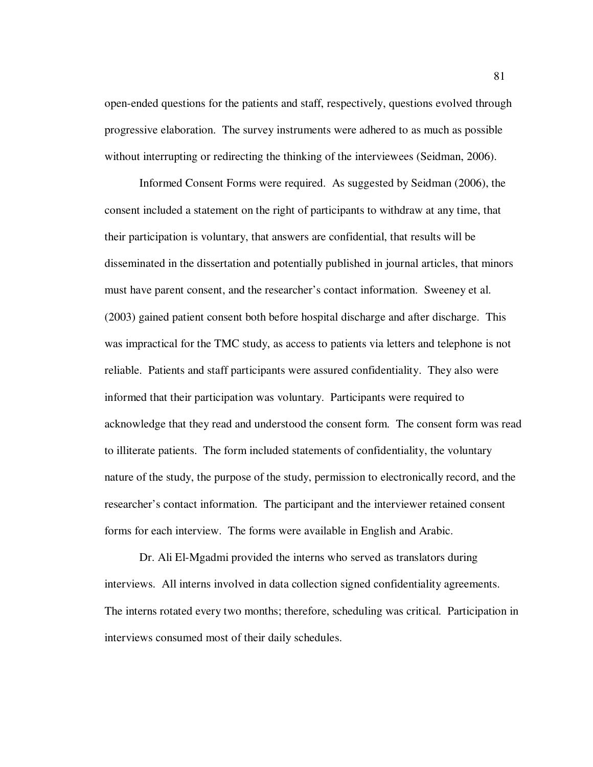open-ended questions for the patients and staff, respectively, questions evolved through progressive elaboration. The survey instruments were adhered to as much as possible without interrupting or redirecting the thinking of the interviewees (Seidman, 2006).

Informed Consent Forms were required. As suggested by Seidman (2006), the consent included a statement on the right of participants to withdraw at any time, that their participation is voluntary, that answers are confidential, that results will be disseminated in the dissertation and potentially published in journal articles, that minors must have parent consent, and the researcher's contact information. Sweeney et al. (2003) gained patient consent both before hospital discharge and after discharge. This was impractical for the TMC study, as access to patients via letters and telephone is not reliable. Patients and staff participants were assured confidentiality. They also were informed that their participation was voluntary. Participants were required to acknowledge that they read and understood the consent form. The consent form was read to illiterate patients. The form included statements of confidentiality, the voluntary nature of the study, the purpose of the study, permission to electronically record, and the researcher's contact information. The participant and the interviewer retained consent forms for each interview. The forms were available in English and Arabic.

Dr. Ali El-Mgadmi provided the interns who served as translators during interviews. All interns involved in data collection signed confidentiality agreements. The interns rotated every two months; therefore, scheduling was critical. Participation in interviews consumed most of their daily schedules.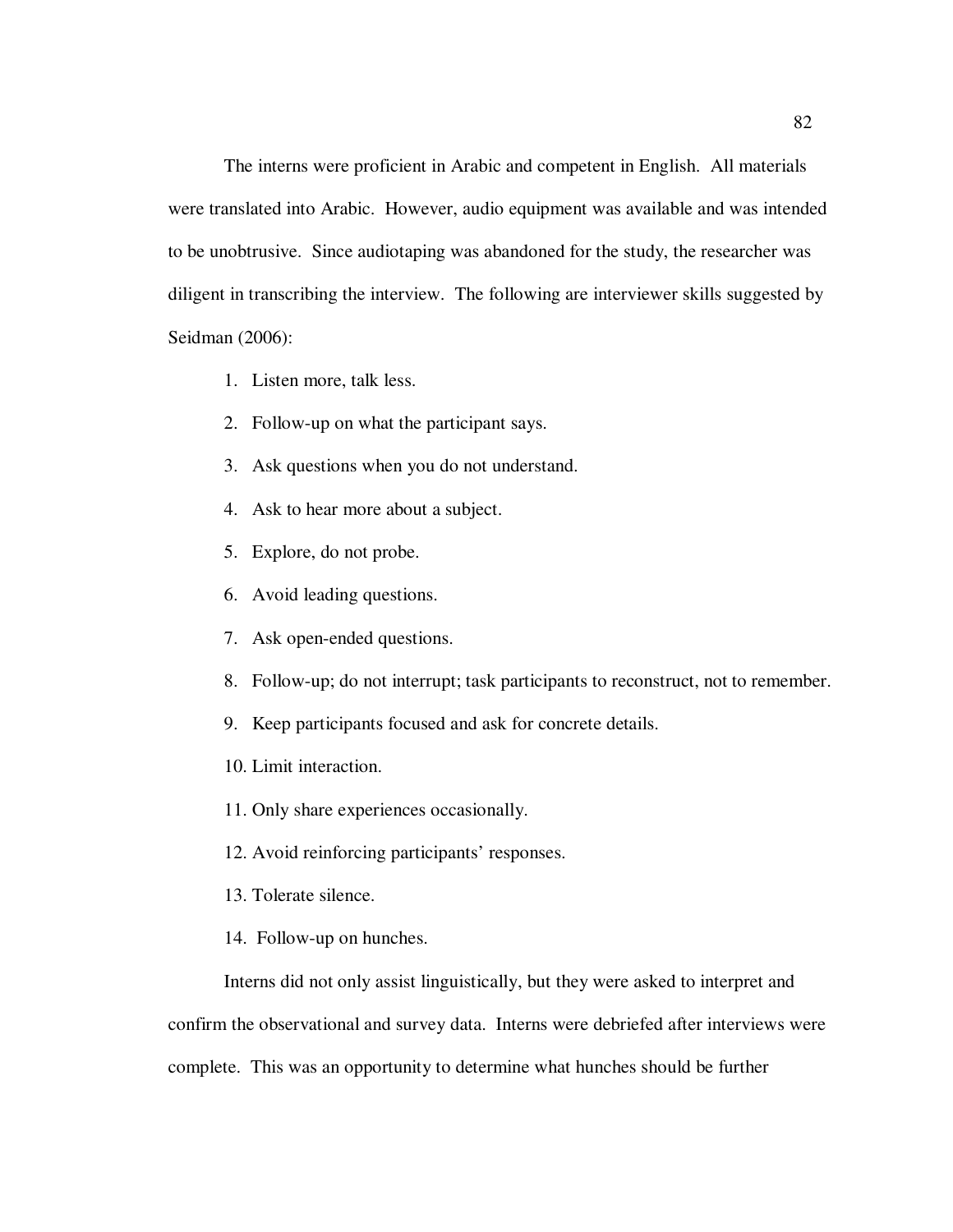The interns were proficient in Arabic and competent in English. All materials were translated into Arabic. However, audio equipment was available and was intended to be unobtrusive. Since audiotaping was abandoned for the study, the researcher was diligent in transcribing the interview. The following are interviewer skills suggested by Seidman (2006):

1. Listen more, talk less.
2. Follow-up on what the participant says.
3. Ask questions when you do not understand.
4. Ask to hear more about a subject.
5. Explore, do not probe.
6. Avoid leading questions.
7. Ask open-ended questions.
8. Follow-up; do not interrupt; task participants to reconstruct, not to remember.
9. Keep participants focused and ask for concrete details.
10. Limit interaction.
11. Only share experiences occasionally.
12. Avoid reinforcing participants' responses.
13. Tolerate silence.
14. Follow-up on hunches.

Interns did not only assist linguistically, but they were asked to interpret and confirm the observational and survey data. Interns were debriefed after interviews were complete. This was an opportunity to determine what hunches should be further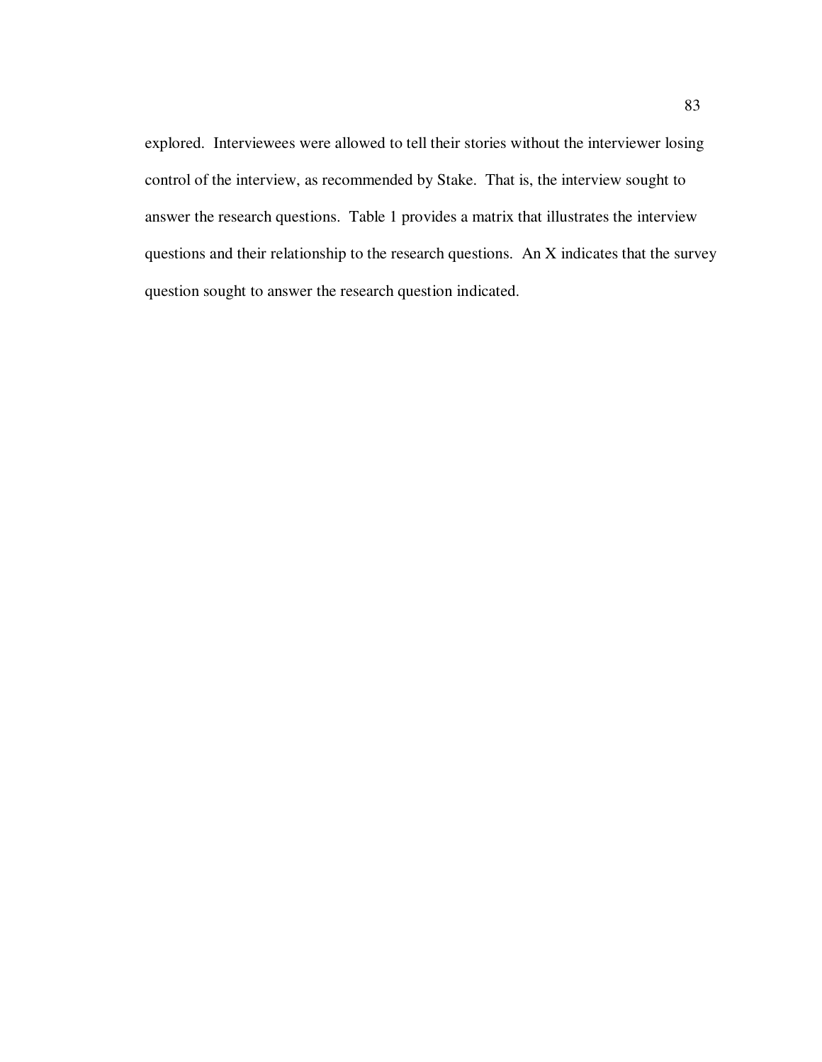explored. Interviewees were allowed to tell their stories without the interviewer losing control of the interview, as recommended by Stake. That is, the interview sought to answer the research questions. Table 1 provides a matrix that illustrates the interview questions and their relationship to the research questions. An X indicates that the survey question sought to answer the research question indicated.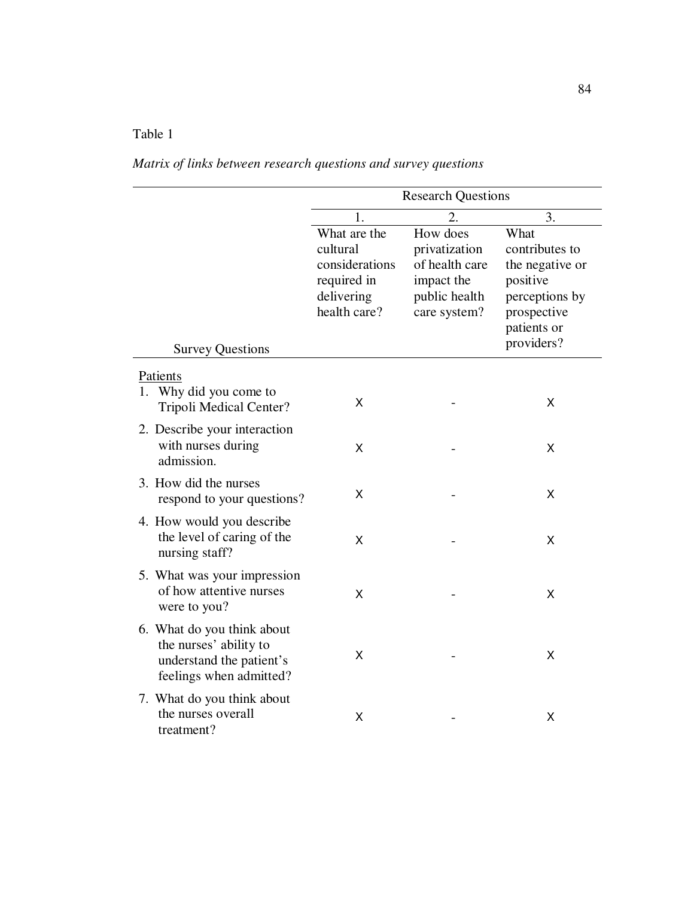Table 1

*Matrix of links between research questions and survey questions*

| Survey Questions | Research Questions<br>1.<br>What are the cultural considerations required in delivering health care? | <br>2.<br>How does privatization of health care impact the public health care system? | <br>3.<br>What contributes to the negative or positive perceptions by prospective patients or providers? |
|---|---|---|---|
| <u>Patients</u> | | | |
| 1. Why did you come to Tripoli Medical Center? | X | - | X |
| 2. Describe your interaction with nurses during admission. | X | - | X |
| 3. How did the nurses respond to your questions? | X | - | X |
| 4. How would you describe the level of caring of the nursing staff? | X | - | X |
| 5. What was your impression of how attentive nurses were to you? | X | - | X |
| 6. What do you think about the nurses' ability to understand the patient's feelings when admitted? | X | - | X |
| 7. What do you think about the nurses overall treatment? | X | - | X |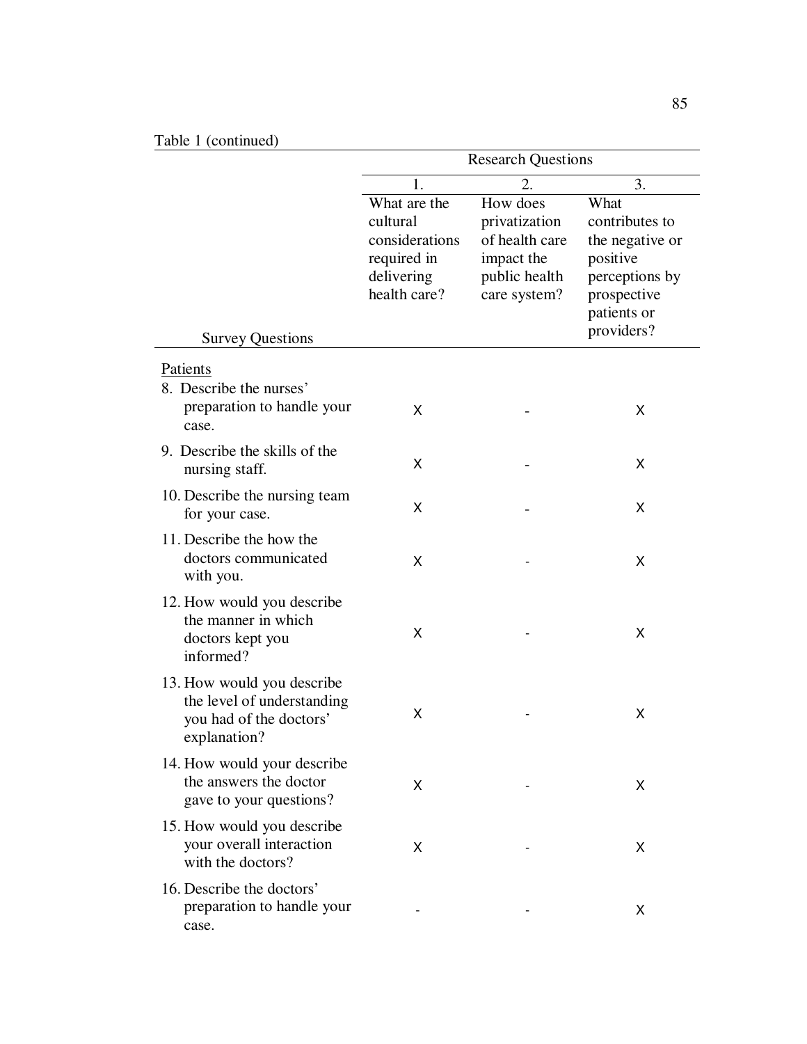Table 1 (continued)

| Survey Questions | Research Questions | | |
|---|---|---|---|
| | 1. What are the cultural considerations required in delivering health care? | 2. How does privatization of health care impact the public health care system? | 3. What contributes to the negative or positive perceptions by prospective patients or providers? |
| Patients | | | |
| 8. Describe the nurses' preparation to handle your case. | X | - | X |
| 9. Describe the skills of the nursing staff. | X | - | X |
| 10. Describe the nursing team for your case. | X | - | X |
| 11. Describe the how the doctors communicated with you. | X | - | X |
| 12. How would you describe the manner in which doctors kept you informed? | X | - | X |
| 13. How would you describe the level of understanding you had of the doctors' explanation? | X | - | X |
| 14. How would your describe the answers the doctor gave to your questions? | X | - | X |
| 15. How would you describe your overall interaction with the doctors? | X | - | X |
| 16. Describe the doctors' preparation to handle your case. | - | - | X |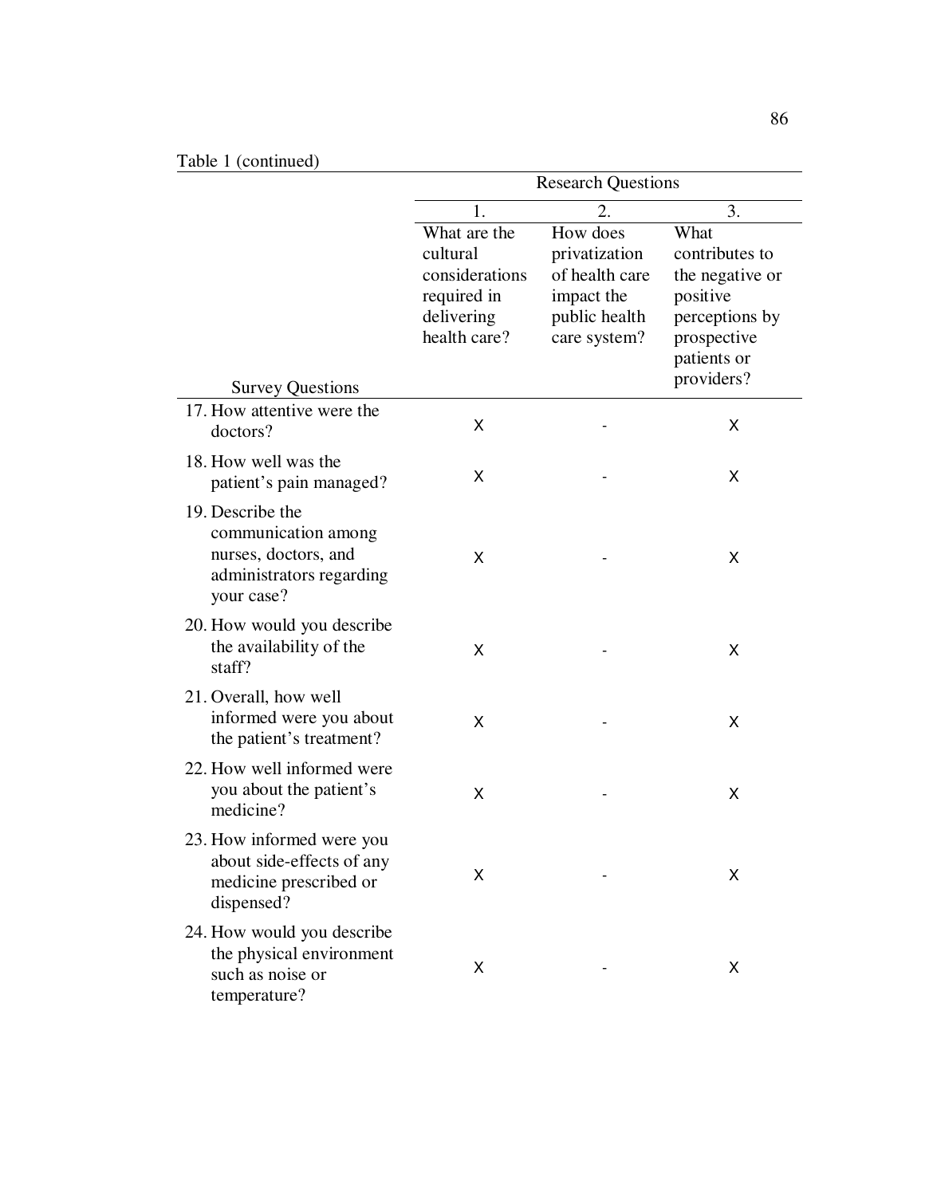Table 1 (continued)

| Survey Questions | Research Questions | | |
|---|---|---|---|
| | 1. What are the cultural considerations required in delivering health care? | 2. How does privatization of health care impact the public health care system? | 3. What contributes to the negative or positive perceptions by prospective patients or providers? |
| 17. How attentive were the doctors? | X | - | X |
| 18. How well was the patient's pain managed? | X | - | X |
| 19. Describe the communication among nurses, doctors, and administrators regarding your case? | X | - | X |
| 20. How would you describe the availability of the staff? | X | - | X |
| 21. Overall, how well informed were you about the patient's treatment? | X | - | X |
| 22. How well informed were you about the patient's medicine? | X | - | X |
| 23. How informed were you about side-effects of any medicine prescribed or dispensed? | X | - | X |
| 24. How would you describe the physical environment such as noise or temperature? | X | - | X |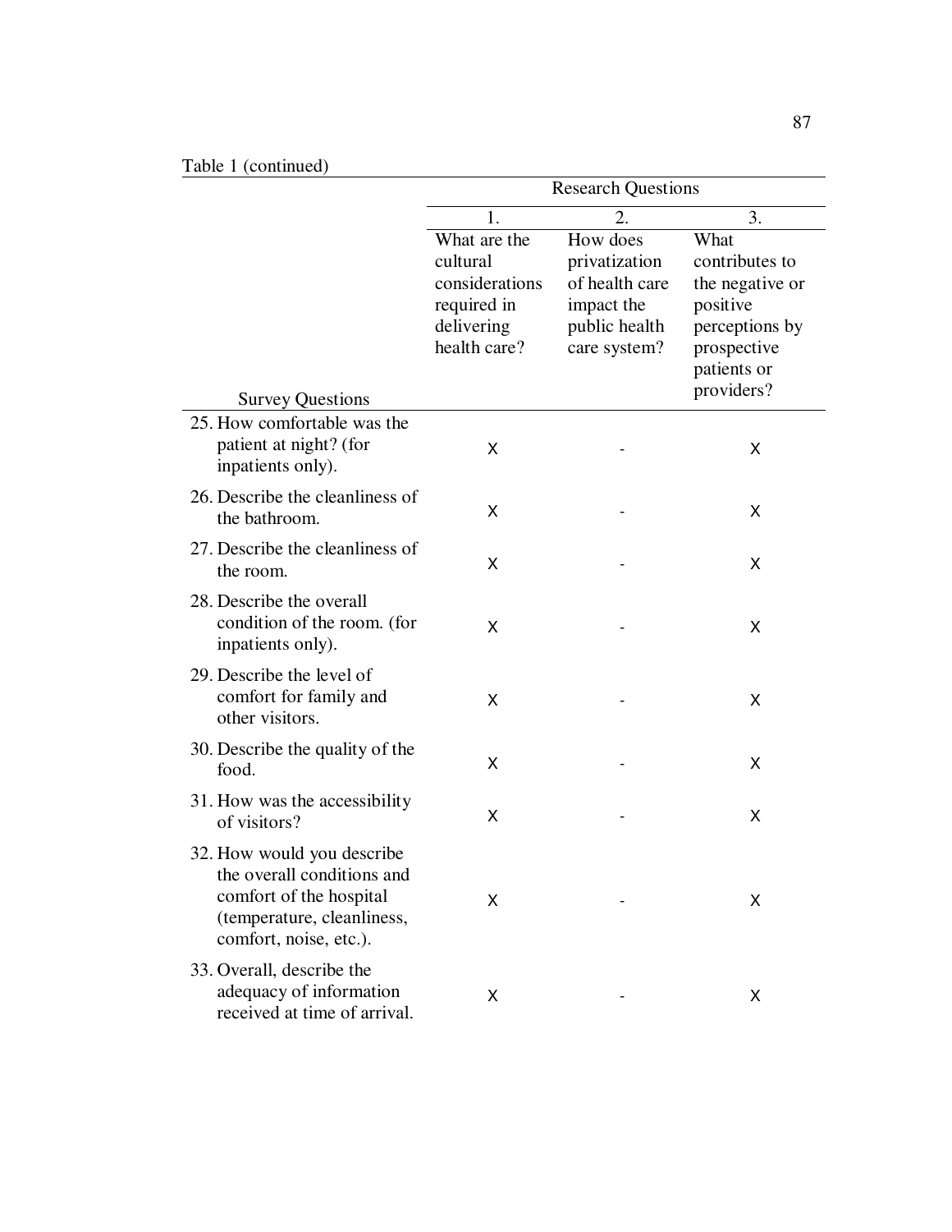Table 1 (continued)

| Survey Questions | Research Questions | | |
|---|---|---|---|
| | 1. What are the cultural considerations required in delivering health care? | 2. How does privatization of health care impact the public health care system? | 3. What contributes to the negative or positive perceptions by prospective patients or providers? |
| 25. How comfortable was the patient at night? (for inpatients only). | X | - | X |
| 26. Describe the cleanliness of the bathroom. | X | - | X |
| 27. Describe the cleanliness of the room. | X | - | X |
| 28. Describe the overall condition of the room. (for inpatients only). | X | - | X |
| 29. Describe the level of comfort for family and other visitors. | X | - | X |
| 30. Describe the quality of the food. | X | - | X |
| 31. How was the accessibility of visitors? | X | - | X |
| 32. How would you describe the overall conditions and comfort of the hospital (temperature, cleanliness, comfort, noise, etc.). | X | - | X |
| 33. Overall, describe the adequacy of information received at time of arrival. | X | - | X |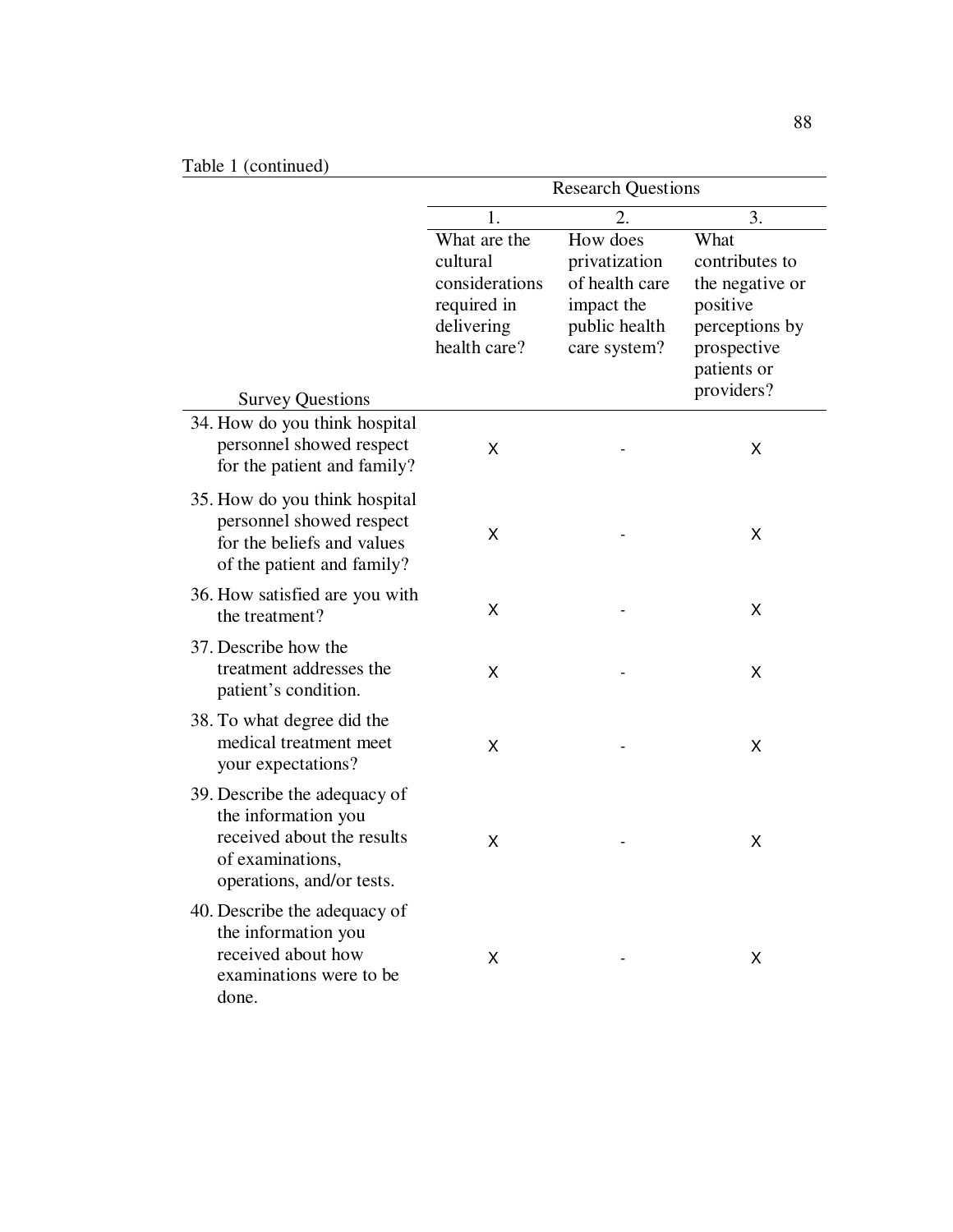Table 1 (continued)

| Survey Questions | Research Questions | | |
|---|---|---|---|
| | 1. What are the cultural considerations required in delivering health care? | 2. How does privatization of health care impact the public health care system? | 3. What contributes to the negative or positive perceptions by prospective patients or providers? |
| 34. How do you think hospital personnel showed respect for the patient and family? | X | - | X |
| 35. How do you think hospital personnel showed respect for the beliefs and values of the patient and family? | X | - | X |
| 36. How satisfied are you with the treatment? | X | - | X |
| 37. Describe how the treatment addresses the patient's condition. | X | - | X |
| 38. To what degree did the medical treatment meet your expectations? | X | - | X |
| 39. Describe the adequacy of the information you received about the results of examinations, operations, and/or tests. | X | - | X |
| 40. Describe the adequacy of the information you received about how examinations were to be done. | X | - | X |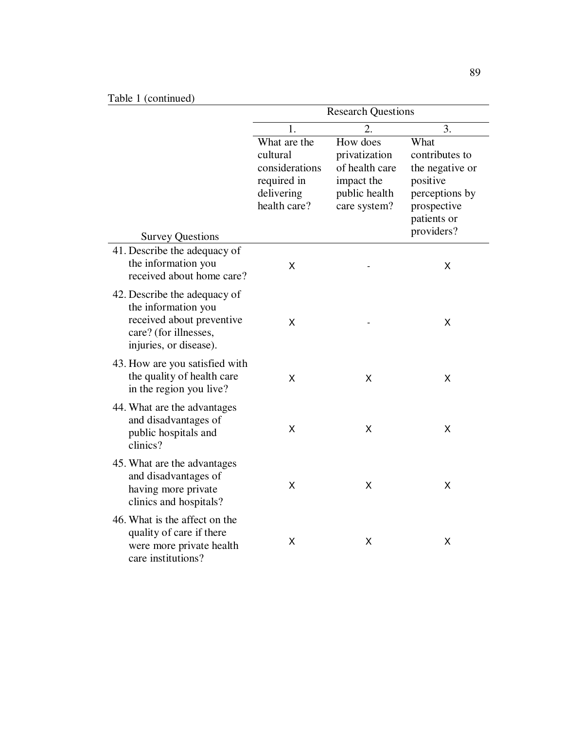Table 1 (continued)

| Survey Questions | Research Questions | | |
|---|---|---|---|
| | 1. What are the cultural considerations required in delivering health care? | 2. How does privatization of health care impact the public health care system? | 3. What contributes to the negative or positive perceptions by prospective patients or providers? |
| 41. Describe the adequacy of the information you received about home care? | X | - | X |
| 42. Describe the adequacy of the information you received about preventive care? (for illnesses, injuries, or disease). | X | - | X |
| 43. How are you satisfied with the quality of health care in the region you live? | X | X | X |
| 44. What are the advantages and disadvantages of public hospitals and clinics? | X | X | X |
| 45. What are the advantages and disadvantages of having more private clinics and hospitals? | X | X | X |
| 46. What is the affect on the quality of care if there were more private health care institutions? | X | X | X |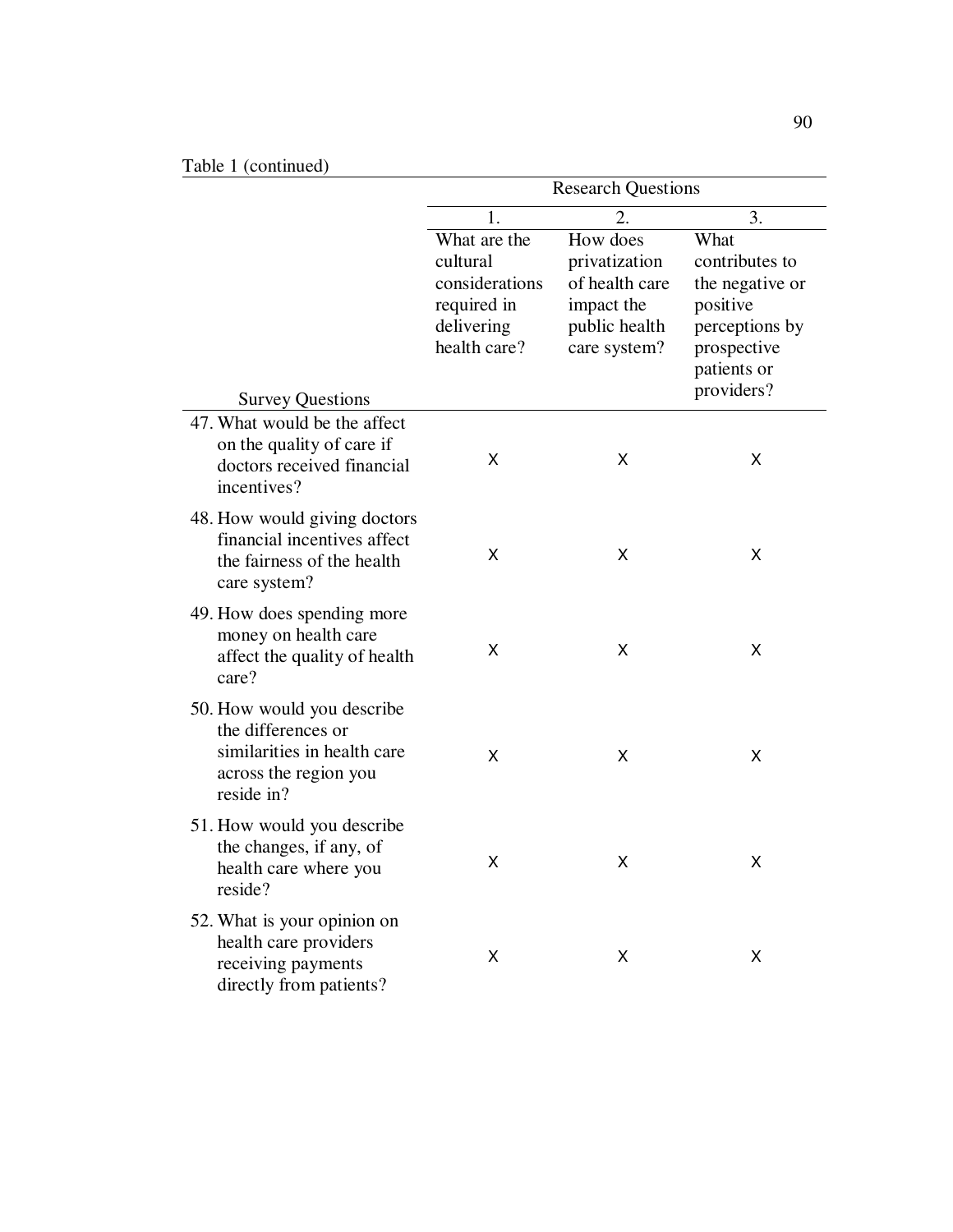Table 1 (continued)

| Survey Questions | Research Questions | | |
|---|---|---|---|
| | 1. What are the cultural considerations required in delivering health care? | 2. How does privatization of health care impact the public health care system? | 3. What contributes to the negative or positive perceptions by prospective patients or providers? |
| 47. What would be the affect on the quality of care if doctors received financial incentives? | X | X | X |
| 48. How would giving doctors financial incentives affect the fairness of the health care system? | X | X | X |
| 49. How does spending more money on health care affect the quality of health care? | X | X | X |
| 50. How would you describe the differences or similarities in health care across the region you reside in? | X | X | X |
| 51. How would you describe the changes, if any, of health care where you reside? | X | X | X |
| 52. What is your opinion on health care providers receiving payments directly from patients? | X | X | X |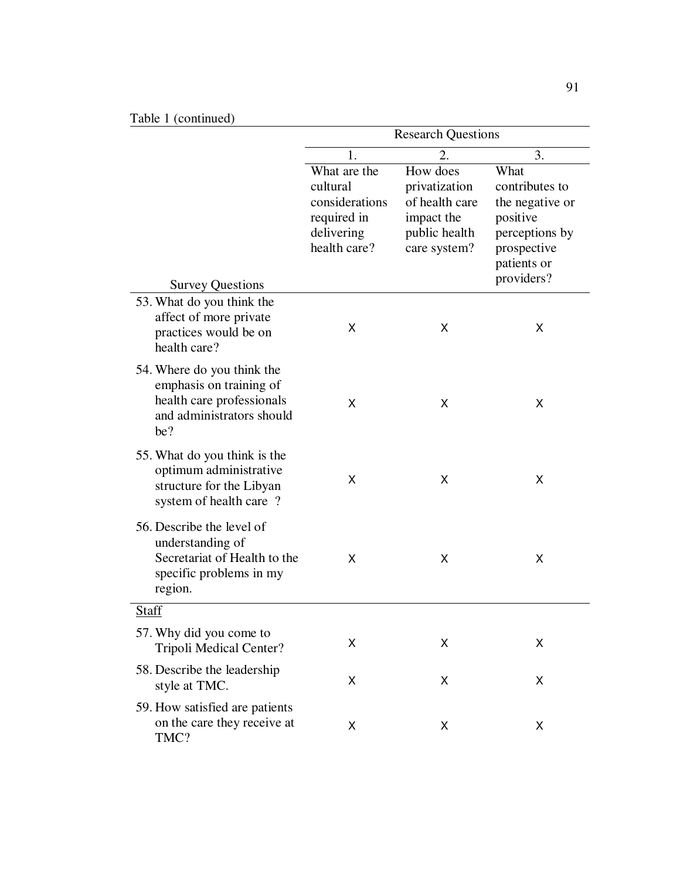Table 1 (continued)

| Survey Questions | Research Questions | | |
|---|---|---|---|
| | 1. What are the cultural considerations required in delivering health care? | 2. How does privatization of health care impact the public health care system? | 3. What contributes to the negative or positive perceptions by prospective patients or providers? |
| 53. What do you think the affect of more private practices would be on health care? | X | X | X |
| 54. Where do you think the emphasis on training of health care professionals and administrators should be? | X | X | X |
| 55. What do you think is the optimum administrative structure for the Libyan system of health care ? | X | X | X |
| 56. Describe the level of understanding of Secretariat of Health to the specific problems in my region. | X | X | X |
| <u>Staff</u> | | | |
| 57. Why did you come to Tripoli Medical Center? | X | X | X |
| 58. Describe the leadership style at TMC. | X | X | X |
| 59. How satisfied are patients on the care they receive at TMC? | X | X | X |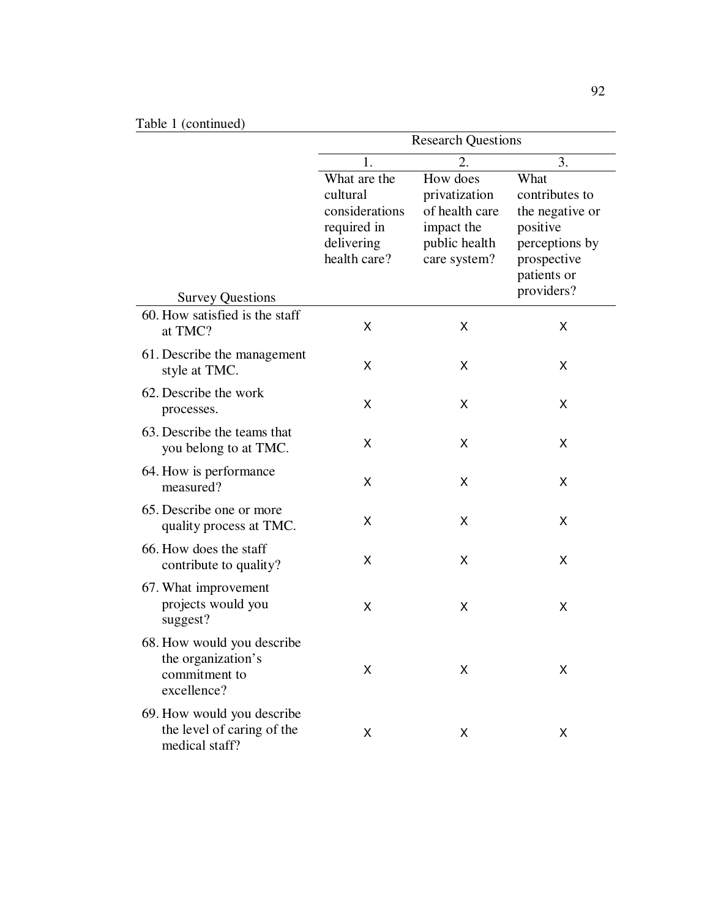Table 1 (continued)

| Survey Questions | Research Questions | | |
|---|---|---|---|
| | 1. What are the cultural considerations required in delivering health care? | 2. How does privatization of health care impact the public health care system? | 3. What contributes to the negative or positive perceptions by prospective patients or providers? |
| 60. How satisfied is the staff at TMC? | X | X | X |
| 61. Describe the management style at TMC. | X | X | X |
| 62. Describe the work processes. | X | X | X |
| 63. Describe the teams that you belong to at TMC. | X | X | X |
| 64. How is performance measured? | X | X | X |
| 65. Describe one or more quality process at TMC. | X | X | X |
| 66. How does the staff contribute to quality? | X | X | X |
| 67. What improvement projects would you suggest? | X | X | X |
| 68. How would you describe the organization's commitment to excellence? | X | X | X |
| 69. How would you describe the level of caring of the medical staff? | X | X | X |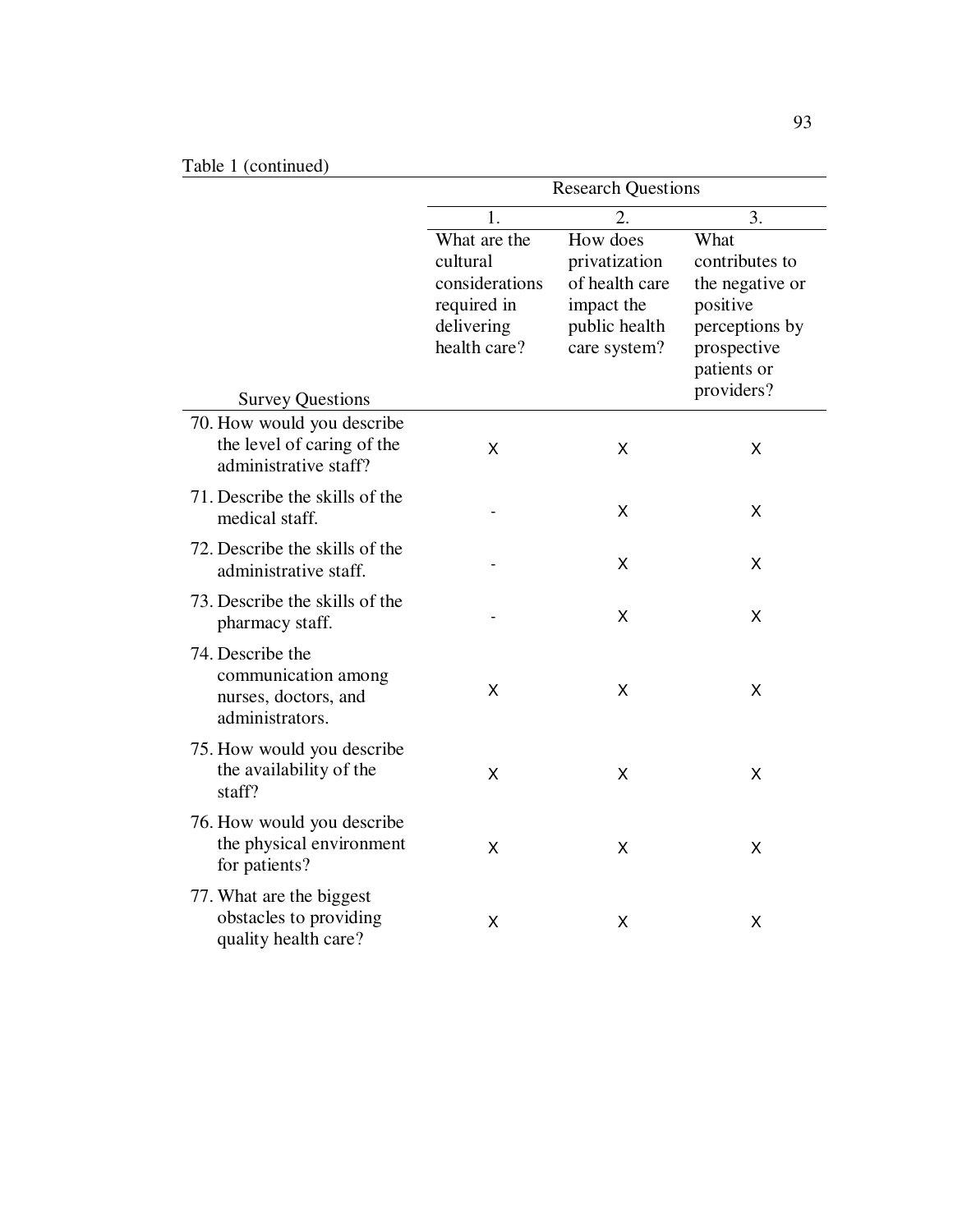Table 1 (continued)

| Survey Questions | Research Questions | | |
|---|---|---|---|
| | 1. What are the cultural considerations required in delivering health care? | 2. How does privatization of health care impact the public health care system? | 3. What contributes to the negative or positive perceptions by prospective patients or providers? |
| 70. How would you describe the level of caring of the administrative staff? | X | X | X |
| 71. Describe the skills of the medical staff. | - | X | X |
| 72. Describe the skills of the administrative staff. | - | X | X |
| 73. Describe the skills of the pharmacy staff. | - | X | X |
| 74. Describe the communication among nurses, doctors, and administrators. | X | X | X |
| 75. How would you describe the availability of the staff? | X | X | X |
| 76. How would you describe the physical environment for patients? | X | X | X |
| 77. What are the biggest obstacles to providing quality health care? | X | X | X |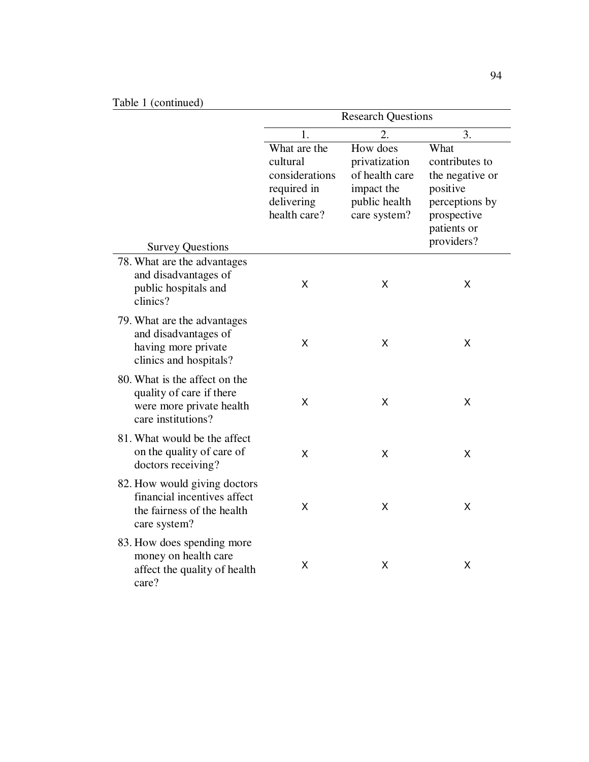Table 1 (continued)

| Survey Questions | Research Questions | | |
|---|---|---|---|
| | 1. What are the cultural considerations required in delivering health care? | 2. How does privatization of health care impact the public health care system? | 3. What contributes to the negative or positive perceptions by prospective patients or providers? |
| 78. What are the advantages and disadvantages of public hospitals and clinics? | X | X | X |
| 79. What are the advantages and disadvantages of having more private clinics and hospitals? | X | X | X |
| 80. What is the affect on the quality of care if there were more private health care institutions? | X | X | X |
| 81. What would be the affect on the quality of care of doctors receiving? | X | X | X |
| 82. How would giving doctors financial incentives affect the fairness of the health care system? | X | X | X |
| 83. How does spending more money on health care affect the quality of health care? | X | X | X |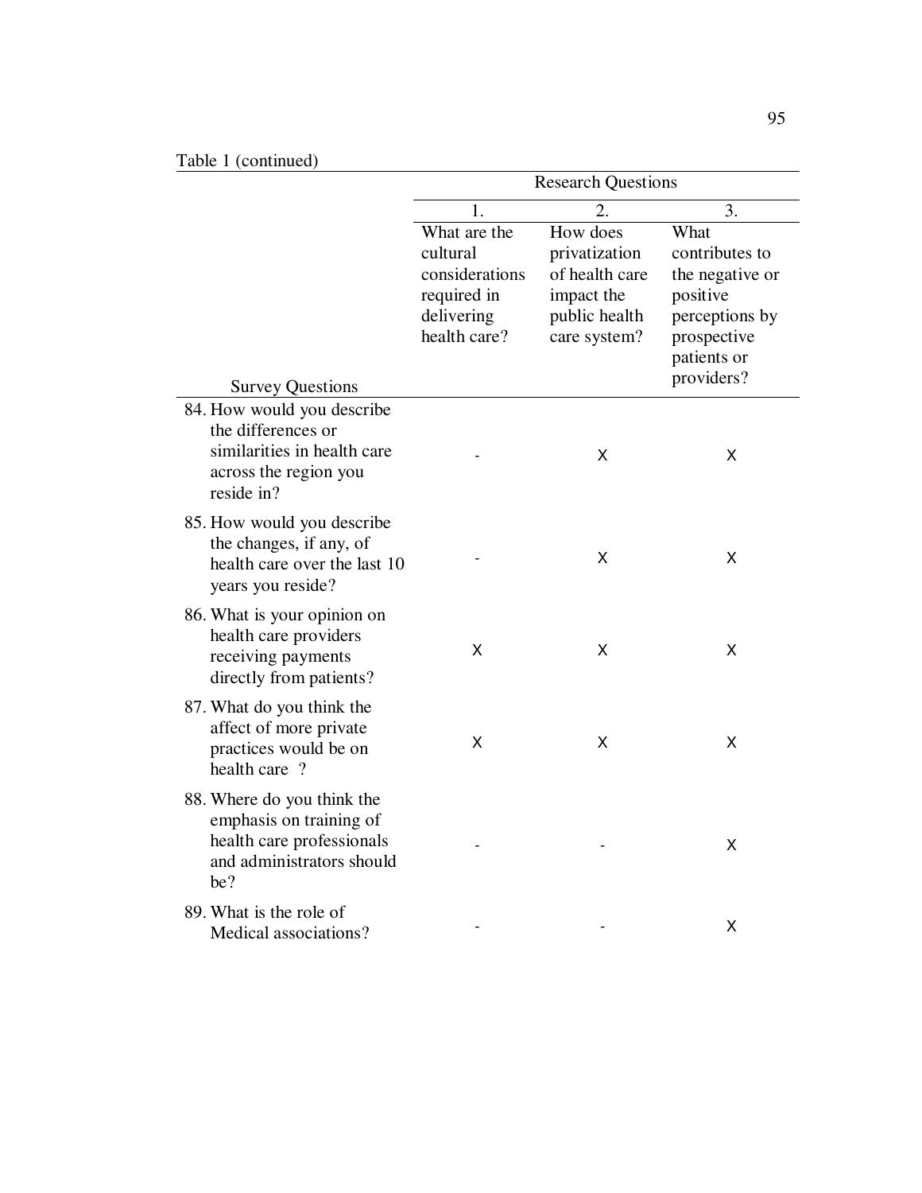Table 1 (continued)

| Survey Questions | Research Questions | | |
|---|---|---|---|
| | 1. What are the cultural considerations required in delivering health care? | 2. How does privatization of health care impact the public health care system? | 3. What contributes to the negative or positive perceptions by prospective patients or providers? |
| 84. How would you describe the differences or similarities in health care across the region you reside in? | - | X | X |
| 85. How would you describe the changes, if any, of health care over the last 10 years you reside? | - | X | X |
| 86. What is your opinion on health care providers receiving payments directly from patients? | X | X | X |
| 87. What do you think the affect of more private practices would be on health care ? | X | X | X |
| 88. Where do you think the emphasis on training of health care professionals and administrators should be? | - | - | X |
| 89. What is the role of Medical associations? | - | - | X |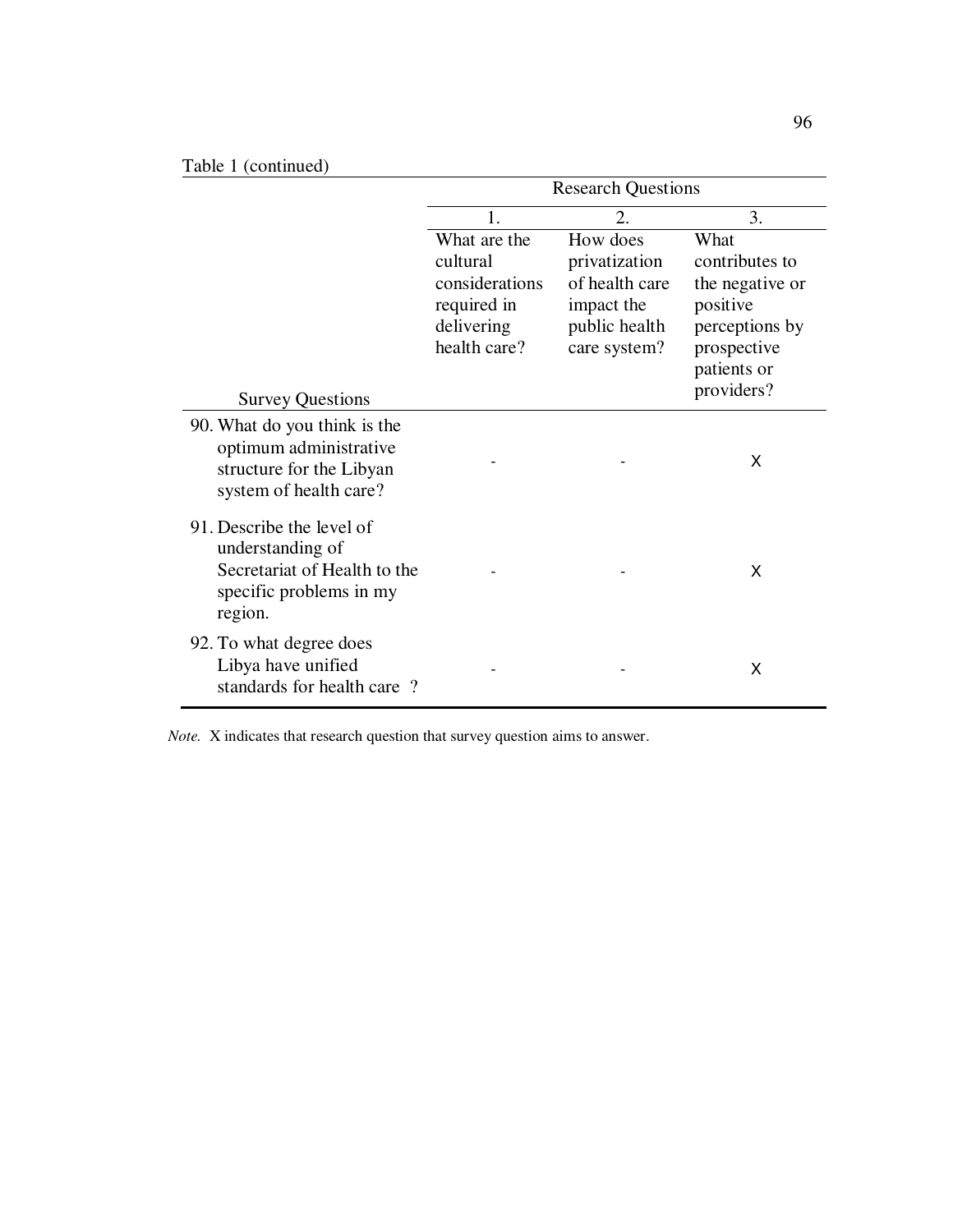Table 1 (continued)

| Survey Questions | Research Questions<br>1.<br>What are the cultural considerations required in delivering health care? | <br>2.<br>How does privatization of health care impact the public health care system? | <br>3.<br>What contributes to the negative or positive perceptions by prospective patients or providers? |
|---|---|---|---|
| 90. What do you think is the optimum administrative structure for the Libyan system of health care? | - | - | X |
| 91. Describe the level of understanding of Secretariat of Health to the specific problems in my region. | - | - | X |
| 92. To what degree does Libya have unified standards for health care ? | - | - | X |

*Note.* X indicates that research question that survey question aims to answer.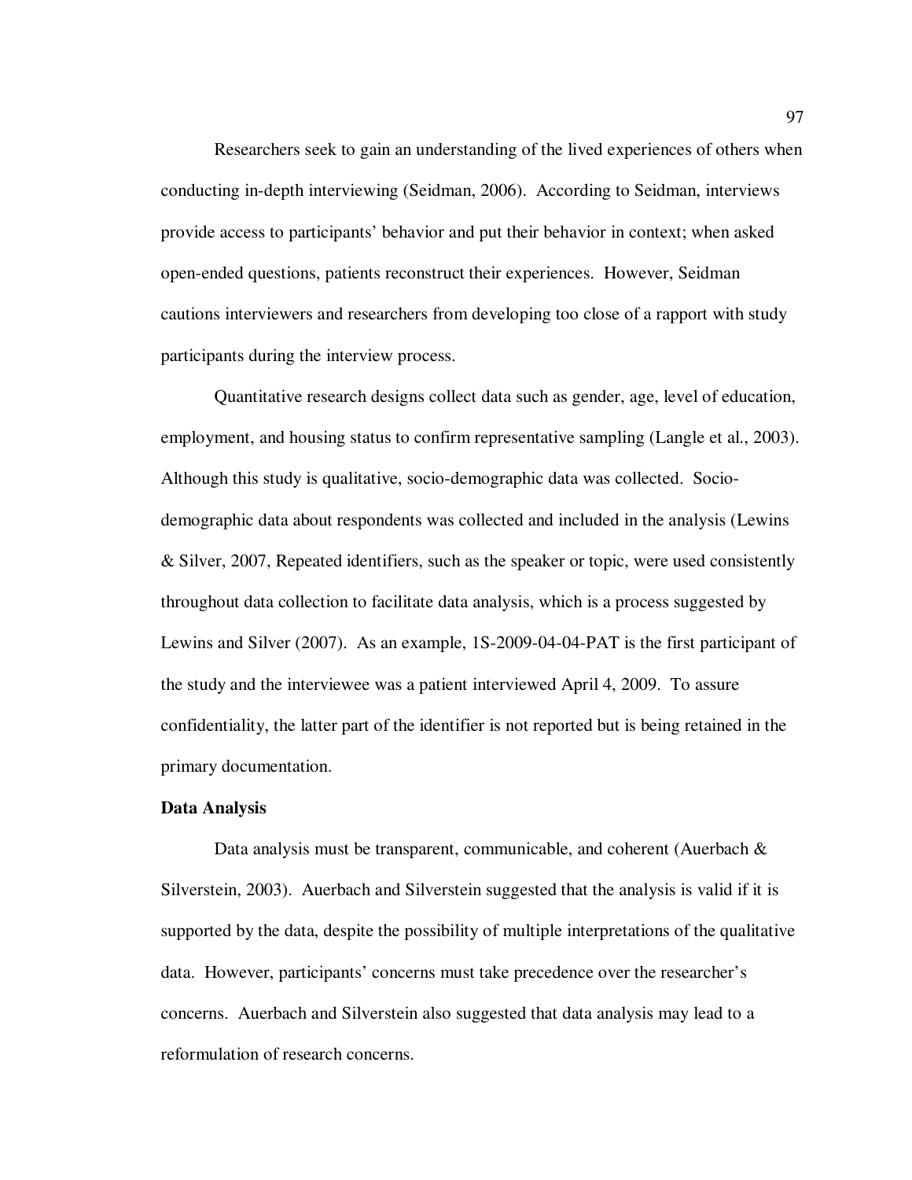Researchers seek to gain an understanding of the lived experiences of others when conducting in-depth interviewing (Seidman, 2006). According to Seidman, interviews provide access to participants' behavior and put their behavior in context; when asked open-ended questions, patients reconstruct their experiences. However, Seidman cautions interviewers and researchers from developing too close of a rapport with study participants during the interview process.

Quantitative research designs collect data such as gender, age, level of education, employment, and housing status to confirm representative sampling (Langle et al., 2003). Although this study is qualitative, socio-demographic data was collected. Socio-demographic data about respondents was collected and included in the analysis (Lewins & Silver, 2007, Repeated identifiers, such as the speaker or topic, were used consistently throughout data collection to facilitate data analysis, which is a process suggested by Lewins and Silver (2007). As an example, 1S-2009-04-04-PAT is the first participant of the study and the interviewee was a patient interviewed April 4, 2009. To assure confidentiality, the latter part of the identifier is not reported but is being retained in the primary documentation.

**Data Analysis**

Data analysis must be transparent, communicable, and coherent (Auerbach & Silverstein, 2003). Auerbach and Silverstein suggested that the analysis is valid if it is supported by the data, despite the possibility of multiple interpretations of the qualitative data. However, participants' concerns must take precedence over the researcher's concerns. Auerbach and Silverstein also suggested that data analysis may lead to a reformulation of research concerns.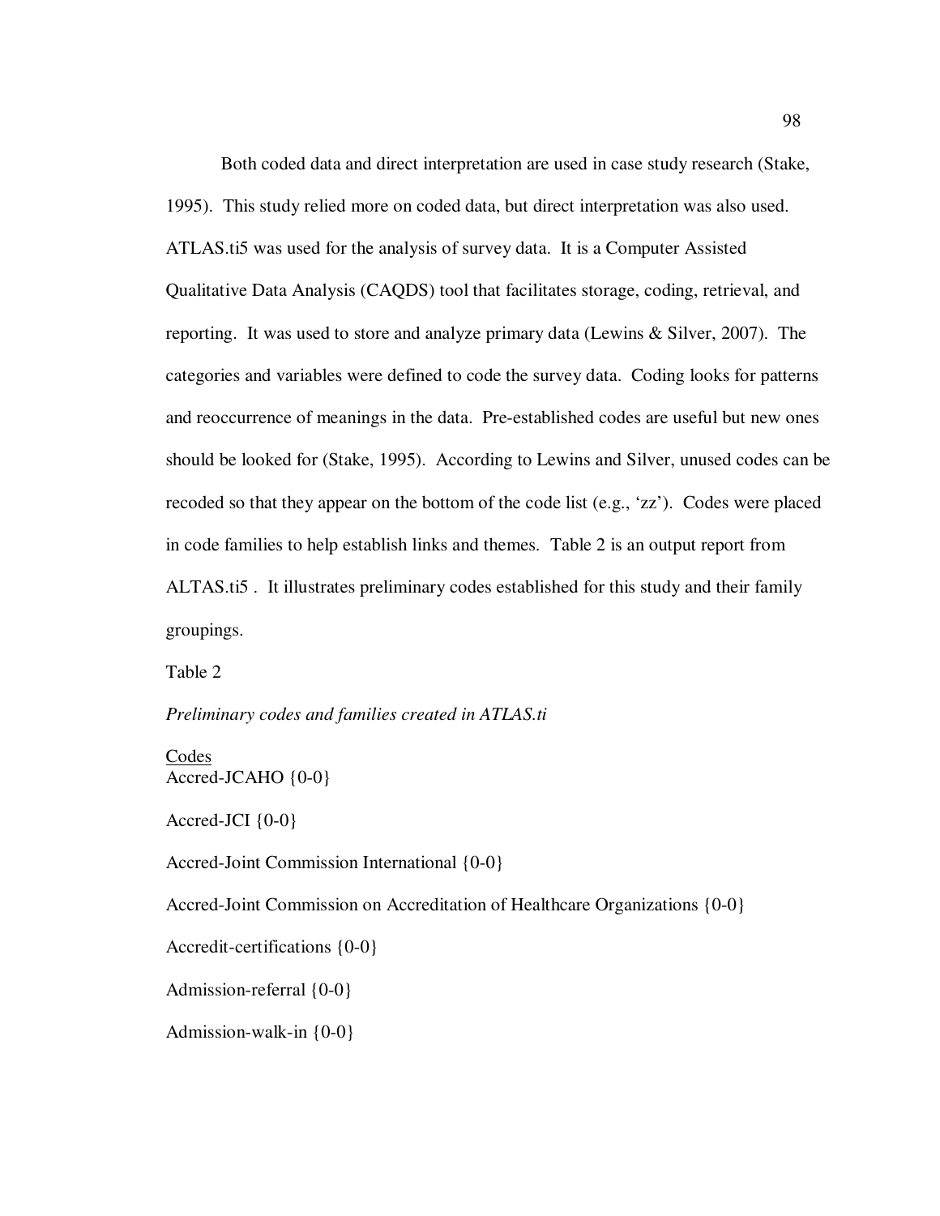Both coded data and direct interpretation are used in case study research (Stake, 1995). This study relied more on coded data, but direct interpretation was also used. ATLAS.ti5 was used for the analysis of survey data. It is a Computer Assisted Qualitative Data Analysis (CAQDS) tool that facilitates storage, coding, retrieval, and reporting. It was used to store and analyze primary data (Lewins & Silver, 2007). The categories and variables were defined to code the survey data. Coding looks for patterns and reoccurrence of meanings in the data. Pre-established codes are useful but new ones should be looked for (Stake, 1995). According to Lewins and Silver, unused codes can be recoded so that they appear on the bottom of the code list (e.g., 'zz'). Codes were placed in code families to help establish links and themes. Table 2 is an output report from ALTAS.ti5 . It illustrates preliminary codes established for this study and their family groupings.

Table 2

*Preliminary codes and families created in ATLAS.ti*

<u>Codes</u>

Accred-JCAHO {0-0}

Accred-JCI {0-0}

Accred-Joint Commission International {0-0}

Accred-Joint Commission on Accreditation of Healthcare Organizations {0-0}

Accredit-certifications {0-0}

Admission-referral {0-0}

Admission-walk-in {0-0}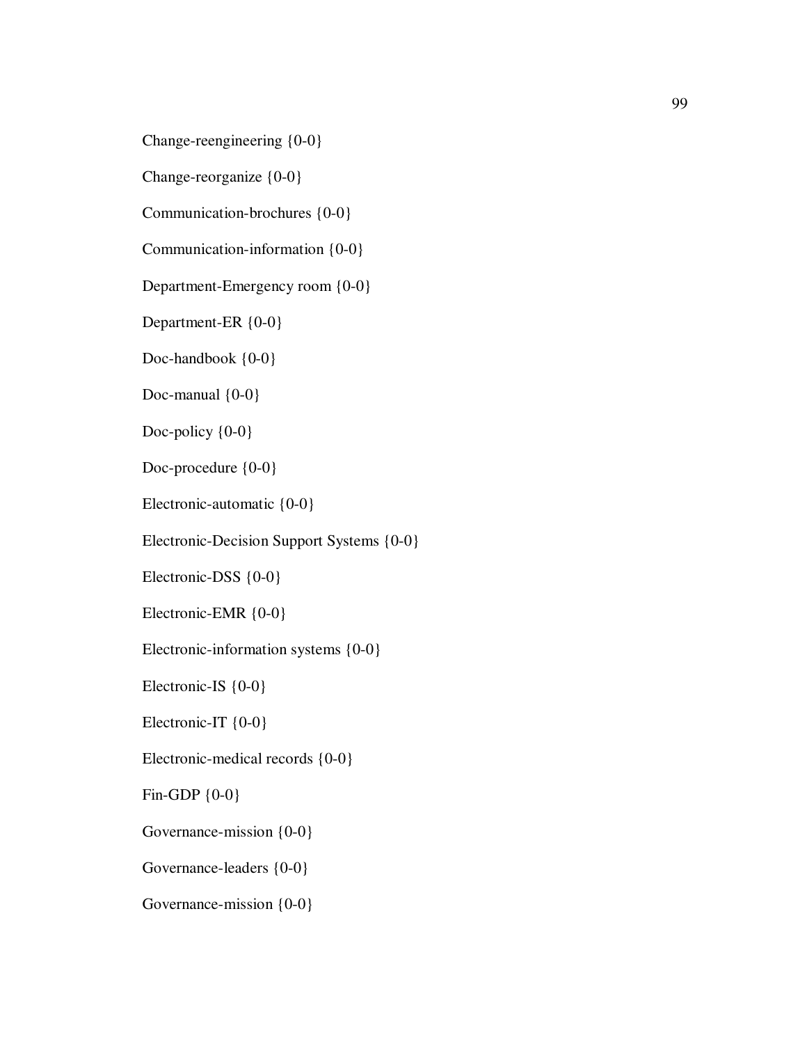Change-reengineering {0-0}

Change-reorganize {0-0}

Communication-brochures {0-0}

Communication-information {0-0}

Department-Emergency room {0-0}

Department-ER {0-0}

Doc-handbook {0-0}

Doc-manual {0-0}

Doc-policy {0-0}

Doc-procedure {0-0}

Electronic-automatic {0-0}

Electronic-Decision Support Systems {0-0}

Electronic-DSS {0-0}

Electronic-EMR {0-0}

Electronic-information systems {0-0}

Electronic-IS {0-0}

Electronic-IT {0-0}

Electronic-medical records {0-0}

Fin-GDP {0-0}

Governance-mission {0-0}

Governance-leaders {0-0}

Governance-mission {0-0}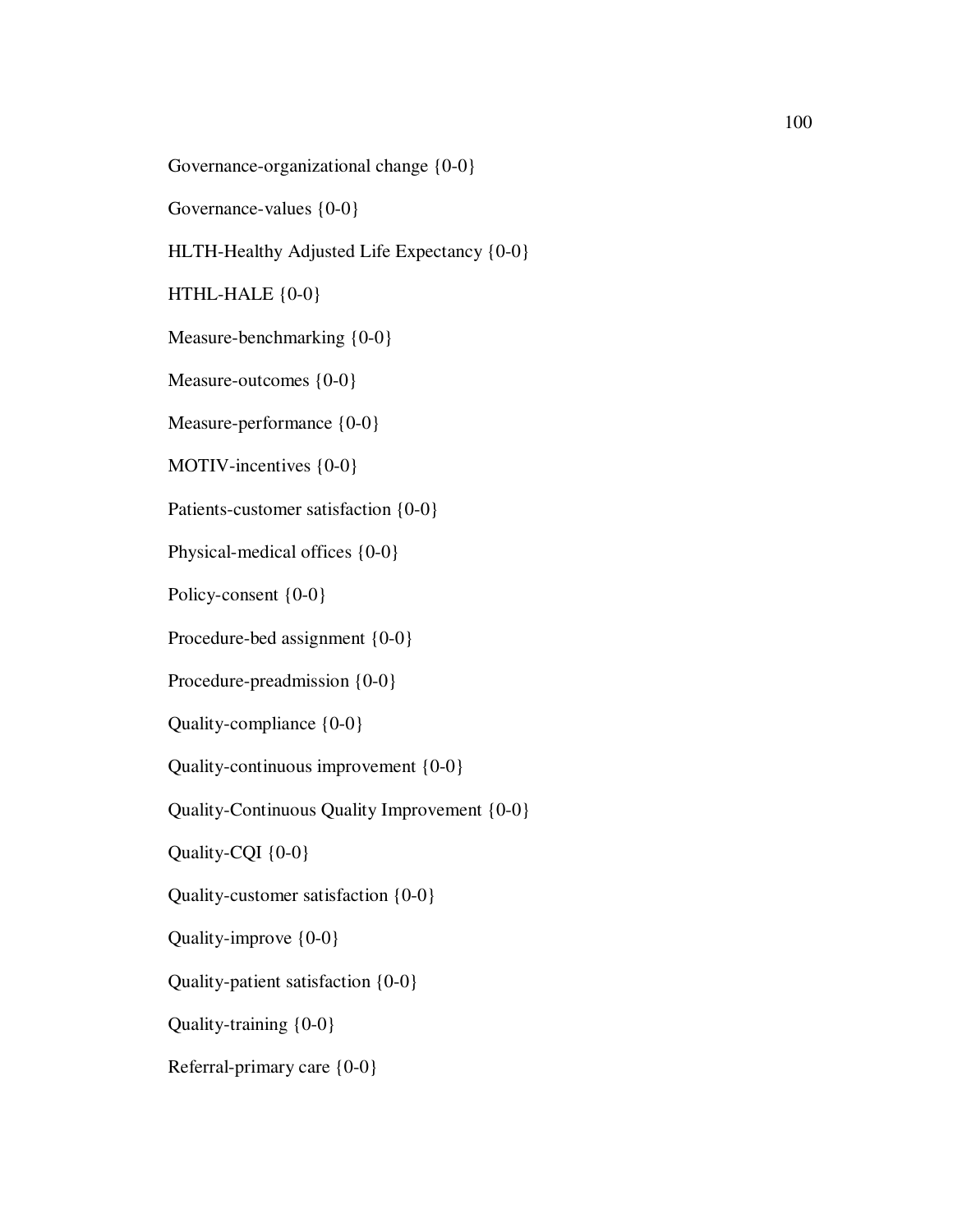Governance-organizational change {0-0}

Governance-values {0-0}

HLTH-Healthy Adjusted Life Expectancy {0-0}

HTHL-HALE {0-0}

Measure-benchmarking {0-0}

Measure-outcomes {0-0}

Measure-performance {0-0}

MOTIV-incentives {0-0}

Patients-customer satisfaction {0-0}

Physical-medical offices {0-0}

Policy-consent {0-0}

Procedure-bed assignment {0-0}

Procedure-preadmission {0-0}

Quality-compliance {0-0}

Quality-continuous improvement {0-0}

Quality-Continuous Quality Improvement {0-0}

Quality-CQI {0-0}

Quality-customer satisfaction {0-0}

Quality-improve {0-0}

Quality-patient satisfaction {0-0}

Quality-training {0-0}

Referral-primary care {0-0}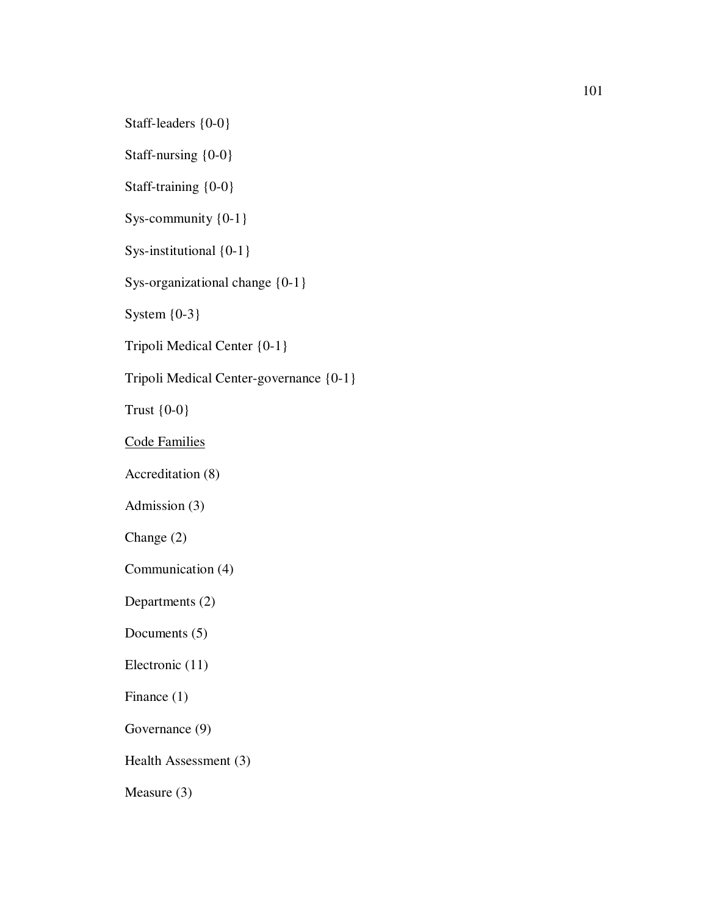Staff-leaders {0-0}

Staff-nursing {0-0}

Staff-training {0-0}

Sys-community {0-1}

Sys-institutional {0-1}

Sys-organizational change {0-1}

System {0-3}

Tripoli Medical Center {0-1}

Tripoli Medical Center-governance {0-1}

Trust {0-0}

<u>Code Families</u>

Accreditation (8)

Admission (3)

Change (2)

Communication (4)

Departments (2)

Documents (5)

Electronic (11)

Finance (1)

Governance (9)

Health Assessment (3)

Measure (3)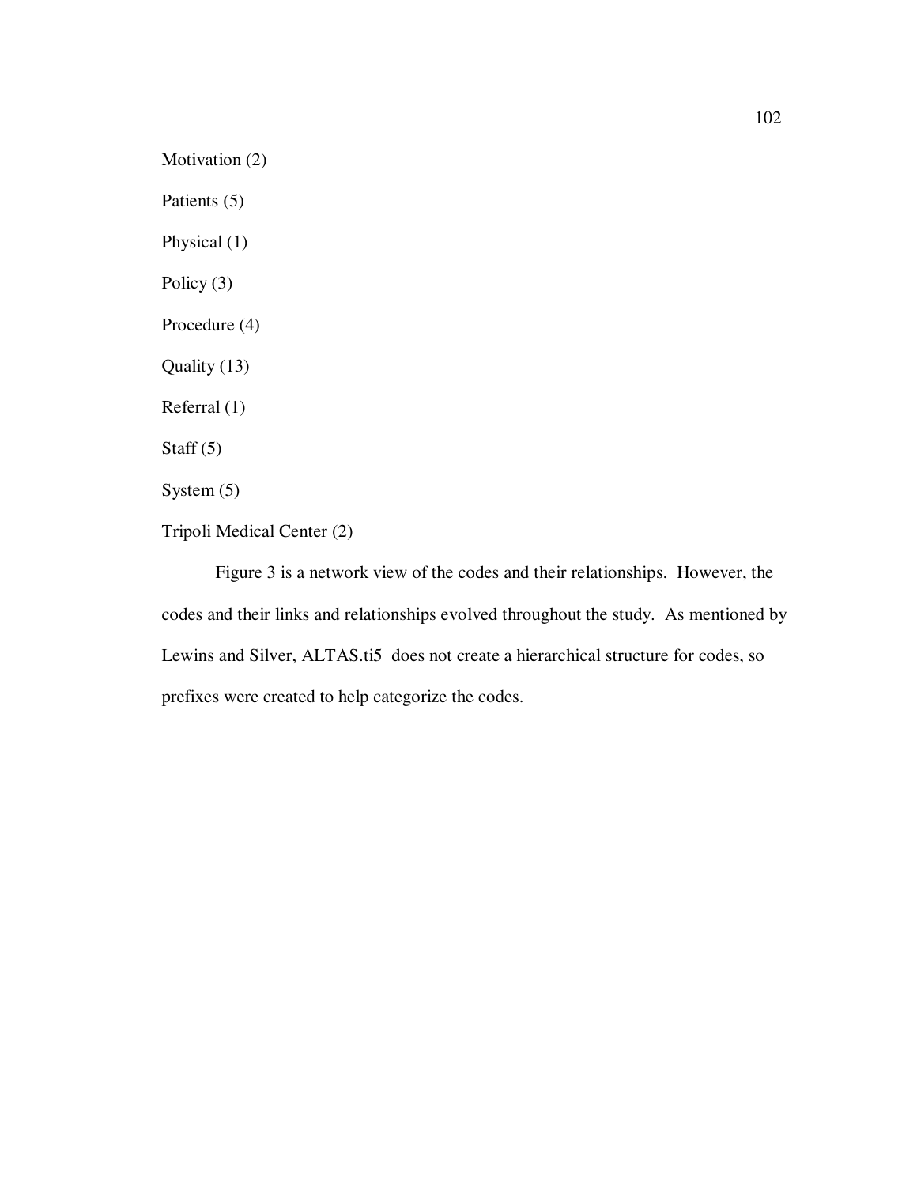Motivation (2)

Patients (5)

Physical (1)

Policy (3)

Procedure (4)

Quality (13)

Referral (1)

Staff (5)

System (5)

Tripoli Medical Center (2)

Figure 3 is a network view of the codes and their relationships. However, the codes and their links and relationships evolved throughout the study. As mentioned by Lewins and Silver, ALTAS.ti5 does not create a hierarchical structure for codes, so prefixes were created to help categorize the codes.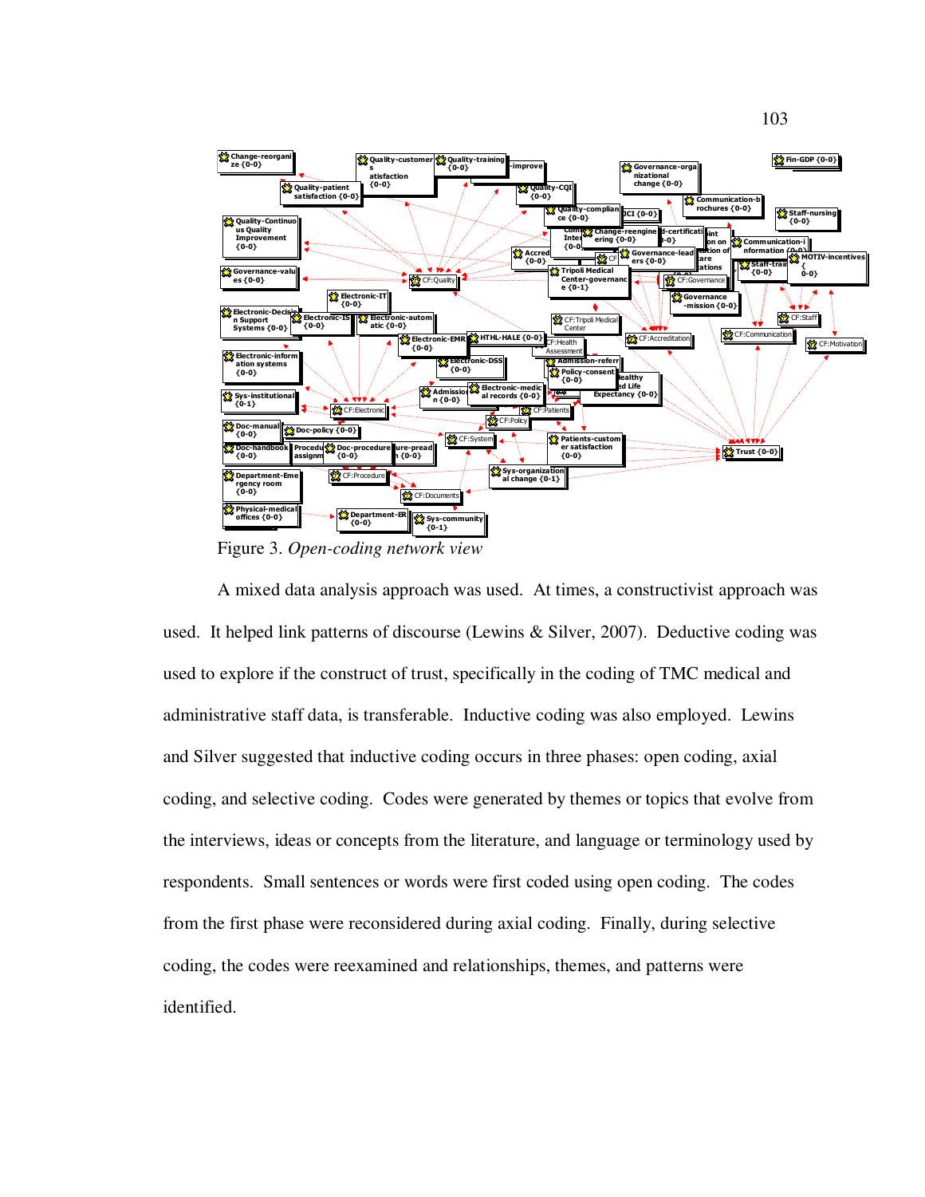Figure 3. *Open-coding network view*

A mixed data analysis approach was used. At times, a constructivist approach was used. It helped link patterns of discourse (Lewins & Silver, 2007). Deductive coding was used to explore if the construct of trust, specifically in the coding of TMC medical and administrative staff data, is transferable. Inductive coding was also employed. Lewins and Silver suggested that inductive coding occurs in three phases: open coding, axial coding, and selective coding. Codes were generated by themes or topics that evolve from the interviews, ideas or concepts from the literature, and language or terminology used by respondents. Small sentences or words were first coded using open coding. The codes from the first phase were reconsidered during axial coding. Finally, during selective coding, the codes were reexamined and relationships, themes, and patterns were identified.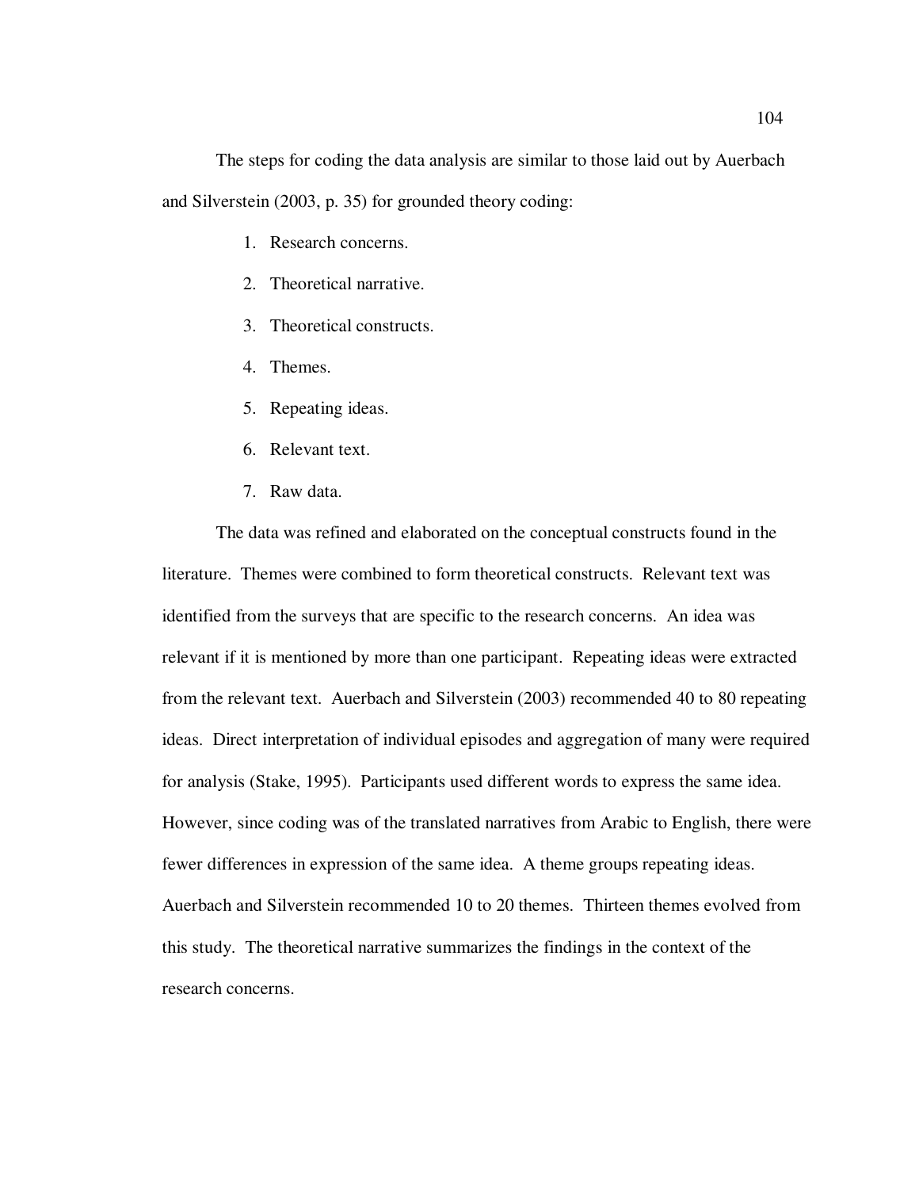The steps for coding the data analysis are similar to those laid out by Auerbach and Silverstein (2003, p. 35) for grounded theory coding:

1. Research concerns.
2. Theoretical narrative.
3. Theoretical constructs.
4. Themes.
5. Repeating ideas.
6. Relevant text.
7. Raw data.

The data was refined and elaborated on the conceptual constructs found in the literature. Themes were combined to form theoretical constructs. Relevant text was identified from the surveys that are specific to the research concerns. An idea was relevant if it is mentioned by more than one participant. Repeating ideas were extracted from the relevant text. Auerbach and Silverstein (2003) recommended 40 to 80 repeating ideas. Direct interpretation of individual episodes and aggregation of many were required for analysis (Stake, 1995). Participants used different words to express the same idea. However, since coding was of the translated narratives from Arabic to English, there were fewer differences in expression of the same idea. A theme groups repeating ideas. Auerbach and Silverstein recommended 10 to 20 themes. Thirteen themes evolved from this study. The theoretical narrative summarizes the findings in the context of the research concerns.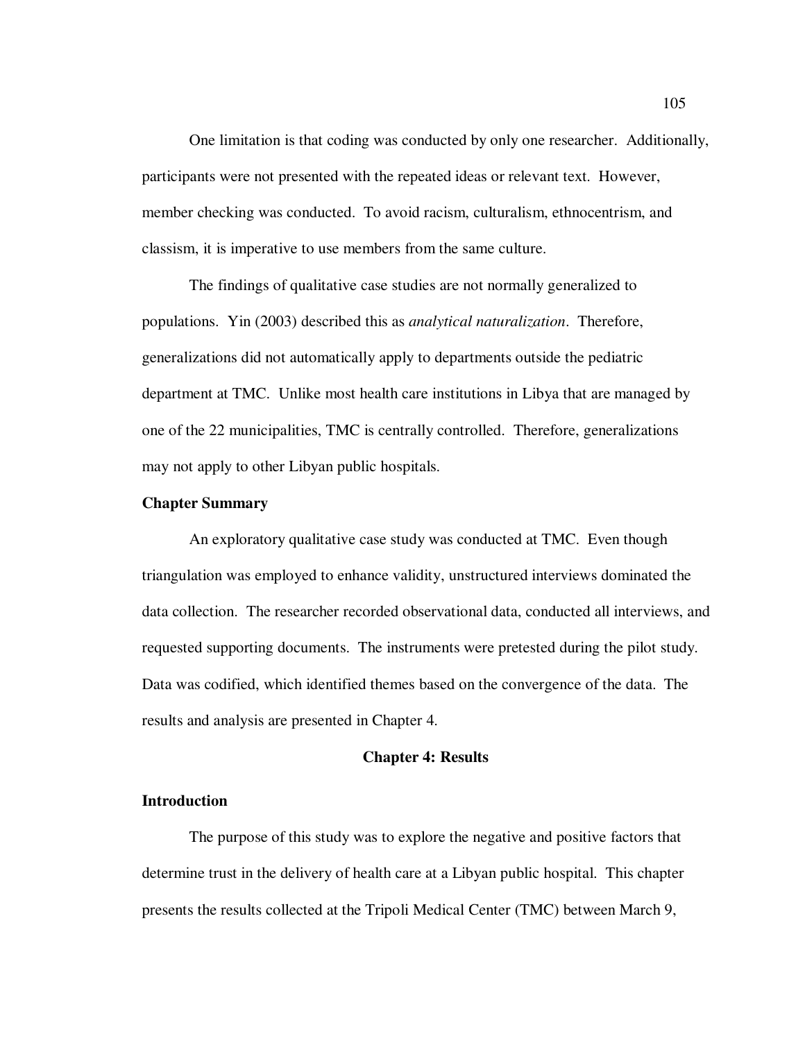One limitation is that coding was conducted by only one researcher. Additionally, participants were not presented with the repeated ideas or relevant text. However, member checking was conducted. To avoid racism, culturalism, ethnocentrism, and classism, it is imperative to use members from the same culture.

The findings of qualitative case studies are not normally generalized to populations. Yin (2003) described this as *analytical naturalization*. Therefore, generalizations did not automatically apply to departments outside the pediatric department at TMC. Unlike most health care institutions in Libya that are managed by one of the 22 municipalities, TMC is centrally controlled. Therefore, generalizations may not apply to other Libyan public hospitals.

### Chapter Summary

An exploratory qualitative case study was conducted at TMC. Even though triangulation was employed to enhance validity, unstructured interviews dominated the data collection. The researcher recorded observational data, conducted all interviews, and requested supporting documents. The instruments were pretested during the pilot study. Data was codified, which identified themes based on the convergence of the data. The results and analysis are presented in Chapter 4.

## Chapter 4: Results

### Introduction

The purpose of this study was to explore the negative and positive factors that determine trust in the delivery of health care at a Libyan public hospital. This chapter presents the results collected at the Tripoli Medical Center (TMC) between March 9,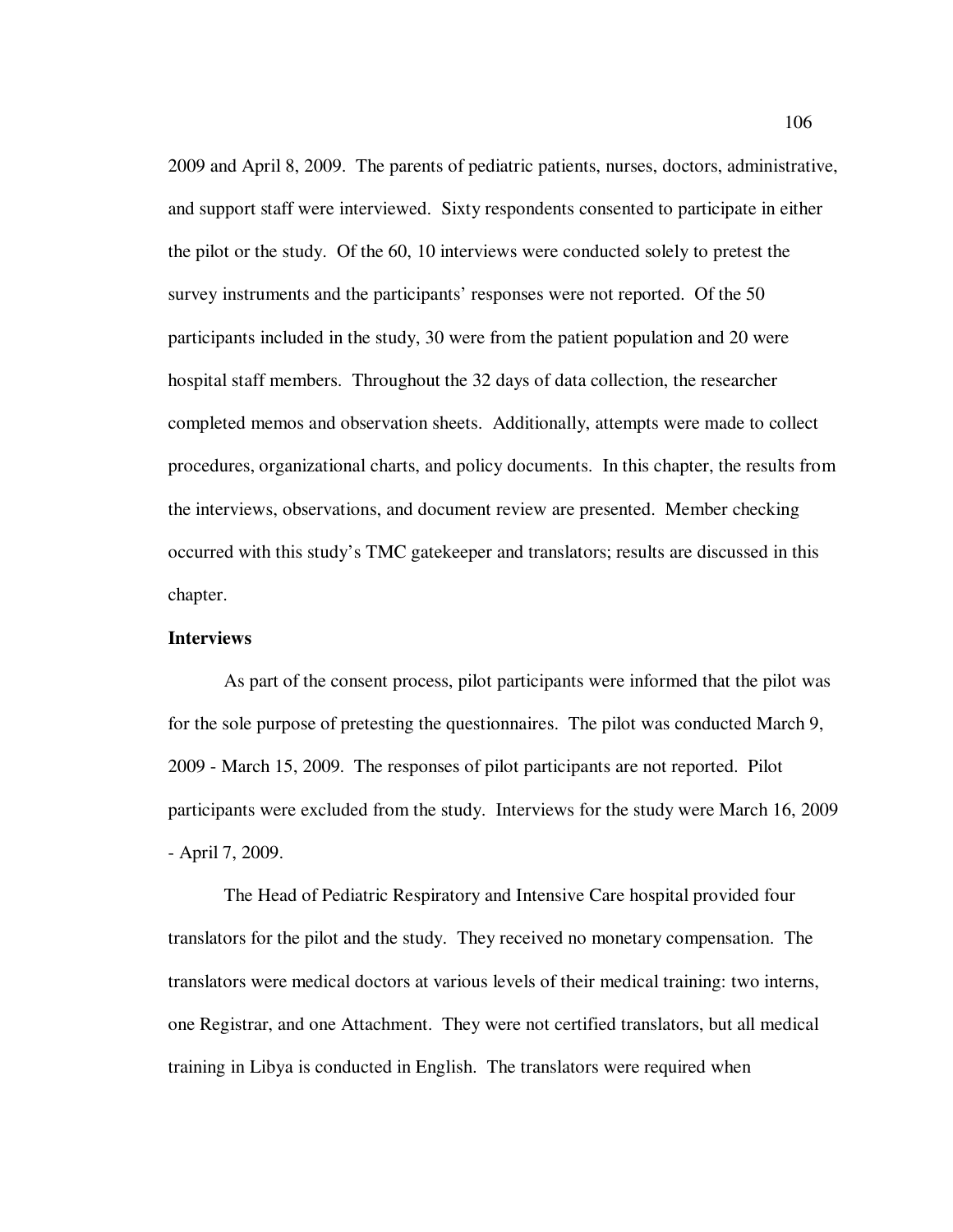2009 and April 8, 2009. The parents of pediatric patients, nurses, doctors, administrative, and support staff were interviewed. Sixty respondents consented to participate in either the pilot or the study. Of the 60, 10 interviews were conducted solely to pretest the survey instruments and the participants' responses were not reported. Of the 50 participants included in the study, 30 were from the patient population and 20 were hospital staff members. Throughout the 32 days of data collection, the researcher completed memos and observation sheets. Additionally, attempts were made to collect procedures, organizational charts, and policy documents. In this chapter, the results from the interviews, observations, and document review are presented. Member checking occurred with this study's TMC gatekeeper and translators; results are discussed in this chapter.

**Interviews**

As part of the consent process, pilot participants were informed that the pilot was for the sole purpose of pretesting the questionnaires. The pilot was conducted March 9, 2009 - March 15, 2009. The responses of pilot participants are not reported. Pilot participants were excluded from the study. Interviews for the study were March 16, 2009 - April 7, 2009.

The Head of Pediatric Respiratory and Intensive Care hospital provided four translators for the pilot and the study. They received no monetary compensation. The translators were medical doctors at various levels of their medical training: two interns, one Registrar, and one Attachment. They were not certified translators, but all medical training in Libya is conducted in English. The translators were required when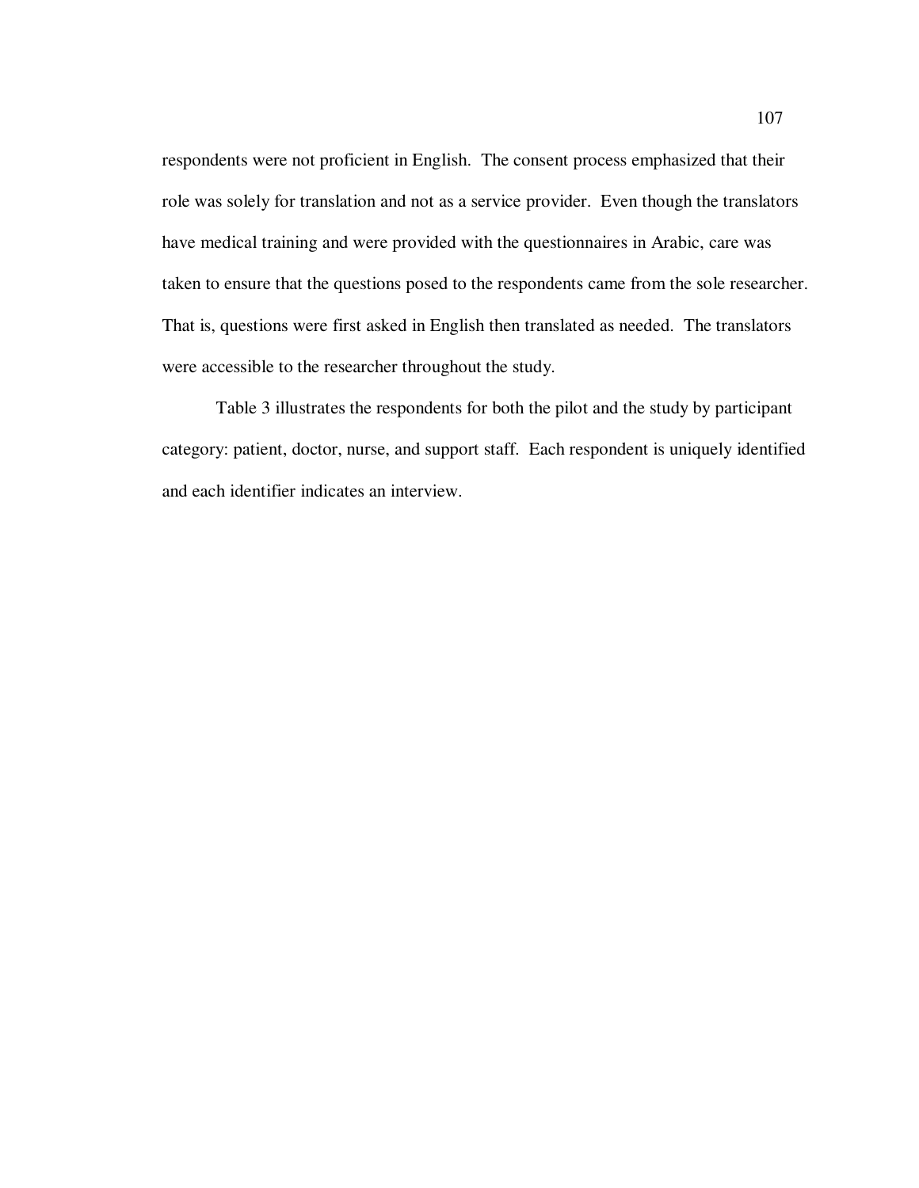respondents were not proficient in English. The consent process emphasized that their role was solely for translation and not as a service provider. Even though the translators have medical training and were provided with the questionnaires in Arabic, care was taken to ensure that the questions posed to the respondents came from the sole researcher. That is, questions were first asked in English then translated as needed. The translators were accessible to the researcher throughout the study.

Table 3 illustrates the respondents for both the pilot and the study by participant category: patient, doctor, nurse, and support staff. Each respondent is uniquely identified and each identifier indicates an interview.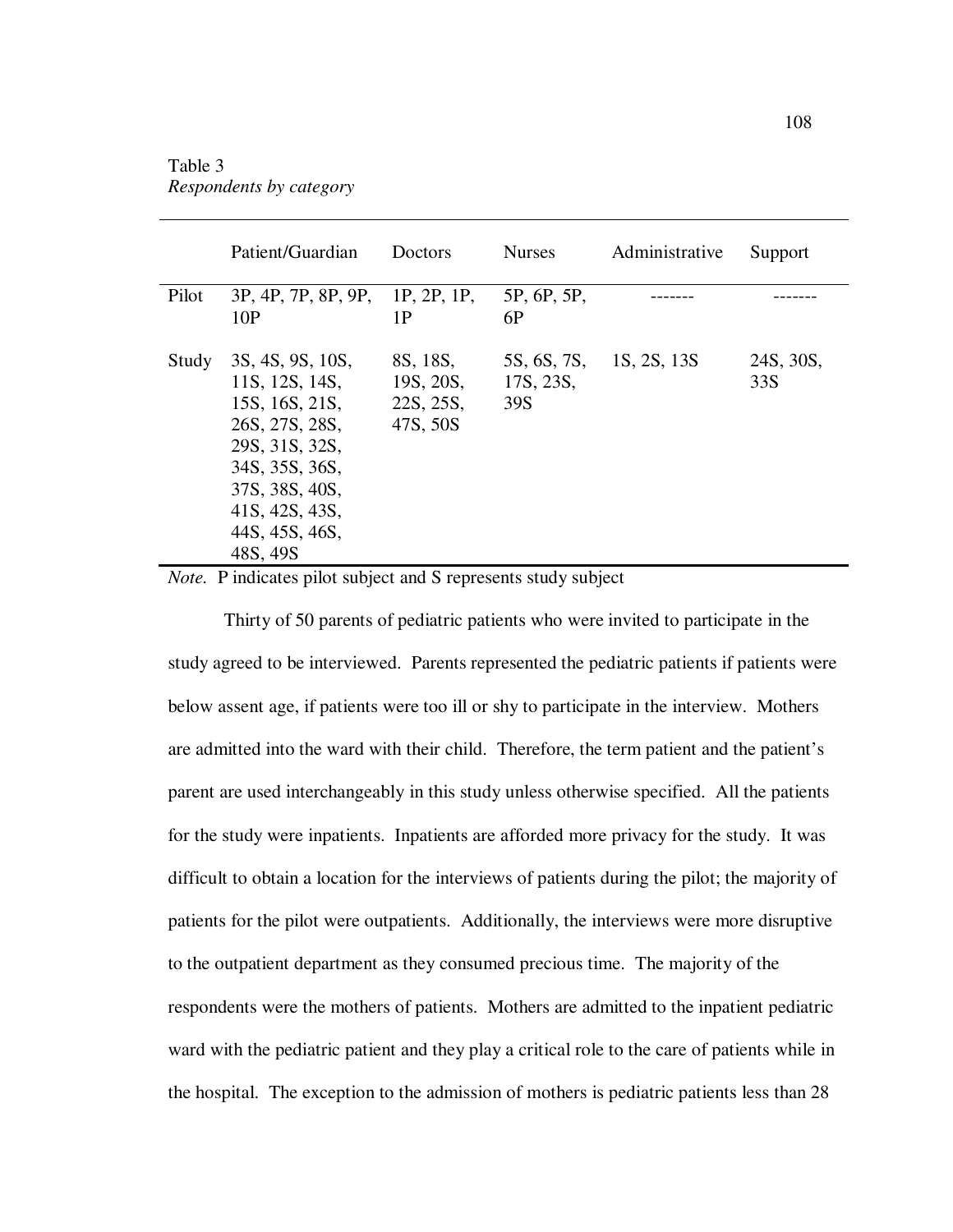Table 3
*Respondents by category*

| | Patient/Guardian | Doctors | Nurses | Administrative | Support |
|---|---|---|---|---|---|
| Pilot | 3P, 4P, 7P, 8P, 9P, 10P | 1P, 2P, 1P, 1P | 5P, 6P, 5P, 6P | ------- | ------- |
| Study | 3S, 4S, 9S, 10S, 11S, 12S, 14S, 15S, 16S, 21S, 26S, 27S, 28S, 29S, 31S, 32S, 34S, 35S, 36S, 37S, 38S, 40S, 41S, 42S, 43S, 44S, 45S, 46S, 48S, 49S | 8S, 18S, 19S, 20S, 22S, 25S, 47S, 50S | 5S, 6S, 7S, 17S, 23S, 39S | 1S, 2S, 13S | 24S, 30S, 33S |

*Note.* P indicates pilot subject and S represents study subject

Thirty of 50 parents of pediatric patients who were invited to participate in the study agreed to be interviewed. Parents represented the pediatric patients if patients were below assent age, if patients were too ill or shy to participate in the interview. Mothers are admitted into the ward with their child. Therefore, the term patient and the patient's parent are used interchangeably in this study unless otherwise specified. All the patients for the study were inpatients. Inpatients are afforded more privacy for the study. It was difficult to obtain a location for the interviews of patients during the pilot; the majority of patients for the pilot were outpatients. Additionally, the interviews were more disruptive to the outpatient department as they consumed precious time. The majority of the respondents were the mothers of patients. Mothers are admitted to the inpatient pediatric ward with the pediatric patient and they play a critical role to the care of patients while in the hospital. The exception to the admission of mothers is pediatric patients less than 28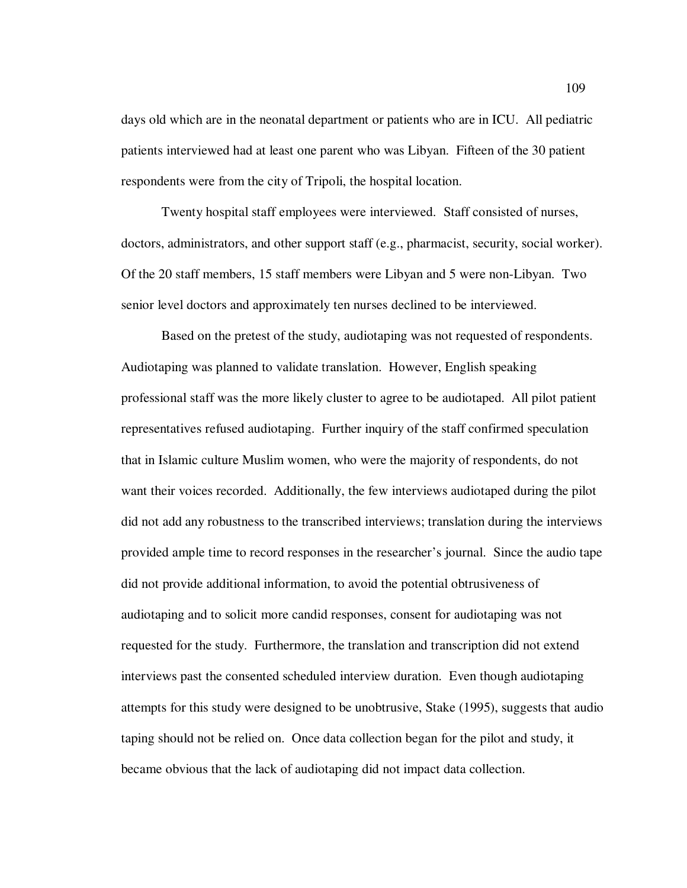days old which are in the neonatal department or patients who are in ICU. All pediatric patients interviewed had at least one parent who was Libyan. Fifteen of the 30 patient respondents were from the city of Tripoli, the hospital location.

Twenty hospital staff employees were interviewed. Staff consisted of nurses, doctors, administrators, and other support staff (e.g., pharmacist, security, social worker). Of the 20 staff members, 15 staff members were Libyan and 5 were non-Libyan. Two senior level doctors and approximately ten nurses declined to be interviewed.

Based on the pretest of the study, audiotaping was not requested of respondents. Audiotaping was planned to validate translation. However, English speaking professional staff was the more likely cluster to agree to be audiotaped. All pilot patient representatives refused audiotaping. Further inquiry of the staff confirmed speculation that in Islamic culture Muslim women, who were the majority of respondents, do not want their voices recorded. Additionally, the few interviews audiotaped during the pilot did not add any robustness to the transcribed interviews; translation during the interviews provided ample time to record responses in the researcher's journal. Since the audio tape did not provide additional information, to avoid the potential obtrusiveness of audiotaping and to solicit more candid responses, consent for audiotaping was not requested for the study. Furthermore, the translation and transcription did not extend interviews past the consented scheduled interview duration. Even though audiotaping attempts for this study were designed to be unobtrusive, Stake (1995), suggests that audio taping should not be relied on. Once data collection began for the pilot and study, it became obvious that the lack of audiotaping did not impact data collection.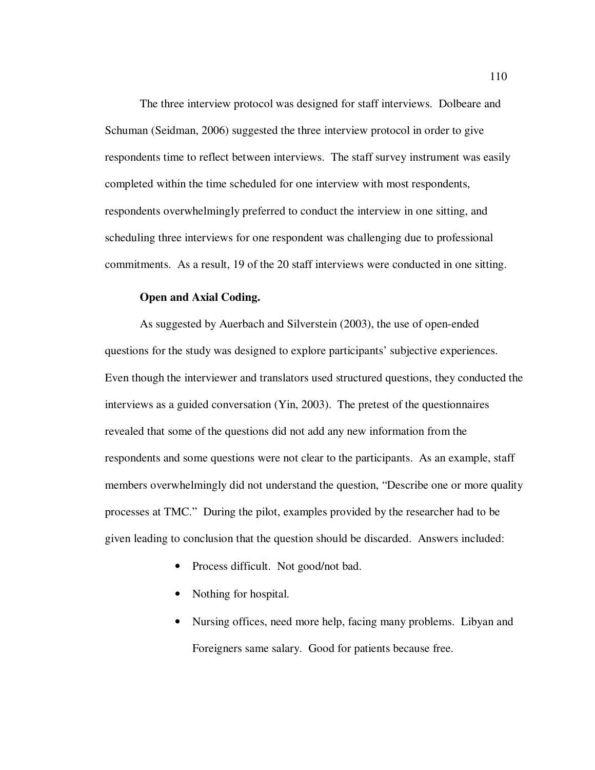The three interview protocol was designed for staff interviews. Dolbeare and Schuman (Seidman, 2006) suggested the three interview protocol in order to give respondents time to reflect between interviews. The staff survey instrument was easily completed within the time scheduled for one interview with most respondents, respondents overwhelmingly preferred to conduct the interview in one sitting, and scheduling three interviews for one respondent was challenging due to professional commitments. As a result, 19 of the 20 staff interviews were conducted in one sitting.

**Open and Axial Coding.**

As suggested by Auerbach and Silverstein (2003), the use of open-ended questions for the study was designed to explore participants' subjective experiences. Even though the interviewer and translators used structured questions, they conducted the interviews as a guided conversation (Yin, 2003). The pretest of the questionnaires revealed that some of the questions did not add any new information from the respondents and some questions were not clear to the participants. As an example, staff members overwhelmingly did not understand the question, "Describe one or more quality processes at TMC." During the pilot, examples provided by the researcher had to be given leading to conclusion that the question should be discarded. Answers included:

- Process difficult. Not good/not bad.
- Nothing for hospital.
- Nursing offices, need more help, facing many problems. Libyan and Foreigners same salary. Good for patients because free.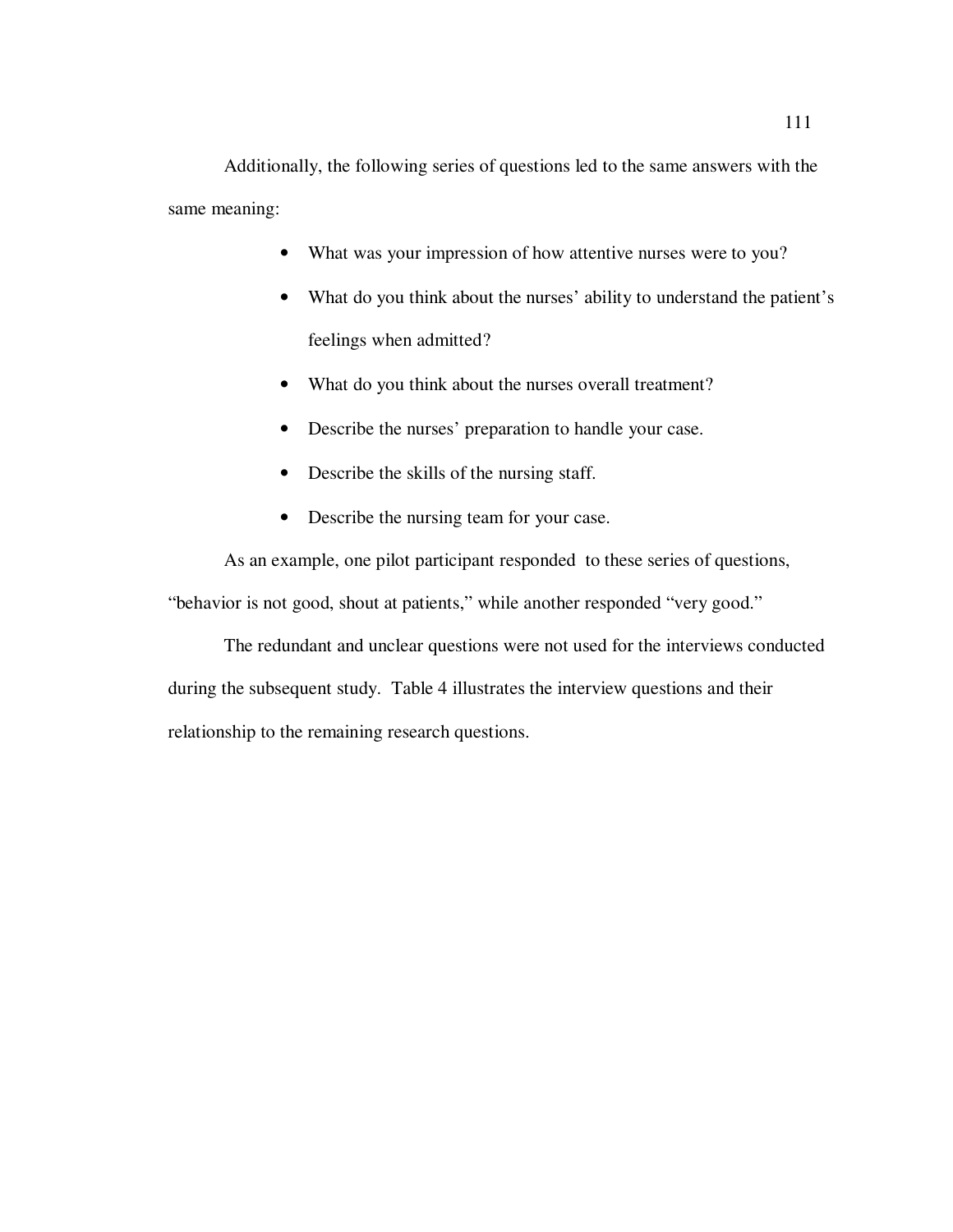Additionally, the following series of questions led to the same answers with the same meaning:

- What was your impression of how attentive nurses were to you?
- What do you think about the nurses' ability to understand the patient's feelings when admitted?
- What do you think about the nurses overall treatment?
- Describe the nurses' preparation to handle your case.
- Describe the skills of the nursing staff.
- Describe the nursing team for your case.

As an example, one pilot participant responded to these series of questions, "behavior is not good, shout at patients," while another responded "very good."

The redundant and unclear questions were not used for the interviews conducted during the subsequent study. Table 4 illustrates the interview questions and their relationship to the remaining research questions.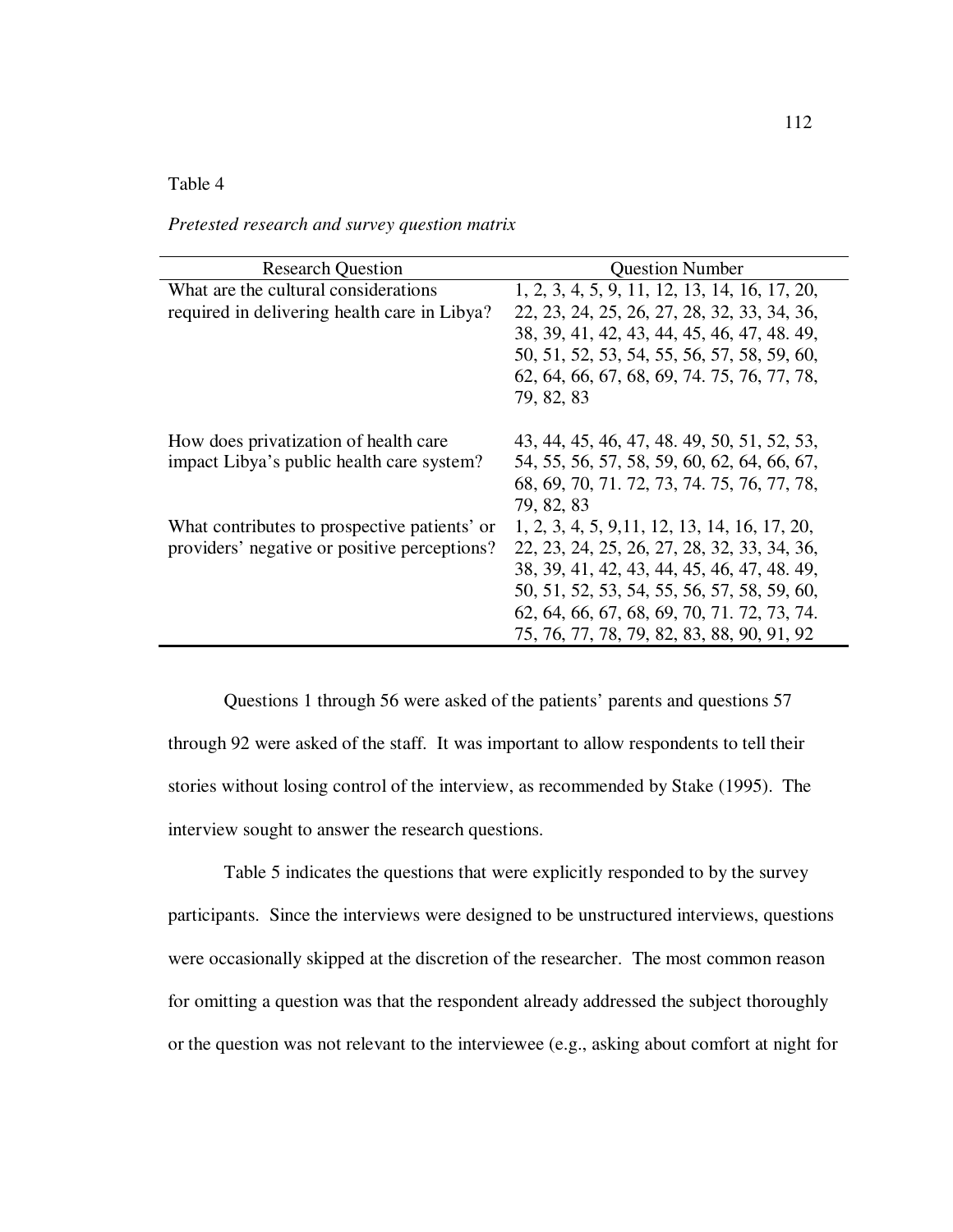Table 4

*Pretested research and survey question matrix*

| Research Question | Question Number |
|---|---|
| What are the cultural considerations required in delivering health care in Libya? | 1, 2, 3, 4, 5, 9, 11, 12, 13, 14, 16, 17, 20, 22, 23, 24, 25, 26, 27, 28, 32, 33, 34, 36, 38, 39, 41, 42, 43, 44, 45, 46, 47, 48. 49, 50, 51, 52, 53, 54, 55, 56, 57, 58, 59, 60, 62, 64, 66, 67, 68, 69, 74. 75, 76, 77, 78, 79, 82, 83 |
| How does privatization of health care impact Libya's public health care system? | 43, 44, 45, 46, 47, 48. 49, 50, 51, 52, 53, 54, 55, 56, 57, 58, 59, 60, 62, 64, 66, 67, 68, 69, 70, 71. 72, 73, 74. 75, 76, 77, 78, 79, 82, 83 |
| What contributes to prospective patients' or providers' negative or positive perceptions? | 1, 2, 3, 4, 5, 9,11, 12, 13, 14, 16, 17, 20, 22, 23, 24, 25, 26, 27, 28, 32, 33, 34, 36, 38, 39, 41, 42, 43, 44, 45, 46, 47, 48. 49, 50, 51, 52, 53, 54, 55, 56, 57, 58, 59, 60, 62, 64, 66, 67, 68, 69, 70, 71. 72, 73, 74. 75, 76, 77, 78, 79, 82, 83, 88, 90, 91, 92 |

Questions 1 through 56 were asked of the patients' parents and questions 57 through 92 were asked of the staff. It was important to allow respondents to tell their stories without losing control of the interview, as recommended by Stake (1995). The interview sought to answer the research questions.

Table 5 indicates the questions that were explicitly responded to by the survey participants. Since the interviews were designed to be unstructured interviews, questions were occasionally skipped at the discretion of the researcher. The most common reason for omitting a question was that the respondent already addressed the subject thoroughly or the question was not relevant to the interviewee (e.g., asking about comfort at night for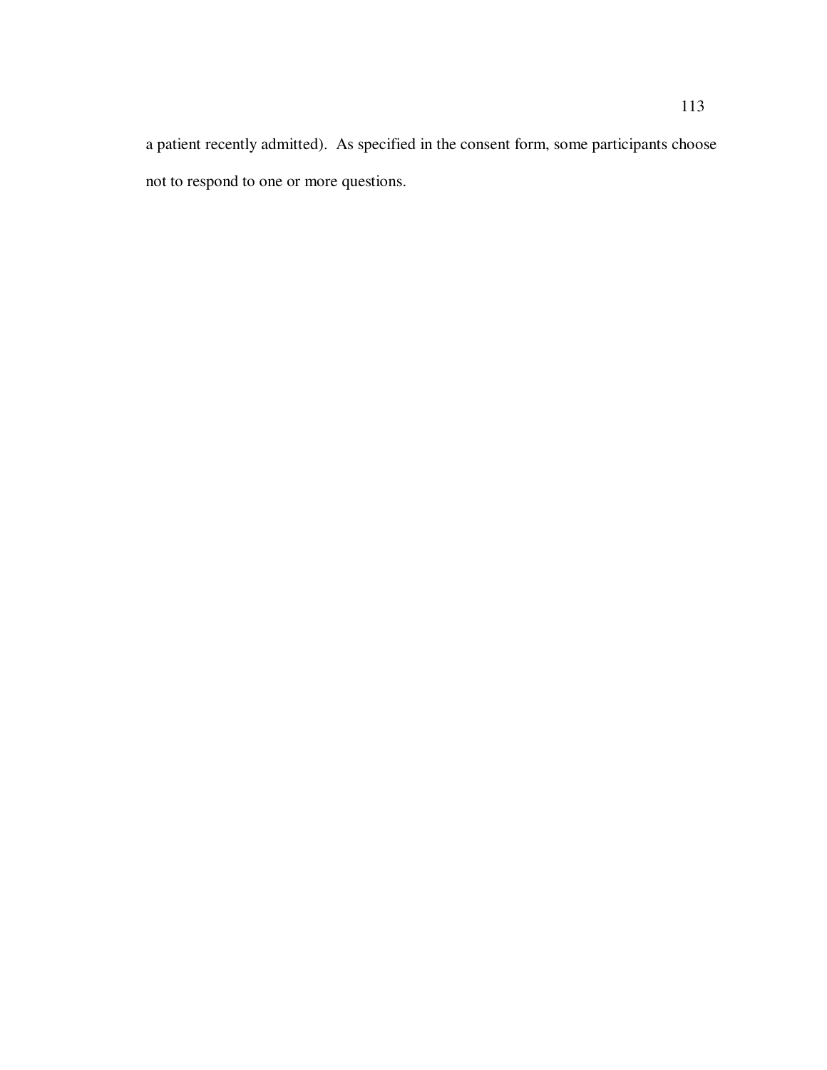a patient recently admitted). As specified in the consent form, some participants choose not to respond to one or more questions.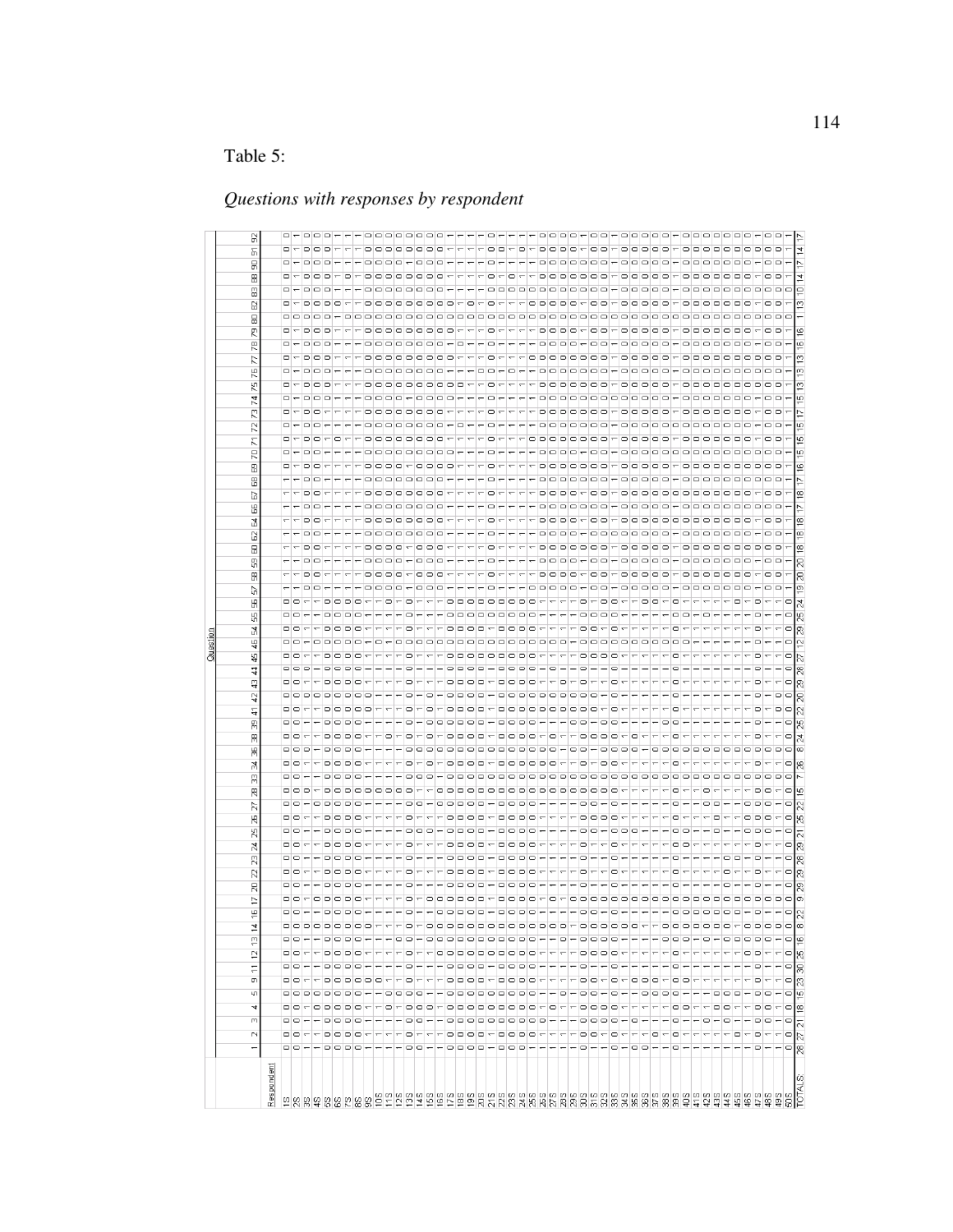Table 5:

*Questions with responses by respondent*

| Question | TOTALS |
|---|---|
| 1 | 28 |
| 2 | 27 |
| 3 | 21 |
| 4 | 18 |
| 5 | 15 |
| 9 | 23 |
| 11 | 30 |
| 12 | 25 |
| 13 | 16 |
| 14 | 8 |
| 16 | 22 |
| 17 | 9 |
| 20 | 29 |
| 22 | 29 |
| 23 | 28 |
| 24 | 29 |
| 25 | 21 |
| 26 | 25 |
| 27 | 22 |
| 28 | 15 |
| 33 | 7 |
| 34 | 36 |
| 36 | 8 |
| 38 | 24 |
| 39 | 25 |
| 41 | 22 |
| 42 | 20 |
| 43 | 29 |
| 44 | 28 |
| 45 | 27 |
| 46 | 12 |
| 54 | 29 |
| 55 | 25 |
| 56 | 24 |
| 57 | 19 |
| 58 | 20 |
| 59 | 20 |
| 60 | 18 |
| 62 | 18 |
| 64 | 18 |
| 65 | 17 |
| 66 | 18 |
| 67 | 17 |
| 68 | 16 |
| 69 | 15 |
| 70 | 15 |
| 71 | 15 |
| 72 | 17 |
| 73 | 15 |
| 74 | 13 |
| 75 | 13 |
| 76 | 13 |
| 77 | 13 |
| 78 | 16 |
| 79 | 16 |
| 80 | 1 |
| 82 | 13 |
| 83 | 10 |
| 88 | 14 |
| 90 | 17 |
| 91 | 14 |
| 92 | 17 |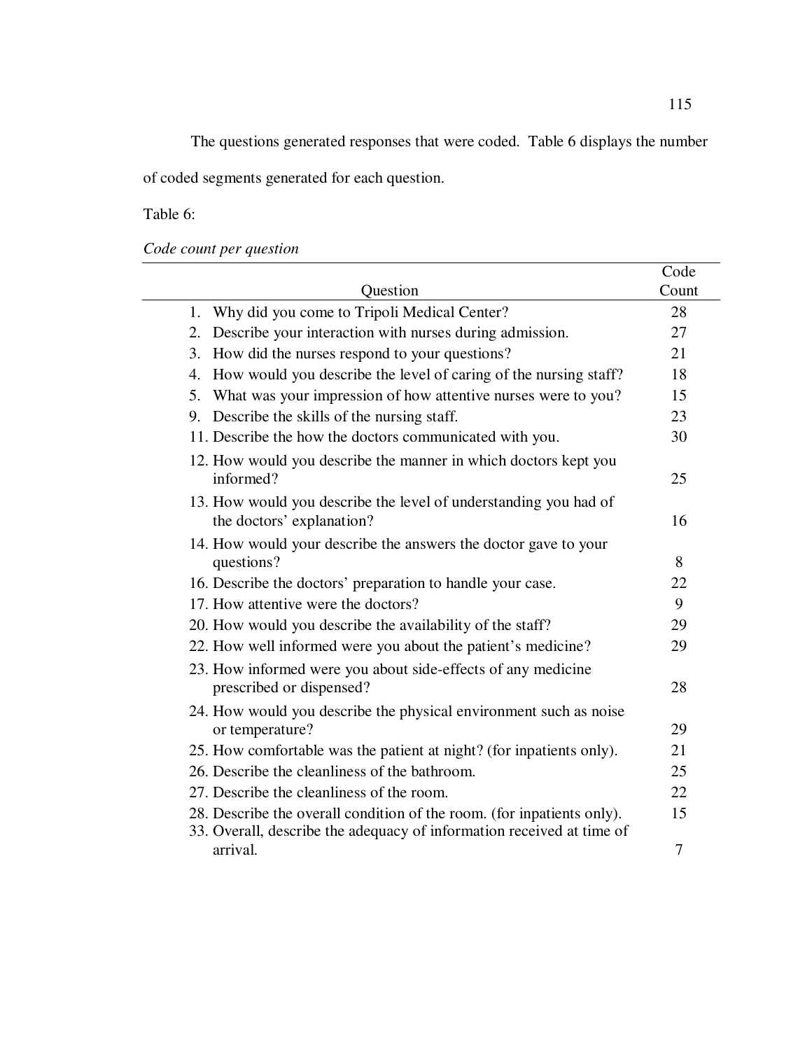The questions generated responses that were coded. Table 6 displays the number of coded segments generated for each question.

Table 6:

*Code count per question*

| Question | Code Count |
|---|---|
| 1. Why did you come to Tripoli Medical Center? | 28 |
| 2. Describe your interaction with nurses during admission. | 27 |
| 3. How did the nurses respond to your questions? | 21 |
| 4. How would you describe the level of caring of the nursing staff? | 18 |
| 5. What was your impression of how attentive nurses were to you? | 15 |
| 9. Describe the skills of the nursing staff. | 23 |
| 11. Describe the how the doctors communicated with you. | 30 |
| 12. How would you describe the manner in which doctors kept you informed? | 25 |
| 13. How would you describe the level of understanding you had of the doctors' explanation? | 16 |
| 14. How would your describe the answers the doctor gave to your questions? | 8 |
| 16. Describe the doctors' preparation to handle your case. | 22 |
| 17. How attentive were the doctors? | 9 |
| 20. How would you describe the availability of the staff? | 29 |
| 22. How well informed were you about the patient's medicine? | 29 |
| 23. How informed were you about side-effects of any medicine prescribed or dispensed? | 28 |
| 24. How would you describe the physical environment such as noise or temperature? | 29 |
| 25. How comfortable was the patient at night? (for inpatients only). | 21 |
| 26. Describe the cleanliness of the bathroom. | 25 |
| 27. Describe the cleanliness of the room. | 22 |
| 28. Describe the overall condition of the room. (for inpatients only). | 15 |
| 33. Overall, describe the adequacy of information received at time of arrival. | 7 |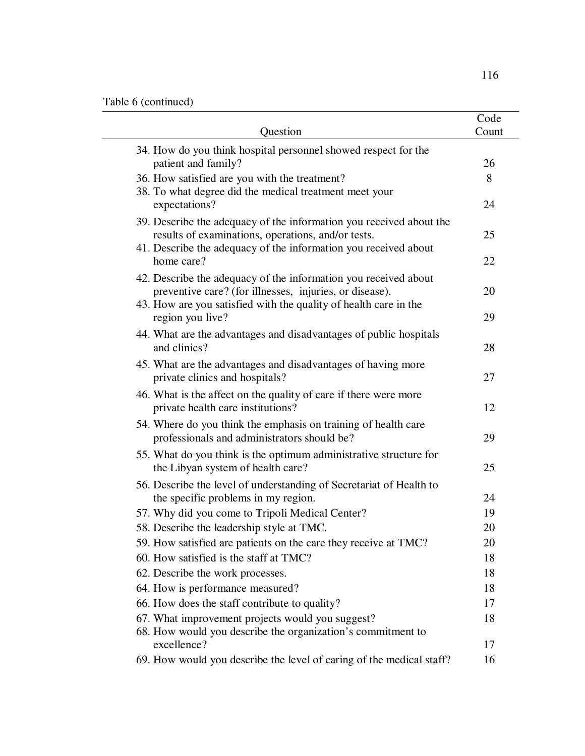Table 6 (continued)

| Question | Code Count |
|---|---|
| 34. How do you think hospital personnel showed respect for the patient and family? | 26 |
| 36. How satisfied are you with the treatment? | 8 |
| 38. To what degree did the medical treatment meet your expectations? | 24 |
| 39. Describe the adequacy of the information you received about the results of examinations, operations, and/or tests. | 25 |
| 41. Describe the adequacy of the information you received about home care? | 22 |
| 42. Describe the adequacy of the information you received about preventive care? (for illnesses, injuries, or disease). | 20 |
| 43. How are you satisfied with the quality of health care in the region you live? | 29 |
| 44. What are the advantages and disadvantages of public hospitals and clinics? | 28 |
| 45. What are the advantages and disadvantages of having more private clinics and hospitals? | 27 |
| 46. What is the affect on the quality of care if there were more private health care institutions? | 12 |
| 54. Where do you think the emphasis on training of health care professionals and administrators should be? | 29 |
| 55. What do you think is the optimum administrative structure for the Libyan system of health care? | 25 |
| 56. Describe the level of understanding of Secretariat of Health to the specific problems in my region. | 24 |
| 57. Why did you come to Tripoli Medical Center? | 19 |
| 58. Describe the leadership style at TMC. | 20 |
| 59. How satisfied are patients on the care they receive at TMC? | 20 |
| 60. How satisfied is the staff at TMC? | 18 |
| 62. Describe the work processes. | 18 |
| 64. How is performance measured? | 18 |
| 66. How does the staff contribute to quality? | 17 |
| 67. What improvement projects would you suggest? | 18 |
| 68. How would you describe the organization's commitment to excellence? | 17 |
| 69. How would you describe the level of caring of the medical staff? | 16 |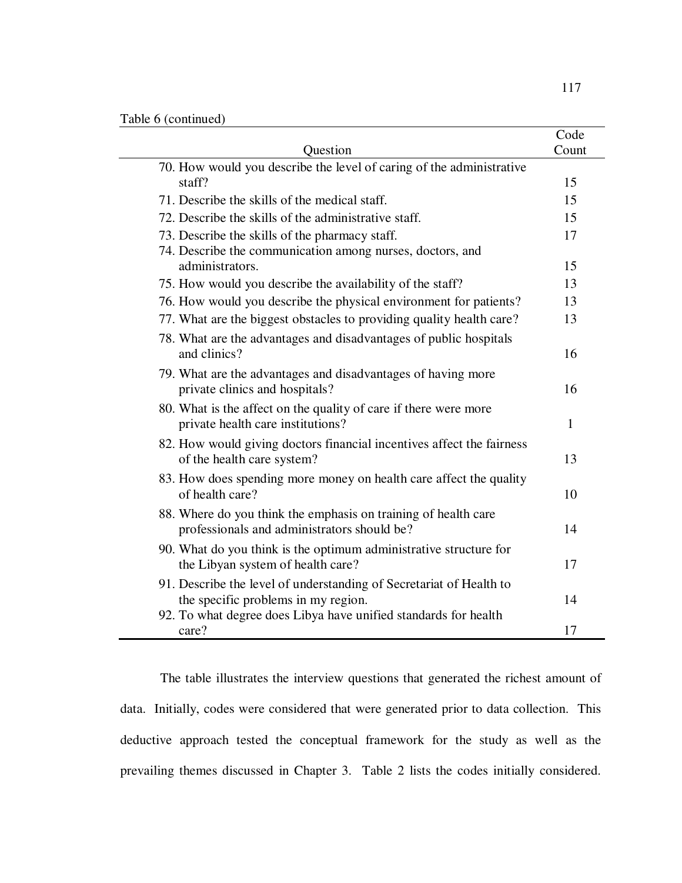Table 6 (continued)

| Question | Code Count |
|---|---|
| 70. How would you describe the level of caring of the administrative staff? | 15 |
| 71. Describe the skills of the medical staff. | 15 |
| 72. Describe the skills of the administrative staff. | 15 |
| 73. Describe the skills of the pharmacy staff. | 17 |
| 74. Describe the communication among nurses, doctors, and administrators. | 15 |
| 75. How would you describe the availability of the staff? | 13 |
| 76. How would you describe the physical environment for patients? | 13 |
| 77. What are the biggest obstacles to providing quality health care? | 13 |
| 78. What are the advantages and disadvantages of public hospitals and clinics? | 16 |
| 79. What are the advantages and disadvantages of having more private clinics and hospitals? | 16 |
| 80. What is the affect on the quality of care if there were more private health care institutions? | 1 |
| 82. How would giving doctors financial incentives affect the fairness of the health care system? | 13 |
| 83. How does spending more money on health care affect the quality of health care? | 10 |
| 88. Where do you think the emphasis on training of health care professionals and administrators should be? | 14 |
| 90. What do you think is the optimum administrative structure for the Libyan system of health care? | 17 |
| 91. Describe the level of understanding of Secretariat of Health to the specific problems in my region. | 14 |
| 92. To what degree does Libya have unified standards for health care? | 17 |

The table illustrates the interview questions that generated the richest amount of data. Initially, codes were considered that were generated prior to data collection. This deductive approach tested the conceptual framework for the study as well as the prevailing themes discussed in Chapter 3. Table 2 lists the codes initially considered.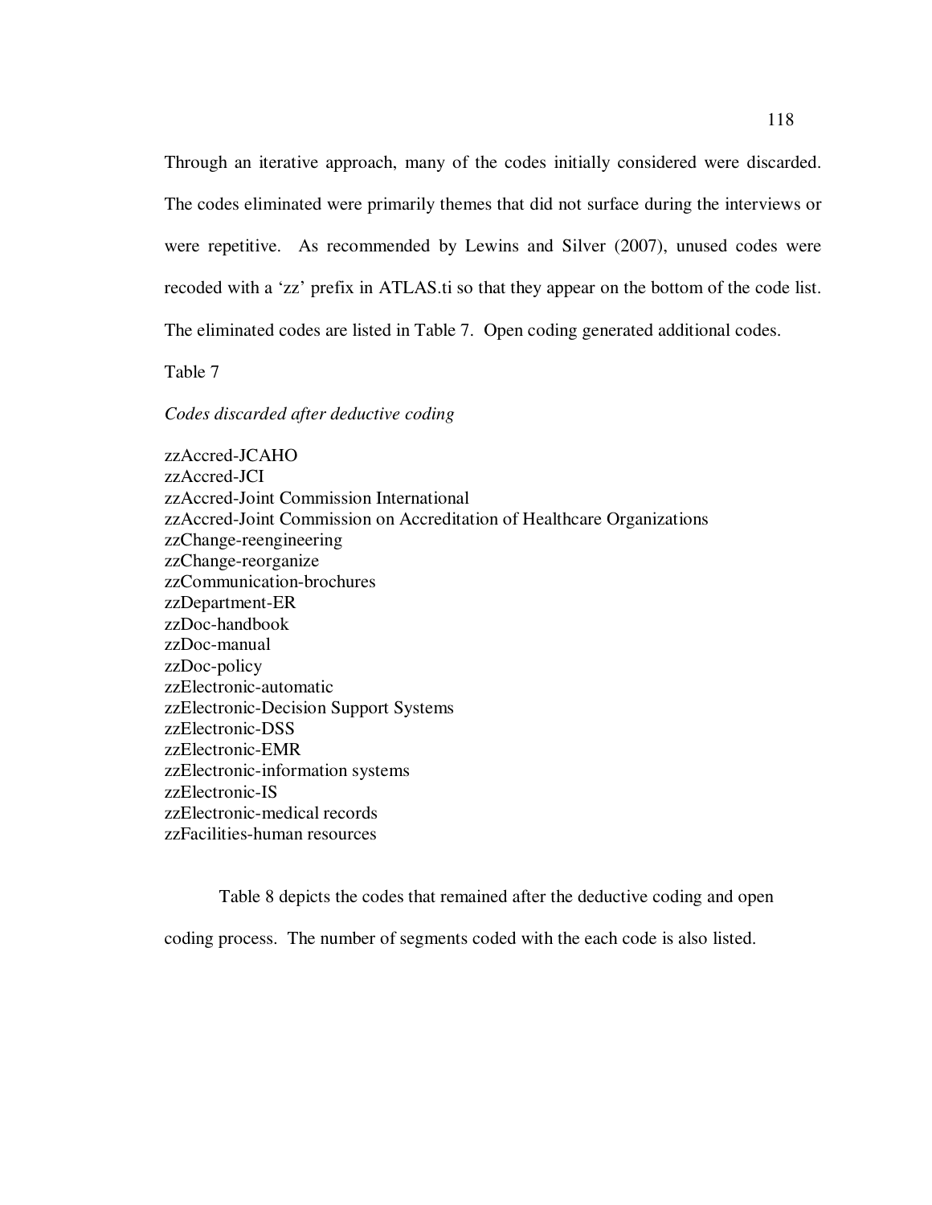Through an iterative approach, many of the codes initially considered were discarded. The codes eliminated were primarily themes that did not surface during the interviews or were repetitive. As recommended by Lewins and Silver (2007), unused codes were recoded with a 'zz' prefix in ATLAS.ti so that they appear on the bottom of the code list. The eliminated codes are listed in Table 7. Open coding generated additional codes.

Table 7

*Codes discarded after deductive coding*

zzAccred-JCAHO  
zzAccred-JCI  
zzAccred-Joint Commission International  
zzAccred-Joint Commission on Accreditation of Healthcare Organizations  
zzChange-reengineering  
zzChange-reorganize  
zzCommunication-brochures  
zzDepartment-ER  
zzDoc-handbook  
zzDoc-manual  
zzDoc-policy  
zzElectronic-automatic  
zzElectronic-Decision Support Systems  
zzElectronic-DSS  
zzElectronic-EMR  
zzElectronic-information systems  
zzElectronic-IS  
zzElectronic-medical records  
zzFacilities-human resources

Table 8 depicts the codes that remained after the deductive coding and open coding process. The number of segments coded with the each code is also listed.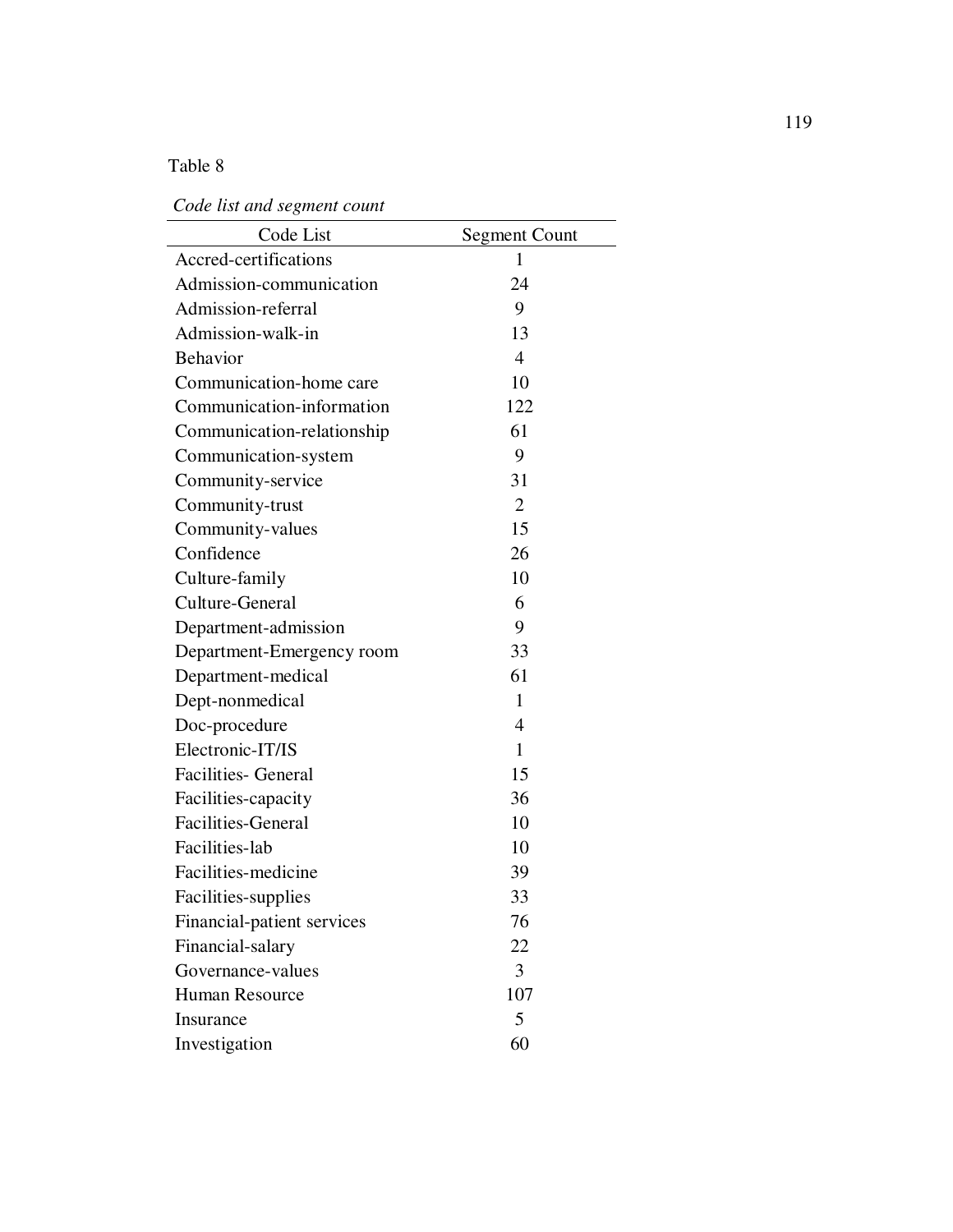Table 8

*Code list and segment count*

| Code List | Segment Count |
|---|---|
| Accred-certifications | 1 |
| Admission-communication | 24 |
| Admission-referral | 9 |
| Admission-walk-in | 13 |
| Behavior | 4 |
| Communication-home care | 10 |
| Communication-information | 122 |
| Communication-relationship | 61 |
| Communication-system | 9 |
| Community-service | 31 |
| Community-trust | 2 |
| Community-values | 15 |
| Confidence | 26 |
| Culture-family | 10 |
| Culture-General | 6 |
| Department-admission | 9 |
| Department-Emergency room | 33 |
| Department-medical | 61 |
| Dept-nonmedical | 1 |
| Doc-procedure | 4 |
| Electronic-IT/IS | 1 |
| Facilities- General | 15 |
| Facilities-capacity | 36 |
| Facilities-General | 10 |
| Facilities-lab | 10 |
| Facilities-medicine | 39 |
| Facilities-supplies | 33 |
| Financial-patient services | 76 |
| Financial-salary | 22 |
| Governance-values | 3 |
| Human Resource | 107 |
| Insurance | 5 |
| Investigation | 60 |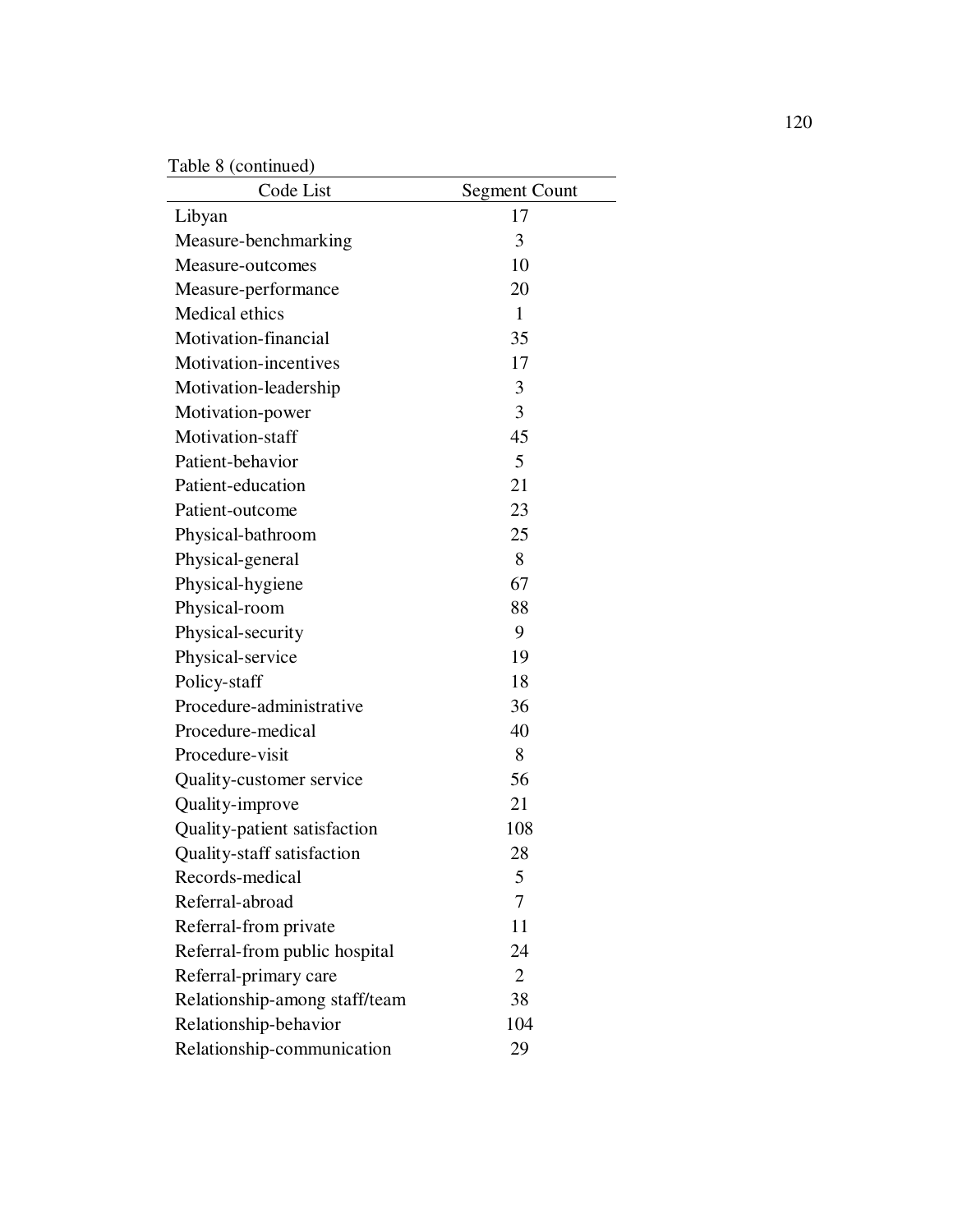Table 8 (continued)

| Code List | Segment Count |
|---|---|
| Libyan | 17 |
| Measure-benchmarking | 3 |
| Measure-outcomes | 10 |
| Measure-performance | 20 |
| Medical ethics | 1 |
| Motivation-financial | 35 |
| Motivation-incentives | 17 |
| Motivation-leadership | 3 |
| Motivation-power | 3 |
| Motivation-staff | 45 |
| Patient-behavior | 5 |
| Patient-education | 21 |
| Patient-outcome | 23 |
| Physical-bathroom | 25 |
| Physical-general | 8 |
| Physical-hygiene | 67 |
| Physical-room | 88 |
| Physical-security | 9 |
| Physical-service | 19 |
| Policy-staff | 18 |
| Procedure-administrative | 36 |
| Procedure-medical | 40 |
| Procedure-visit | 8 |
| Quality-customer service | 56 |
| Quality-improve | 21 |
| Quality-patient satisfaction | 108 |
| Quality-staff satisfaction | 28 |
| Records-medical | 5 |
| Referral-abroad | 7 |
| Referral-from private | 11 |
| Referral-from public hospital | 24 |
| Referral-primary care | 2 |
| Relationship-among staff/team | 38 |
| Relationship-behavior | 104 |
| Relationship-communication | 29 |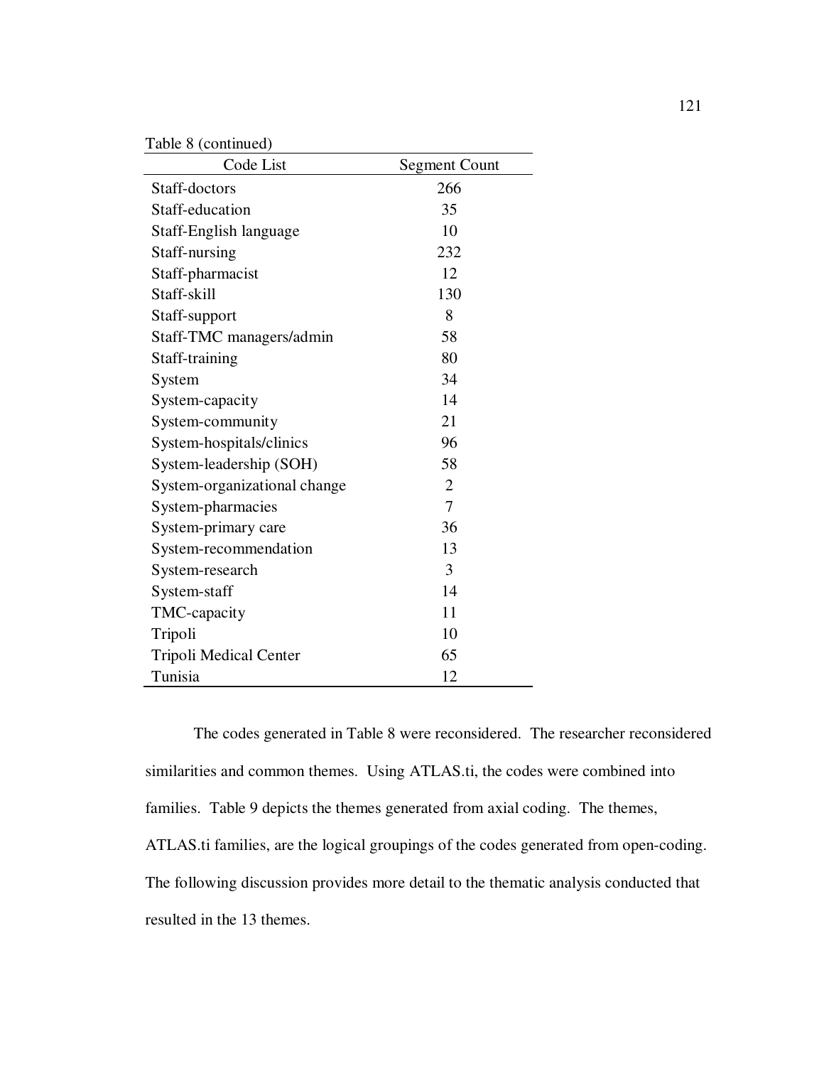Table 8 (continued)

| Code List | Segment Count |
|---|---|
| Staff-doctors | 266 |
| Staff-education | 35 |
| Staff-English language | 10 |
| Staff-nursing | 232 |
| Staff-pharmacist | 12 |
| Staff-skill | 130 |
| Staff-support | 8 |
| Staff-TMC managers/admin | 58 |
| Staff-training | 80 |
| System | 34 |
| System-capacity | 14 |
| System-community | 21 |
| System-hospitals/clinics | 96 |
| System-leadership (SOH) | 58 |
| System-organizational change | 2 |
| System-pharmacies | 7 |
| System-primary care | 36 |
| System-recommendation | 13 |
| System-research | 3 |
| System-staff | 14 |
| TMC-capacity | 11 |
| Tripoli | 10 |
| Tripoli Medical Center | 65 |
| Tunisia | 12 |

The codes generated in Table 8 were reconsidered. The researcher reconsidered similarities and common themes. Using ATLAS.ti, the codes were combined into families. Table 9 depicts the themes generated from axial coding. The themes, ATLAS.ti families, are the logical groupings of the codes generated from open-coding. The following discussion provides more detail to the thematic analysis conducted that resulted in the 13 themes.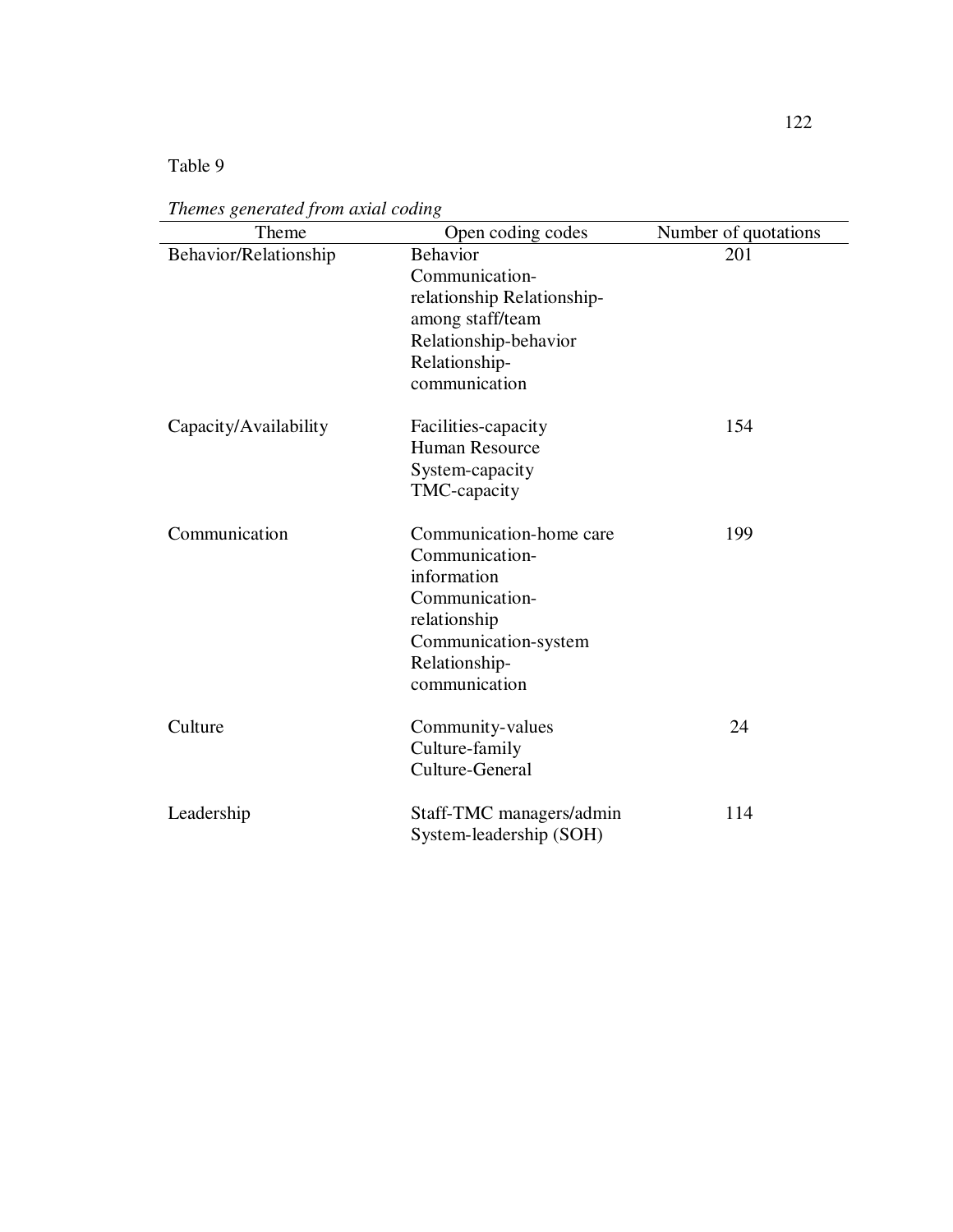Table 9

*Themes generated from axial coding*

| Theme | Open coding codes | Number of quotations |
|---|---|---|
| Behavior/Relationship | Behavior<br>Communication-relationship Relationship-among staff/team<br>Relationship-behavior<br>Relationship-communication | 201 |
| Capacity/Availability | Facilities-capacity<br>Human Resource<br>System-capacity<br>TMC-capacity | 154 |
| Communication | Communication-home care<br>Communication-information<br>Communication-relationship<br>Communication-system<br>Relationship-communication | 199 |
| Culture | Community-values<br>Culture-family<br>Culture-General | 24 |
| Leadership | Staff-TMC managers/admin<br>System-leadership (SOH) | 114 |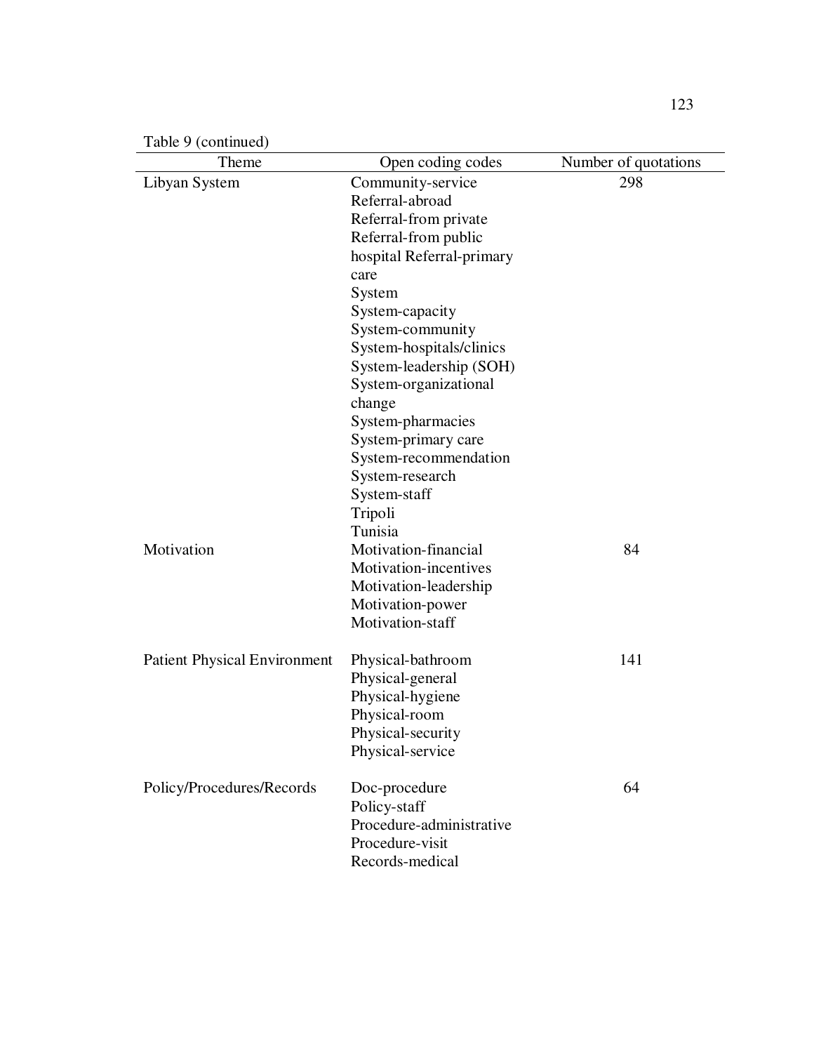Table 9 (continued)

| Theme | Open coding codes | Number of quotations |
|---|---|---|
| Libyan System | Community-service<br>Referral-abroad<br>Referral-from private<br>Referral-from public hospital Referral-primary care<br>System<br>System-capacity<br>System-community<br>System-hospitals/clinics<br>System-leadership (SOH)<br>System-organizational change<br>System-pharmacies<br>System-primary care<br>System-recommendation<br>System-research<br>System-staff<br>Tripoli<br>Tunisia | 298 |
| Motivation | Motivation-financial<br>Motivation-incentives<br>Motivation-leadership<br>Motivation-power<br>Motivation-staff | 84 |
| Patient Physical Environment | Physical-bathroom<br>Physical-general<br>Physical-hygiene<br>Physical-room<br>Physical-security<br>Physical-service | 141 |
| Policy/Procedures/Records | Doc-procedure<br>Policy-staff<br>Procedure-administrative<br>Procedure-visit<br>Records-medical | 64 |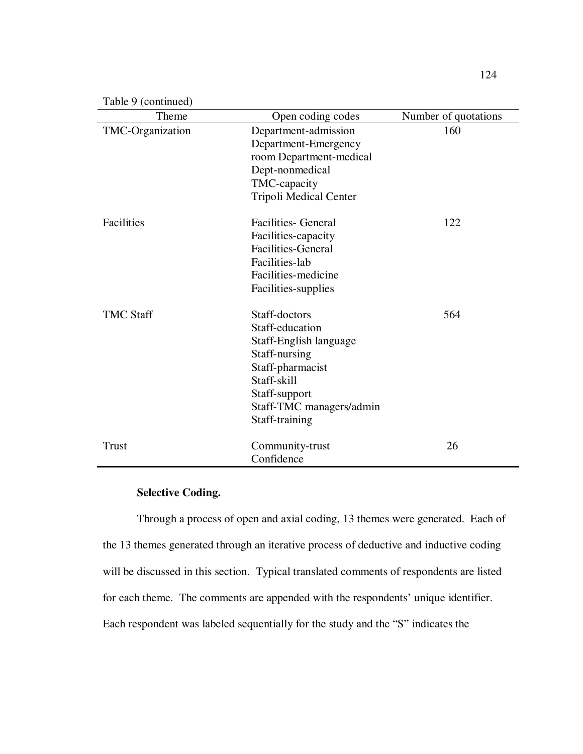Table 9 (continued)

| Theme | Open coding codes | Number of quotations |
|---|---|---|
| TMC-Organization | Department-admission<br>Department-Emergency<br>room Department-medical<br>Dept-nonmedical<br>TMC-capacity<br>Tripoli Medical Center | 160 |
| Facilities | Facilities- General<br>Facilities-capacity<br>Facilities-General<br>Facilities-lab<br>Facilities-medicine<br>Facilities-supplies | 122 |
| TMC Staff | Staff-doctors<br>Staff-education<br>Staff-English language<br>Staff-nursing<br>Staff-pharmacist<br>Staff-skill<br>Staff-support<br>Staff-TMC managers/admin<br>Staff-training | 564 |
| Trust | Community-trust<br>Confidence | 26 |

**Selective Coding.**

Through a process of open and axial coding, 13 themes were generated. Each of the 13 themes generated through an iterative process of deductive and inductive coding will be discussed in this section. Typical translated comments of respondents are listed for each theme. The comments are appended with the respondents' unique identifier. Each respondent was labeled sequentially for the study and the "S" indicates the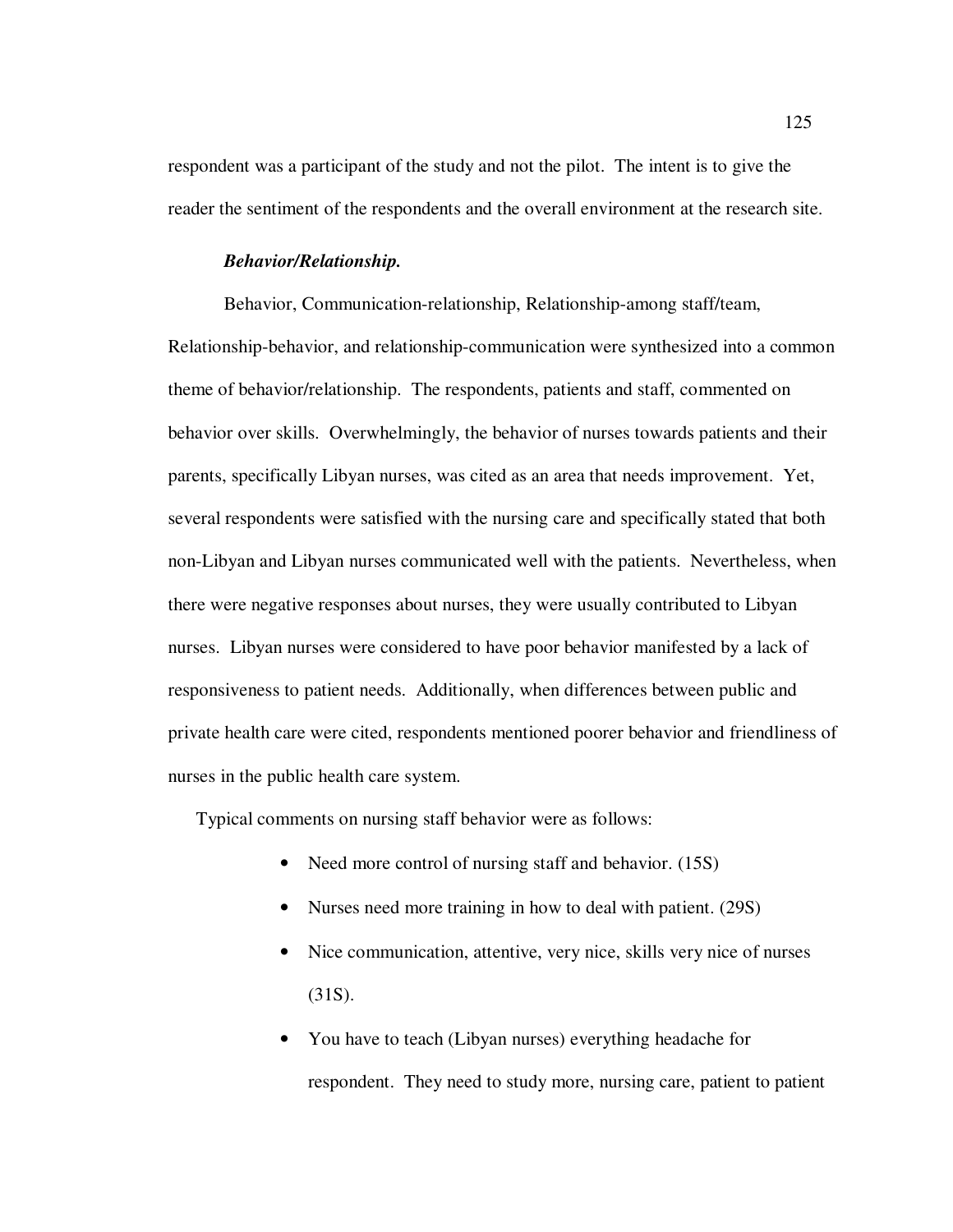respondent was a participant of the study and not the pilot. The intent is to give the reader the sentiment of the respondents and the overall environment at the research site.

***Behavior/Relationship.***

Behavior, Communication-relationship, Relationship-among staff/team, Relationship-behavior, and relationship-communication were synthesized into a common theme of behavior/relationship. The respondents, patients and staff, commented on behavior over skills. Overwhelmingly, the behavior of nurses towards patients and their parents, specifically Libyan nurses, was cited as an area that needs improvement. Yet, several respondents were satisfied with the nursing care and specifically stated that both non-Libyan and Libyan nurses communicated well with the patients. Nevertheless, when there were negative responses about nurses, they were usually contributed to Libyan nurses. Libyan nurses were considered to have poor behavior manifested by a lack of responsiveness to patient needs. Additionally, when differences between public and private health care were cited, respondents mentioned poorer behavior and friendliness of nurses in the public health care system.

Typical comments on nursing staff behavior were as follows:

- Need more control of nursing staff and behavior. (15S)
- Nurses need more training in how to deal with patient. (29S)
- Nice communication, attentive, very nice, skills very nice of nurses (31S).
- You have to teach (Libyan nurses) everything headache for respondent. They need to study more, nursing care, patient to patient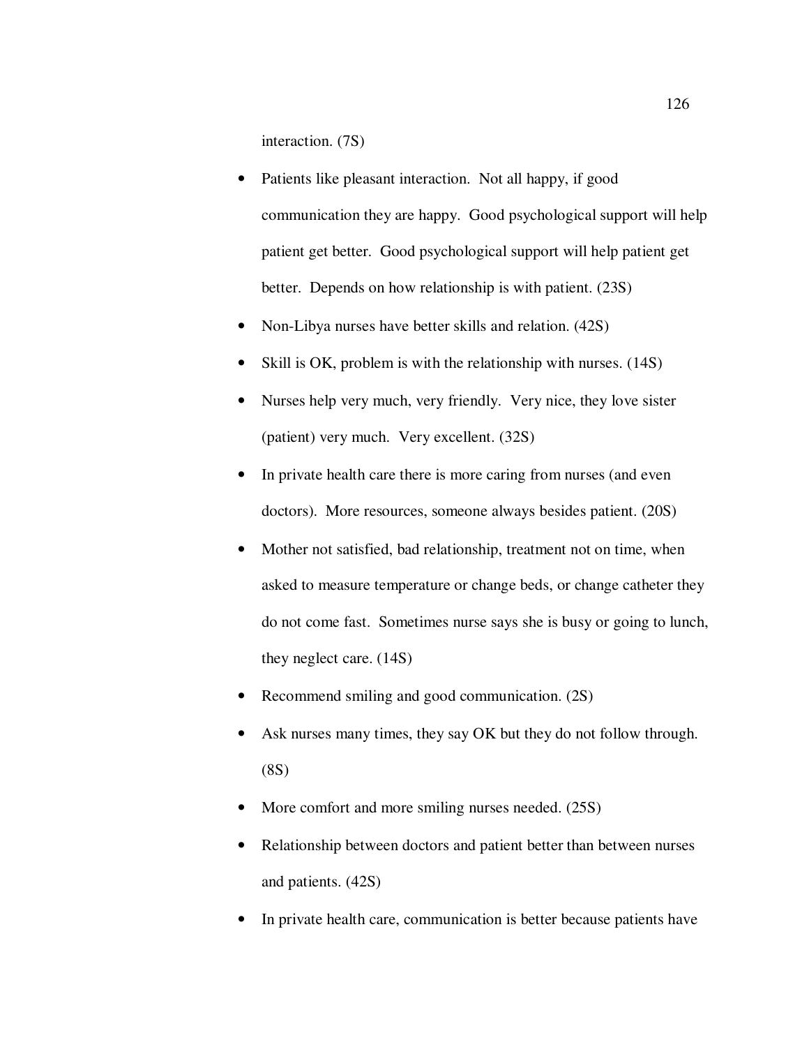interaction. (7S)

- Patients like pleasant interaction. Not all happy, if good communication they are happy. Good psychological support will help patient get better. Good psychological support will help patient get better. Depends on how relationship is with patient. (23S)
- Non-Libya nurses have better skills and relation. (42S)
- Skill is OK, problem is with the relationship with nurses. (14S)
- Nurses help very much, very friendly. Very nice, they love sister (patient) very much. Very excellent. (32S)
- In private health care there is more caring from nurses (and even doctors). More resources, someone always besides patient. (20S)
- Mother not satisfied, bad relationship, treatment not on time, when asked to measure temperature or change beds, or change catheter they do not come fast. Sometimes nurse says she is busy or going to lunch, they neglect care. (14S)
- Recommend smiling and good communication. (2S)
- Ask nurses many times, they say OK but they do not follow through. (8S)
- More comfort and more smiling nurses needed. (25S)
- Relationship between doctors and patient better than between nurses and patients. (42S)
- In private health care, communication is better because patients have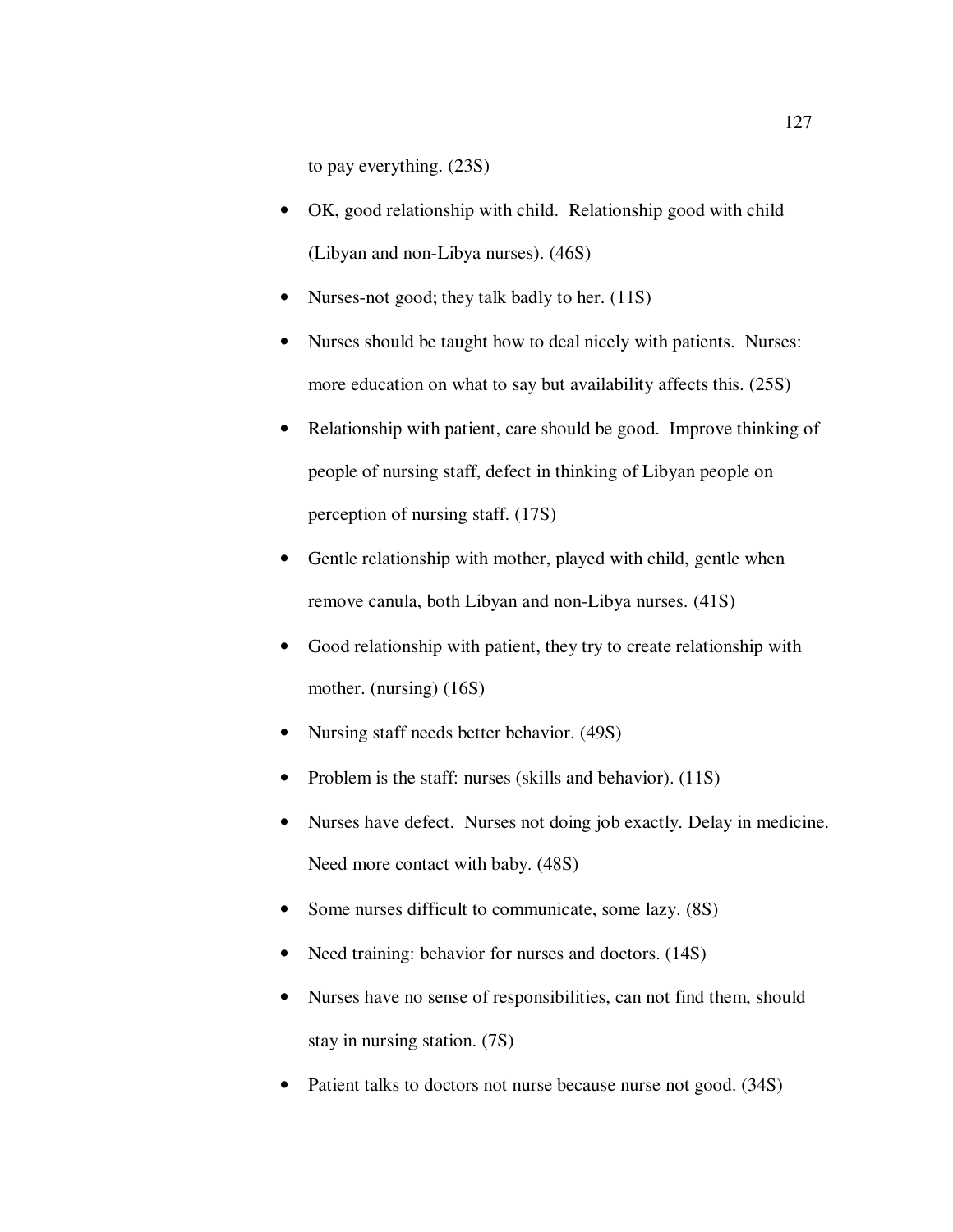to pay everything. (23S)

- OK, good relationship with child. Relationship good with child (Libyan and non-Libya nurses). (46S)
- Nurses-not good; they talk badly to her. (11S)
- Nurses should be taught how to deal nicely with patients. Nurses: more education on what to say but availability affects this. (25S)
- Relationship with patient, care should be good. Improve thinking of people of nursing staff, defect in thinking of Libyan people on perception of nursing staff. (17S)
- Gentle relationship with mother, played with child, gentle when remove canula, both Libyan and non-Libya nurses. (41S)
- Good relationship with patient, they try to create relationship with mother. (nursing) (16S)
- Nursing staff needs better behavior. (49S)
- Problem is the staff: nurses (skills and behavior). (11S)
- Nurses have defect. Nurses not doing job exactly. Delay in medicine. Need more contact with baby. (48S)
- Some nurses difficult to communicate, some lazy. (8S)
- Need training: behavior for nurses and doctors. (14S)
- Nurses have no sense of responsibilities, can not find them, should stay in nursing station. (7S)
- Patient talks to doctors not nurse because nurse not good. (34S)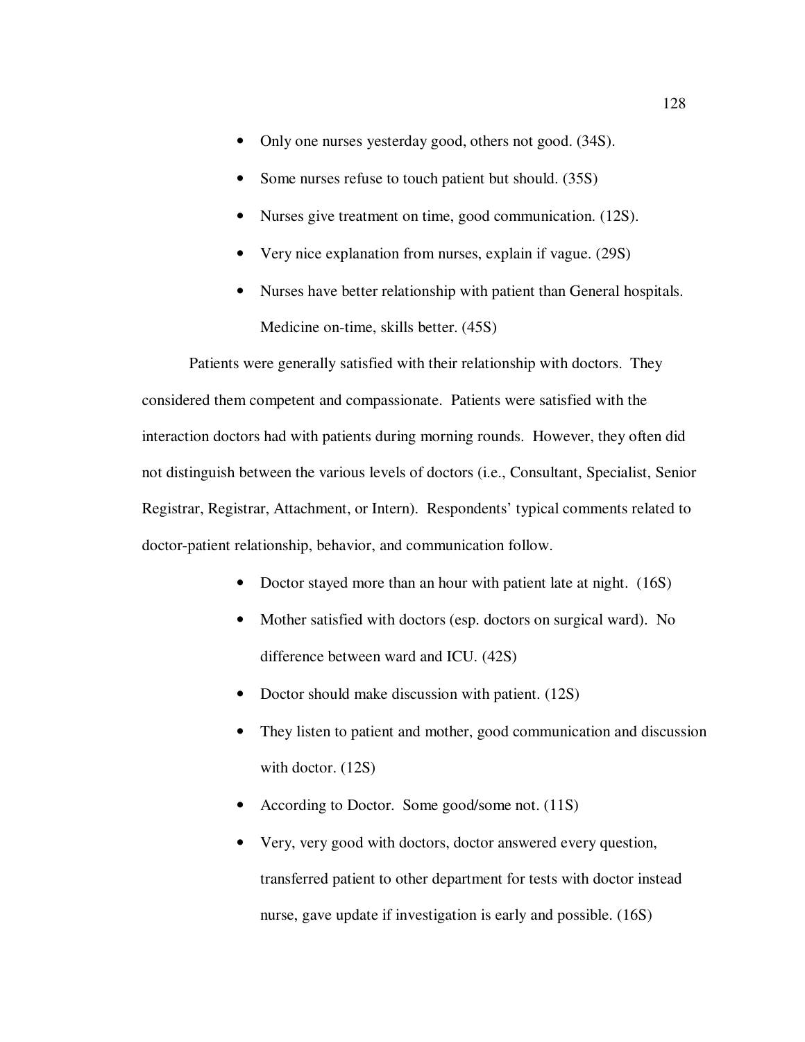- Only one nurses yesterday good, others not good. (34S).
- Some nurses refuse to touch patient but should. (35S)
- Nurses give treatment on time, good communication. (12S).
- Very nice explanation from nurses, explain if vague. (29S)
- Nurses have better relationship with patient than General hospitals. Medicine on-time, skills better. (45S)

Patients were generally satisfied with their relationship with doctors. They considered them competent and compassionate. Patients were satisfied with the interaction doctors had with patients during morning rounds. However, they often did not distinguish between the various levels of doctors (i.e., Consultant, Specialist, Senior Registrar, Registrar, Attachment, or Intern). Respondents' typical comments related to doctor-patient relationship, behavior, and communication follow.

- Doctor stayed more than an hour with patient late at night. (16S)
- Mother satisfied with doctors (esp. doctors on surgical ward). No difference between ward and ICU. (42S)
- Doctor should make discussion with patient. (12S)
- They listen to patient and mother, good communication and discussion with doctor. (12S)
- According to Doctor. Some good/some not. (11S)
- Very, very good with doctors, doctor answered every question, transferred patient to other department for tests with doctor instead nurse, gave update if investigation is early and possible. (16S)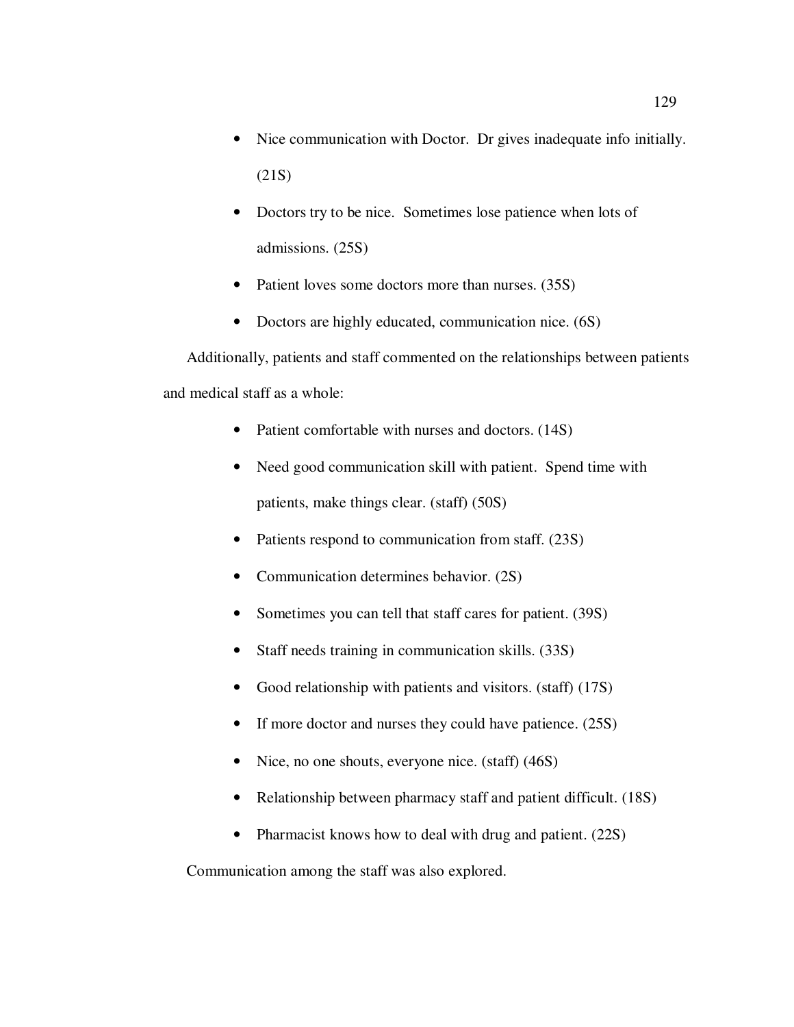- Nice communication with Doctor. Dr gives inadequate info initially. (21S)
- Doctors try to be nice. Sometimes lose patience when lots of admissions. (25S)
- Patient loves some doctors more than nurses. (35S)
- Doctors are highly educated, communication nice. (6S)

Additionally, patients and staff commented on the relationships between patients and medical staff as a whole:

- Patient comfortable with nurses and doctors. (14S)
- Need good communication skill with patient. Spend time with patients, make things clear. (staff) (50S)
- Patients respond to communication from staff. (23S)
- Communication determines behavior. (2S)
- Sometimes you can tell that staff cares for patient. (39S)
- Staff needs training in communication skills. (33S)
- Good relationship with patients and visitors. (staff) (17S)
- If more doctor and nurses they could have patience. (25S)
- Nice, no one shouts, everyone nice. (staff) (46S)
- Relationship between pharmacy staff and patient difficult. (18S)
- Pharmacist knows how to deal with drug and patient. (22S)

Communication among the staff was also explored.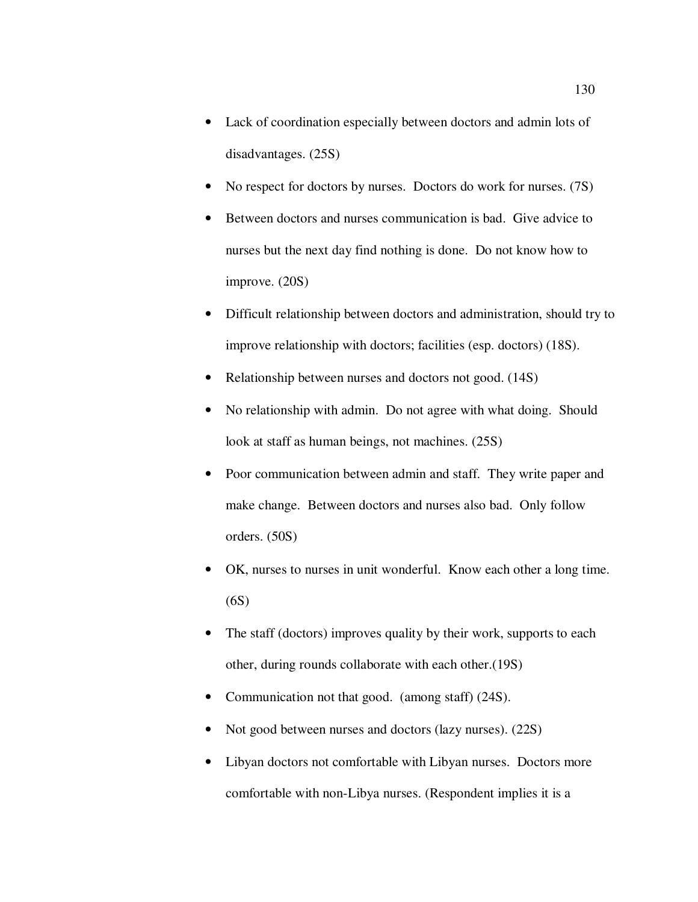- Lack of coordination especially between doctors and admin lots of disadvantages. (25S)
- No respect for doctors by nurses. Doctors do work for nurses. (7S)
- Between doctors and nurses communication is bad. Give advice to nurses but the next day find nothing is done. Do not know how to improve. (20S)
- Difficult relationship between doctors and administration, should try to improve relationship with doctors; facilities (esp. doctors) (18S).
- Relationship between nurses and doctors not good. (14S)
- No relationship with admin. Do not agree with what doing. Should look at staff as human beings, not machines. (25S)
- Poor communication between admin and staff. They write paper and make change. Between doctors and nurses also bad. Only follow orders. (50S)
- OK, nurses to nurses in unit wonderful. Know each other a long time. (6S)
- The staff (doctors) improves quality by their work, supports to each other, during rounds collaborate with each other.(19S)
- Communication not that good. (among staff) (24S).
- Not good between nurses and doctors (lazy nurses). (22S)
- Libyan doctors not comfortable with Libyan nurses. Doctors more comfortable with non-Libya nurses. (Respondent implies it is a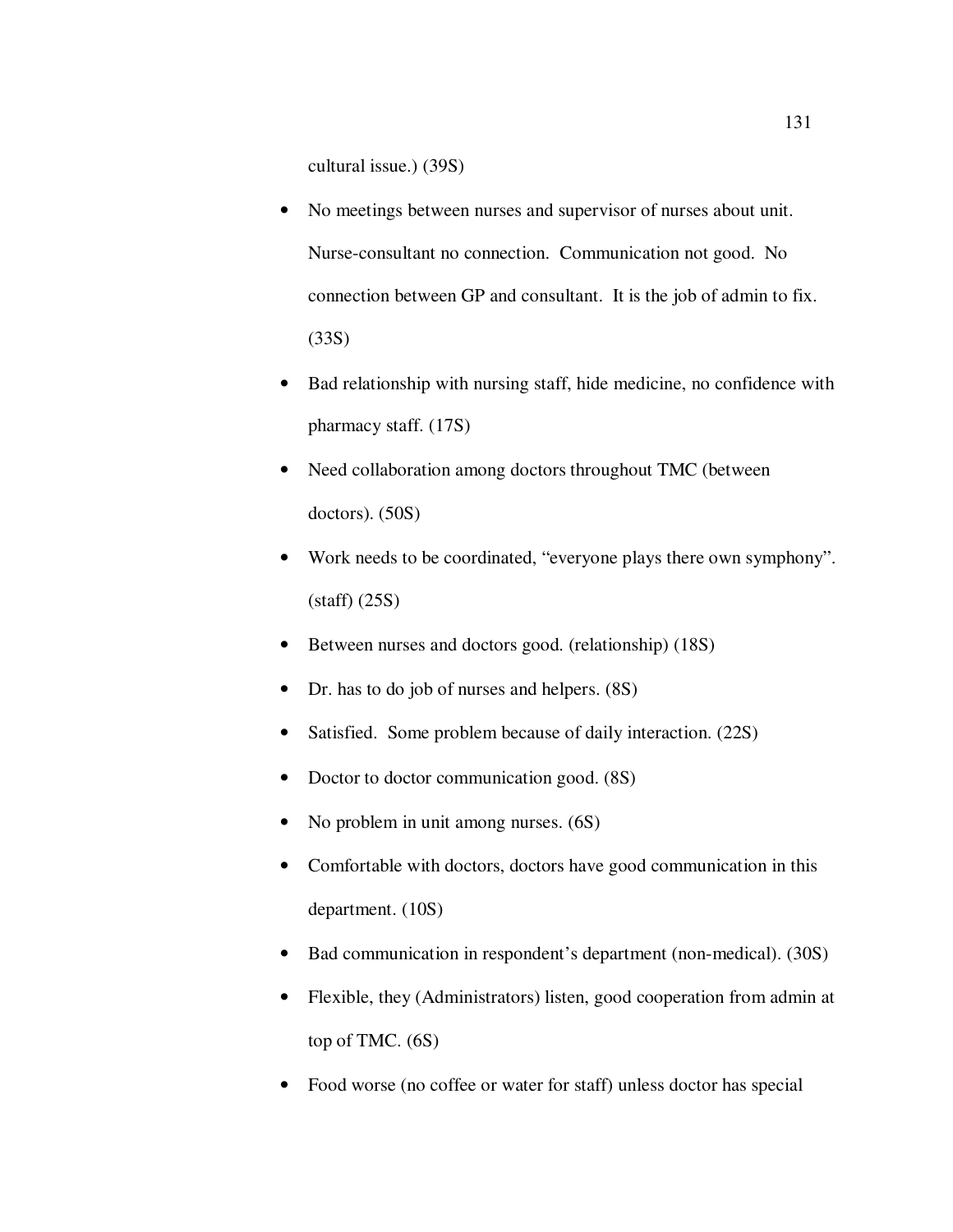cultural issue.) (39S)

- No meetings between nurses and supervisor of nurses about unit. Nurse-consultant no connection. Communication not good. No connection between GP and consultant. It is the job of admin to fix. (33S)
- Bad relationship with nursing staff, hide medicine, no confidence with pharmacy staff. (17S)
- Need collaboration among doctors throughout TMC (between doctors). (50S)
- Work needs to be coordinated, "everyone plays there own symphony". (staff) (25S)
- Between nurses and doctors good. (relationship) (18S)
- Dr. has to do job of nurses and helpers. (8S)
- Satisfied. Some problem because of daily interaction. (22S)
- Doctor to doctor communication good. (8S)
- No problem in unit among nurses. (6S)
- Comfortable with doctors, doctors have good communication in this department. (10S)
- Bad communication in respondent's department (non-medical). (30S)
- Flexible, they (Administrators) listen, good cooperation from admin at top of TMC. (6S)
- Food worse (no coffee or water for staff) unless doctor has special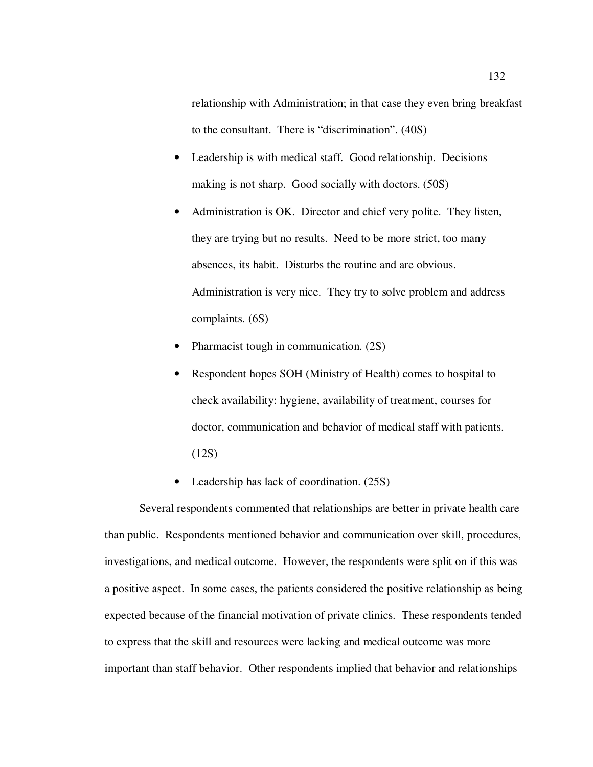relationship with Administration; in that case they even bring breakfast to the consultant. There is “discrimination”. (40S)

- Leadership is with medical staff. Good relationship. Decisions making is not sharp. Good socially with doctors. (50S)
- Administration is OK. Director and chief very polite. They listen, they are trying but no results. Need to be more strict, too many absences, its habit. Disturbs the routine and are obvious. Administration is very nice. They try to solve problem and address complaints. (6S)
- Pharmacist tough in communication. (2S)
- Respondent hopes SOH (Ministry of Health) comes to hospital to check availability: hygiene, availability of treatment, courses for doctor, communication and behavior of medical staff with patients. (12S)
- Leadership has lack of coordination. (25S)

Several respondents commented that relationships are better in private health care than public. Respondents mentioned behavior and communication over skill, procedures, investigations, and medical outcome. However, the respondents were split on if this was a positive aspect. In some cases, the patients considered the positive relationship as being expected because of the financial motivation of private clinics. These respondents tended to express that the skill and resources were lacking and medical outcome was more important than staff behavior. Other respondents implied that behavior and relationships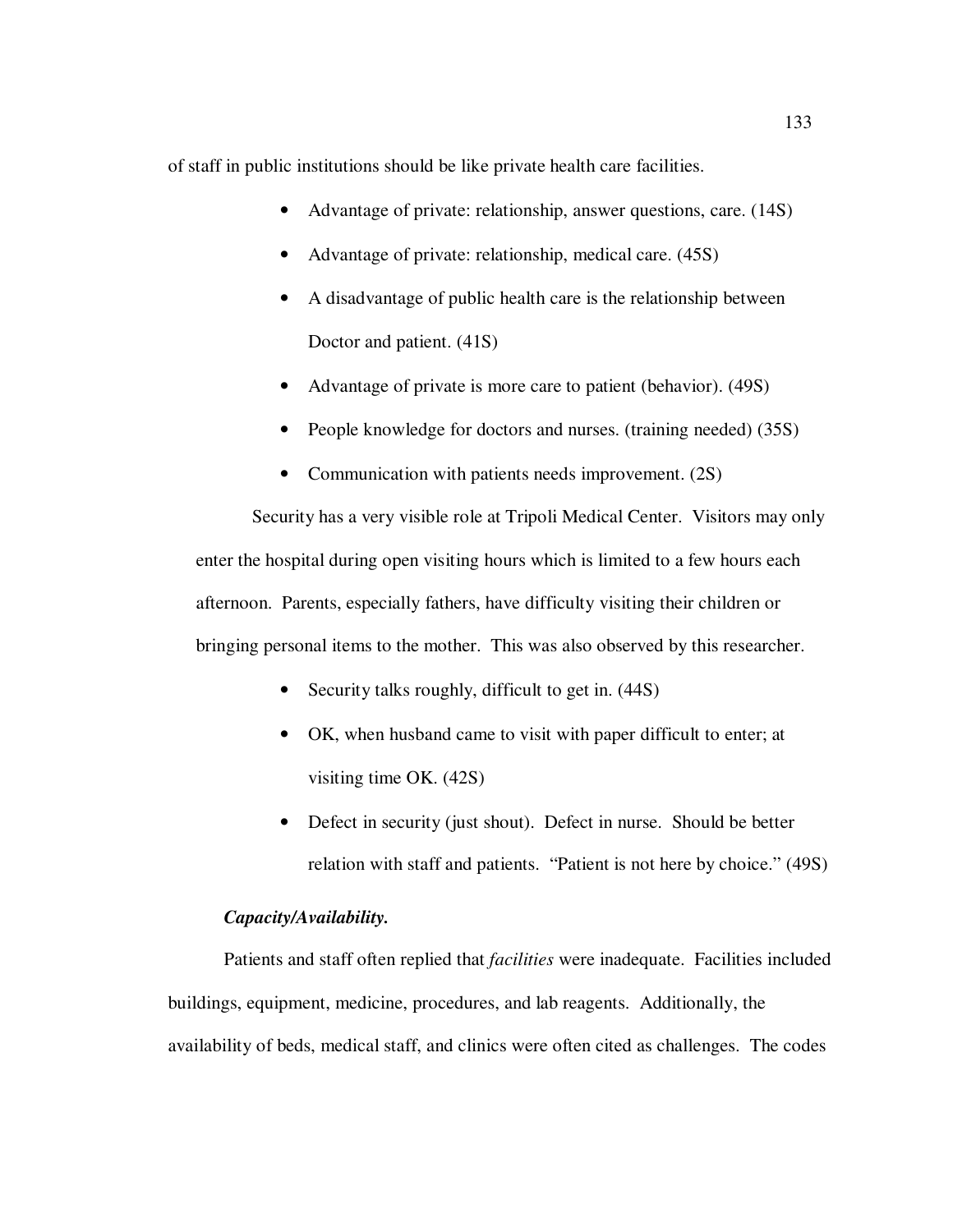of staff in public institutions should be like private health care facilities.

- Advantage of private: relationship, answer questions, care. (14S)
- Advantage of private: relationship, medical care. (45S)
- A disadvantage of public health care is the relationship between Doctor and patient. (41S)
- Advantage of private is more care to patient (behavior). (49S)
- People knowledge for doctors and nurses. (training needed) (35S)
- Communication with patients needs improvement. (2S)

Security has a very visible role at Tripoli Medical Center. Visitors may only enter the hospital during open visiting hours which is limited to a few hours each afternoon. Parents, especially fathers, have difficulty visiting their children or bringing personal items to the mother. This was also observed by this researcher.

- Security talks roughly, difficult to get in. (44S)
- OK, when husband came to visit with paper difficult to enter; at visiting time OK. (42S)
- Defect in security (just shout). Defect in nurse. Should be better relation with staff and patients. "Patient is not here by choice." (49S)

***Capacity/Availability.***

Patients and staff often replied that *facilities* were inadequate. Facilities included buildings, equipment, medicine, procedures, and lab reagents. Additionally, the availability of beds, medical staff, and clinics were often cited as challenges. The codes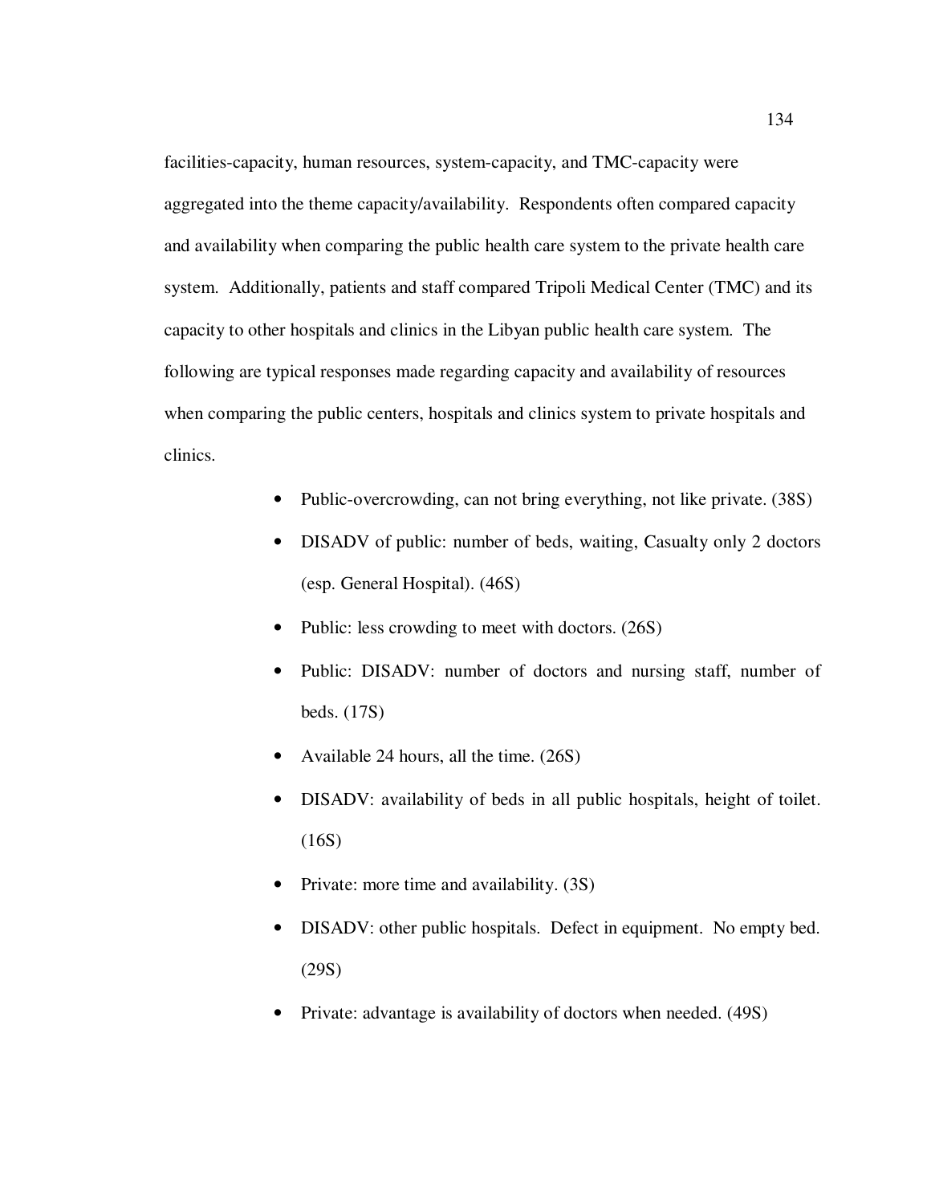facilities-capacity, human resources, system-capacity, and TMC-capacity were aggregated into the theme capacity/availability. Respondents often compared capacity and availability when comparing the public health care system to the private health care system. Additionally, patients and staff compared Tripoli Medical Center (TMC) and its capacity to other hospitals and clinics in the Libyan public health care system. The following are typical responses made regarding capacity and availability of resources when comparing the public centers, hospitals and clinics system to private hospitals and clinics.

- Public-overcrowding, can not bring everything, not like private. (38S)
- DISADV of public: number of beds, waiting, Casualty only 2 doctors (esp. General Hospital). (46S)
- Public: less crowding to meet with doctors. (26S)
- Public: DISADV: number of doctors and nursing staff, number of beds. (17S)
- Available 24 hours, all the time. (26S)
- DISADV: availability of beds in all public hospitals, height of toilet. (16S)
- Private: more time and availability. (3S)
- DISADV: other public hospitals. Defect in equipment. No empty bed. (29S)
- Private: advantage is availability of doctors when needed. (49S)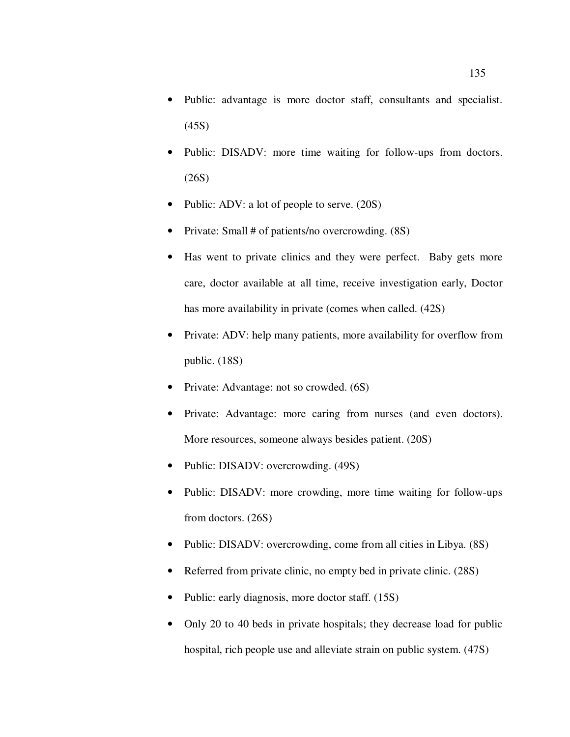- Public: advantage is more doctor staff, consultants and specialist. (45S)
- Public: DISADV: more time waiting for follow-ups from doctors. (26S)
- Public: ADV: a lot of people to serve. (20S)
- Private: Small # of patients/no overcrowding. (8S)
- Has went to private clinics and they were perfect. Baby gets more care, doctor available at all time, receive investigation early, Doctor has more availability in private (comes when called. (42S)
- Private: ADV: help many patients, more availability for overflow from public. (18S)
- Private: Advantage: not so crowded. (6S)
- Private: Advantage: more caring from nurses (and even doctors). More resources, someone always besides patient. (20S)
- Public: DISADV: overcrowding. (49S)
- Public: DISADV: more crowding, more time waiting for follow-ups from doctors. (26S)
- Public: DISADV: overcrowding, come from all cities in Libya. (8S)
- Referred from private clinic, no empty bed in private clinic. (28S)
- Public: early diagnosis, more doctor staff. (15S)
- Only 20 to 40 beds in private hospitals; they decrease load for public hospital, rich people use and alleviate strain on public system. (47S)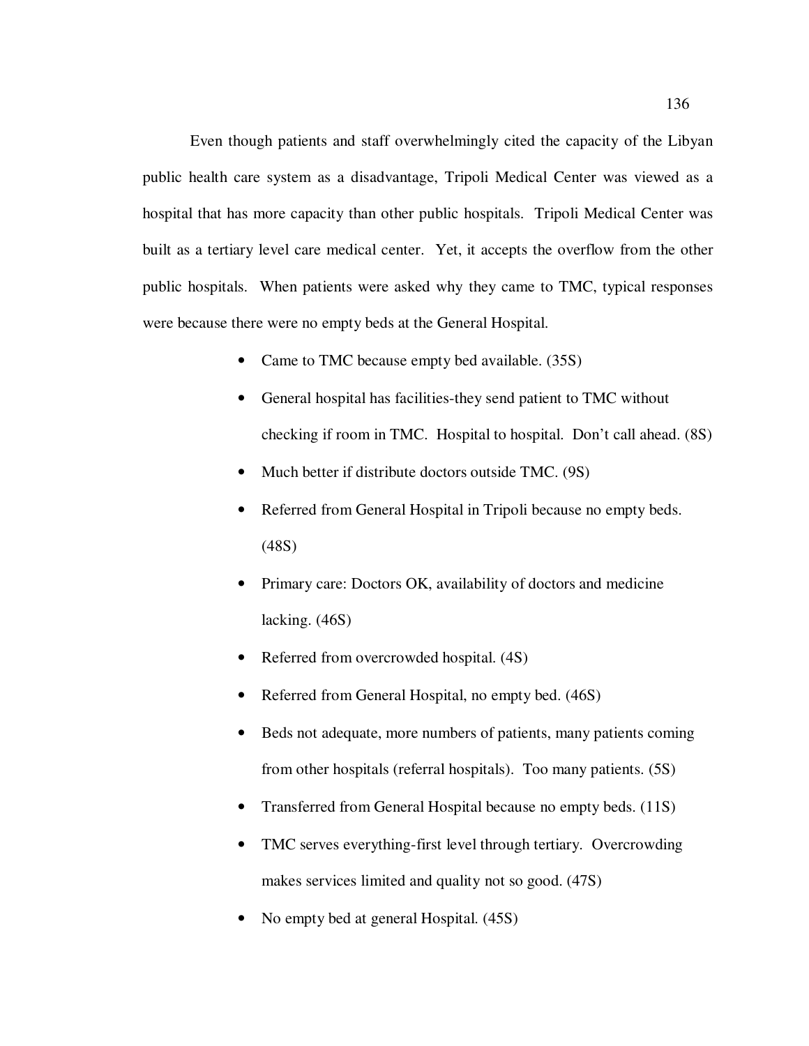Even though patients and staff overwhelmingly cited the capacity of the Libyan public health care system as a disadvantage, Tripoli Medical Center was viewed as a hospital that has more capacity than other public hospitals. Tripoli Medical Center was built as a tertiary level care medical center. Yet, it accepts the overflow from the other public hospitals. When patients were asked why they came to TMC, typical responses were because there were no empty beds at the General Hospital.

- Came to TMC because empty bed available. (35S)
- General hospital has facilities-they send patient to TMC without checking if room in TMC. Hospital to hospital. Don't call ahead. (8S)
- Much better if distribute doctors outside TMC. (9S)
- Referred from General Hospital in Tripoli because no empty beds. (48S)
- Primary care: Doctors OK, availability of doctors and medicine lacking. (46S)
- Referred from overcrowded hospital. (4S)
- Referred from General Hospital, no empty bed. (46S)
- Beds not adequate, more numbers of patients, many patients coming from other hospitals (referral hospitals). Too many patients. (5S)
- Transferred from General Hospital because no empty beds. (11S)
- TMC serves everything-first level through tertiary. Overcrowding makes services limited and quality not so good. (47S)
- No empty bed at general Hospital. (45S)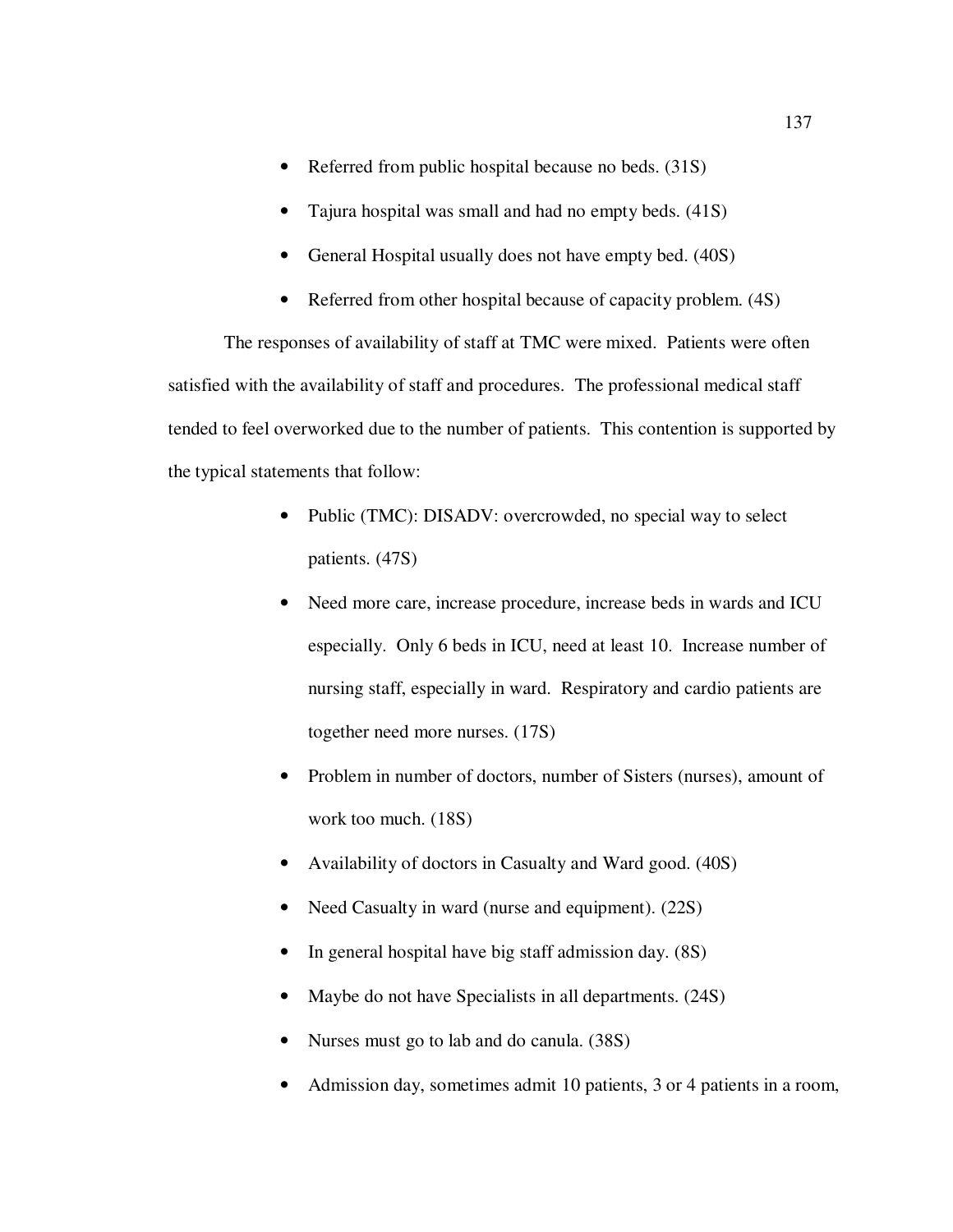- Referred from public hospital because no beds. (31S)
- Tajura hospital was small and had no empty beds. (41S)
- General Hospital usually does not have empty bed. (40S)
- Referred from other hospital because of capacity problem. (4S)

The responses of availability of staff at TMC were mixed. Patients were often satisfied with the availability of staff and procedures. The professional medical staff tended to feel overworked due to the number of patients. This contention is supported by the typical statements that follow:

- Public (TMC): DISADV: overcrowded, no special way to select patients. (47S)
- Need more care, increase procedure, increase beds in wards and ICU especially. Only 6 beds in ICU, need at least 10. Increase number of nursing staff, especially in ward. Respiratory and cardio patients are together need more nurses. (17S)
- Problem in number of doctors, number of Sisters (nurses), amount of work too much. (18S)
- Availability of doctors in Casualty and Ward good. (40S)
- Need Casualty in ward (nurse and equipment). (22S)
- In general hospital have big staff admission day. (8S)
- Maybe do not have Specialists in all departments. (24S)
- Nurses must go to lab and do canula. (38S)
- Admission day, sometimes admit 10 patients, 3 or 4 patients in a room,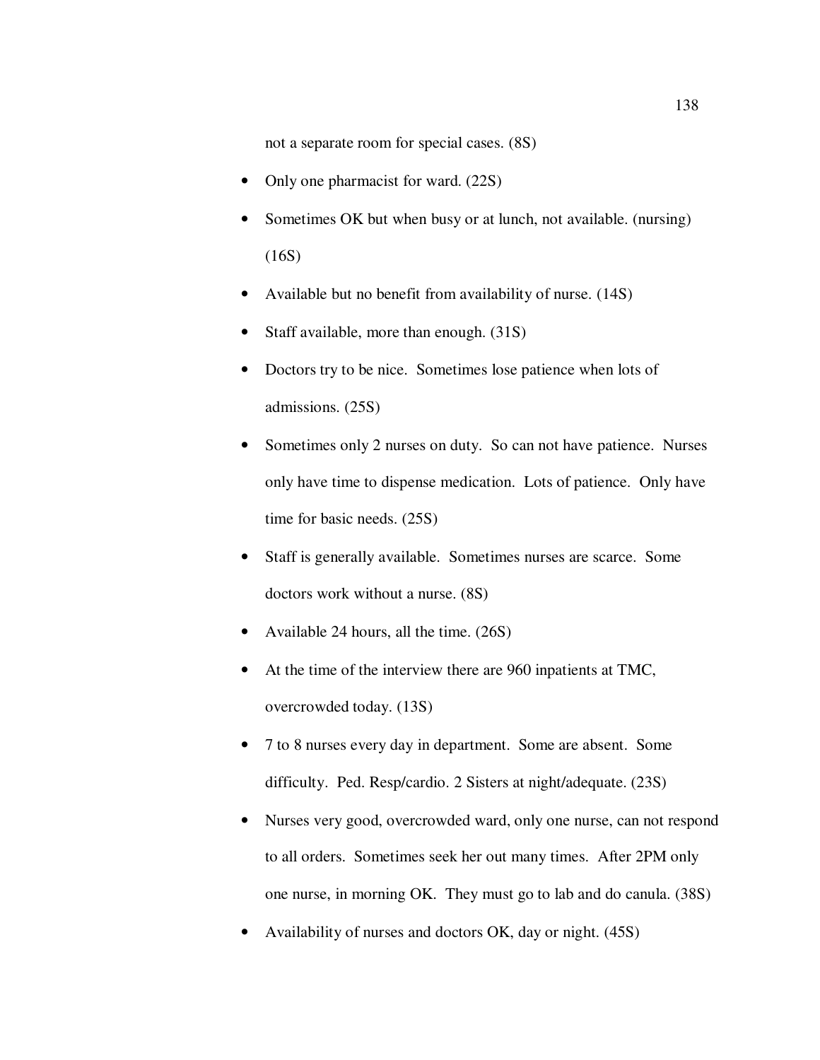not a separate room for special cases. (8S)

- Only one pharmacist for ward. (22S)
- Sometimes OK but when busy or at lunch, not available. (nursing) (16S)
- Available but no benefit from availability of nurse. (14S)
- Staff available, more than enough. (31S)
- Doctors try to be nice. Sometimes lose patience when lots of admissions. (25S)
- Sometimes only 2 nurses on duty. So can not have patience. Nurses only have time to dispense medication. Lots of patience. Only have time for basic needs. (25S)
- Staff is generally available. Sometimes nurses are scarce. Some doctors work without a nurse. (8S)
- Available 24 hours, all the time. (26S)
- At the time of the interview there are 960 inpatients at TMC, overcrowded today. (13S)
- 7 to 8 nurses every day in department. Some are absent. Some difficulty. Ped. Resp/cardio. 2 Sisters at night/adequate. (23S)
- Nurses very good, overcrowded ward, only one nurse, can not respond to all orders. Sometimes seek her out many times. After 2PM only one nurse, in morning OK. They must go to lab and do canula. (38S)
- Availability of nurses and doctors OK, day or night. (45S)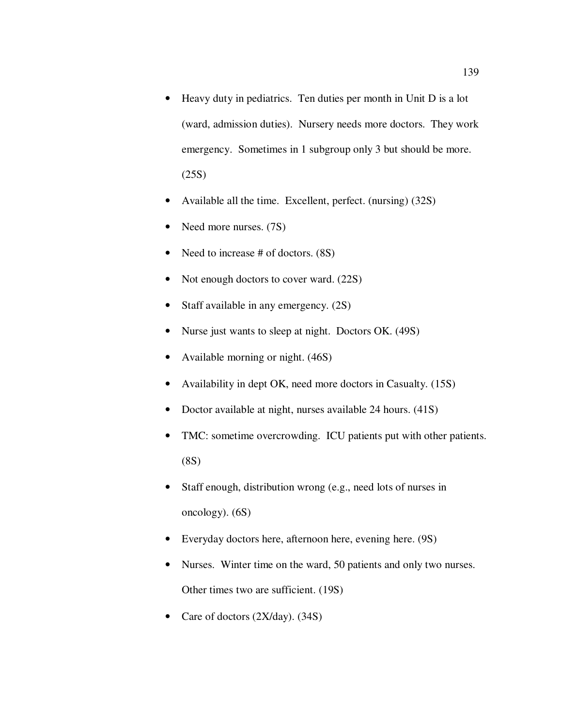- Heavy duty in pediatrics. Ten duties per month in Unit D is a lot (ward, admission duties). Nursery needs more doctors. They work emergency. Sometimes in 1 subgroup only 3 but should be more. (25S)
- Available all the time. Excellent, perfect. (nursing) (32S)
- Need more nurses. (7S)
- Need to increase # of doctors. (8S)
- Not enough doctors to cover ward. (22S)
- Staff available in any emergency. (2S)
- Nurse just wants to sleep at night. Doctors OK. (49S)
- Available morning or night. (46S)
- Availability in dept OK, need more doctors in Casualty. (15S)
- Doctor available at night, nurses available 24 hours. (41S)
- TMC: sometime overcrowding. ICU patients put with other patients. (8S)
- Staff enough, distribution wrong (e.g., need lots of nurses in oncology). (6S)
- Everyday doctors here, afternoon here, evening here. (9S)
- Nurses. Winter time on the ward, 50 patients and only two nurses. Other times two are sufficient. (19S)
- Care of doctors (2X/day). (34S)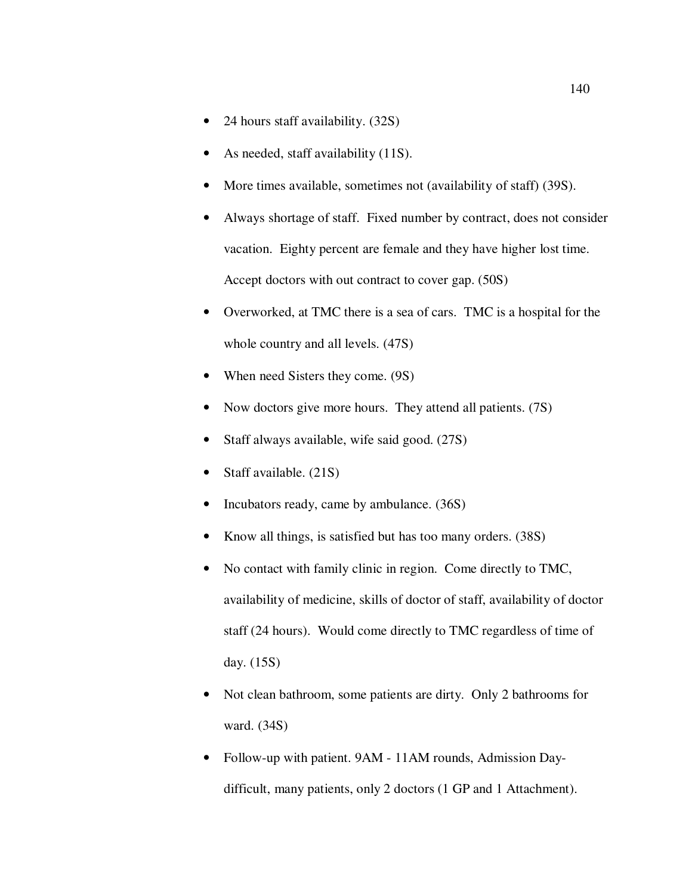- 24 hours staff availability. (32S)
- As needed, staff availability (11S).
- More times available, sometimes not (availability of staff) (39S).
- Always shortage of staff. Fixed number by contract, does not consider vacation. Eighty percent are female and they have higher lost time. Accept doctors with out contract to cover gap. (50S)
- Overworked, at TMC there is a sea of cars. TMC is a hospital for the whole country and all levels. (47S)
- When need Sisters they come. (9S)
- Now doctors give more hours. They attend all patients. (7S)
- Staff always available, wife said good. (27S)
- Staff available. (21S)
- Incubators ready, came by ambulance. (36S)
- Know all things, is satisfied but has too many orders. (38S)
- No contact with family clinic in region. Come directly to TMC, availability of medicine, skills of doctor of staff, availability of doctor staff (24 hours). Would come directly to TMC regardless of time of day. (15S)
- Not clean bathroom, some patients are dirty. Only 2 bathrooms for ward. (34S)
- Follow-up with patient. 9AM - 11AM rounds, Admission Day- difficult, many patients, only 2 doctors (1 GP and 1 Attachment).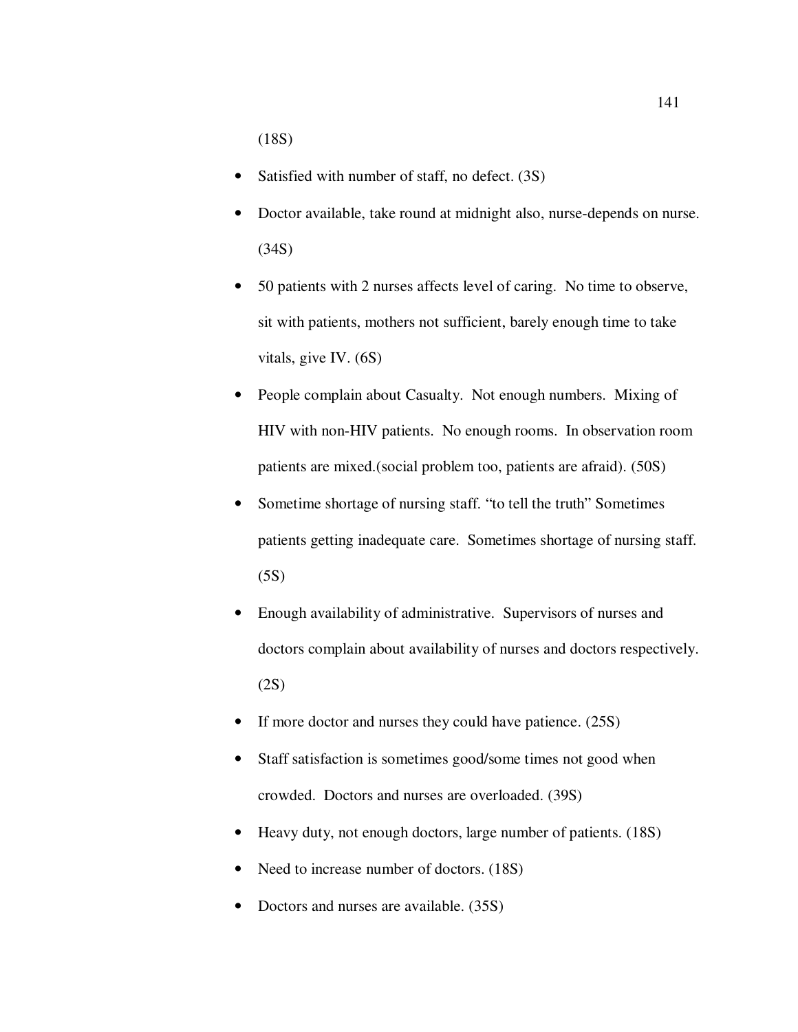(18S)

- Satisfied with number of staff, no defect. (3S)
- Doctor available, take round at midnight also, nurse-depends on nurse. (34S)
- 50 patients with 2 nurses affects level of caring. No time to observe, sit with patients, mothers not sufficient, barely enough time to take vitals, give IV. (6S)
- People complain about Casualty. Not enough numbers. Mixing of HIV with non-HIV patients. No enough rooms. In observation room patients are mixed.(social problem too, patients are afraid). (50S)
- Sometime shortage of nursing staff. "to tell the truth" Sometimes patients getting inadequate care. Sometimes shortage of nursing staff. (5S)
- Enough availability of administrative. Supervisors of nurses and doctors complain about availability of nurses and doctors respectively. (2S)
- If more doctor and nurses they could have patience. (25S)
- Staff satisfaction is sometimes good/some times not good when crowded. Doctors and nurses are overloaded. (39S)
- Heavy duty, not enough doctors, large number of patients. (18S)
- Need to increase number of doctors. (18S)
- Doctors and nurses are available. (35S)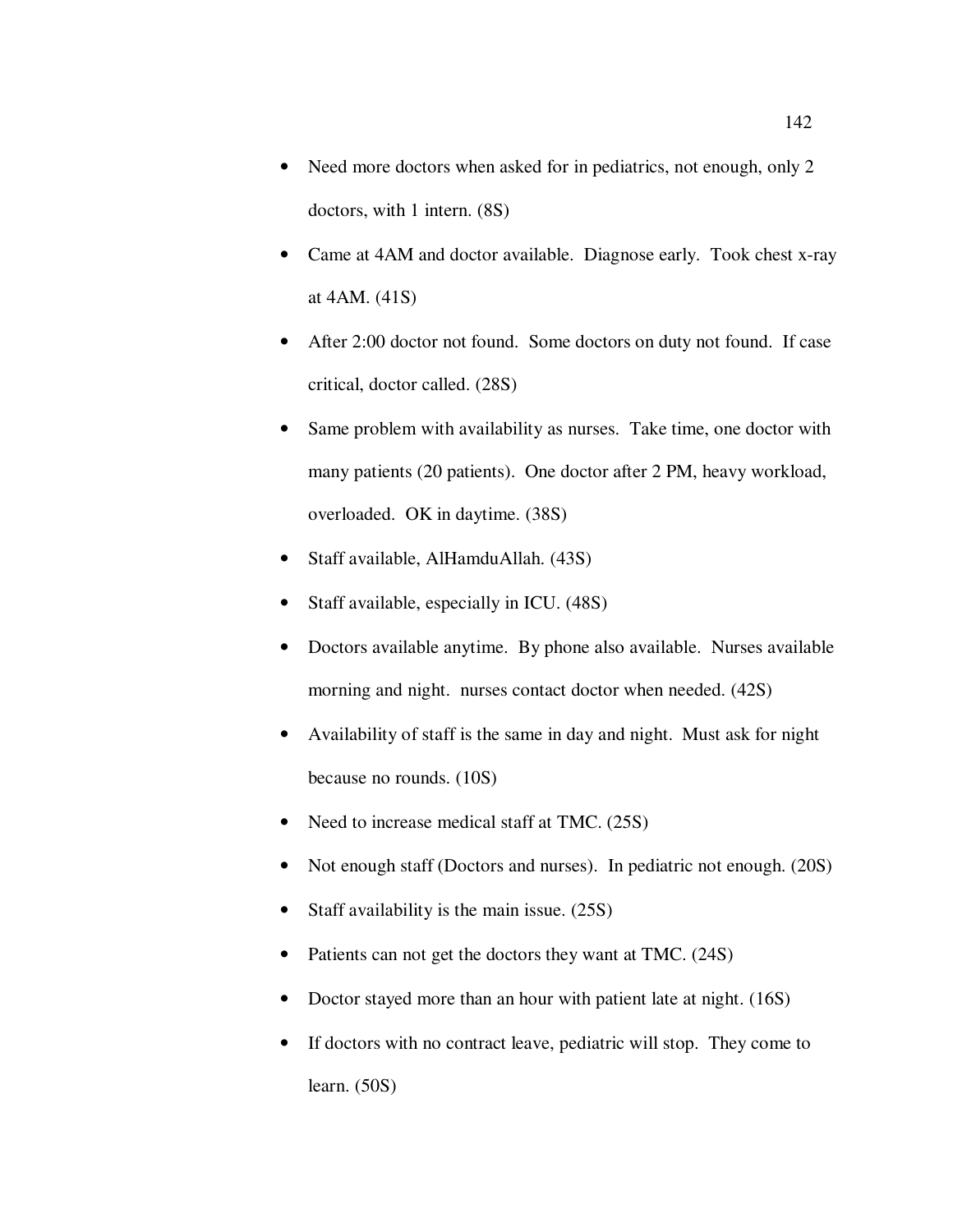- Need more doctors when asked for in pediatrics, not enough, only 2 doctors, with 1 intern. (8S)
- Came at 4AM and doctor available. Diagnose early. Took chest x-ray at 4AM. (41S)
- After 2:00 doctor not found. Some doctors on duty not found. If case critical, doctor called. (28S)
- Same problem with availability as nurses. Take time, one doctor with many patients (20 patients). One doctor after 2 PM, heavy workload, overloaded. OK in daytime. (38S)
- Staff available, AlHamduAllah. (43S)
- Staff available, especially in ICU. (48S)
- Doctors available anytime. By phone also available. Nurses available morning and night. nurses contact doctor when needed. (42S)
- Availability of staff is the same in day and night. Must ask for night because no rounds. (10S)
- Need to increase medical staff at TMC. (25S)
- Not enough staff (Doctors and nurses). In pediatric not enough. (20S)
- Staff availability is the main issue. (25S)
- Patients can not get the doctors they want at TMC. (24S)
- Doctor stayed more than an hour with patient late at night. (16S)
- If doctors with no contract leave, pediatric will stop. They come to learn. (50S)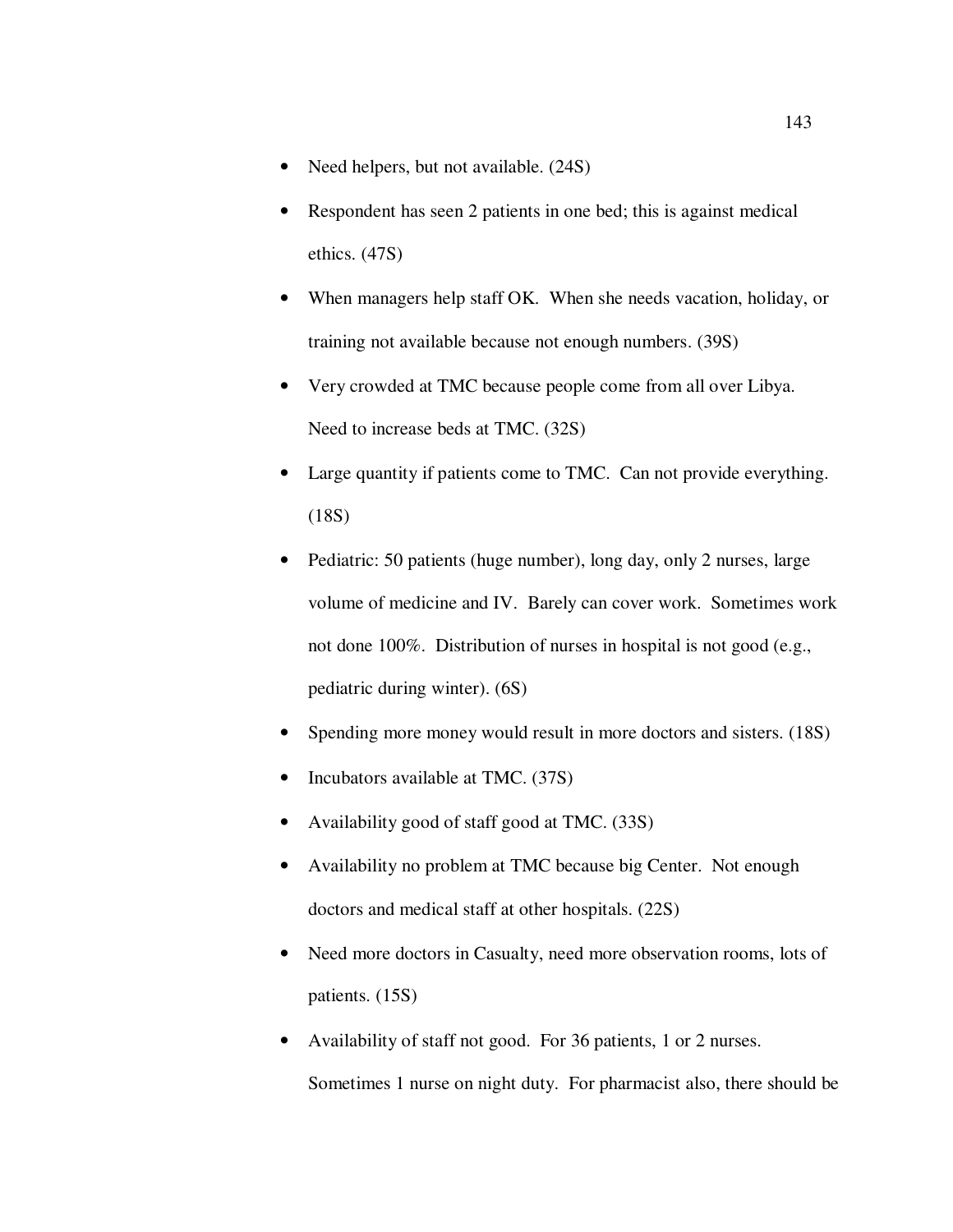- Need helpers, but not available. (24S)
- Respondent has seen 2 patients in one bed; this is against medical ethics. (47S)
- When managers help staff OK. When she needs vacation, holiday, or training not available because not enough numbers. (39S)
- Very crowded at TMC because people come from all over Libya. Need to increase beds at TMC. (32S)
- Large quantity if patients come to TMC. Can not provide everything. (18S)
- Pediatric: 50 patients (huge number), long day, only 2 nurses, large volume of medicine and IV. Barely can cover work. Sometimes work not done 100%. Distribution of nurses in hospital is not good (e.g., pediatric during winter). (6S)
- Spending more money would result in more doctors and sisters. (18S)
- Incubators available at TMC. (37S)
- Availability good of staff good at TMC. (33S)
- Availability no problem at TMC because big Center. Not enough doctors and medical staff at other hospitals. (22S)
- Need more doctors in Casualty, need more observation rooms, lots of patients. (15S)
- Availability of staff not good. For 36 patients, 1 or 2 nurses. Sometimes 1 nurse on night duty. For pharmacist also, there should be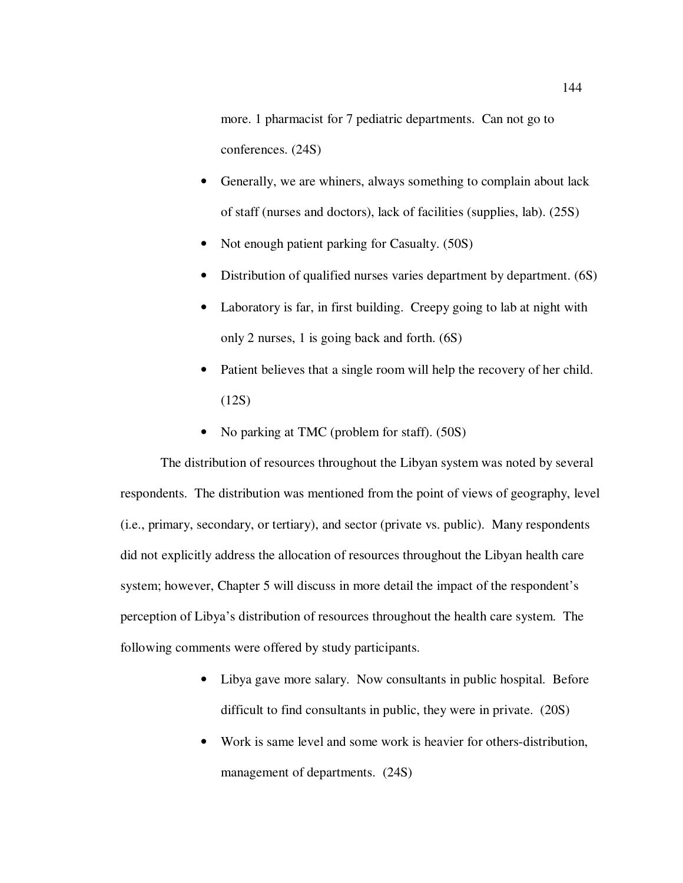more. 1 pharmacist for 7 pediatric departments. Can not go to conferences. (24S)

- Generally, we are whiners, always something to complain about lack of staff (nurses and doctors), lack of facilities (supplies, lab). (25S)
- Not enough patient parking for Casualty. (50S)
- Distribution of qualified nurses varies department by department. (6S)
- Laboratory is far, in first building. Creepy going to lab at night with only 2 nurses, 1 is going back and forth. (6S)
- Patient believes that a single room will help the recovery of her child. (12S)
- No parking at TMC (problem for staff). (50S)

The distribution of resources throughout the Libyan system was noted by several respondents. The distribution was mentioned from the point of views of geography, level (i.e., primary, secondary, or tertiary), and sector (private vs. public). Many respondents did not explicitly address the allocation of resources throughout the Libyan health care system; however, Chapter 5 will discuss in more detail the impact of the respondent's perception of Libya's distribution of resources throughout the health care system. The following comments were offered by study participants.

- Libya gave more salary. Now consultants in public hospital. Before difficult to find consultants in public, they were in private. (20S)
- Work is same level and some work is heavier for others-distribution, management of departments. (24S)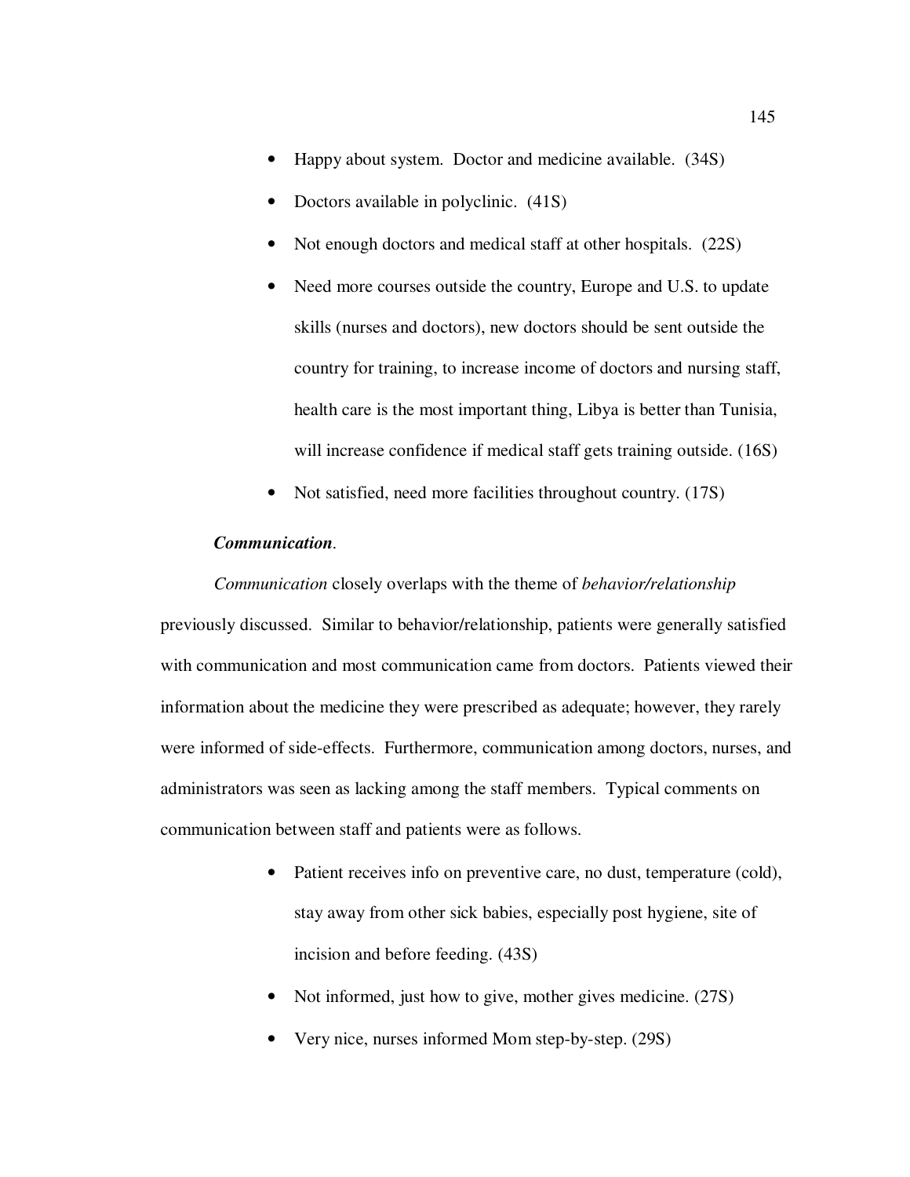- Happy about system. Doctor and medicine available. (34S)
- Doctors available in polyclinic. (41S)
- Not enough doctors and medical staff at other hospitals. (22S)
- Need more courses outside the country, Europe and U.S. to update skills (nurses and doctors), new doctors should be sent outside the country for training, to increase income of doctors and nursing staff, health care is the most important thing, Libya is better than Tunisia, will increase confidence if medical staff gets training outside. (16S)
- Not satisfied, need more facilities throughout country. (17S)

***Communication*.**

*Communication* closely overlaps with the theme of *behavior/relationship* previously discussed. Similar to behavior/relationship, patients were generally satisfied with communication and most communication came from doctors. Patients viewed their information about the medicine they were prescribed as adequate; however, they rarely were informed of side-effects. Furthermore, communication among doctors, nurses, and administrators was seen as lacking among the staff members. Typical comments on communication between staff and patients were as follows.

- Patient receives info on preventive care, no dust, temperature (cold), stay away from other sick babies, especially post hygiene, site of incision and before feeding. (43S)
- Not informed, just how to give, mother gives medicine. (27S)
- Very nice, nurses informed Mom step-by-step. (29S)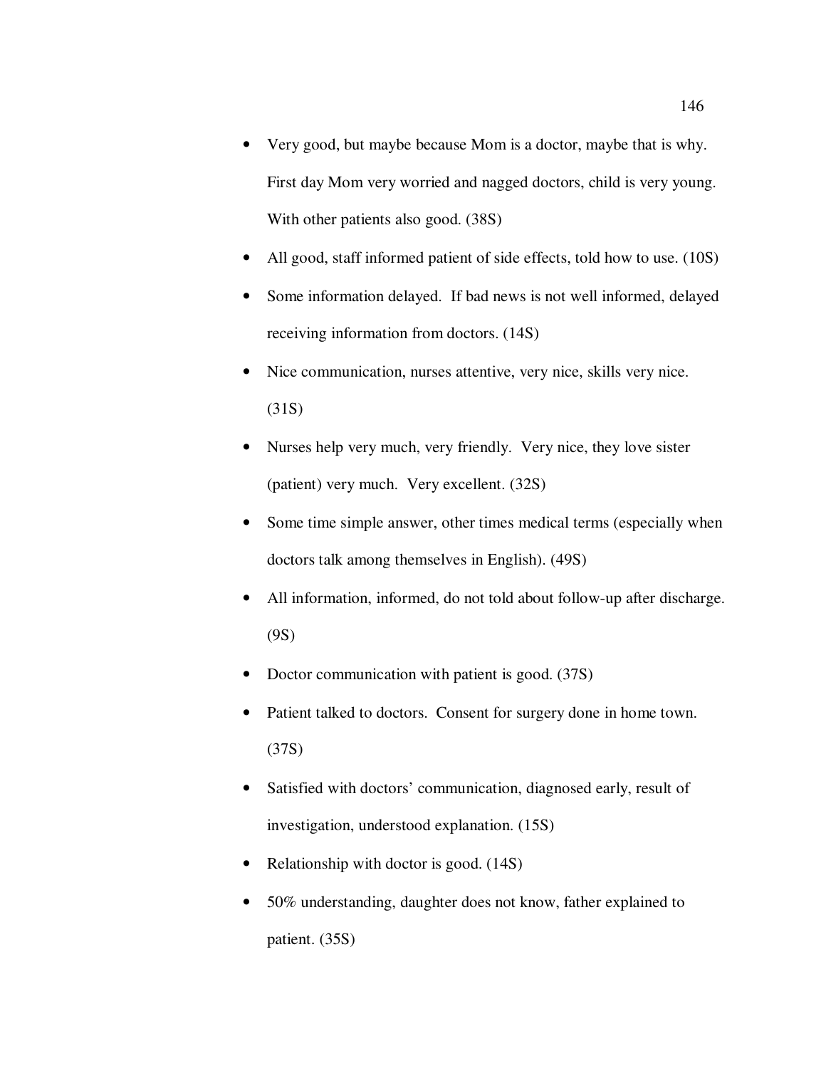- Very good, but maybe because Mom is a doctor, maybe that is why. First day Mom very worried and nagged doctors, child is very young. With other patients also good. (38S)
- All good, staff informed patient of side effects, told how to use. (10S)
- Some information delayed. If bad news is not well informed, delayed receiving information from doctors. (14S)
- Nice communication, nurses attentive, very nice, skills very nice. (31S)
- Nurses help very much, very friendly. Very nice, they love sister (patient) very much. Very excellent. (32S)
- Some time simple answer, other times medical terms (especially when doctors talk among themselves in English). (49S)
- All information, informed, do not told about follow-up after discharge. (9S)
- Doctor communication with patient is good. (37S)
- Patient talked to doctors. Consent for surgery done in home town. (37S)
- Satisfied with doctors' communication, diagnosed early, result of investigation, understood explanation. (15S)
- Relationship with doctor is good. (14S)
- 50% understanding, daughter does not know, father explained to patient. (35S)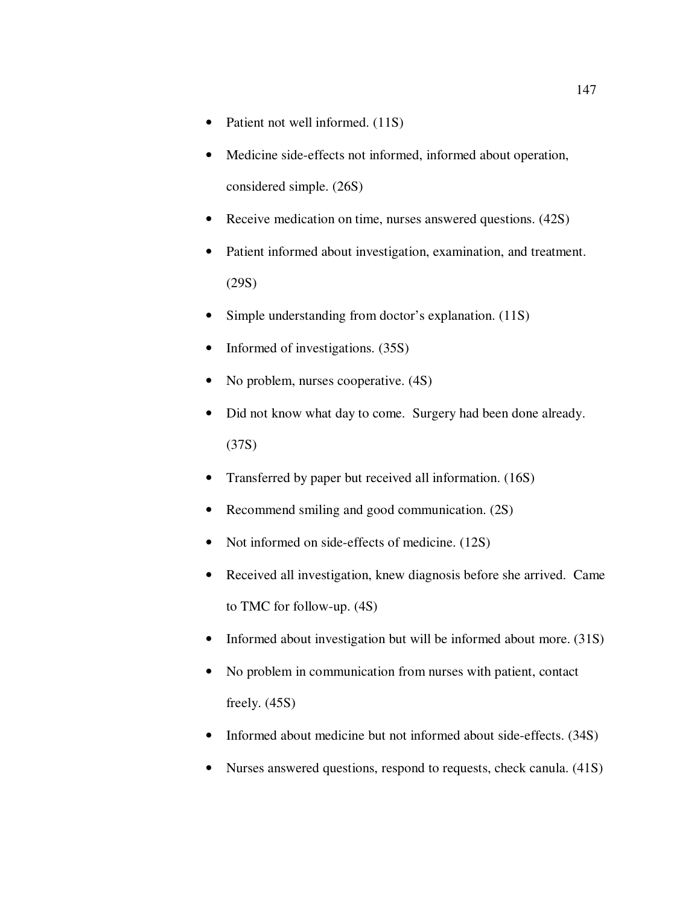- Patient not well informed. (11S)
- Medicine side-effects not informed, informed about operation, considered simple. (26S)
- Receive medication on time, nurses answered questions. (42S)
- Patient informed about investigation, examination, and treatment. (29S)
- Simple understanding from doctor's explanation. (11S)
- Informed of investigations. (35S)
- No problem, nurses cooperative. (4S)
- Did not know what day to come. Surgery had been done already. (37S)
- Transferred by paper but received all information. (16S)
- Recommend smiling and good communication. (2S)
- Not informed on side-effects of medicine. (12S)
- Received all investigation, knew diagnosis before she arrived. Came to TMC for follow-up. (4S)
- Informed about investigation but will be informed about more. (31S)
- No problem in communication from nurses with patient, contact freely. (45S)
- Informed about medicine but not informed about side-effects. (34S)
- Nurses answered questions, respond to requests, check canula. (41S)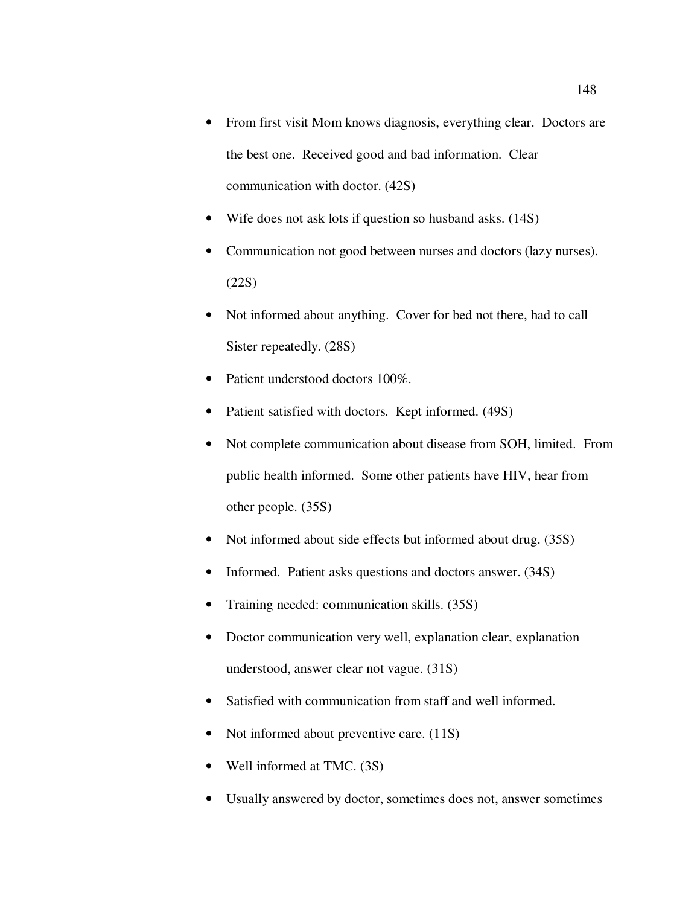- From first visit Mom knows diagnosis, everything clear. Doctors are the best one. Received good and bad information. Clear communication with doctor. (42S)
- Wife does not ask lots if question so husband asks. (14S)
- Communication not good between nurses and doctors (lazy nurses). (22S)
- Not informed about anything. Cover for bed not there, had to call Sister repeatedly. (28S)
- Patient understood doctors 100%.
- Patient satisfied with doctors. Kept informed. (49S)
- Not complete communication about disease from SOH, limited. From public health informed. Some other patients have HIV, hear from other people. (35S)
- Not informed about side effects but informed about drug. (35S)
- Informed. Patient asks questions and doctors answer. (34S)
- Training needed: communication skills. (35S)
- Doctor communication very well, explanation clear, explanation understood, answer clear not vague. (31S)
- Satisfied with communication from staff and well informed.
- Not informed about preventive care. (11S)
- Well informed at TMC. (3S)
- Usually answered by doctor, sometimes does not, answer sometimes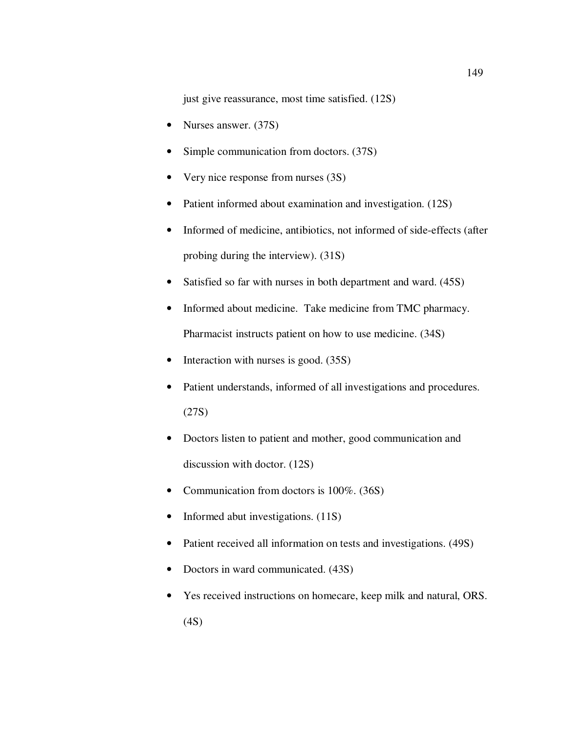just give reassurance, most time satisfied. (12S)

- Nurses answer. (37S)
- Simple communication from doctors. (37S)
- Very nice response from nurses (3S)
- Patient informed about examination and investigation. (12S)
- Informed of medicine, antibiotics, not informed of side-effects (after probing during the interview). (31S)
- Satisfied so far with nurses in both department and ward. (45S)
- Informed about medicine. Take medicine from TMC pharmacy. Pharmacist instructs patient on how to use medicine. (34S)
- Interaction with nurses is good. (35S)
- Patient understands, informed of all investigations and procedures. (27S)
- Doctors listen to patient and mother, good communication and discussion with doctor. (12S)
- Communication from doctors is 100%. (36S)
- Informed abut investigations. (11S)
- Patient received all information on tests and investigations. (49S)
- Doctors in ward communicated. (43S)
- Yes received instructions on homecare, keep milk and natural, ORS. (4S)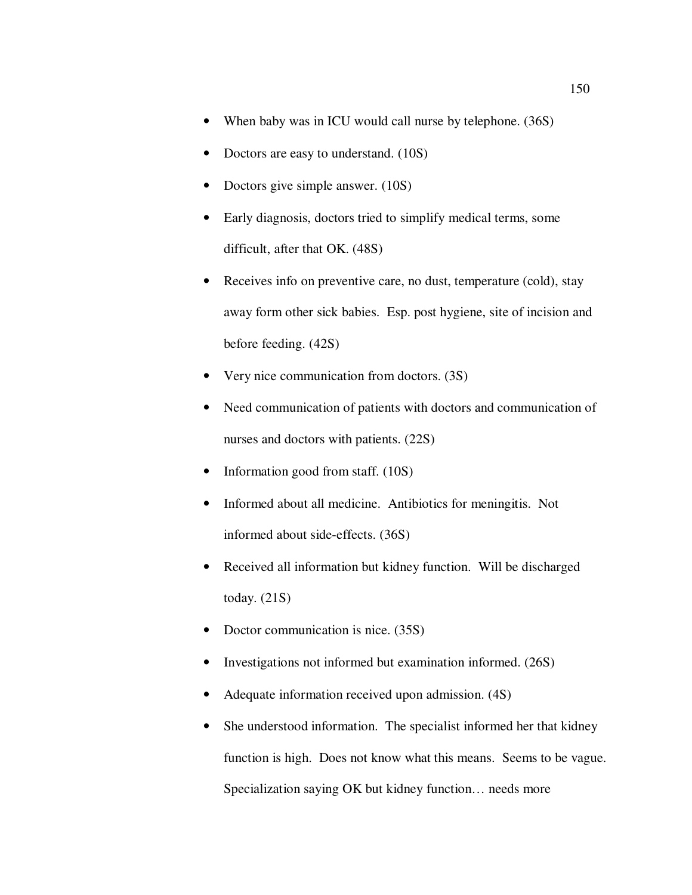- When baby was in ICU would call nurse by telephone. (36S)
- Doctors are easy to understand. (10S)
- Doctors give simple answer. (10S)
- Early diagnosis, doctors tried to simplify medical terms, some difficult, after that OK. (48S)
- Receives info on preventive care, no dust, temperature (cold), stay away form other sick babies. Esp. post hygiene, site of incision and before feeding. (42S)
- Very nice communication from doctors. (3S)
- Need communication of patients with doctors and communication of nurses and doctors with patients. (22S)
- Information good from staff. (10S)
- Informed about all medicine. Antibiotics for meningitis. Not informed about side-effects. (36S)
- Received all information but kidney function. Will be discharged today. (21S)
- Doctor communication is nice. (35S)
- Investigations not informed but examination informed. (26S)
- Adequate information received upon admission. (4S)
- She understood information. The specialist informed her that kidney function is high. Does not know what this means. Seems to be vague. Specialization saying OK but kidney function… needs more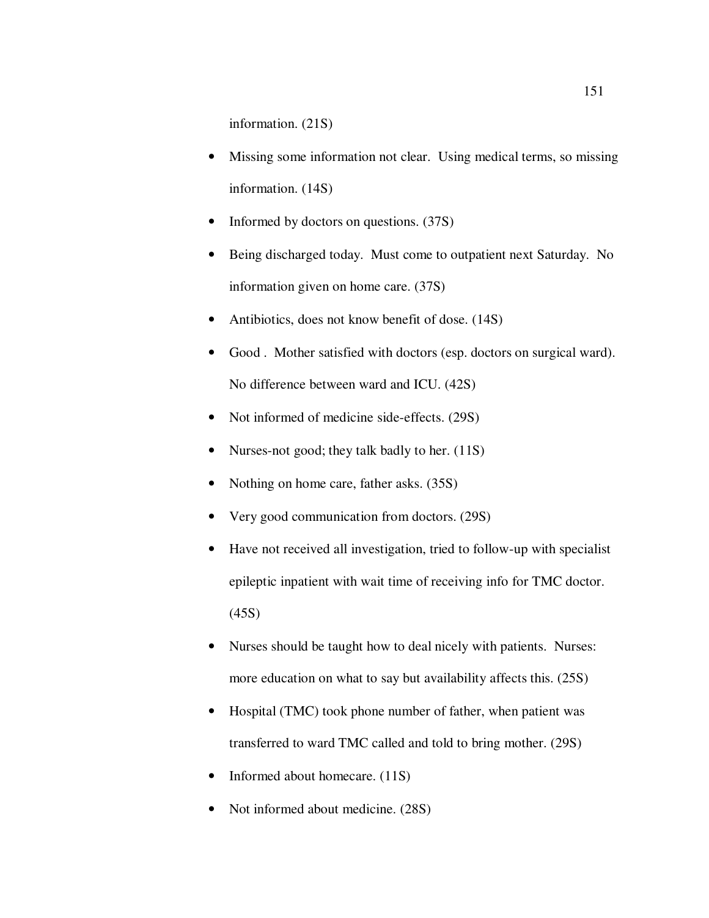information. (21S)

- Missing some information not clear.  Using medical terms, so missing information. (14S)
- Informed by doctors on questions. (37S)
- Being discharged today.  Must come to outpatient next Saturday.  No information given on home care. (37S)
- Antibiotics, does not know benefit of dose. (14S)
- Good .  Mother satisfied with doctors (esp. doctors on surgical ward). No difference between ward and ICU. (42S)
- Not informed of medicine side-effects. (29S)
- Nurses-not good; they talk badly to her. (11S)
- Nothing on home care, father asks. (35S)
- Very good communication from doctors. (29S)
- Have not received all investigation, tried to follow-up with specialist epileptic inpatient with wait time of receiving info for TMC doctor. (45S)
- Nurses should be taught how to deal nicely with patients.  Nurses: more education on what to say but availability affects this. (25S)
- Hospital (TMC) took phone number of father, when patient was transferred to ward TMC called and told to bring mother. (29S)
- Informed about homecare. (11S)
- Not informed about medicine. (28S)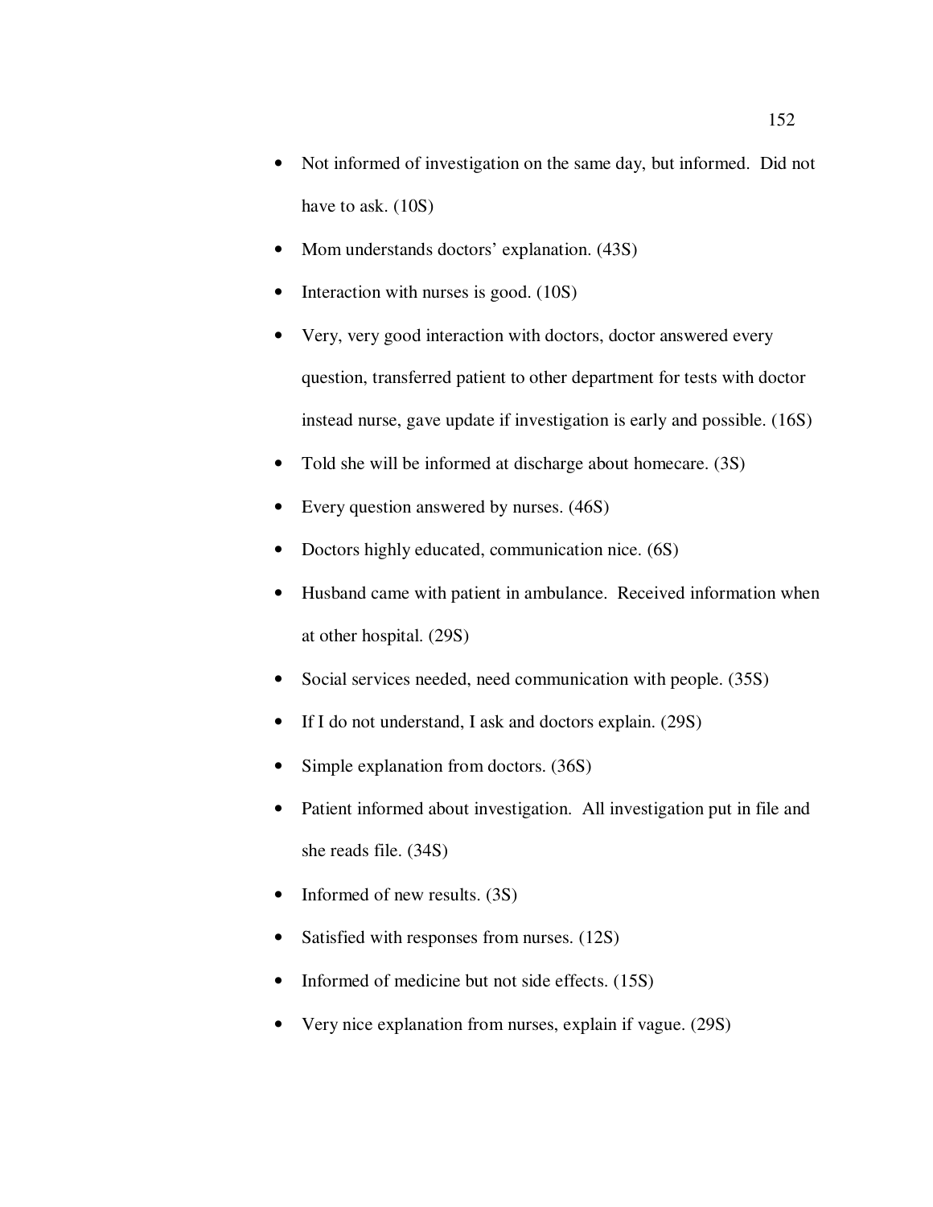- Not informed of investigation on the same day, but informed. Did not have to ask. (10S)
- Mom understands doctors' explanation. (43S)
- Interaction with nurses is good. (10S)
- Very, very good interaction with doctors, doctor answered every question, transferred patient to other department for tests with doctor instead nurse, gave update if investigation is early and possible. (16S)
- Told she will be informed at discharge about homecare. (3S)
- Every question answered by nurses. (46S)
- Doctors highly educated, communication nice. (6S)
- Husband came with patient in ambulance. Received information when at other hospital. (29S)
- Social services needed, need communication with people. (35S)
- If I do not understand, I ask and doctors explain. (29S)
- Simple explanation from doctors. (36S)
- Patient informed about investigation. All investigation put in file and she reads file. (34S)
- Informed of new results. (3S)
- Satisfied with responses from nurses. (12S)
- Informed of medicine but not side effects. (15S)
- Very nice explanation from nurses, explain if vague. (29S)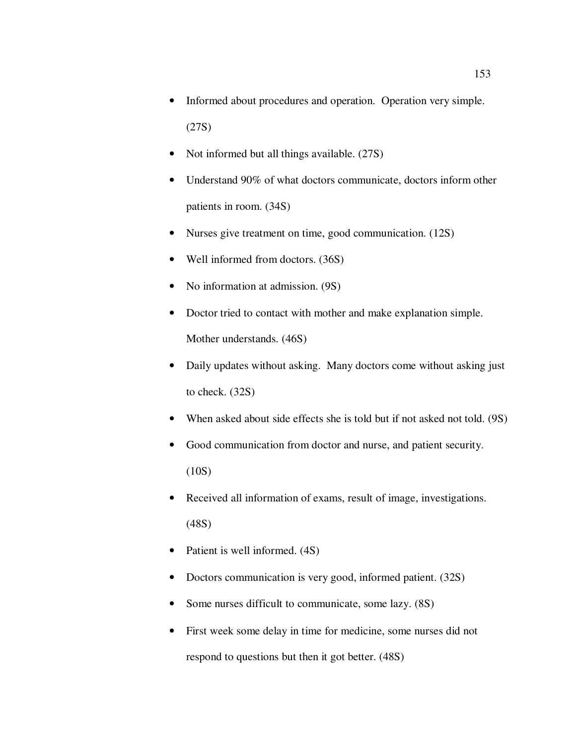- Informed about procedures and operation.  Operation very simple. (27S)
- Not informed but all things available. (27S)
- Understand 90% of what doctors communicate, doctors inform other patients in room. (34S)
- Nurses give treatment on time, good communication. (12S)
- Well informed from doctors. (36S)
- No information at admission. (9S)
- Doctor tried to contact with mother and make explanation simple. Mother understands. (46S)
- Daily updates without asking.  Many doctors come without asking just to check. (32S)
- When asked about side effects she is told but if not asked not told. (9S)
- Good communication from doctor and nurse, and patient security. (10S)
- Received all information of exams, result of image, investigations. (48S)
- Patient is well informed. (4S)
- Doctors communication is very good, informed patient. (32S)
- Some nurses difficult to communicate, some lazy. (8S)
- First week some delay in time for medicine, some nurses did not respond to questions but then it got better. (48S)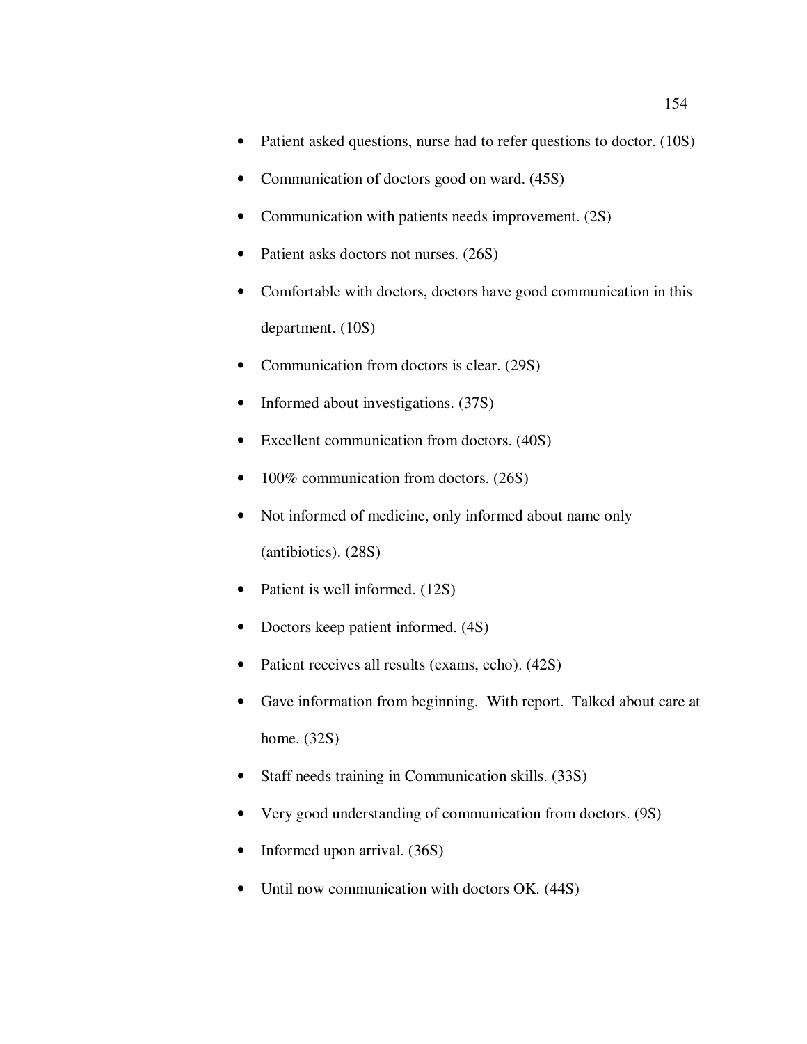- Patient asked questions, nurse had to refer questions to doctor. (10S)
- Communication of doctors good on ward. (45S)
- Communication with patients needs improvement. (2S)
- Patient asks doctors not nurses. (26S)
- Comfortable with doctors, doctors have good communication in this department. (10S)
- Communication from doctors is clear. (29S)
- Informed about investigations. (37S)
- Excellent communication from doctors. (40S)
- 100% communication from doctors. (26S)
- Not informed of medicine, only informed about name only (antibiotics). (28S)
- Patient is well informed. (12S)
- Doctors keep patient informed. (4S)
- Patient receives all results (exams, echo). (42S)
- Gave information from beginning. With report. Talked about care at home. (32S)
- Staff needs training in Communication skills. (33S)
- Very good understanding of communication from doctors. (9S)
- Informed upon arrival. (36S)
- Until now communication with doctors OK. (44S)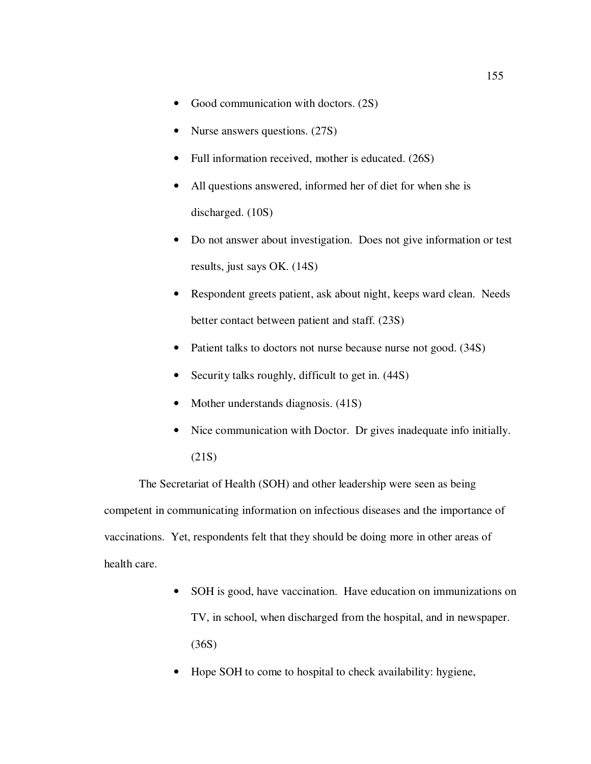- Good communication with doctors. (2S)
- Nurse answers questions. (27S)
- Full information received, mother is educated. (26S)
- All questions answered, informed her of diet for when she is discharged. (10S)
- Do not answer about investigation. Does not give information or test results, just says OK. (14S)
- Respondent greets patient, ask about night, keeps ward clean. Needs better contact between patient and staff. (23S)
- Patient talks to doctors not nurse because nurse not good. (34S)
- Security talks roughly, difficult to get in. (44S)
- Mother understands diagnosis. (41S)
- Nice communication with Doctor. Dr gives inadequate info initially. (21S)

The Secretariat of Health (SOH) and other leadership were seen as being competent in communicating information on infectious diseases and the importance of vaccinations. Yet, respondents felt that they should be doing more in other areas of health care.

- SOH is good, have vaccination. Have education on immunizations on TV, in school, when discharged from the hospital, and in newspaper. (36S)
- Hope SOH to come to hospital to check availability: hygiene,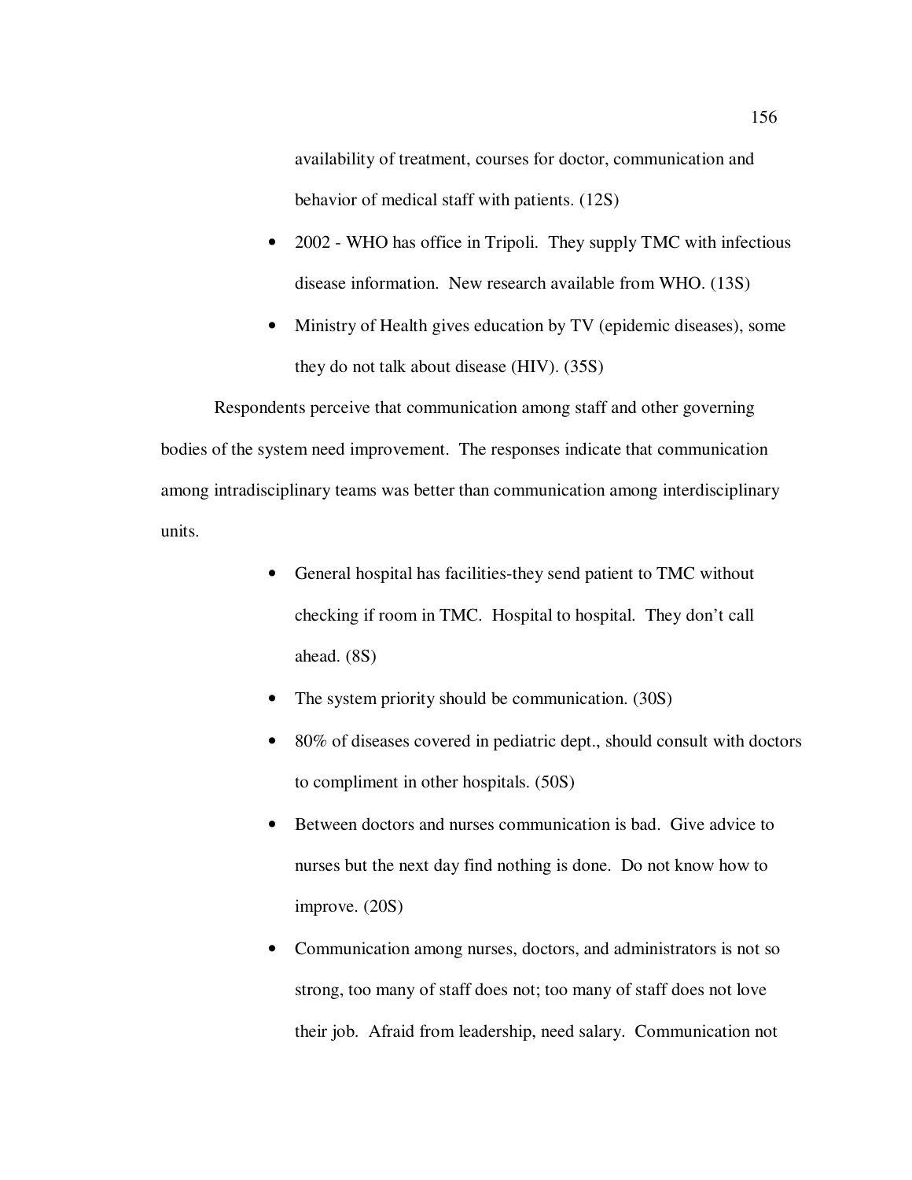availability of treatment, courses for doctor, communication and behavior of medical staff with patients. (12S)

- 2002 - WHO has office in Tripoli. They supply TMC with infectious disease information. New research available from WHO. (13S)
- Ministry of Health gives education by TV (epidemic diseases), some they do not talk about disease (HIV). (35S)

Respondents perceive that communication among staff and other governing bodies of the system need improvement. The responses indicate that communication among intradisciplinary teams was better than communication among interdisciplinary units.

- General hospital has facilities-they send patient to TMC without checking if room in TMC. Hospital to hospital. They don't call ahead. (8S)
- The system priority should be communication. (30S)
- 80% of diseases covered in pediatric dept., should consult with doctors to compliment in other hospitals. (50S)
- Between doctors and nurses communication is bad. Give advice to nurses but the next day find nothing is done. Do not know how to improve. (20S)
- Communication among nurses, doctors, and administrators is not so strong, too many of staff does not; too many of staff does not love their job. Afraid from leadership, need salary. Communication not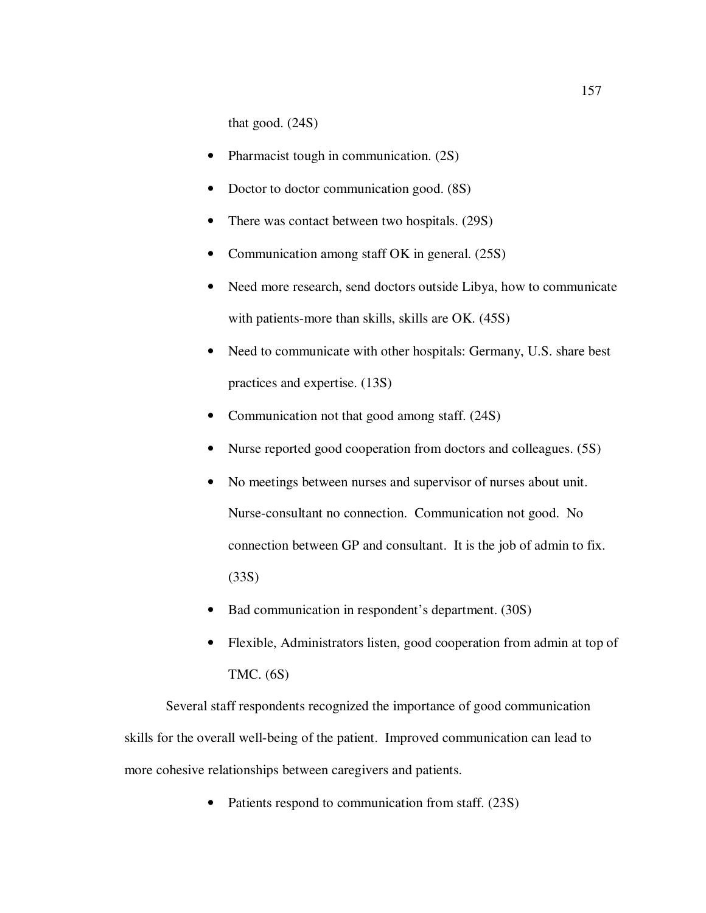that good. (24S)

- Pharmacist tough in communication. (2S)
- Doctor to doctor communication good. (8S)
- There was contact between two hospitals. (29S)
- Communication among staff OK in general. (25S)
- Need more research, send doctors outside Libya, how to communicate with patients-more than skills, skills are OK. (45S)
- Need to communicate with other hospitals: Germany, U.S. share best practices and expertise. (13S)
- Communication not that good among staff. (24S)
- Nurse reported good cooperation from doctors and colleagues. (5S)
- No meetings between nurses and supervisor of nurses about unit. Nurse-consultant no connection. Communication not good. No connection between GP and consultant. It is the job of admin to fix. (33S)
- Bad communication in respondent's department. (30S)
- Flexible, Administrators listen, good cooperation from admin at top of TMC. (6S)

Several staff respondents recognized the importance of good communication skills for the overall well-being of the patient. Improved communication can lead to more cohesive relationships between caregivers and patients.

- Patients respond to communication from staff. (23S)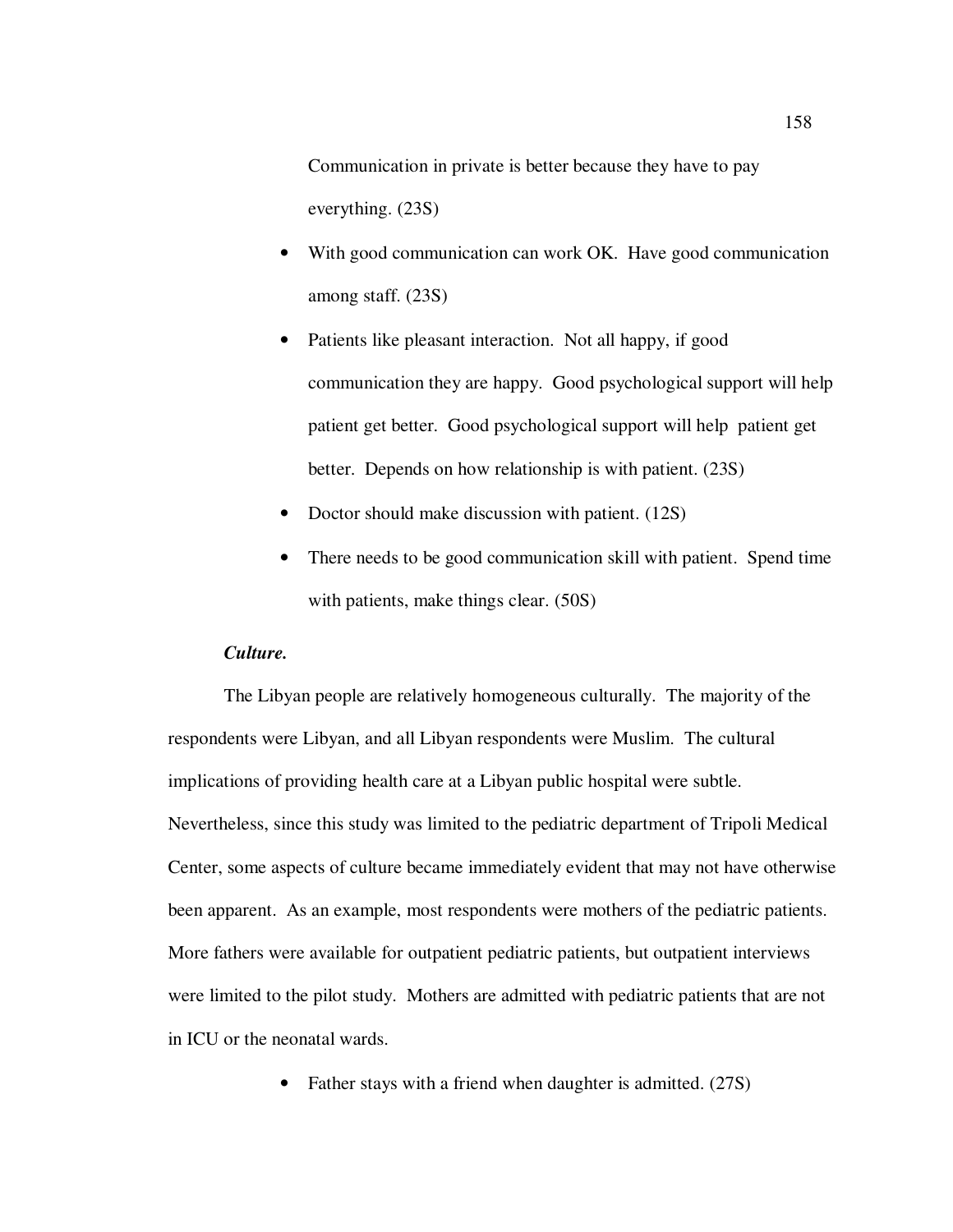Communication in private is better because they have to pay everything. (23S)

- With good communication can work OK. Have good communication among staff. (23S)
- Patients like pleasant interaction. Not all happy, if good communication they are happy. Good psychological support will help patient get better. Good psychological support will help patient get better. Depends on how relationship is with patient. (23S)
- Doctor should make discussion with patient. (12S)
- There needs to be good communication skill with patient. Spend time with patients, make things clear. (50S)

***Culture.***

The Libyan people are relatively homogeneous culturally. The majority of the respondents were Libyan, and all Libyan respondents were Muslim. The cultural implications of providing health care at a Libyan public hospital were subtle. Nevertheless, since this study was limited to the pediatric department of Tripoli Medical Center, some aspects of culture became immediately evident that may not have otherwise been apparent. As an example, most respondents were mothers of the pediatric patients. More fathers were available for outpatient pediatric patients, but outpatient interviews were limited to the pilot study. Mothers are admitted with pediatric patients that are not in ICU or the neonatal wards.

- Father stays with a friend when daughter is admitted. (27S)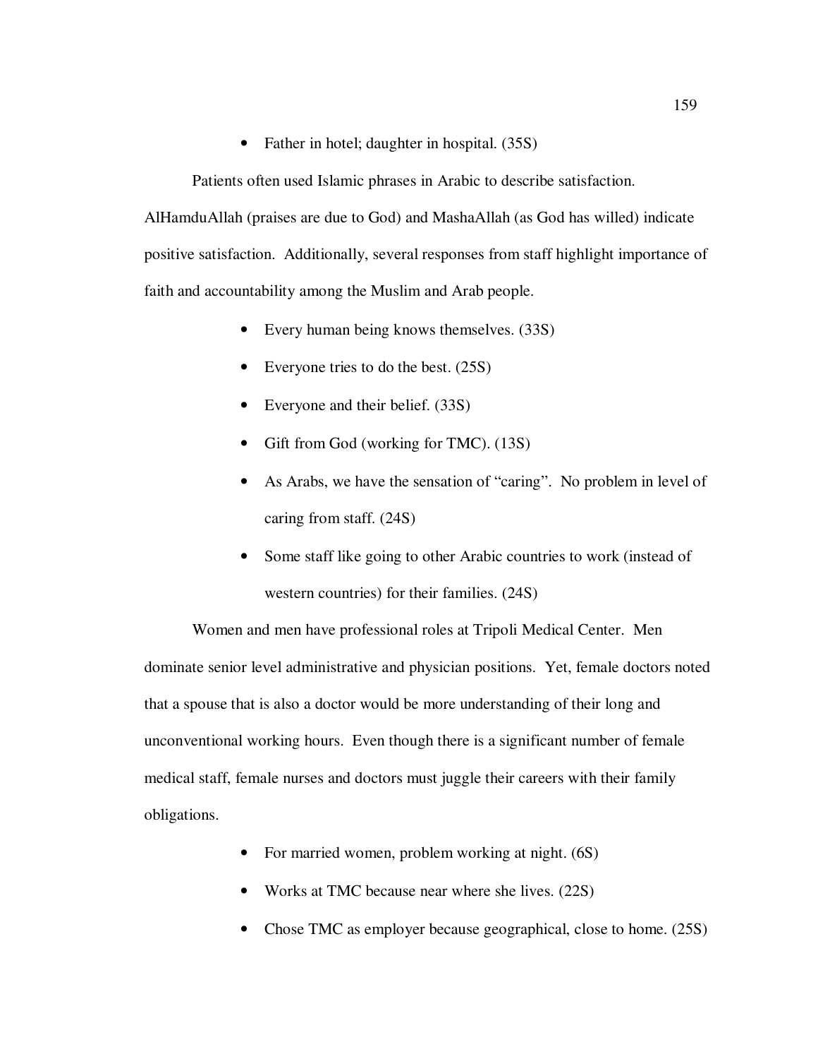- Father in hotel; daughter in hospital. (35S)

Patients often used Islamic phrases in Arabic to describe satisfaction. AlHamduAllah (praises are due to God) and MashaAllah (as God has willed) indicate positive satisfaction. Additionally, several responses from staff highlight importance of faith and accountability among the Muslim and Arab people.

- Every human being knows themselves. (33S)
- Everyone tries to do the best. (25S)
- Everyone and their belief. (33S)
- Gift from God (working for TMC). (13S)
- As Arabs, we have the sensation of "caring". No problem in level of caring from staff. (24S)
- Some staff like going to other Arabic countries to work (instead of western countries) for their families. (24S)

Women and men have professional roles at Tripoli Medical Center. Men dominate senior level administrative and physician positions. Yet, female doctors noted that a spouse that is also a doctor would be more understanding of their long and unconventional working hours. Even though there is a significant number of female medical staff, female nurses and doctors must juggle their careers with their family obligations.

- For married women, problem working at night. (6S)
- Works at TMC because near where she lives. (22S)
- Chose TMC as employer because geographical, close to home. (25S)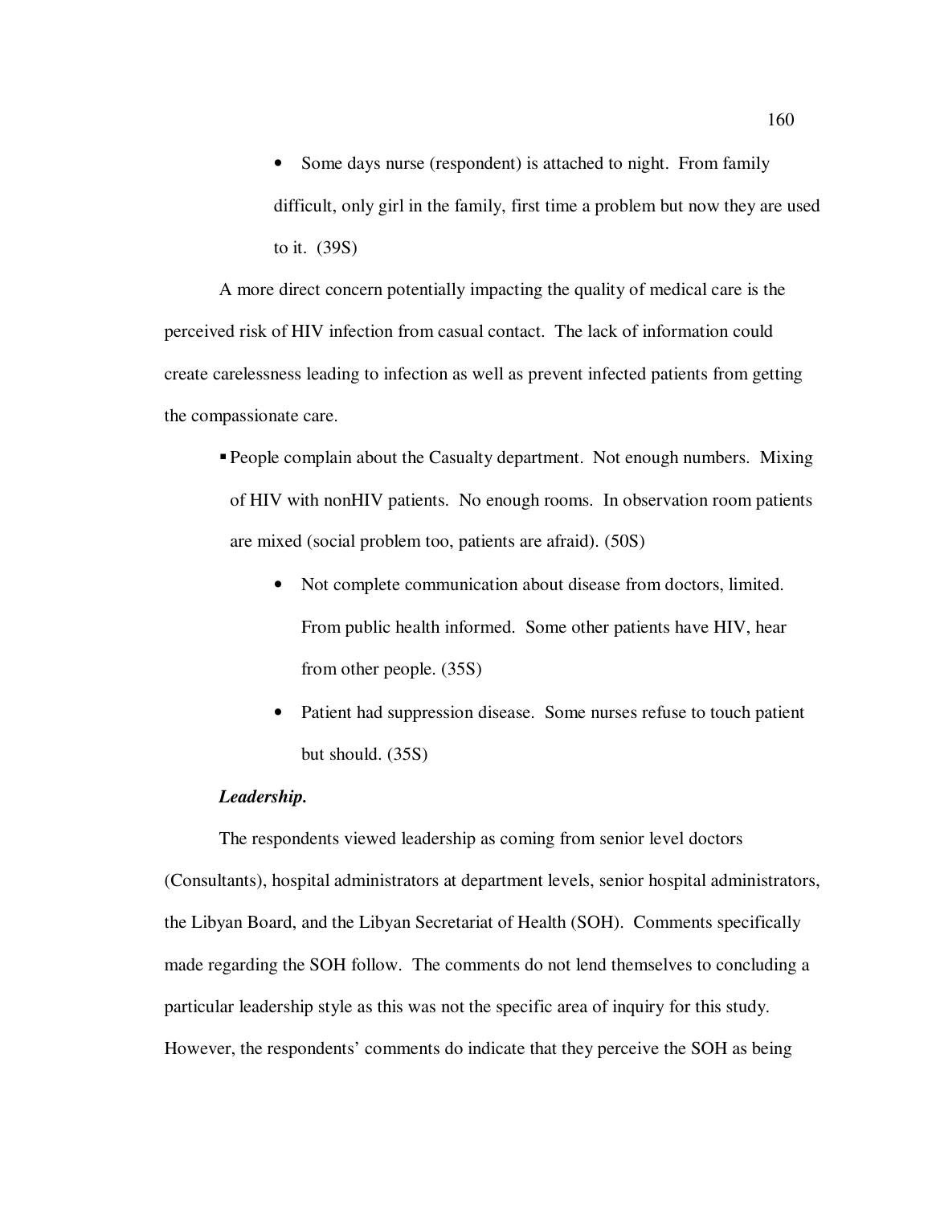- Some days nurse (respondent) is attached to night. From family difficult, only girl in the family, first time a problem but now they are used to it. (39S)

A more direct concern potentially impacting the quality of medical care is the perceived risk of HIV infection from casual contact. The lack of information could create carelessness leading to infection as well as prevent infected patients from getting the compassionate care.

- People complain about the Casualty department. Not enough numbers. Mixing of HIV with nonHIV patients. No enough rooms. In observation room patients are mixed (social problem too, patients are afraid). (50S)
  - Not complete communication about disease from doctors, limited. From public health informed. Some other patients have HIV, hear from other people. (35S)
  - Patient had suppression disease. Some nurses refuse to touch patient but should. (35S)

***Leadership.***

The respondents viewed leadership as coming from senior level doctors (Consultants), hospital administrators at department levels, senior hospital administrators, the Libyan Board, and the Libyan Secretariat of Health (SOH). Comments specifically made regarding the SOH follow. The comments do not lend themselves to concluding a particular leadership style as this was not the specific area of inquiry for this study. However, the respondents' comments do indicate that they perceive the SOH as being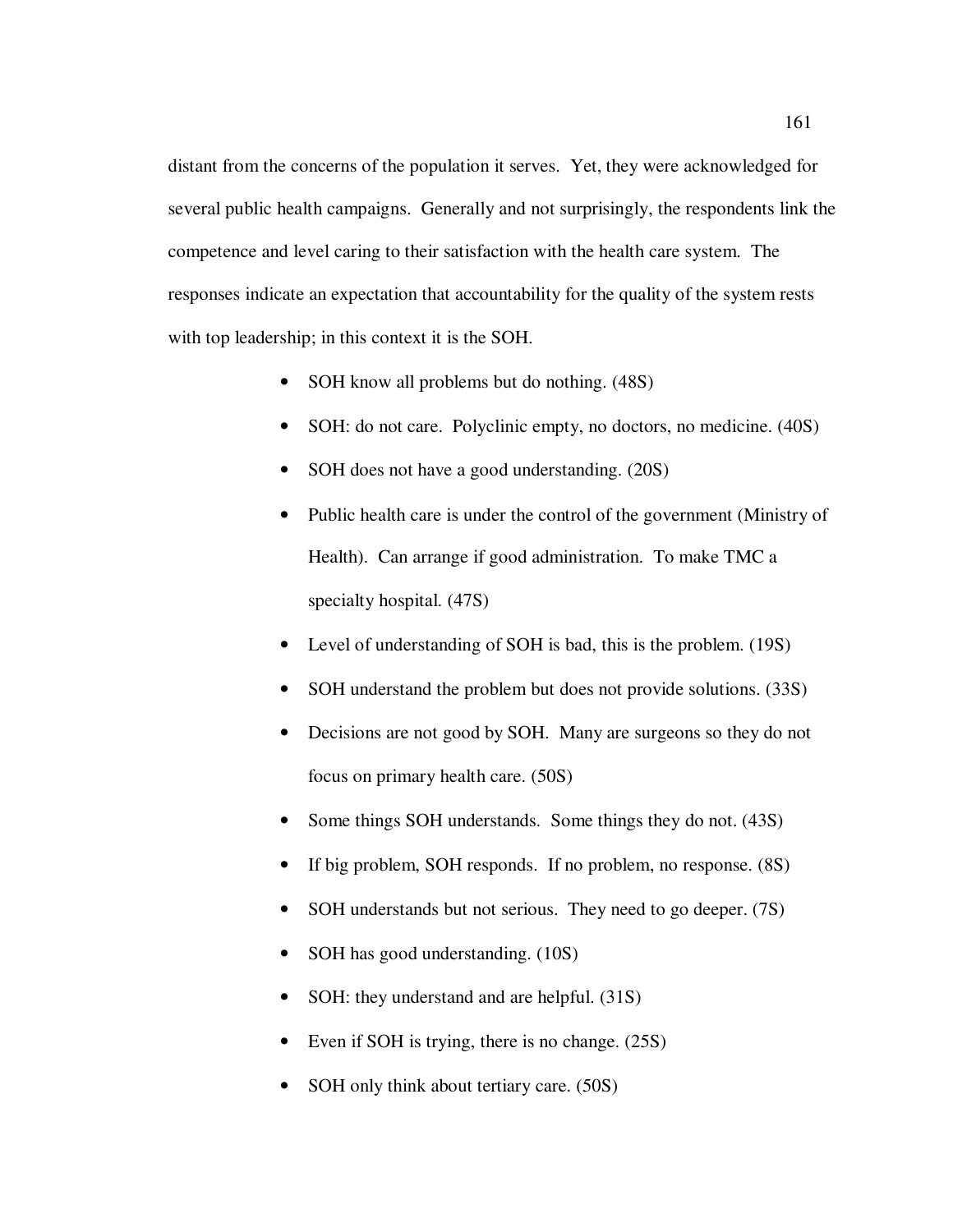distant from the concerns of the population it serves. Yet, they were acknowledged for several public health campaigns. Generally and not surprisingly, the respondents link the competence and level caring to their satisfaction with the health care system. The responses indicate an expectation that accountability for the quality of the system rests with top leadership; in this context it is the SOH.

- SOH know all problems but do nothing. (48S)
- SOH: do not care. Polyclinic empty, no doctors, no medicine. (40S)
- SOH does not have a good understanding. (20S)
- Public health care is under the control of the government (Ministry of Health). Can arrange if good administration. To make TMC a specialty hospital. (47S)
- Level of understanding of SOH is bad, this is the problem. (19S)
- SOH understand the problem but does not provide solutions. (33S)
- Decisions are not good by SOH. Many are surgeons so they do not focus on primary health care. (50S)
- Some things SOH understands. Some things they do not. (43S)
- If big problem, SOH responds. If no problem, no response. (8S)
- SOH understands but not serious. They need to go deeper. (7S)
- SOH has good understanding. (10S)
- SOH: they understand and are helpful. (31S)
- Even if SOH is trying, there is no change. (25S)
- SOH only think about tertiary care. (50S)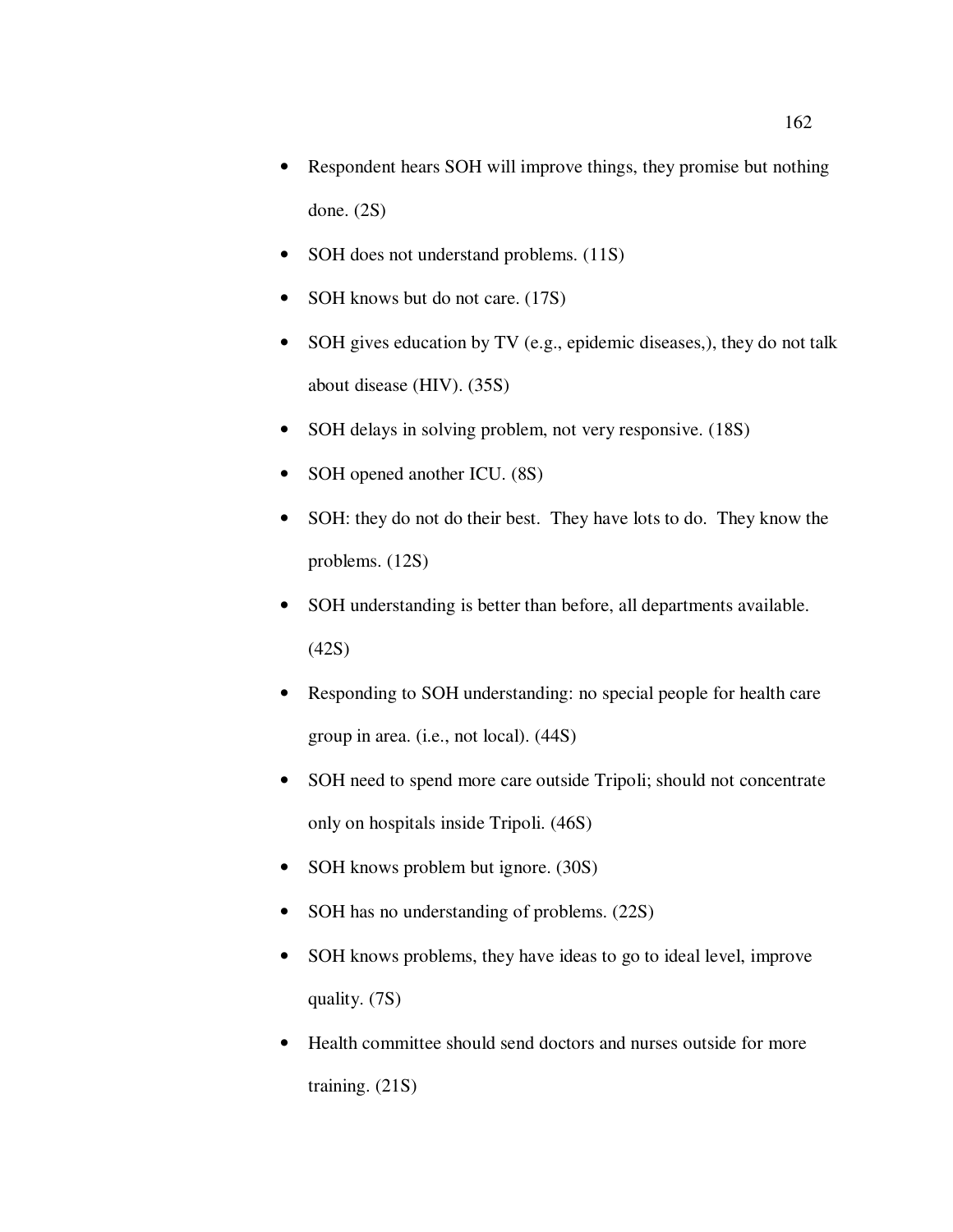- Respondent hears SOH will improve things, they promise but nothing done. (2S)
- SOH does not understand problems. (11S)
- SOH knows but do not care. (17S)
- SOH gives education by TV (e.g., epidemic diseases,), they do not talk about disease (HIV). (35S)
- SOH delays in solving problem, not very responsive. (18S)
- SOH opened another ICU. (8S)
- SOH: they do not do their best. They have lots to do. They know the problems. (12S)
- SOH understanding is better than before, all departments available. (42S)
- Responding to SOH understanding: no special people for health care group in area. (i.e., not local). (44S)
- SOH need to spend more care outside Tripoli; should not concentrate only on hospitals inside Tripoli. (46S)
- SOH knows problem but ignore. (30S)
- SOH has no understanding of problems. (22S)
- SOH knows problems, they have ideas to go to ideal level, improve quality. (7S)
- Health committee should send doctors and nurses outside for more training. (21S)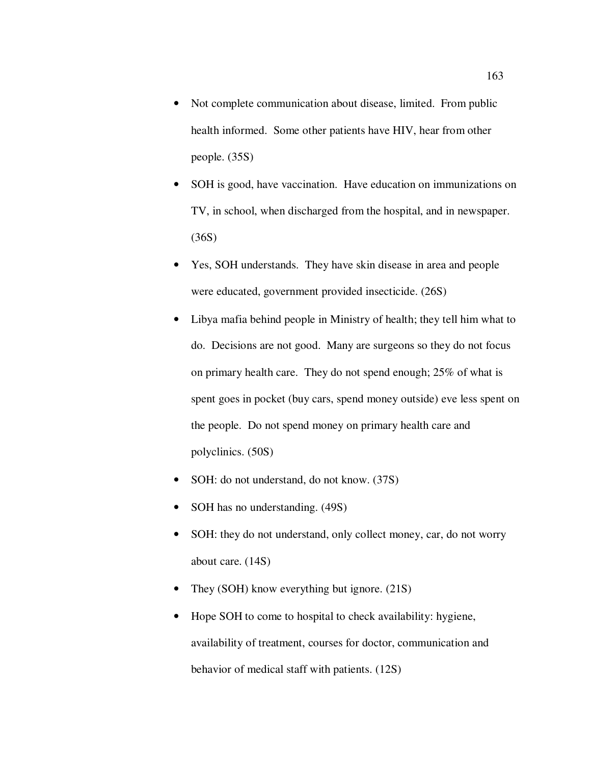- Not complete communication about disease, limited. From public health informed. Some other patients have HIV, hear from other people. (35S)
- SOH is good, have vaccination. Have education on immunizations on TV, in school, when discharged from the hospital, and in newspaper. (36S)
- Yes, SOH understands. They have skin disease in area and people were educated, government provided insecticide. (26S)
- Libya mafia behind people in Ministry of health; they tell him what to do. Decisions are not good. Many are surgeons so they do not focus on primary health care. They do not spend enough; 25% of what is spent goes in pocket (buy cars, spend money outside) eve less spent on the people. Do not spend money on primary health care and polyclinics. (50S)
- SOH: do not understand, do not know. (37S)
- SOH has no understanding. (49S)
- SOH: they do not understand, only collect money, car, do not worry about care. (14S)
- They (SOH) know everything but ignore. (21S)
- Hope SOH to come to hospital to check availability: hygiene, availability of treatment, courses for doctor, communication and behavior of medical staff with patients. (12S)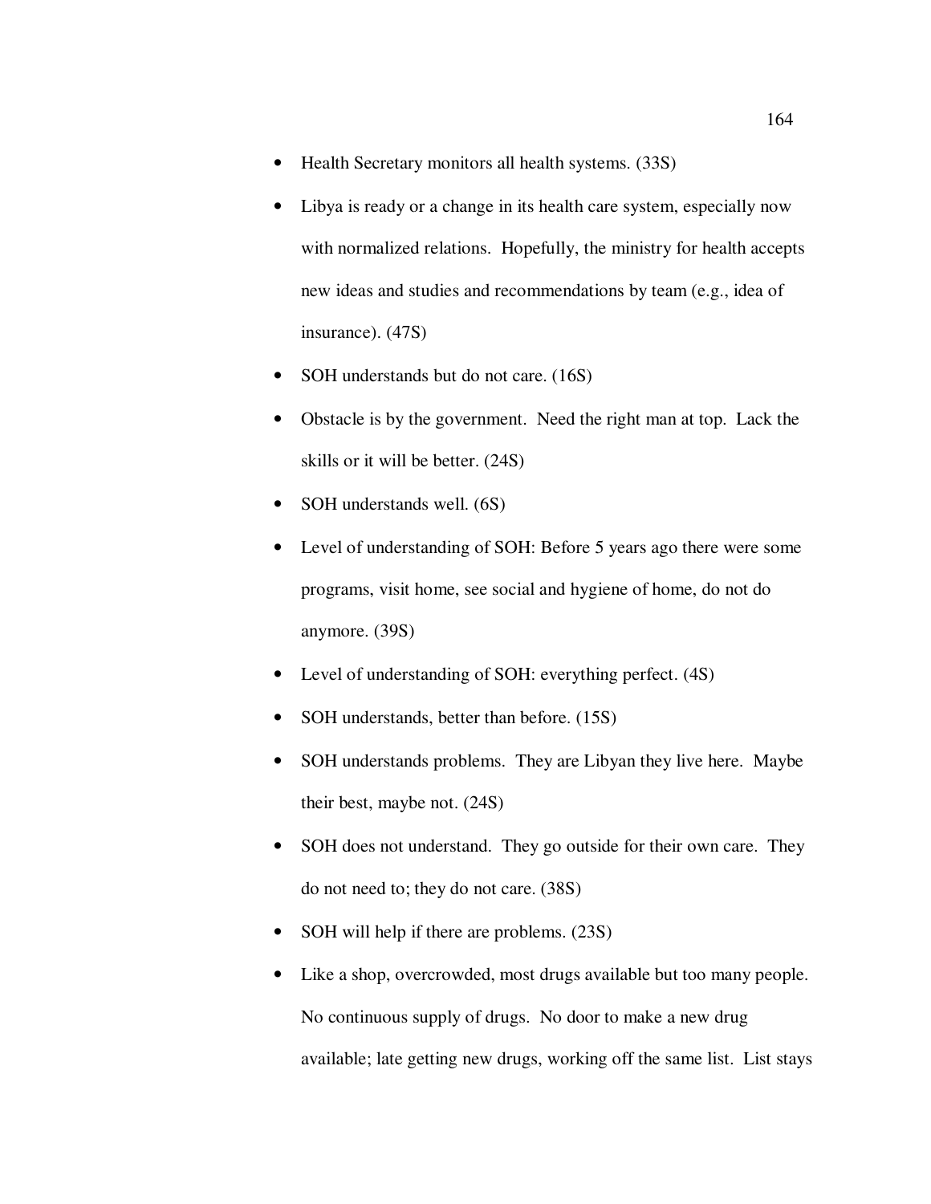- Health Secretary monitors all health systems. (33S)
- Libya is ready or a change in its health care system, especially now with normalized relations. Hopefully, the ministry for health accepts new ideas and studies and recommendations by team (e.g., idea of insurance). (47S)
- SOH understands but do not care. (16S)
- Obstacle is by the government. Need the right man at top. Lack the skills or it will be better. (24S)
- SOH understands well. (6S)
- Level of understanding of SOH: Before 5 years ago there were some programs, visit home, see social and hygiene of home, do not do anymore. (39S)
- Level of understanding of SOH: everything perfect. (4S)
- SOH understands, better than before. (15S)
- SOH understands problems. They are Libyan they live here. Maybe their best, maybe not. (24S)
- SOH does not understand. They go outside for their own care. They do not need to; they do not care. (38S)
- SOH will help if there are problems. (23S)
- Like a shop, overcrowded, most drugs available but too many people. No continuous supply of drugs. No door to make a new drug available; late getting new drugs, working off the same list. List stays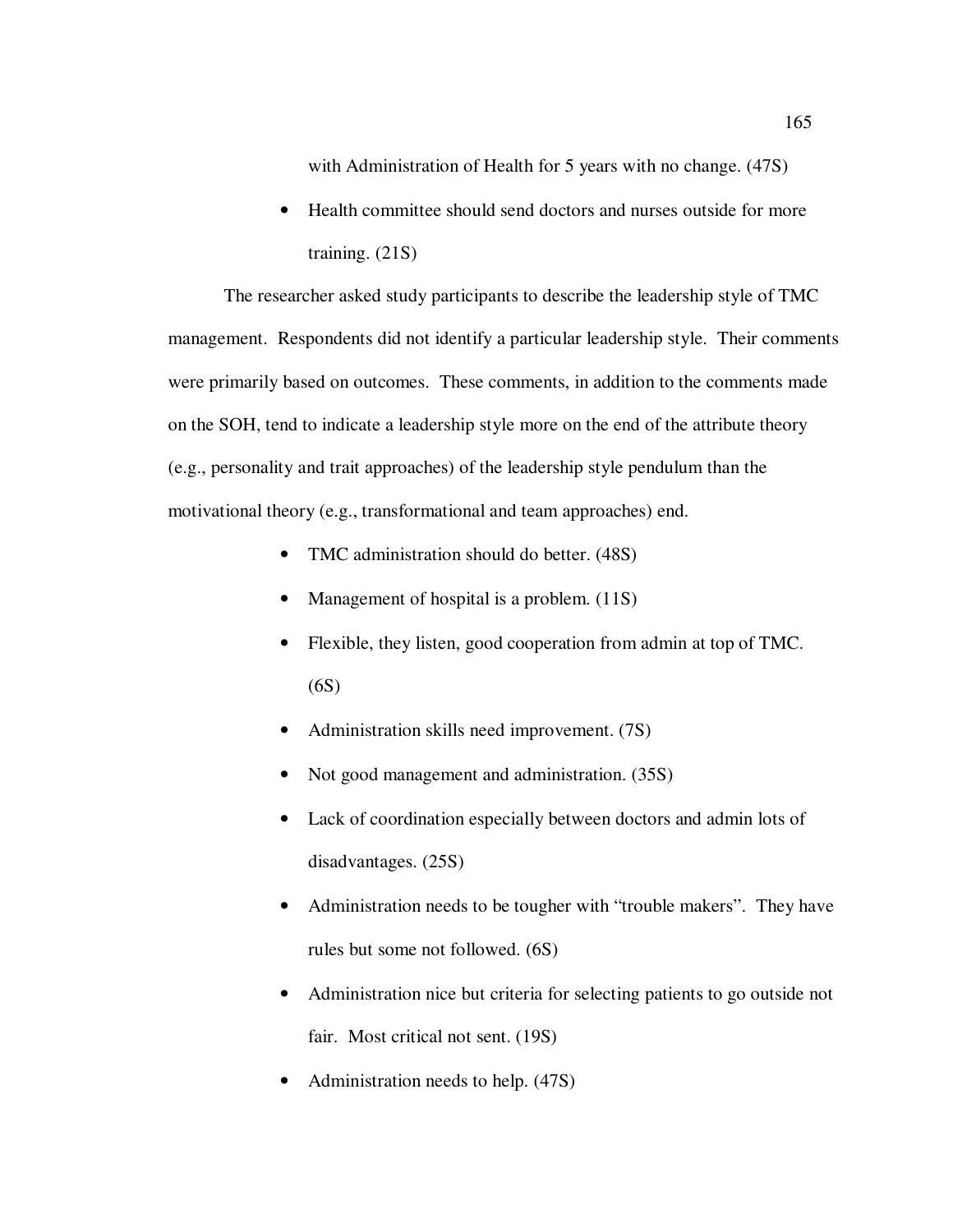with Administration of Health for 5 years with no change. (47S)

- Health committee should send doctors and nurses outside for more training. (21S)

The researcher asked study participants to describe the leadership style of TMC management. Respondents did not identify a particular leadership style. Their comments were primarily based on outcomes. These comments, in addition to the comments made on the SOH, tend to indicate a leadership style more on the end of the attribute theory (e.g., personality and trait approaches) of the leadership style pendulum than the motivational theory (e.g., transformational and team approaches) end.

- TMC administration should do better. (48S)
- Management of hospital is a problem. (11S)
- Flexible, they listen, good cooperation from admin at top of TMC. (6S)
- Administration skills need improvement. (7S)
- Not good management and administration. (35S)
- Lack of coordination especially between doctors and admin lots of disadvantages. (25S)
- Administration needs to be tougher with "trouble makers". They have rules but some not followed. (6S)
- Administration nice but criteria for selecting patients to go outside not fair. Most critical not sent. (19S)
- Administration needs to help. (47S)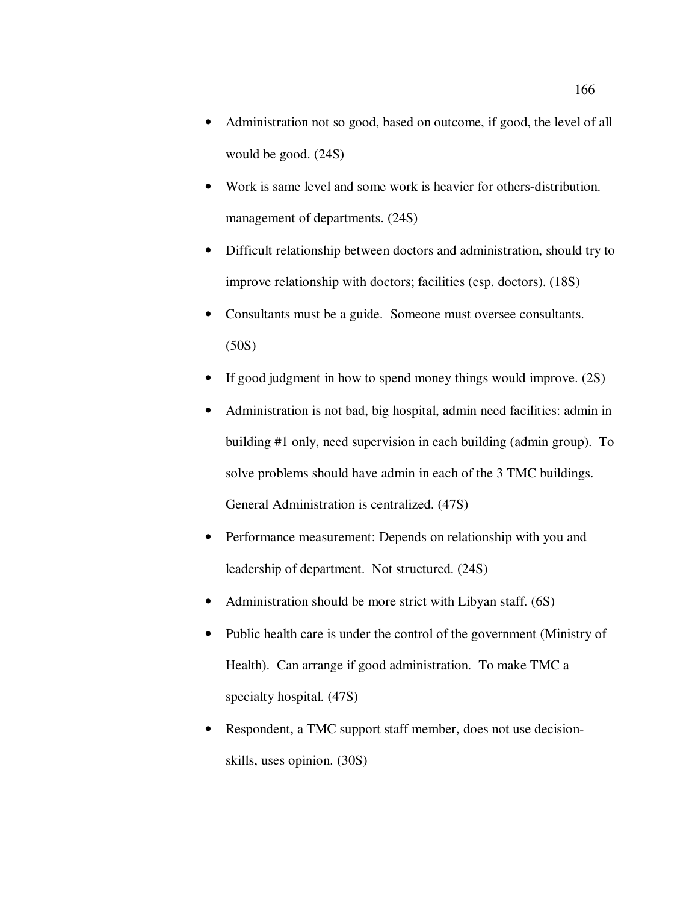- Administration not so good, based on outcome, if good, the level of all would be good. (24S)
- Work is same level and some work is heavier for others-distribution. management of departments. (24S)
- Difficult relationship between doctors and administration, should try to improve relationship with doctors; facilities (esp. doctors). (18S)
- Consultants must be a guide. Someone must oversee consultants. (50S)
- If good judgment in how to spend money things would improve. (2S)
- Administration is not bad, big hospital, admin need facilities: admin in building #1 only, need supervision in each building (admin group). To solve problems should have admin in each of the 3 TMC buildings. General Administration is centralized. (47S)
- Performance measurement: Depends on relationship with you and leadership of department. Not structured. (24S)
- Administration should be more strict with Libyan staff. (6S)
- Public health care is under the control of the government (Ministry of Health). Can arrange if good administration. To make TMC a specialty hospital. (47S)
- Respondent, a TMC support staff member, does not use decision-skills, uses opinion. (30S)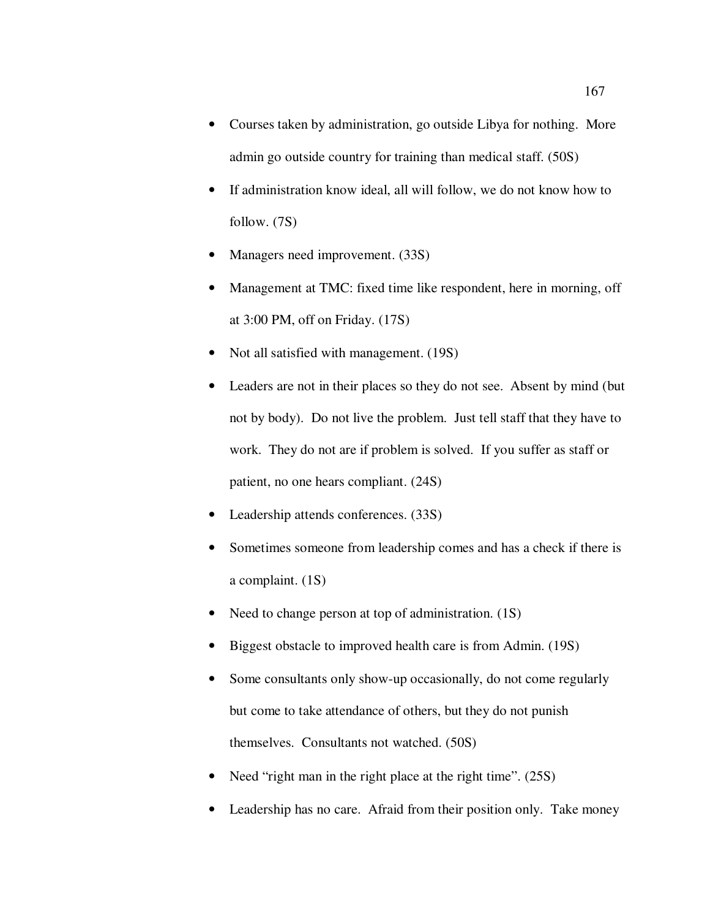- Courses taken by administration, go outside Libya for nothing. More admin go outside country for training than medical staff. (50S)
- If administration know ideal, all will follow, we do not know how to follow. (7S)
- Managers need improvement. (33S)
- Management at TMC: fixed time like respondent, here in morning, off at 3:00 PM, off on Friday. (17S)
- Not all satisfied with management. (19S)
- Leaders are not in their places so they do not see. Absent by mind (but not by body). Do not live the problem. Just tell staff that they have to work. They do not are if problem is solved. If you suffer as staff or patient, no one hears compliant. (24S)
- Leadership attends conferences. (33S)
- Sometimes someone from leadership comes and has a check if there is a complaint. (1S)
- Need to change person at top of administration. (1S)
- Biggest obstacle to improved health care is from Admin. (19S)
- Some consultants only show-up occasionally, do not come regularly but come to take attendance of others, but they do not punish themselves. Consultants not watched. (50S)
- Need "right man in the right place at the right time". (25S)
- Leadership has no care. Afraid from their position only. Take money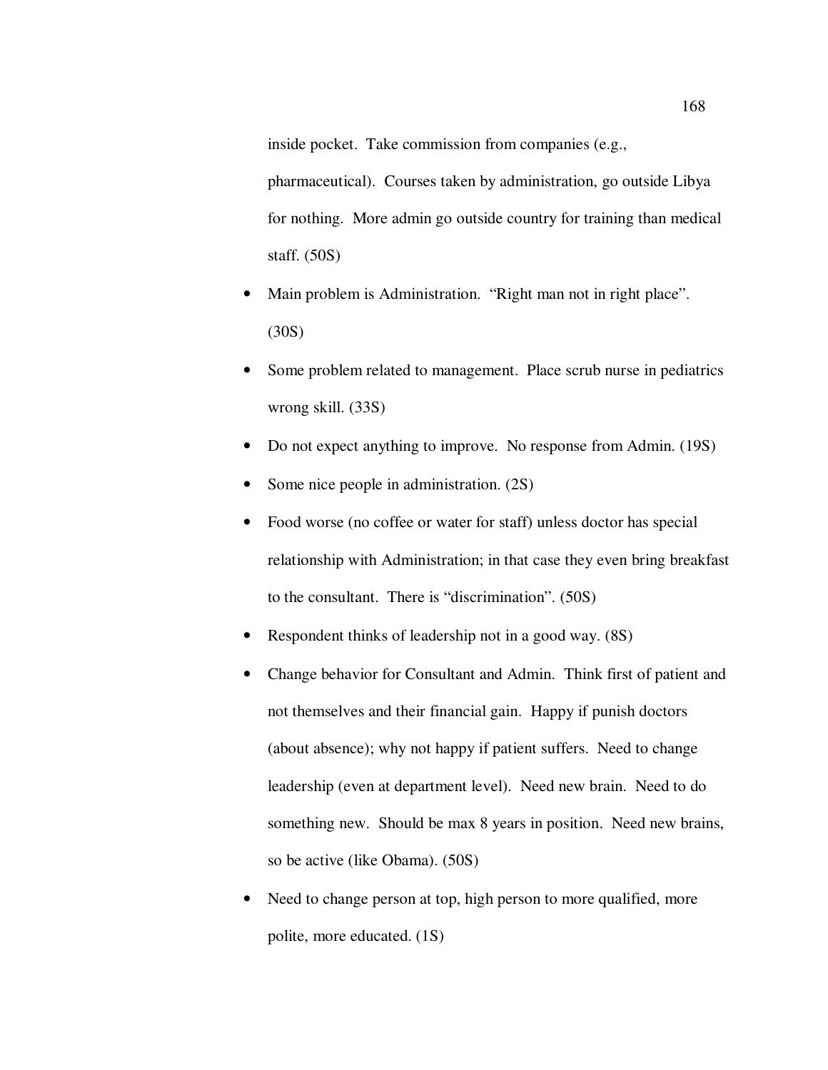inside pocket. Take commission from companies (e.g., pharmaceutical). Courses taken by administration, go outside Libya for nothing. More admin go outside country for training than medical staff. (50S)

- Main problem is Administration. “Right man not in right place”. (30S)
- Some problem related to management. Place scrub nurse in pediatrics wrong skill. (33S)
- Do not expect anything to improve. No response from Admin. (19S)
- Some nice people in administration. (2S)
- Food worse (no coffee or water for staff) unless doctor has special relationship with Administration; in that case they even bring breakfast to the consultant. There is “discrimination”. (50S)
- Respondent thinks of leadership not in a good way. (8S)
- Change behavior for Consultant and Admin. Think first of patient and not themselves and their financial gain. Happy if punish doctors (about absence); why not happy if patient suffers. Need to change leadership (even at department level). Need new brain. Need to do something new. Should be max 8 years in position. Need new brains, so be active (like Obama). (50S)
- Need to change person at top, high person to more qualified, more polite, more educated. (1S)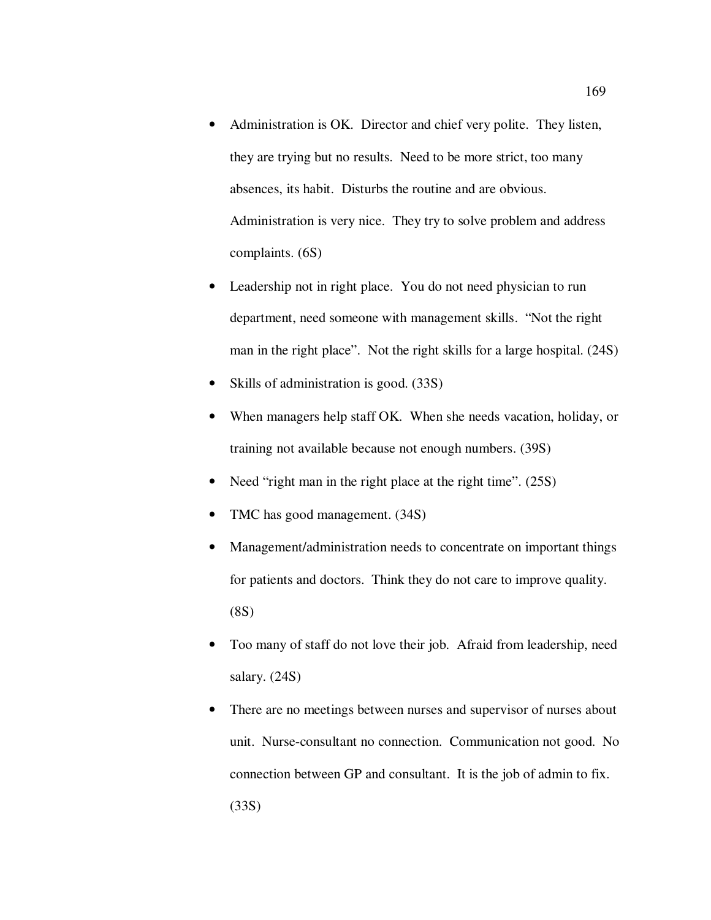- Administration is OK.  Director and chief very polite.  They listen, they are trying but no results.  Need to be more strict, too many absences, its habit.  Disturbs the routine and are obvious. Administration is very nice.  They try to solve problem and address complaints. (6S)
- Leadership not in right place.  You do not need physician to run department, need someone with management skills.  "Not the right man in the right place".  Not the right skills for a large hospital. (24S)
- Skills of administration is good. (33S)
- When managers help staff OK.  When she needs vacation, holiday, or training not available because not enough numbers. (39S)
- Need "right man in the right place at the right time". (25S)
- TMC has good management. (34S)
- Management/administration needs to concentrate on important things for patients and doctors.  Think they do not care to improve quality. (8S)
- Too many of staff do not love their job.  Afraid from leadership, need salary. (24S)
- There are no meetings between nurses and supervisor of nurses about unit.  Nurse-consultant no connection.  Communication not good.  No connection between GP and consultant.  It is the job of admin to fix. (33S)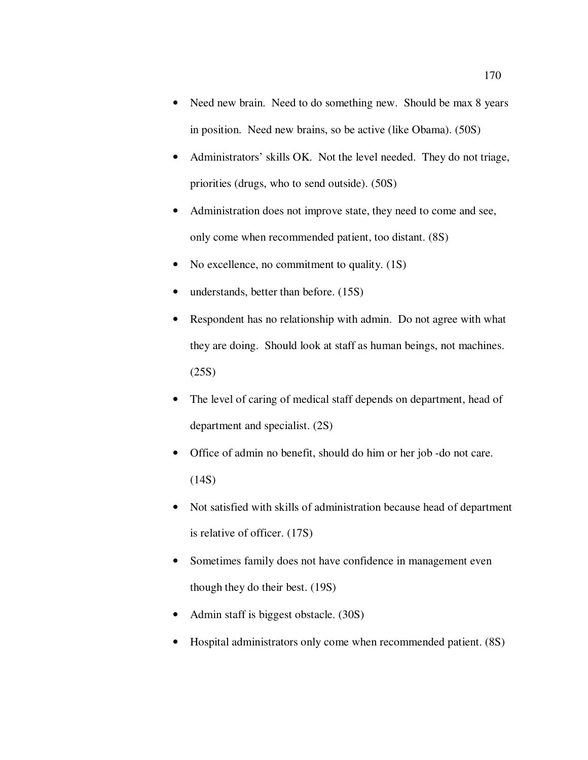- Need new brain. Need to do something new. Should be max 8 years in position. Need new brains, so be active (like Obama). (50S)
- Administrators' skills OK. Not the level needed. They do not triage, priorities (drugs, who to send outside). (50S)
- Administration does not improve state, they need to come and see, only come when recommended patient, too distant. (8S)
- No excellence, no commitment to quality. (1S)
- understands, better than before. (15S)
- Respondent has no relationship with admin. Do not agree with what they are doing. Should look at staff as human beings, not machines. (25S)
- The level of caring of medical staff depends on department, head of department and specialist. (2S)
- Office of admin no benefit, should do him or her job -do not care. (14S)
- Not satisfied with skills of administration because head of department is relative of officer. (17S)
- Sometimes family does not have confidence in management even though they do their best. (19S)
- Admin staff is biggest obstacle. (30S)
- Hospital administrators only come when recommended patient. (8S)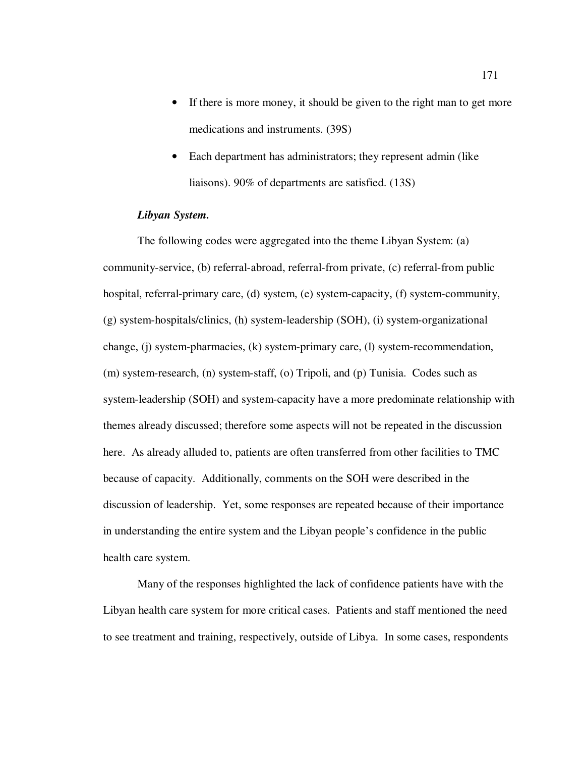- If there is more money, it should be given to the right man to get more medications and instruments. (39S)
- Each department has administrators; they represent admin (like liaisons). 90% of departments are satisfied. (13S)

***Libyan System.***

The following codes were aggregated into the theme Libyan System: (a) community-service, (b) referral-abroad, referral-from private, (c) referral-from public hospital, referral-primary care, (d) system, (e) system-capacity, (f) system-community, (g) system-hospitals/clinics, (h) system-leadership (SOH), (i) system-organizational change, (j) system-pharmacies, (k) system-primary care, (l) system-recommendation, (m) system-research, (n) system-staff, (o) Tripoli, and (p) Tunisia. Codes such as system-leadership (SOH) and system-capacity have a more predominate relationship with themes already discussed; therefore some aspects will not be repeated in the discussion here. As already alluded to, patients are often transferred from other facilities to TMC because of capacity. Additionally, comments on the SOH were described in the discussion of leadership. Yet, some responses are repeated because of their importance in understanding the entire system and the Libyan people's confidence in the public health care system.

Many of the responses highlighted the lack of confidence patients have with the Libyan health care system for more critical cases. Patients and staff mentioned the need to see treatment and training, respectively, outside of Libya. In some cases, respondents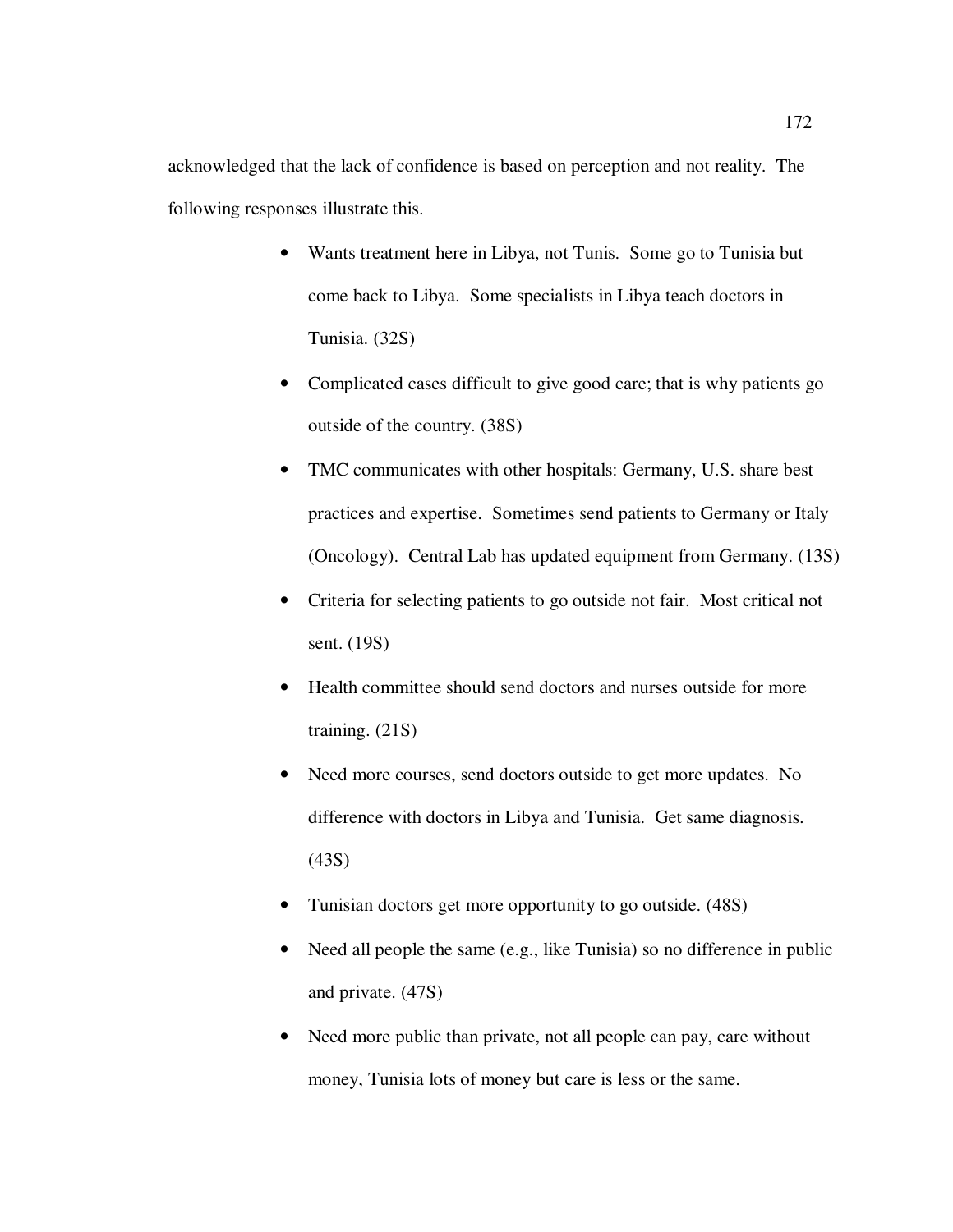acknowledged that the lack of confidence is based on perception and not reality. The following responses illustrate this.

- Wants treatment here in Libya, not Tunis. Some go to Tunisia but come back to Libya. Some specialists in Libya teach doctors in Tunisia. (32S)
- Complicated cases difficult to give good care; that is why patients go outside of the country. (38S)
- TMC communicates with other hospitals: Germany, U.S. share best practices and expertise. Sometimes send patients to Germany or Italy (Oncology). Central Lab has updated equipment from Germany. (13S)
- Criteria for selecting patients to go outside not fair. Most critical not sent. (19S)
- Health committee should send doctors and nurses outside for more training. (21S)
- Need more courses, send doctors outside to get more updates. No difference with doctors in Libya and Tunisia. Get same diagnosis. (43S)
- Tunisian doctors get more opportunity to go outside. (48S)
- Need all people the same (e.g., like Tunisia) so no difference in public and private. (47S)
- Need more public than private, not all people can pay, care without money, Tunisia lots of money but care is less or the same.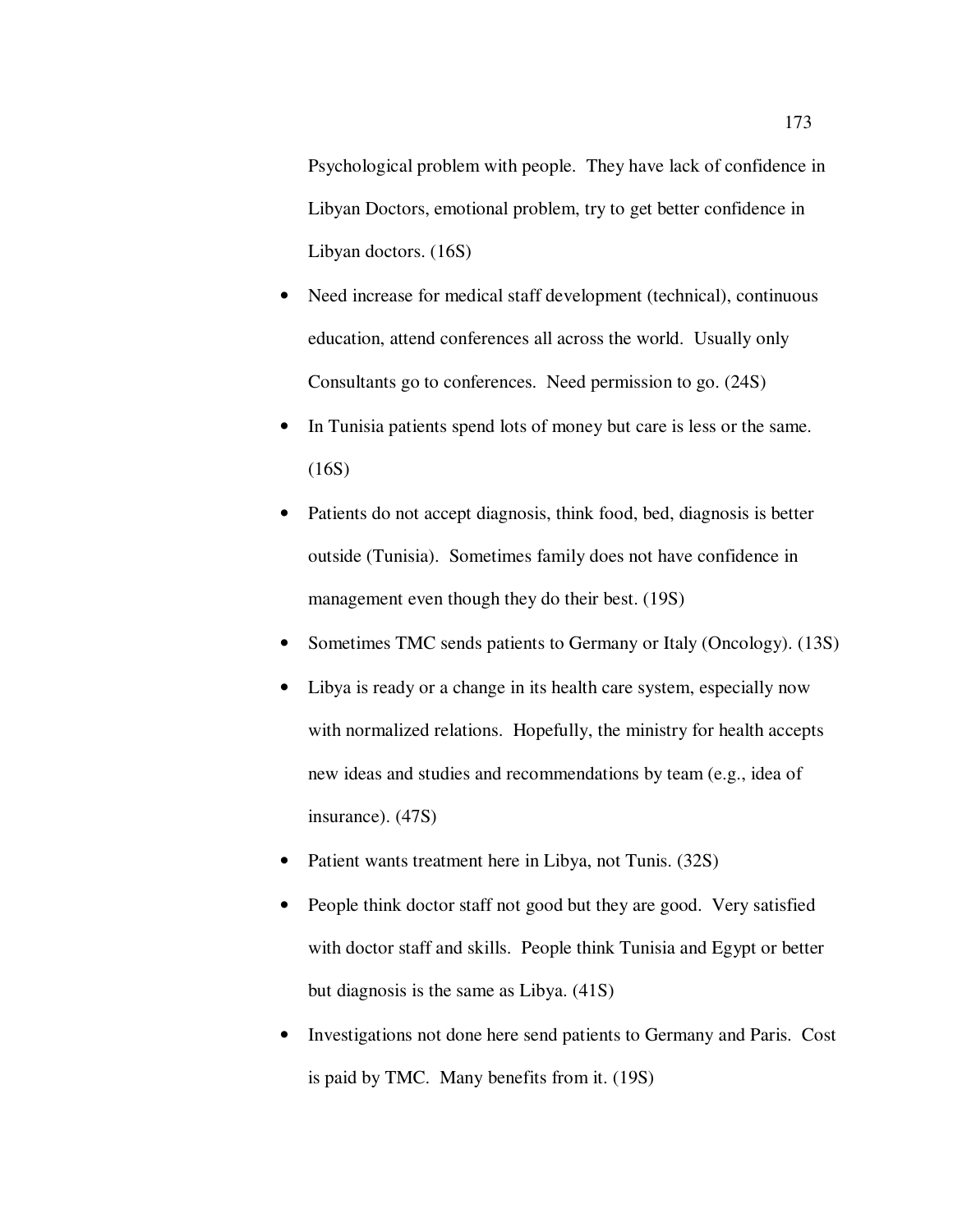Psychological problem with people. They have lack of confidence in Libyan Doctors, emotional problem, try to get better confidence in Libyan doctors. (16S)

- Need increase for medical staff development (technical), continuous education, attend conferences all across the world. Usually only Consultants go to conferences. Need permission to go. (24S)
- In Tunisia patients spend lots of money but care is less or the same. (16S)
- Patients do not accept diagnosis, think food, bed, diagnosis is better outside (Tunisia). Sometimes family does not have confidence in management even though they do their best. (19S)
- Sometimes TMC sends patients to Germany or Italy (Oncology). (13S)
- Libya is ready or a change in its health care system, especially now with normalized relations. Hopefully, the ministry for health accepts new ideas and studies and recommendations by team (e.g., idea of insurance). (47S)
- Patient wants treatment here in Libya, not Tunis. (32S)
- People think doctor staff not good but they are good. Very satisfied with doctor staff and skills. People think Tunisia and Egypt or better but diagnosis is the same as Libya. (41S)
- Investigations not done here send patients to Germany and Paris. Cost is paid by TMC. Many benefits from it. (19S)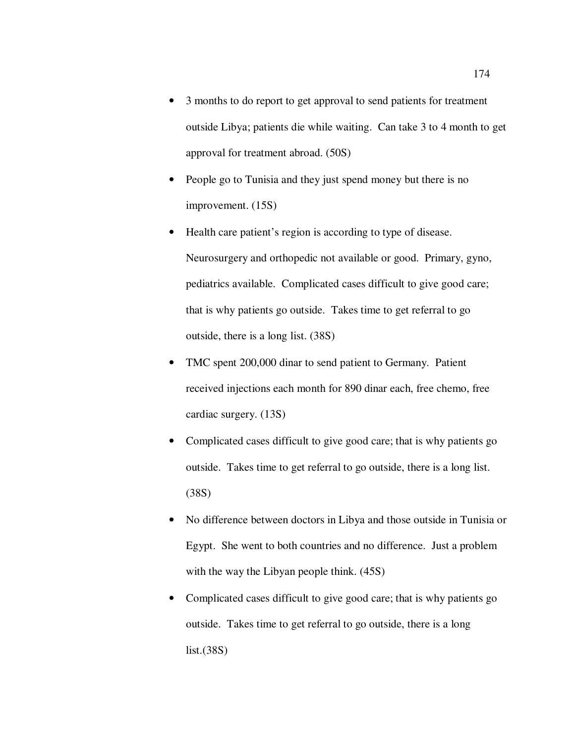- 3 months to do report to get approval to send patients for treatment outside Libya; patients die while waiting. Can take 3 to 4 month to get approval for treatment abroad. (50S)
- People go to Tunisia and they just spend money but there is no improvement. (15S)
- Health care patient's region is according to type of disease. Neurosurgery and orthopedic not available or good. Primary, gyno, pediatrics available. Complicated cases difficult to give good care; that is why patients go outside. Takes time to get referral to go outside, there is a long list. (38S)
- TMC spent 200,000 dinar to send patient to Germany. Patient received injections each month for 890 dinar each, free chemo, free cardiac surgery. (13S)
- Complicated cases difficult to give good care; that is why patients go outside. Takes time to get referral to go outside, there is a long list. (38S)
- No difference between doctors in Libya and those outside in Tunisia or Egypt. She went to both countries and no difference. Just a problem with the way the Libyan people think. (45S)
- Complicated cases difficult to give good care; that is why patients go outside. Takes time to get referral to go outside, there is a long list.(38S)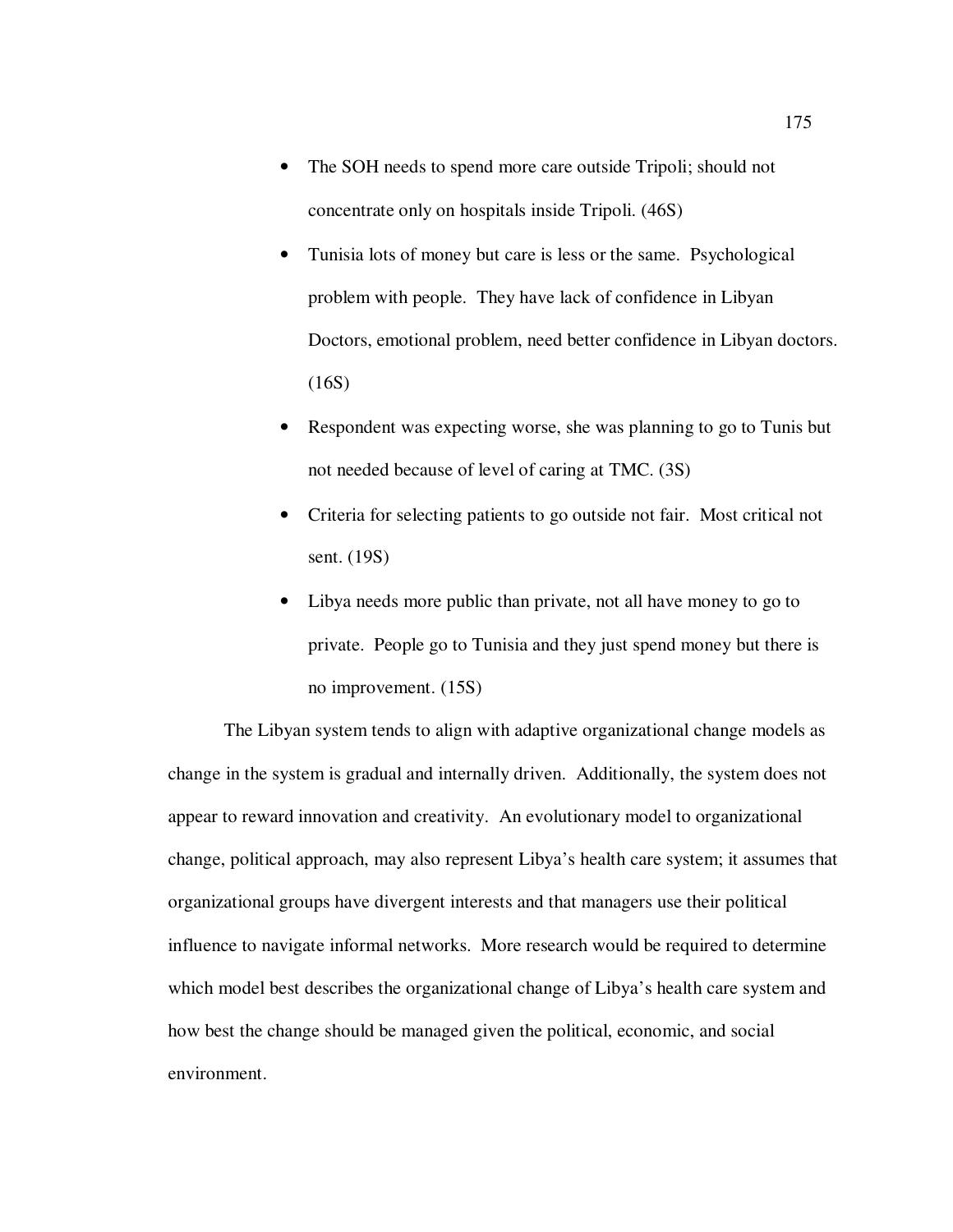- The SOH needs to spend more care outside Tripoli; should not concentrate only on hospitals inside Tripoli. (46S)
- Tunisia lots of money but care is less or the same. Psychological problem with people. They have lack of confidence in Libyan Doctors, emotional problem, need better confidence in Libyan doctors. (16S)
- Respondent was expecting worse, she was planning to go to Tunis but not needed because of level of caring at TMC. (3S)
- Criteria for selecting patients to go outside not fair. Most critical not sent. (19S)
- Libya needs more public than private, not all have money to go to private. People go to Tunisia and they just spend money but there is no improvement. (15S)

The Libyan system tends to align with adaptive organizational change models as change in the system is gradual and internally driven. Additionally, the system does not appear to reward innovation and creativity. An evolutionary model to organizational change, political approach, may also represent Libya's health care system; it assumes that organizational groups have divergent interests and that managers use their political influence to navigate informal networks. More research would be required to determine which model best describes the organizational change of Libya's health care system and how best the change should be managed given the political, economic, and social environment.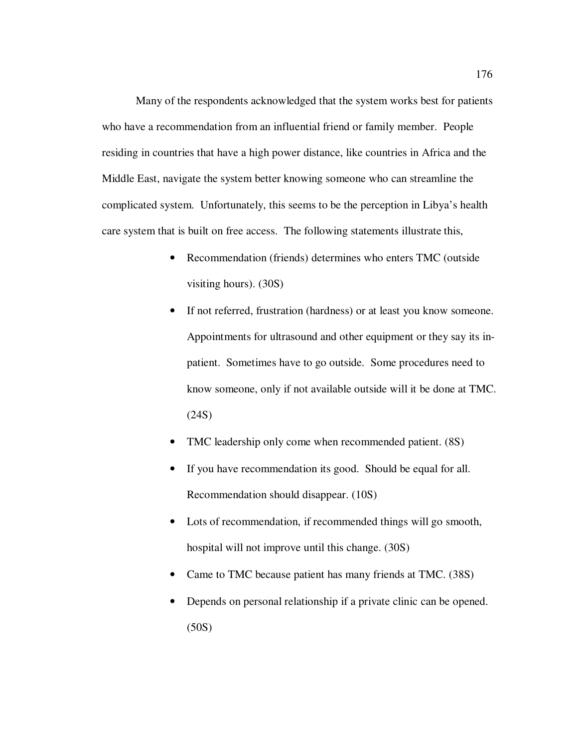Many of the respondents acknowledged that the system works best for patients who have a recommendation from an influential friend or family member. People residing in countries that have a high power distance, like countries in Africa and the Middle East, navigate the system better knowing someone who can streamline the complicated system. Unfortunately, this seems to be the perception in Libya's health care system that is built on free access. The following statements illustrate this,

- Recommendation (friends) determines who enters TMC (outside visiting hours). (30S)
- If not referred, frustration (hardness) or at least you know someone. Appointments for ultrasound and other equipment or they say its in-patient. Sometimes have to go outside. Some procedures need to know someone, only if not available outside will it be done at TMC. (24S)
- TMC leadership only come when recommended patient. (8S)
- If you have recommendation its good. Should be equal for all. Recommendation should disappear. (10S)
- Lots of recommendation, if recommended things will go smooth, hospital will not improve until this change. (30S)
- Came to TMC because patient has many friends at TMC. (38S)
- Depends on personal relationship if a private clinic can be opened. (50S)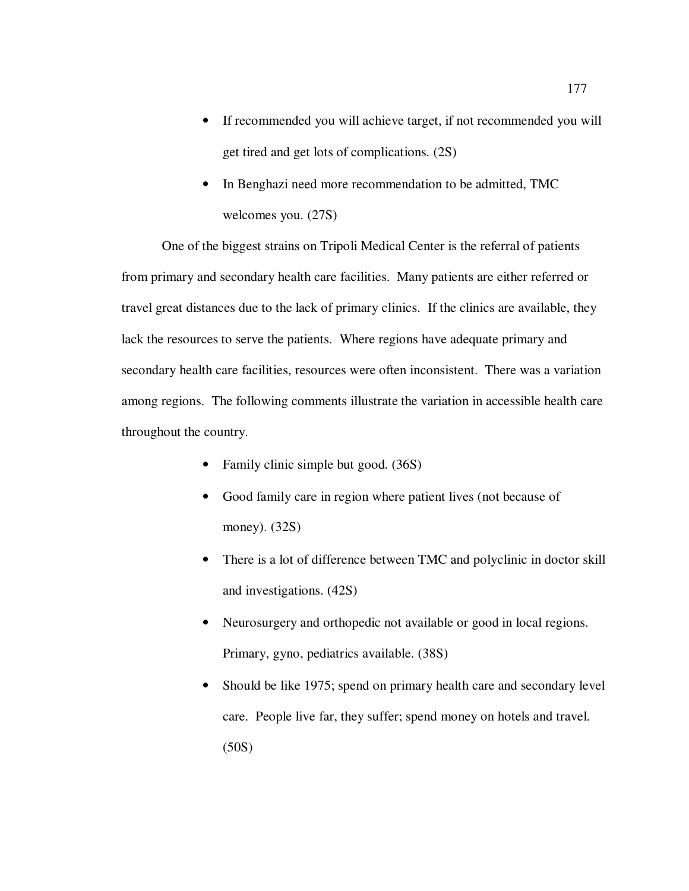- If recommended you will achieve target, if not recommended you will get tired and get lots of complications. (2S)
- In Benghazi need more recommendation to be admitted, TMC welcomes you. (27S)

One of the biggest strains on Tripoli Medical Center is the referral of patients from primary and secondary health care facilities. Many patients are either referred or travel great distances due to the lack of primary clinics. If the clinics are available, they lack the resources to serve the patients. Where regions have adequate primary and secondary health care facilities, resources were often inconsistent. There was a variation among regions. The following comments illustrate the variation in accessible health care throughout the country.

- Family clinic simple but good. (36S)
- Good family care in region where patient lives (not because of money). (32S)
- There is a lot of difference between TMC and polyclinic in doctor skill and investigations. (42S)
- Neurosurgery and orthopedic not available or good in local regions. Primary, gyno, pediatrics available. (38S)
- Should be like 1975; spend on primary health care and secondary level care. People live far, they suffer; spend money on hotels and travel. (50S)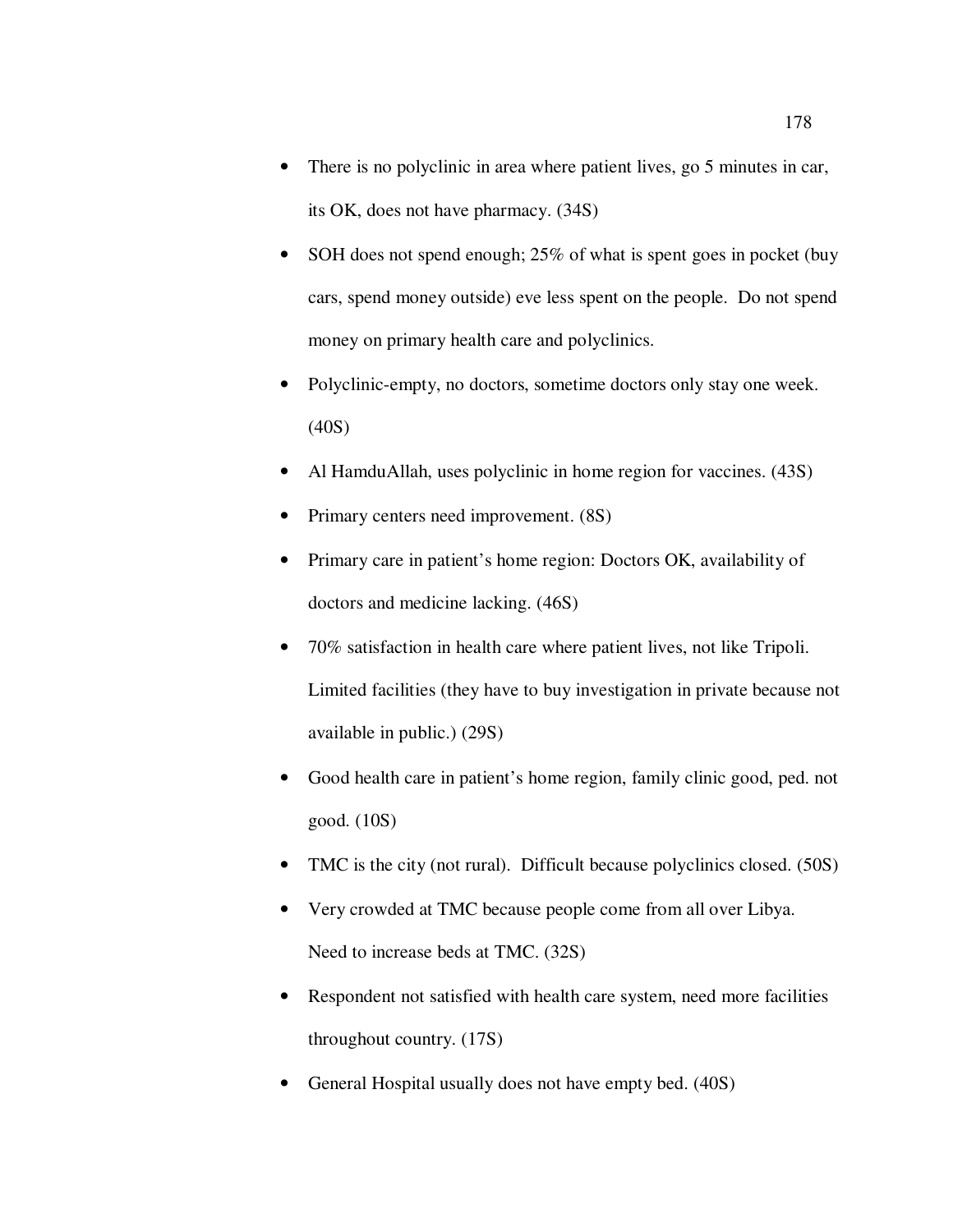- There is no polyclinic in area where patient lives, go 5 minutes in car, its OK, does not have pharmacy. (34S)
- SOH does not spend enough; 25% of what is spent goes in pocket (buy cars, spend money outside) eve less spent on the people. Do not spend money on primary health care and polyclinics.
- Polyclinic-empty, no doctors, sometime doctors only stay one week. (40S)
- Al HamduAllah, uses polyclinic in home region for vaccines. (43S)
- Primary centers need improvement. (8S)
- Primary care in patient's home region: Doctors OK, availability of doctors and medicine lacking. (46S)
- 70% satisfaction in health care where patient lives, not like Tripoli. Limited facilities (they have to buy investigation in private because not available in public.) (29S)
- Good health care in patient's home region, family clinic good, ped. not good. (10S)
- TMC is the city (not rural). Difficult because polyclinics closed. (50S)
- Very crowded at TMC because people come from all over Libya. Need to increase beds at TMC. (32S)
- Respondent not satisfied with health care system, need more facilities throughout country. (17S)
- General Hospital usually does not have empty bed. (40S)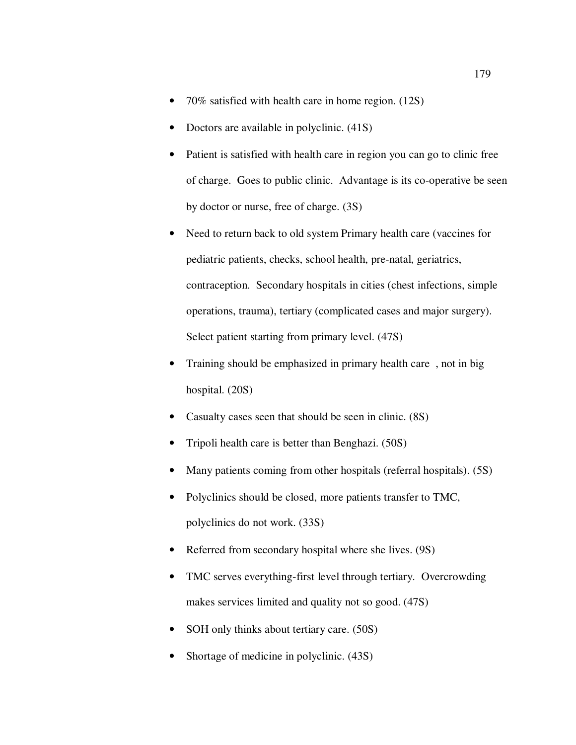- 70% satisfied with health care in home region. (12S)
- Doctors are available in polyclinic. (41S)
- Patient is satisfied with health care in region you can go to clinic free of charge. Goes to public clinic. Advantage is its co-operative be seen by doctor or nurse, free of charge. (3S)
- Need to return back to old system Primary health care (vaccines for pediatric patients, checks, school health, pre-natal, geriatrics, contraception. Secondary hospitals in cities (chest infections, simple operations, trauma), tertiary (complicated cases and major surgery). Select patient starting from primary level. (47S)
- Training should be emphasized in primary health care , not in big hospital. (20S)
- Casualty cases seen that should be seen in clinic. (8S)
- Tripoli health care is better than Benghazi. (50S)
- Many patients coming from other hospitals (referral hospitals). (5S)
- Polyclinics should be closed, more patients transfer to TMC, polyclinics do not work. (33S)
- Referred from secondary hospital where she lives. (9S)
- TMC serves everything-first level through tertiary. Overcrowding makes services limited and quality not so good. (47S)
- SOH only thinks about tertiary care. (50S)
- Shortage of medicine in polyclinic. (43S)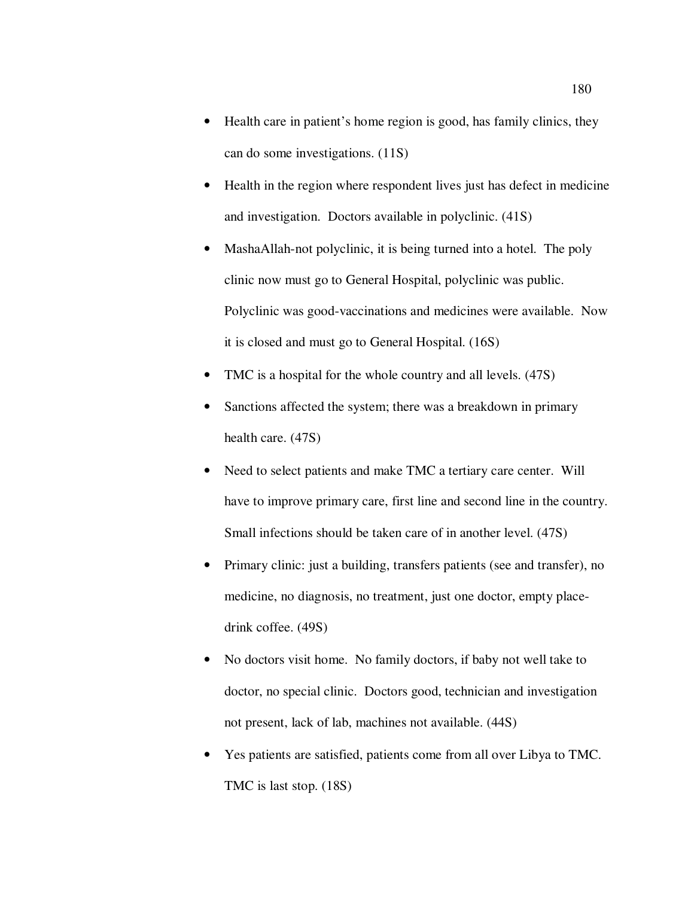- Health care in patient's home region is good, has family clinics, they can do some investigations. (11S)
- Health in the region where respondent lives just has defect in medicine and investigation. Doctors available in polyclinic. (41S)
- MashaAllah-not polyclinic, it is being turned into a hotel. The poly clinic now must go to General Hospital, polyclinic was public. Polyclinic was good-vaccinations and medicines were available. Now it is closed and must go to General Hospital. (16S)
- TMC is a hospital for the whole country and all levels. (47S)
- Sanctions affected the system; there was a breakdown in primary health care. (47S)
- Need to select patients and make TMC a tertiary care center. Will have to improve primary care, first line and second line in the country. Small infections should be taken care of in another level. (47S)
- Primary clinic: just a building, transfers patients (see and transfer), no medicine, no diagnosis, no treatment, just one doctor, empty place-drink coffee. (49S)
- No doctors visit home. No family doctors, if baby not well take to doctor, no special clinic. Doctors good, technician and investigation not present, lack of lab, machines not available. (44S)
- Yes patients are satisfied, patients come from all over Libya to TMC. TMC is last stop. (18S)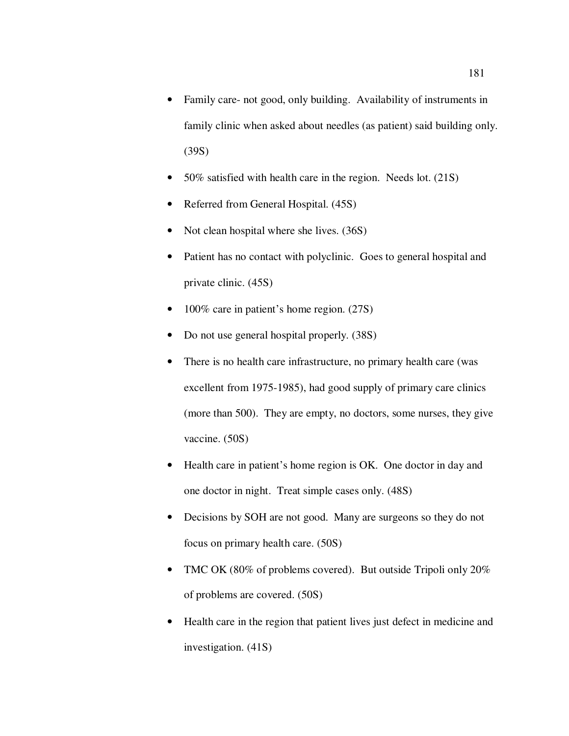- Family care- not good, only building. Availability of instruments in family clinic when asked about needles (as patient) said building only. (39S)
- 50% satisfied with health care in the region. Needs lot. (21S)
- Referred from General Hospital. (45S)
- Not clean hospital where she lives. (36S)
- Patient has no contact with polyclinic. Goes to general hospital and private clinic. (45S)
- 100% care in patient's home region. (27S)
- Do not use general hospital properly. (38S)
- There is no health care infrastructure, no primary health care (was excellent from 1975-1985), had good supply of primary care clinics (more than 500). They are empty, no doctors, some nurses, they give vaccine. (50S)
- Health care in patient's home region is OK. One doctor in day and one doctor in night. Treat simple cases only. (48S)
- Decisions by SOH are not good. Many are surgeons so they do not focus on primary health care. (50S)
- TMC OK (80% of problems covered). But outside Tripoli only 20% of problems are covered. (50S)
- Health care in the region that patient lives just defect in medicine and investigation. (41S)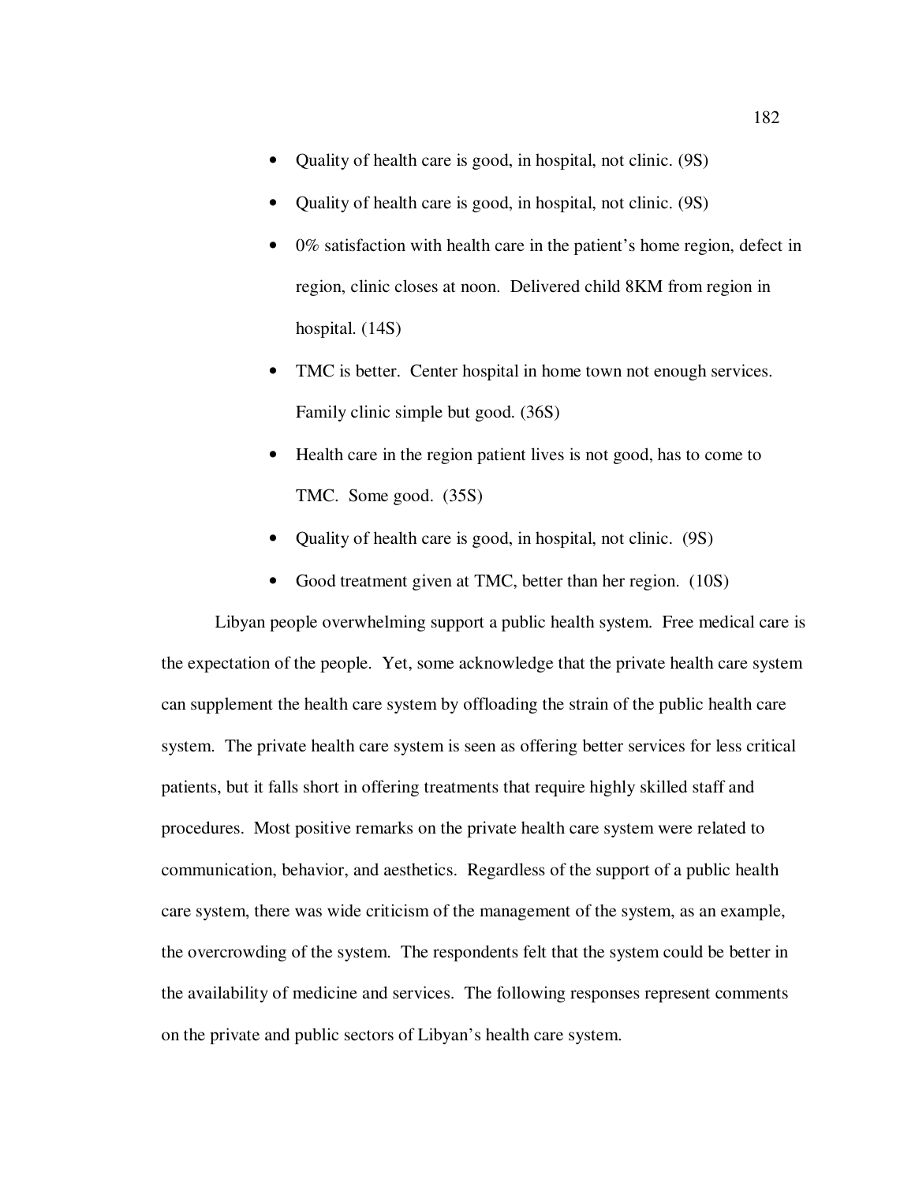- Quality of health care is good, in hospital, not clinic. (9S)
- Quality of health care is good, in hospital, not clinic. (9S)
- 0% satisfaction with health care in the patient's home region, defect in region, clinic closes at noon. Delivered child 8KM from region in hospital. (14S)
- TMC is better. Center hospital in home town not enough services. Family clinic simple but good. (36S)
- Health care in the region patient lives is not good, has to come to TMC. Some good. (35S)
- Quality of health care is good, in hospital, not clinic. (9S)
- Good treatment given at TMC, better than her region. (10S)

Libyan people overwhelming support a public health system. Free medical care is the expectation of the people. Yet, some acknowledge that the private health care system can supplement the health care system by offloading the strain of the public health care system. The private health care system is seen as offering better services for less critical patients, but it falls short in offering treatments that require highly skilled staff and procedures. Most positive remarks on the private health care system were related to communication, behavior, and aesthetics. Regardless of the support of a public health care system, there was wide criticism of the management of the system, as an example, the overcrowding of the system. The respondents felt that the system could be better in the availability of medicine and services. The following responses represent comments on the private and public sectors of Libyan's health care system.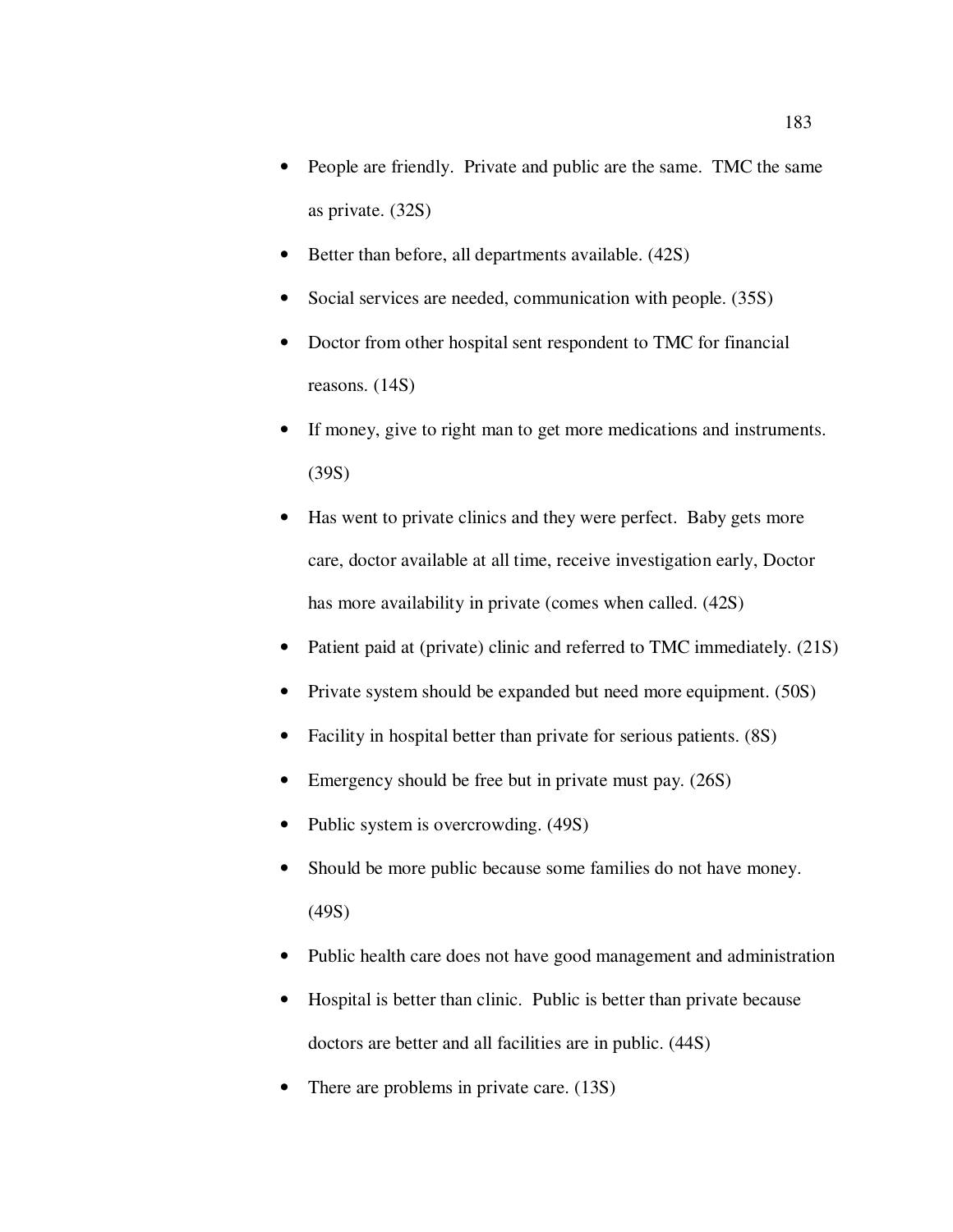- People are friendly. Private and public are the same. TMC the same as private. (32S)
- Better than before, all departments available. (42S)
- Social services are needed, communication with people. (35S)
- Doctor from other hospital sent respondent to TMC for financial reasons. (14S)
- If money, give to right man to get more medications and instruments. (39S)
- Has went to private clinics and they were perfect. Baby gets more care, doctor available at all time, receive investigation early, Doctor has more availability in private (comes when called. (42S)
- Patient paid at (private) clinic and referred to TMC immediately. (21S)
- Private system should be expanded but need more equipment. (50S)
- Facility in hospital better than private for serious patients. (8S)
- Emergency should be free but in private must pay. (26S)
- Public system is overcrowding. (49S)
- Should be more public because some families do not have money. (49S)
- Public health care does not have good management and administration
- Hospital is better than clinic. Public is better than private because doctors are better and all facilities are in public. (44S)
- There are problems in private care. (13S)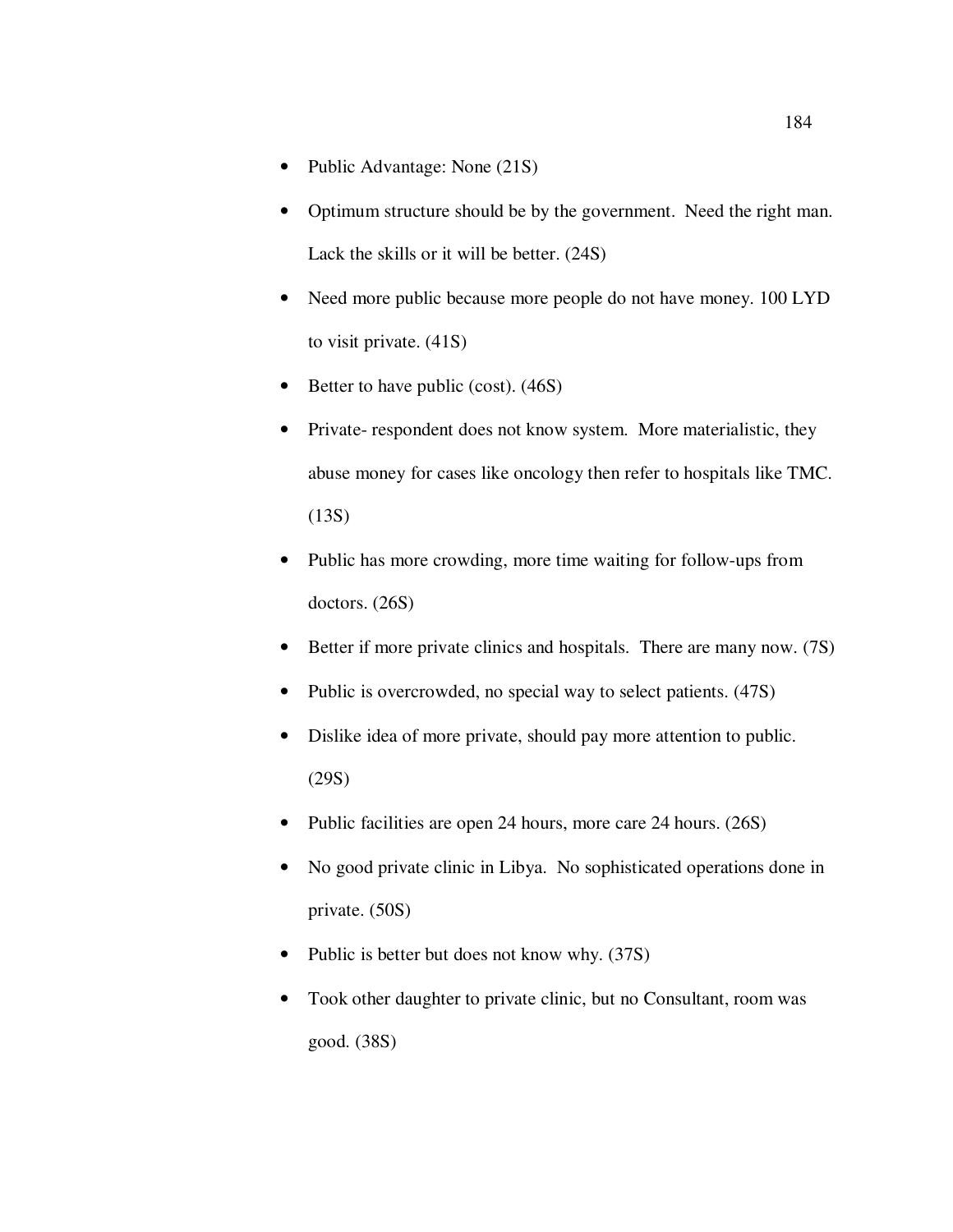- Public Advantage: None (21S)
- Optimum structure should be by the government. Need the right man. Lack the skills or it will be better. (24S)
- Need more public because more people do not have money. 100 LYD to visit private. (41S)
- Better to have public (cost). (46S)
- Private- respondent does not know system. More materialistic, they abuse money for cases like oncology then refer to hospitals like TMC. (13S)
- Public has more crowding, more time waiting for follow-ups from doctors. (26S)
- Better if more private clinics and hospitals. There are many now. (7S)
- Public is overcrowded, no special way to select patients. (47S)
- Dislike idea of more private, should pay more attention to public. (29S)
- Public facilities are open 24 hours, more care 24 hours. (26S)
- No good private clinic in Libya. No sophisticated operations done in private. (50S)
- Public is better but does not know why. (37S)
- Took other daughter to private clinic, but no Consultant, room was good. (38S)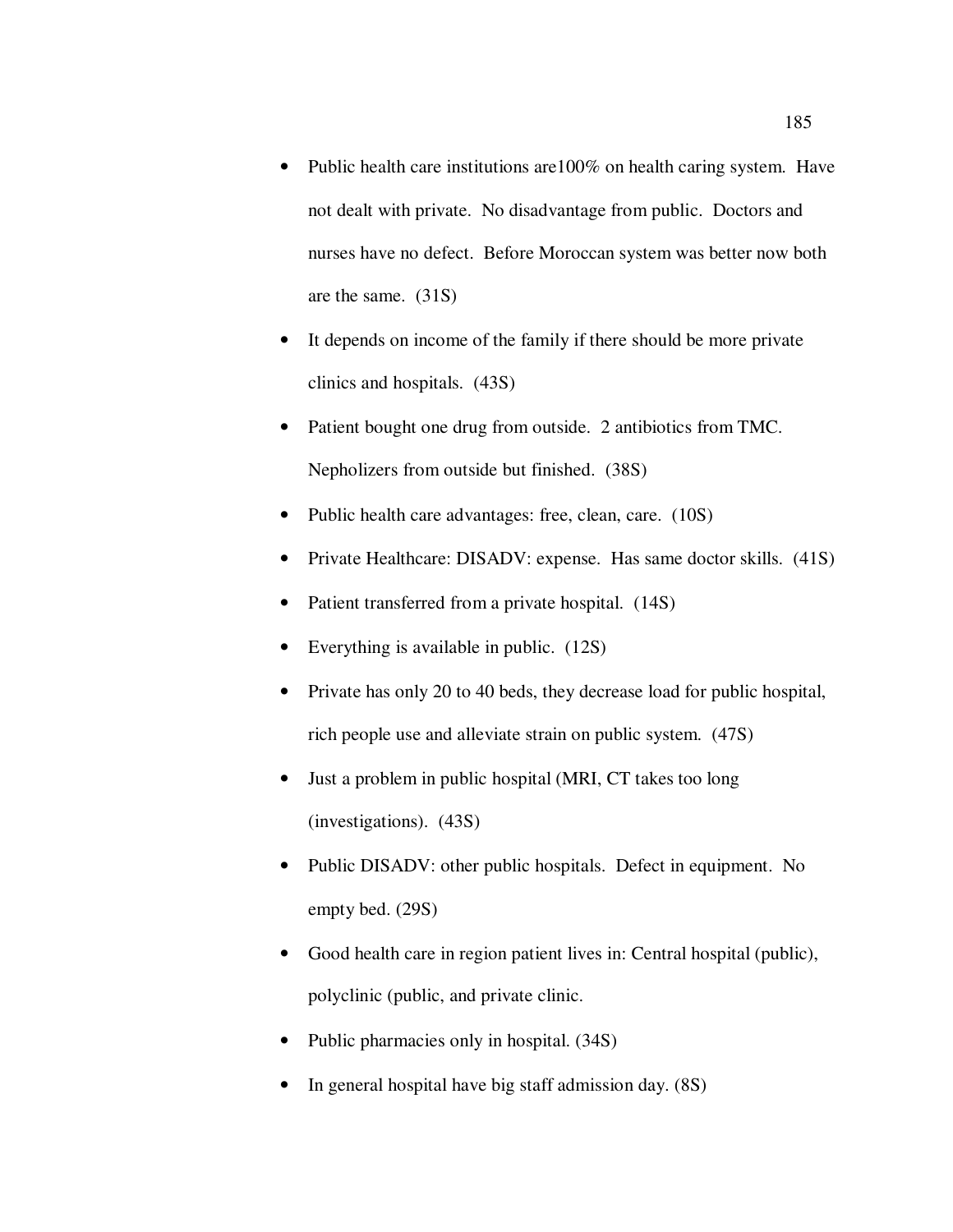- Public health care institutions are100% on health caring system. Have not dealt with private. No disadvantage from public. Doctors and nurses have no defect. Before Moroccan system was better now both are the same. (31S)
- It depends on income of the family if there should be more private clinics and hospitals. (43S)
- Patient bought one drug from outside. 2 antibiotics from TMC. Nepholizers from outside but finished. (38S)
- Public health care advantages: free, clean, care. (10S)
- Private Healthcare: DISADV: expense. Has same doctor skills. (41S)
- Patient transferred from a private hospital. (14S)
- Everything is available in public. (12S)
- Private has only 20 to 40 beds, they decrease load for public hospital, rich people use and alleviate strain on public system. (47S)
- Just a problem in public hospital (MRI, CT takes too long (investigations). (43S)
- Public DISADV: other public hospitals. Defect in equipment. No empty bed. (29S)
- Good health care in region patient lives in: Central hospital (public), polyclinic (public, and private clinic.
- Public pharmacies only in hospital. (34S)
- In general hospital have big staff admission day. (8S)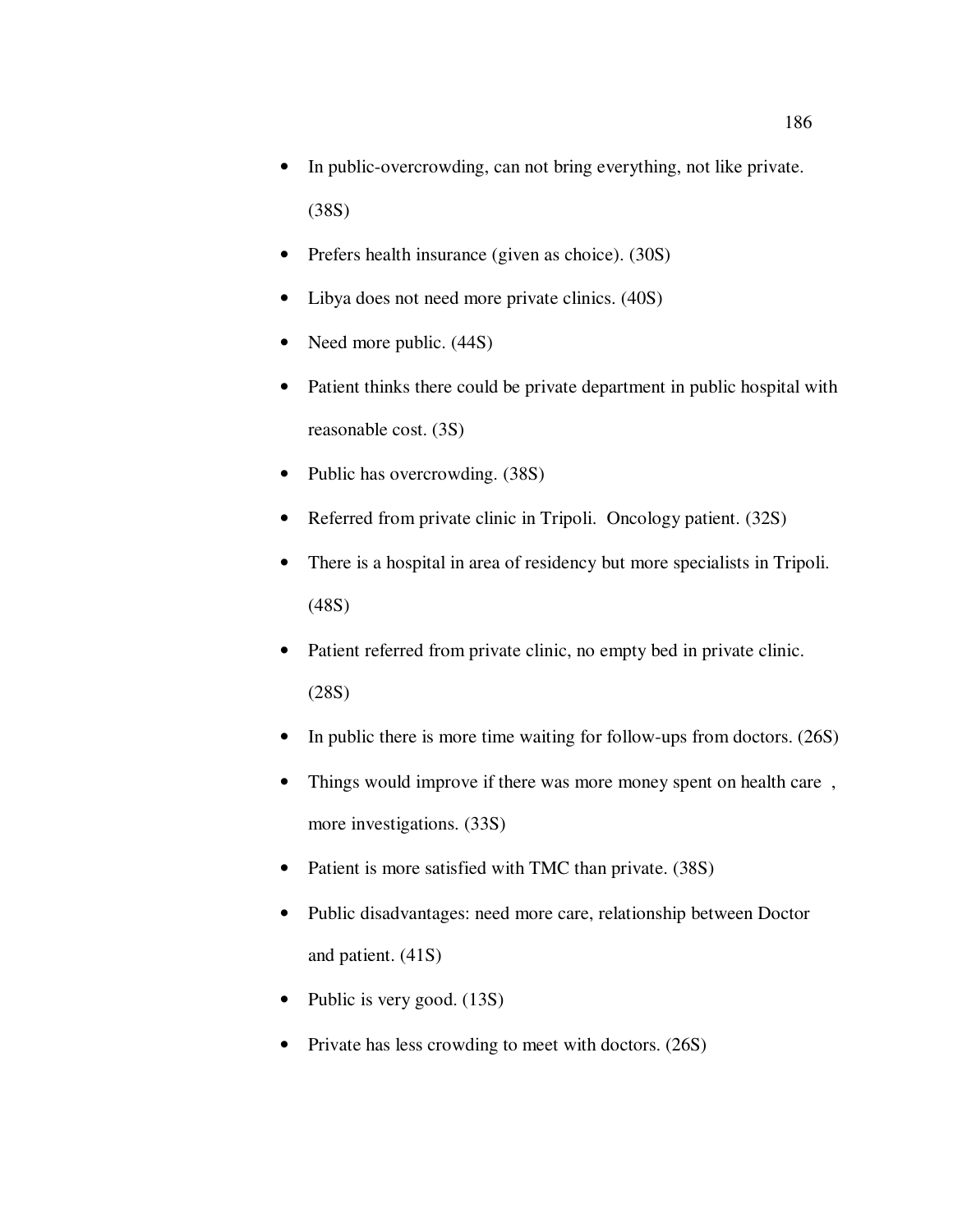- In public-overcrowding, can not bring everything, not like private. (38S)
- Prefers health insurance (given as choice). (30S)
- Libya does not need more private clinics. (40S)
- Need more public. (44S)
- Patient thinks there could be private department in public hospital with reasonable cost. (3S)
- Public has overcrowding. (38S)
- Referred from private clinic in Tripoli. Oncology patient. (32S)
- There is a hospital in area of residency but more specialists in Tripoli. (48S)
- Patient referred from private clinic, no empty bed in private clinic. (28S)
- In public there is more time waiting for follow-ups from doctors. (26S)
- Things would improve if there was more money spent on health care , more investigations. (33S)
- Patient is more satisfied with TMC than private. (38S)
- Public disadvantages: need more care, relationship between Doctor and patient. (41S)
- Public is very good. (13S)
- Private has less crowding to meet with doctors. (26S)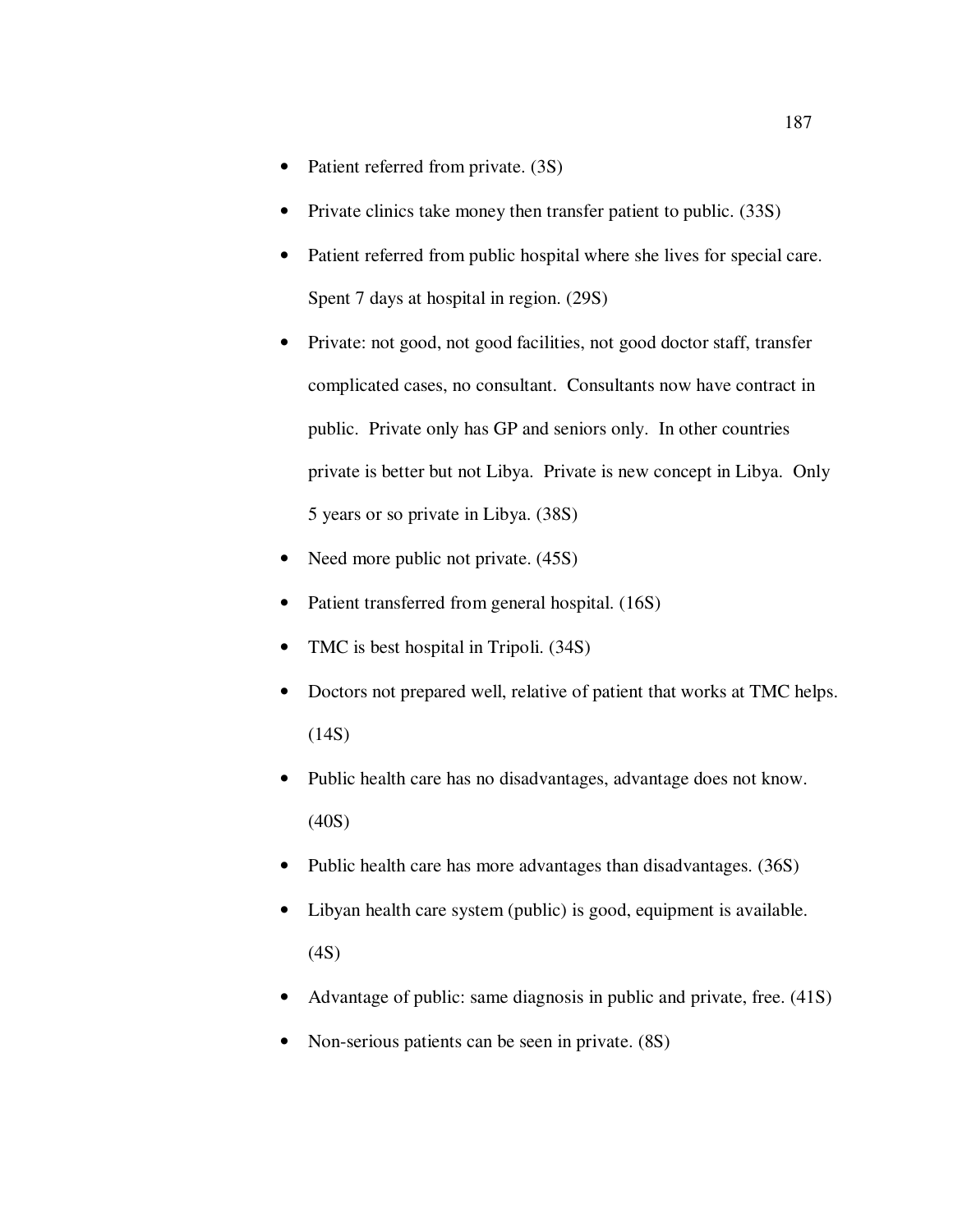- Patient referred from private. (3S)
- Private clinics take money then transfer patient to public. (33S)
- Patient referred from public hospital where she lives for special care. Spent 7 days at hospital in region. (29S)
- Private: not good, not good facilities, not good doctor staff, transfer complicated cases, no consultant. Consultants now have contract in public. Private only has GP and seniors only. In other countries private is better but not Libya. Private is new concept in Libya. Only 5 years or so private in Libya. (38S)
- Need more public not private. (45S)
- Patient transferred from general hospital. (16S)
- TMC is best hospital in Tripoli. (34S)
- Doctors not prepared well, relative of patient that works at TMC helps. (14S)
- Public health care has no disadvantages, advantage does not know. (40S)
- Public health care has more advantages than disadvantages. (36S)
- Libyan health care system (public) is good, equipment is available. (4S)
- Advantage of public: same diagnosis in public and private, free. (41S)
- Non-serious patients can be seen in private. (8S)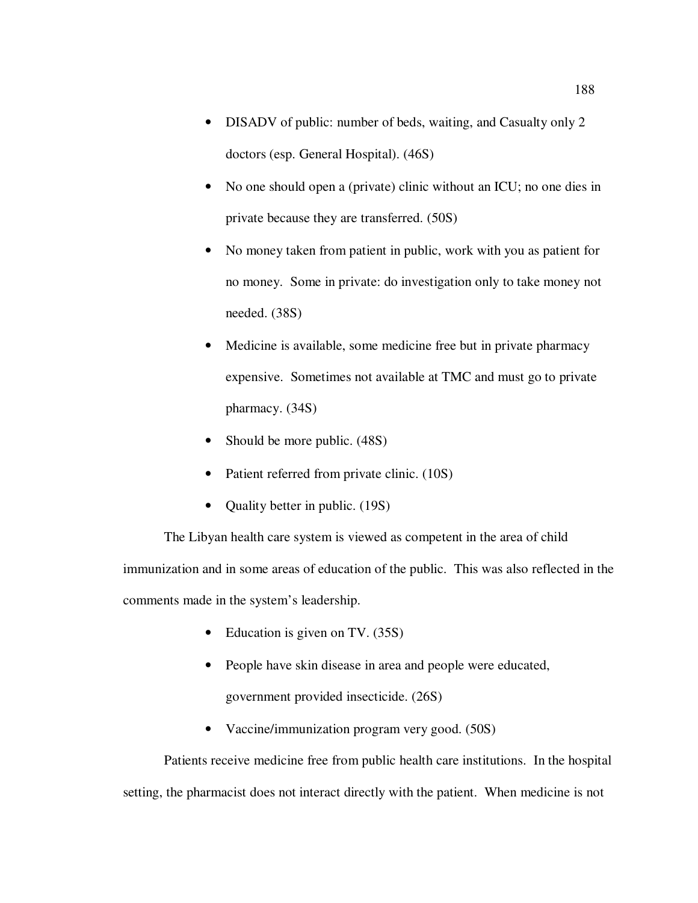- DISADV of public: number of beds, waiting, and Casualty only 2 doctors (esp. General Hospital). (46S)
- No one should open a (private) clinic without an ICU; no one dies in private because they are transferred. (50S)
- No money taken from patient in public, work with you as patient for no money. Some in private: do investigation only to take money not needed. (38S)
- Medicine is available, some medicine free but in private pharmacy expensive. Sometimes not available at TMC and must go to private pharmacy. (34S)
- Should be more public. (48S)
- Patient referred from private clinic. (10S)
- Quality better in public. (19S)

The Libyan health care system is viewed as competent in the area of child immunization and in some areas of education of the public. This was also reflected in the comments made in the system's leadership.

- Education is given on TV. (35S)
- People have skin disease in area and people were educated, government provided insecticide. (26S)
- Vaccine/immunization program very good. (50S)

Patients receive medicine free from public health care institutions. In the hospital setting, the pharmacist does not interact directly with the patient. When medicine is not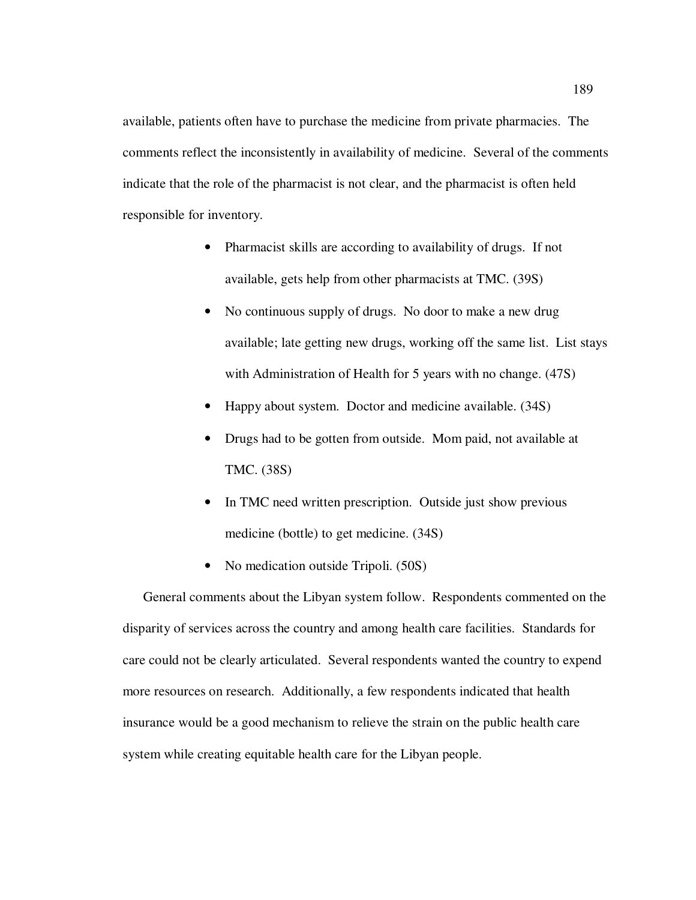available, patients often have to purchase the medicine from private pharmacies. The comments reflect the inconsistently in availability of medicine. Several of the comments indicate that the role of the pharmacist is not clear, and the pharmacist is often held responsible for inventory.

- Pharmacist skills are according to availability of drugs. If not available, gets help from other pharmacists at TMC. (39S)
- No continuous supply of drugs. No door to make a new drug available; late getting new drugs, working off the same list. List stays with Administration of Health for 5 years with no change. (47S)
- Happy about system. Doctor and medicine available. (34S)
- Drugs had to be gotten from outside. Mom paid, not available at TMC. (38S)
- In TMC need written prescription. Outside just show previous medicine (bottle) to get medicine. (34S)
- No medication outside Tripoli. (50S)

General comments about the Libyan system follow. Respondents commented on the disparity of services across the country and among health care facilities. Standards for care could not be clearly articulated. Several respondents wanted the country to expend more resources on research. Additionally, a few respondents indicated that health insurance would be a good mechanism to relieve the strain on the public health care system while creating equitable health care for the Libyan people.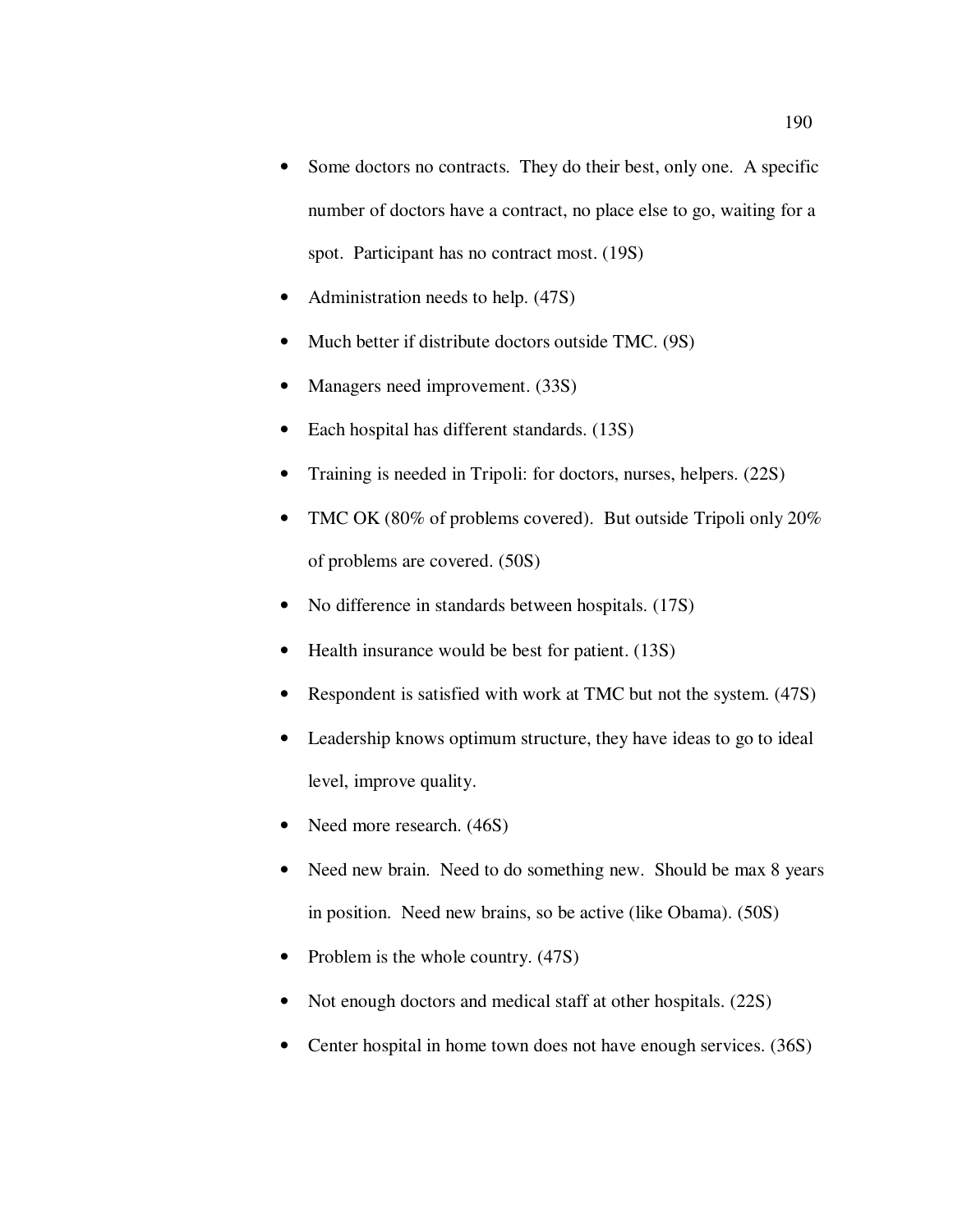- Some doctors no contracts. They do their best, only one. A specific number of doctors have a contract, no place else to go, waiting for a spot. Participant has no contract most. (19S)
- Administration needs to help. (47S)
- Much better if distribute doctors outside TMC. (9S)
- Managers need improvement. (33S)
- Each hospital has different standards. (13S)
- Training is needed in Tripoli: for doctors, nurses, helpers. (22S)
- TMC OK (80% of problems covered). But outside Tripoli only 20% of problems are covered. (50S)
- No difference in standards between hospitals. (17S)
- Health insurance would be best for patient. (13S)
- Respondent is satisfied with work at TMC but not the system. (47S)
- Leadership knows optimum structure, they have ideas to go to ideal level, improve quality.
- Need more research. (46S)
- Need new brain. Need to do something new. Should be max 8 years in position. Need new brains, so be active (like Obama). (50S)
- Problem is the whole country. (47S)
- Not enough doctors and medical staff at other hospitals. (22S)
- Center hospital in home town does not have enough services. (36S)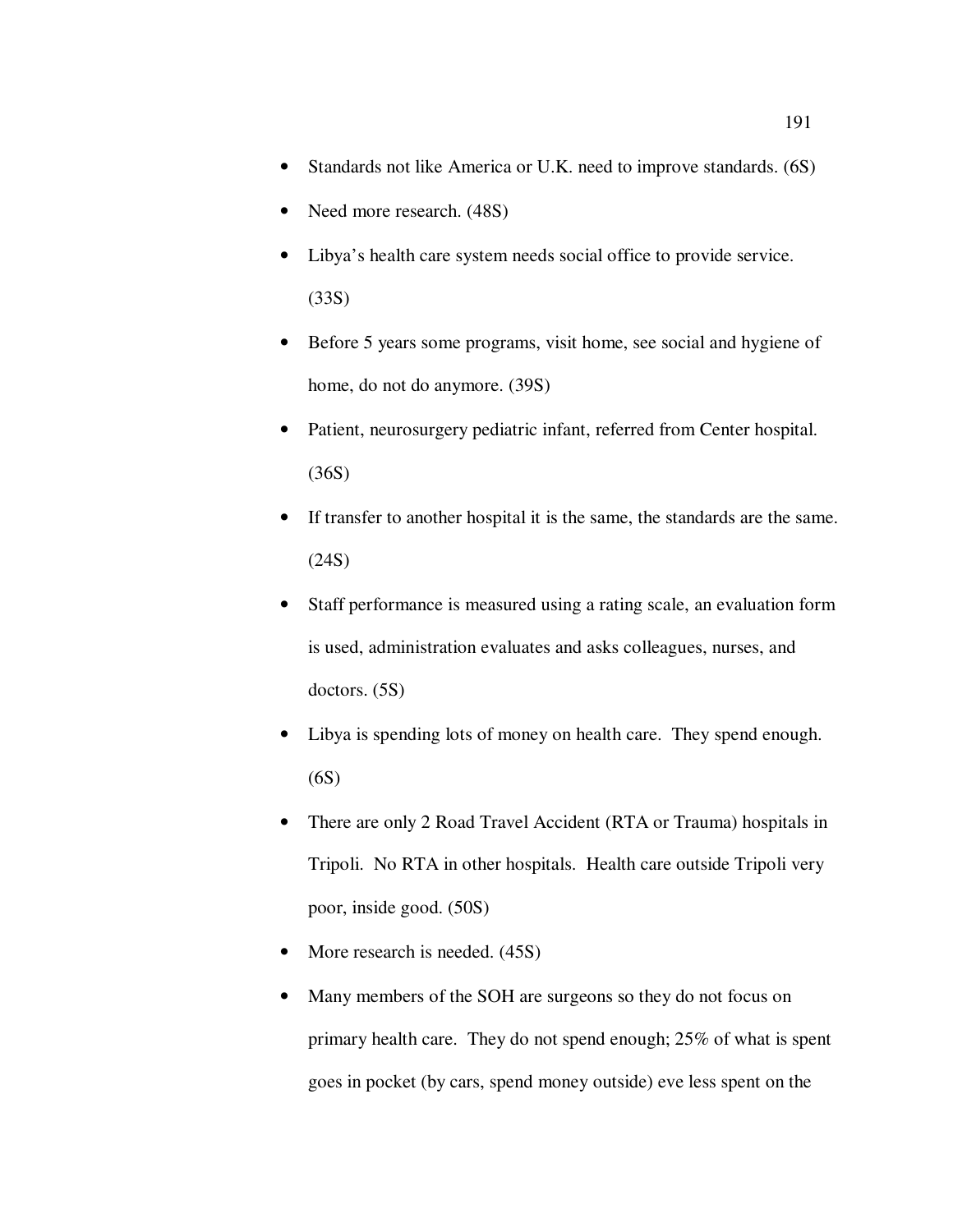- Standards not like America or U.K. need to improve standards. (6S)
- Need more research. (48S)
- Libya's health care system needs social office to provide service. (33S)
- Before 5 years some programs, visit home, see social and hygiene of home, do not do anymore. (39S)
- Patient, neurosurgery pediatric infant, referred from Center hospital. (36S)
- If transfer to another hospital it is the same, the standards are the same. (24S)
- Staff performance is measured using a rating scale, an evaluation form is used, administration evaluates and asks colleagues, nurses, and doctors. (5S)
- Libya is spending lots of money on health care. They spend enough. (6S)
- There are only 2 Road Travel Accident (RTA or Trauma) hospitals in Tripoli. No RTA in other hospitals. Health care outside Tripoli very poor, inside good. (50S)
- More research is needed. (45S)
- Many members of the SOH are surgeons so they do not focus on primary health care. They do not spend enough; 25% of what is spent goes in pocket (by cars, spend money outside) eve less spent on the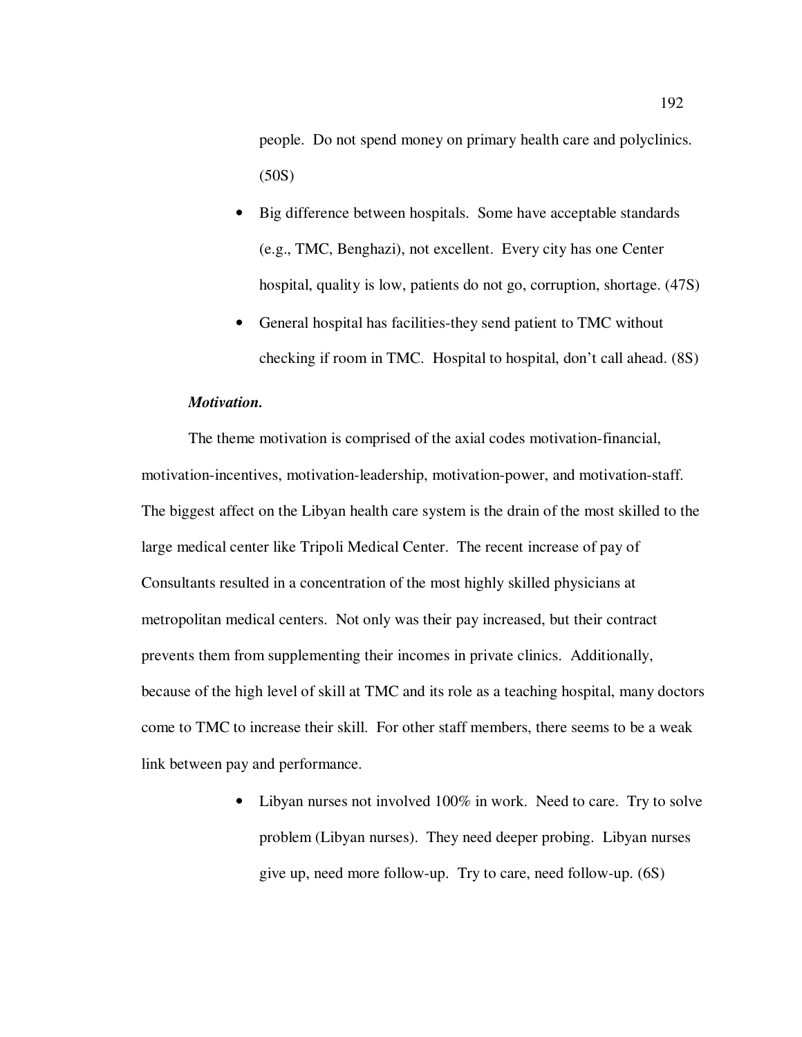people. Do not spend money on primary health care and polyclinics. (50S)

- Big difference between hospitals. Some have acceptable standards (e.g., TMC, Benghazi), not excellent. Every city has one Center hospital, quality is low, patients do not go, corruption, shortage. (47S)
- General hospital has facilities-they send patient to TMC without checking if room in TMC. Hospital to hospital, don't call ahead. (8S)

***Motivation.***

The theme motivation is comprised of the axial codes motivation-financial, motivation-incentives, motivation-leadership, motivation-power, and motivation-staff. The biggest affect on the Libyan health care system is the drain of the most skilled to the large medical center like Tripoli Medical Center. The recent increase of pay of Consultants resulted in a concentration of the most highly skilled physicians at metropolitan medical centers. Not only was their pay increased, but their contract prevents them from supplementing their incomes in private clinics. Additionally, because of the high level of skill at TMC and its role as a teaching hospital, many doctors come to TMC to increase their skill. For other staff members, there seems to be a weak link between pay and performance.

- Libyan nurses not involved 100% in work. Need to care. Try to solve problem (Libyan nurses). They need deeper probing. Libyan nurses give up, need more follow-up. Try to care, need follow-up. (6S)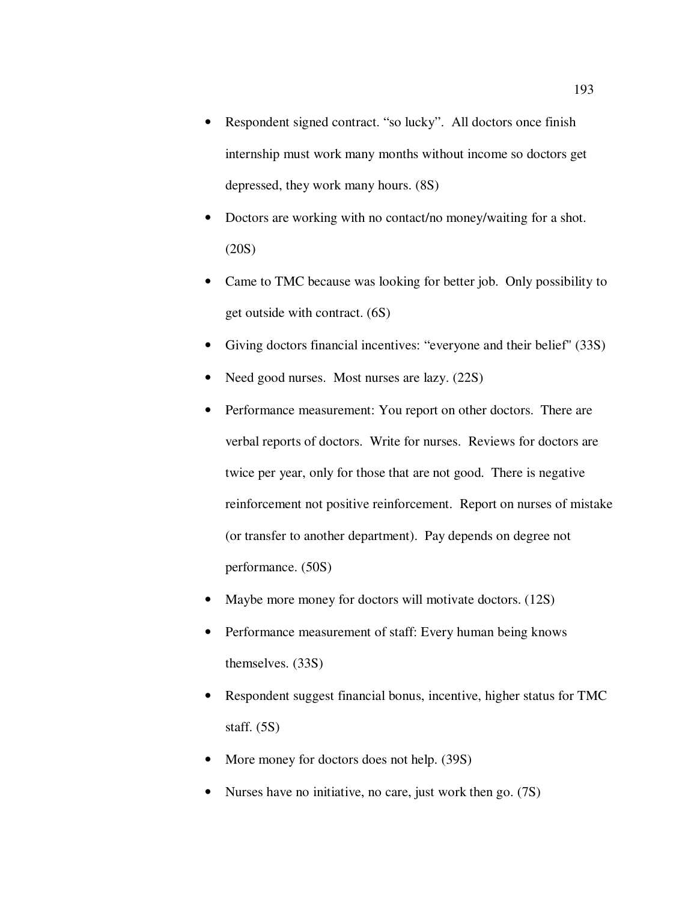- Respondent signed contract. “so lucky”. All doctors once finish internship must work many months without income so doctors get depressed, they work many hours. (8S)
- Doctors are working with no contact/no money/waiting for a shot. (20S)
- Came to TMC because was looking for better job. Only possibility to get outside with contract. (6S)
- Giving doctors financial incentives: “everyone and their belief" (33S)
- Need good nurses. Most nurses are lazy. (22S)
- Performance measurement: You report on other doctors. There are verbal reports of doctors. Write for nurses. Reviews for doctors are twice per year, only for those that are not good. There is negative reinforcement not positive reinforcement. Report on nurses of mistake (or transfer to another department). Pay depends on degree not performance. (50S)
- Maybe more money for doctors will motivate doctors. (12S)
- Performance measurement of staff: Every human being knows themselves. (33S)
- Respondent suggest financial bonus, incentive, higher status for TMC staff. (5S)
- More money for doctors does not help. (39S)
- Nurses have no initiative, no care, just work then go. (7S)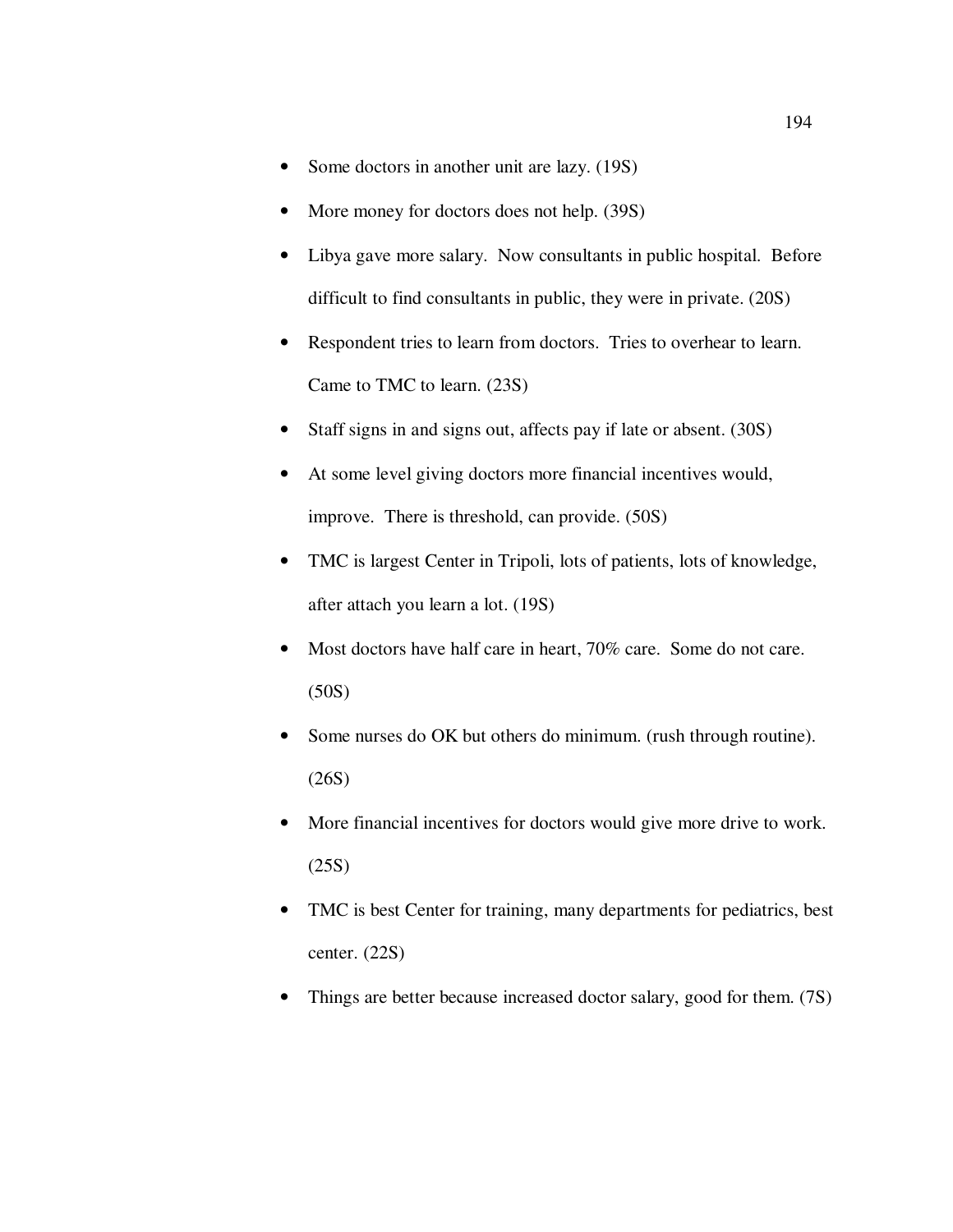- Some doctors in another unit are lazy. (19S)
- More money for doctors does not help. (39S)
- Libya gave more salary. Now consultants in public hospital. Before difficult to find consultants in public, they were in private. (20S)
- Respondent tries to learn from doctors. Tries to overhear to learn. Came to TMC to learn. (23S)
- Staff signs in and signs out, affects pay if late or absent. (30S)
- At some level giving doctors more financial incentives would, improve. There is threshold, can provide. (50S)
- TMC is largest Center in Tripoli, lots of patients, lots of knowledge, after attach you learn a lot. (19S)
- Most doctors have half care in heart, 70% care. Some do not care. (50S)
- Some nurses do OK but others do minimum. (rush through routine). (26S)
- More financial incentives for doctors would give more drive to work. (25S)
- TMC is best Center for training, many departments for pediatrics, best center. (22S)
- Things are better because increased doctor salary, good for them. (7S)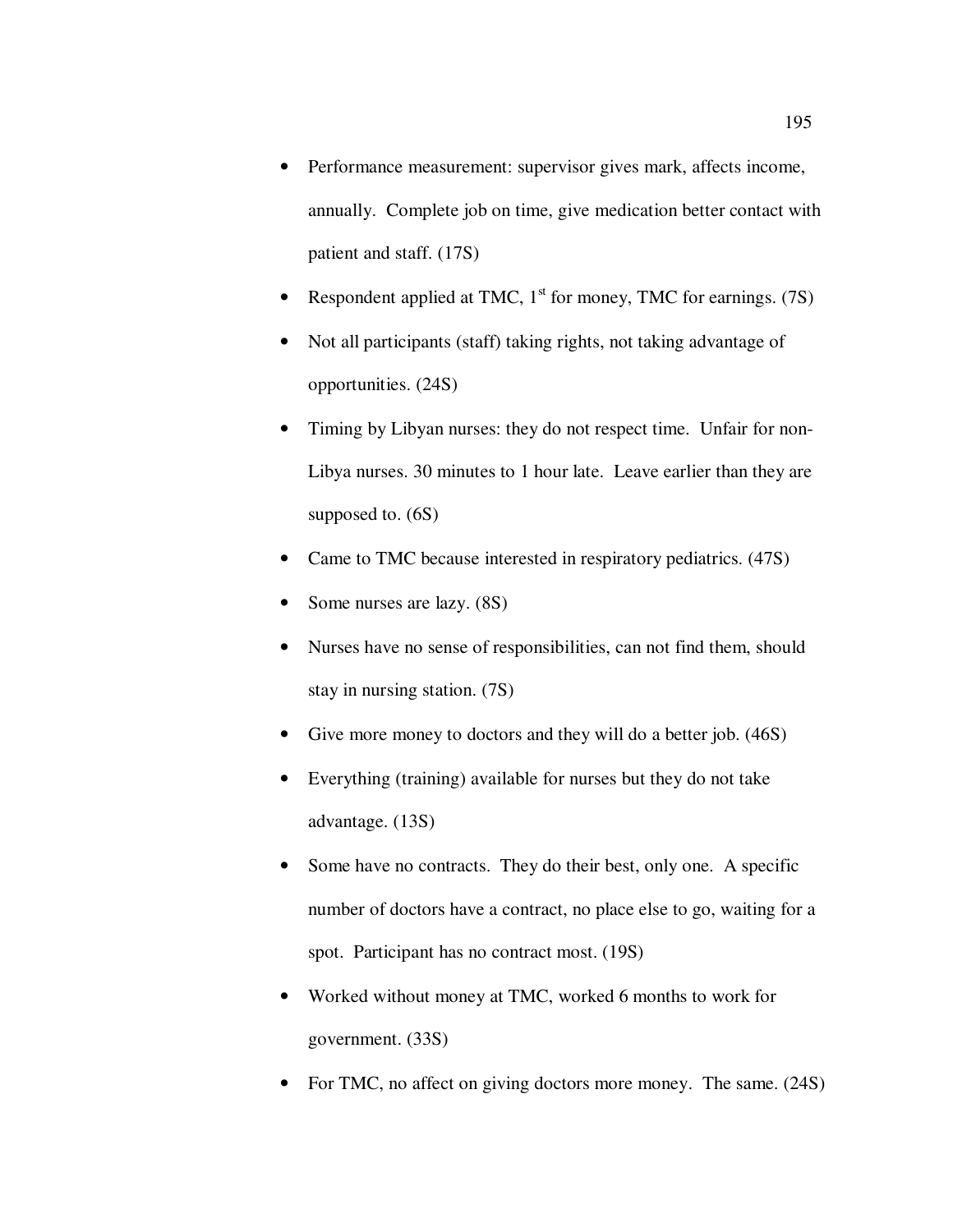- Performance measurement: supervisor gives mark, affects income, annually. Complete job on time, give medication better contact with patient and staff. (17S)
- Respondent applied at TMC, 1st for money, TMC for earnings. (7S)
- Not all participants (staff) taking rights, not taking advantage of opportunities. (24S)
- Timing by Libyan nurses: they do not respect time. Unfair for non-Libya nurses. 30 minutes to 1 hour late. Leave earlier than they are supposed to. (6S)
- Came to TMC because interested in respiratory pediatrics. (47S)
- Some nurses are lazy. (8S)
- Nurses have no sense of responsibilities, can not find them, should stay in nursing station. (7S)
- Give more money to doctors and they will do a better job. (46S)
- Everything (training) available for nurses but they do not take advantage. (13S)
- Some have no contracts. They do their best, only one. A specific number of doctors have a contract, no place else to go, waiting for a spot. Participant has no contract most. (19S)
- Worked without money at TMC, worked 6 months to work for government. (33S)
- For TMC, no affect on giving doctors more money. The same. (24S)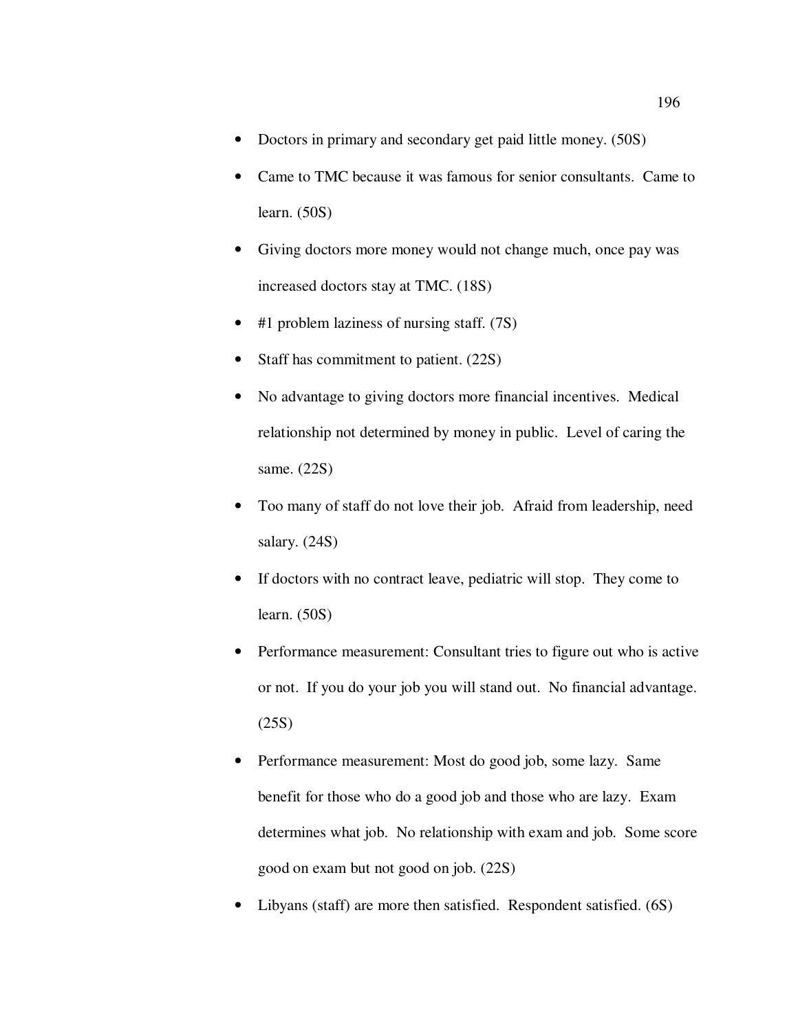- Doctors in primary and secondary get paid little money. (50S)
- Came to TMC because it was famous for senior consultants. Came to learn. (50S)
- Giving doctors more money would not change much, once pay was increased doctors stay at TMC. (18S)
- #1 problem laziness of nursing staff. (7S)
- Staff has commitment to patient. (22S)
- No advantage to giving doctors more financial incentives. Medical relationship not determined by money in public. Level of caring the same. (22S)
- Too many of staff do not love their job. Afraid from leadership, need salary. (24S)
- If doctors with no contract leave, pediatric will stop. They come to learn. (50S)
- Performance measurement: Consultant tries to figure out who is active or not. If you do your job you will stand out. No financial advantage. (25S)
- Performance measurement: Most do good job, some lazy. Same benefit for those who do a good job and those who are lazy. Exam determines what job. No relationship with exam and job. Some score good on exam but not good on job. (22S)
- Libyans (staff) are more then satisfied. Respondent satisfied. (6S)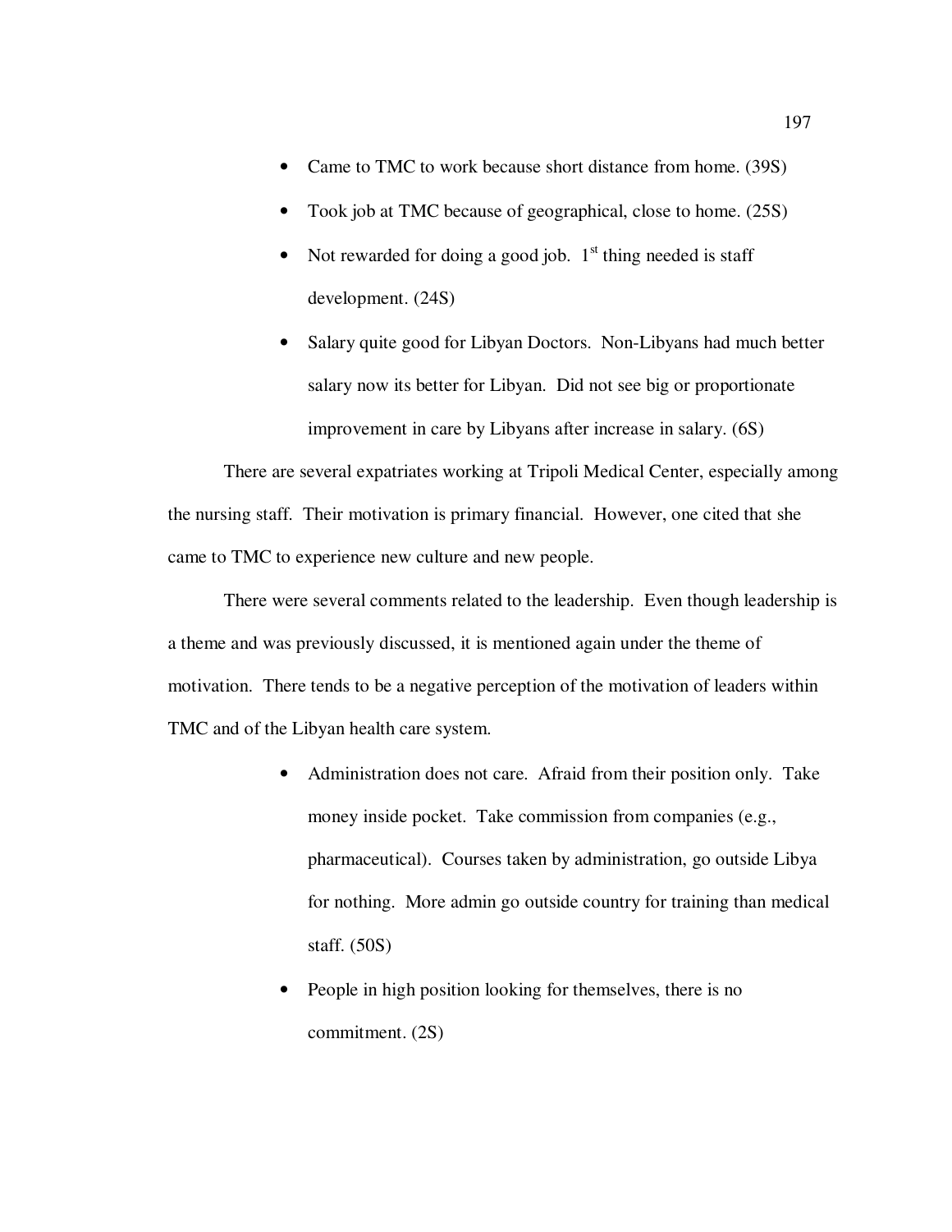- Came to TMC to work because short distance from home. (39S)
- Took job at TMC because of geographical, close to home. (25S)
- Not rewarded for doing a good job. 1st thing needed is staff development. (24S)
- Salary quite good for Libyan Doctors. Non-Libyans had much better salary now its better for Libyan. Did not see big or proportionate improvement in care by Libyans after increase in salary. (6S)

There are several expatriates working at Tripoli Medical Center, especially among the nursing staff. Their motivation is primary financial. However, one cited that she came to TMC to experience new culture and new people.

There were several comments related to the leadership. Even though leadership is a theme and was previously discussed, it is mentioned again under the theme of motivation. There tends to be a negative perception of the motivation of leaders within TMC and of the Libyan health care system.

- Administration does not care. Afraid from their position only. Take money inside pocket. Take commission from companies (e.g., pharmaceutical). Courses taken by administration, go outside Libya for nothing. More admin go outside country for training than medical staff. (50S)
- People in high position looking for themselves, there is no commitment. (2S)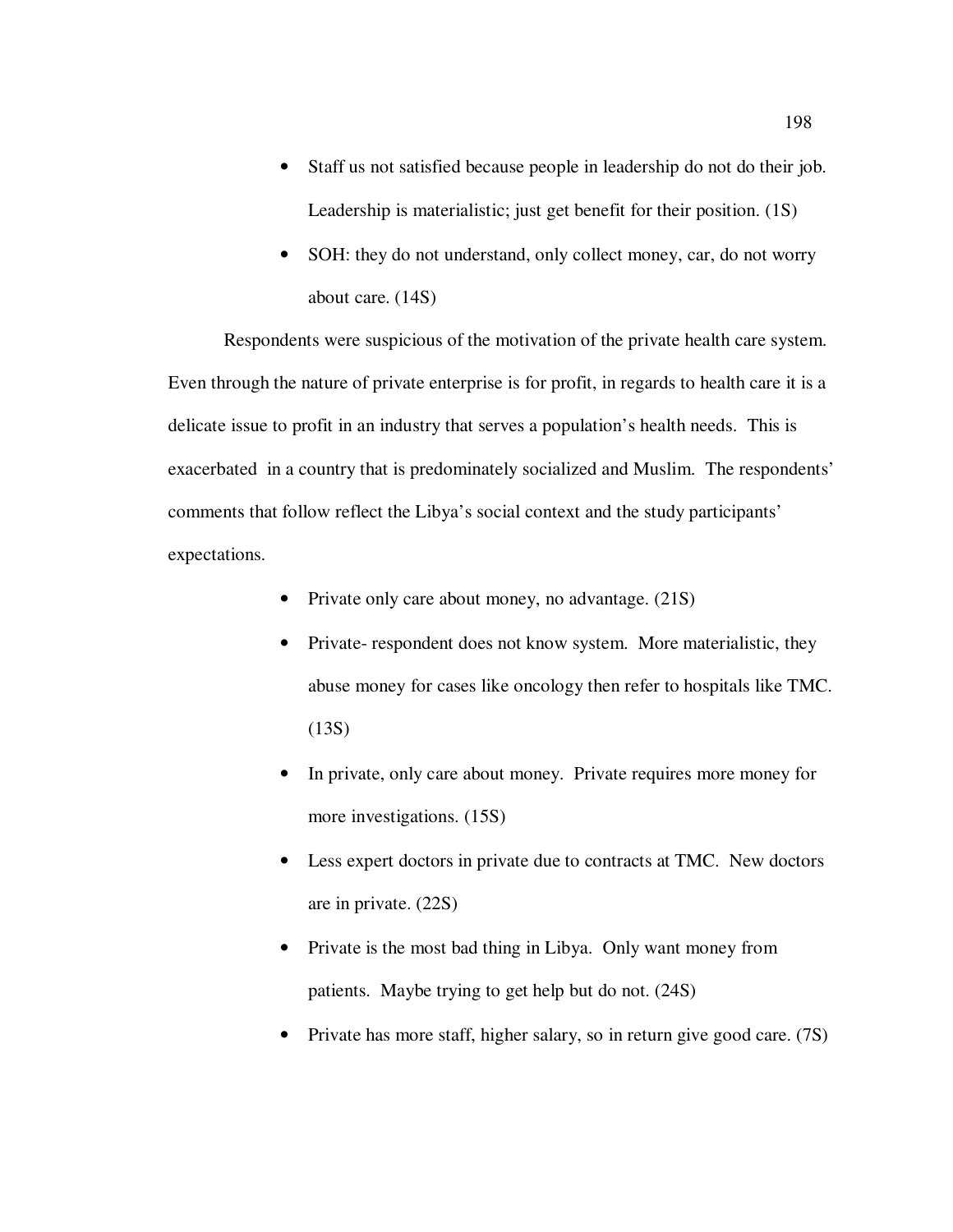- Staff us not satisfied because people in leadership do not do their job. Leadership is materialistic; just get benefit for their position. (1S)
- SOH: they do not understand, only collect money, car, do not worry about care. (14S)

Respondents were suspicious of the motivation of the private health care system. Even through the nature of private enterprise is for profit, in regards to health care it is a delicate issue to profit in an industry that serves a population's health needs. This is exacerbated in a country that is predominately socialized and Muslim. The respondents' comments that follow reflect the Libya's social context and the study participants' expectations.

- Private only care about money, no advantage. (21S)
- Private- respondent does not know system. More materialistic, they abuse money for cases like oncology then refer to hospitals like TMC. (13S)
- In private, only care about money. Private requires more money for more investigations. (15S)
- Less expert doctors in private due to contracts at TMC. New doctors are in private. (22S)
- Private is the most bad thing in Libya. Only want money from patients. Maybe trying to get help but do not. (24S)
- Private has more staff, higher salary, so in return give good care. (7S)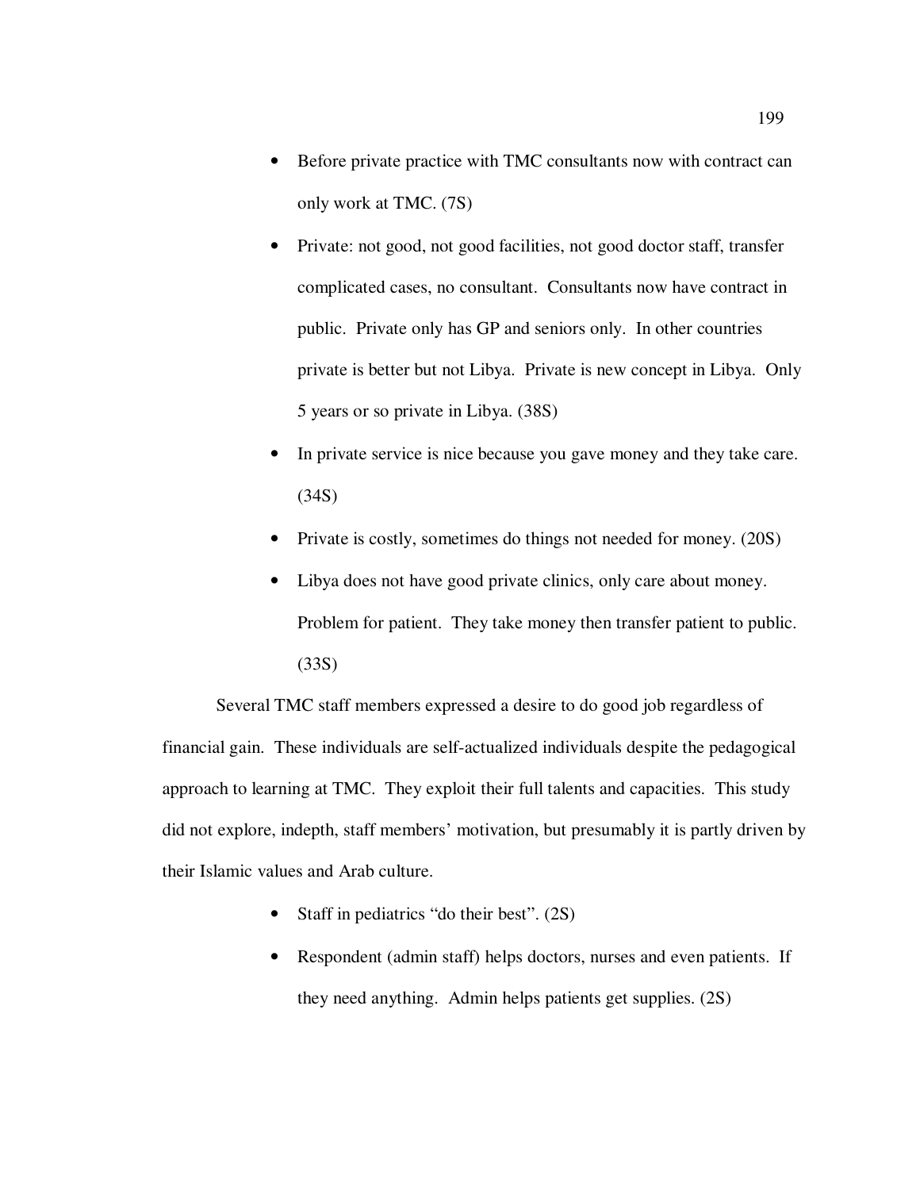- Before private practice with TMC consultants now with contract can only work at TMC. (7S)
- Private: not good, not good facilities, not good doctor staff, transfer complicated cases, no consultant. Consultants now have contract in public. Private only has GP and seniors only. In other countries private is better but not Libya. Private is new concept in Libya. Only 5 years or so private in Libya. (38S)
- In private service is nice because you gave money and they take care. (34S)
- Private is costly, sometimes do things not needed for money. (20S)
- Libya does not have good private clinics, only care about money. Problem for patient. They take money then transfer patient to public. (33S)

Several TMC staff members expressed a desire to do good job regardless of financial gain. These individuals are self-actualized individuals despite the pedagogical approach to learning at TMC. They exploit their full talents and capacities. This study did not explore, indepth, staff members' motivation, but presumably it is partly driven by their Islamic values and Arab culture.

- Staff in pediatrics "do their best". (2S)
- Respondent (admin staff) helps doctors, nurses and even patients. If they need anything. Admin helps patients get supplies. (2S)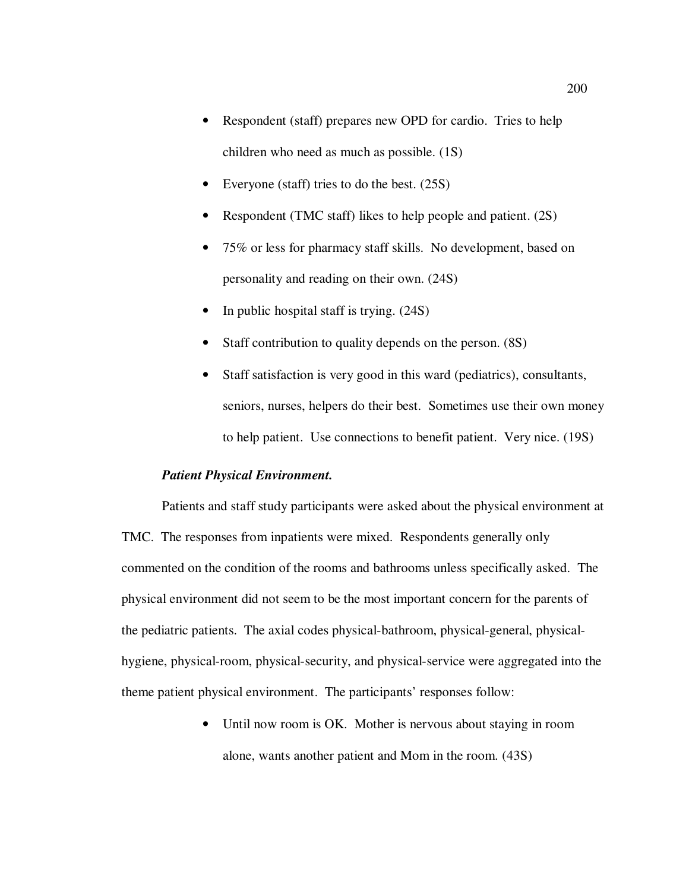- Respondent (staff) prepares new OPD for cardio. Tries to help children who need as much as possible. (1S)
- Everyone (staff) tries to do the best. (25S)
- Respondent (TMC staff) likes to help people and patient. (2S)
- 75% or less for pharmacy staff skills. No development, based on personality and reading on their own. (24S)
- In public hospital staff is trying. (24S)
- Staff contribution to quality depends on the person. (8S)
- Staff satisfaction is very good in this ward (pediatrics), consultants, seniors, nurses, helpers do their best. Sometimes use their own money to help patient. Use connections to benefit patient. Very nice. (19S)

***Patient Physical Environment.***

Patients and staff study participants were asked about the physical environment at TMC. The responses from inpatients were mixed. Respondents generally only commented on the condition of the rooms and bathrooms unless specifically asked. The physical environment did not seem to be the most important concern for the parents of the pediatric patients. The axial codes physical-bathroom, physical-general, physical-hygiene, physical-room, physical-security, and physical-service were aggregated into the theme patient physical environment. The participants' responses follow:

- Until now room is OK. Mother is nervous about staying in room alone, wants another patient and Mom in the room. (43S)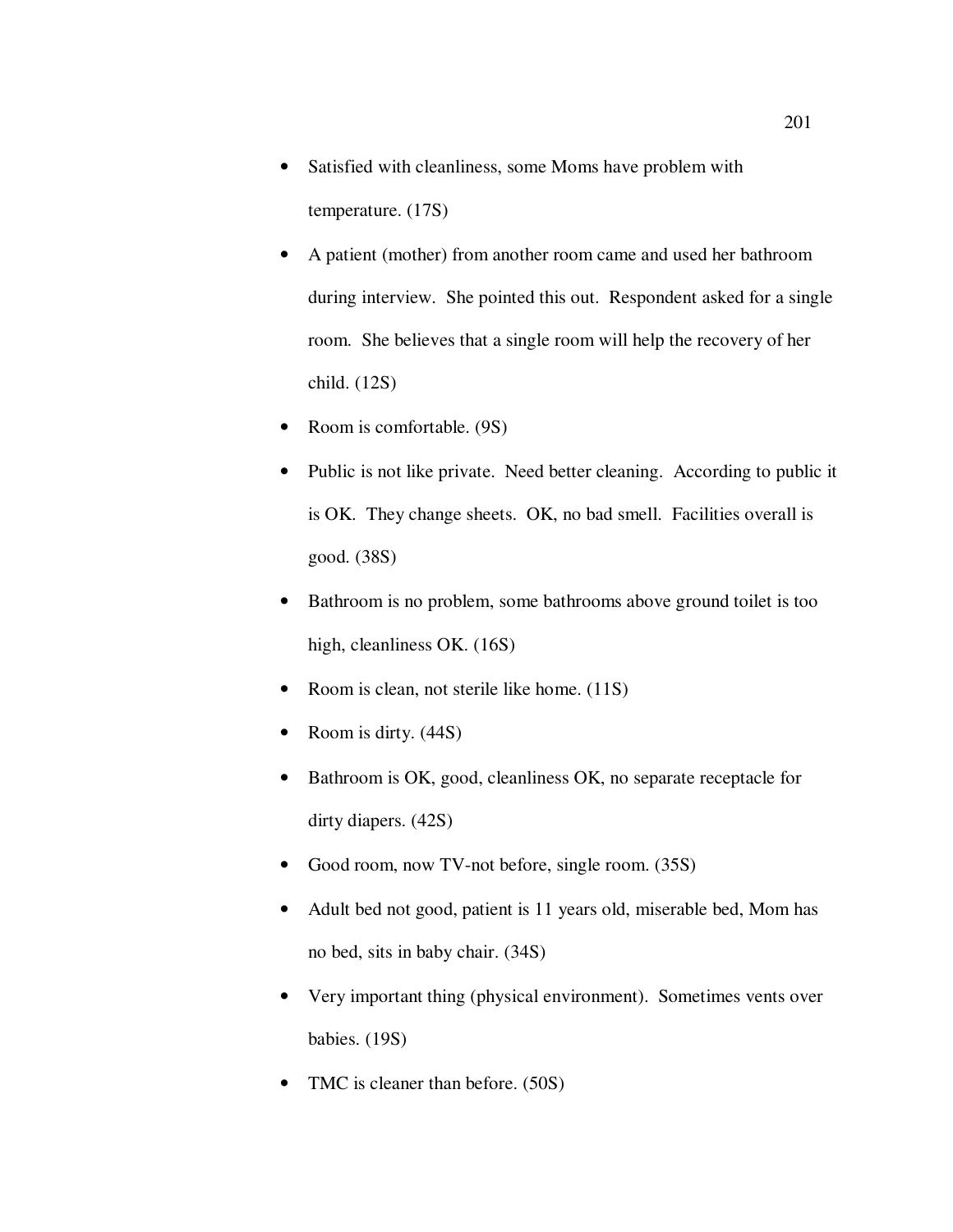- Satisfied with cleanliness, some Moms have problem with temperature. (17S)
- A patient (mother) from another room came and used her bathroom during interview. She pointed this out. Respondent asked for a single room. She believes that a single room will help the recovery of her child. (12S)
- Room is comfortable. (9S)
- Public is not like private. Need better cleaning. According to public it is OK. They change sheets. OK, no bad smell. Facilities overall is good. (38S)
- Bathroom is no problem, some bathrooms above ground toilet is too high, cleanliness OK. (16S)
- Room is clean, not sterile like home. (11S)
- Room is dirty. (44S)
- Bathroom is OK, good, cleanliness OK, no separate receptacle for dirty diapers. (42S)
- Good room, now TV-not before, single room. (35S)
- Adult bed not good, patient is 11 years old, miserable bed, Mom has no bed, sits in baby chair. (34S)
- Very important thing (physical environment). Sometimes vents over babies. (19S)
- TMC is cleaner than before. (50S)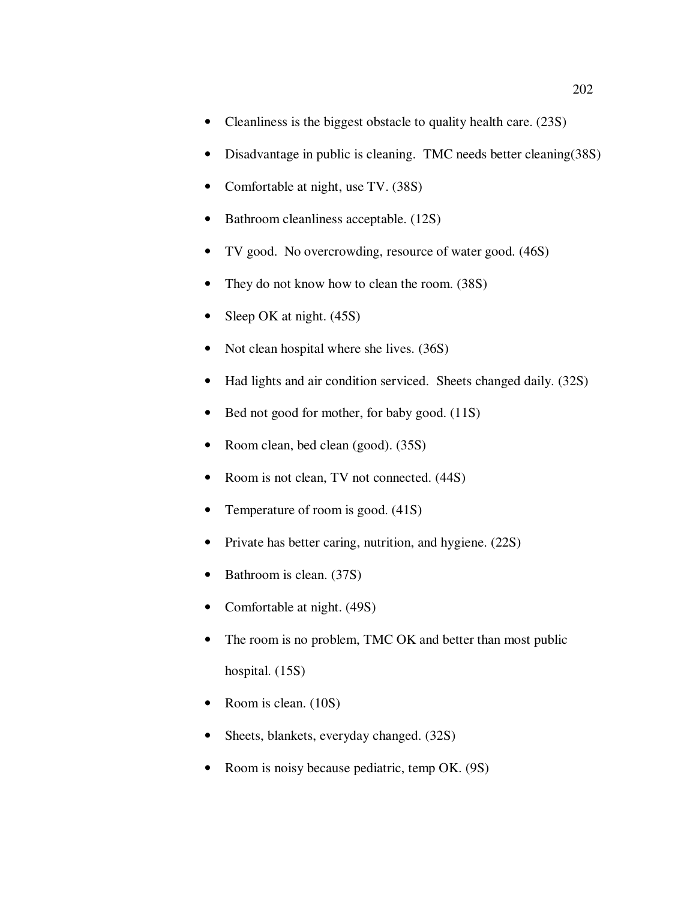- Cleanliness is the biggest obstacle to quality health care. (23S)
- Disadvantage in public is cleaning. TMC needs better cleaning(38S)
- Comfortable at night, use TV. (38S)
- Bathroom cleanliness acceptable. (12S)
- TV good. No overcrowding, resource of water good. (46S)
- They do not know how to clean the room. (38S)
- Sleep OK at night. (45S)
- Not clean hospital where she lives. (36S)
- Had lights and air condition serviced. Sheets changed daily. (32S)
- Bed not good for mother, for baby good. (11S)
- Room clean, bed clean (good). (35S)
- Room is not clean, TV not connected. (44S)
- Temperature of room is good. (41S)
- Private has better caring, nutrition, and hygiene. (22S)
- Bathroom is clean. (37S)
- Comfortable at night. (49S)
- The room is no problem, TMC OK and better than most public hospital. (15S)
- Room is clean. (10S)
- Sheets, blankets, everyday changed. (32S)
- Room is noisy because pediatric, temp OK. (9S)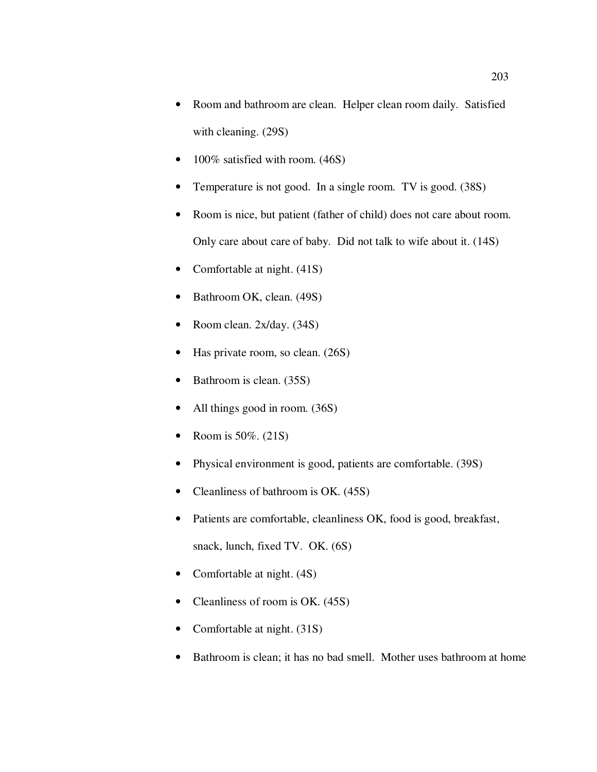- Room and bathroom are clean. Helper clean room daily. Satisfied with cleaning. (29S)
- 100% satisfied with room. (46S)
- Temperature is not good. In a single room. TV is good. (38S)
- Room is nice, but patient (father of child) does not care about room. Only care about care of baby. Did not talk to wife about it. (14S)
- Comfortable at night. (41S)
- Bathroom OK, clean. (49S)
- Room clean. 2x/day. (34S)
- Has private room, so clean. (26S)
- Bathroom is clean. (35S)
- All things good in room. (36S)
- Room is 50%. (21S)
- Physical environment is good, patients are comfortable. (39S)
- Cleanliness of bathroom is OK. (45S)
- Patients are comfortable, cleanliness OK, food is good, breakfast, snack, lunch, fixed TV. OK. (6S)
- Comfortable at night. (4S)
- Cleanliness of room is OK. (45S)
- Comfortable at night. (31S)
- Bathroom is clean; it has no bad smell. Mother uses bathroom at home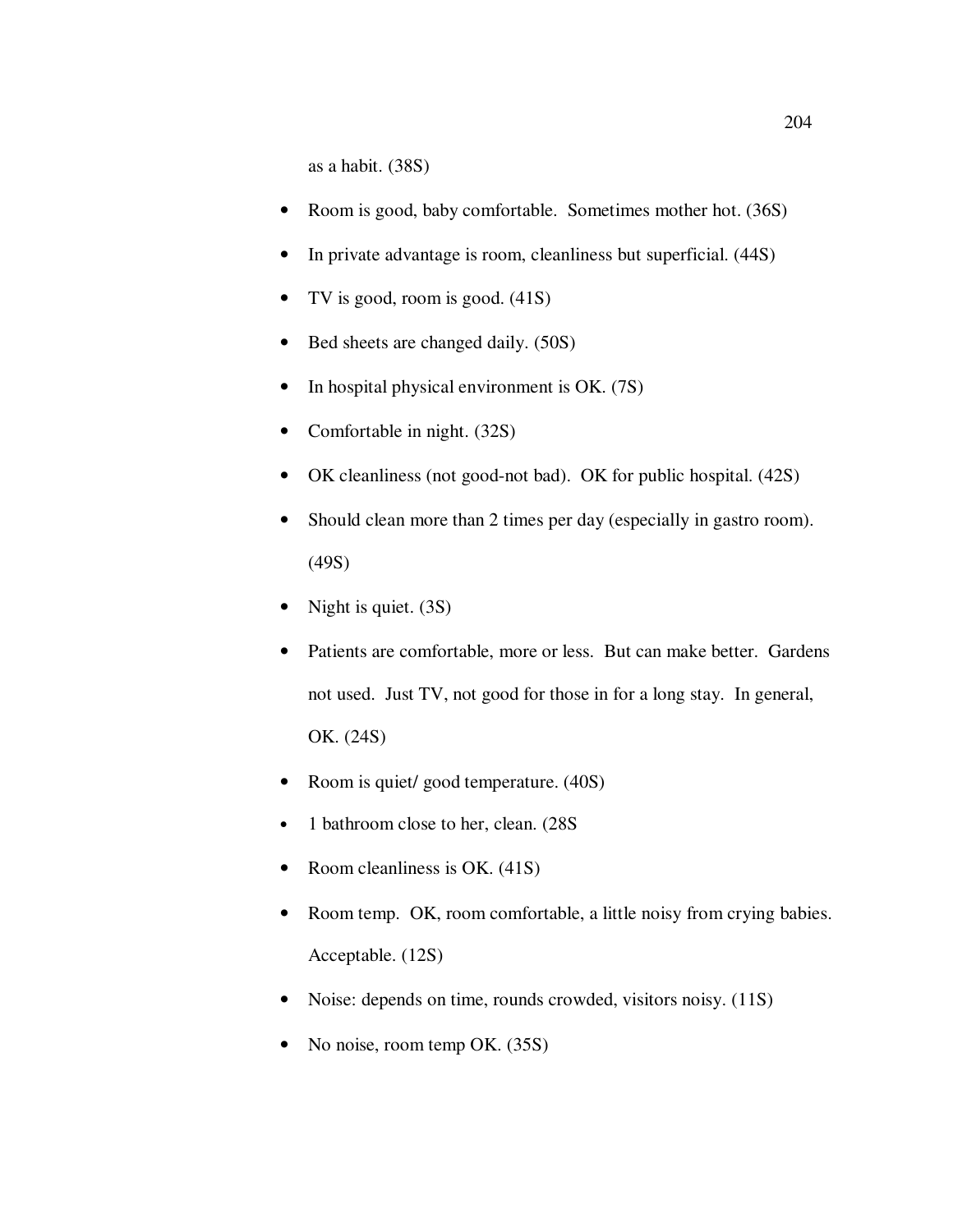as a habit. (38S)

- Room is good, baby comfortable. Sometimes mother hot. (36S)
- In private advantage is room, cleanliness but superficial. (44S)
- TV is good, room is good. (41S)
- Bed sheets are changed daily. (50S)
- In hospital physical environment is OK. (7S)
- Comfortable in night. (32S)
- OK cleanliness (not good-not bad). OK for public hospital. (42S)
- Should clean more than 2 times per day (especially in gastro room). (49S)
- Night is quiet. (3S)
- Patients are comfortable, more or less. But can make better. Gardens not used. Just TV, not good for those in for a long stay. In general, OK. (24S)
- Room is quiet/ good temperature. (40S)
- 1 bathroom close to her, clean. (28S
- Room cleanliness is OK. (41S)
- Room temp. OK, room comfortable, a little noisy from crying babies. Acceptable. (12S)
- Noise: depends on time, rounds crowded, visitors noisy. (11S)
- No noise, room temp OK. (35S)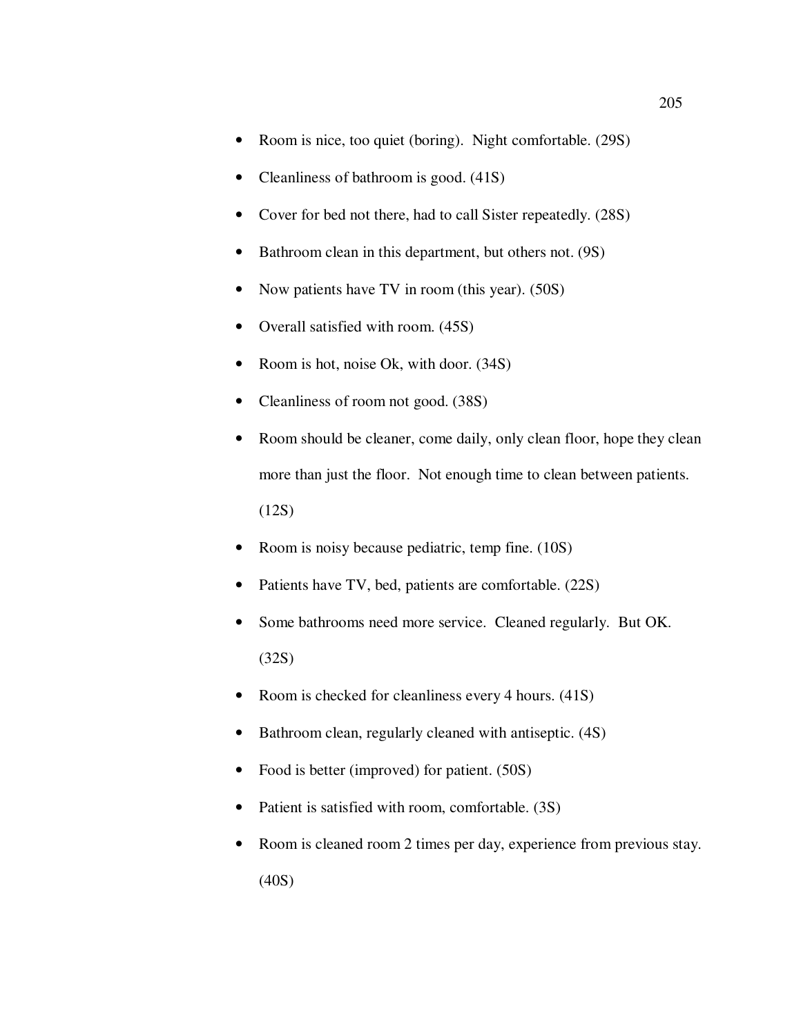- Room is nice, too quiet (boring). Night comfortable. (29S)
- Cleanliness of bathroom is good. (41S)
- Cover for bed not there, had to call Sister repeatedly. (28S)
- Bathroom clean in this department, but others not. (9S)
- Now patients have TV in room (this year). (50S)
- Overall satisfied with room. (45S)
- Room is hot, noise Ok, with door. (34S)
- Cleanliness of room not good. (38S)
- Room should be cleaner, come daily, only clean floor, hope they clean more than just the floor. Not enough time to clean between patients. (12S)
- Room is noisy because pediatric, temp fine. (10S)
- Patients have TV, bed, patients are comfortable. (22S)
- Some bathrooms need more service. Cleaned regularly. But OK. (32S)
- Room is checked for cleanliness every 4 hours. (41S)
- Bathroom clean, regularly cleaned with antiseptic. (4S)
- Food is better (improved) for patient. (50S)
- Patient is satisfied with room, comfortable. (3S)
- Room is cleaned room 2 times per day, experience from previous stay. (40S)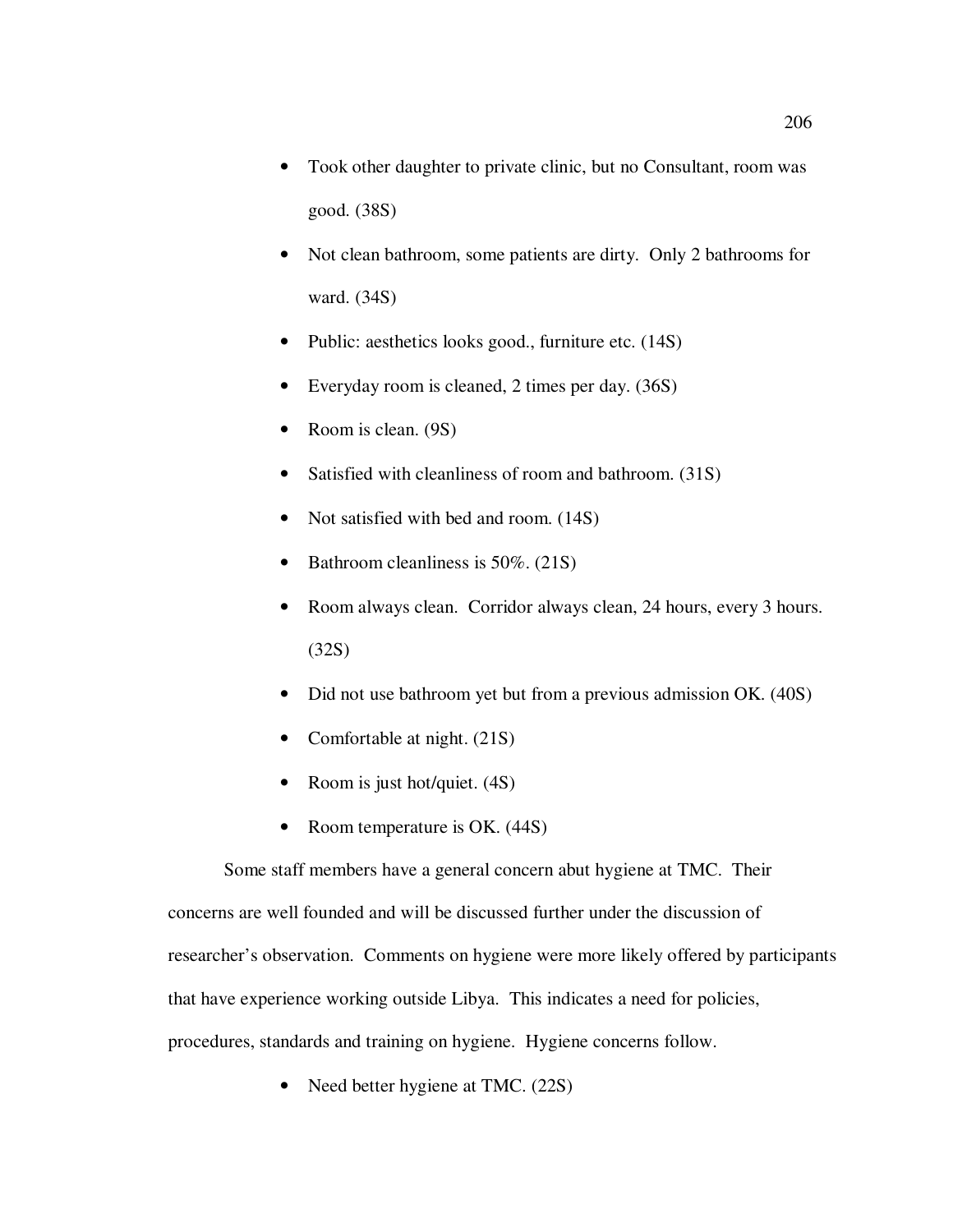- Took other daughter to private clinic, but no Consultant, room was good. (38S)
- Not clean bathroom, some patients are dirty. Only 2 bathrooms for ward. (34S)
- Public: aesthetics looks good., furniture etc. (14S)
- Everyday room is cleaned, 2 times per day. (36S)
- Room is clean. (9S)
- Satisfied with cleanliness of room and bathroom. (31S)
- Not satisfied with bed and room. (14S)
- Bathroom cleanliness is 50%. (21S)
- Room always clean. Corridor always clean, 24 hours, every 3 hours. (32S)
- Did not use bathroom yet but from a previous admission OK. (40S)
- Comfortable at night. (21S)
- Room is just hot/quiet. (4S)
- Room temperature is OK. (44S)

Some staff members have a general concern abut hygiene at TMC. Their concerns are well founded and will be discussed further under the discussion of researcher's observation. Comments on hygiene were more likely offered by participants that have experience working outside Libya. This indicates a need for policies, procedures, standards and training on hygiene. Hygiene concerns follow.

- Need better hygiene at TMC. (22S)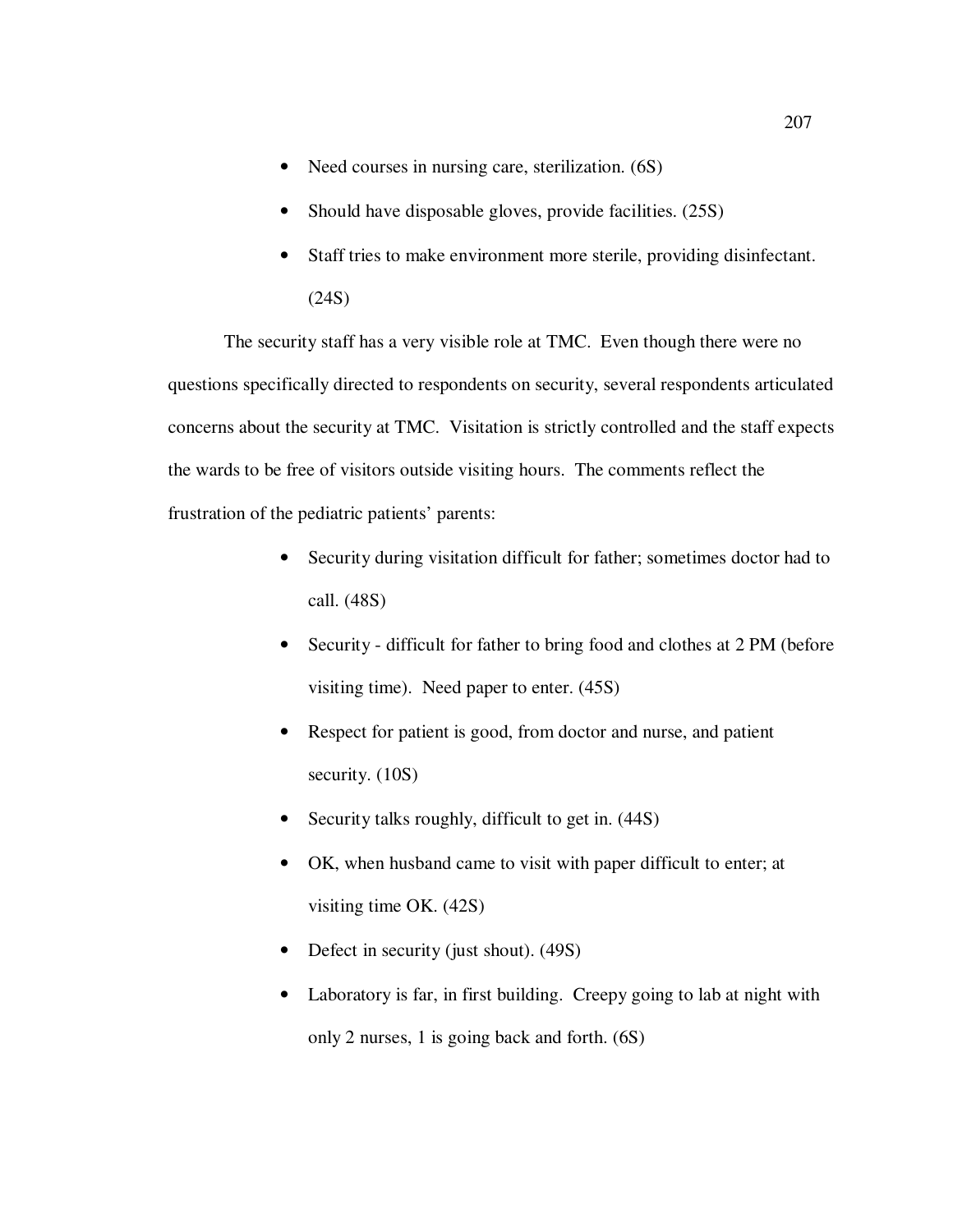- Need courses in nursing care, sterilization. (6S)
- Should have disposable gloves, provide facilities. (25S)
- Staff tries to make environment more sterile, providing disinfectant. (24S)

The security staff has a very visible role at TMC. Even though there were no questions specifically directed to respondents on security, several respondents articulated concerns about the security at TMC. Visitation is strictly controlled and the staff expects the wards to be free of visitors outside visiting hours. The comments reflect the frustration of the pediatric patients' parents:

- Security during visitation difficult for father; sometimes doctor had to call. (48S)
- Security - difficult for father to bring food and clothes at 2 PM (before visiting time). Need paper to enter. (45S)
- Respect for patient is good, from doctor and nurse, and patient security. (10S)
- Security talks roughly, difficult to get in. (44S)
- OK, when husband came to visit with paper difficult to enter; at visiting time OK. (42S)
- Defect in security (just shout). (49S)
- Laboratory is far, in first building. Creepy going to lab at night with only 2 nurses, 1 is going back and forth. (6S)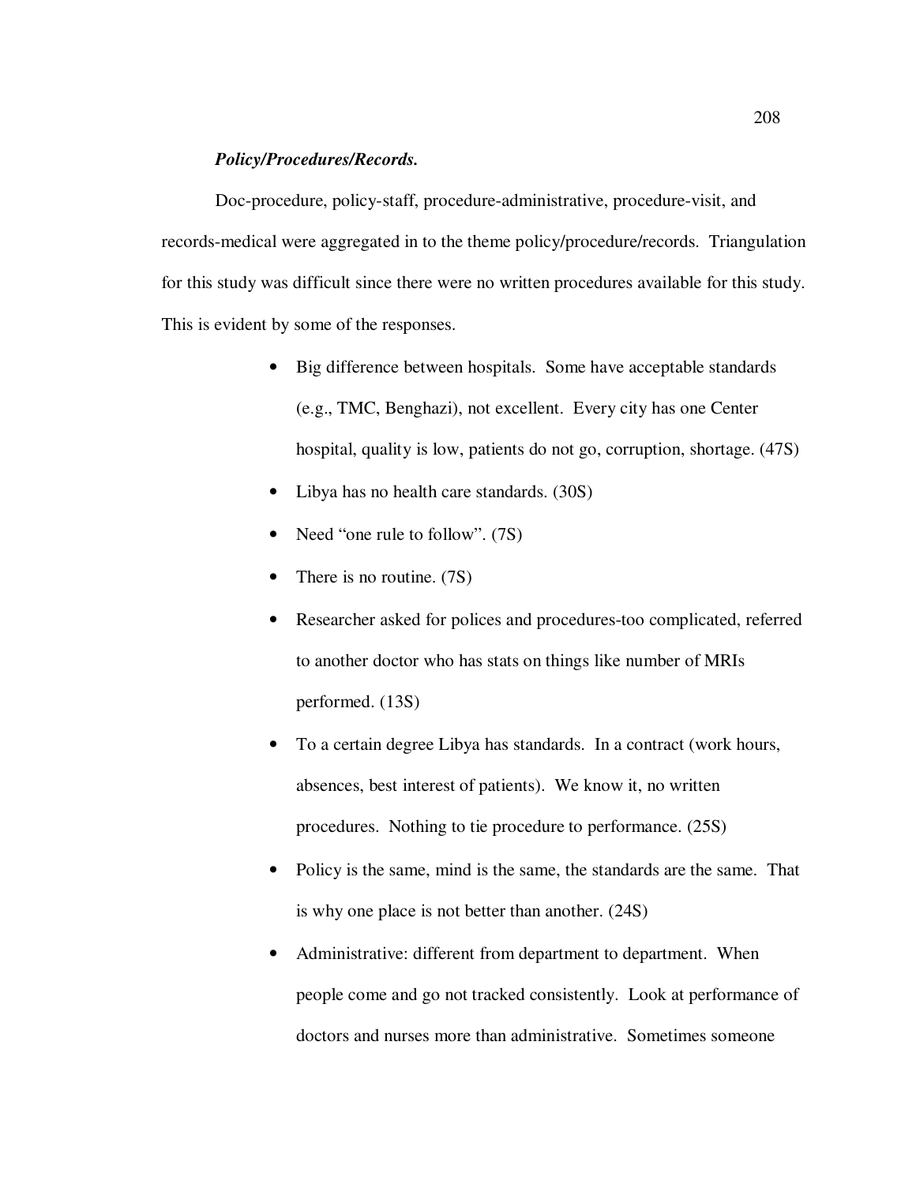***Policy/Procedures/Records.***

Doc-procedure, policy-staff, procedure-administrative, procedure-visit, and records-medical were aggregated in to the theme policy/procedure/records. Triangulation for this study was difficult since there were no written procedures available for this study. This is evident by some of the responses.

- Big difference between hospitals. Some have acceptable standards (e.g., TMC, Benghazi), not excellent. Every city has one Center hospital, quality is low, patients do not go, corruption, shortage. (47S)
- Libya has no health care standards. (30S)
- Need "one rule to follow". (7S)
- There is no routine. (7S)
- Researcher asked for polices and procedures-too complicated, referred to another doctor who has stats on things like number of MRIs performed. (13S)
- To a certain degree Libya has standards. In a contract (work hours, absences, best interest of patients). We know it, no written procedures. Nothing to tie procedure to performance. (25S)
- Policy is the same, mind is the same, the standards are the same. That is why one place is not better than another. (24S)
- Administrative: different from department to department. When people come and go not tracked consistently. Look at performance of doctors and nurses more than administrative. Sometimes someone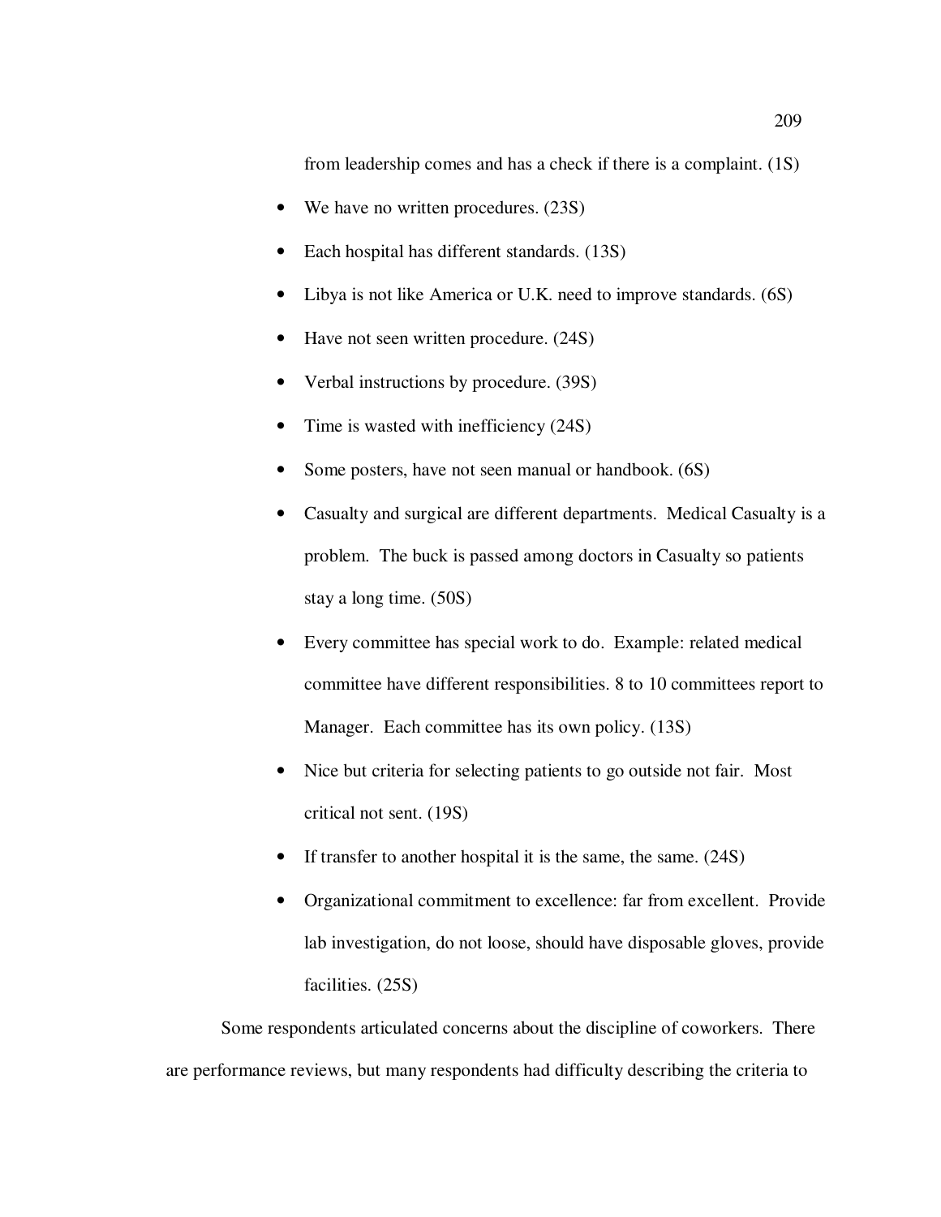from leadership comes and has a check if there is a complaint. (1S)

- We have no written procedures. (23S)
- Each hospital has different standards. (13S)
- Libya is not like America or U.K. need to improve standards. (6S)
- Have not seen written procedure. (24S)
- Verbal instructions by procedure. (39S)
- Time is wasted with inefficiency (24S)
- Some posters, have not seen manual or handbook. (6S)
- Casualty and surgical are different departments. Medical Casualty is a problem. The buck is passed among doctors in Casualty so patients stay a long time. (50S)
- Every committee has special work to do. Example: related medical committee have different responsibilities. 8 to 10 committees report to Manager. Each committee has its own policy. (13S)
- Nice but criteria for selecting patients to go outside not fair. Most critical not sent. (19S)
- If transfer to another hospital it is the same, the same. (24S)
- Organizational commitment to excellence: far from excellent. Provide lab investigation, do not loose, should have disposable gloves, provide facilities. (25S)

Some respondents articulated concerns about the discipline of coworkers. There are performance reviews, but many respondents had difficulty describing the criteria to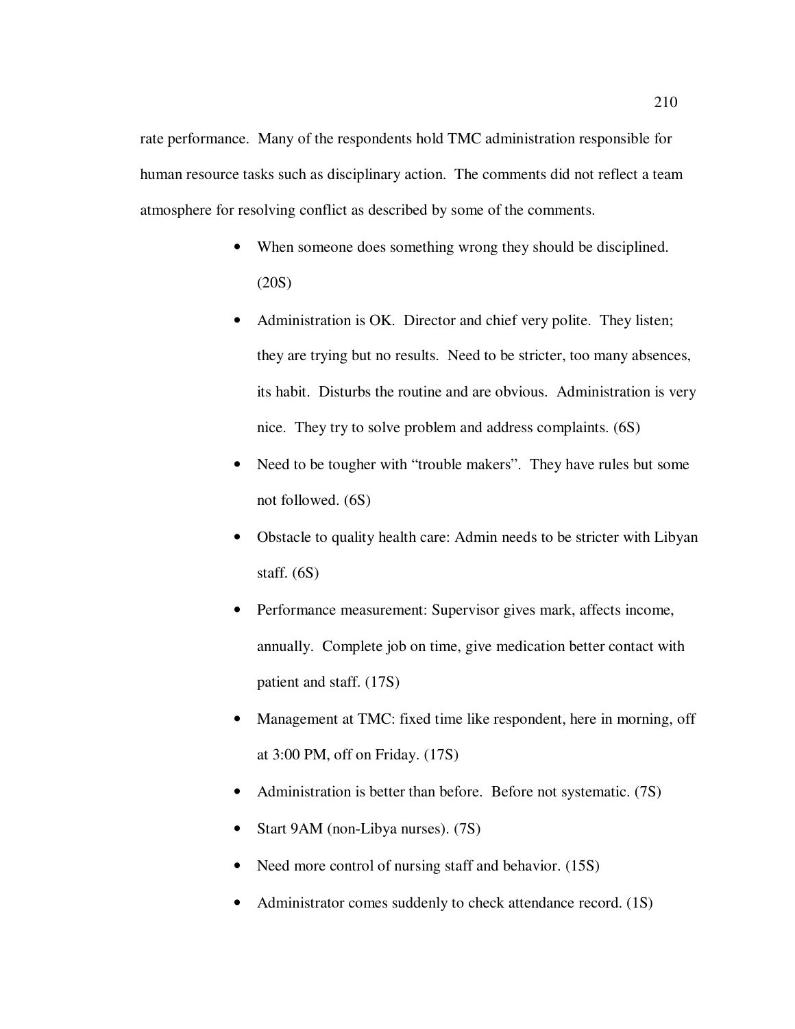rate performance. Many of the respondents hold TMC administration responsible for human resource tasks such as disciplinary action. The comments did not reflect a team atmosphere for resolving conflict as described by some of the comments.

- When someone does something wrong they should be disciplined. (20S)
- Administration is OK. Director and chief very polite. They listen; they are trying but no results. Need to be stricter, too many absences, its habit. Disturbs the routine and are obvious. Administration is very nice. They try to solve problem and address complaints. (6S)
- Need to be tougher with "trouble makers". They have rules but some not followed. (6S)
- Obstacle to quality health care: Admin needs to be stricter with Libyan staff. (6S)
- Performance measurement: Supervisor gives mark, affects income, annually. Complete job on time, give medication better contact with patient and staff. (17S)
- Management at TMC: fixed time like respondent, here in morning, off at 3:00 PM, off on Friday. (17S)
- Administration is better than before. Before not systematic. (7S)
- Start 9AM (non-Libya nurses). (7S)
- Need more control of nursing staff and behavior. (15S)
- Administrator comes suddenly to check attendance record. (1S)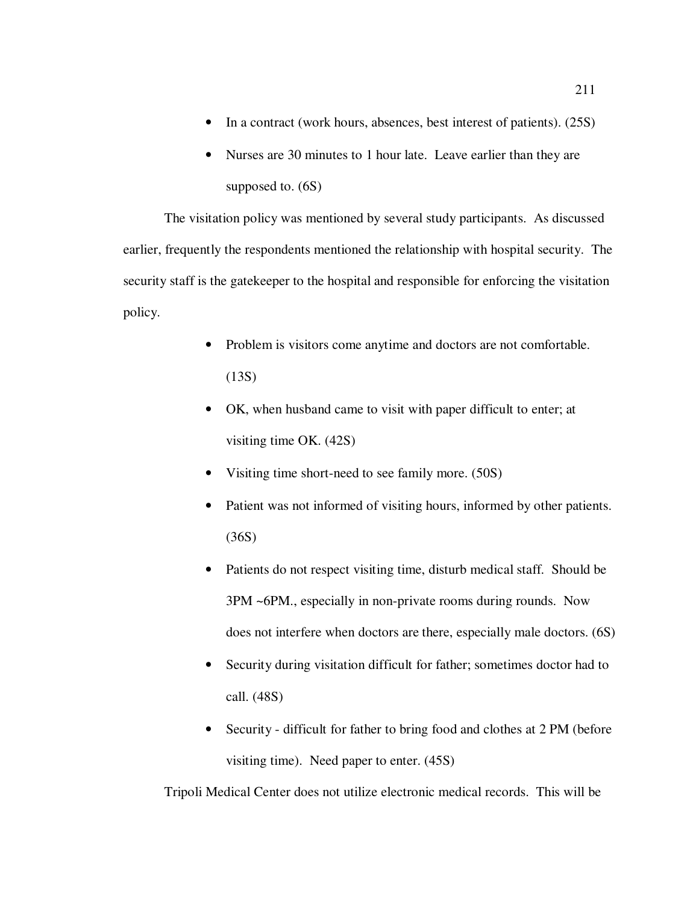- In a contract (work hours, absences, best interest of patients). (25S)
- Nurses are 30 minutes to 1 hour late. Leave earlier than they are supposed to. (6S)

The visitation policy was mentioned by several study participants. As discussed earlier, frequently the respondents mentioned the relationship with hospital security. The security staff is the gatekeeper to the hospital and responsible for enforcing the visitation policy.

- Problem is visitors come anytime and doctors are not comfortable. (13S)
- OK, when husband came to visit with paper difficult to enter; at visiting time OK. (42S)
- Visiting time short-need to see family more. (50S)
- Patient was not informed of visiting hours, informed by other patients. (36S)
- Patients do not respect visiting time, disturb medical staff. Should be 3PM ~6PM., especially in non-private rooms during rounds. Now does not interfere when doctors are there, especially male doctors. (6S)
- Security during visitation difficult for father; sometimes doctor had to call. (48S)
- Security - difficult for father to bring food and clothes at 2 PM (before visiting time). Need paper to enter. (45S)

Tripoli Medical Center does not utilize electronic medical records. This will be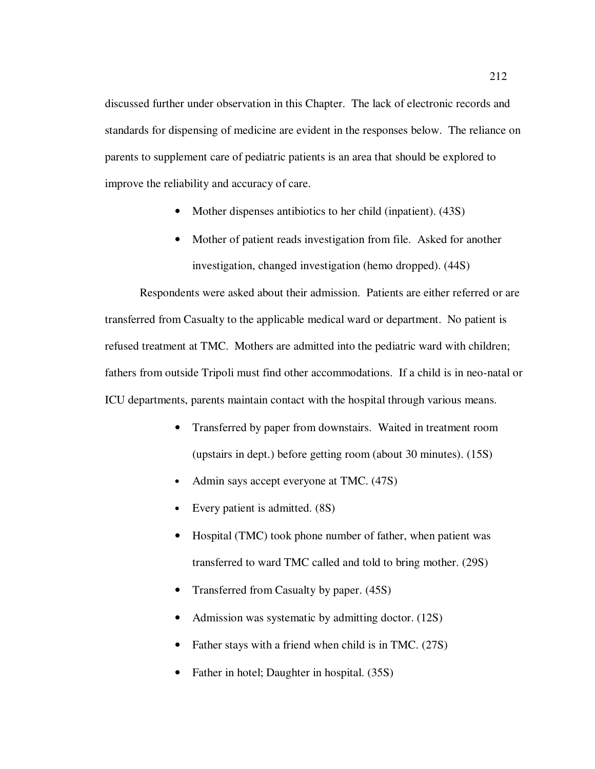discussed further under observation in this Chapter. The lack of electronic records and standards for dispensing of medicine are evident in the responses below. The reliance on parents to supplement care of pediatric patients is an area that should be explored to improve the reliability and accuracy of care.

- Mother dispenses antibiotics to her child (inpatient). (43S)
- Mother of patient reads investigation from file. Asked for another investigation, changed investigation (hemo dropped). (44S)

Respondents were asked about their admission. Patients are either referred or are transferred from Casualty to the applicable medical ward or department. No patient is refused treatment at TMC. Mothers are admitted into the pediatric ward with children; fathers from outside Tripoli must find other accommodations. If a child is in neo-natal or ICU departments, parents maintain contact with the hospital through various means.

- Transferred by paper from downstairs. Waited in treatment room (upstairs in dept.) before getting room (about 30 minutes). (15S)
- Admin says accept everyone at TMC. (47S)
- Every patient is admitted. (8S)
- Hospital (TMC) took phone number of father, when patient was transferred to ward TMC called and told to bring mother. (29S)
- Transferred from Casualty by paper. (45S)
- Admission was systematic by admitting doctor. (12S)
- Father stays with a friend when child is in TMC. (27S)
- Father in hotel; Daughter in hospital. (35S)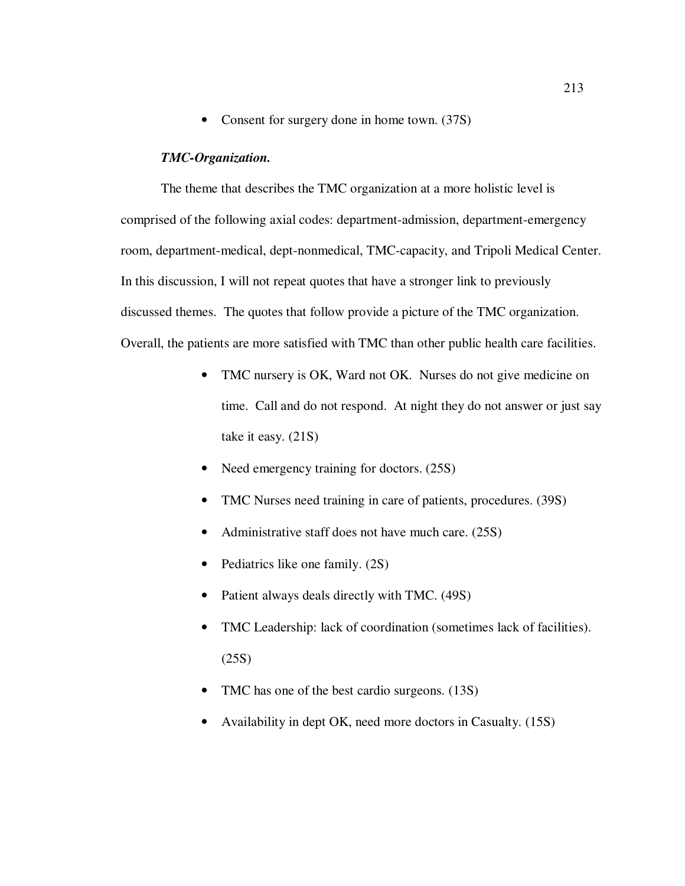- Consent for surgery done in home town. (37S)

***TMC-Organization.***

The theme that describes the TMC organization at a more holistic level is comprised of the following axial codes: department-admission, department-emergency room, department-medical, dept-nonmedical, TMC-capacity, and Tripoli Medical Center. In this discussion, I will not repeat quotes that have a stronger link to previously discussed themes. The quotes that follow provide a picture of the TMC organization. Overall, the patients are more satisfied with TMC than other public health care facilities.

- TMC nursery is OK, Ward not OK. Nurses do not give medicine on time. Call and do not respond. At night they do not answer or just say take it easy. (21S)
- Need emergency training for doctors. (25S)
- TMC Nurses need training in care of patients, procedures. (39S)
- Administrative staff does not have much care. (25S)
- Pediatrics like one family. (2S)
- Patient always deals directly with TMC. (49S)
- TMC Leadership: lack of coordination (sometimes lack of facilities). (25S)
- TMC has one of the best cardio surgeons. (13S)
- Availability in dept OK, need more doctors in Casualty. (15S)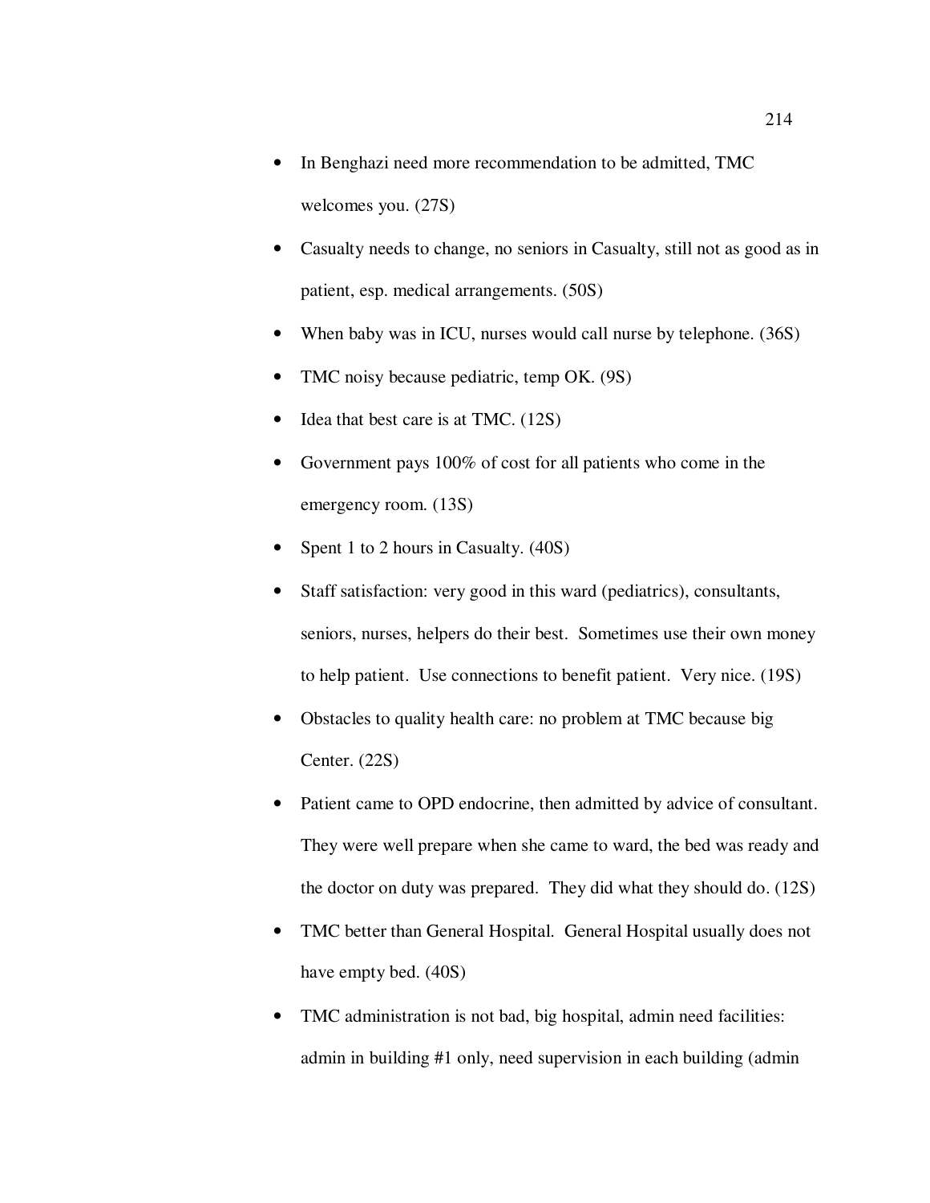- In Benghazi need more recommendation to be admitted, TMC welcomes you. (27S)
- Casualty needs to change, no seniors in Casualty, still not as good as in patient, esp. medical arrangements. (50S)
- When baby was in ICU, nurses would call nurse by telephone. (36S)
- TMC noisy because pediatric, temp OK. (9S)
- Idea that best care is at TMC. (12S)
- Government pays 100% of cost for all patients who come in the emergency room. (13S)
- Spent 1 to 2 hours in Casualty. (40S)
- Staff satisfaction: very good in this ward (pediatrics), consultants, seniors, nurses, helpers do their best. Sometimes use their own money to help patient. Use connections to benefit patient. Very nice. (19S)
- Obstacles to quality health care: no problem at TMC because big Center. (22S)
- Patient came to OPD endocrine, then admitted by advice of consultant. They were well prepare when she came to ward, the bed was ready and the doctor on duty was prepared. They did what they should do. (12S)
- TMC better than General Hospital. General Hospital usually does not have empty bed. (40S)
- TMC administration is not bad, big hospital, admin need facilities: admin in building #1 only, need supervision in each building (admin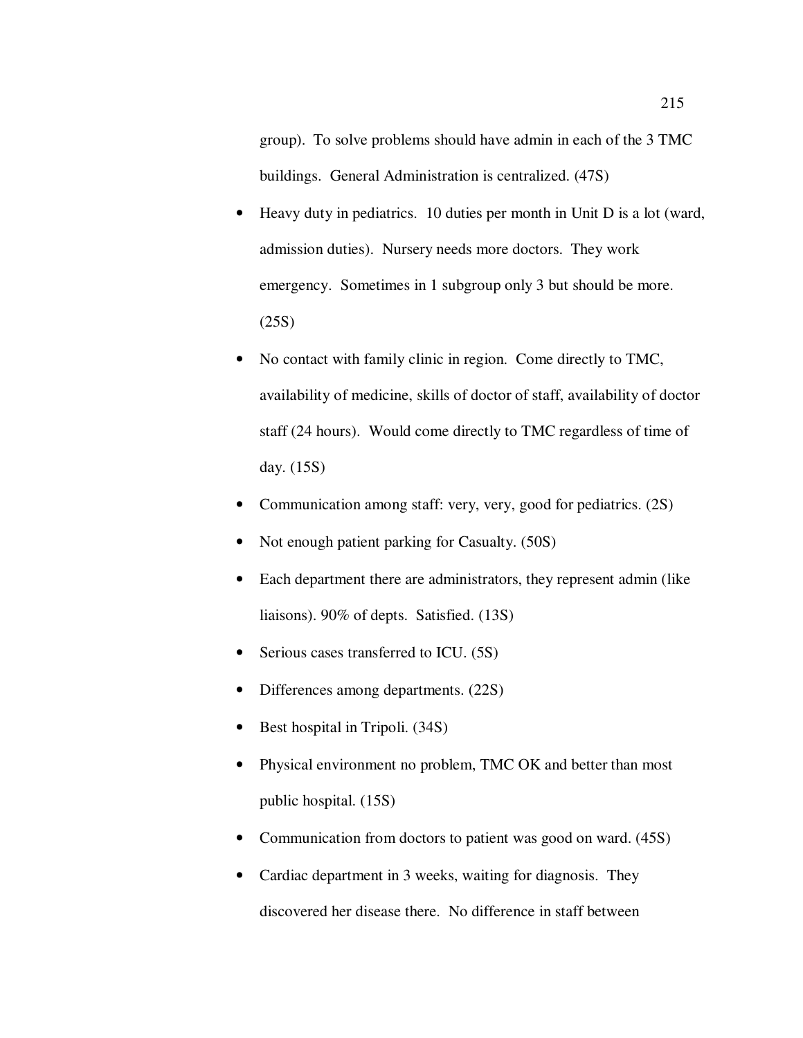group). To solve problems should have admin in each of the 3 TMC buildings. General Administration is centralized. (47S)

- Heavy duty in pediatrics. 10 duties per month in Unit D is a lot (ward, admission duties). Nursery needs more doctors. They work emergency. Sometimes in 1 subgroup only 3 but should be more. (25S)
- No contact with family clinic in region. Come directly to TMC, availability of medicine, skills of doctor of staff, availability of doctor staff (24 hours). Would come directly to TMC regardless of time of day. (15S)
- Communication among staff: very, very, good for pediatrics. (2S)
- Not enough patient parking for Casualty. (50S)
- Each department there are administrators, they represent admin (like liaisons). 90% of depts. Satisfied. (13S)
- Serious cases transferred to ICU. (5S)
- Differences among departments. (22S)
- Best hospital in Tripoli. (34S)
- Physical environment no problem, TMC OK and better than most public hospital. (15S)
- Communication from doctors to patient was good on ward. (45S)
- Cardiac department in 3 weeks, waiting for diagnosis. They discovered her disease there. No difference in staff between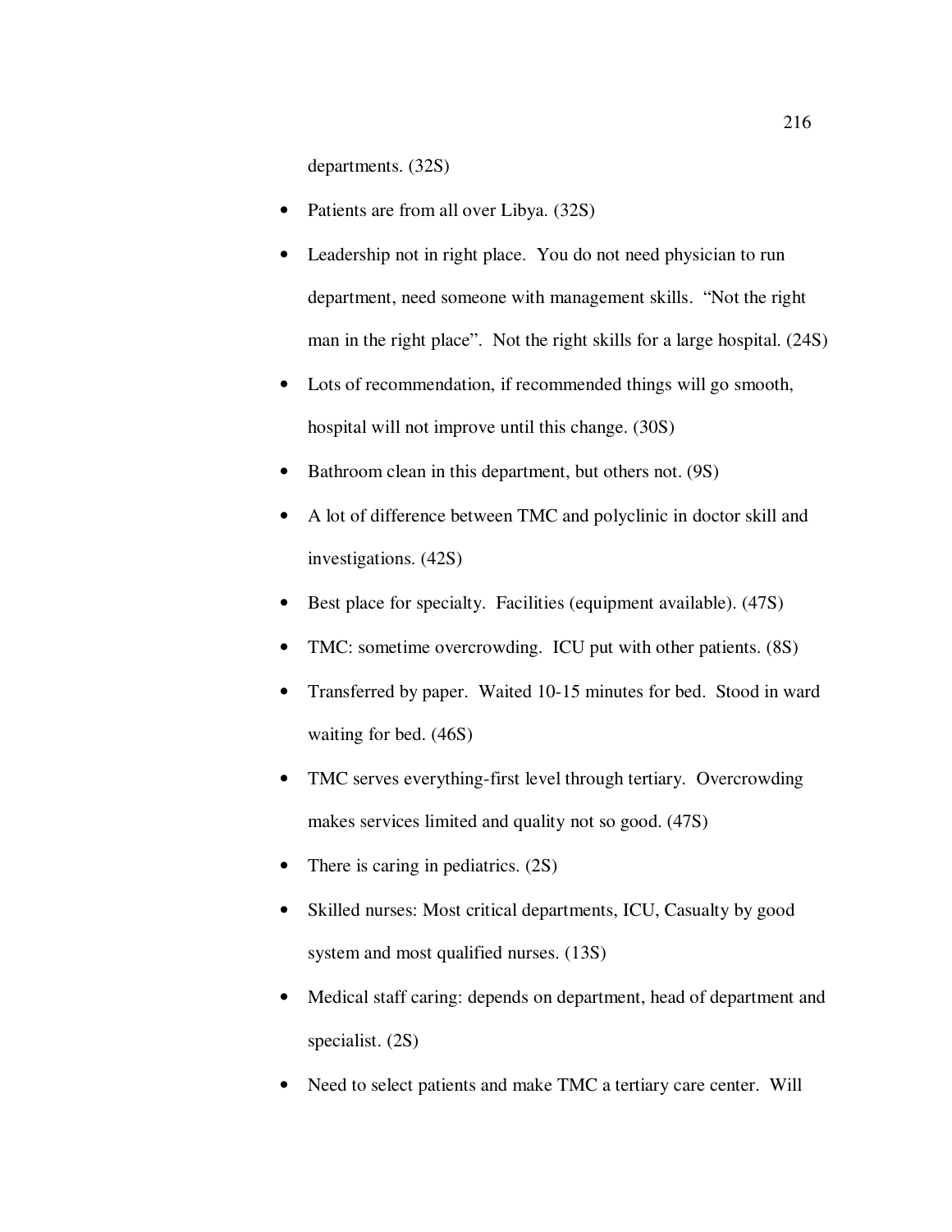departments. (32S)

- Patients are from all over Libya. (32S)
- Leadership not in right place. You do not need physician to run department, need someone with management skills. "Not the right man in the right place". Not the right skills for a large hospital. (24S)
- Lots of recommendation, if recommended things will go smooth, hospital will not improve until this change. (30S)
- Bathroom clean in this department, but others not. (9S)
- A lot of difference between TMC and polyclinic in doctor skill and investigations. (42S)
- Best place for specialty. Facilities (equipment available). (47S)
- TMC: sometime overcrowding. ICU put with other patients. (8S)
- Transferred by paper. Waited 10-15 minutes for bed. Stood in ward waiting for bed. (46S)
- TMC serves everything-first level through tertiary. Overcrowding makes services limited and quality not so good. (47S)
- There is caring in pediatrics. (2S)
- Skilled nurses: Most critical departments, ICU, Casualty by good system and most qualified nurses. (13S)
- Medical staff caring: depends on department, head of department and specialist. (2S)
- Need to select patients and make TMC a tertiary care center. Will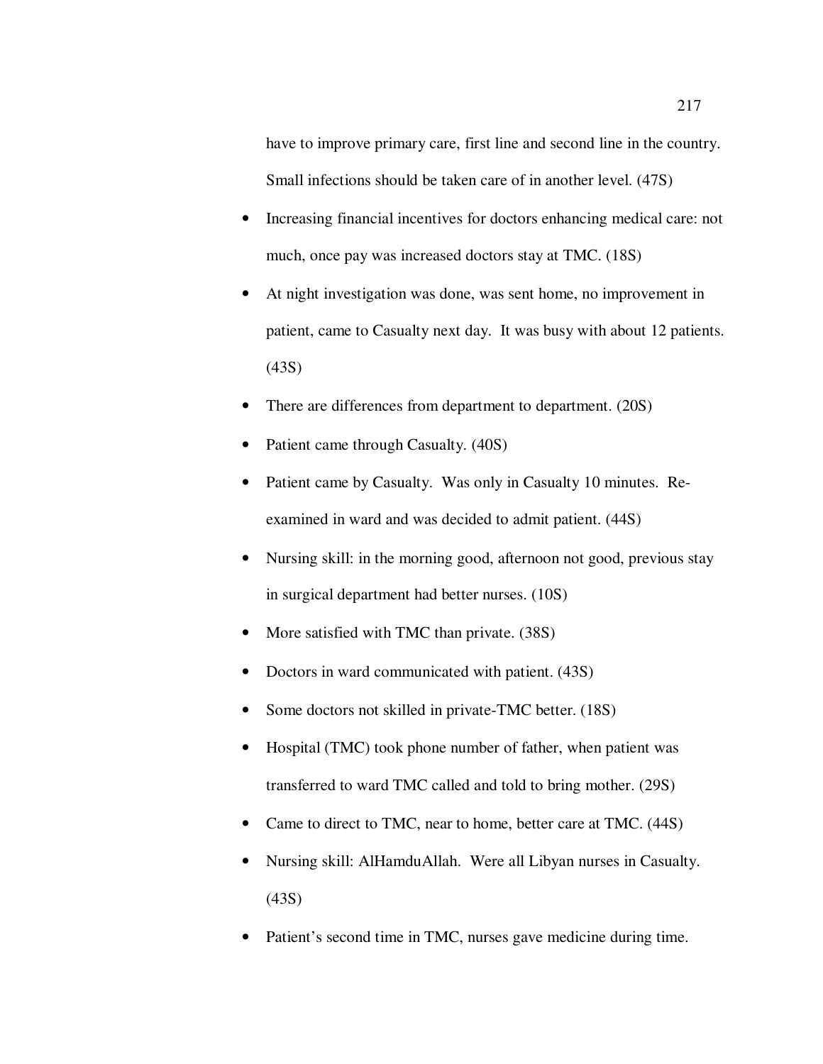have to improve primary care, first line and second line in the country. Small infections should be taken care of in another level. (47S)

- Increasing financial incentives for doctors enhancing medical care: not much, once pay was increased doctors stay at TMC. (18S)
- At night investigation was done, was sent home, no improvement in patient, came to Casualty next day. It was busy with about 12 patients. (43S)
- There are differences from department to department. (20S)
- Patient came through Casualty. (40S)
- Patient came by Casualty. Was only in Casualty 10 minutes. Re-examined in ward and was decided to admit patient. (44S)
- Nursing skill: in the morning good, afternoon not good, previous stay in surgical department had better nurses. (10S)
- More satisfied with TMC than private. (38S)
- Doctors in ward communicated with patient. (43S)
- Some doctors not skilled in private-TMC better. (18S)
- Hospital (TMC) took phone number of father, when patient was transferred to ward TMC called and told to bring mother. (29S)
- Came to direct to TMC, near to home, better care at TMC. (44S)
- Nursing skill: AlHamduAllah. Were all Libyan nurses in Casualty. (43S)
- Patient's second time in TMC, nurses gave medicine during time.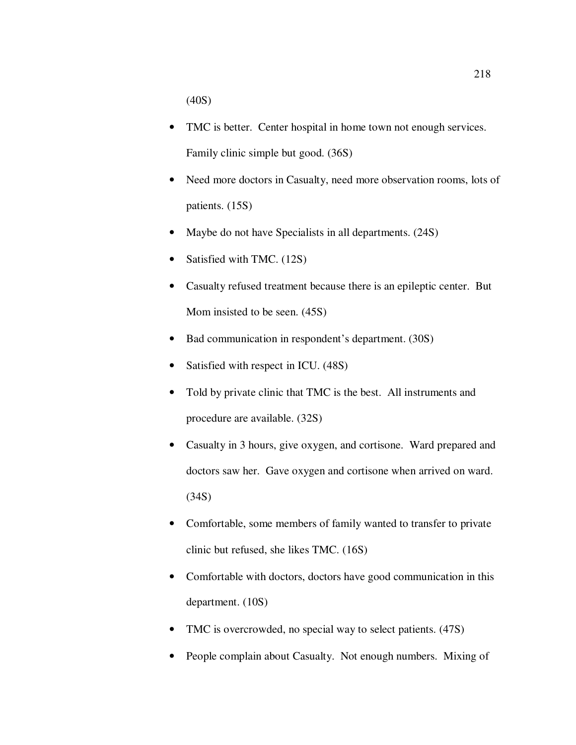(40S)

- TMC is better. Center hospital in home town not enough services. Family clinic simple but good. (36S)
- Need more doctors in Casualty, need more observation rooms, lots of patients. (15S)
- Maybe do not have Specialists in all departments. (24S)
- Satisfied with TMC. (12S)
- Casualty refused treatment because there is an epileptic center. But Mom insisted to be seen. (45S)
- Bad communication in respondent's department. (30S)
- Satisfied with respect in ICU. (48S)
- Told by private clinic that TMC is the best. All instruments and procedure are available. (32S)
- Casualty in 3 hours, give oxygen, and cortisone. Ward prepared and doctors saw her. Gave oxygen and cortisone when arrived on ward. (34S)
- Comfortable, some members of family wanted to transfer to private clinic but refused, she likes TMC. (16S)
- Comfortable with doctors, doctors have good communication in this department. (10S)
- TMC is overcrowded, no special way to select patients. (47S)
- People complain about Casualty. Not enough numbers. Mixing of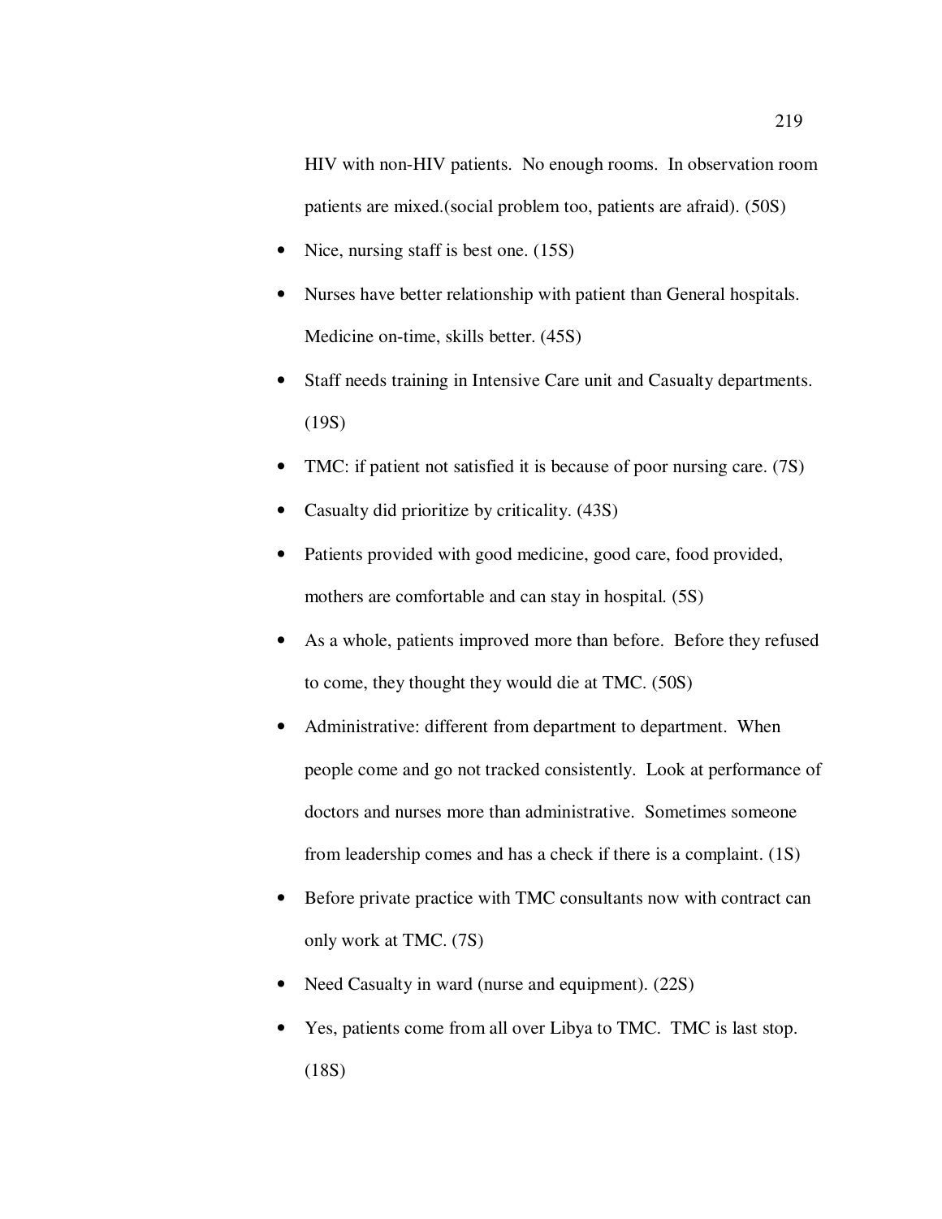HIV with non-HIV patients. No enough rooms. In observation room patients are mixed.(social problem too, patients are afraid). (50S)

- Nice, nursing staff is best one. (15S)
- Nurses have better relationship with patient than General hospitals. Medicine on-time, skills better. (45S)
- Staff needs training in Intensive Care unit and Casualty departments. (19S)
- TMC: if patient not satisfied it is because of poor nursing care. (7S)
- Casualty did prioritize by criticality. (43S)
- Patients provided with good medicine, good care, food provided, mothers are comfortable and can stay in hospital. (5S)
- As a whole, patients improved more than before. Before they refused to come, they thought they would die at TMC. (50S)
- Administrative: different from department to department. When people come and go not tracked consistently. Look at performance of doctors and nurses more than administrative. Sometimes someone from leadership comes and has a check if there is a complaint. (1S)
- Before private practice with TMC consultants now with contract can only work at TMC. (7S)
- Need Casualty in ward (nurse and equipment). (22S)
- Yes, patients come from all over Libya to TMC. TMC is last stop. (18S)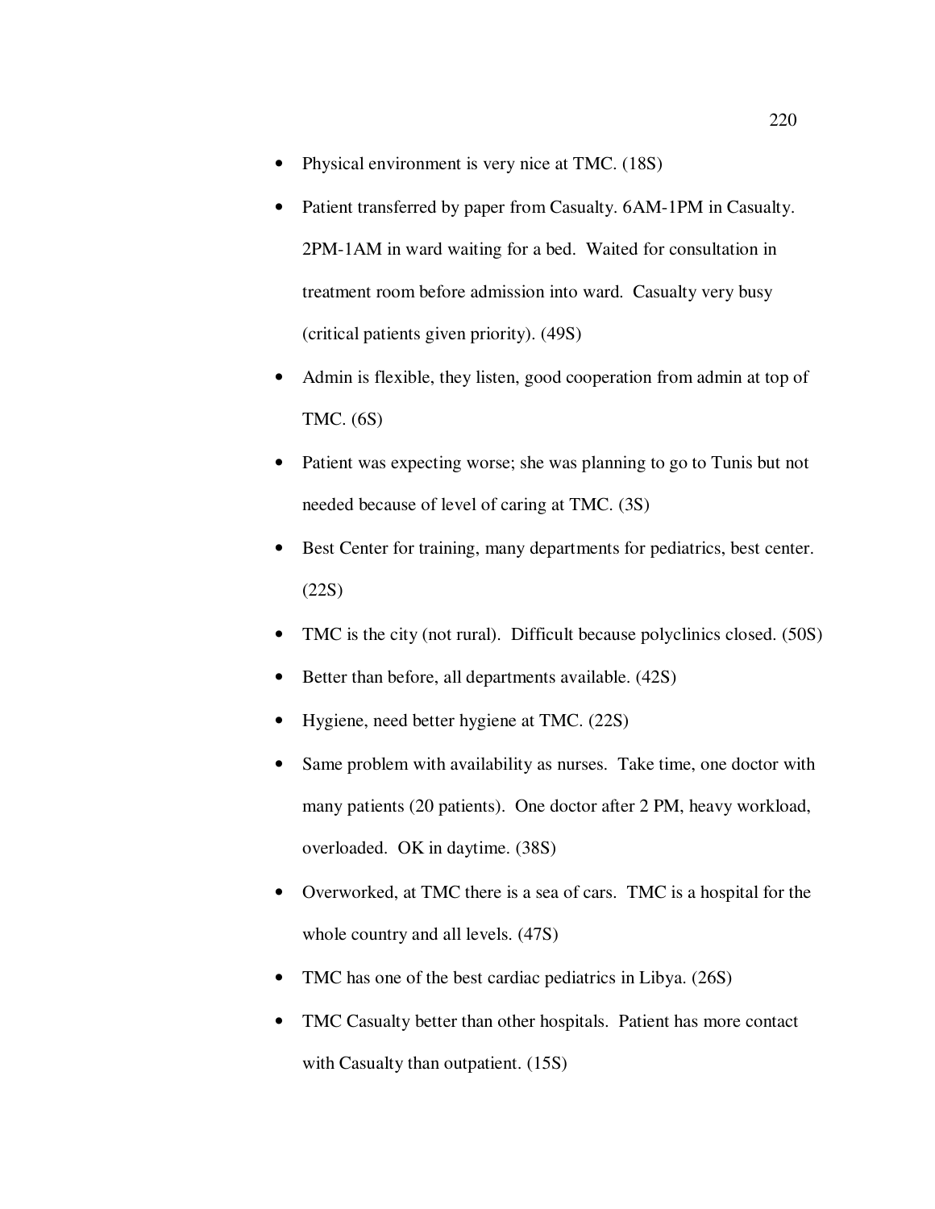- Physical environment is very nice at TMC. (18S)
- Patient transferred by paper from Casualty. 6AM-1PM in Casualty. 2PM-1AM in ward waiting for a bed. Waited for consultation in treatment room before admission into ward. Casualty very busy (critical patients given priority). (49S)
- Admin is flexible, they listen, good cooperation from admin at top of TMC. (6S)
- Patient was expecting worse; she was planning to go to Tunis but not needed because of level of caring at TMC. (3S)
- Best Center for training, many departments for pediatrics, best center. (22S)
- TMC is the city (not rural). Difficult because polyclinics closed. (50S)
- Better than before, all departments available. (42S)
- Hygiene, need better hygiene at TMC. (22S)
- Same problem with availability as nurses. Take time, one doctor with many patients (20 patients). One doctor after 2 PM, heavy workload, overloaded. OK in daytime. (38S)
- Overworked, at TMC there is a sea of cars. TMC is a hospital for the whole country and all levels. (47S)
- TMC has one of the best cardiac pediatrics in Libya. (26S)
- TMC Casualty better than other hospitals. Patient has more contact with Casualty than outpatient. (15S)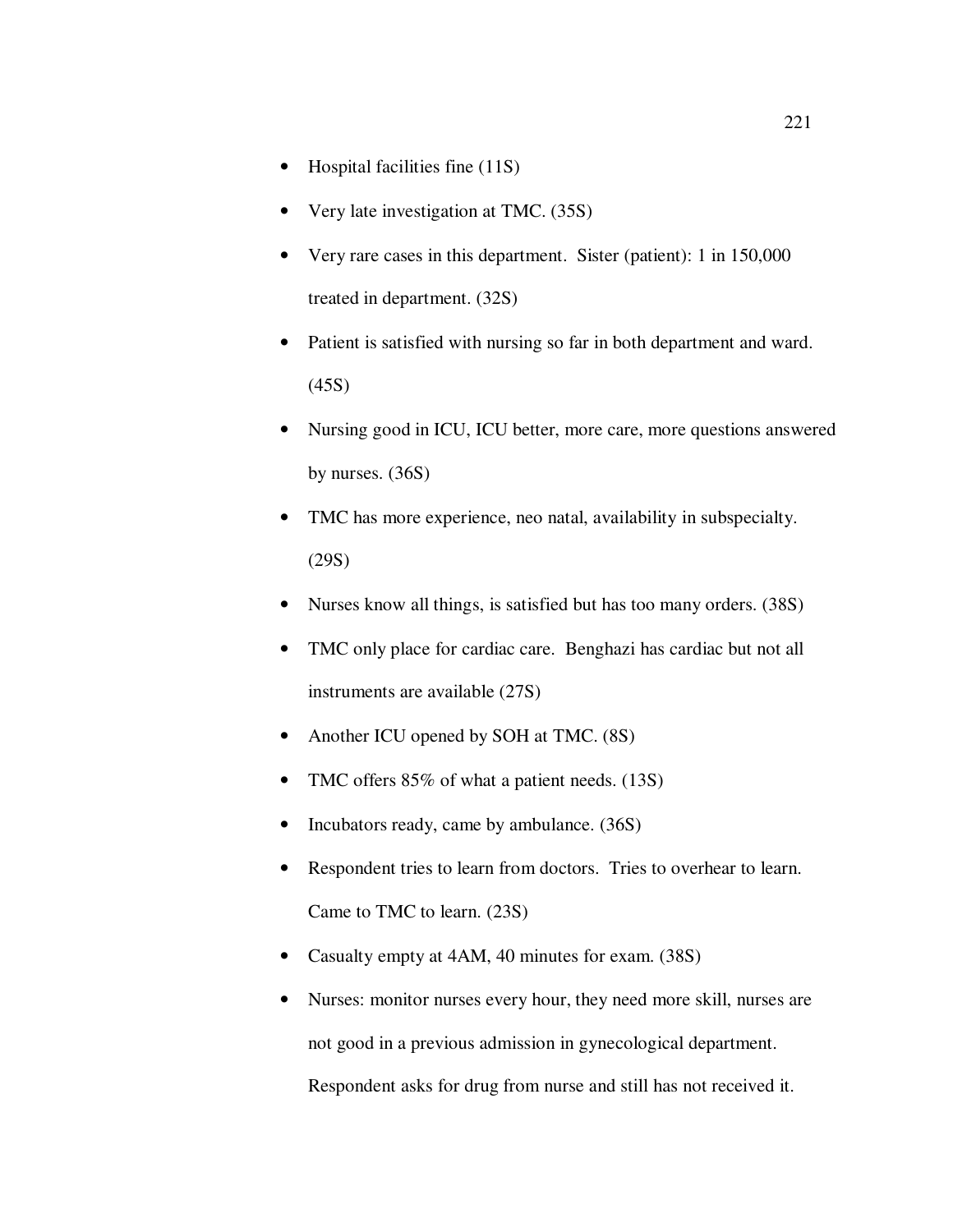- Hospital facilities fine (11S)
- Very late investigation at TMC. (35S)
- Very rare cases in this department. Sister (patient): 1 in 150,000 treated in department. (32S)
- Patient is satisfied with nursing so far in both department and ward. (45S)
- Nursing good in ICU, ICU better, more care, more questions answered by nurses. (36S)
- TMC has more experience, neo natal, availability in subspecialty. (29S)
- Nurses know all things, is satisfied but has too many orders. (38S)
- TMC only place for cardiac care. Benghazi has cardiac but not all instruments are available (27S)
- Another ICU opened by SOH at TMC. (8S)
- TMC offers 85% of what a patient needs. (13S)
- Incubators ready, came by ambulance. (36S)
- Respondent tries to learn from doctors. Tries to overhear to learn. Came to TMC to learn. (23S)
- Casualty empty at 4AM, 40 minutes for exam. (38S)
- Nurses: monitor nurses every hour, they need more skill, nurses are not good in a previous admission in gynecological department. Respondent asks for drug from nurse and still has not received it.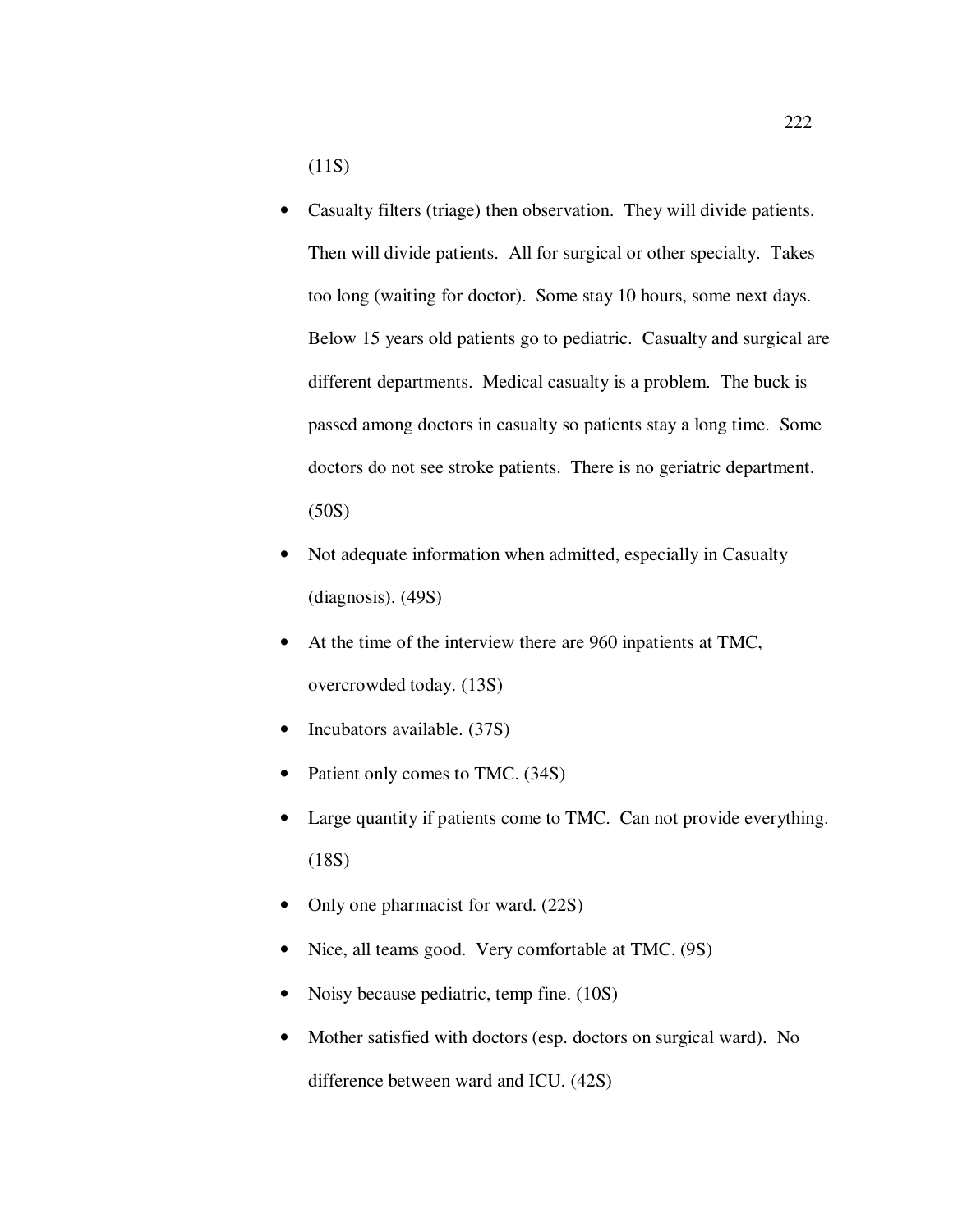(11S)

- Casualty filters (triage) then observation. They will divide patients. Then will divide patients. All for surgical or other specialty. Takes too long (waiting for doctor). Some stay 10 hours, some next days. Below 15 years old patients go to pediatric. Casualty and surgical are different departments. Medical casualty is a problem. The buck is passed among doctors in casualty so patients stay a long time. Some doctors do not see stroke patients. There is no geriatric department. (50S)
- Not adequate information when admitted, especially in Casualty (diagnosis). (49S)
- At the time of the interview there are 960 inpatients at TMC, overcrowded today. (13S)
- Incubators available. (37S)
- Patient only comes to TMC. (34S)
- Large quantity if patients come to TMC. Can not provide everything. (18S)
- Only one pharmacist for ward. (22S)
- Nice, all teams good. Very comfortable at TMC. (9S)
- Noisy because pediatric, temp fine. (10S)
- Mother satisfied with doctors (esp. doctors on surgical ward). No difference between ward and ICU. (42S)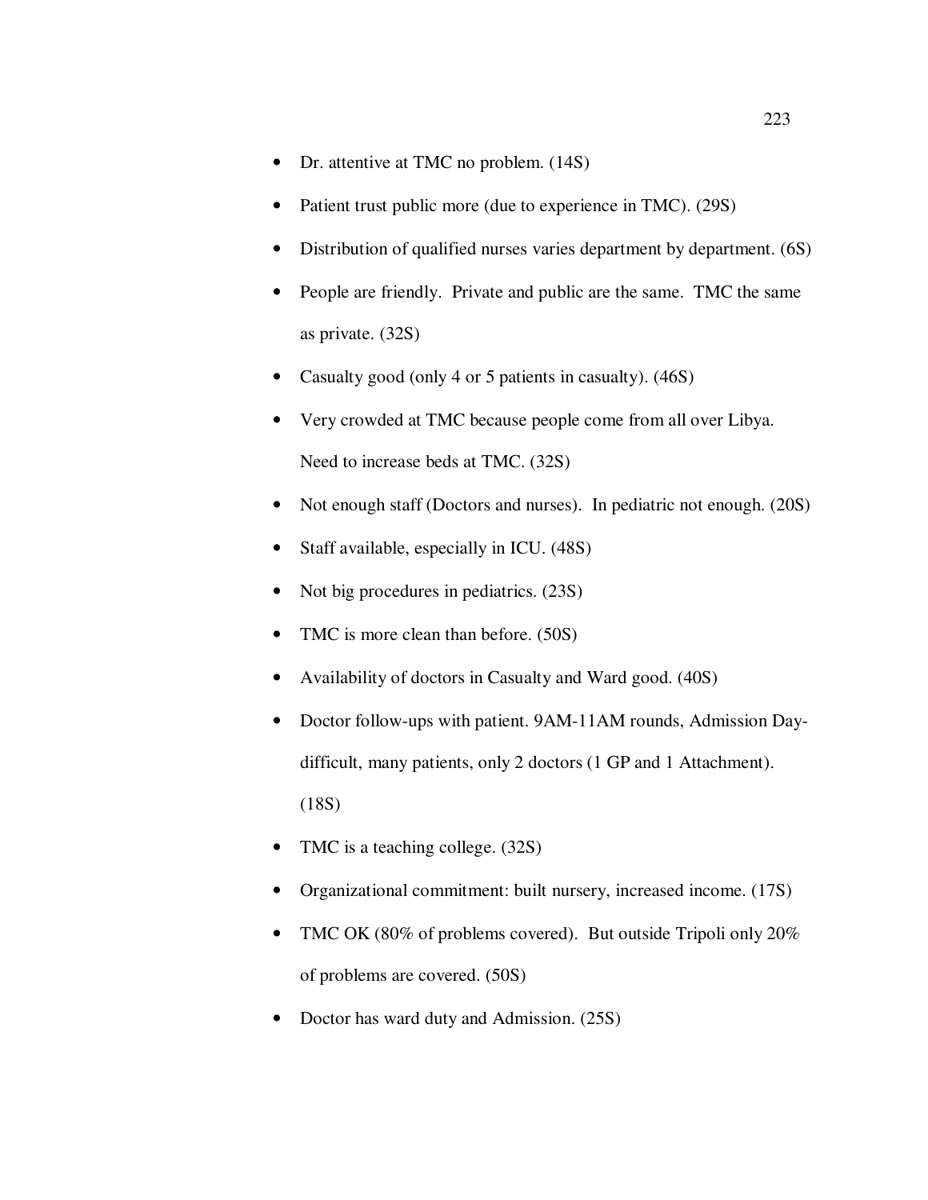- Dr. attentive at TMC no problem. (14S)
- Patient trust public more (due to experience in TMC). (29S)
- Distribution of qualified nurses varies department by department. (6S)
- People are friendly. Private and public are the same. TMC the same as private. (32S)
- Casualty good (only 4 or 5 patients in casualty). (46S)
- Very crowded at TMC because people come from all over Libya. Need to increase beds at TMC. (32S)
- Not enough staff (Doctors and nurses). In pediatric not enough. (20S)
- Staff available, especially in ICU. (48S)
- Not big procedures in pediatrics. (23S)
- TMC is more clean than before. (50S)
- Availability of doctors in Casualty and Ward good. (40S)
- Doctor follow-ups with patient. 9AM-11AM rounds, Admission Day-difficult, many patients, only 2 doctors (1 GP and 1 Attachment). (18S)
- TMC is a teaching college. (32S)
- Organizational commitment: built nursery, increased income. (17S)
- TMC OK (80% of problems covered). But outside Tripoli only 20% of problems are covered. (50S)
- Doctor has ward duty and Admission. (25S)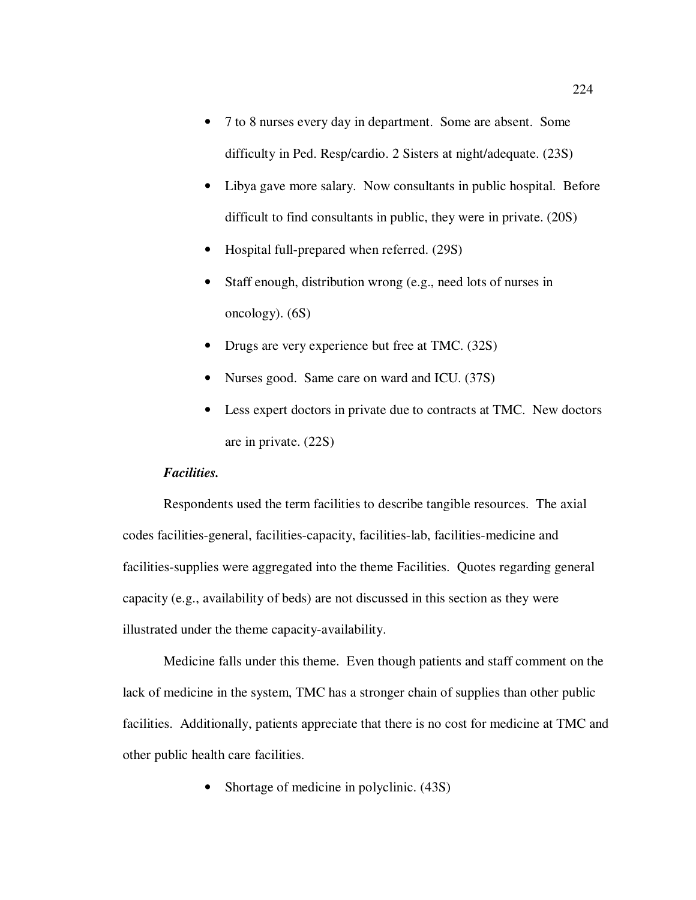- 7 to 8 nurses every day in department. Some are absent. Some difficulty in Ped. Resp/cardio. 2 Sisters at night/adequate. (23S)
- Libya gave more salary. Now consultants in public hospital. Before difficult to find consultants in public, they were in private. (20S)
- Hospital full-prepared when referred. (29S)
- Staff enough, distribution wrong (e.g., need lots of nurses in oncology). (6S)
- Drugs are very experience but free at TMC. (32S)
- Nurses good. Same care on ward and ICU. (37S)
- Less expert doctors in private due to contracts at TMC. New doctors are in private. (22S)

***Facilities.***

Respondents used the term facilities to describe tangible resources. The axial codes facilities-general, facilities-capacity, facilities-lab, facilities-medicine and facilities-supplies were aggregated into the theme Facilities. Quotes regarding general capacity (e.g., availability of beds) are not discussed in this section as they were illustrated under the theme capacity-availability.

Medicine falls under this theme. Even though patients and staff comment on the lack of medicine in the system, TMC has a stronger chain of supplies than other public facilities. Additionally, patients appreciate that there is no cost for medicine at TMC and other public health care facilities.

- Shortage of medicine in polyclinic. (43S)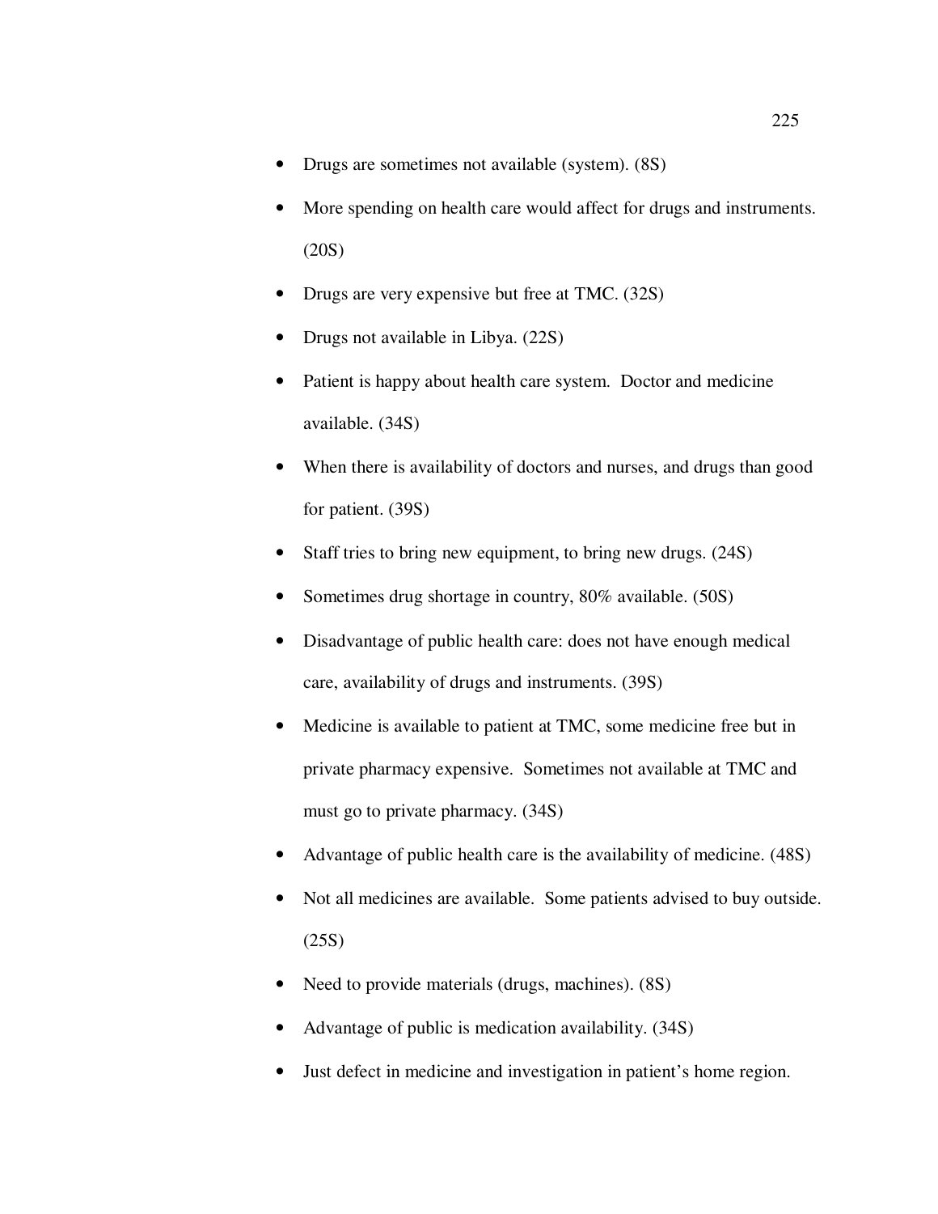- Drugs are sometimes not available (system). (8S)
- More spending on health care would affect for drugs and instruments. (20S)
- Drugs are very expensive but free at TMC. (32S)
- Drugs not available in Libya. (22S)
- Patient is happy about health care system. Doctor and medicine available. (34S)
- When there is availability of doctors and nurses, and drugs than good for patient. (39S)
- Staff tries to bring new equipment, to bring new drugs. (24S)
- Sometimes drug shortage in country, 80% available. (50S)
- Disadvantage of public health care: does not have enough medical care, availability of drugs and instruments. (39S)
- Medicine is available to patient at TMC, some medicine free but in private pharmacy expensive. Sometimes not available at TMC and must go to private pharmacy. (34S)
- Advantage of public health care is the availability of medicine. (48S)
- Not all medicines are available. Some patients advised to buy outside. (25S)
- Need to provide materials (drugs, machines). (8S)
- Advantage of public is medication availability. (34S)
- Just defect in medicine and investigation in patient's home region.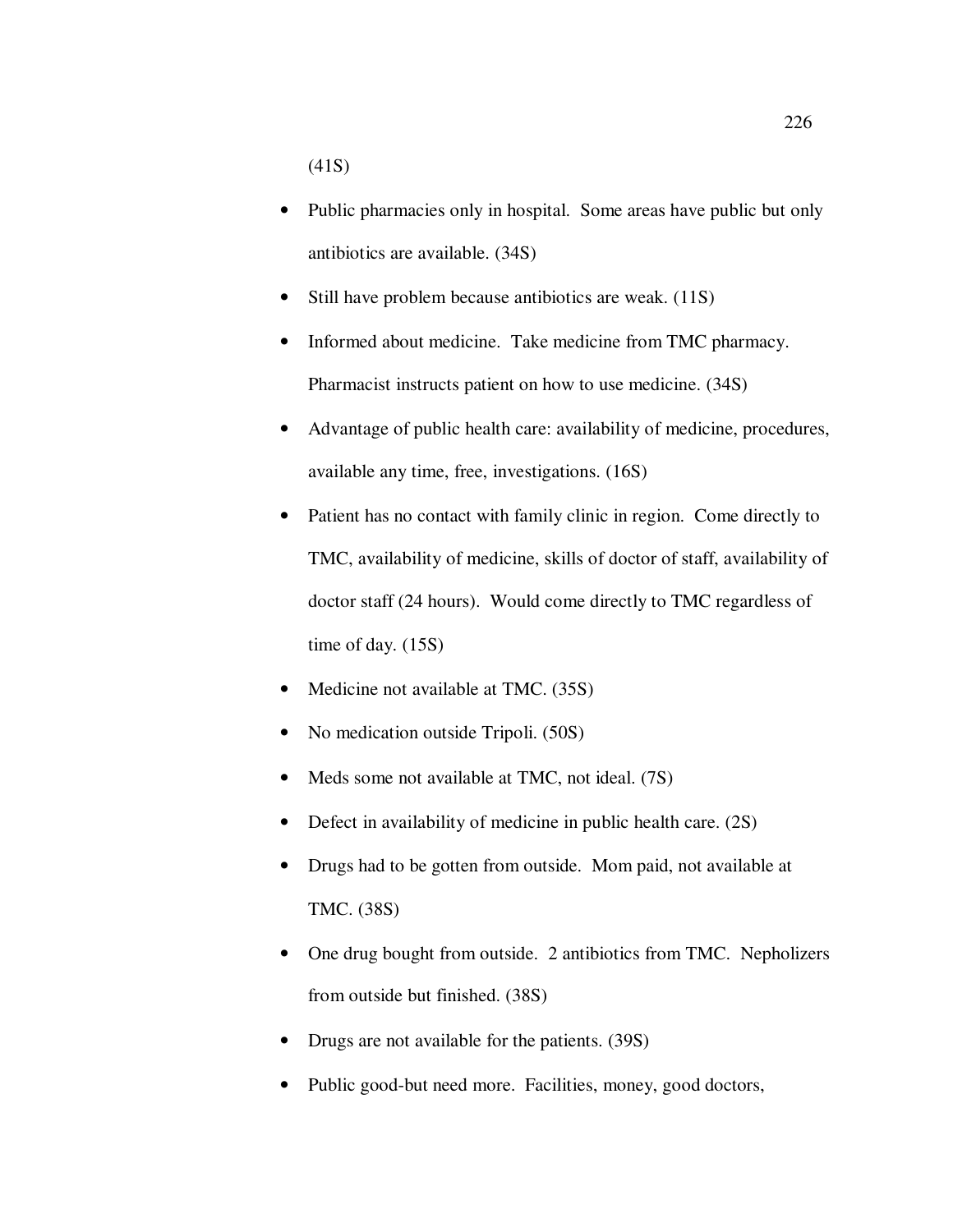(41S)

- Public pharmacies only in hospital. Some areas have public but only antibiotics are available. (34S)
- Still have problem because antibiotics are weak. (11S)
- Informed about medicine. Take medicine from TMC pharmacy. Pharmacist instructs patient on how to use medicine. (34S)
- Advantage of public health care: availability of medicine, procedures, available any time, free, investigations. (16S)
- Patient has no contact with family clinic in region. Come directly to TMC, availability of medicine, skills of doctor of staff, availability of doctor staff (24 hours). Would come directly to TMC regardless of time of day. (15S)
- Medicine not available at TMC. (35S)
- No medication outside Tripoli. (50S)
- Meds some not available at TMC, not ideal. (7S)
- Defect in availability of medicine in public health care. (2S)
- Drugs had to be gotten from outside. Mom paid, not available at TMC. (38S)
- One drug bought from outside. 2 antibiotics from TMC. Nepholizers from outside but finished. (38S)
- Drugs are not available for the patients. (39S)
- Public good-but need more. Facilities, money, good doctors,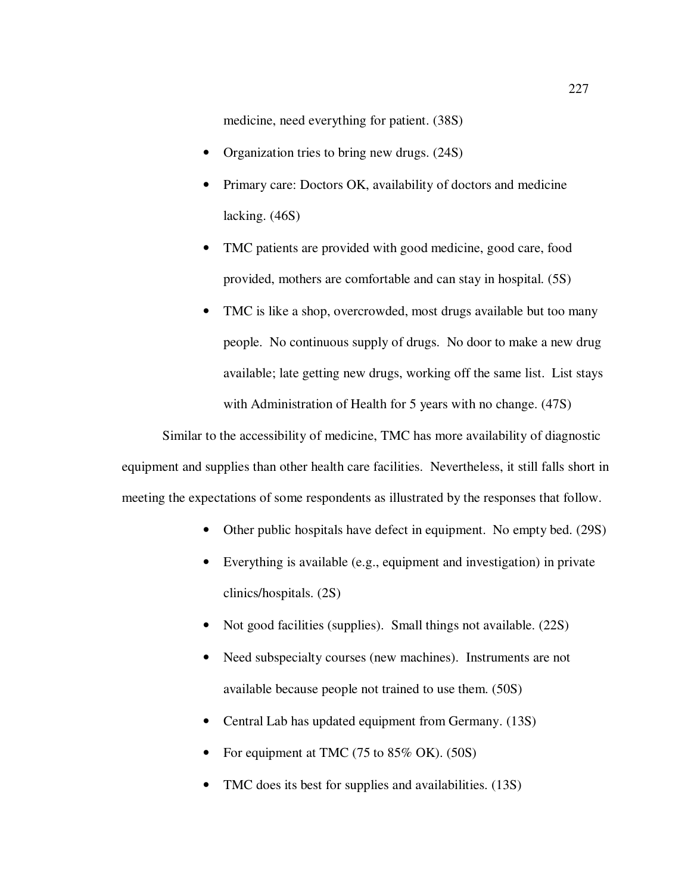medicine, need everything for patient. (38S)

- Organization tries to bring new drugs. (24S)
- Primary care: Doctors OK, availability of doctors and medicine lacking. (46S)
- TMC patients are provided with good medicine, good care, food provided, mothers are comfortable and can stay in hospital. (5S)
- TMC is like a shop, overcrowded, most drugs available but too many people. No continuous supply of drugs. No door to make a new drug available; late getting new drugs, working off the same list. List stays with Administration of Health for 5 years with no change. (47S)

Similar to the accessibility of medicine, TMC has more availability of diagnostic equipment and supplies than other health care facilities. Nevertheless, it still falls short in meeting the expectations of some respondents as illustrated by the responses that follow.

- Other public hospitals have defect in equipment. No empty bed. (29S)
- Everything is available (e.g., equipment and investigation) in private clinics/hospitals. (2S)
- Not good facilities (supplies). Small things not available. (22S)
- Need subspecialty courses (new machines). Instruments are not available because people not trained to use them. (50S)
- Central Lab has updated equipment from Germany. (13S)
- For equipment at TMC (75 to 85% OK). (50S)
- TMC does its best for supplies and availabilities. (13S)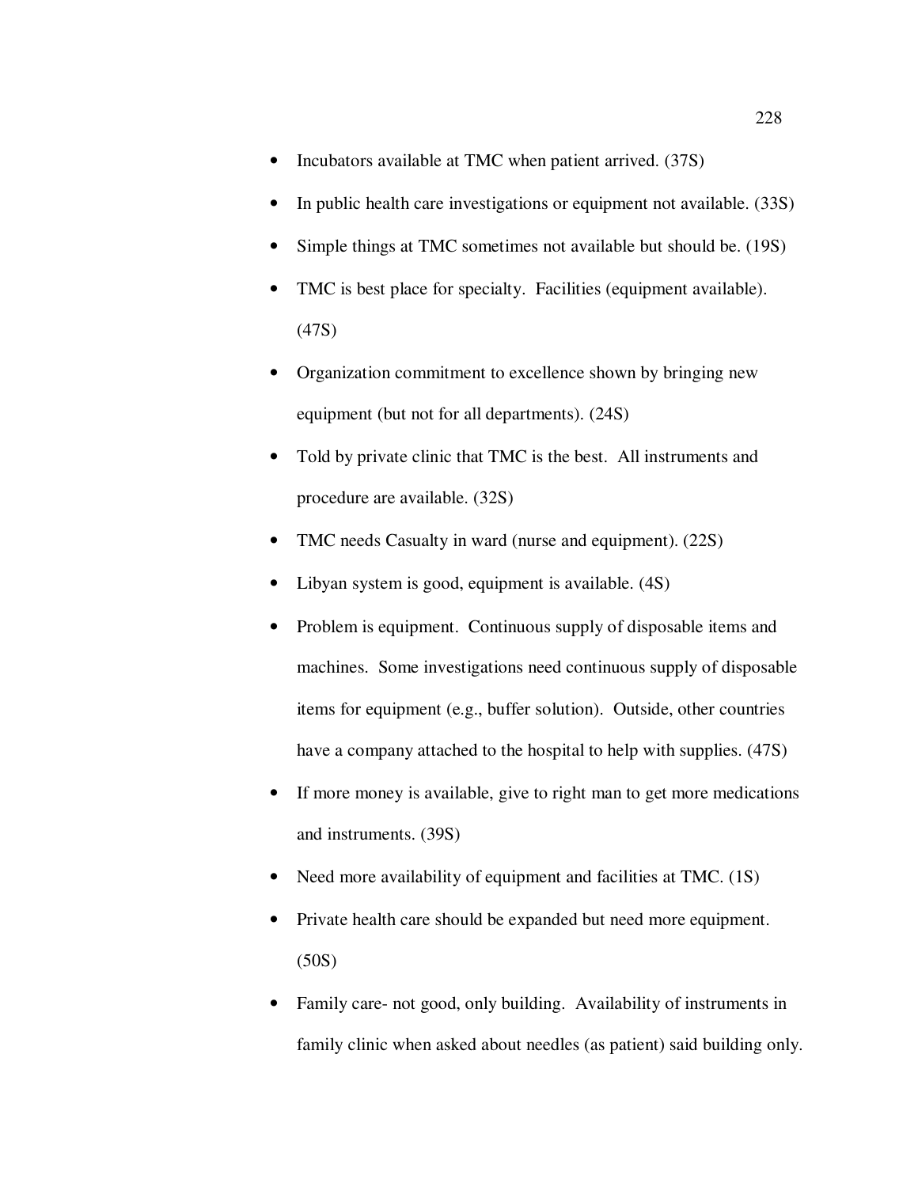- Incubators available at TMC when patient arrived. (37S)
- In public health care investigations or equipment not available. (33S)
- Simple things at TMC sometimes not available but should be. (19S)
- TMC is best place for specialty. Facilities (equipment available). (47S)
- Organization commitment to excellence shown by bringing new equipment (but not for all departments). (24S)
- Told by private clinic that TMC is the best. All instruments and procedure are available. (32S)
- TMC needs Casualty in ward (nurse and equipment). (22S)
- Libyan system is good, equipment is available. (4S)
- Problem is equipment. Continuous supply of disposable items and machines. Some investigations need continuous supply of disposable items for equipment (e.g., buffer solution). Outside, other countries have a company attached to the hospital to help with supplies. (47S)
- If more money is available, give to right man to get more medications and instruments. (39S)
- Need more availability of equipment and facilities at TMC. (1S)
- Private health care should be expanded but need more equipment. (50S)
- Family care- not good, only building. Availability of instruments in family clinic when asked about needles (as patient) said building only.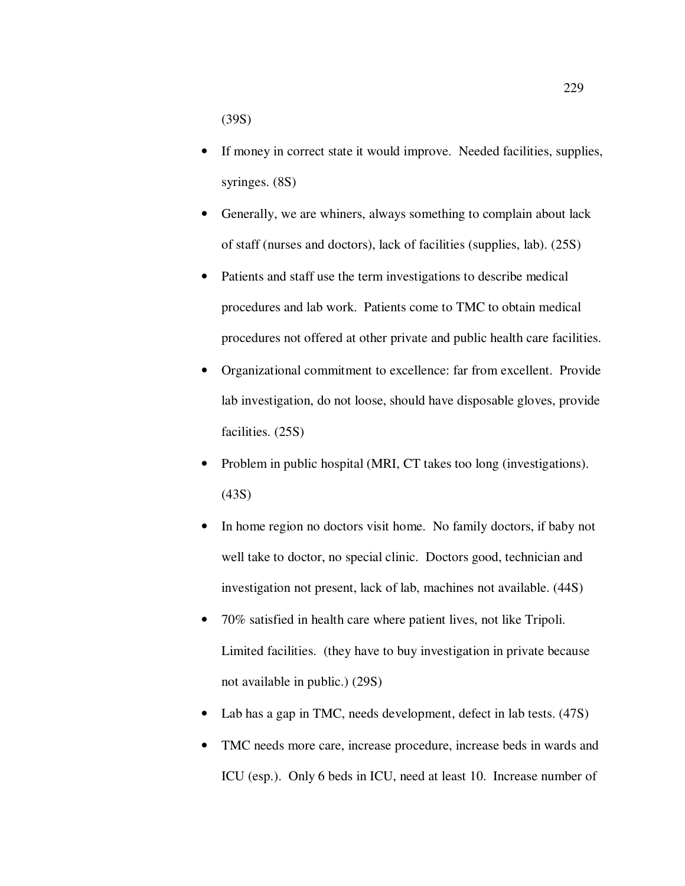(39S)

- If money in correct state it would improve. Needed facilities, supplies, syringes. (8S)
- Generally, we are whiners, always something to complain about lack of staff (nurses and doctors), lack of facilities (supplies, lab). (25S)
- Patients and staff use the term investigations to describe medical procedures and lab work. Patients come to TMC to obtain medical procedures not offered at other private and public health care facilities.
- Organizational commitment to excellence: far from excellent. Provide lab investigation, do not loose, should have disposable gloves, provide facilities. (25S)
- Problem in public hospital (MRI, CT takes too long (investigations). (43S)
- In home region no doctors visit home. No family doctors, if baby not well take to doctor, no special clinic. Doctors good, technician and investigation not present, lack of lab, machines not available. (44S)
- 70% satisfied in health care where patient lives, not like Tripoli. Limited facilities. (they have to buy investigation in private because not available in public.) (29S)
- Lab has a gap in TMC, needs development, defect in lab tests. (47S)
- TMC needs more care, increase procedure, increase beds in wards and ICU (esp.). Only 6 beds in ICU, need at least 10. Increase number of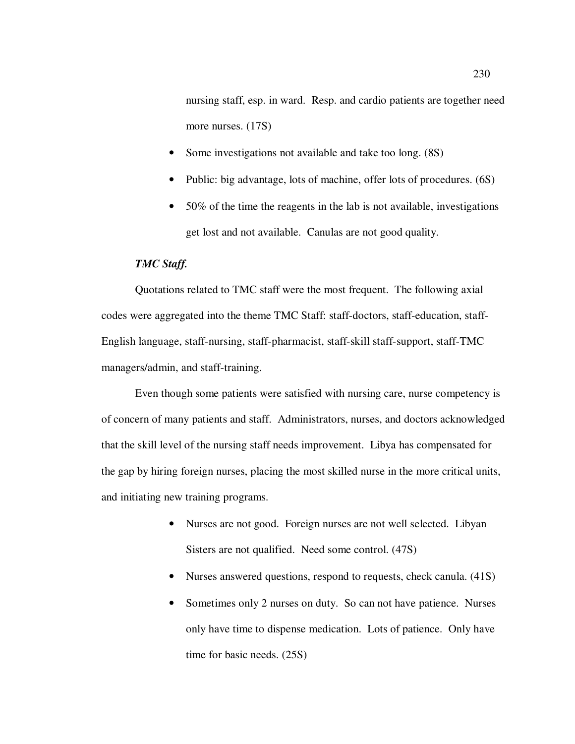nursing staff, esp. in ward. Resp. and cardio patients are together need more nurses. (17S)

- Some investigations not available and take too long. (8S)
- Public: big advantage, lots of machine, offer lots of procedures. (6S)
- 50% of the time the reagents in the lab is not available, investigations get lost and not available. Canulas are not good quality.

***TMC Staff.***

Quotations related to TMC staff were the most frequent. The following axial codes were aggregated into the theme TMC Staff: staff-doctors, staff-education, staff-English language, staff-nursing, staff-pharmacist, staff-skill staff-support, staff-TMC managers/admin, and staff-training.

Even though some patients were satisfied with nursing care, nurse competency is of concern of many patients and staff. Administrators, nurses, and doctors acknowledged that the skill level of the nursing staff needs improvement. Libya has compensated for the gap by hiring foreign nurses, placing the most skilled nurse in the more critical units, and initiating new training programs.

- Nurses are not good. Foreign nurses are not well selected. Libyan Sisters are not qualified. Need some control. (47S)
- Nurses answered questions, respond to requests, check canula. (41S)
- Sometimes only 2 nurses on duty. So can not have patience. Nurses only have time to dispense medication. Lots of patience. Only have time for basic needs. (25S)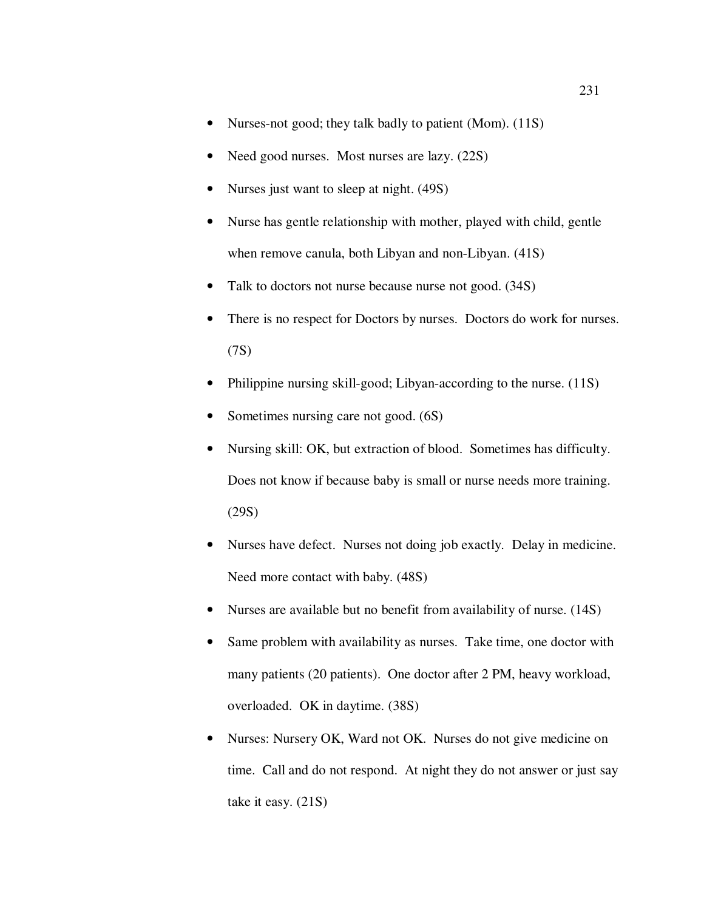- Nurses-not good; they talk badly to patient (Mom). (11S)
- Need good nurses.  Most nurses are lazy. (22S)
- Nurses just want to sleep at night. (49S)
- Nurse has gentle relationship with mother, played with child, gentle when remove canula, both Libyan and non-Libyan. (41S)
- Talk to doctors not nurse because nurse not good. (34S)
- There is no respect for Doctors by nurses.  Doctors do work for nurses. (7S)
- Philippine nursing skill-good; Libyan-according to the nurse. (11S)
- Sometimes nursing care not good. (6S)
- Nursing skill: OK, but extraction of blood.  Sometimes has difficulty. Does not know if because baby is small or nurse needs more training. (29S)
- Nurses have defect.  Nurses not doing job exactly.  Delay in medicine. Need more contact with baby. (48S)
- Nurses are available but no benefit from availability of nurse. (14S)
- Same problem with availability as nurses.  Take time, one doctor with many patients (20 patients).  One doctor after 2 PM, heavy workload, overloaded.  OK in daytime. (38S)
- Nurses: Nursery OK, Ward not OK.  Nurses do not give medicine on time.  Call and do not respond.  At night they do not answer or just say take it easy. (21S)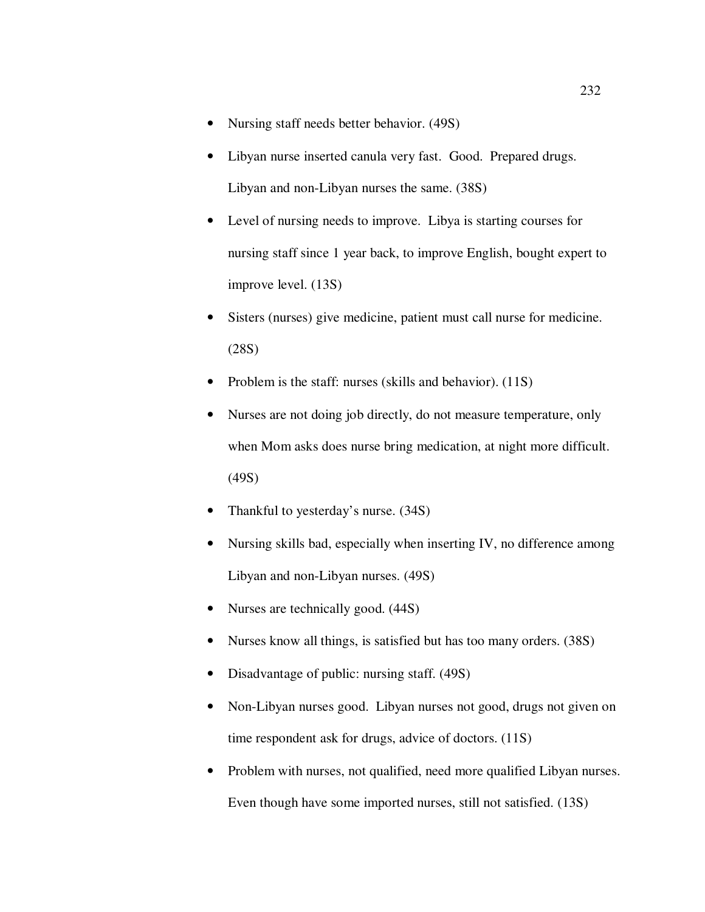- Nursing staff needs better behavior. (49S)
- Libyan nurse inserted canula very fast. Good. Prepared drugs. Libyan and non-Libyan nurses the same. (38S)
- Level of nursing needs to improve. Libya is starting courses for nursing staff since 1 year back, to improve English, bought expert to improve level. (13S)
- Sisters (nurses) give medicine, patient must call nurse for medicine. (28S)
- Problem is the staff: nurses (skills and behavior). (11S)
- Nurses are not doing job directly, do not measure temperature, only when Mom asks does nurse bring medication, at night more difficult. (49S)
- Thankful to yesterday's nurse. (34S)
- Nursing skills bad, especially when inserting IV, no difference among Libyan and non-Libyan nurses. (49S)
- Nurses are technically good. (44S)
- Nurses know all things, is satisfied but has too many orders. (38S)
- Disadvantage of public: nursing staff. (49S)
- Non-Libyan nurses good. Libyan nurses not good, drugs not given on time respondent ask for drugs, advice of doctors. (11S)
- Problem with nurses, not qualified, need more qualified Libyan nurses. Even though have some imported nurses, still not satisfied. (13S)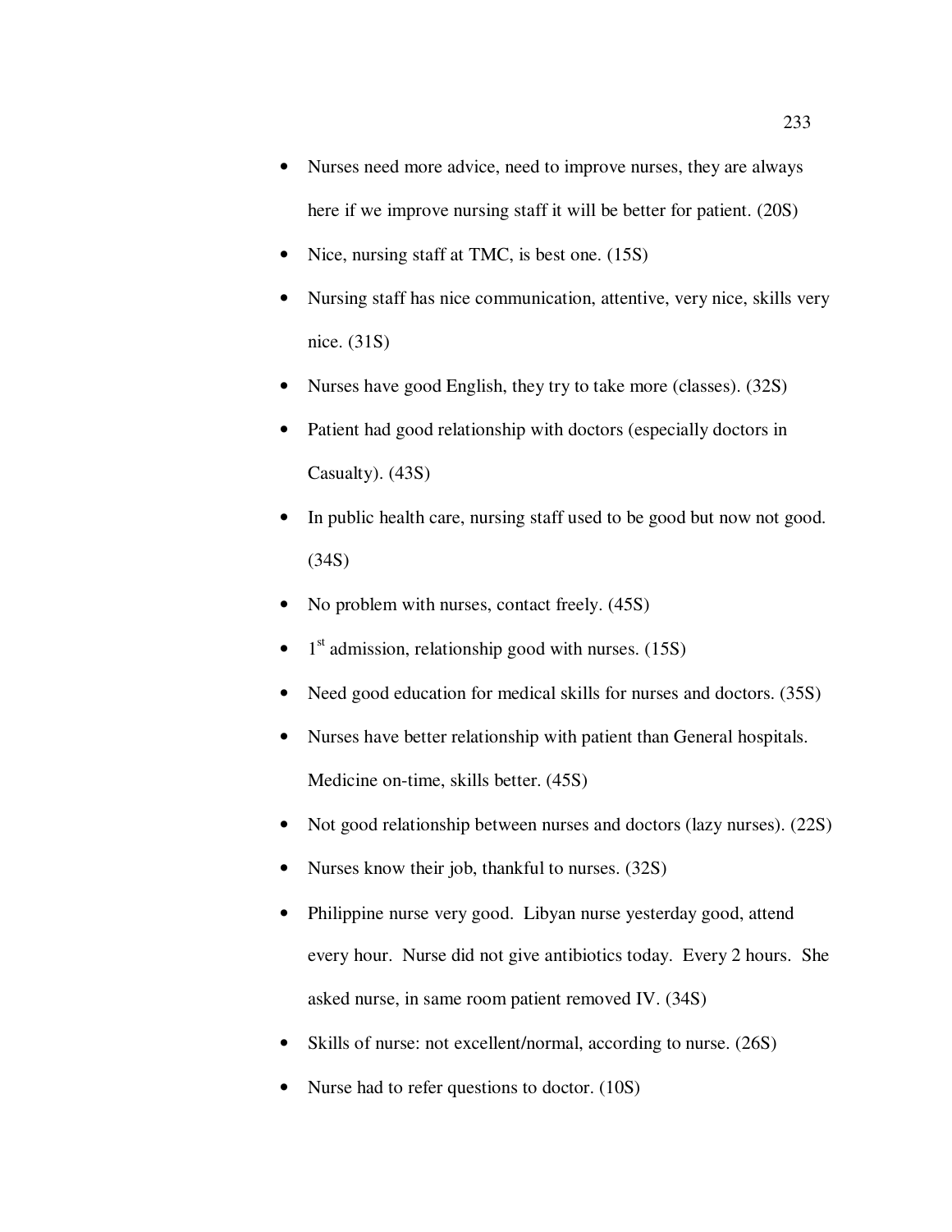- Nurses need more advice, need to improve nurses, they are always here if we improve nursing staff it will be better for patient. (20S)
- Nice, nursing staff at TMC, is best one. (15S)
- Nursing staff has nice communication, attentive, very nice, skills very nice. (31S)
- Nurses have good English, they try to take more (classes). (32S)
- Patient had good relationship with doctors (especially doctors in Casualty). (43S)
- In public health care, nursing staff used to be good but now not good. (34S)
- No problem with nurses, contact freely. (45S)
- 1st admission, relationship good with nurses. (15S)
- Need good education for medical skills for nurses and doctors. (35S)
- Nurses have better relationship with patient than General hospitals. Medicine on-time, skills better. (45S)
- Not good relationship between nurses and doctors (lazy nurses). (22S)
- Nurses know their job, thankful to nurses. (32S)
- Philippine nurse very good. Libyan nurse yesterday good, attend every hour. Nurse did not give antibiotics today. Every 2 hours. She asked nurse, in same room patient removed IV. (34S)
- Skills of nurse: not excellent/normal, according to nurse. (26S)
- Nurse had to refer questions to doctor. (10S)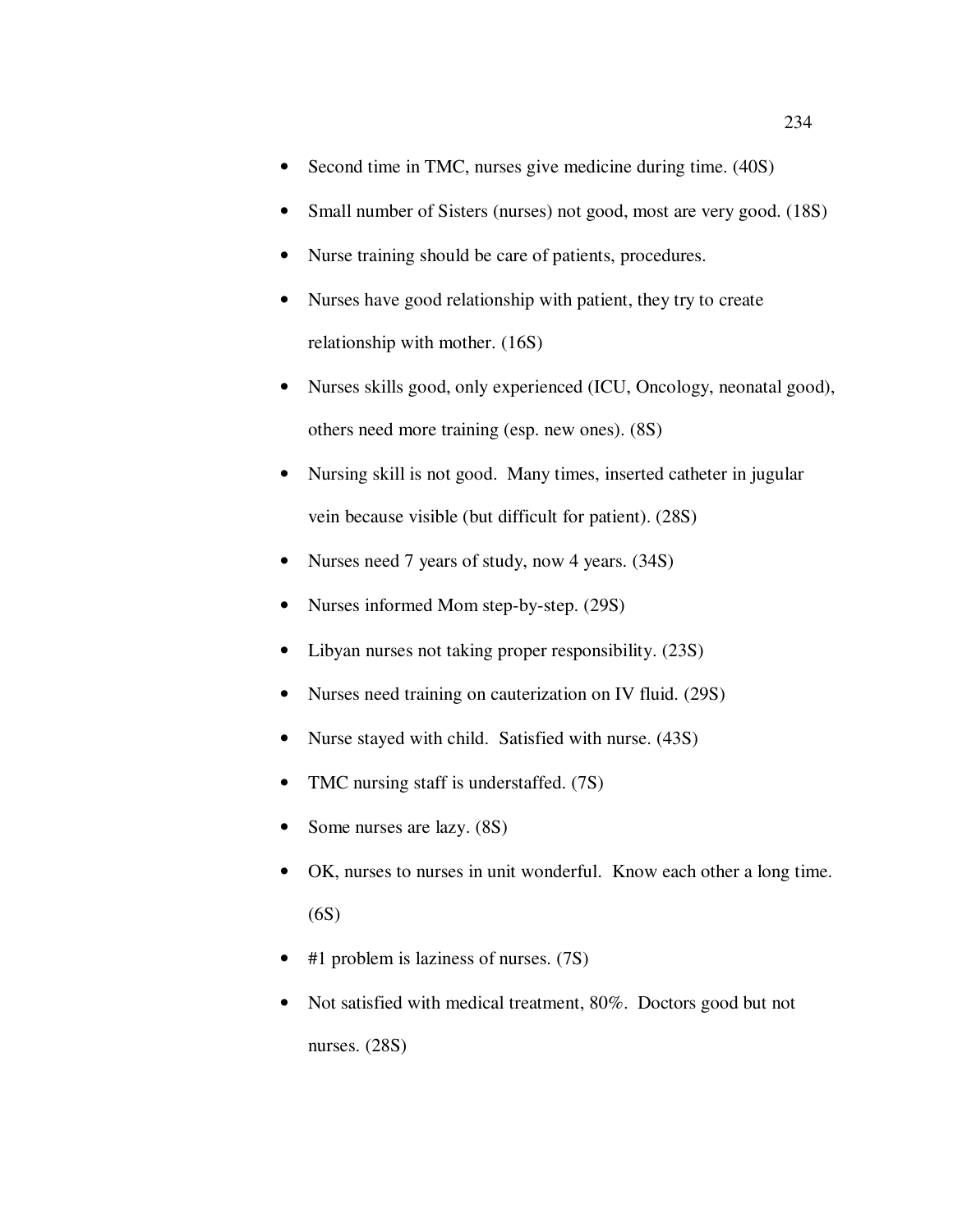- Second time in TMC, nurses give medicine during time. (40S)
- Small number of Sisters (nurses) not good, most are very good. (18S)
- Nurse training should be care of patients, procedures.
- Nurses have good relationship with patient, they try to create relationship with mother. (16S)
- Nurses skills good, only experienced (ICU, Oncology, neonatal good), others need more training (esp. new ones). (8S)
- Nursing skill is not good. Many times, inserted catheter in jugular vein because visible (but difficult for patient). (28S)
- Nurses need 7 years of study, now 4 years. (34S)
- Nurses informed Mom step-by-step. (29S)
- Libyan nurses not taking proper responsibility. (23S)
- Nurses need training on cauterization on IV fluid. (29S)
- Nurse stayed with child. Satisfied with nurse. (43S)
- TMC nursing staff is understaffed. (7S)
- Some nurses are lazy. (8S)
- OK, nurses to nurses in unit wonderful. Know each other a long time. (6S)
- #1 problem is laziness of nurses. (7S)
- Not satisfied with medical treatment, 80%. Doctors good but not nurses. (28S)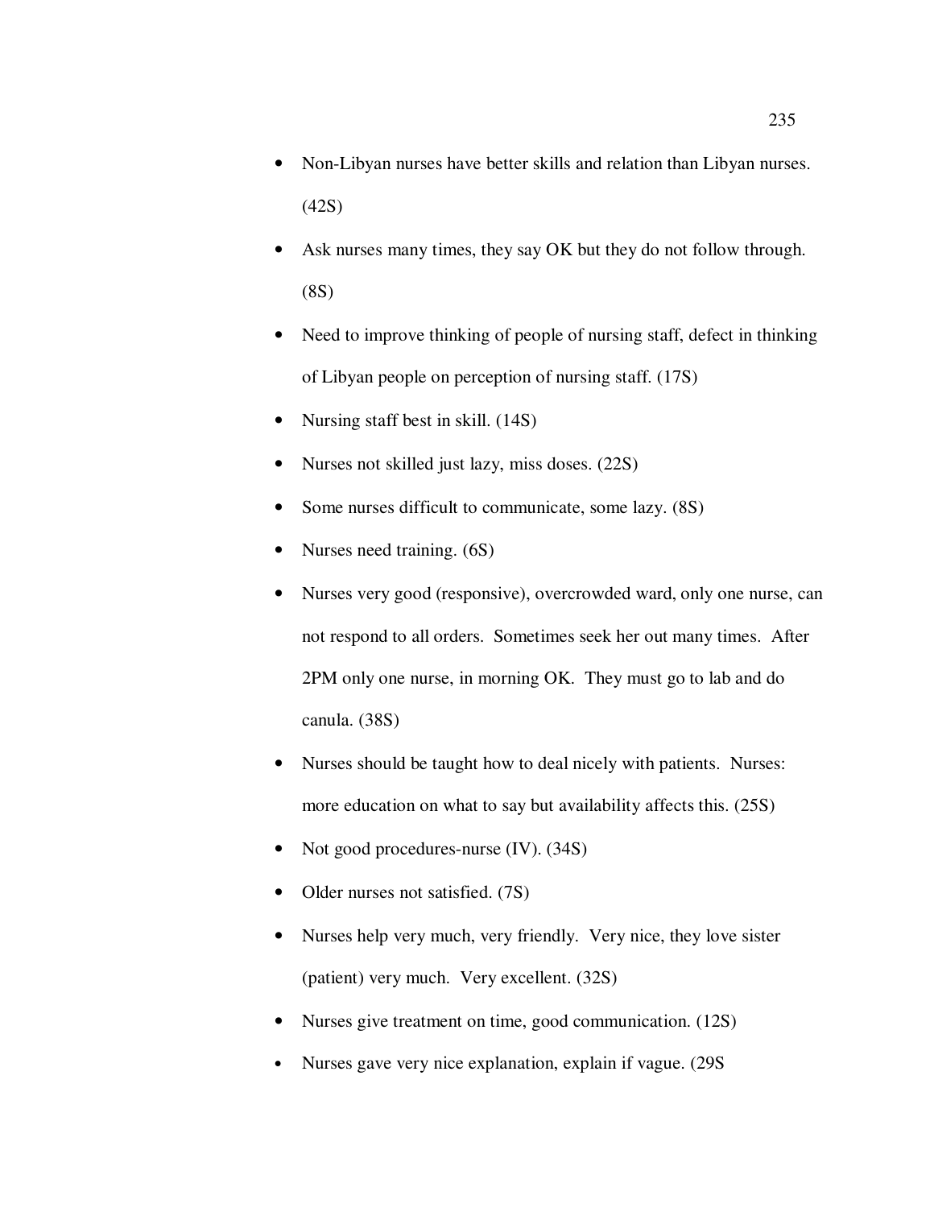- Non-Libyan nurses have better skills and relation than Libyan nurses. (42S)
- Ask nurses many times, they say OK but they do not follow through. (8S)
- Need to improve thinking of people of nursing staff, defect in thinking of Libyan people on perception of nursing staff. (17S)
- Nursing staff best in skill. (14S)
- Nurses not skilled just lazy, miss doses. (22S)
- Some nurses difficult to communicate, some lazy. (8S)
- Nurses need training. (6S)
- Nurses very good (responsive), overcrowded ward, only one nurse, can not respond to all orders. Sometimes seek her out many times. After 2PM only one nurse, in morning OK. They must go to lab and do canula. (38S)
- Nurses should be taught how to deal nicely with patients. Nurses: more education on what to say but availability affects this. (25S)
- Not good procedures-nurse (IV). (34S)
- Older nurses not satisfied. (7S)
- Nurses help very much, very friendly. Very nice, they love sister (patient) very much. Very excellent. (32S)
- Nurses give treatment on time, good communication. (12S)
- Nurses gave very nice explanation, explain if vague. (29S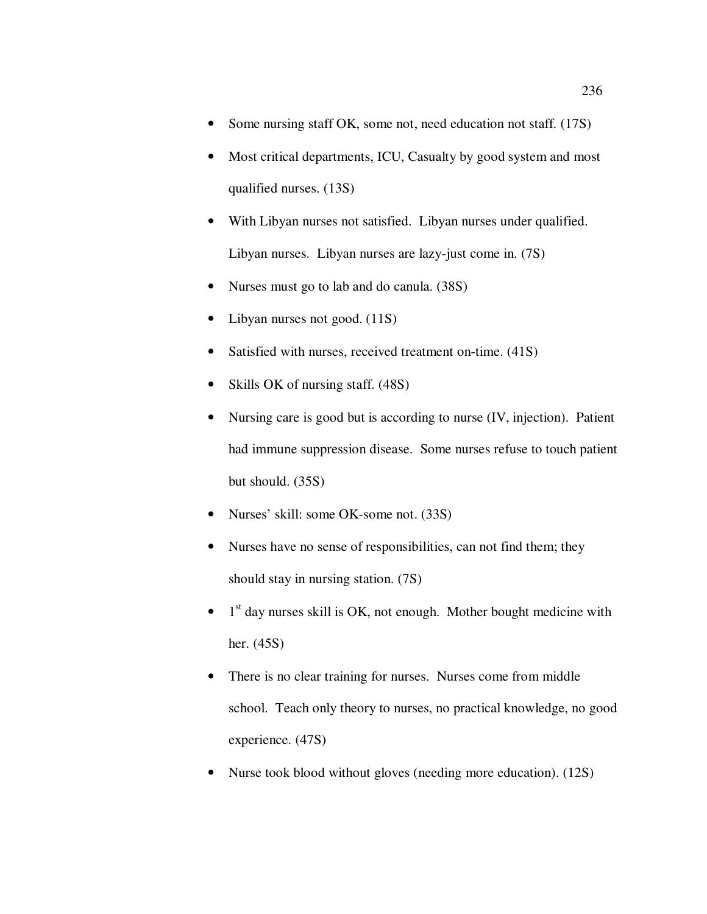- Some nursing staff OK, some not, need education not staff. (17S)
- Most critical departments, ICU, Casualty by good system and most qualified nurses. (13S)
- With Libyan nurses not satisfied. Libyan nurses under qualified. Libyan nurses. Libyan nurses are lazy-just come in. (7S)
- Nurses must go to lab and do canula. (38S)
- Libyan nurses not good. (11S)
- Satisfied with nurses, received treatment on-time. (41S)
- Skills OK of nursing staff. (48S)
- Nursing care is good but is according to nurse (IV, injection). Patient had immune suppression disease. Some nurses refuse to touch patient but should. (35S)
- Nurses' skill: some OK-some not. (33S)
- Nurses have no sense of responsibilities, can not find them; they should stay in nursing station. (7S)
- 1st day nurses skill is OK, not enough. Mother bought medicine with her. (45S)
- There is no clear training for nurses. Nurses come from middle school. Teach only theory to nurses, no practical knowledge, no good experience. (47S)
- Nurse took blood without gloves (needing more education). (12S)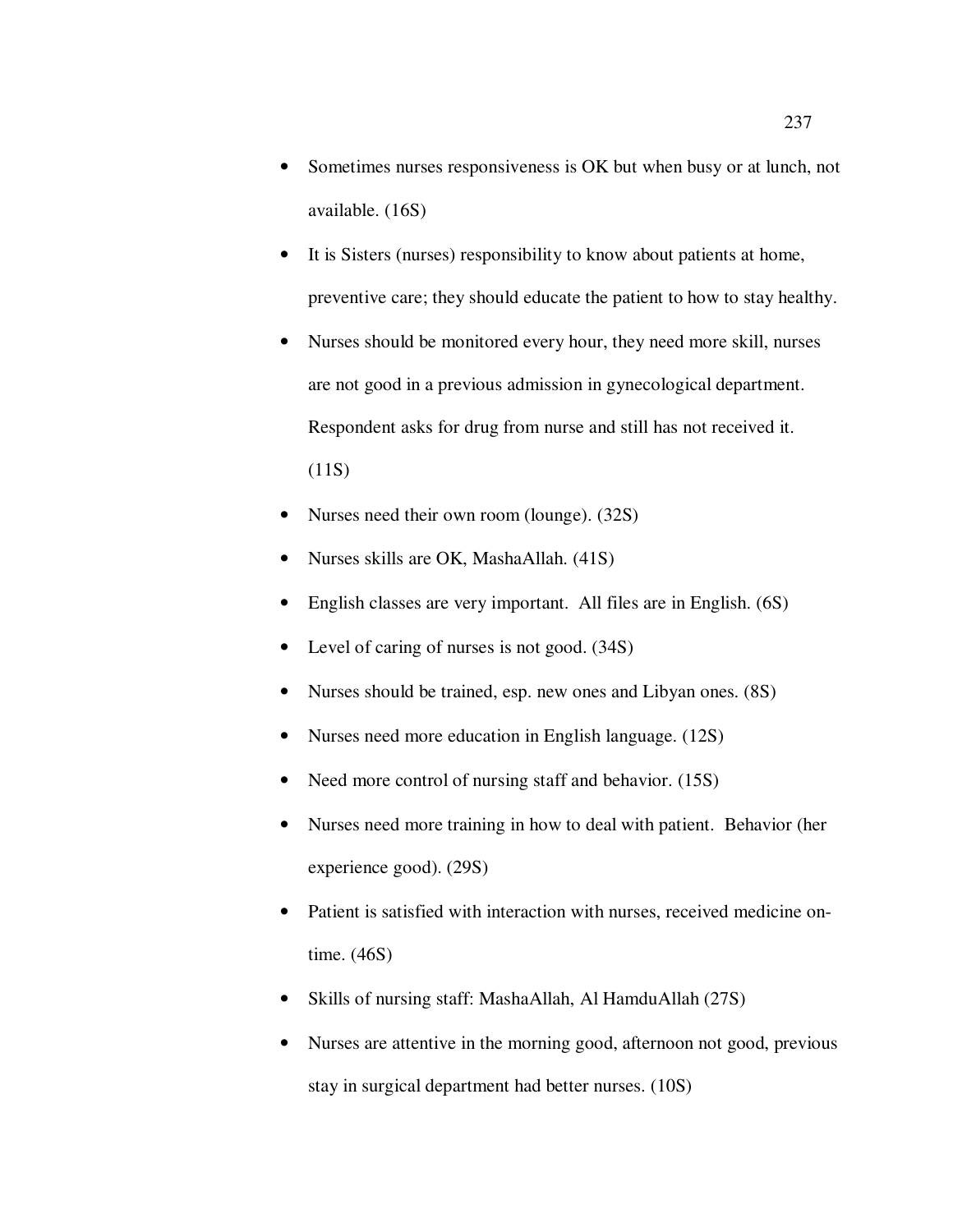- Sometimes nurses responsiveness is OK but when busy or at lunch, not available. (16S)
- It is Sisters (nurses) responsibility to know about patients at home, preventive care; they should educate the patient to how to stay healthy.
- Nurses should be monitored every hour, they need more skill, nurses are not good in a previous admission in gynecological department. Respondent asks for drug from nurse and still has not received it. (11S)
- Nurses need their own room (lounge). (32S)
- Nurses skills are OK, MashaAllah. (41S)
- English classes are very important. All files are in English. (6S)
- Level of caring of nurses is not good. (34S)
- Nurses should be trained, esp. new ones and Libyan ones. (8S)
- Nurses need more education in English language. (12S)
- Need more control of nursing staff and behavior. (15S)
- Nurses need more training in how to deal with patient. Behavior (her experience good). (29S)
- Patient is satisfied with interaction with nurses, received medicine on-time. (46S)
- Skills of nursing staff: MashaAllah, Al HamduAllah (27S)
- Nurses are attentive in the morning good, afternoon not good, previous stay in surgical department had better nurses. (10S)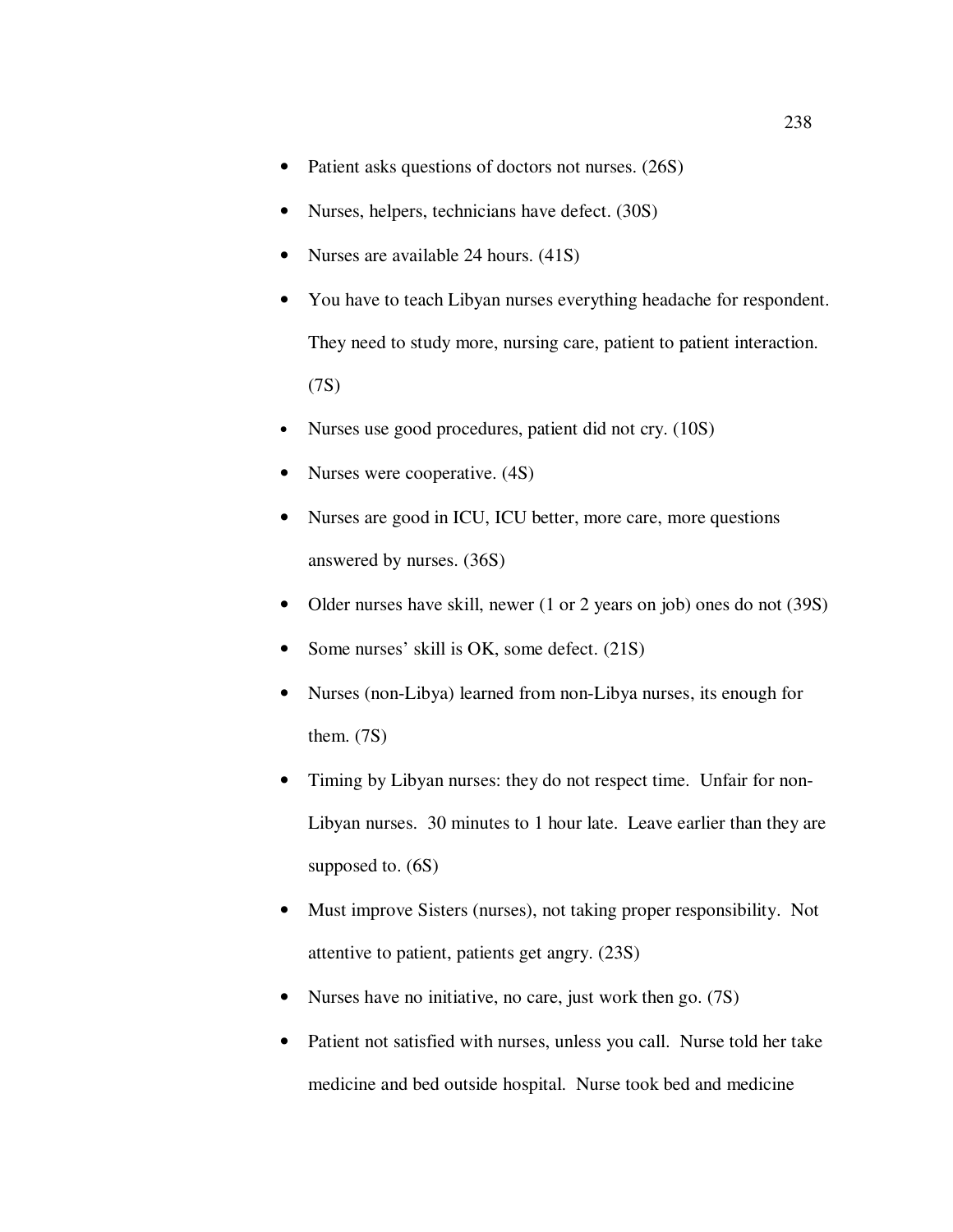- Patient asks questions of doctors not nurses. (26S)
- Nurses, helpers, technicians have defect. (30S)
- Nurses are available 24 hours. (41S)
- You have to teach Libyan nurses everything headache for respondent. They need to study more, nursing care, patient to patient interaction. (7S)
- Nurses use good procedures, patient did not cry. (10S)
- Nurses were cooperative. (4S)
- Nurses are good in ICU, ICU better, more care, more questions answered by nurses. (36S)
- Older nurses have skill, newer (1 or 2 years on job) ones do not (39S)
- Some nurses' skill is OK, some defect. (21S)
- Nurses (non-Libya) learned from non-Libya nurses, its enough for them. (7S)
- Timing by Libyan nurses: they do not respect time. Unfair for non-Libyan nurses. 30 minutes to 1 hour late. Leave earlier than they are supposed to. (6S)
- Must improve Sisters (nurses), not taking proper responsibility. Not attentive to patient, patients get angry. (23S)
- Nurses have no initiative, no care, just work then go. (7S)
- Patient not satisfied with nurses, unless you call. Nurse told her take medicine and bed outside hospital. Nurse took bed and medicine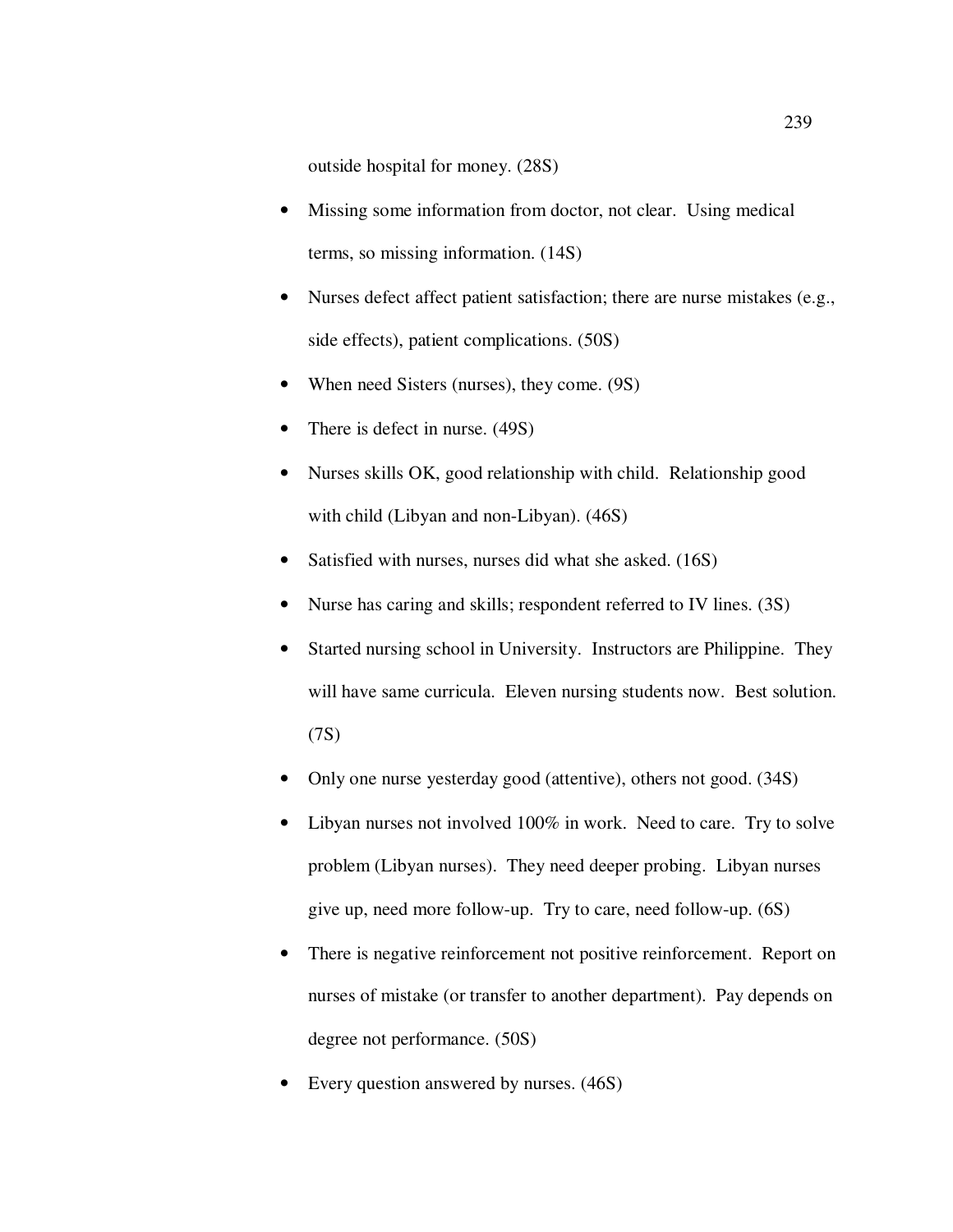outside hospital for money. (28S)

- Missing some information from doctor, not clear. Using medical terms, so missing information. (14S)
- Nurses defect affect patient satisfaction; there are nurse mistakes (e.g., side effects), patient complications. (50S)
- When need Sisters (nurses), they come. (9S)
- There is defect in nurse. (49S)
- Nurses skills OK, good relationship with child. Relationship good with child (Libyan and non-Libyan). (46S)
- Satisfied with nurses, nurses did what she asked. (16S)
- Nurse has caring and skills; respondent referred to IV lines. (3S)
- Started nursing school in University. Instructors are Philippine. They will have same curricula. Eleven nursing students now. Best solution. (7S)
- Only one nurse yesterday good (attentive), others not good. (34S)
- Libyan nurses not involved 100% in work. Need to care. Try to solve problem (Libyan nurses). They need deeper probing. Libyan nurses give up, need more follow-up. Try to care, need follow-up. (6S)
- There is negative reinforcement not positive reinforcement. Report on nurses of mistake (or transfer to another department). Pay depends on degree not performance. (50S)
- Every question answered by nurses. (46S)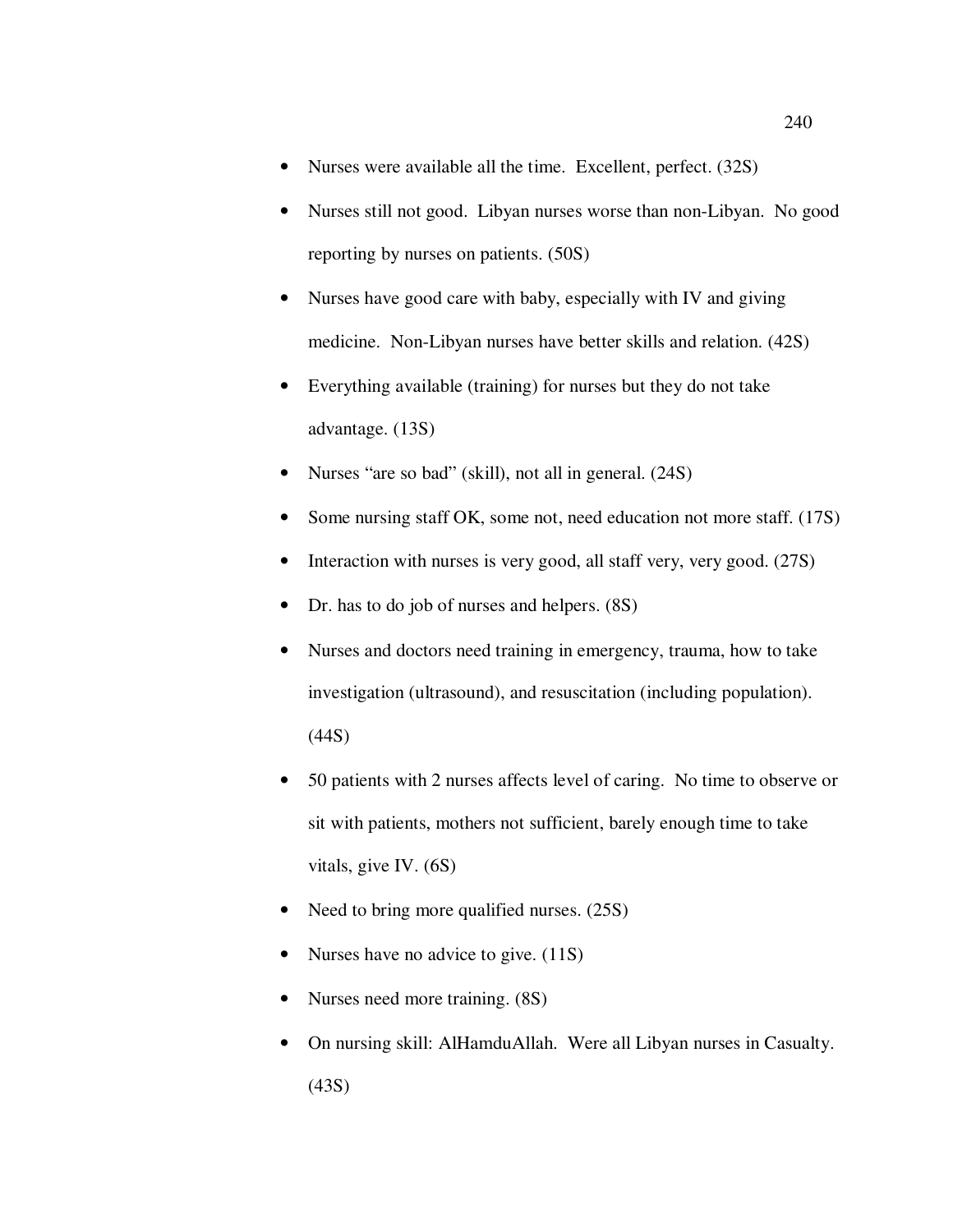- Nurses were available all the time. Excellent, perfect. (32S)
- Nurses still not good. Libyan nurses worse than non-Libyan. No good reporting by nurses on patients. (50S)
- Nurses have good care with baby, especially with IV and giving medicine. Non-Libyan nurses have better skills and relation. (42S)
- Everything available (training) for nurses but they do not take advantage. (13S)
- Nurses "are so bad" (skill), not all in general. (24S)
- Some nursing staff OK, some not, need education not more staff. (17S)
- Interaction with nurses is very good, all staff very, very good. (27S)
- Dr. has to do job of nurses and helpers. (8S)
- Nurses and doctors need training in emergency, trauma, how to take investigation (ultrasound), and resuscitation (including population). (44S)
- 50 patients with 2 nurses affects level of caring. No time to observe or sit with patients, mothers not sufficient, barely enough time to take vitals, give IV. (6S)
- Need to bring more qualified nurses. (25S)
- Nurses have no advice to give. (11S)
- Nurses need more training. (8S)
- On nursing skill: AlHamduAllah. Were all Libyan nurses in Casualty. (43S)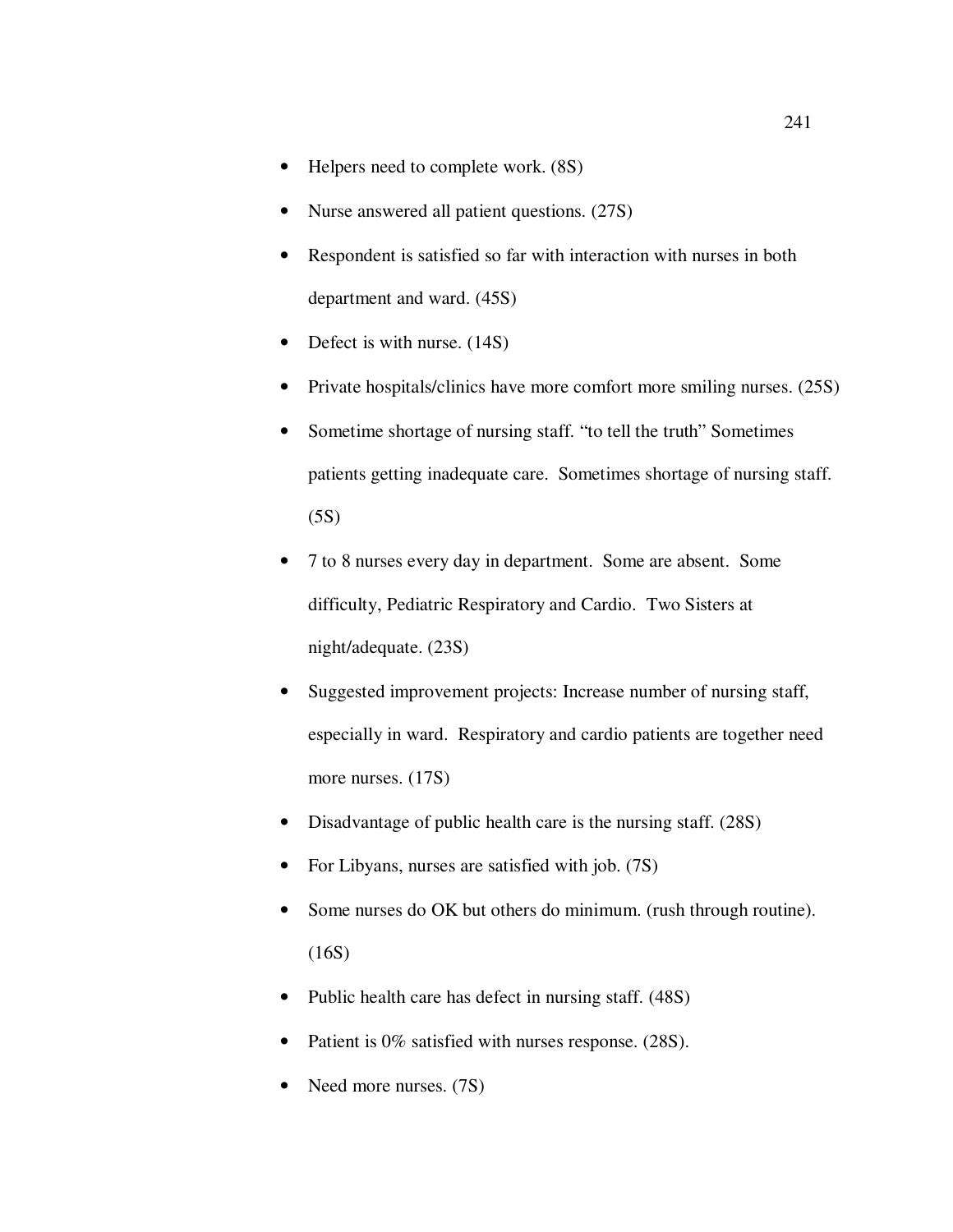- Helpers need to complete work. (8S)
- Nurse answered all patient questions. (27S)
- Respondent is satisfied so far with interaction with nurses in both department and ward. (45S)
- Defect is with nurse. (14S)
- Private hospitals/clinics have more comfort more smiling nurses. (25S)
- Sometime shortage of nursing staff. "to tell the truth" Sometimes patients getting inadequate care. Sometimes shortage of nursing staff. (5S)
- 7 to 8 nurses every day in department. Some are absent. Some difficulty, Pediatric Respiratory and Cardio. Two Sisters at night/adequate. (23S)
- Suggested improvement projects: Increase number of nursing staff, especially in ward. Respiratory and cardio patients are together need more nurses. (17S)
- Disadvantage of public health care is the nursing staff. (28S)
- For Libyans, nurses are satisfied with job. (7S)
- Some nurses do OK but others do minimum. (rush through routine). (16S)
- Public health care has defect in nursing staff. (48S)
- Patient is 0% satisfied with nurses response. (28S).
- Need more nurses. (7S)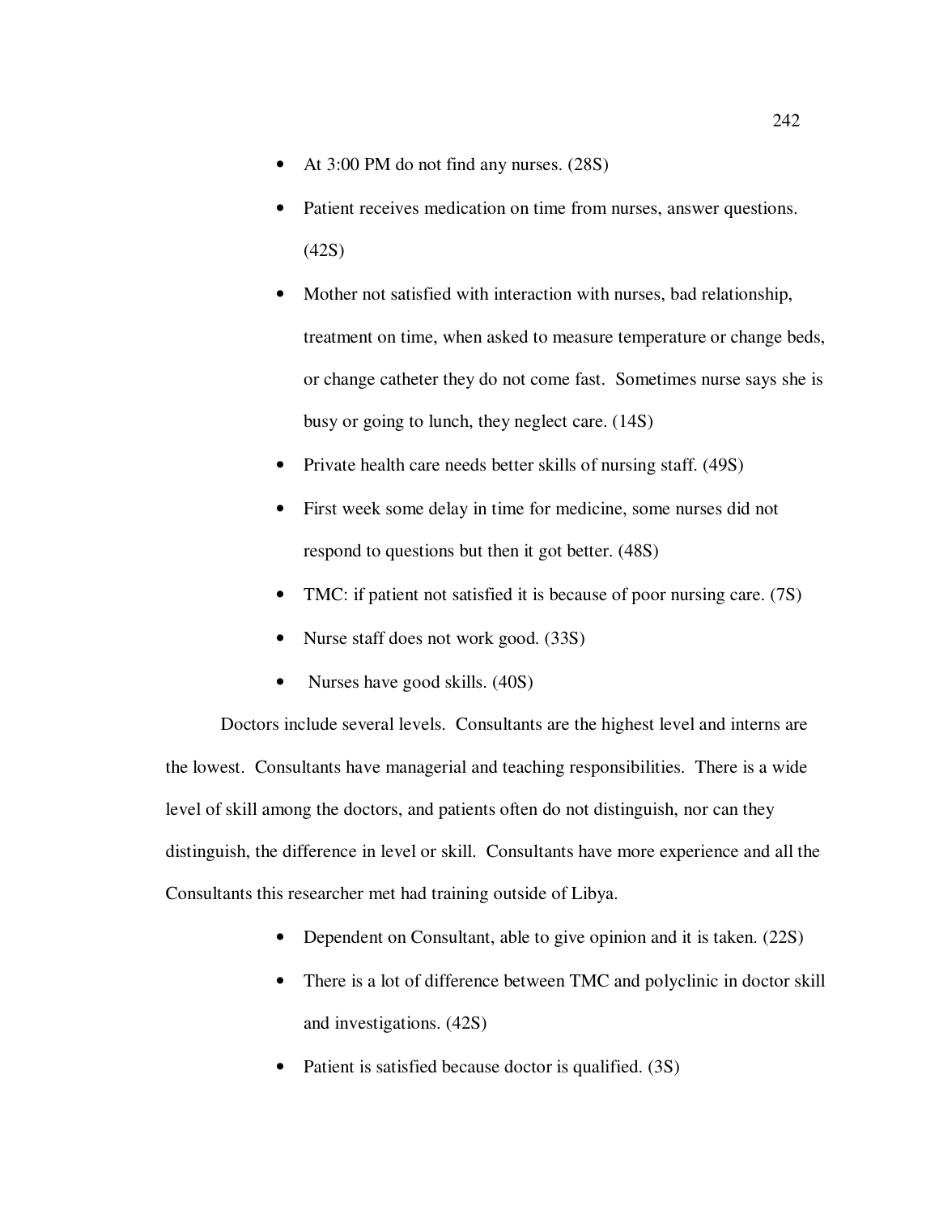- At 3:00 PM do not find any nurses. (28S)
- Patient receives medication on time from nurses, answer questions. (42S)
- Mother not satisfied with interaction with nurses, bad relationship, treatment on time, when asked to measure temperature or change beds, or change catheter they do not come fast. Sometimes nurse says she is busy or going to lunch, they neglect care. (14S)
- Private health care needs better skills of nursing staff. (49S)
- First week some delay in time for medicine, some nurses did not respond to questions but then it got better. (48S)
- TMC: if patient not satisfied it is because of poor nursing care. (7S)
- Nurse staff does not work good. (33S)
- Nurses have good skills. (40S)

Doctors include several levels. Consultants are the highest level and interns are the lowest. Consultants have managerial and teaching responsibilities. There is a wide level of skill among the doctors, and patients often do not distinguish, nor can they distinguish, the difference in level or skill. Consultants have more experience and all the Consultants this researcher met had training outside of Libya.

- Dependent on Consultant, able to give opinion and it is taken. (22S)
- There is a lot of difference between TMC and polyclinic in doctor skill and investigations. (42S)
- Patient is satisfied because doctor is qualified. (3S)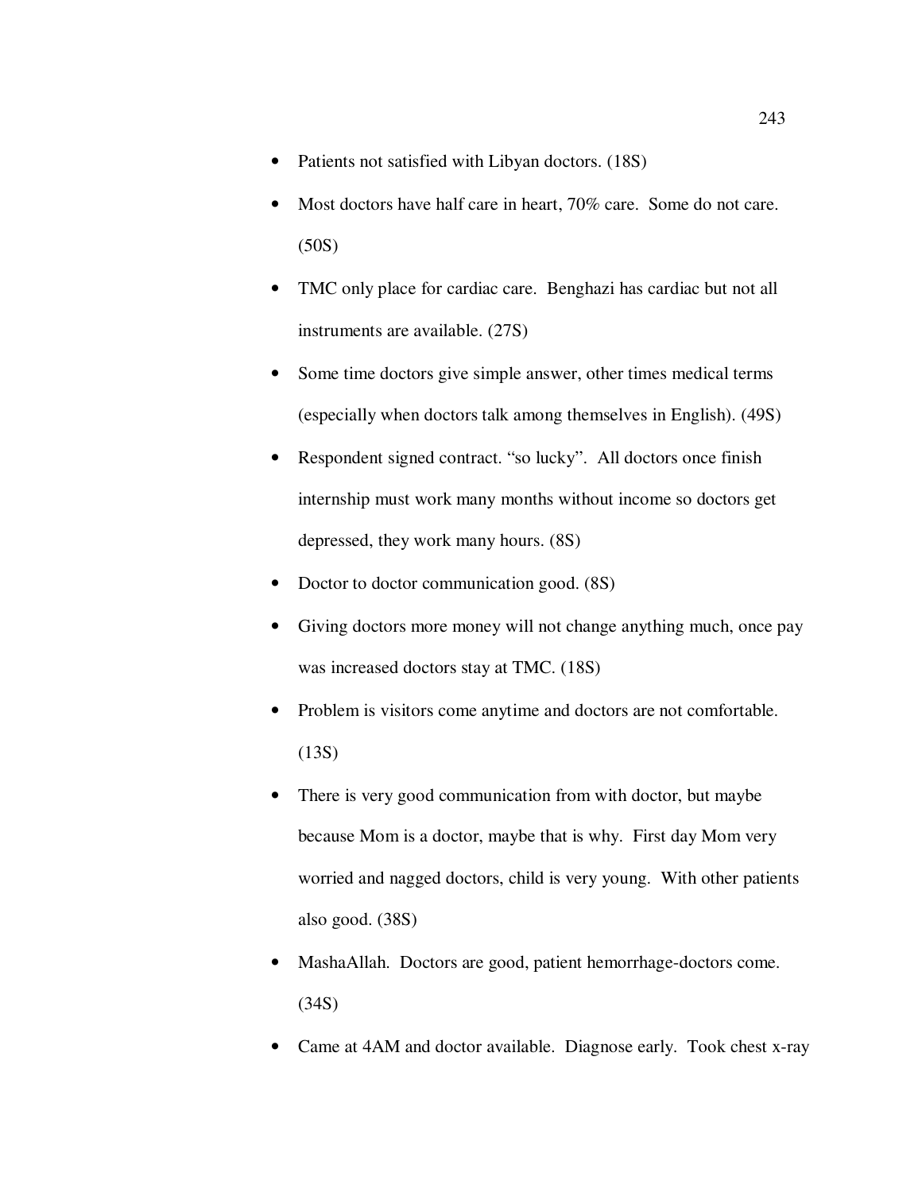- Patients not satisfied with Libyan doctors. (18S)
- Most doctors have half care in heart, 70% care.  Some do not care. (50S)
- TMC only place for cardiac care.  Benghazi has cardiac but not all instruments are available. (27S)
- Some time doctors give simple answer, other times medical terms (especially when doctors talk among themselves in English). (49S)
- Respondent signed contract. "so lucky".  All doctors once finish internship must work many months without income so doctors get depressed, they work many hours. (8S)
- Doctor to doctor communication good. (8S)
- Giving doctors more money will not change anything much, once pay was increased doctors stay at TMC. (18S)
- Problem is visitors come anytime and doctors are not comfortable. (13S)
- There is very good communication from with doctor, but maybe because Mom is a doctor, maybe that is why.  First day Mom very worried and nagged doctors, child is very young.  With other patients also good. (38S)
- MashaAllah.  Doctors are good, patient hemorrhage-doctors come. (34S)
- Came at 4AM and doctor available.  Diagnose early.  Took chest x-ray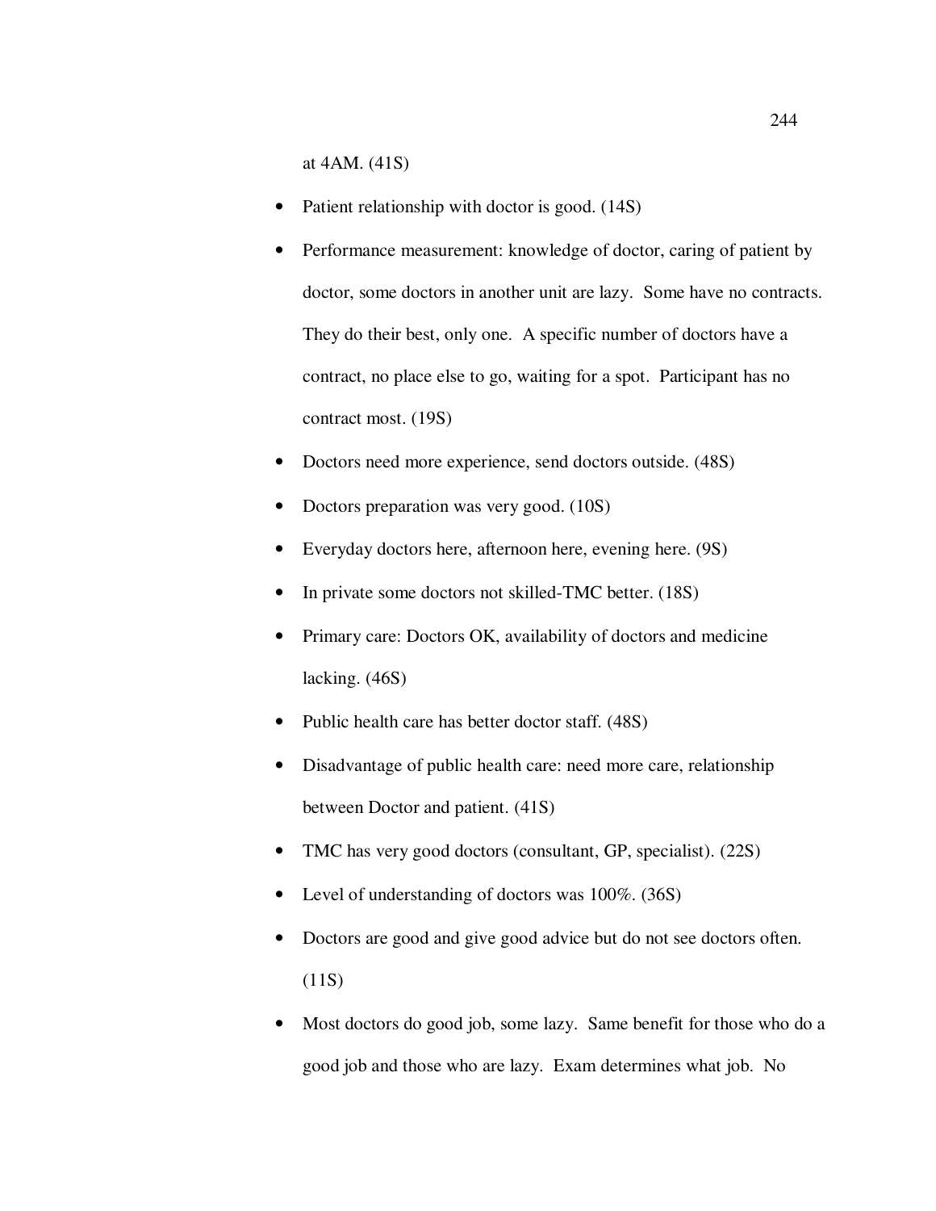at 4AM. (41S)

- Patient relationship with doctor is good. (14S)
- Performance measurement: knowledge of doctor, caring of patient by doctor, some doctors in another unit are lazy. Some have no contracts. They do their best, only one. A specific number of doctors have a contract, no place else to go, waiting for a spot. Participant has no contract most. (19S)
- Doctors need more experience, send doctors outside. (48S)
- Doctors preparation was very good. (10S)
- Everyday doctors here, afternoon here, evening here. (9S)
- In private some doctors not skilled-TMC better. (18S)
- Primary care: Doctors OK, availability of doctors and medicine lacking. (46S)
- Public health care has better doctor staff. (48S)
- Disadvantage of public health care: need more care, relationship between Doctor and patient. (41S)
- TMC has very good doctors (consultant, GP, specialist). (22S)
- Level of understanding of doctors was 100%. (36S)
- Doctors are good and give good advice but do not see doctors often. (11S)
- Most doctors do good job, some lazy. Same benefit for those who do a good job and those who are lazy. Exam determines what job. No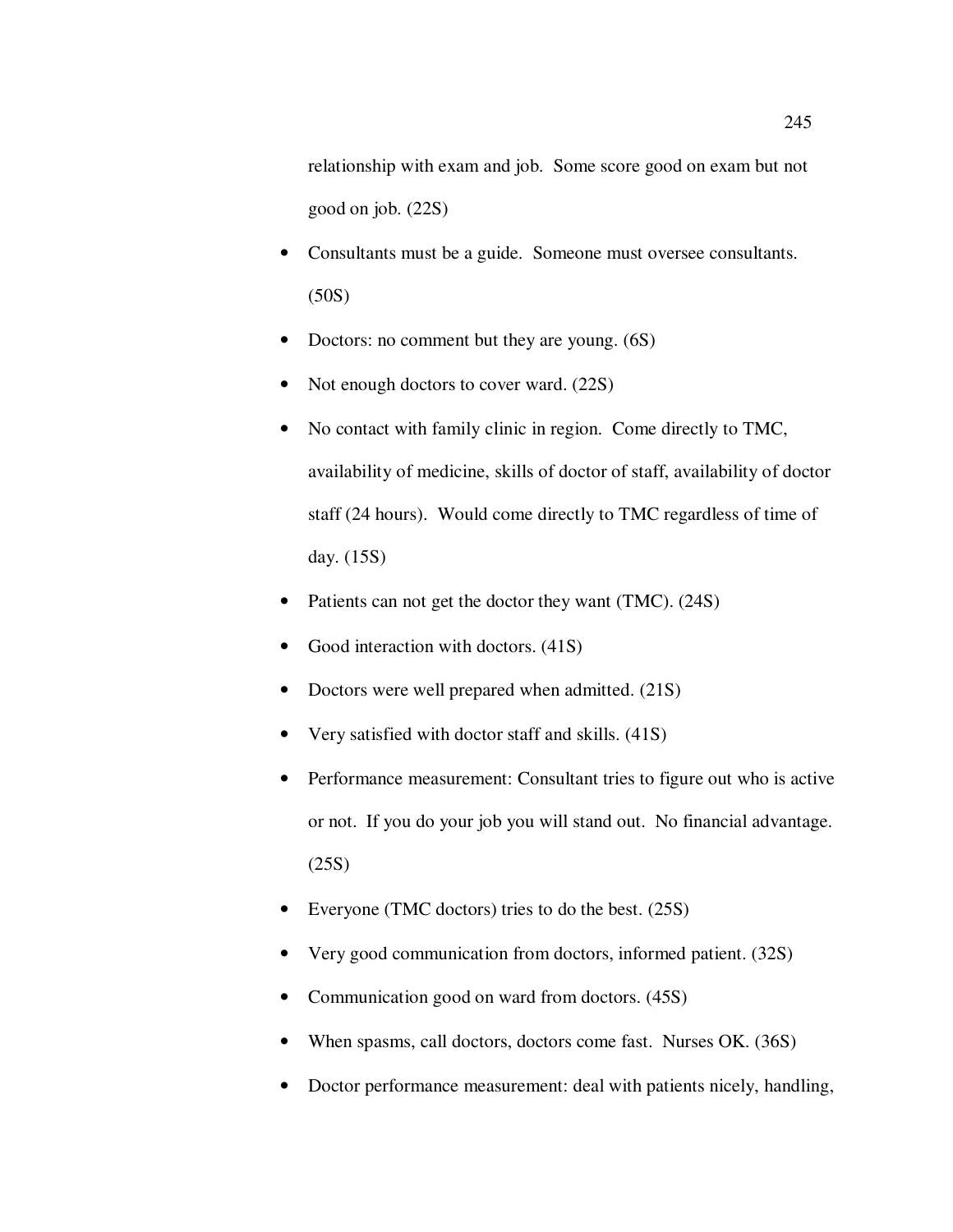relationship with exam and job. Some score good on exam but not good on job. (22S)

- Consultants must be a guide. Someone must oversee consultants. (50S)
- Doctors: no comment but they are young. (6S)
- Not enough doctors to cover ward. (22S)
- No contact with family clinic in region. Come directly to TMC, availability of medicine, skills of doctor of staff, availability of doctor staff (24 hours). Would come directly to TMC regardless of time of day. (15S)
- Patients can not get the doctor they want (TMC). (24S)
- Good interaction with doctors. (41S)
- Doctors were well prepared when admitted. (21S)
- Very satisfied with doctor staff and skills. (41S)
- Performance measurement: Consultant tries to figure out who is active or not. If you do your job you will stand out. No financial advantage. (25S)
- Everyone (TMC doctors) tries to do the best. (25S)
- Very good communication from doctors, informed patient. (32S)
- Communication good on ward from doctors. (45S)
- When spasms, call doctors, doctors come fast. Nurses OK. (36S)
- Doctor performance measurement: deal with patients nicely, handling,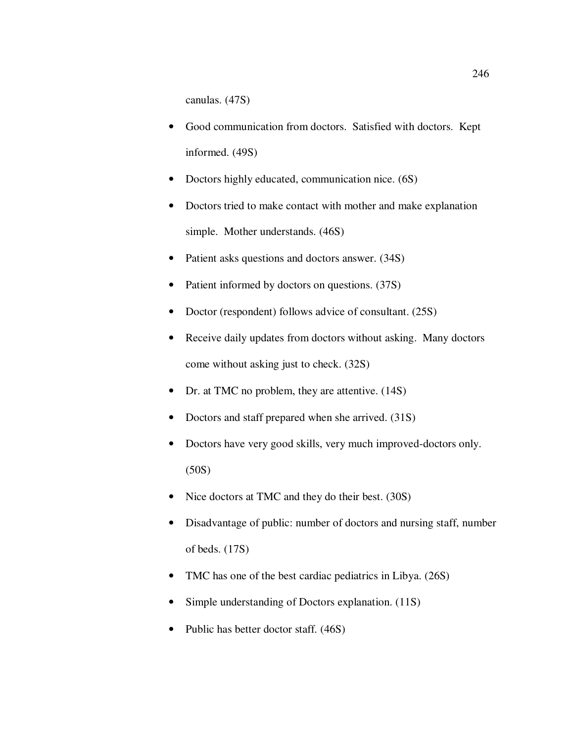canulas. (47S)

- Good communication from doctors. Satisfied with doctors. Kept informed. (49S)
- Doctors highly educated, communication nice. (6S)
- Doctors tried to make contact with mother and make explanation simple. Mother understands. (46S)
- Patient asks questions and doctors answer. (34S)
- Patient informed by doctors on questions. (37S)
- Doctor (respondent) follows advice of consultant. (25S)
- Receive daily updates from doctors without asking. Many doctors come without asking just to check. (32S)
- Dr. at TMC no problem, they are attentive. (14S)
- Doctors and staff prepared when she arrived. (31S)
- Doctors have very good skills, very much improved-doctors only. (50S)
- Nice doctors at TMC and they do their best. (30S)
- Disadvantage of public: number of doctors and nursing staff, number of beds. (17S)
- TMC has one of the best cardiac pediatrics in Libya. (26S)
- Simple understanding of Doctors explanation. (11S)
- Public has better doctor staff. (46S)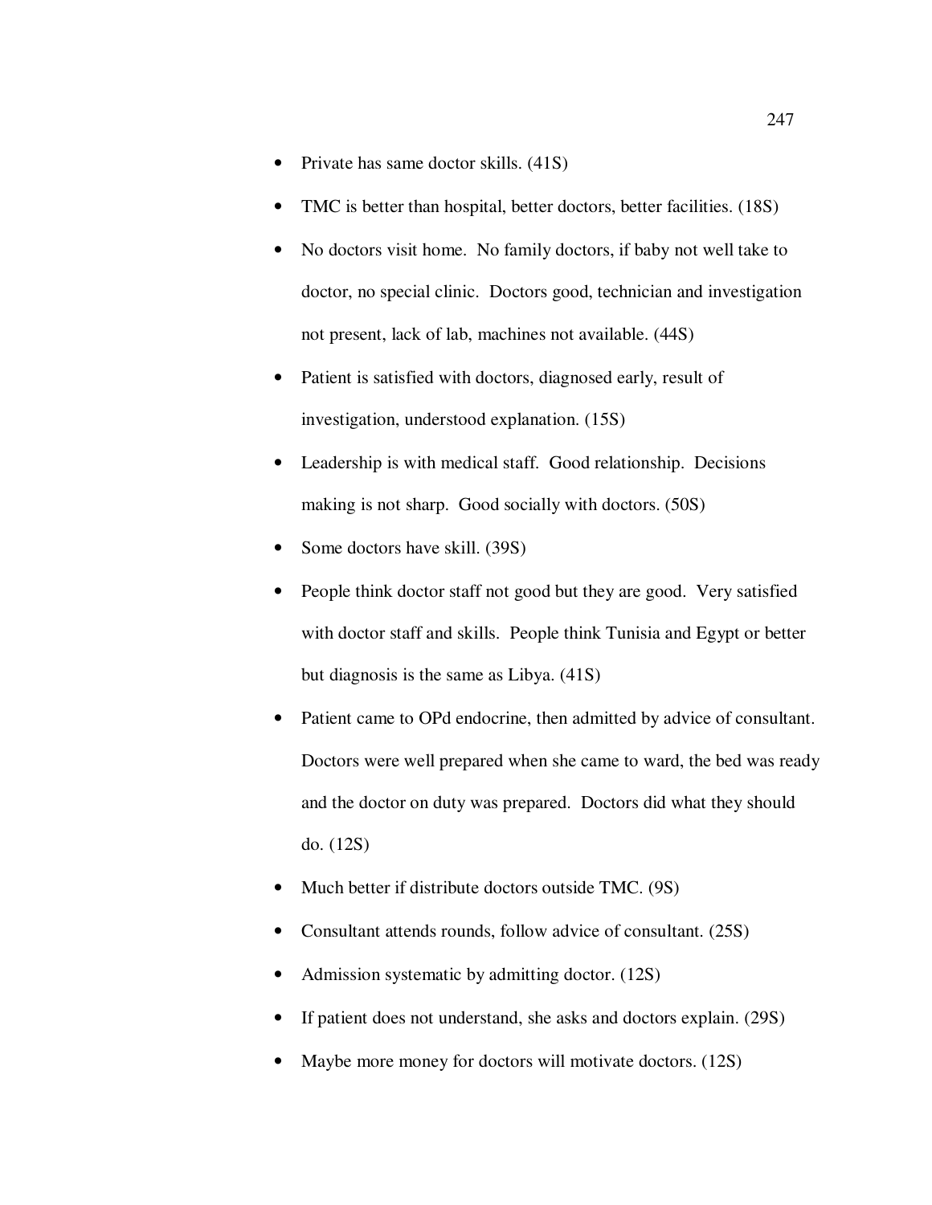- Private has same doctor skills. (41S)
- TMC is better than hospital, better doctors, better facilities. (18S)
- No doctors visit home. No family doctors, if baby not well take to doctor, no special clinic. Doctors good, technician and investigation not present, lack of lab, machines not available. (44S)
- Patient is satisfied with doctors, diagnosed early, result of investigation, understood explanation. (15S)
- Leadership is with medical staff. Good relationship. Decisions making is not sharp. Good socially with doctors. (50S)
- Some doctors have skill. (39S)
- People think doctor staff not good but they are good. Very satisfied with doctor staff and skills. People think Tunisia and Egypt or better but diagnosis is the same as Libya. (41S)
- Patient came to OPd endocrine, then admitted by advice of consultant. Doctors were well prepared when she came to ward, the bed was ready and the doctor on duty was prepared. Doctors did what they should do. (12S)
- Much better if distribute doctors outside TMC. (9S)
- Consultant attends rounds, follow advice of consultant. (25S)
- Admission systematic by admitting doctor. (12S)
- If patient does not understand, she asks and doctors explain. (29S)
- Maybe more money for doctors will motivate doctors. (12S)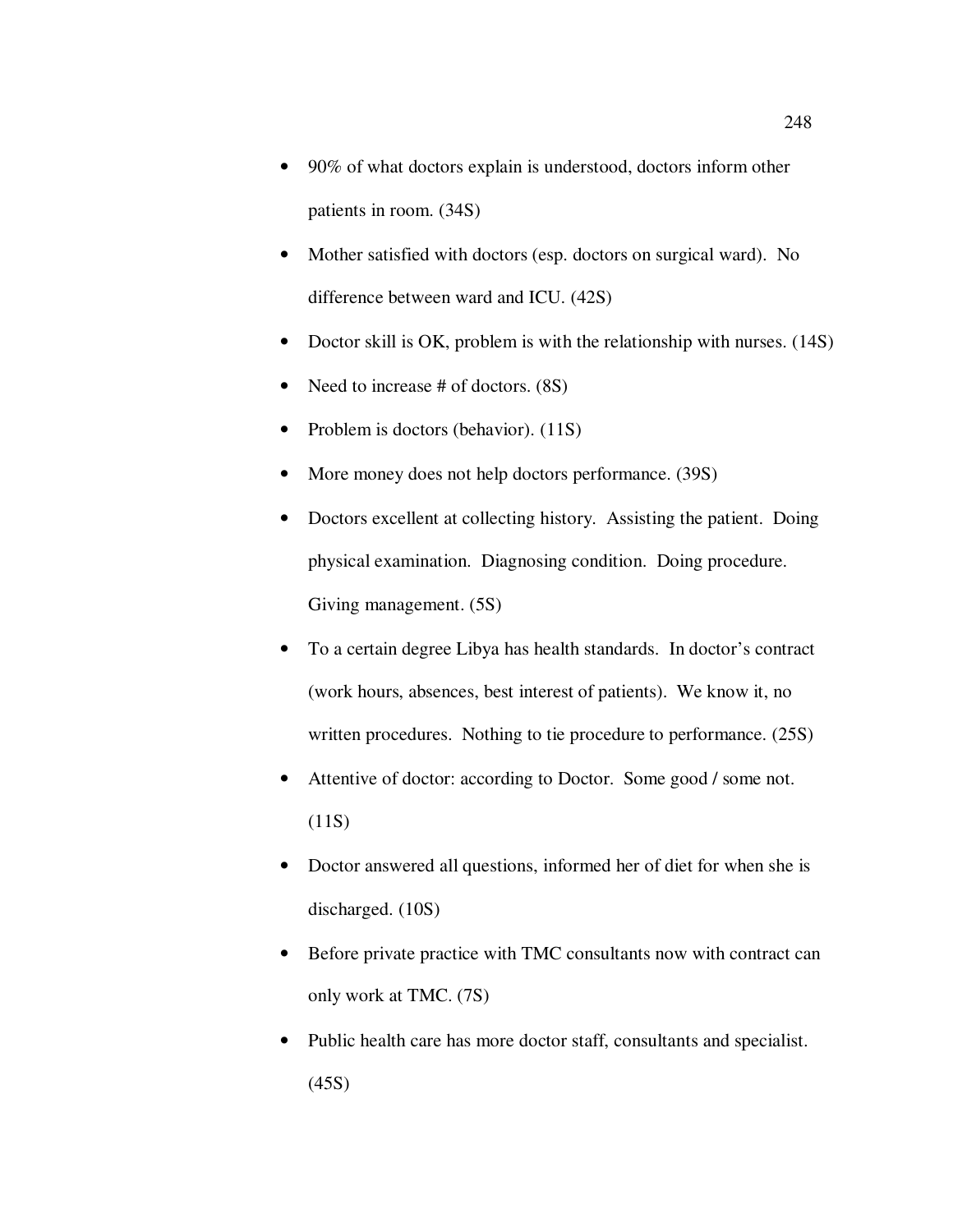- 90% of what doctors explain is understood, doctors inform other patients in room. (34S)
- Mother satisfied with doctors (esp. doctors on surgical ward). No difference between ward and ICU. (42S)
- Doctor skill is OK, problem is with the relationship with nurses. (14S)
- Need to increase # of doctors. (8S)
- Problem is doctors (behavior). (11S)
- More money does not help doctors performance. (39S)
- Doctors excellent at collecting history. Assisting the patient. Doing physical examination. Diagnosing condition. Doing procedure. Giving management. (5S)
- To a certain degree Libya has health standards. In doctor's contract (work hours, absences, best interest of patients). We know it, no written procedures. Nothing to tie procedure to performance. (25S)
- Attentive of doctor: according to Doctor. Some good / some not. (11S)
- Doctor answered all questions, informed her of diet for when she is discharged. (10S)
- Before private practice with TMC consultants now with contract can only work at TMC. (7S)
- Public health care has more doctor staff, consultants and specialist. (45S)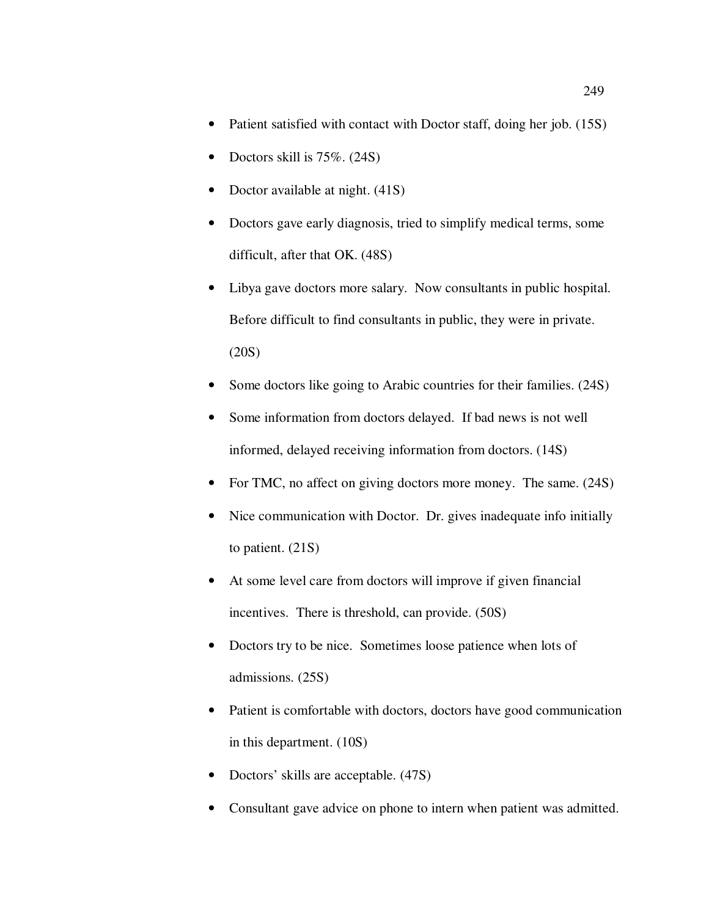- Patient satisfied with contact with Doctor staff, doing her job. (15S)
- Doctors skill is 75%. (24S)
- Doctor available at night. (41S)
- Doctors gave early diagnosis, tried to simplify medical terms, some difficult, after that OK. (48S)
- Libya gave doctors more salary. Now consultants in public hospital. Before difficult to find consultants in public, they were in private. (20S)
- Some doctors like going to Arabic countries for their families. (24S)
- Some information from doctors delayed. If bad news is not well informed, delayed receiving information from doctors. (14S)
- For TMC, no affect on giving doctors more money. The same. (24S)
- Nice communication with Doctor. Dr. gives inadequate info initially to patient. (21S)
- At some level care from doctors will improve if given financial incentives. There is threshold, can provide. (50S)
- Doctors try to be nice. Sometimes loose patience when lots of admissions. (25S)
- Patient is comfortable with doctors, doctors have good communication in this department. (10S)
- Doctors' skills are acceptable. (47S)
- Consultant gave advice on phone to intern when patient was admitted.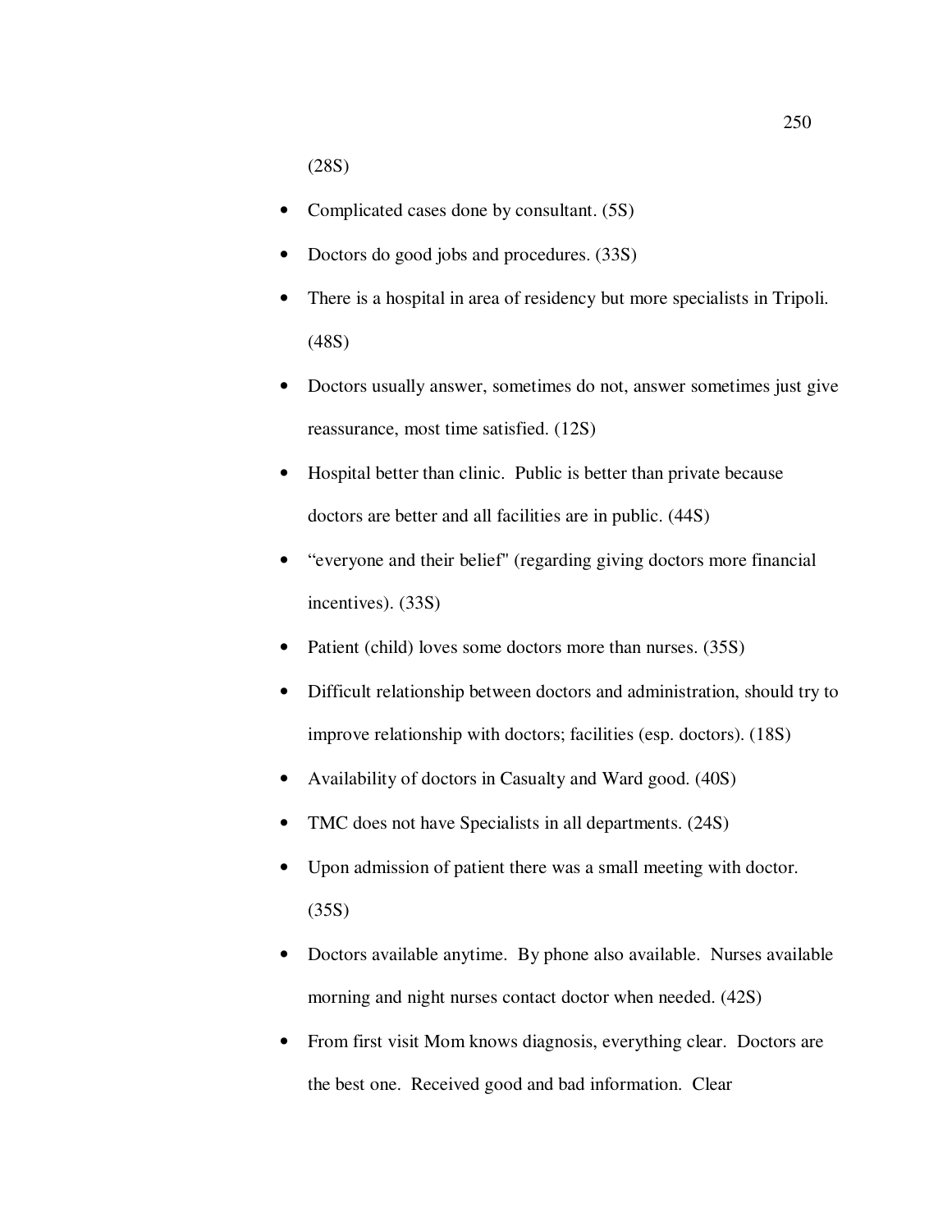(28S)

- Complicated cases done by consultant. (5S)
- Doctors do good jobs and procedures. (33S)
- There is a hospital in area of residency but more specialists in Tripoli. (48S)
- Doctors usually answer, sometimes do not, answer sometimes just give reassurance, most time satisfied. (12S)
- Hospital better than clinic. Public is better than private because doctors are better and all facilities are in public. (44S)
- "everyone and their belief" (regarding giving doctors more financial incentives). (33S)
- Patient (child) loves some doctors more than nurses. (35S)
- Difficult relationship between doctors and administration, should try to improve relationship with doctors; facilities (esp. doctors). (18S)
- Availability of doctors in Casualty and Ward good. (40S)
- TMC does not have Specialists in all departments. (24S)
- Upon admission of patient there was a small meeting with doctor. (35S)
- Doctors available anytime. By phone also available. Nurses available morning and night nurses contact doctor when needed. (42S)
- From first visit Mom knows diagnosis, everything clear. Doctors are the best one. Received good and bad information. Clear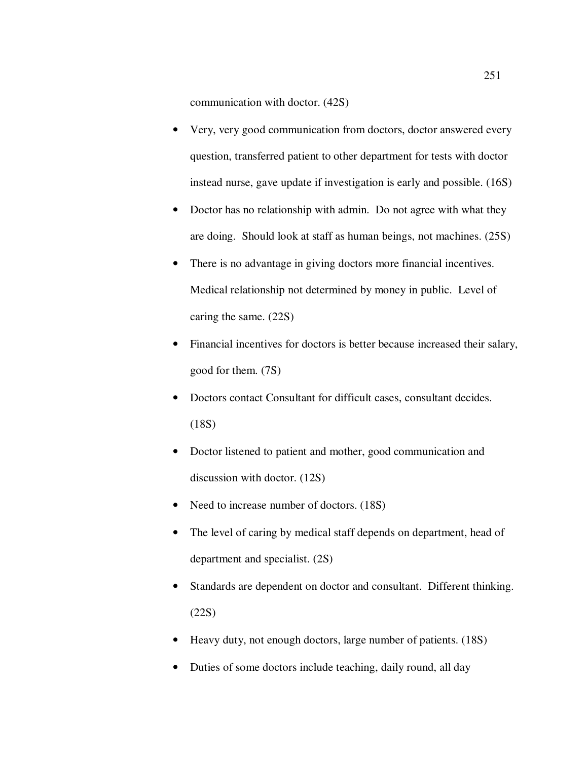communication with doctor. (42S)

- Very, very good communication from doctors, doctor answered every question, transferred patient to other department for tests with doctor instead nurse, gave update if investigation is early and possible. (16S)
- Doctor has no relationship with admin. Do not agree with what they are doing. Should look at staff as human beings, not machines. (25S)
- There is no advantage in giving doctors more financial incentives. Medical relationship not determined by money in public. Level of caring the same. (22S)
- Financial incentives for doctors is better because increased their salary, good for them. (7S)
- Doctors contact Consultant for difficult cases, consultant decides. (18S)
- Doctor listened to patient and mother, good communication and discussion with doctor. (12S)
- Need to increase number of doctors. (18S)
- The level of caring by medical staff depends on department, head of department and specialist. (2S)
- Standards are dependent on doctor and consultant. Different thinking. (22S)
- Heavy duty, not enough doctors, large number of patients. (18S)
- Duties of some doctors include teaching, daily round, all day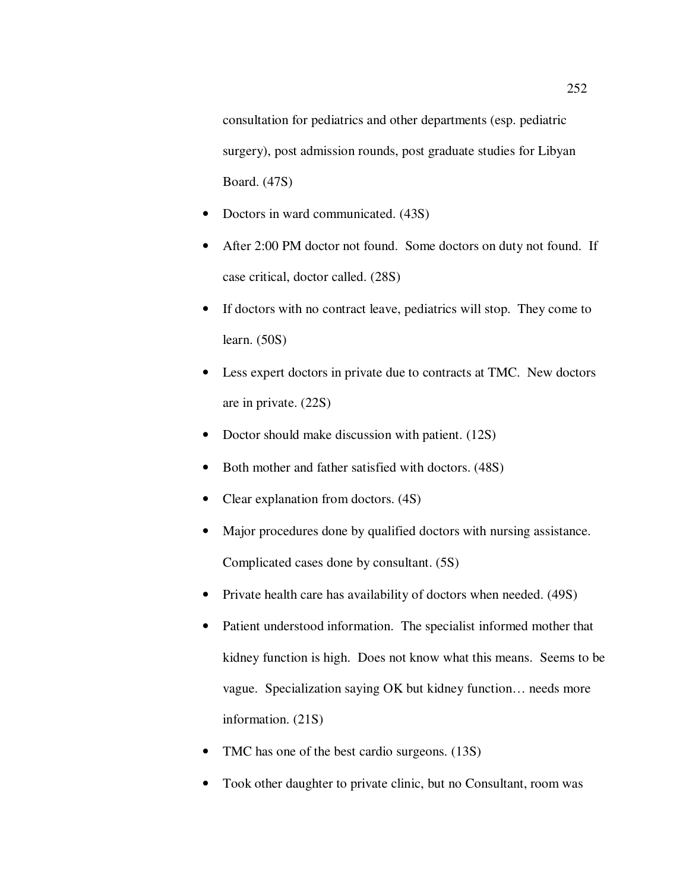consultation for pediatrics and other departments (esp. pediatric surgery), post admission rounds, post graduate studies for Libyan Board. (47S)

- Doctors in ward communicated. (43S)
- After 2:00 PM doctor not found. Some doctors on duty not found. If case critical, doctor called. (28S)
- If doctors with no contract leave, pediatrics will stop. They come to learn. (50S)
- Less expert doctors in private due to contracts at TMC. New doctors are in private. (22S)
- Doctor should make discussion with patient. (12S)
- Both mother and father satisfied with doctors. (48S)
- Clear explanation from doctors. (4S)
- Major procedures done by qualified doctors with nursing assistance. Complicated cases done by consultant. (5S)
- Private health care has availability of doctors when needed. (49S)
- Patient understood information. The specialist informed mother that kidney function is high. Does not know what this means. Seems to be vague. Specialization saying OK but kidney function… needs more information. (21S)
- TMC has one of the best cardio surgeons. (13S)
- Took other daughter to private clinic, but no Consultant, room was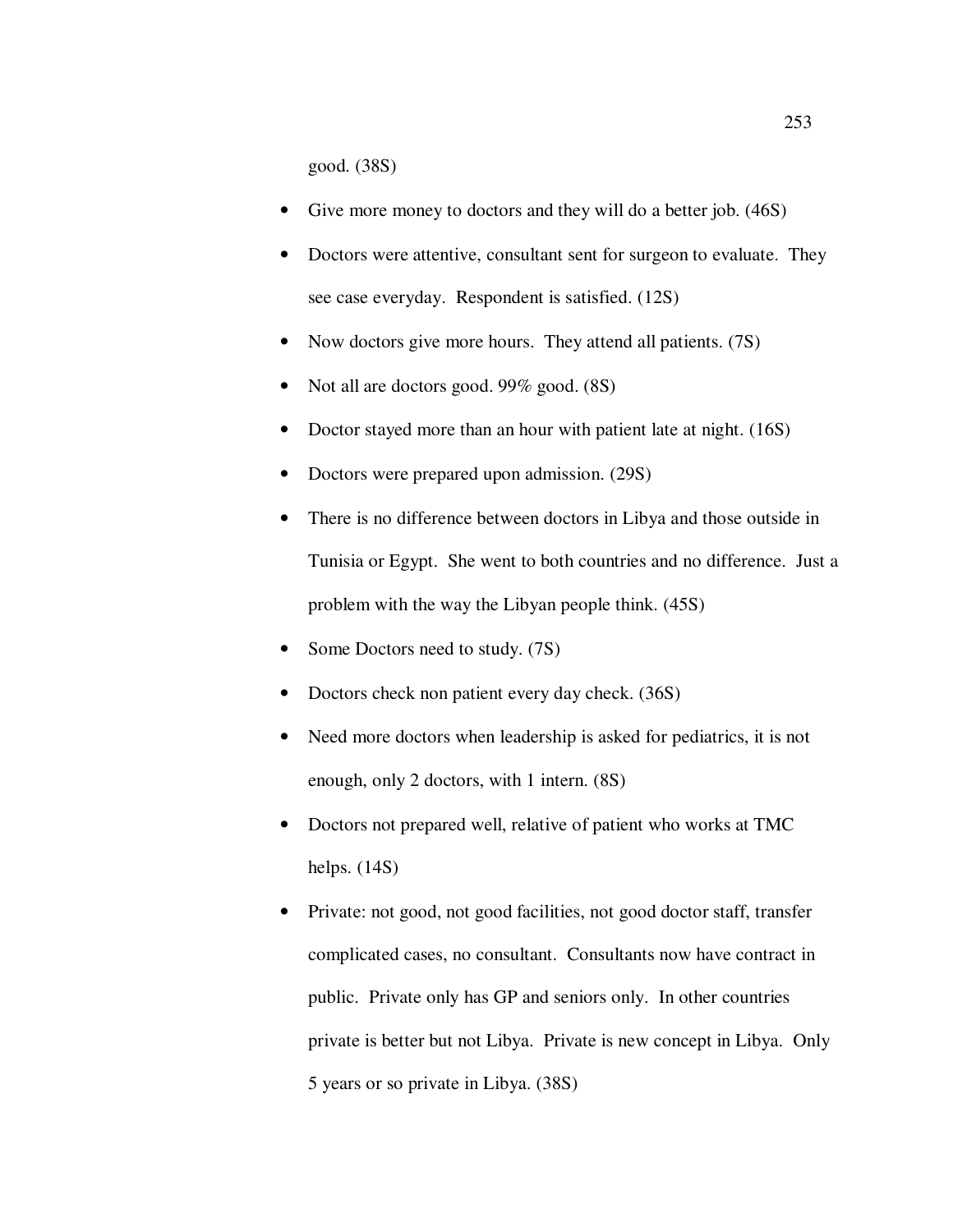good. (38S)

- Give more money to doctors and they will do a better job. (46S)
- Doctors were attentive, consultant sent for surgeon to evaluate. They see case everyday. Respondent is satisfied. (12S)
- Now doctors give more hours. They attend all patients. (7S)
- Not all are doctors good. 99% good. (8S)
- Doctor stayed more than an hour with patient late at night. (16S)
- Doctors were prepared upon admission. (29S)
- There is no difference between doctors in Libya and those outside in Tunisia or Egypt. She went to both countries and no difference. Just a problem with the way the Libyan people think. (45S)
- Some Doctors need to study. (7S)
- Doctors check non patient every day check. (36S)
- Need more doctors when leadership is asked for pediatrics, it is not enough, only 2 doctors, with 1 intern. (8S)
- Doctors not prepared well, relative of patient who works at TMC helps. (14S)
- Private: not good, not good facilities, not good doctor staff, transfer complicated cases, no consultant. Consultants now have contract in public. Private only has GP and seniors only. In other countries private is better but not Libya. Private is new concept in Libya. Only 5 years or so private in Libya. (38S)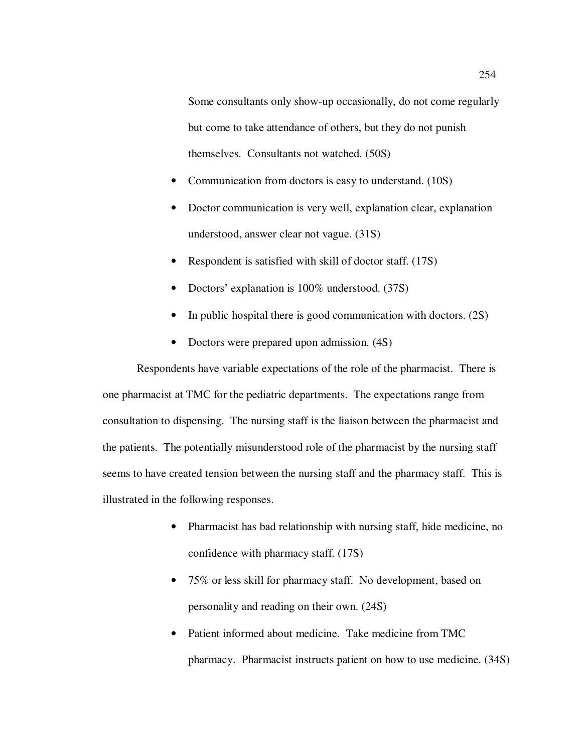Some consultants only show-up occasionally, do not come regularly but come to take attendance of others, but they do not punish themselves. Consultants not watched. (50S)

- Communication from doctors is easy to understand. (10S)
- Doctor communication is very well, explanation clear, explanation understood, answer clear not vague. (31S)
- Respondent is satisfied with skill of doctor staff. (17S)
- Doctors' explanation is 100% understood. (37S)
- In public hospital there is good communication with doctors. (2S)
- Doctors were prepared upon admission. (4S)

Respondents have variable expectations of the role of the pharmacist. There is one pharmacist at TMC for the pediatric departments. The expectations range from consultation to dispensing. The nursing staff is the liaison between the pharmacist and the patients. The potentially misunderstood role of the pharmacist by the nursing staff seems to have created tension between the nursing staff and the pharmacy staff. This is illustrated in the following responses.

- Pharmacist has bad relationship with nursing staff, hide medicine, no confidence with pharmacy staff. (17S)
- 75% or less skill for pharmacy staff. No development, based on personality and reading on their own. (24S)
- Patient informed about medicine. Take medicine from TMC pharmacy. Pharmacist instructs patient on how to use medicine. (34S)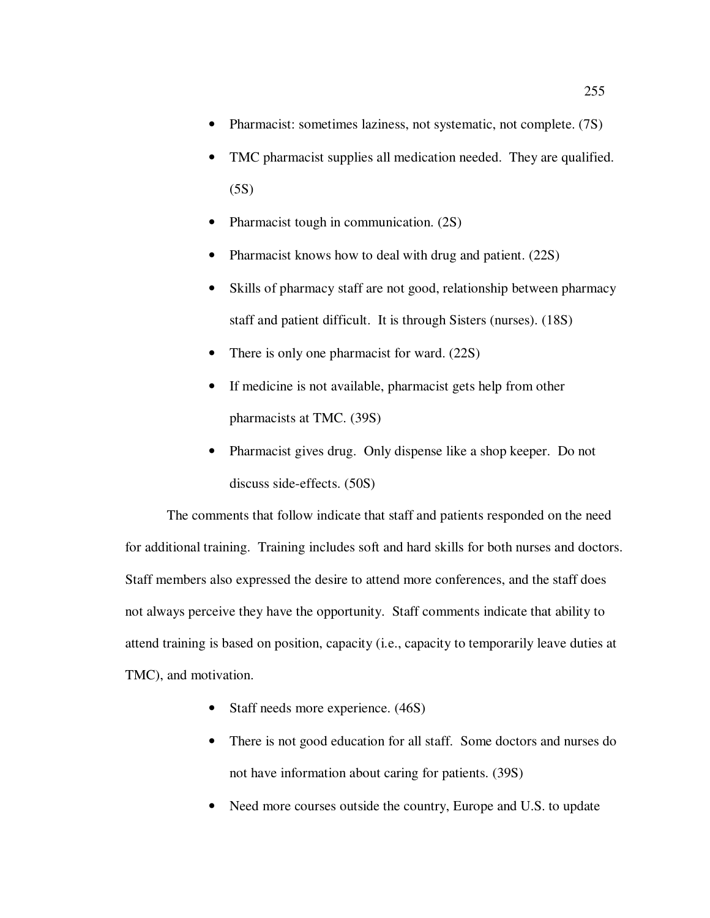- Pharmacist: sometimes laziness, not systematic, not complete. (7S)
- TMC pharmacist supplies all medication needed. They are qualified. (5S)
- Pharmacist tough in communication. (2S)
- Pharmacist knows how to deal with drug and patient. (22S)
- Skills of pharmacy staff are not good, relationship between pharmacy staff and patient difficult. It is through Sisters (nurses). (18S)
- There is only one pharmacist for ward. (22S)
- If medicine is not available, pharmacist gets help from other pharmacists at TMC. (39S)
- Pharmacist gives drug. Only dispense like a shop keeper. Do not discuss side-effects. (50S)

The comments that follow indicate that staff and patients responded on the need for additional training. Training includes soft and hard skills for both nurses and doctors. Staff members also expressed the desire to attend more conferences, and the staff does not always perceive they have the opportunity. Staff comments indicate that ability to attend training is based on position, capacity (i.e., capacity to temporarily leave duties at TMC), and motivation.

- Staff needs more experience. (46S)
- There is not good education for all staff. Some doctors and nurses do not have information about caring for patients. (39S)
- Need more courses outside the country, Europe and U.S. to update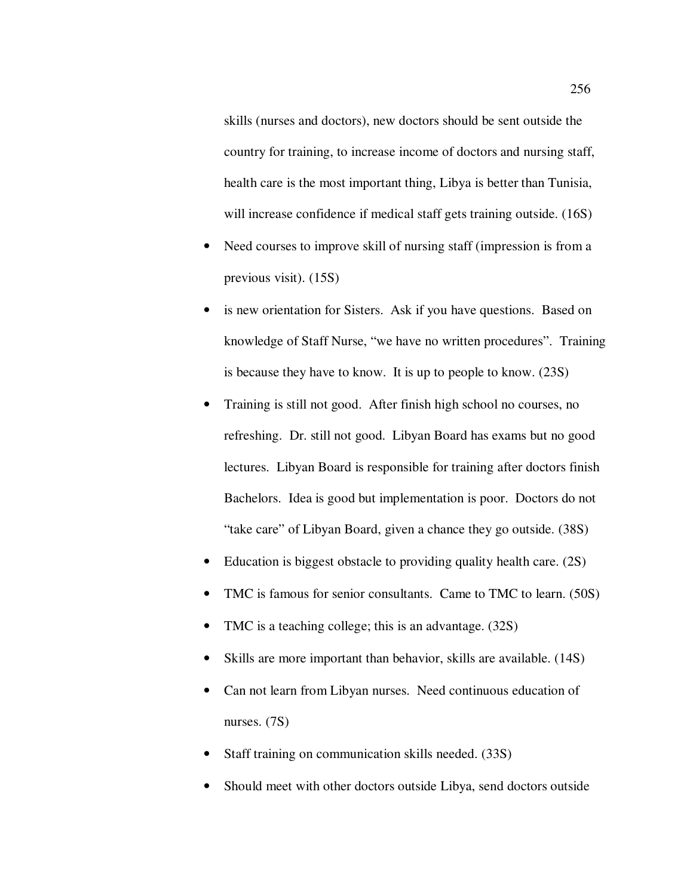skills (nurses and doctors), new doctors should be sent outside the country for training, to increase income of doctors and nursing staff, health care is the most important thing, Libya is better than Tunisia, will increase confidence if medical staff gets training outside. (16S)

- Need courses to improve skill of nursing staff (impression is from a previous visit). (15S)
- is new orientation for Sisters. Ask if you have questions. Based on knowledge of Staff Nurse, "we have no written procedures". Training is because they have to know. It is up to people to know. (23S)
- Training is still not good. After finish high school no courses, no refreshing. Dr. still not good. Libyan Board has exams but no good lectures. Libyan Board is responsible for training after doctors finish Bachelors. Idea is good but implementation is poor. Doctors do not "take care" of Libyan Board, given a chance they go outside. (38S)
- Education is biggest obstacle to providing quality health care. (2S)
- TMC is famous for senior consultants. Came to TMC to learn. (50S)
- TMC is a teaching college; this is an advantage. (32S)
- Skills are more important than behavior, skills are available. (14S)
- Can not learn from Libyan nurses. Need continuous education of nurses. (7S)
- Staff training on communication skills needed. (33S)
- Should meet with other doctors outside Libya, send doctors outside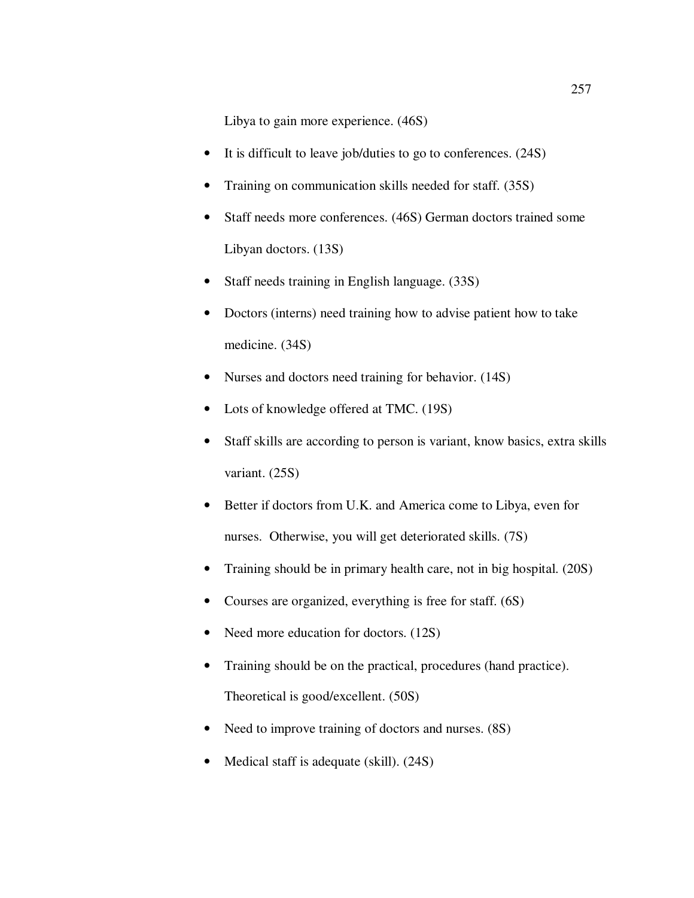Libya to gain more experience. (46S)

- It is difficult to leave job/duties to go to conferences. (24S)
- Training on communication skills needed for staff. (35S)
- Staff needs more conferences. (46S) German doctors trained some Libyan doctors. (13S)
- Staff needs training in English language. (33S)
- Doctors (interns) need training how to advise patient how to take medicine. (34S)
- Nurses and doctors need training for behavior. (14S)
- Lots of knowledge offered at TMC. (19S)
- Staff skills are according to person is variant, know basics, extra skills variant. (25S)
- Better if doctors from U.K. and America come to Libya, even for nurses. Otherwise, you will get deteriorated skills. (7S)
- Training should be in primary health care, not in big hospital. (20S)
- Courses are organized, everything is free for staff. (6S)
- Need more education for doctors. (12S)
- Training should be on the practical, procedures (hand practice). Theoretical is good/excellent. (50S)
- Need to improve training of doctors and nurses. (8S)
- Medical staff is adequate (skill). (24S)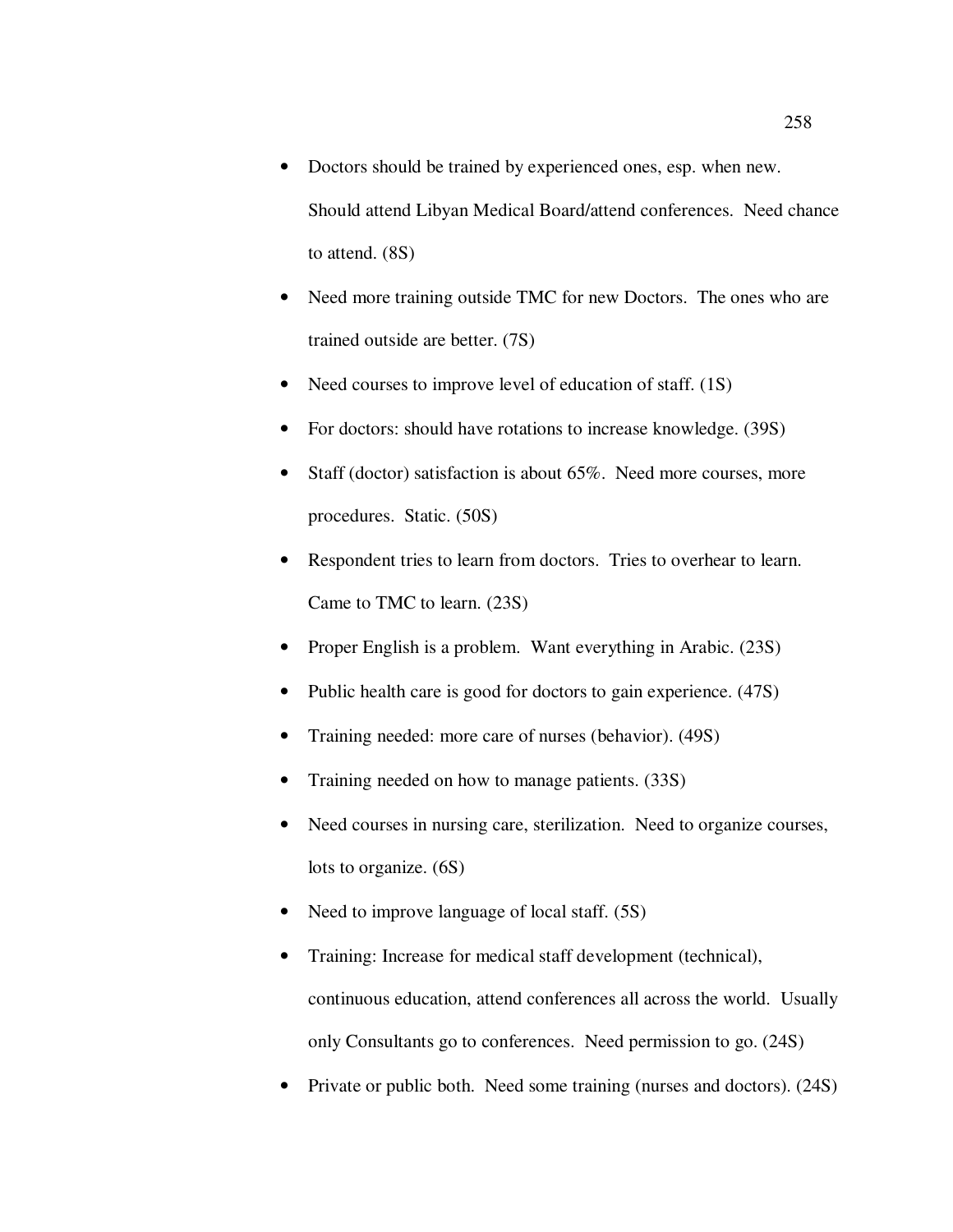- Doctors should be trained by experienced ones, esp. when new. Should attend Libyan Medical Board/attend conferences. Need chance to attend. (8S)
- Need more training outside TMC for new Doctors. The ones who are trained outside are better. (7S)
- Need courses to improve level of education of staff. (1S)
- For doctors: should have rotations to increase knowledge. (39S)
- Staff (doctor) satisfaction is about 65%. Need more courses, more procedures. Static. (50S)
- Respondent tries to learn from doctors. Tries to overhear to learn. Came to TMC to learn. (23S)
- Proper English is a problem. Want everything in Arabic. (23S)
- Public health care is good for doctors to gain experience. (47S)
- Training needed: more care of nurses (behavior). (49S)
- Training needed on how to manage patients. (33S)
- Need courses in nursing care, sterilization. Need to organize courses, lots to organize. (6S)
- Need to improve language of local staff. (5S)
- Training: Increase for medical staff development (technical), continuous education, attend conferences all across the world. Usually only Consultants go to conferences. Need permission to go. (24S)
- Private or public both. Need some training (nurses and doctors). (24S)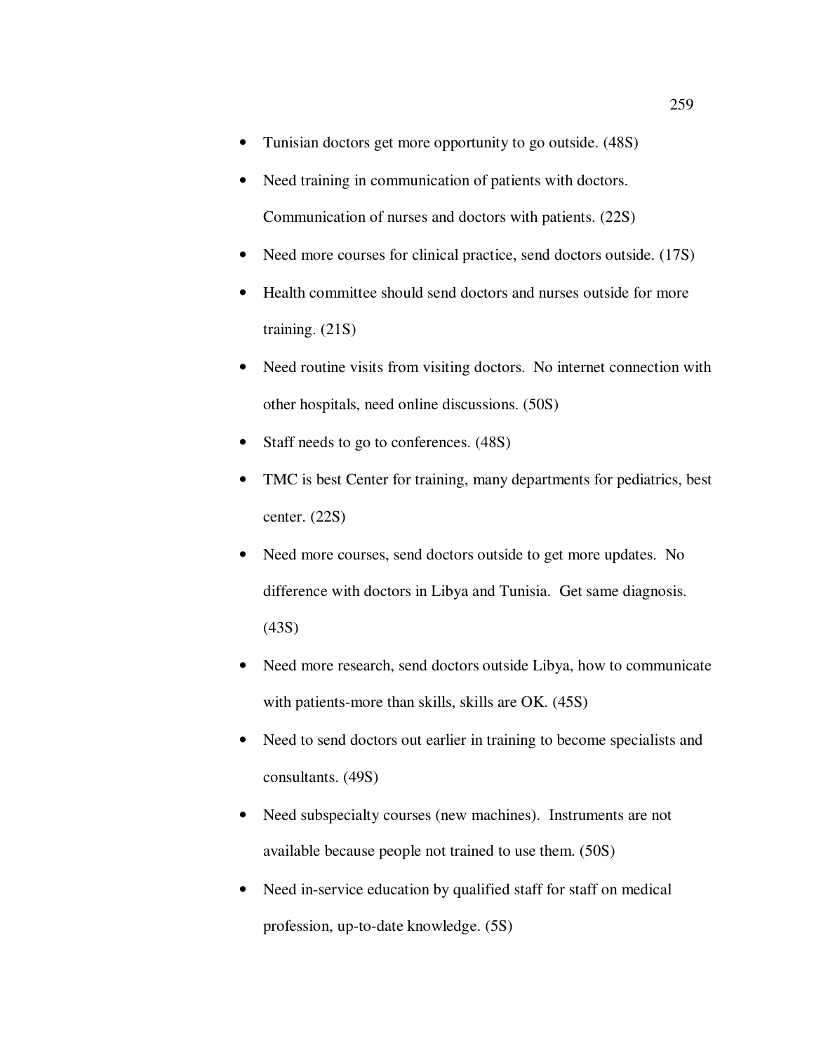- Tunisian doctors get more opportunity to go outside. (48S)
- Need training in communication of patients with doctors. Communication of nurses and doctors with patients. (22S)
- Need more courses for clinical practice, send doctors outside. (17S)
- Health committee should send doctors and nurses outside for more training. (21S)
- Need routine visits from visiting doctors. No internet connection with other hospitals, need online discussions. (50S)
- Staff needs to go to conferences. (48S)
- TMC is best Center for training, many departments for pediatrics, best center. (22S)
- Need more courses, send doctors outside to get more updates. No difference with doctors in Libya and Tunisia. Get same diagnosis. (43S)
- Need more research, send doctors outside Libya, how to communicate with patients-more than skills, skills are OK. (45S)
- Need to send doctors out earlier in training to become specialists and consultants. (49S)
- Need subspecialty courses (new machines). Instruments are not available because people not trained to use them. (50S)
- Need in-service education by qualified staff for staff on medical profession, up-to-date knowledge. (5S)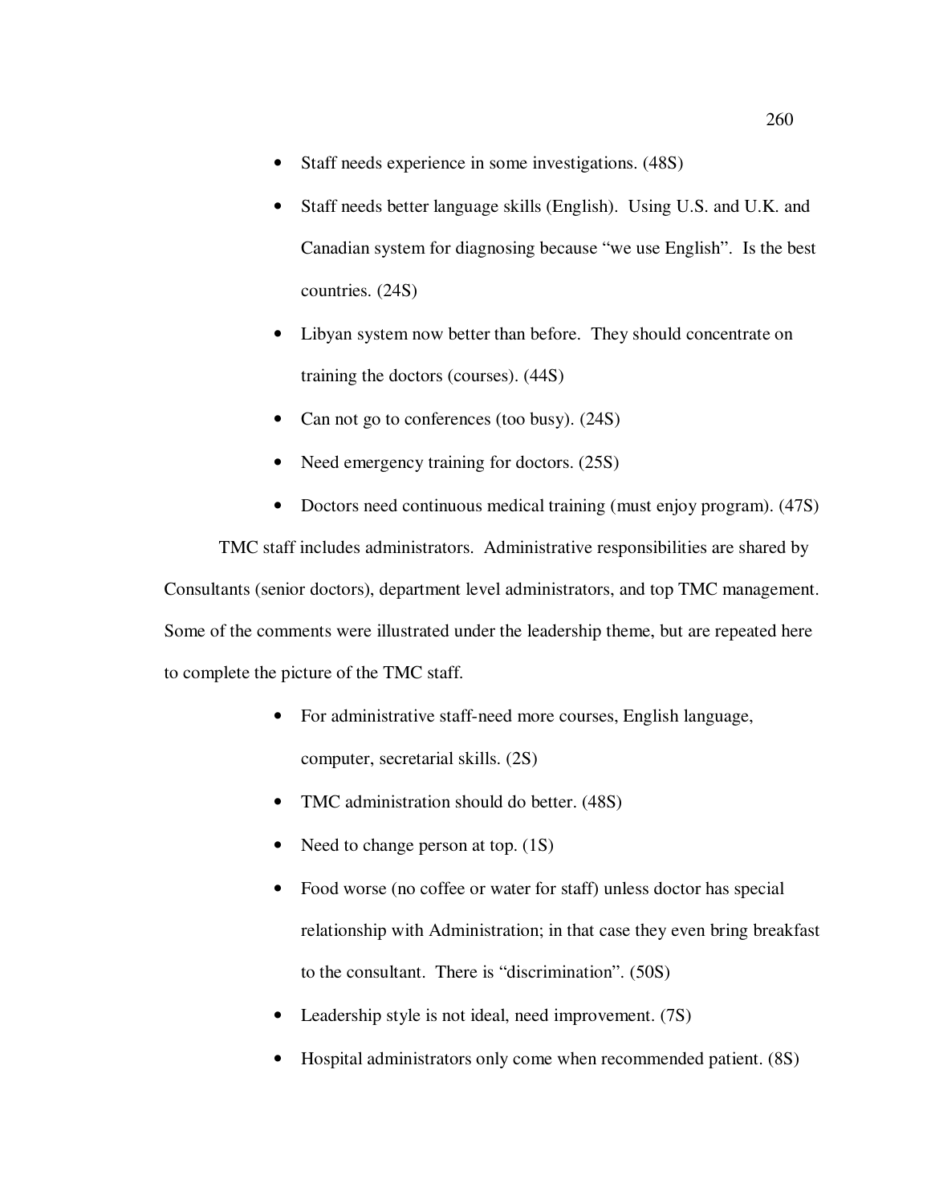- Staff needs experience in some investigations. (48S)
- Staff needs better language skills (English). Using U.S. and U.K. and Canadian system for diagnosing because "we use English". Is the best countries. (24S)
- Libyan system now better than before. They should concentrate on training the doctors (courses). (44S)
- Can not go to conferences (too busy). (24S)
- Need emergency training for doctors. (25S)
- Doctors need continuous medical training (must enjoy program). (47S)

TMC staff includes administrators. Administrative responsibilities are shared by Consultants (senior doctors), department level administrators, and top TMC management. Some of the comments were illustrated under the leadership theme, but are repeated here to complete the picture of the TMC staff.

- For administrative staff-need more courses, English language, computer, secretarial skills. (2S)
- TMC administration should do better. (48S)
- Need to change person at top. (1S)
- Food worse (no coffee or water for staff) unless doctor has special relationship with Administration; in that case they even bring breakfast to the consultant. There is "discrimination". (50S)
- Leadership style is not ideal, need improvement. (7S)
- Hospital administrators only come when recommended patient. (8S)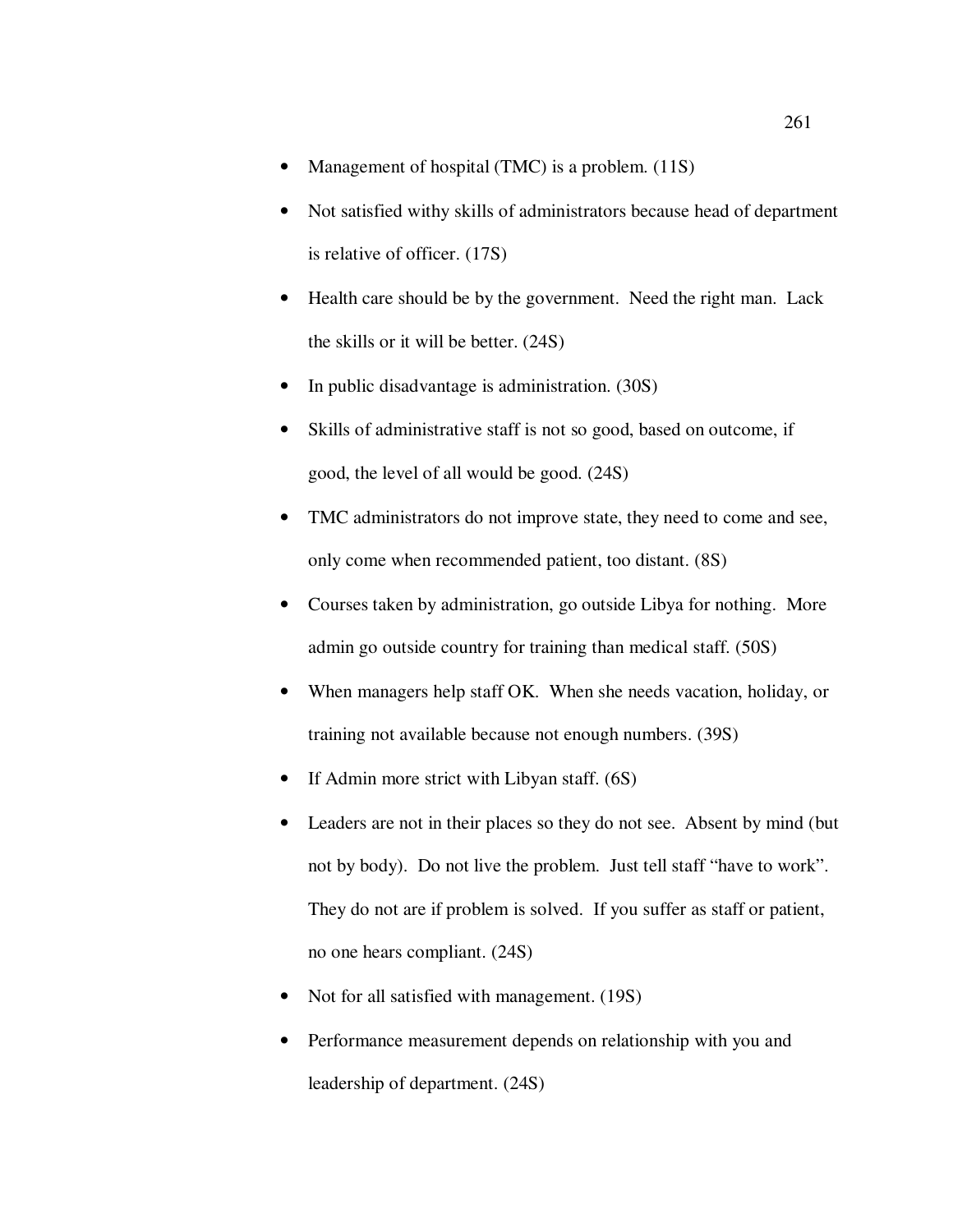- Management of hospital (TMC) is a problem. (11S)
- Not satisfied withy skills of administrators because head of department is relative of officer. (17S)
- Health care should be by the government. Need the right man. Lack the skills or it will be better. (24S)
- In public disadvantage is administration. (30S)
- Skills of administrative staff is not so good, based on outcome, if good, the level of all would be good. (24S)
- TMC administrators do not improve state, they need to come and see, only come when recommended patient, too distant. (8S)
- Courses taken by administration, go outside Libya for nothing. More admin go outside country for training than medical staff. (50S)
- When managers help staff OK. When she needs vacation, holiday, or training not available because not enough numbers. (39S)
- If Admin more strict with Libyan staff. (6S)
- Leaders are not in their places so they do not see. Absent by mind (but not by body). Do not live the problem. Just tell staff "have to work". They do not are if problem is solved. If you suffer as staff or patient, no one hears compliant. (24S)
- Not for all satisfied with management. (19S)
- Performance measurement depends on relationship with you and leadership of department. (24S)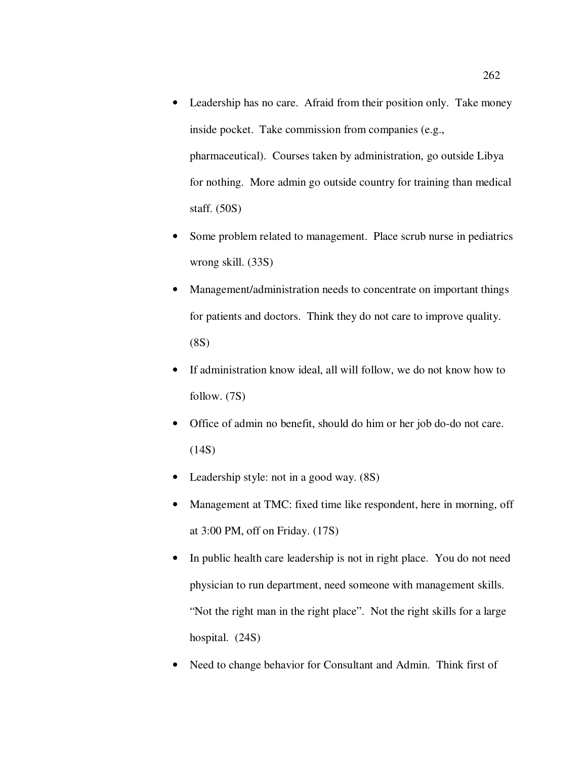- Leadership has no care. Afraid from their position only. Take money inside pocket. Take commission from companies (e.g., pharmaceutical). Courses taken by administration, go outside Libya for nothing. More admin go outside country for training than medical staff. (50S)
- Some problem related to management. Place scrub nurse in pediatrics wrong skill. (33S)
- Management/administration needs to concentrate on important things for patients and doctors. Think they do not care to improve quality. (8S)
- If administration know ideal, all will follow, we do not know how to follow. (7S)
- Office of admin no benefit, should do him or her job do-do not care. (14S)
- Leadership style: not in a good way. (8S)
- Management at TMC: fixed time like respondent, here in morning, off at 3:00 PM, off on Friday. (17S)
- In public health care leadership is not in right place. You do not need physician to run department, need someone with management skills. "Not the right man in the right place". Not the right skills for a large hospital. (24S)
- Need to change behavior for Consultant and Admin. Think first of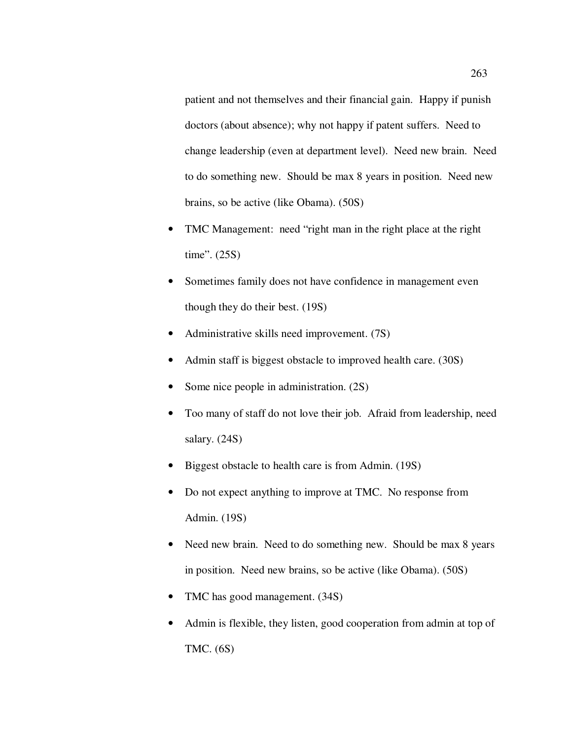patient and not themselves and their financial gain. Happy if punish doctors (about absence); why not happy if patent suffers. Need to change leadership (even at department level). Need new brain. Need to do something new. Should be max 8 years in position. Need new brains, so be active (like Obama). (50S)

- TMC Management: need "right man in the right place at the right time". (25S)
- Sometimes family does not have confidence in management even though they do their best. (19S)
- Administrative skills need improvement. (7S)
- Admin staff is biggest obstacle to improved health care. (30S)
- Some nice people in administration. (2S)
- Too many of staff do not love their job. Afraid from leadership, need salary. (24S)
- Biggest obstacle to health care is from Admin. (19S)
- Do not expect anything to improve at TMC. No response from Admin. (19S)
- Need new brain. Need to do something new. Should be max 8 years in position. Need new brains, so be active (like Obama). (50S)
- TMC has good management. (34S)
- Admin is flexible, they listen, good cooperation from admin at top of TMC. (6S)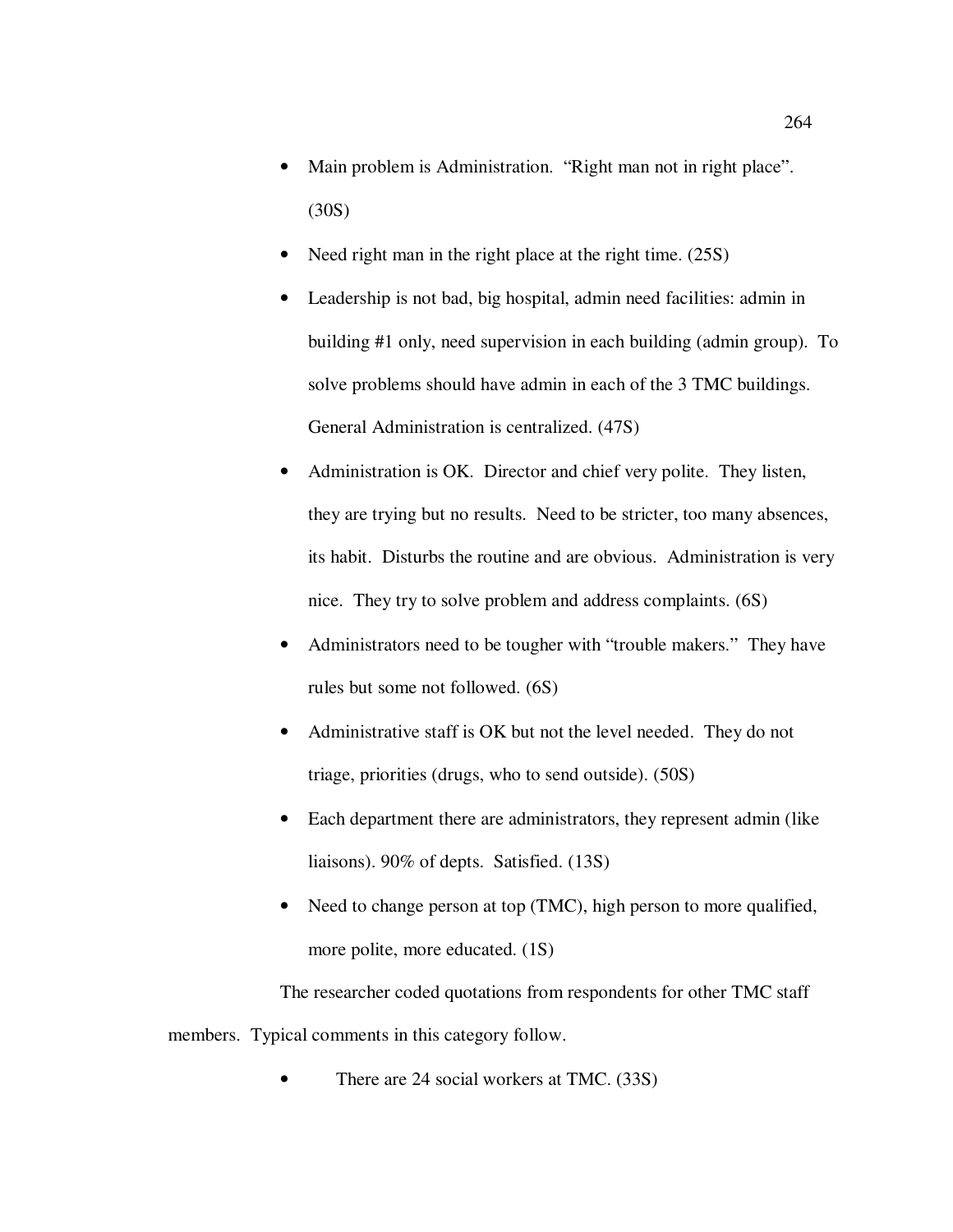- Main problem is Administration. "Right man not in right place". (30S)
- Need right man in the right place at the right time. (25S)
- Leadership is not bad, big hospital, admin need facilities: admin in building #1 only, need supervision in each building (admin group). To solve problems should have admin in each of the 3 TMC buildings. General Administration is centralized. (47S)
- Administration is OK. Director and chief very polite. They listen, they are trying but no results. Need to be stricter, too many absences, its habit. Disturbs the routine and are obvious. Administration is very nice. They try to solve problem and address complaints. (6S)
- Administrators need to be tougher with "trouble makers." They have rules but some not followed. (6S)
- Administrative staff is OK but not the level needed. They do not triage, priorities (drugs, who to send outside). (50S)
- Each department there are administrators, they represent admin (like liaisons). 90% of depts. Satisfied. (13S)
- Need to change person at top (TMC), high person to more qualified, more polite, more educated. (1S)

The researcher coded quotations from respondents for other TMC staff members. Typical comments in this category follow.

- There are 24 social workers at TMC. (33S)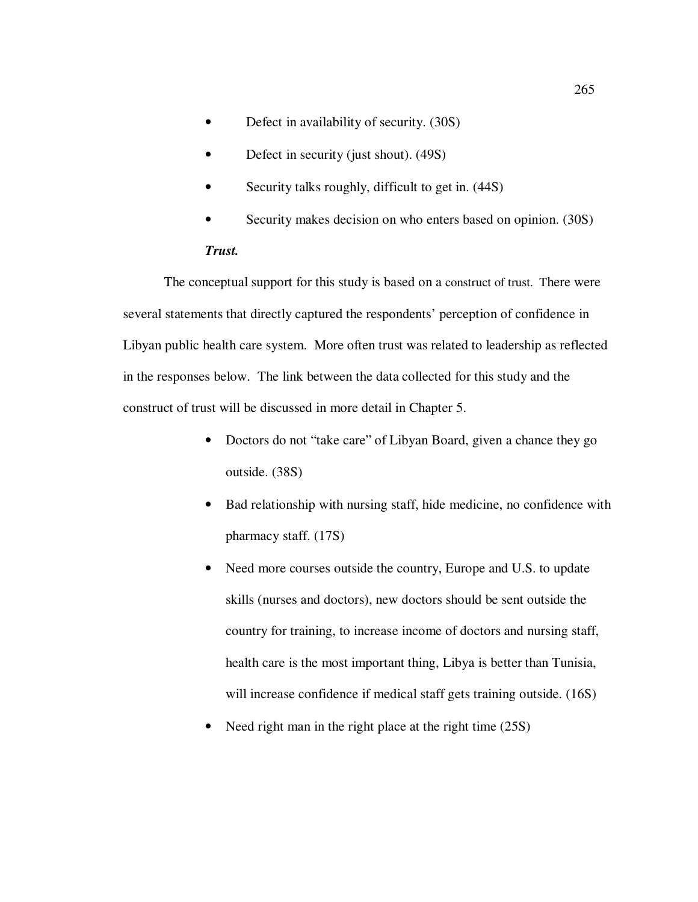- Defect in availability of security. (30S)
- Defect in security (just shout). (49S)
- Security talks roughly, difficult to get in. (44S)
- Security makes decision on who enters based on opinion. (30S)

***Trust.***

The conceptual support for this study is based on a construct of trust. There were several statements that directly captured the respondents' perception of confidence in Libyan public health care system. More often trust was related to leadership as reflected in the responses below. The link between the data collected for this study and the construct of trust will be discussed in more detail in Chapter 5.

- Doctors do not "take care" of Libyan Board, given a chance they go outside. (38S)
- Bad relationship with nursing staff, hide medicine, no confidence with pharmacy staff. (17S)
- Need more courses outside the country, Europe and U.S. to update skills (nurses and doctors), new doctors should be sent outside the country for training, to increase income of doctors and nursing staff, health care is the most important thing, Libya is better than Tunisia, will increase confidence if medical staff gets training outside. (16S)
- Need right man in the right place at the right time (25S)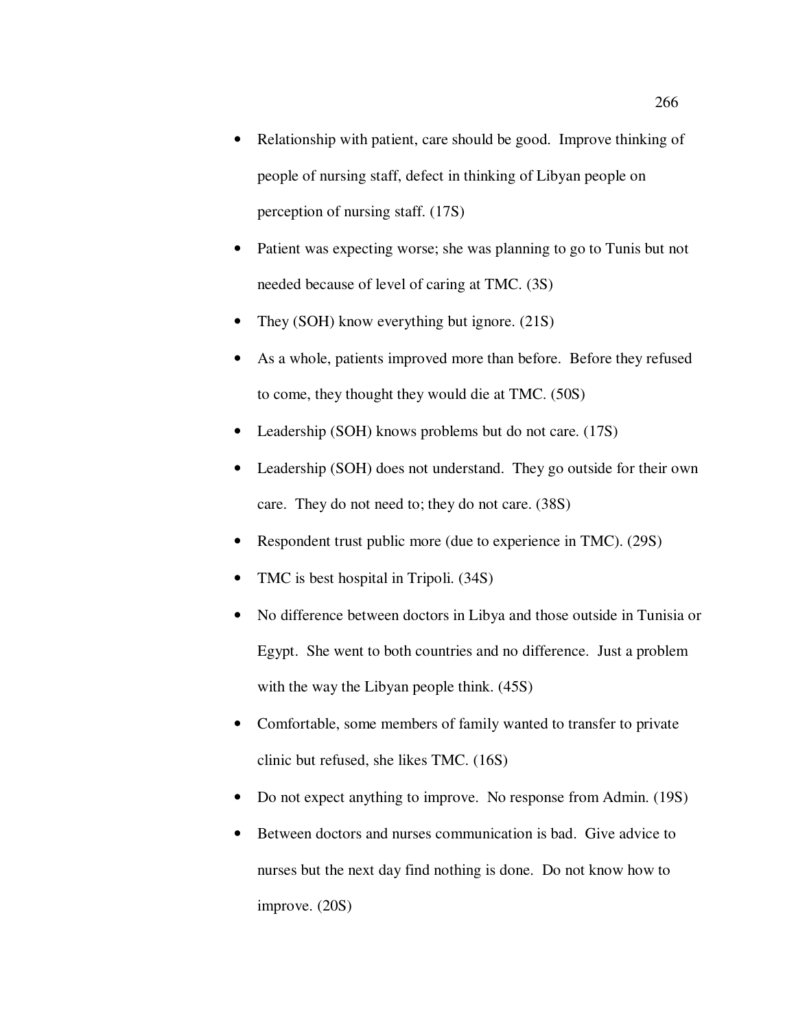- Relationship with patient, care should be good. Improve thinking of people of nursing staff, defect in thinking of Libyan people on perception of nursing staff. (17S)
- Patient was expecting worse; she was planning to go to Tunis but not needed because of level of caring at TMC. (3S)
- They (SOH) know everything but ignore. (21S)
- As a whole, patients improved more than before. Before they refused to come, they thought they would die at TMC. (50S)
- Leadership (SOH) knows problems but do not care. (17S)
- Leadership (SOH) does not understand. They go outside for their own care. They do not need to; they do not care. (38S)
- Respondent trust public more (due to experience in TMC). (29S)
- TMC is best hospital in Tripoli. (34S)
- No difference between doctors in Libya and those outside in Tunisia or Egypt. She went to both countries and no difference. Just a problem with the way the Libyan people think. (45S)
- Comfortable, some members of family wanted to transfer to private clinic but refused, she likes TMC. (16S)
- Do not expect anything to improve. No response from Admin. (19S)
- Between doctors and nurses communication is bad. Give advice to nurses but the next day find nothing is done. Do not know how to improve. (20S)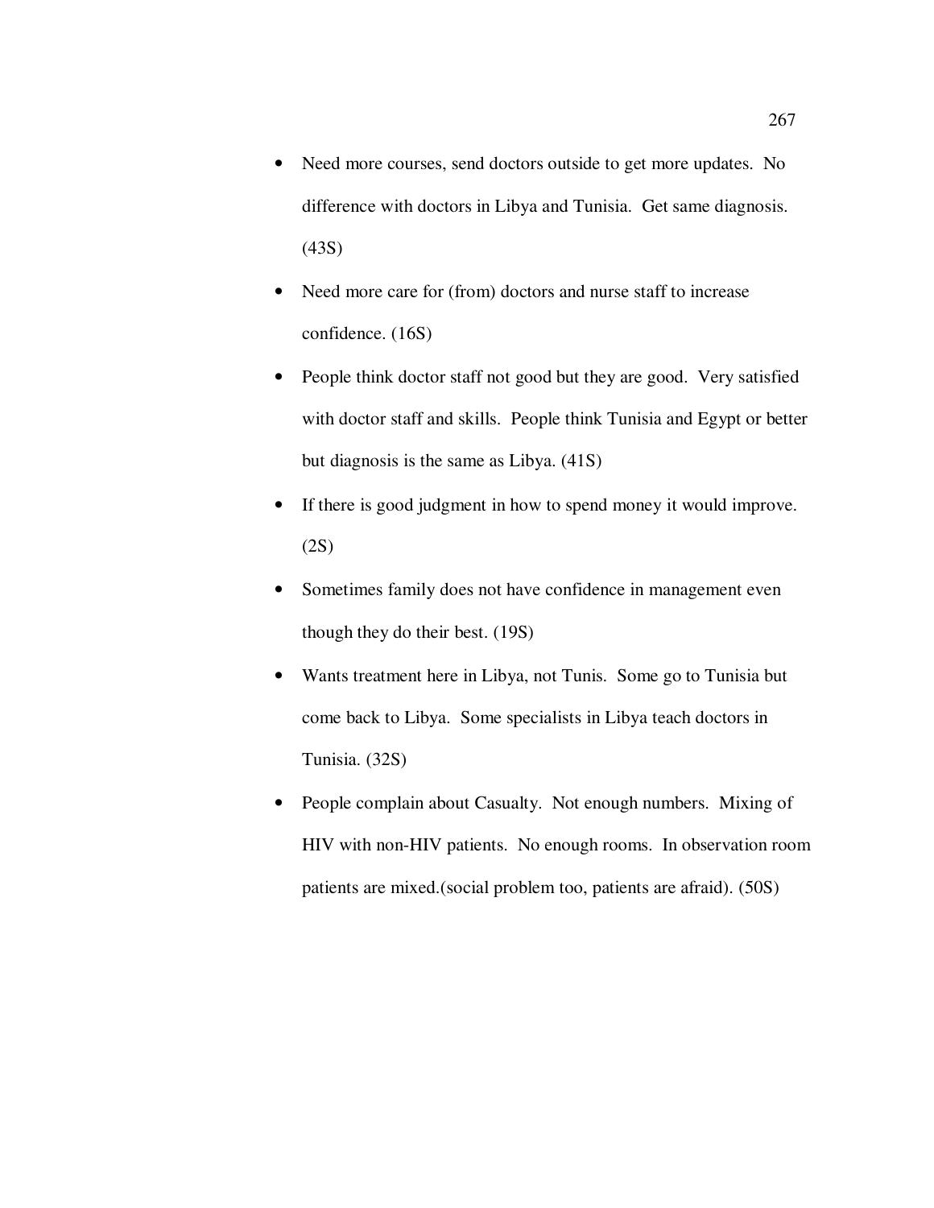- Need more courses, send doctors outside to get more updates. No difference with doctors in Libya and Tunisia. Get same diagnosis. (43S)
- Need more care for (from) doctors and nurse staff to increase confidence. (16S)
- People think doctor staff not good but they are good. Very satisfied with doctor staff and skills. People think Tunisia and Egypt or better but diagnosis is the same as Libya. (41S)
- If there is good judgment in how to spend money it would improve. (2S)
- Sometimes family does not have confidence in management even though they do their best. (19S)
- Wants treatment here in Libya, not Tunis. Some go to Tunisia but come back to Libya. Some specialists in Libya teach doctors in Tunisia. (32S)
- People complain about Casualty. Not enough numbers. Mixing of HIV with non-HIV patients. No enough rooms. In observation room patients are mixed.(social problem too, patients are afraid). (50S)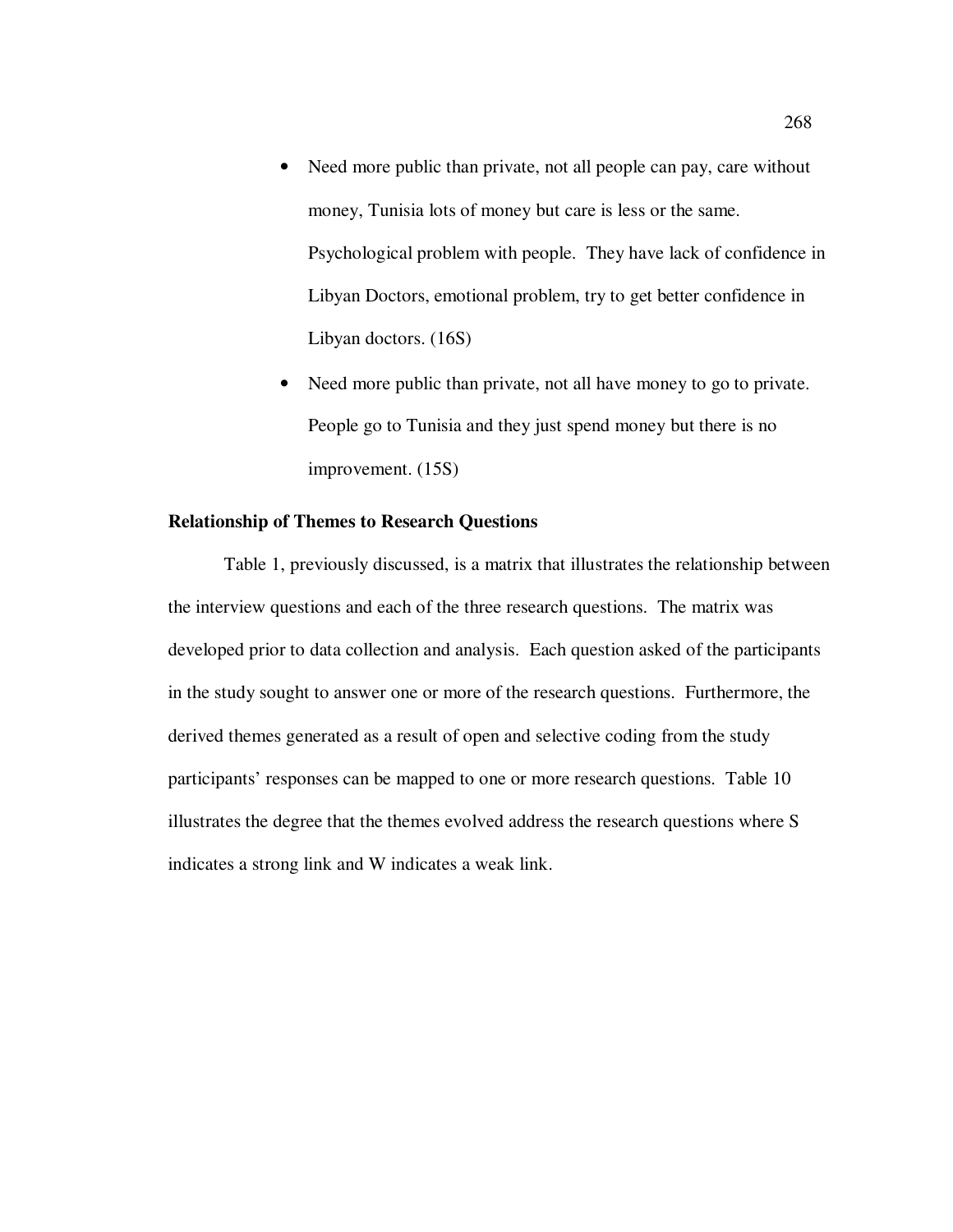- Need more public than private, not all people can pay, care without money, Tunisia lots of money but care is less or the same. Psychological problem with people. They have lack of confidence in Libyan Doctors, emotional problem, try to get better confidence in Libyan doctors. (16S)
- Need more public than private, not all have money to go to private. People go to Tunisia and they just spend money but there is no improvement. (15S)

**Relationship of Themes to Research Questions**

Table 1, previously discussed, is a matrix that illustrates the relationship between the interview questions and each of the three research questions. The matrix was developed prior to data collection and analysis. Each question asked of the participants in the study sought to answer one or more of the research questions. Furthermore, the derived themes generated as a result of open and selective coding from the study participants' responses can be mapped to one or more research questions. Table 10 illustrates the degree that the themes evolved address the research questions where S indicates a strong link and W indicates a weak link.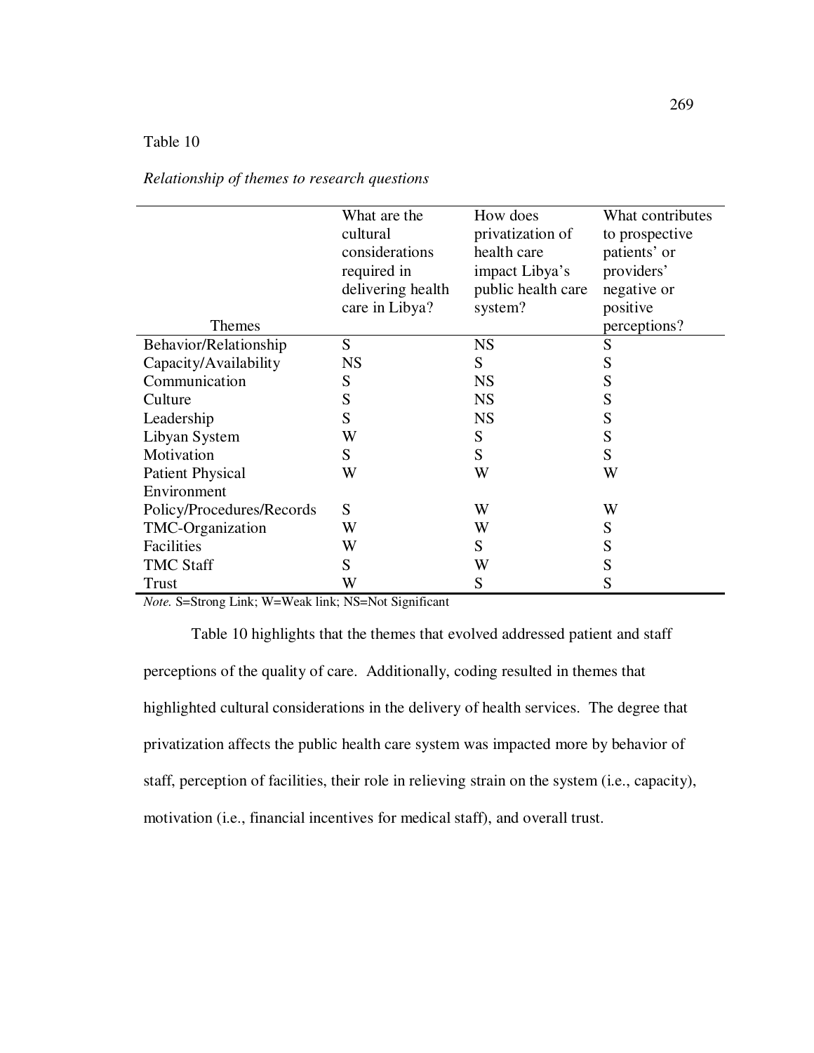Table 10

*Relationship of themes to research questions*

| Themes | What are the cultural considerations required in delivering health care in Libya? | How does privatization of health care impact Libya's public health care system? | What contributes to prospective patients' or providers' negative or positive perceptions? |
|---|---|---|---|
| Behavior/Relationship | S | NS | S |
| Capacity/Availability | NS | S | S |
| Communication | S | NS | S |
| Culture | S | NS | S |
| Leadership | S | NS | S |
| Libyan System | W | S | S |
| Motivation | S | S | S |
| Patient Physical Environment | W | W | W |
| Policy/Procedures/Records | S | W | W |
| TMC-Organization | W | W | S |
| Facilities | W | S | S |
| TMC Staff | S | W | S |
| Trust | W | S | S |

*Note.* S=Strong Link; W=Weak link; NS=Not Significant

Table 10 highlights that the themes that evolved addressed patient and staff perceptions of the quality of care. Additionally, coding resulted in themes that highlighted cultural considerations in the delivery of health services. The degree that privatization affects the public health care system was impacted more by behavior of staff, perception of facilities, their role in relieving strain on the system (i.e., capacity), motivation (i.e., financial incentives for medical staff), and overall trust.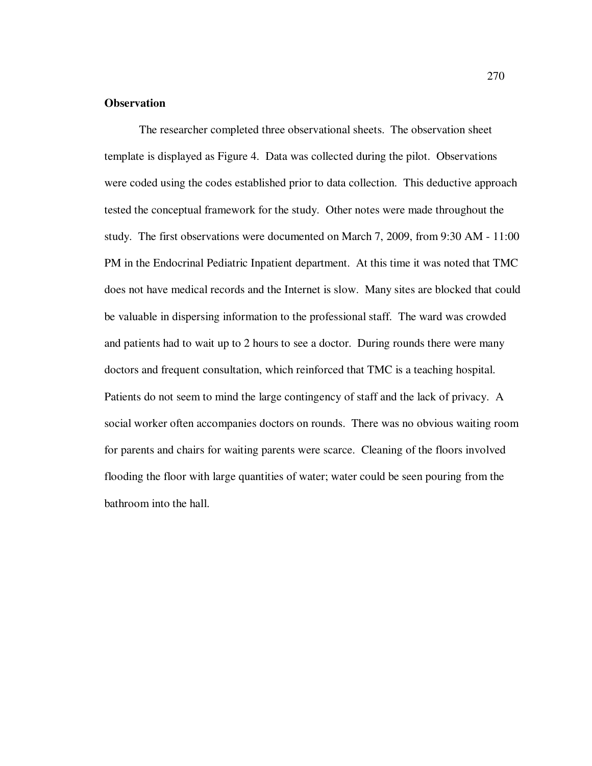**Observation**

The researcher completed three observational sheets. The observation sheet template is displayed as Figure 4. Data was collected during the pilot. Observations were coded using the codes established prior to data collection. This deductive approach tested the conceptual framework for the study. Other notes were made throughout the study. The first observations were documented on March 7, 2009, from 9:30 AM - 11:00 PM in the Endocrinal Pediatric Inpatient department. At this time it was noted that TMC does not have medical records and the Internet is slow. Many sites are blocked that could be valuable in dispersing information to the professional staff. The ward was crowded and patients had to wait up to 2 hours to see a doctor. During rounds there were many doctors and frequent consultation, which reinforced that TMC is a teaching hospital. Patients do not seem to mind the large contingency of staff and the lack of privacy. A social worker often accompanies doctors on rounds. There was no obvious waiting room for parents and chairs for waiting parents were scarce. Cleaning of the floors involved flooding the floor with large quantities of water; water could be seen pouring from the bathroom into the hall.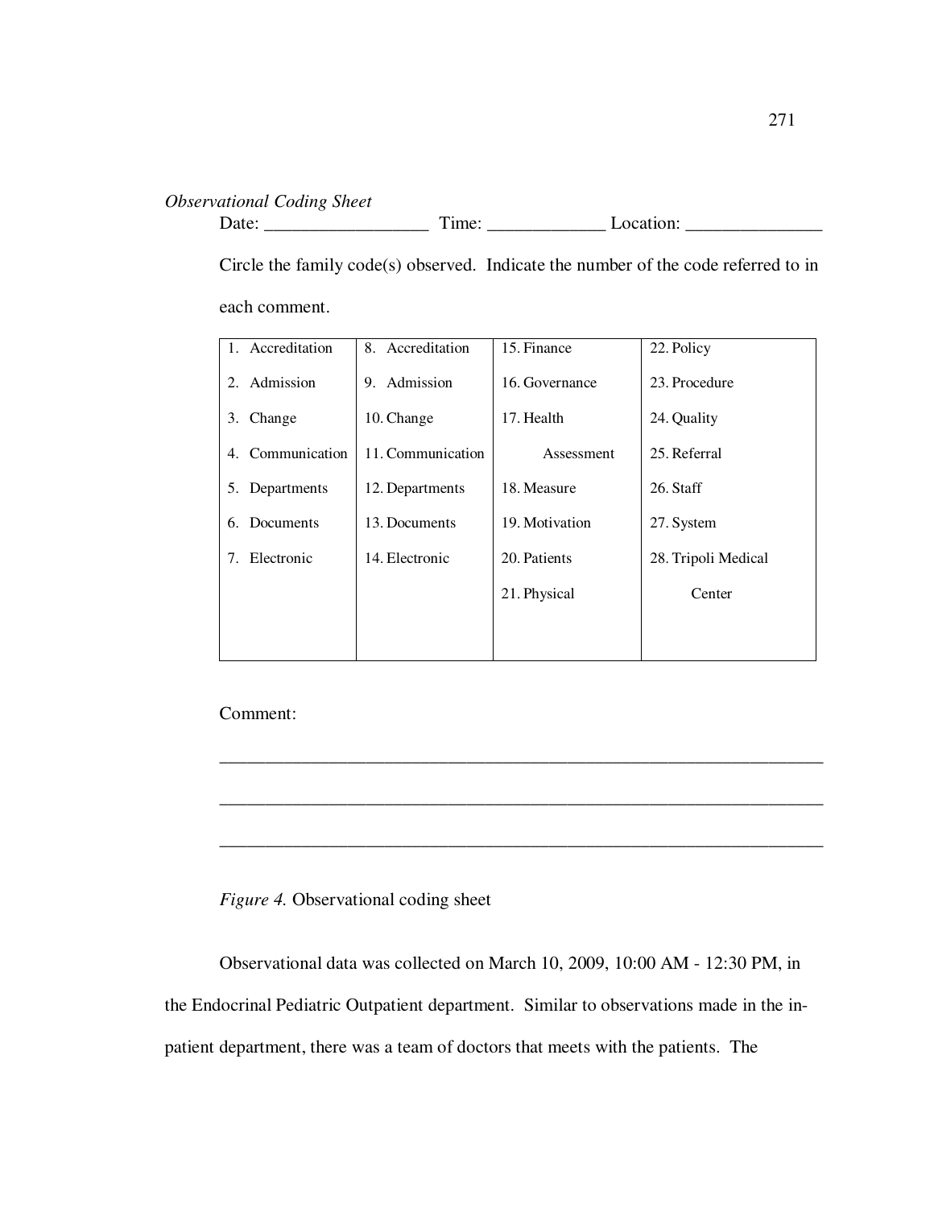*Observational Coding Sheet*

Date: __________________ Time: _____________ Location: _______________

Circle the family code(s) observed. Indicate the number of the code referred to in each comment.

| | | | |
|---|---|---|---|
| 1. Accreditation | 8. Accreditation | 15. Finance | 22. Policy |
| 2. Admission | 9. Admission | 16. Governance | 23. Procedure |
| 3. Change | 10. Change | 17. Health Assessment | 24. Quality |
| 4. Communication | 11. Communication | 18. Measure | 25. Referral |
| 5. Departments | 12. Departments | 19. Motivation | 26. Staff |
| 6. Documents | 13. Documents | 20. Patients | 27. System |
| 7. Electronic | 14. Electronic | 21. Physical | 28. Tripoli Medical Center |

Comment:

____________________________________________________________________

____________________________________________________________________

____________________________________________________________________

*Figure 4.* Observational coding sheet

Observational data was collected on March 10, 2009, 10:00 AM - 12:30 PM, in the Endocrinal Pediatric Outpatient department. Similar to observations made in the in-patient department, there was a team of doctors that meets with the patients. The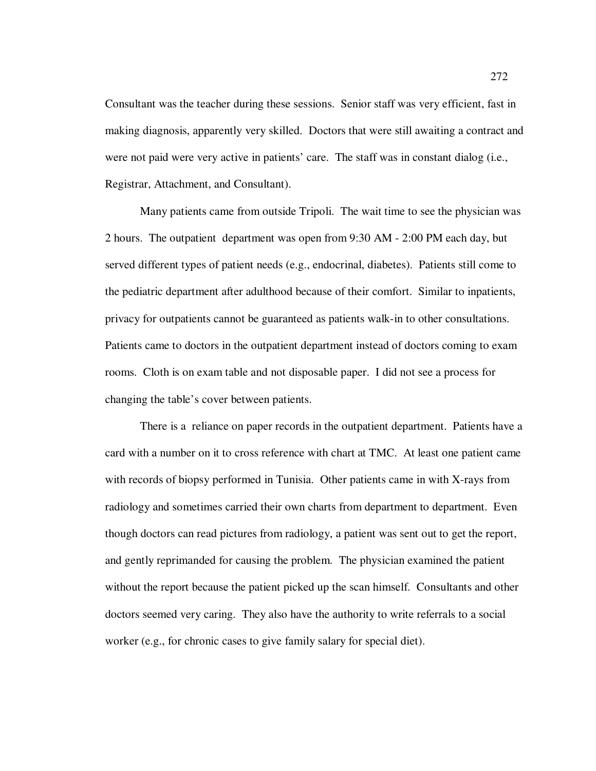Consultant was the teacher during these sessions. Senior staff was very efficient, fast in making diagnosis, apparently very skilled. Doctors that were still awaiting a contract and were not paid were very active in patients' care. The staff was in constant dialog (i.e., Registrar, Attachment, and Consultant).

Many patients came from outside Tripoli. The wait time to see the physician was 2 hours. The outpatient department was open from 9:30 AM - 2:00 PM each day, but served different types of patient needs (e.g., endocrinal, diabetes). Patients still come to the pediatric department after adulthood because of their comfort. Similar to inpatients, privacy for outpatients cannot be guaranteed as patients walk-in to other consultations. Patients came to doctors in the outpatient department instead of doctors coming to exam rooms. Cloth is on exam table and not disposable paper. I did not see a process for changing the table's cover between patients.

There is a reliance on paper records in the outpatient department. Patients have a card with a number on it to cross reference with chart at TMC. At least one patient came with records of biopsy performed in Tunisia. Other patients came in with X-rays from radiology and sometimes carried their own charts from department to department. Even though doctors can read pictures from radiology, a patient was sent out to get the report, and gently reprimanded for causing the problem. The physician examined the patient without the report because the patient picked up the scan himself. Consultants and other doctors seemed very caring. They also have the authority to write referrals to a social worker (e.g., for chronic cases to give family salary for special diet).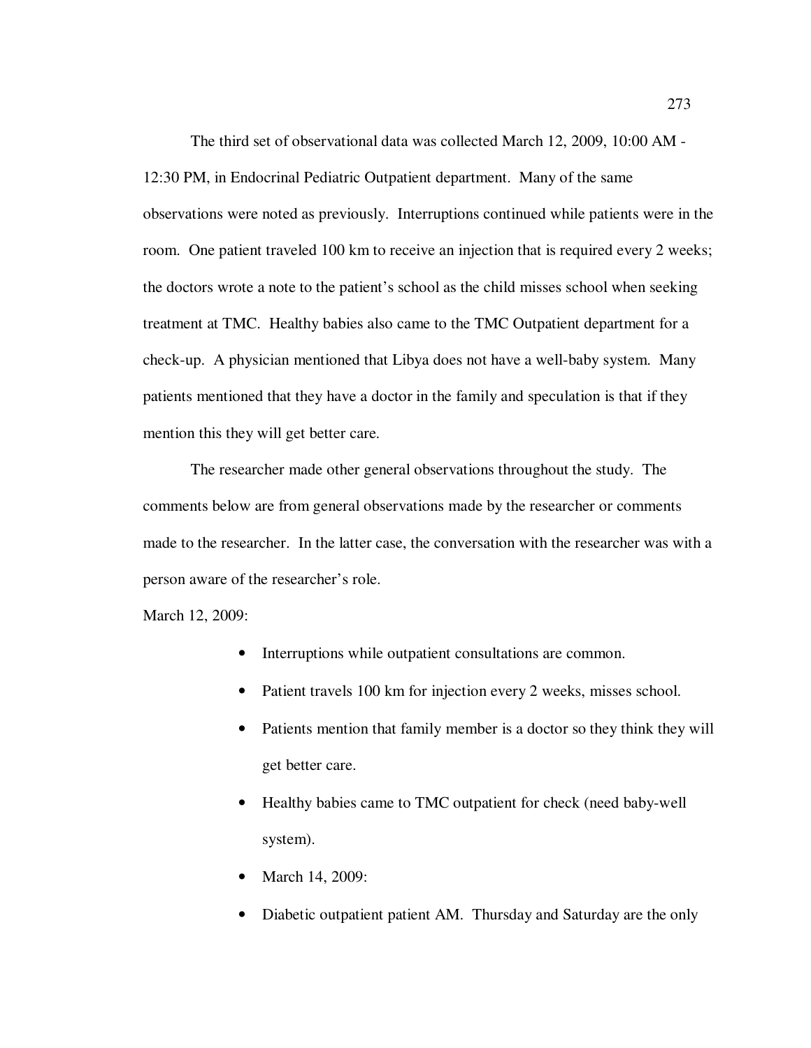The third set of observational data was collected March 12, 2009, 10:00 AM - 12:30 PM, in Endocrinal Pediatric Outpatient department. Many of the same observations were noted as previously. Interruptions continued while patients were in the room. One patient traveled 100 km to receive an injection that is required every 2 weeks; the doctors wrote a note to the patient's school as the child misses school when seeking treatment at TMC. Healthy babies also came to the TMC Outpatient department for a check-up. A physician mentioned that Libya does not have a well-baby system. Many patients mentioned that they have a doctor in the family and speculation is that if they mention this they will get better care.

The researcher made other general observations throughout the study. The comments below are from general observations made by the researcher or comments made to the researcher. In the latter case, the conversation with the researcher was with a person aware of the researcher's role.

March 12, 2009:

- Interruptions while outpatient consultations are common.
- Patient travels 100 km for injection every 2 weeks, misses school.
- Patients mention that family member is a doctor so they think they will get better care.
- Healthy babies came to TMC outpatient for check (need baby-well system).
- March 14, 2009:
- Diabetic outpatient patient AM. Thursday and Saturday are the only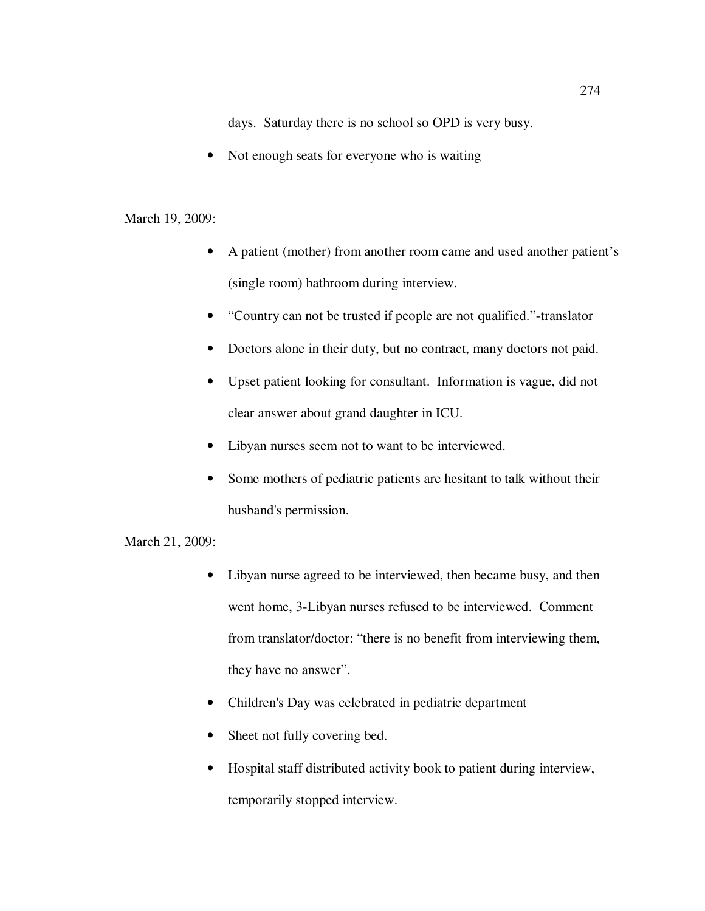days. Saturday there is no school so OPD is very busy.

- Not enough seats for everyone who is waiting

March 19, 2009:

- A patient (mother) from another room came and used another patient's (single room) bathroom during interview.
- "Country can not be trusted if people are not qualified."-translator
- Doctors alone in their duty, but no contract, many doctors not paid.
- Upset patient looking for consultant. Information is vague, did not clear answer about grand daughter in ICU.
- Libyan nurses seem not to want to be interviewed.
- Some mothers of pediatric patients are hesitant to talk without their husband's permission.

March 21, 2009:

- Libyan nurse agreed to be interviewed, then became busy, and then went home, 3-Libyan nurses refused to be interviewed. Comment from translator/doctor: "there is no benefit from interviewing them, they have no answer".
- Children's Day was celebrated in pediatric department
- Sheet not fully covering bed.
- Hospital staff distributed activity book to patient during interview, temporarily stopped interview.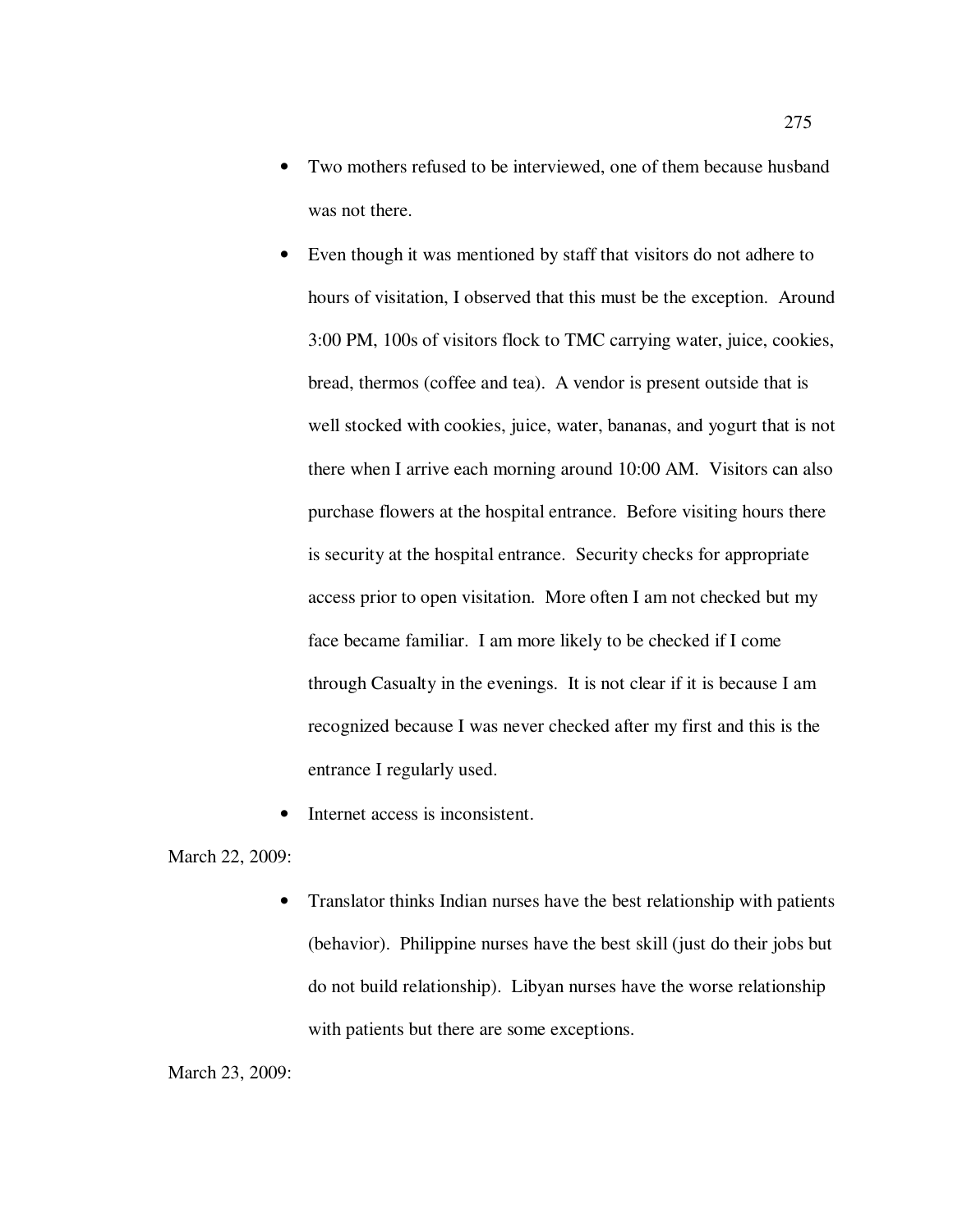- Two mothers refused to be interviewed, one of them because husband was not there.
- Even though it was mentioned by staff that visitors do not adhere to hours of visitation, I observed that this must be the exception. Around 3:00 PM, 100s of visitors flock to TMC carrying water, juice, cookies, bread, thermos (coffee and tea). A vendor is present outside that is well stocked with cookies, juice, water, bananas, and yogurt that is not there when I arrive each morning around 10:00 AM. Visitors can also purchase flowers at the hospital entrance. Before visiting hours there is security at the hospital entrance. Security checks for appropriate access prior to open visitation. More often I am not checked but my face became familiar. I am more likely to be checked if I come through Casualty in the evenings. It is not clear if it is because I am recognized because I was never checked after my first and this is the entrance I regularly used.
- Internet access is inconsistent.

March 22, 2009:

- Translator thinks Indian nurses have the best relationship with patients (behavior). Philippine nurses have the best skill (just do their jobs but do not build relationship). Libyan nurses have the worse relationship with patients but there are some exceptions.

March 23, 2009: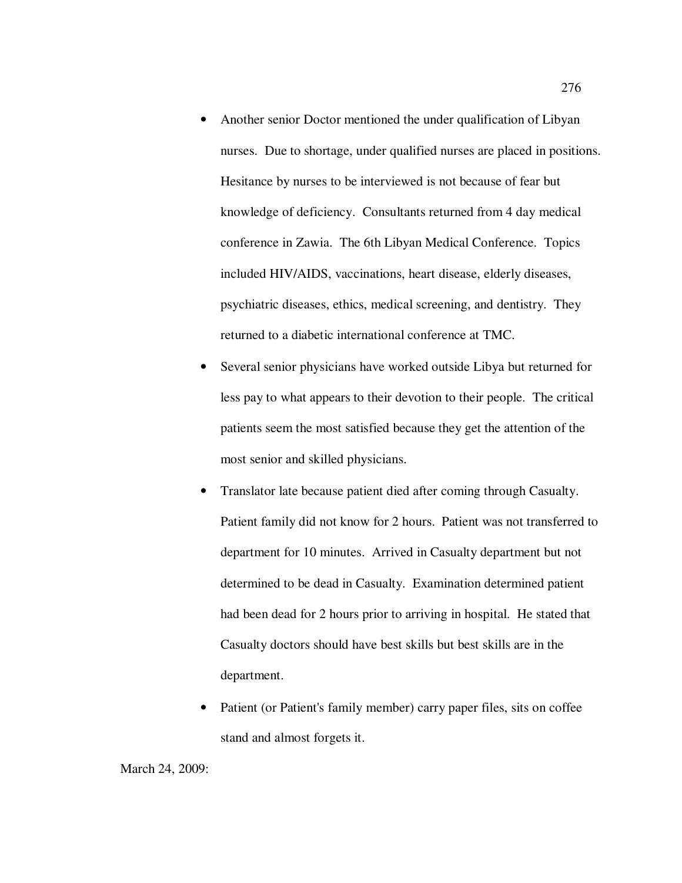- Another senior Doctor mentioned the under qualification of Libyan nurses. Due to shortage, under qualified nurses are placed in positions. Hesitance by nurses to be interviewed is not because of fear but knowledge of deficiency. Consultants returned from 4 day medical conference in Zawia. The 6th Libyan Medical Conference. Topics included HIV/AIDS, vaccinations, heart disease, elderly diseases, psychiatric diseases, ethics, medical screening, and dentistry. They returned to a diabetic international conference at TMC.
- Several senior physicians have worked outside Libya but returned for less pay to what appears to their devotion to their people. The critical patients seem the most satisfied because they get the attention of the most senior and skilled physicians.
- Translator late because patient died after coming through Casualty. Patient family did not know for 2 hours. Patient was not transferred to department for 10 minutes. Arrived in Casualty department but not determined to be dead in Casualty. Examination determined patient had been dead for 2 hours prior to arriving in hospital. He stated that Casualty doctors should have best skills but best skills are in the department.
- Patient (or Patient's family member) carry paper files, sits on coffee stand and almost forgets it.

March 24, 2009: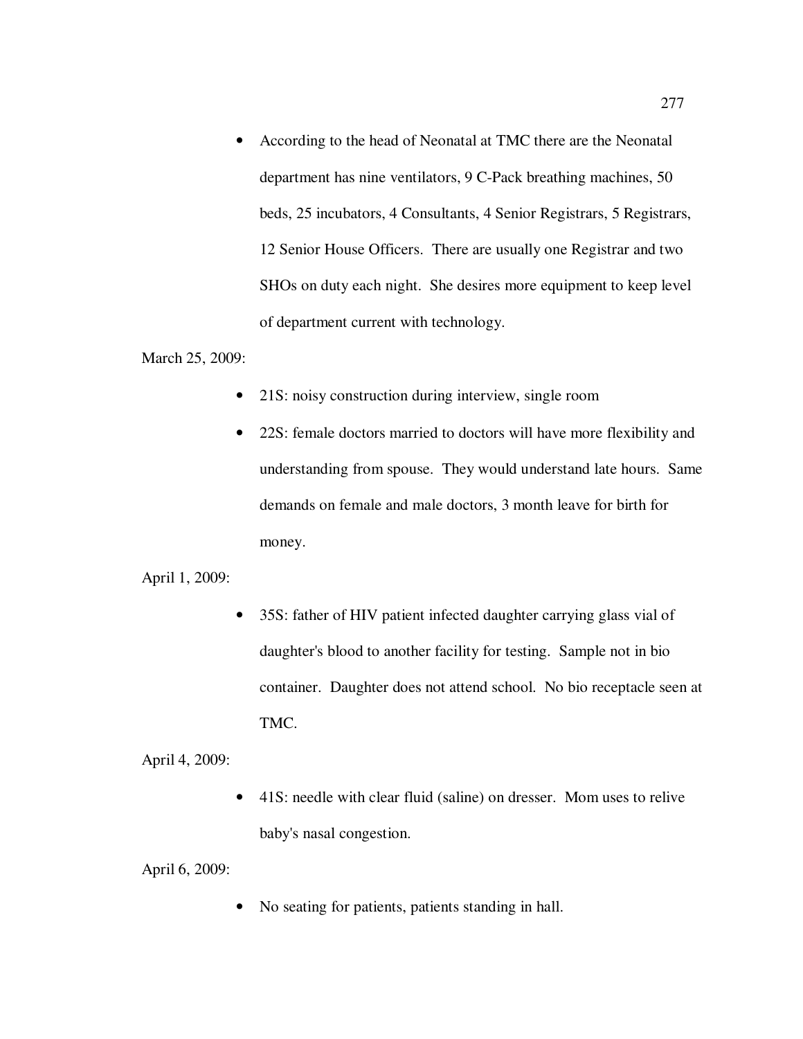- According to the head of Neonatal at TMC there are the Neonatal department has nine ventilators, 9 C-Pack breathing machines, 50 beds, 25 incubators, 4 Consultants, 4 Senior Registrars, 5 Registrars, 12 Senior House Officers. There are usually one Registrar and two SHOs on duty each night. She desires more equipment to keep level of department current with technology.

March 25, 2009:

- 21S: noisy construction during interview, single room
- 22S: female doctors married to doctors will have more flexibility and understanding from spouse. They would understand late hours. Same demands on female and male doctors, 3 month leave for birth for money.

April 1, 2009:

- 35S: father of HIV patient infected daughter carrying glass vial of daughter's blood to another facility for testing. Sample not in bio container. Daughter does not attend school. No bio receptacle seen at TMC.

April 4, 2009:

- 41S: needle with clear fluid (saline) on dresser. Mom uses to relive baby's nasal congestion.

April 6, 2009:

- No seating for patients, patients standing in hall.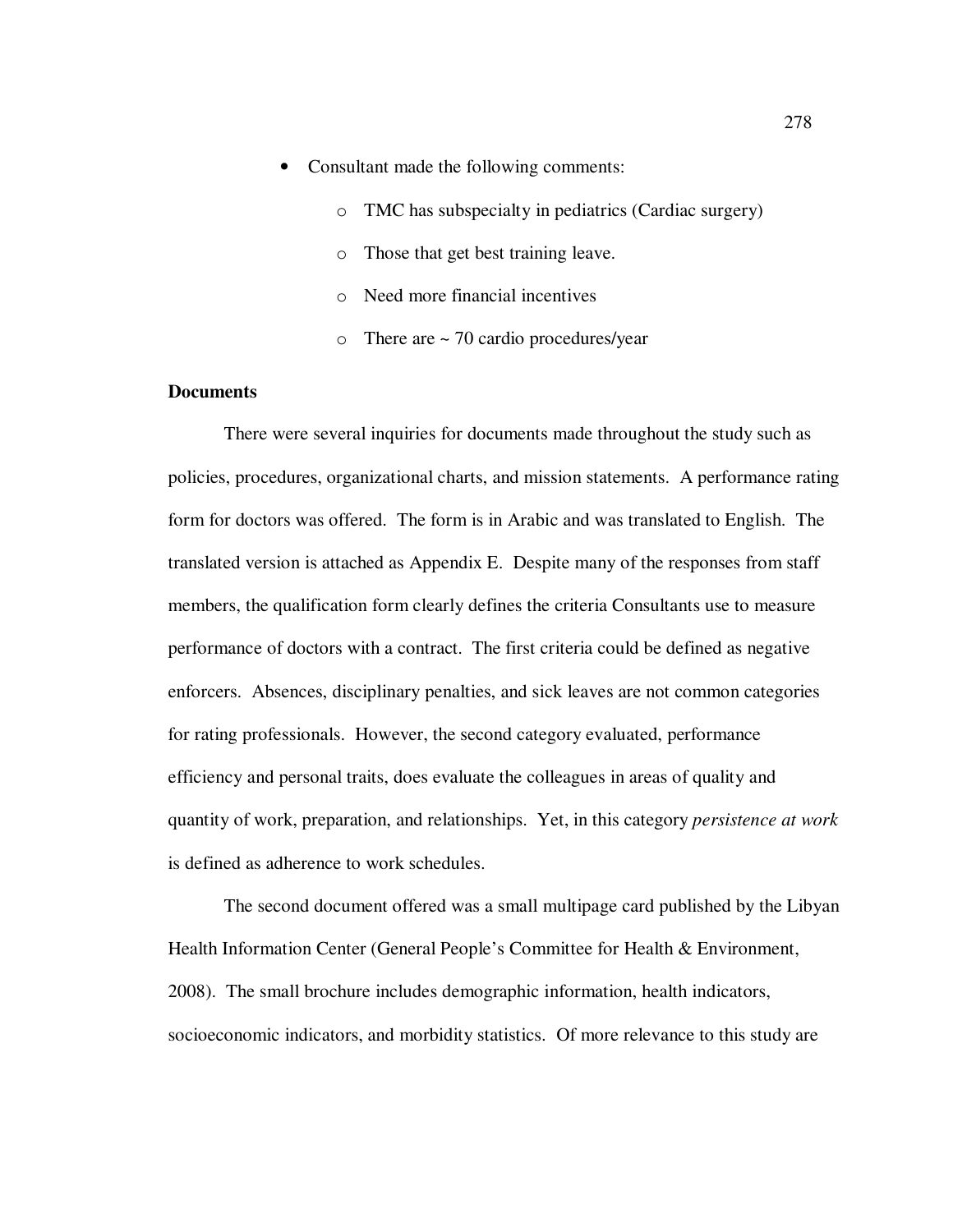- Consultant made the following comments:
    - TMC has subspecialty in pediatrics (Cardiac surgery)
    - Those that get best training leave.
    - Need more financial incentives
    - There are ~ 70 cardio procedures/year

**Documents**

There were several inquiries for documents made throughout the study such as policies, procedures, organizational charts, and mission statements. A performance rating form for doctors was offered. The form is in Arabic and was translated to English. The translated version is attached as Appendix E. Despite many of the responses from staff members, the qualification form clearly defines the criteria Consultants use to measure performance of doctors with a contract. The first criteria could be defined as negative enforcers. Absences, disciplinary penalties, and sick leaves are not common categories for rating professionals. However, the second category evaluated, performance efficiency and personal traits, does evaluate the colleagues in areas of quality and quantity of work, preparation, and relationships. Yet, in this category *persistence at work* is defined as adherence to work schedules.

The second document offered was a small multipage card published by the Libyan Health Information Center (General People's Committee for Health & Environment, 2008). The small brochure includes demographic information, health indicators, socioeconomic indicators, and morbidity statistics. Of more relevance to this study are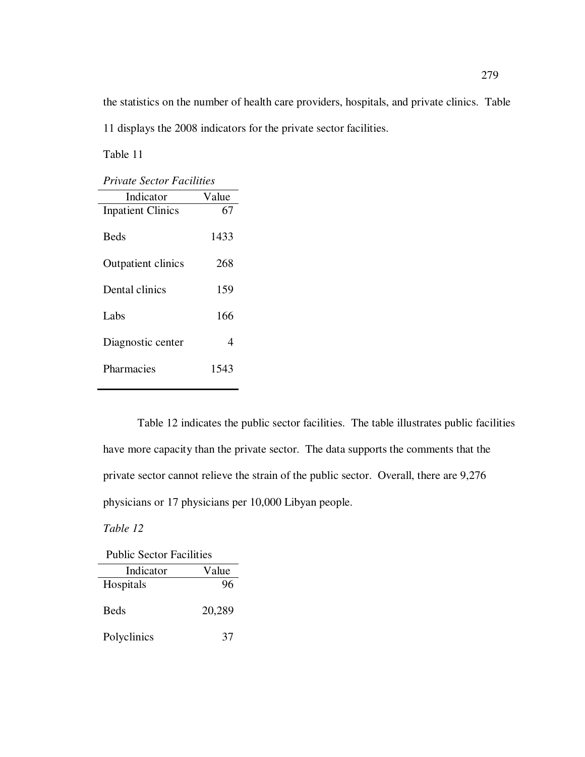the statistics on the number of health care providers, hospitals, and private clinics. Table 11 displays the 2008 indicators for the private sector facilities.

Table 11

*Private Sector Facilities*

| Indicator | Value |
|---|---|
| Inpatient Clinics | 67 |
| Beds | 1433 |
| Outpatient clinics | 268 |
| Dental clinics | 159 |
| Labs | 166 |
| Diagnostic center | 4 |
| Pharmacies | 1543 |

Table 12 indicates the public sector facilities. The table illustrates public facilities have more capacity than the private sector. The data supports the comments that the private sector cannot relieve the strain of the public sector. Overall, there are 9,276 physicians or 17 physicians per 10,000 Libyan people.

*Table 12*

Public Sector Facilities

| Indicator | Value |
|---|---|
| Hospitals | 96 |
| Beds | 20,289 |
| Polyclinics | 37 |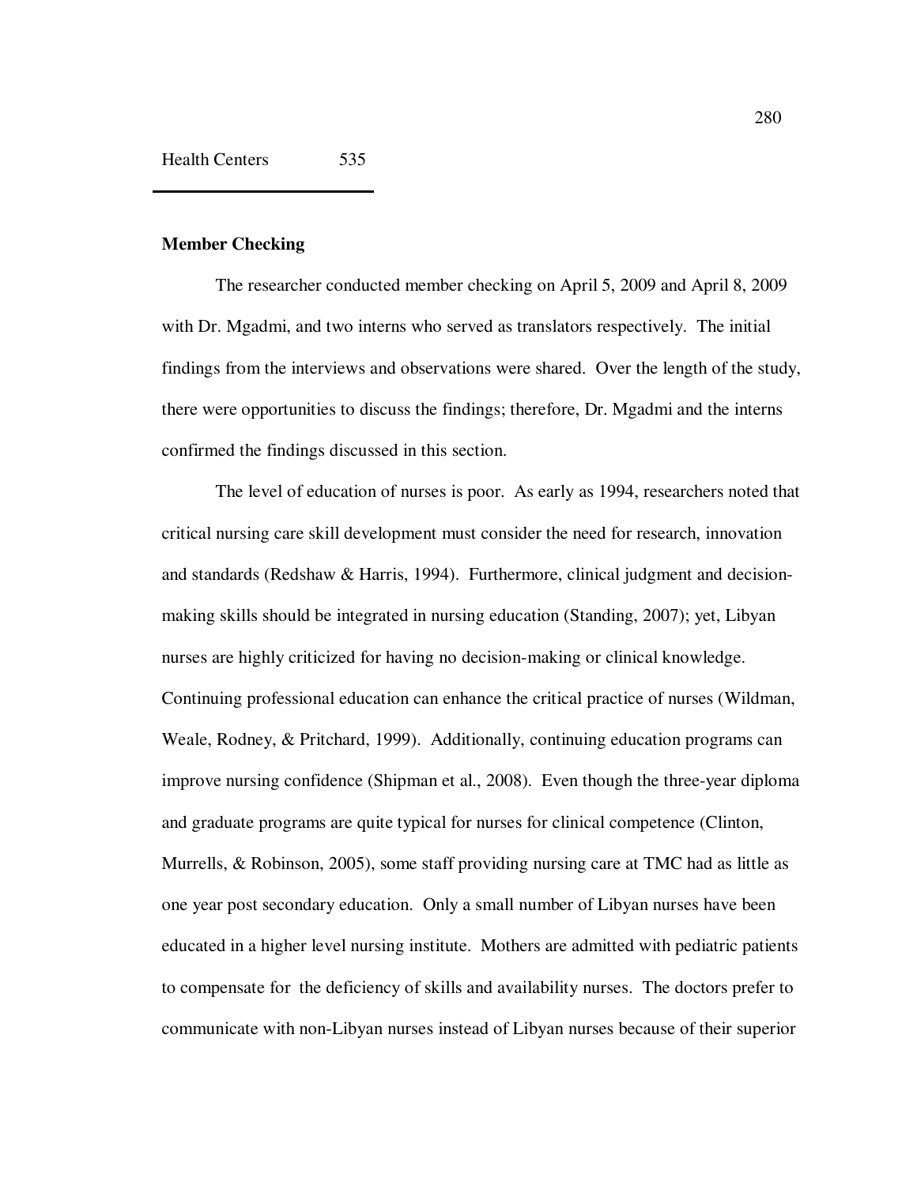| Health Centers | 535 |
|---|---|

**Member Checking**

The researcher conducted member checking on April 5, 2009 and April 8, 2009 with Dr. Mgadmi, and two interns who served as translators respectively. The initial findings from the interviews and observations were shared. Over the length of the study, there were opportunities to discuss the findings; therefore, Dr. Mgadmi and the interns confirmed the findings discussed in this section.

The level of education of nurses is poor. As early as 1994, researchers noted that critical nursing care skill development must consider the need for research, innovation and standards (Redshaw & Harris, 1994). Furthermore, clinical judgment and decision-making skills should be integrated in nursing education (Standing, 2007); yet, Libyan nurses are highly criticized for having no decision-making or clinical knowledge. Continuing professional education can enhance the critical practice of nurses (Wildman, Weale, Rodney, & Pritchard, 1999). Additionally, continuing education programs can improve nursing confidence (Shipman et al., 2008). Even though the three-year diploma and graduate programs are quite typical for nurses for clinical competence (Clinton, Murrells, & Robinson, 2005), some staff providing nursing care at TMC had as little as one year post secondary education. Only a small number of Libyan nurses have been educated in a higher level nursing institute. Mothers are admitted with pediatric patients to compensate for the deficiency of skills and availability nurses. The doctors prefer to communicate with non-Libyan nurses instead of Libyan nurses because of their superior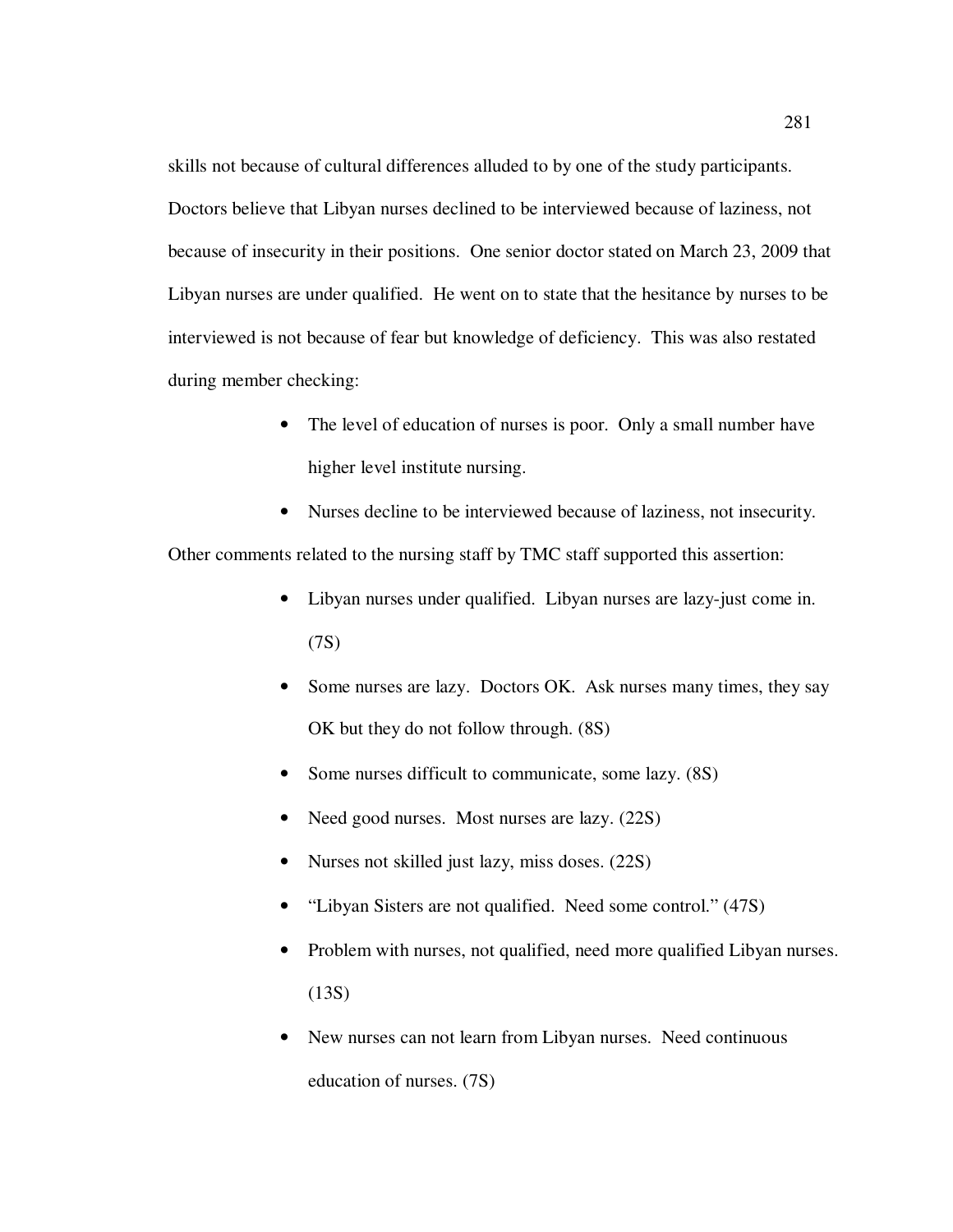skills not because of cultural differences alluded to by one of the study participants. Doctors believe that Libyan nurses declined to be interviewed because of laziness, not because of insecurity in their positions. One senior doctor stated on March 23, 2009 that Libyan nurses are under qualified. He went on to state that the hesitance by nurses to be interviewed is not because of fear but knowledge of deficiency. This was also restated during member checking:

- The level of education of nurses is poor. Only a small number have higher level institute nursing.
- Nurses decline to be interviewed because of laziness, not insecurity.

Other comments related to the nursing staff by TMC staff supported this assertion:

- Libyan nurses under qualified. Libyan nurses are lazy-just come in. (7S)
- Some nurses are lazy. Doctors OK. Ask nurses many times, they say OK but they do not follow through. (8S)
- Some nurses difficult to communicate, some lazy. (8S)
- Need good nurses. Most nurses are lazy. (22S)
- Nurses not skilled just lazy, miss doses. (22S)
- "Libyan Sisters are not qualified. Need some control." (47S)
- Problem with nurses, not qualified, need more qualified Libyan nurses. (13S)
- New nurses can not learn from Libyan nurses. Need continuous education of nurses. (7S)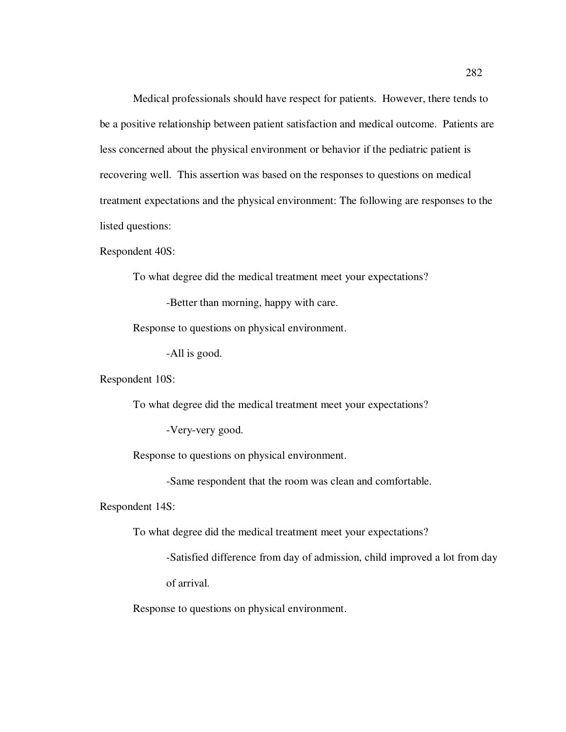Medical professionals should have respect for patients. However, there tends to be a positive relationship between patient satisfaction and medical outcome. Patients are less concerned about the physical environment or behavior if the pediatric patient is recovering well. This assertion was based on the responses to questions on medical treatment expectations and the physical environment: The following are responses to the listed questions:

Respondent 40S:

To what degree did the medical treatment meet your expectations?

-Better than morning, happy with care.

Response to questions on physical environment.

-All is good.

Respondent 10S:

To what degree did the medical treatment meet your expectations?

-Very-very good.

Response to questions on physical environment.

-Same respondent that the room was clean and comfortable.

Respondent 14S:

To what degree did the medical treatment meet your expectations?

-Satisfied difference from day of admission, child improved a lot from day of arrival.

Response to questions on physical environment.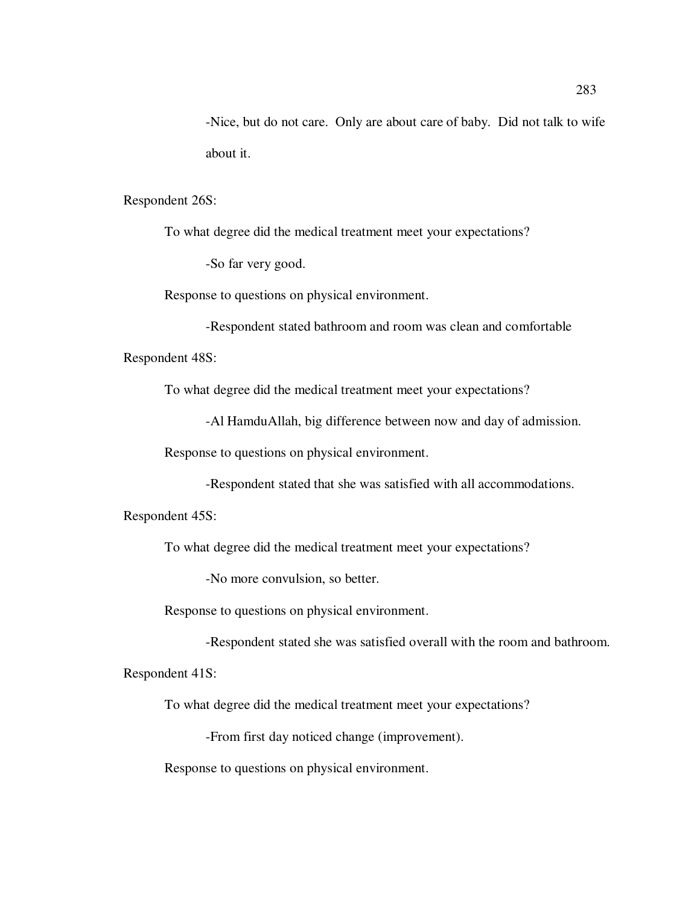-Nice, but do not care. Only are about care of baby. Did not talk to wife about it.

Respondent 26S:

To what degree did the medical treatment meet your expectations?

-So far very good.

Response to questions on physical environment.

-Respondent stated bathroom and room was clean and comfortable

Respondent 48S:

To what degree did the medical treatment meet your expectations?

-Al HamduAllah, big difference between now and day of admission.

Response to questions on physical environment.

-Respondent stated that she was satisfied with all accommodations.

Respondent 45S:

To what degree did the medical treatment meet your expectations?

-No more convulsion, so better.

Response to questions on physical environment.

-Respondent stated she was satisfied overall with the room and bathroom.

Respondent 41S:

To what degree did the medical treatment meet your expectations?

-From first day noticed change (improvement).

Response to questions on physical environment.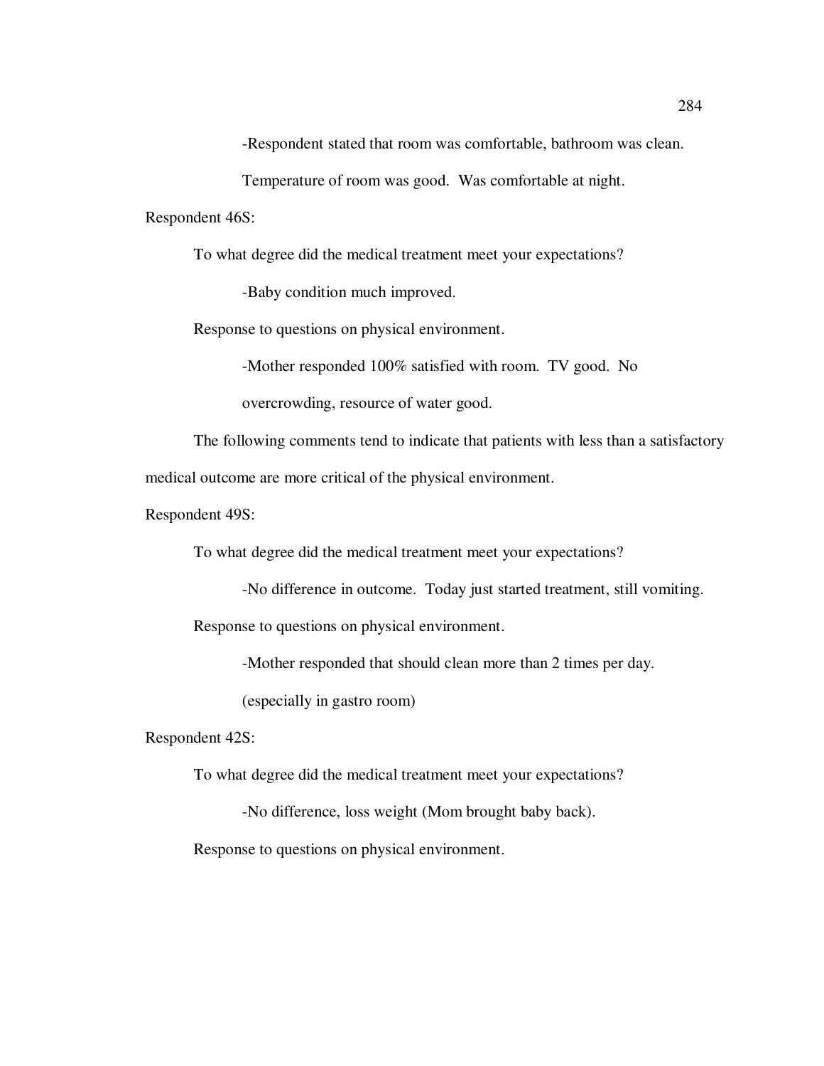-Respondent stated that room was comfortable, bathroom was clean. Temperature of room was good. Was comfortable at night.

Respondent 46S:

To what degree did the medical treatment meet your expectations?

-Baby condition much improved.

Response to questions on physical environment.

-Mother responded 100% satisfied with room. TV good. No overcrowding, resource of water good.

The following comments tend to indicate that patients with less than a satisfactory medical outcome are more critical of the physical environment.

Respondent 49S:

To what degree did the medical treatment meet your expectations?

-No difference in outcome. Today just started treatment, still vomiting.

Response to questions on physical environment.

-Mother responded that should clean more than 2 times per day. (especially in gastro room)

Respondent 42S:

To what degree did the medical treatment meet your expectations?

-No difference, loss weight (Mom brought baby back).

Response to questions on physical environment.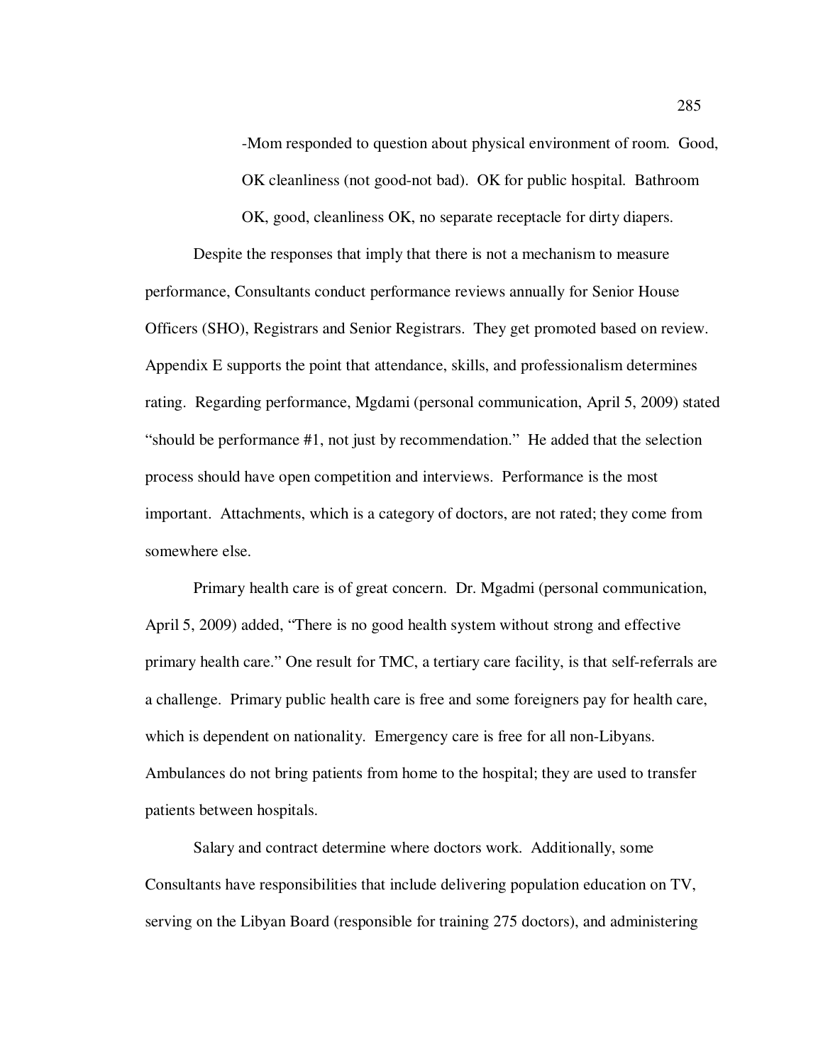-Mom responded to question about physical environment of room. Good, OK cleanliness (not good-not bad). OK for public hospital. Bathroom OK, good, cleanliness OK, no separate receptacle for dirty diapers.

Despite the responses that imply that there is not a mechanism to measure performance, Consultants conduct performance reviews annually for Senior House Officers (SHO), Registrars and Senior Registrars. They get promoted based on review. Appendix E supports the point that attendance, skills, and professionalism determines rating. Regarding performance, Mgdami (personal communication, April 5, 2009) stated "should be performance #1, not just by recommendation." He added that the selection process should have open competition and interviews. Performance is the most important. Attachments, which is a category of doctors, are not rated; they come from somewhere else.

Primary health care is of great concern. Dr. Mgadmi (personal communication, April 5, 2009) added, "There is no good health system without strong and effective primary health care." One result for TMC, a tertiary care facility, is that self-referrals are a challenge. Primary public health care is free and some foreigners pay for health care, which is dependent on nationality. Emergency care is free for all non-Libyans. Ambulances do not bring patients from home to the hospital; they are used to transfer patients between hospitals.

Salary and contract determine where doctors work. Additionally, some Consultants have responsibilities that include delivering population education on TV, serving on the Libyan Board (responsible for training 275 doctors), and administering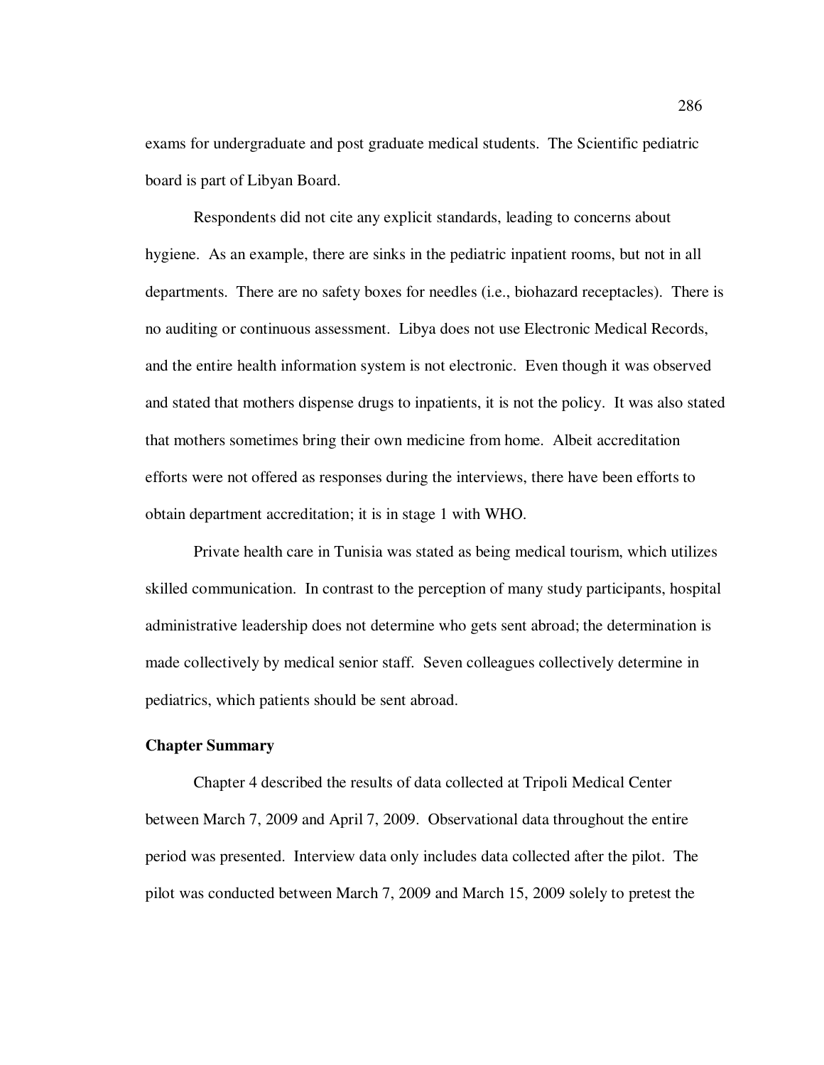exams for undergraduate and post graduate medical students. The Scientific pediatric board is part of Libyan Board.

Respondents did not cite any explicit standards, leading to concerns about hygiene. As an example, there are sinks in the pediatric inpatient rooms, but not in all departments. There are no safety boxes for needles (i.e., biohazard receptacles). There is no auditing or continuous assessment. Libya does not use Electronic Medical Records, and the entire health information system is not electronic. Even though it was observed and stated that mothers dispense drugs to inpatients, it is not the policy. It was also stated that mothers sometimes bring their own medicine from home. Albeit accreditation efforts were not offered as responses during the interviews, there have been efforts to obtain department accreditation; it is in stage 1 with WHO.

Private health care in Tunisia was stated as being medical tourism, which utilizes skilled communication. In contrast to the perception of many study participants, hospital administrative leadership does not determine who gets sent abroad; the determination is made collectively by medical senior staff. Seven colleagues collectively determine in pediatrics, which patients should be sent abroad.

**Chapter Summary**

Chapter 4 described the results of data collected at Tripoli Medical Center between March 7, 2009 and April 7, 2009. Observational data throughout the entire period was presented. Interview data only includes data collected after the pilot. The pilot was conducted between March 7, 2009 and March 15, 2009 solely to pretest the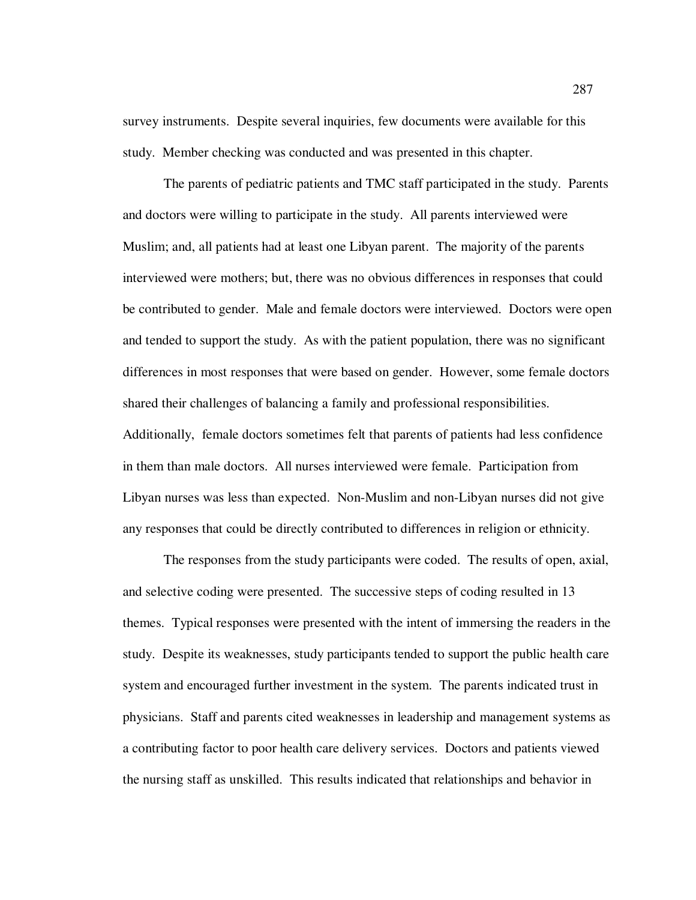survey instruments. Despite several inquiries, few documents were available for this study. Member checking was conducted and was presented in this chapter.

The parents of pediatric patients and TMC staff participated in the study. Parents and doctors were willing to participate in the study. All parents interviewed were Muslim; and, all patients had at least one Libyan parent. The majority of the parents interviewed were mothers; but, there was no obvious differences in responses that could be contributed to gender. Male and female doctors were interviewed. Doctors were open and tended to support the study. As with the patient population, there was no significant differences in most responses that were based on gender. However, some female doctors shared their challenges of balancing a family and professional responsibilities. Additionally, female doctors sometimes felt that parents of patients had less confidence in them than male doctors. All nurses interviewed were female. Participation from Libyan nurses was less than expected. Non-Muslim and non-Libyan nurses did not give any responses that could be directly contributed to differences in religion or ethnicity.

The responses from the study participants were coded. The results of open, axial, and selective coding were presented. The successive steps of coding resulted in 13 themes. Typical responses were presented with the intent of immersing the readers in the study. Despite its weaknesses, study participants tended to support the public health care system and encouraged further investment in the system. The parents indicated trust in physicians. Staff and parents cited weaknesses in leadership and management systems as a contributing factor to poor health care delivery services. Doctors and patients viewed the nursing staff as unskilled. This results indicated that relationships and behavior in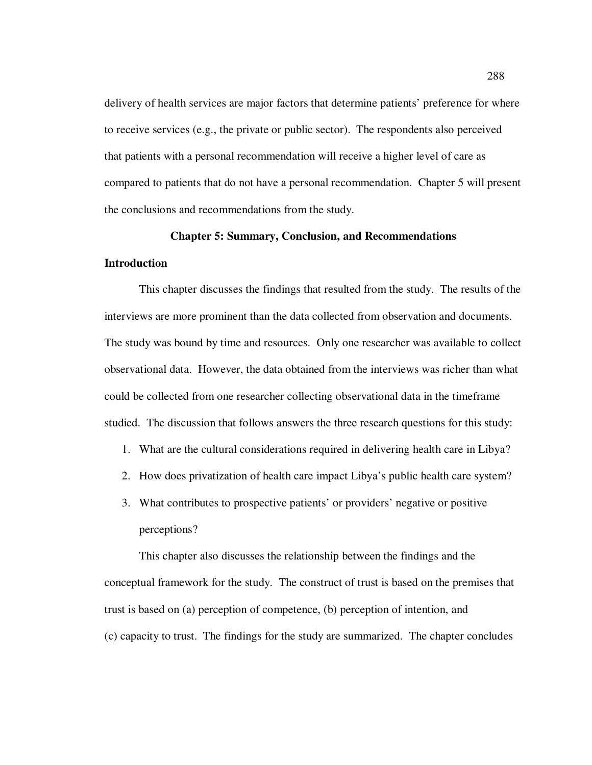delivery of health services are major factors that determine patients' preference for where to receive services (e.g., the private or public sector). The respondents also perceived that patients with a personal recommendation will receive a higher level of care as compared to patients that do not have a personal recommendation. Chapter 5 will present the conclusions and recommendations from the study.

# Chapter 5: Summary, Conclusion, and Recommendations

## Introduction

This chapter discusses the findings that resulted from the study. The results of the interviews are more prominent than the data collected from observation and documents. The study was bound by time and resources. Only one researcher was available to collect observational data. However, the data obtained from the interviews was richer than what could be collected from one researcher collecting observational data in the timeframe studied. The discussion that follows answers the three research questions for this study:

1. What are the cultural considerations required in delivering health care in Libya?
2. How does privatization of health care impact Libya's public health care system?
3. What contributes to prospective patients' or providers' negative or positive perceptions?

This chapter also discusses the relationship between the findings and the conceptual framework for the study. The construct of trust is based on the premises that trust is based on (a) perception of competence, (b) perception of intention, and (c) capacity to trust. The findings for the study are summarized. The chapter concludes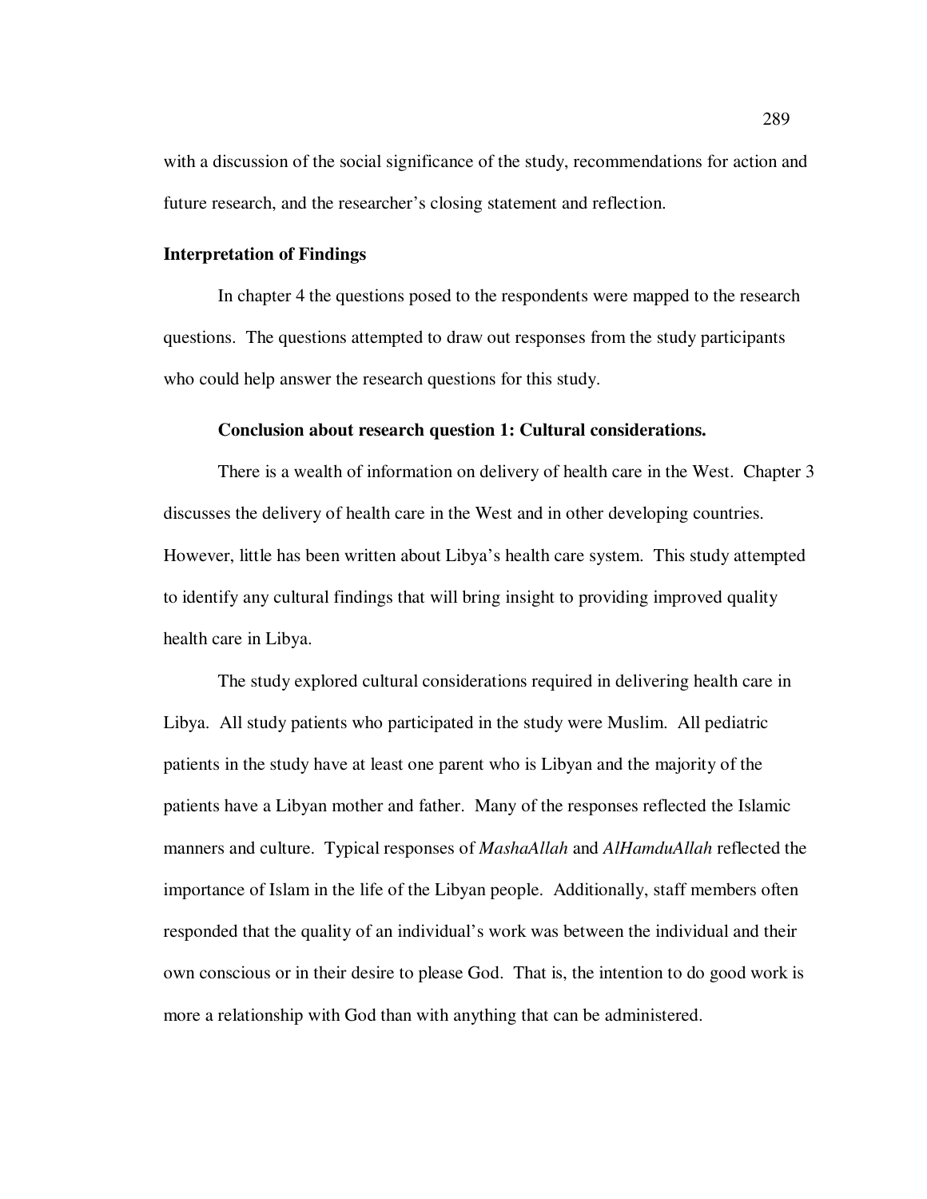with a discussion of the social significance of the study, recommendations for action and future research, and the researcher's closing statement and reflection.

## Interpretation of Findings

In chapter 4 the questions posed to the respondents were mapped to the research questions. The questions attempted to draw out responses from the study participants who could help answer the research questions for this study.

### Conclusion about research question 1: Cultural considerations.

There is a wealth of information on delivery of health care in the West. Chapter 3 discusses the delivery of health care in the West and in other developing countries. However, little has been written about Libya's health care system. This study attempted to identify any cultural findings that will bring insight to providing improved quality health care in Libya.

The study explored cultural considerations required in delivering health care in Libya. All study patients who participated in the study were Muslim. All pediatric patients in the study have at least one parent who is Libyan and the majority of the patients have a Libyan mother and father. Many of the responses reflected the Islamic manners and culture. Typical responses of *MashaAllah* and *AlHamduAllah* reflected the importance of Islam in the life of the Libyan people. Additionally, staff members often responded that the quality of an individual's work was between the individual and their own conscious or in their desire to please God. That is, the intention to do good work is more a relationship with God than with anything that can be administered.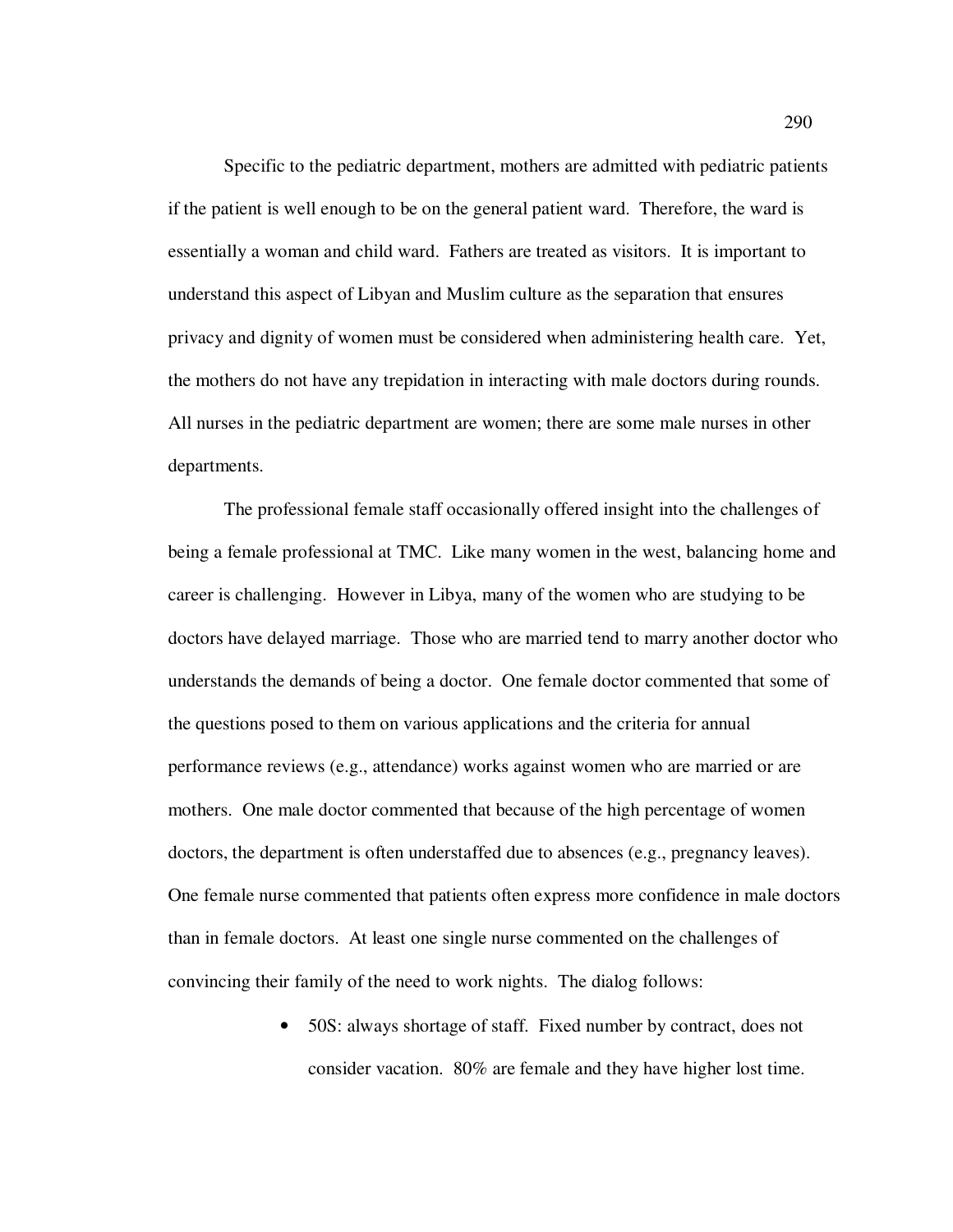Specific to the pediatric department, mothers are admitted with pediatric patients if the patient is well enough to be on the general patient ward. Therefore, the ward is essentially a woman and child ward. Fathers are treated as visitors. It is important to understand this aspect of Libyan and Muslim culture as the separation that ensures privacy and dignity of women must be considered when administering health care. Yet, the mothers do not have any trepidation in interacting with male doctors during rounds. All nurses in the pediatric department are women; there are some male nurses in other departments.

The professional female staff occasionally offered insight into the challenges of being a female professional at TMC. Like many women in the west, balancing home and career is challenging. However in Libya, many of the women who are studying to be doctors have delayed marriage. Those who are married tend to marry another doctor who understands the demands of being a doctor. One female doctor commented that some of the questions posed to them on various applications and the criteria for annual performance reviews (e.g., attendance) works against women who are married or are mothers. One male doctor commented that because of the high percentage of women doctors, the department is often understaffed due to absences (e.g., pregnancy leaves). One female nurse commented that patients often express more confidence in male doctors than in female doctors. At least one single nurse commented on the challenges of convincing their family of the need to work nights. The dialog follows:

- 50S: always shortage of staff. Fixed number by contract, does not consider vacation. 80% are female and they have higher lost time.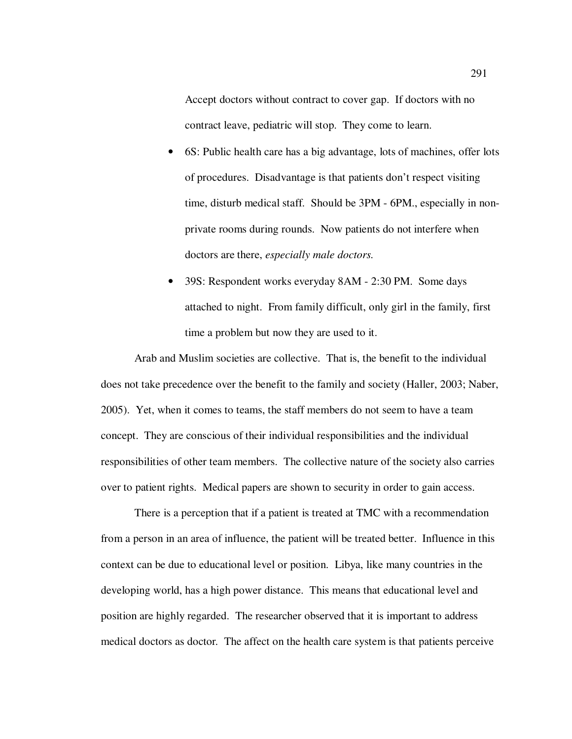Accept doctors without contract to cover gap. If doctors with no contract leave, pediatric will stop. They come to learn.

- 6S: Public health care has a big advantage, lots of machines, offer lots of procedures. Disadvantage is that patients don't respect visiting time, disturb medical staff. Should be 3PM - 6PM., especially in non-private rooms during rounds. Now patients do not interfere when doctors are there, *especially male doctors.*
- 39S: Respondent works everyday 8AM - 2:30 PM. Some days attached to night. From family difficult, only girl in the family, first time a problem but now they are used to it.

Arab and Muslim societies are collective. That is, the benefit to the individual does not take precedence over the benefit to the family and society (Haller, 2003; Naber, 2005). Yet, when it comes to teams, the staff members do not seem to have a team concept. They are conscious of their individual responsibilities and the individual responsibilities of other team members. The collective nature of the society also carries over to patient rights. Medical papers are shown to security in order to gain access.

There is a perception that if a patient is treated at TMC with a recommendation from a person in an area of influence, the patient will be treated better. Influence in this context can be due to educational level or position. Libya, like many countries in the developing world, has a high power distance. This means that educational level and position are highly regarded. The researcher observed that it is important to address medical doctors as doctor. The affect on the health care system is that patients perceive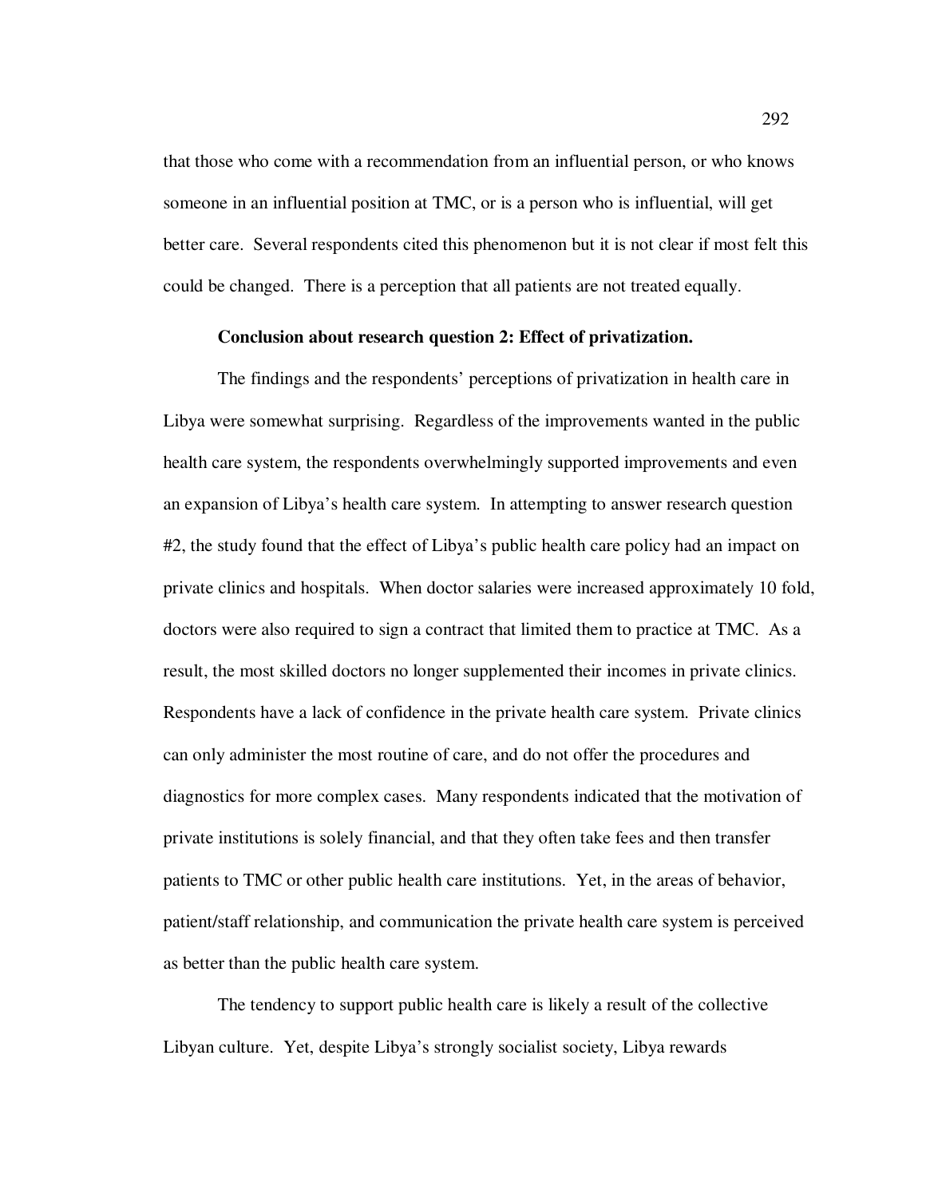that those who come with a recommendation from an influential person, or who knows someone in an influential position at TMC, or is a person who is influential, will get better care. Several respondents cited this phenomenon but it is not clear if most felt this could be changed. There is a perception that all patients are not treated equally.

**Conclusion about research question 2: Effect of privatization.**

The findings and the respondents' perceptions of privatization in health care in Libya were somewhat surprising. Regardless of the improvements wanted in the public health care system, the respondents overwhelmingly supported improvements and even an expansion of Libya's health care system. In attempting to answer research question #2, the study found that the effect of Libya's public health care policy had an impact on private clinics and hospitals. When doctor salaries were increased approximately 10 fold, doctors were also required to sign a contract that limited them to practice at TMC. As a result, the most skilled doctors no longer supplemented their incomes in private clinics. Respondents have a lack of confidence in the private health care system. Private clinics can only administer the most routine of care, and do not offer the procedures and diagnostics for more complex cases. Many respondents indicated that the motivation of private institutions is solely financial, and that they often take fees and then transfer patients to TMC or other public health care institutions. Yet, in the areas of behavior, patient/staff relationship, and communication the private health care system is perceived as better than the public health care system.

The tendency to support public health care is likely a result of the collective Libyan culture. Yet, despite Libya's strongly socialist society, Libya rewards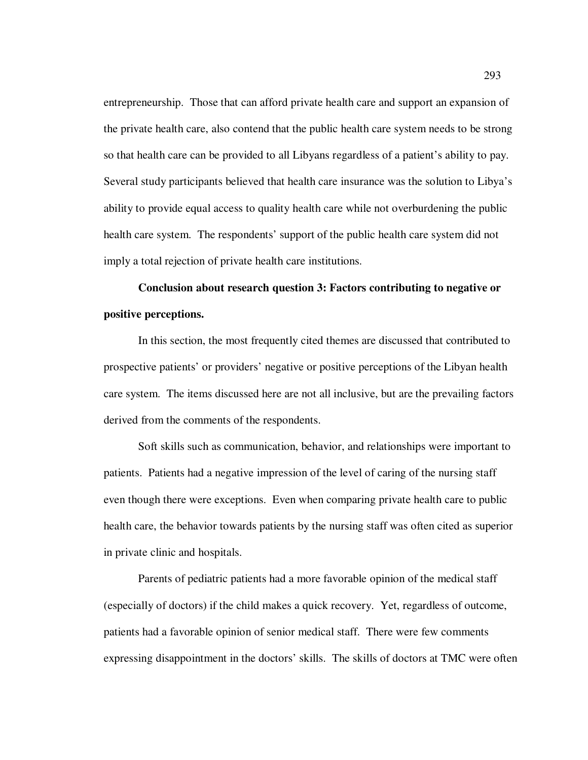entrepreneurship. Those that can afford private health care and support an expansion of the private health care, also contend that the public health care system needs to be strong so that health care can be provided to all Libyans regardless of a patient's ability to pay. Several study participants believed that health care insurance was the solution to Libya's ability to provide equal access to quality health care while not overburdening the public health care system. The respondents' support of the public health care system did not imply a total rejection of private health care institutions.

**Conclusion about research question 3: Factors contributing to negative or positive perceptions.**

In this section, the most frequently cited themes are discussed that contributed to prospective patients' or providers' negative or positive perceptions of the Libyan health care system. The items discussed here are not all inclusive, but are the prevailing factors derived from the comments of the respondents.

Soft skills such as communication, behavior, and relationships were important to patients. Patients had a negative impression of the level of caring of the nursing staff even though there were exceptions. Even when comparing private health care to public health care, the behavior towards patients by the nursing staff was often cited as superior in private clinic and hospitals.

Parents of pediatric patients had a more favorable opinion of the medical staff (especially of doctors) if the child makes a quick recovery. Yet, regardless of outcome, patients had a favorable opinion of senior medical staff. There were few comments expressing disappointment in the doctors' skills. The skills of doctors at TMC were often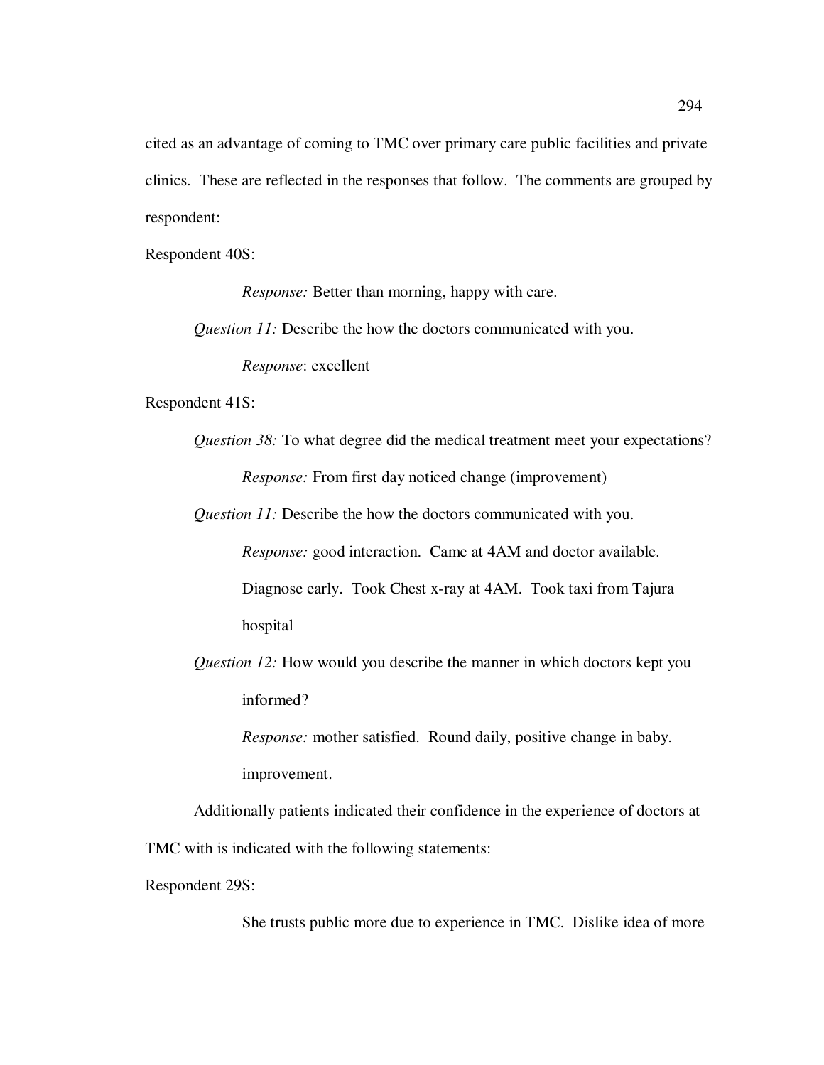cited as an advantage of coming to TMC over primary care public facilities and private clinics. These are reflected in the responses that follow. The comments are grouped by respondent:

Respondent 40S:

> *Response:* Better than morning, happy with care.

*Question 11:* Describe the how the doctors communicated with you.

> *Response*: excellent

Respondent 41S:

*Question 38:* To what degree did the medical treatment meet your expectations?

> *Response:* From first day noticed change (improvement)

*Question 11:* Describe the how the doctors communicated with you.

> *Response:* good interaction. Came at 4AM and doctor available. Diagnose early. Took Chest x-ray at 4AM. Took taxi from Tajura hospital

*Question 12:* How would you describe the manner in which doctors kept you informed?

> *Response:* mother satisfied. Round daily, positive change in baby. improvement.

Additionally patients indicated their confidence in the experience of doctors at TMC with is indicated with the following statements:

Respondent 29S:

> She trusts public more due to experience in TMC. Dislike idea of more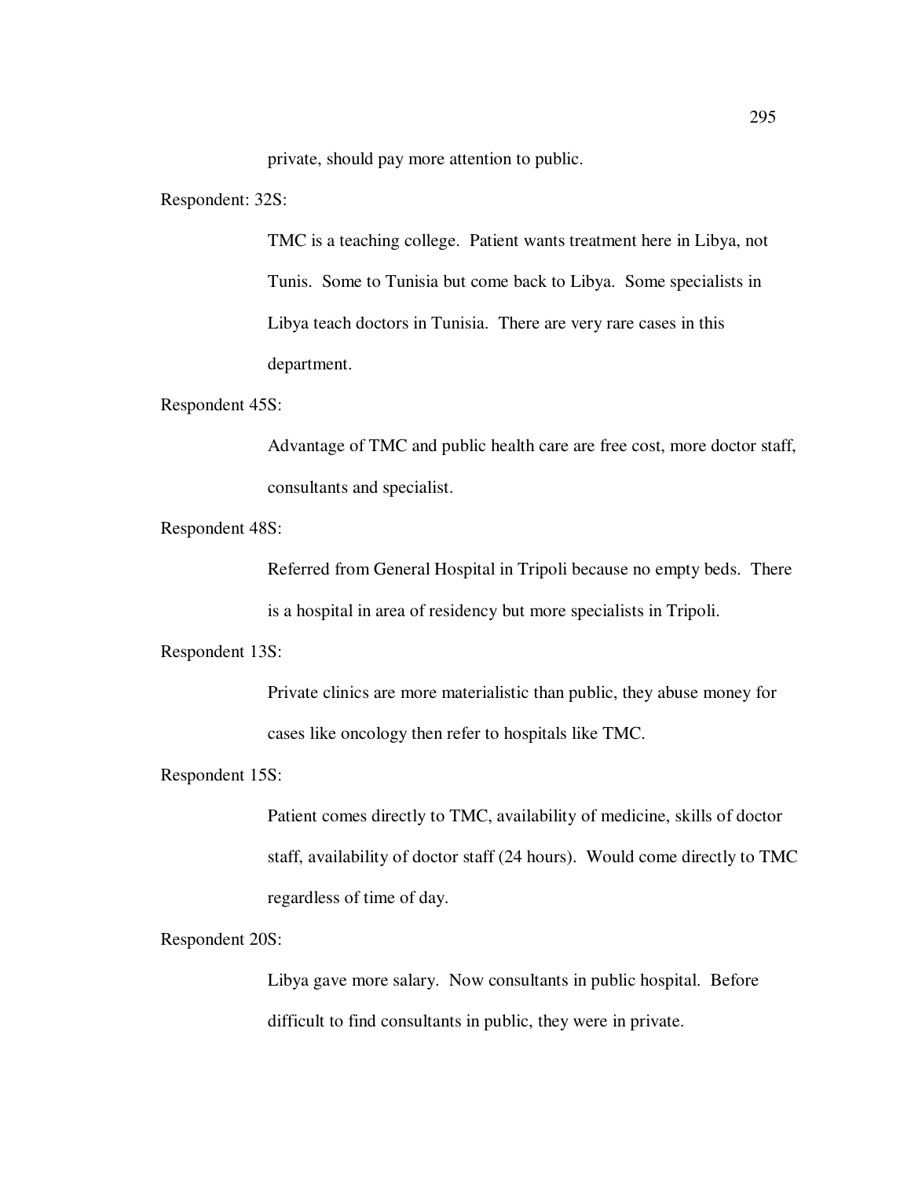private, should pay more attention to public.

Respondent: 32S:

TMC is a teaching college. Patient wants treatment here in Libya, not Tunis. Some to Tunisia but come back to Libya. Some specialists in Libya teach doctors in Tunisia. There are very rare cases in this department.

Respondent 45S:

Advantage of TMC and public health care are free cost, more doctor staff, consultants and specialist.

Respondent 48S:

Referred from General Hospital in Tripoli because no empty beds. There is a hospital in area of residency but more specialists in Tripoli.

Respondent 13S:

Private clinics are more materialistic than public, they abuse money for cases like oncology then refer to hospitals like TMC.

Respondent 15S:

Patient comes directly to TMC, availability of medicine, skills of doctor staff, availability of doctor staff (24 hours). Would come directly to TMC regardless of time of day.

Respondent 20S:

Libya gave more salary. Now consultants in public hospital. Before difficult to find consultants in public, they were in private.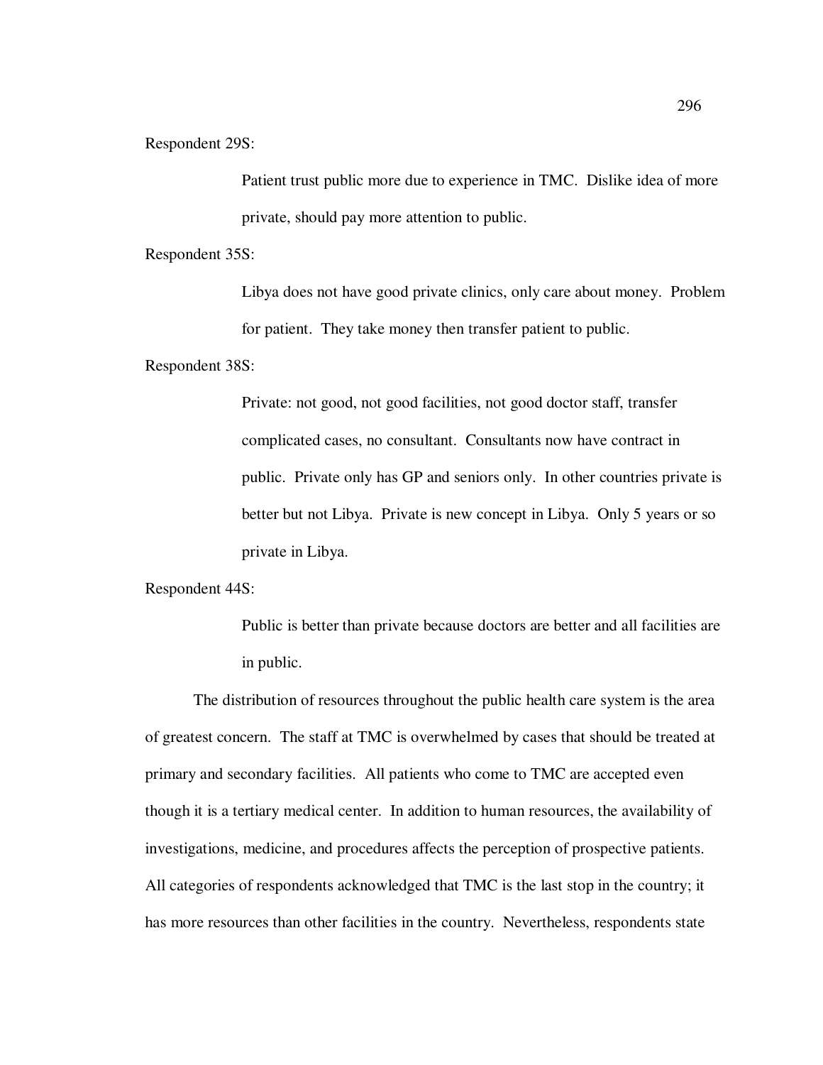Respondent 29S:

> Patient trust public more due to experience in TMC. Dislike idea of more private, should pay more attention to public.

Respondent 35S:

> Libya does not have good private clinics, only care about money. Problem for patient. They take money then transfer patient to public.

Respondent 38S:

> Private: not good, not good facilities, not good doctor staff, transfer complicated cases, no consultant. Consultants now have contract in public. Private only has GP and seniors only. In other countries private is better but not Libya. Private is new concept in Libya. Only 5 years or so private in Libya.

Respondent 44S:

> Public is better than private because doctors are better and all facilities are in public.

The distribution of resources throughout the public health care system is the area of greatest concern. The staff at TMC is overwhelmed by cases that should be treated at primary and secondary facilities. All patients who come to TMC are accepted even though it is a tertiary medical center. In addition to human resources, the availability of investigations, medicine, and procedures affects the perception of prospective patients. All categories of respondents acknowledged that TMC is the last stop in the country; it has more resources than other facilities in the country. Nevertheless, respondents state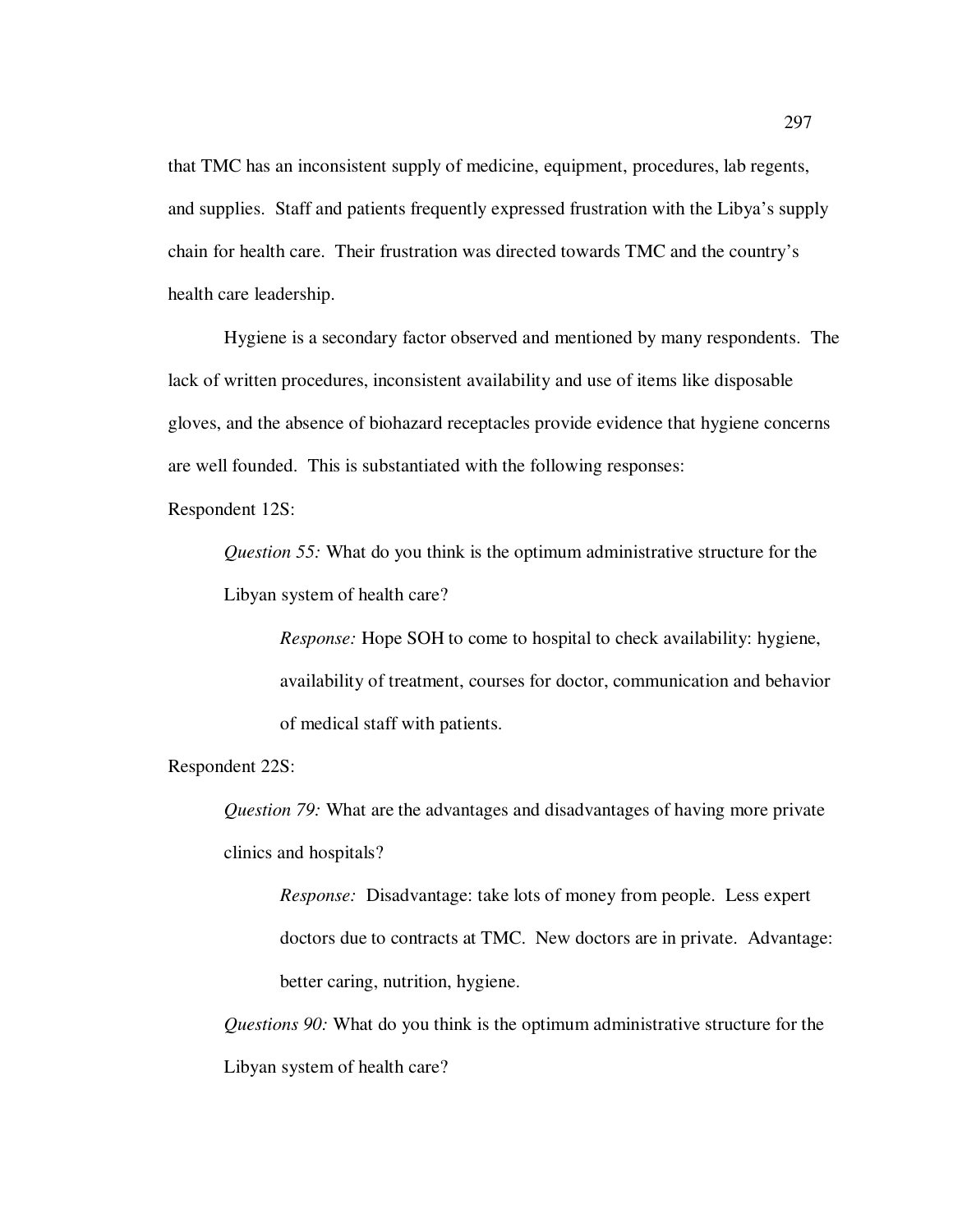that TMC has an inconsistent supply of medicine, equipment, procedures, lab regents, and supplies. Staff and patients frequently expressed frustration with the Libya's supply chain for health care. Their frustration was directed towards TMC and the country's health care leadership.

Hygiene is a secondary factor observed and mentioned by many respondents. The lack of written procedures, inconsistent availability and use of items like disposable gloves, and the absence of biohazard receptacles provide evidence that hygiene concerns are well founded. This is substantiated with the following responses:

Respondent 12S:

> *Question 55:* What do you think is the optimum administrative structure for the Libyan system of health care?
>
> > *Response:* Hope SOH to come to hospital to check availability: hygiene, availability of treatment, courses for doctor, communication and behavior of medical staff with patients.

Respondent 22S:

> *Question 79:* What are the advantages and disadvantages of having more private clinics and hospitals?
>
> > *Response:* Disadvantage: take lots of money from people. Less expert doctors due to contracts at TMC. New doctors are in private. Advantage: better caring, nutrition, hygiene.
>
> *Questions 90:* What do you think is the optimum administrative structure for the Libyan system of health care?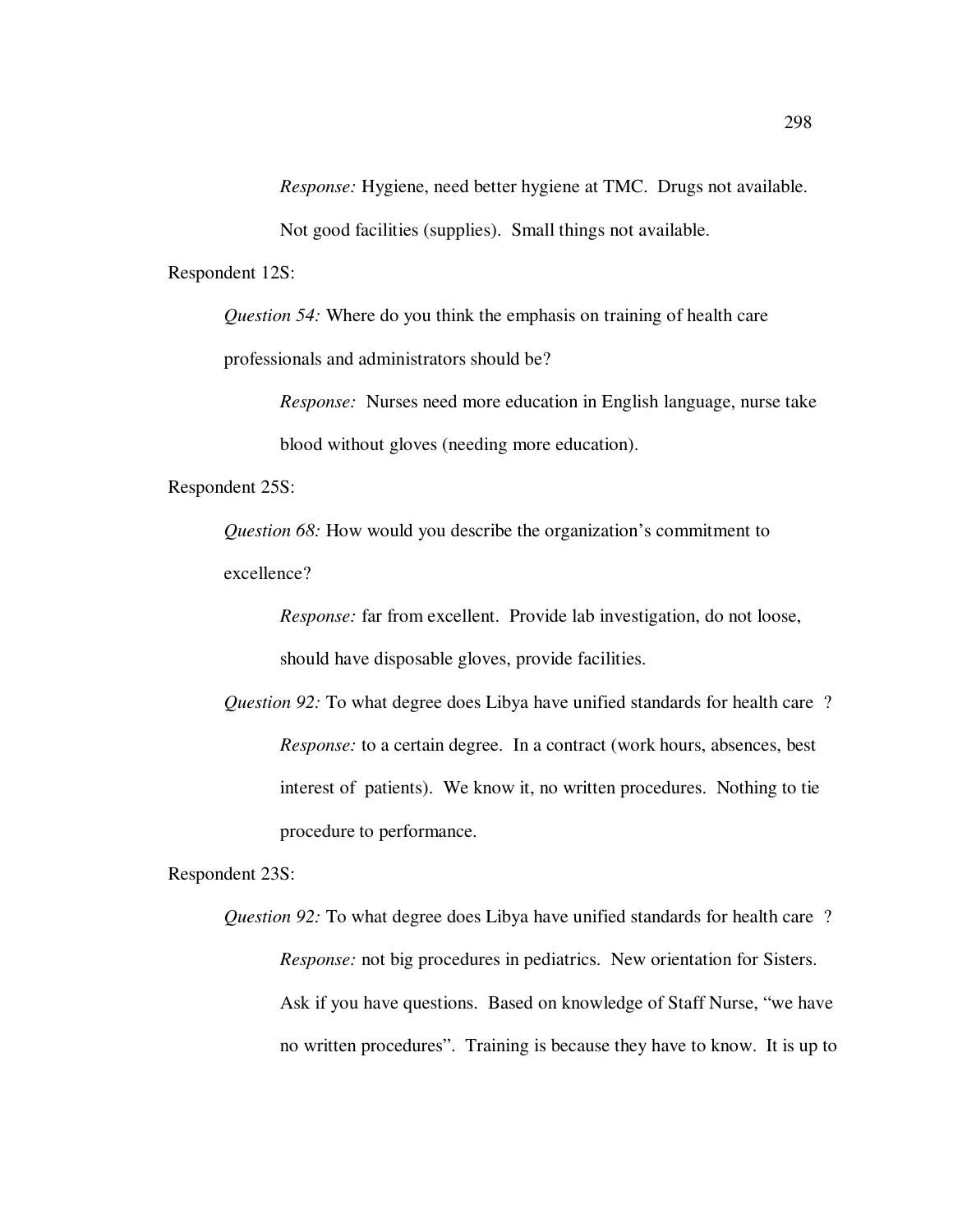*Response:* Hygiene, need better hygiene at TMC. Drugs not available. Not good facilities (supplies). Small things not available.

Respondent 12S:

*Question 54:* Where do you think the emphasis on training of health care professionals and administrators should be?

*Response:* Nurses need more education in English language, nurse take blood without gloves (needing more education).

Respondent 25S:

*Question 68:* How would you describe the organization's commitment to excellence?

*Response:* far from excellent. Provide lab investigation, do not loose, should have disposable gloves, provide facilities.

*Question 92:* To what degree does Libya have unified standards for health care ?

*Response:* to a certain degree. In a contract (work hours, absences, best interest of patients). We know it, no written procedures. Nothing to tie procedure to performance.

Respondent 23S:

*Question 92:* To what degree does Libya have unified standards for health care ?

*Response:* not big procedures in pediatrics. New orientation for Sisters. Ask if you have questions. Based on knowledge of Staff Nurse, "we have no written procedures". Training is because they have to know. It is up to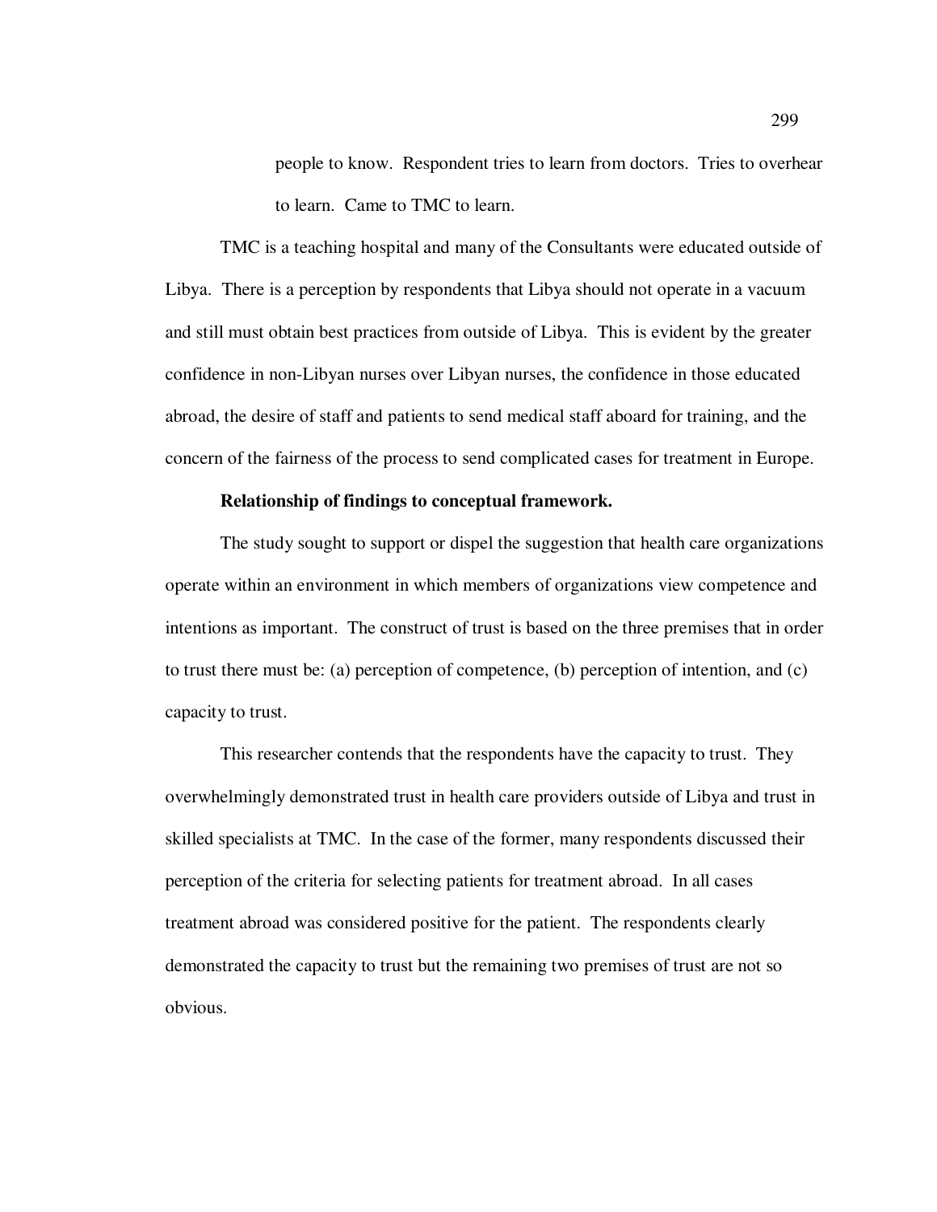people to know. Respondent tries to learn from doctors. Tries to overhear to learn. Came to TMC to learn.

TMC is a teaching hospital and many of the Consultants were educated outside of Libya. There is a perception by respondents that Libya should not operate in a vacuum and still must obtain best practices from outside of Libya. This is evident by the greater confidence in non-Libyan nurses over Libyan nurses, the confidence in those educated abroad, the desire of staff and patients to send medical staff aboard for training, and the concern of the fairness of the process to send complicated cases for treatment in Europe.

**Relationship of findings to conceptual framework.**

The study sought to support or dispel the suggestion that health care organizations operate within an environment in which members of organizations view competence and intentions as important. The construct of trust is based on the three premises that in order to trust there must be: (a) perception of competence, (b) perception of intention, and (c) capacity to trust.

This researcher contends that the respondents have the capacity to trust. They overwhelmingly demonstrated trust in health care providers outside of Libya and trust in skilled specialists at TMC. In the case of the former, many respondents discussed their perception of the criteria for selecting patients for treatment abroad. In all cases treatment abroad was considered positive for the patient. The respondents clearly demonstrated the capacity to trust but the remaining two premises of trust are not so obvious.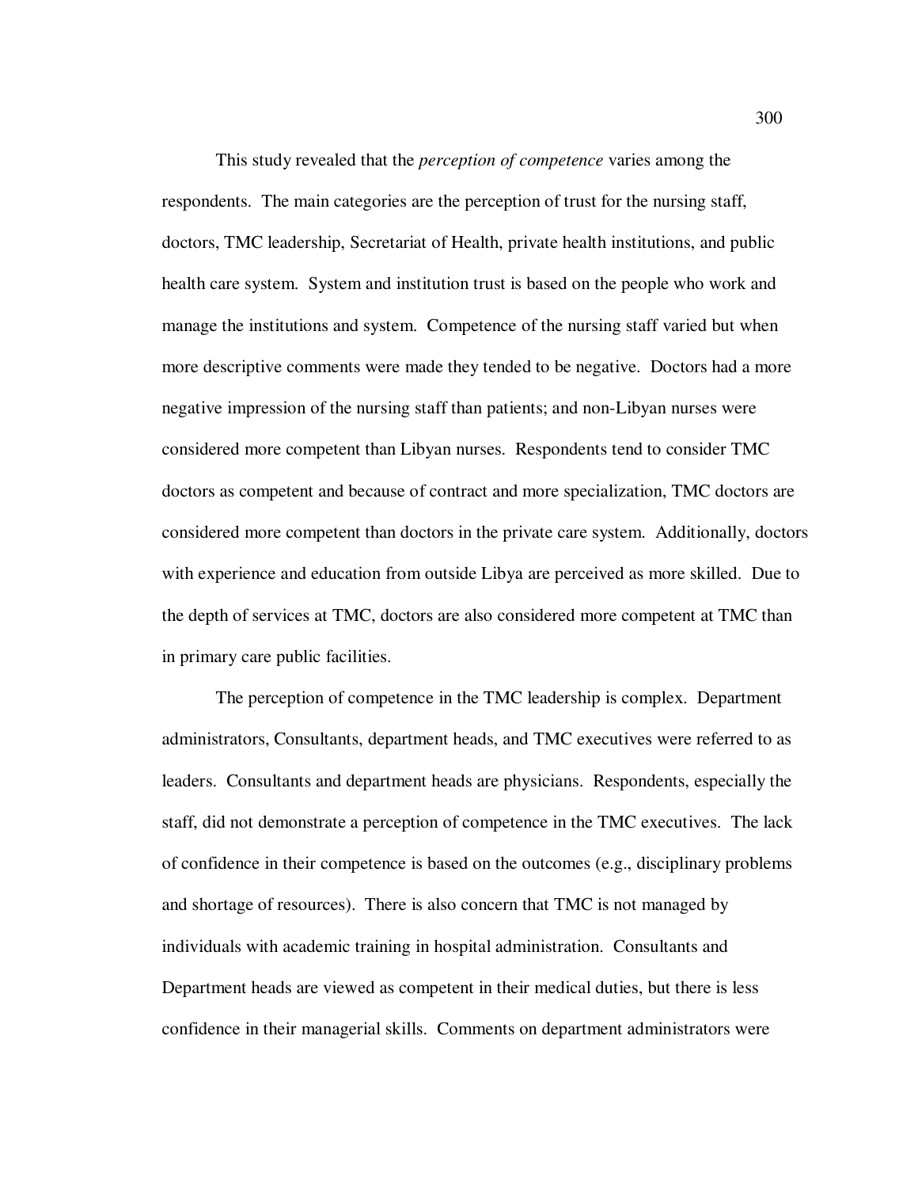This study revealed that the *perception of competence* varies among the respondents. The main categories are the perception of trust for the nursing staff, doctors, TMC leadership, Secretariat of Health, private health institutions, and public health care system. System and institution trust is based on the people who work and manage the institutions and system. Competence of the nursing staff varied but when more descriptive comments were made they tended to be negative. Doctors had a more negative impression of the nursing staff than patients; and non-Libyan nurses were considered more competent than Libyan nurses. Respondents tend to consider TMC doctors as competent and because of contract and more specialization, TMC doctors are considered more competent than doctors in the private care system. Additionally, doctors with experience and education from outside Libya are perceived as more skilled. Due to the depth of services at TMC, doctors are also considered more competent at TMC than in primary care public facilities.

The perception of competence in the TMC leadership is complex. Department administrators, Consultants, department heads, and TMC executives were referred to as leaders. Consultants and department heads are physicians. Respondents, especially the staff, did not demonstrate a perception of competence in the TMC executives. The lack of confidence in their competence is based on the outcomes (e.g., disciplinary problems and shortage of resources). There is also concern that TMC is not managed by individuals with academic training in hospital administration. Consultants and Department heads are viewed as competent in their medical duties, but there is less confidence in their managerial skills. Comments on department administrators were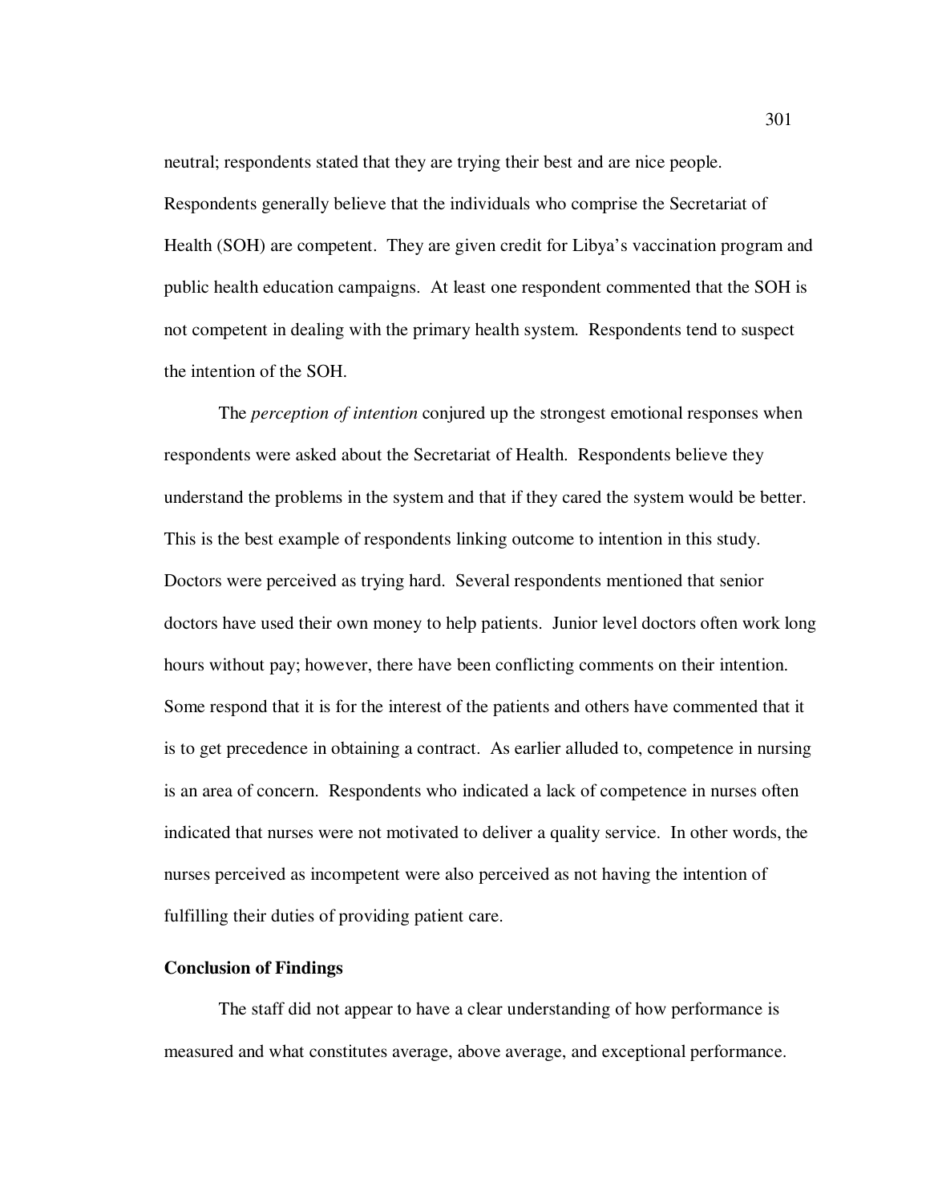neutral; respondents stated that they are trying their best and are nice people. Respondents generally believe that the individuals who comprise the Secretariat of Health (SOH) are competent. They are given credit for Libya's vaccination program and public health education campaigns. At least one respondent commented that the SOH is not competent in dealing with the primary health system. Respondents tend to suspect the intention of the SOH.

The *perception of intention* conjured up the strongest emotional responses when respondents were asked about the Secretariat of Health. Respondents believe they understand the problems in the system and that if they cared the system would be better. This is the best example of respondents linking outcome to intention in this study. Doctors were perceived as trying hard. Several respondents mentioned that senior doctors have used their own money to help patients. Junior level doctors often work long hours without pay; however, there have been conflicting comments on their intention. Some respond that it is for the interest of the patients and others have commented that it is to get precedence in obtaining a contract. As earlier alluded to, competence in nursing is an area of concern. Respondents who indicated a lack of competence in nurses often indicated that nurses were not motivated to deliver a quality service. In other words, the nurses perceived as incompetent were also perceived as not having the intention of fulfilling their duties of providing patient care.

**Conclusion of Findings**

The staff did not appear to have a clear understanding of how performance is measured and what constitutes average, above average, and exceptional performance.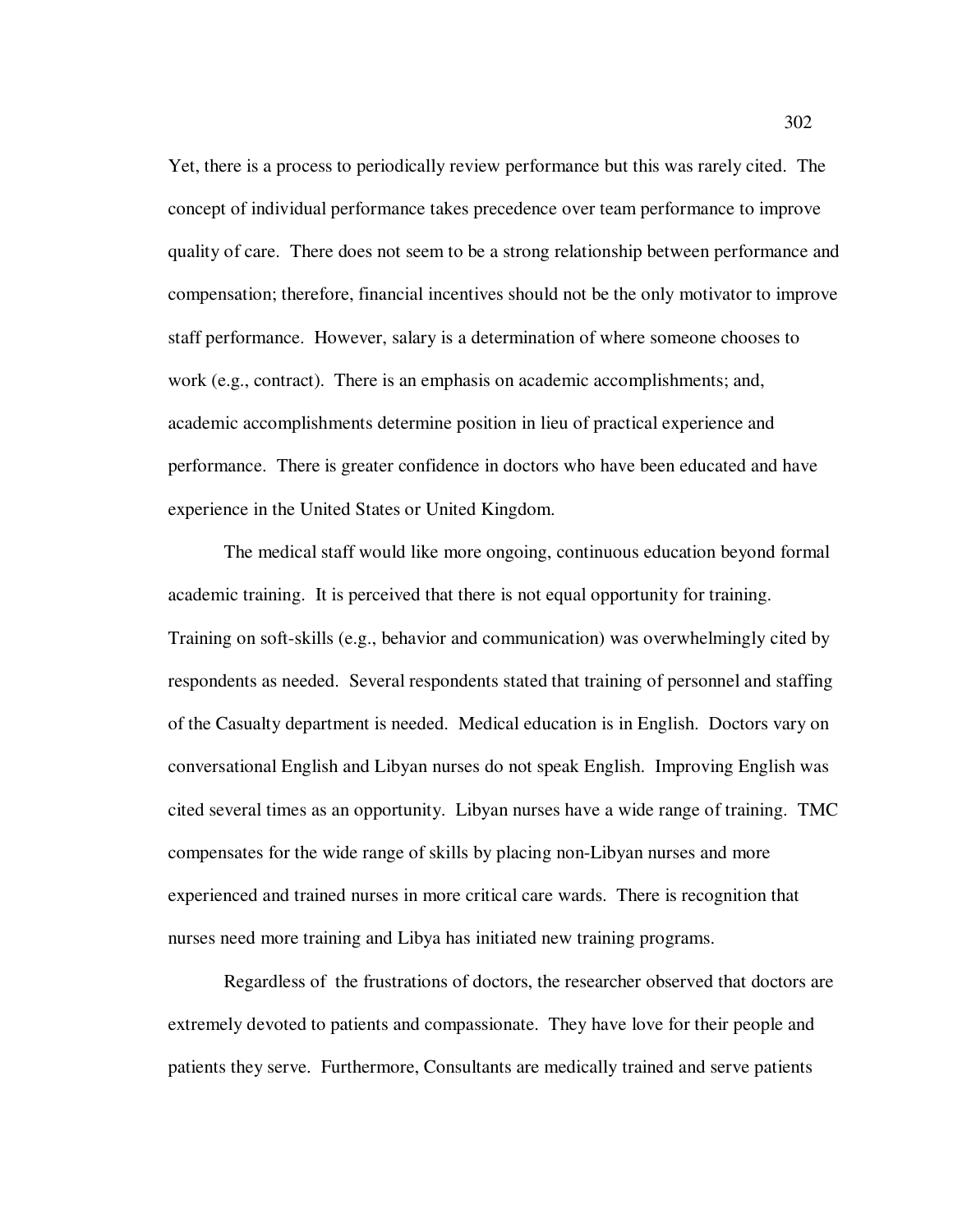Yet, there is a process to periodically review performance but this was rarely cited. The concept of individual performance takes precedence over team performance to improve quality of care. There does not seem to be a strong relationship between performance and compensation; therefore, financial incentives should not be the only motivator to improve staff performance. However, salary is a determination of where someone chooses to work (e.g., contract). There is an emphasis on academic accomplishments; and, academic accomplishments determine position in lieu of practical experience and performance. There is greater confidence in doctors who have been educated and have experience in the United States or United Kingdom.

The medical staff would like more ongoing, continuous education beyond formal academic training. It is perceived that there is not equal opportunity for training. Training on soft-skills (e.g., behavior and communication) was overwhelmingly cited by respondents as needed. Several respondents stated that training of personnel and staffing of the Casualty department is needed. Medical education is in English. Doctors vary on conversational English and Libyan nurses do not speak English. Improving English was cited several times as an opportunity. Libyan nurses have a wide range of training. TMC compensates for the wide range of skills by placing non-Libyan nurses and more experienced and trained nurses in more critical care wards. There is recognition that nurses need more training and Libya has initiated new training programs.

Regardless of the frustrations of doctors, the researcher observed that doctors are extremely devoted to patients and compassionate. They have love for their people and patients they serve. Furthermore, Consultants are medically trained and serve patients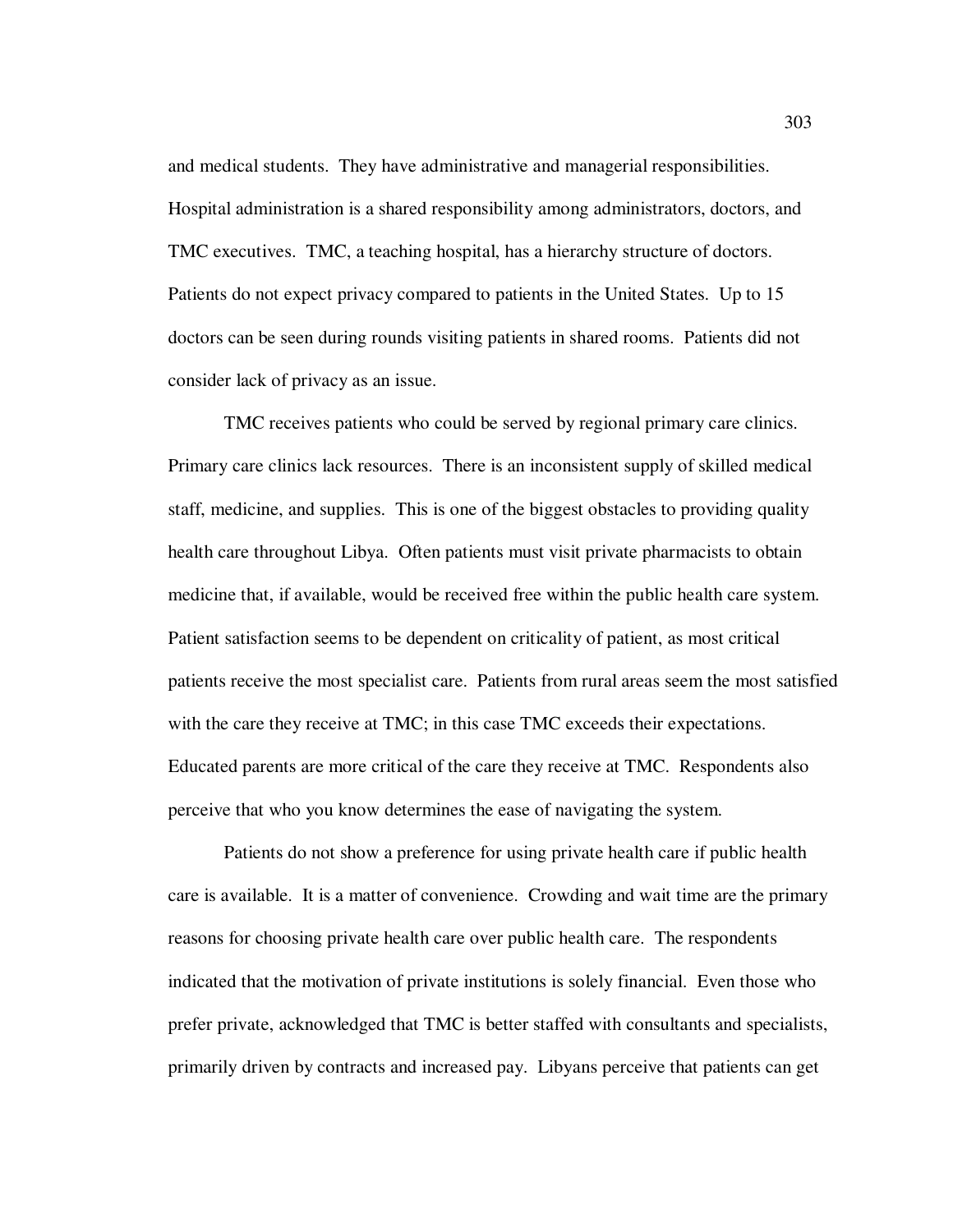and medical students. They have administrative and managerial responsibilities. Hospital administration is a shared responsibility among administrators, doctors, and TMC executives. TMC, a teaching hospital, has a hierarchy structure of doctors. Patients do not expect privacy compared to patients in the United States. Up to 15 doctors can be seen during rounds visiting patients in shared rooms. Patients did not consider lack of privacy as an issue.

TMC receives patients who could be served by regional primary care clinics. Primary care clinics lack resources. There is an inconsistent supply of skilled medical staff, medicine, and supplies. This is one of the biggest obstacles to providing quality health care throughout Libya. Often patients must visit private pharmacists to obtain medicine that, if available, would be received free within the public health care system. Patient satisfaction seems to be dependent on criticality of patient, as most critical patients receive the most specialist care. Patients from rural areas seem the most satisfied with the care they receive at TMC; in this case TMC exceeds their expectations. Educated parents are more critical of the care they receive at TMC. Respondents also perceive that who you know determines the ease of navigating the system.

Patients do not show a preference for using private health care if public health care is available. It is a matter of convenience. Crowding and wait time are the primary reasons for choosing private health care over public health care. The respondents indicated that the motivation of private institutions is solely financial. Even those who prefer private, acknowledged that TMC is better staffed with consultants and specialists, primarily driven by contracts and increased pay. Libyans perceive that patients can get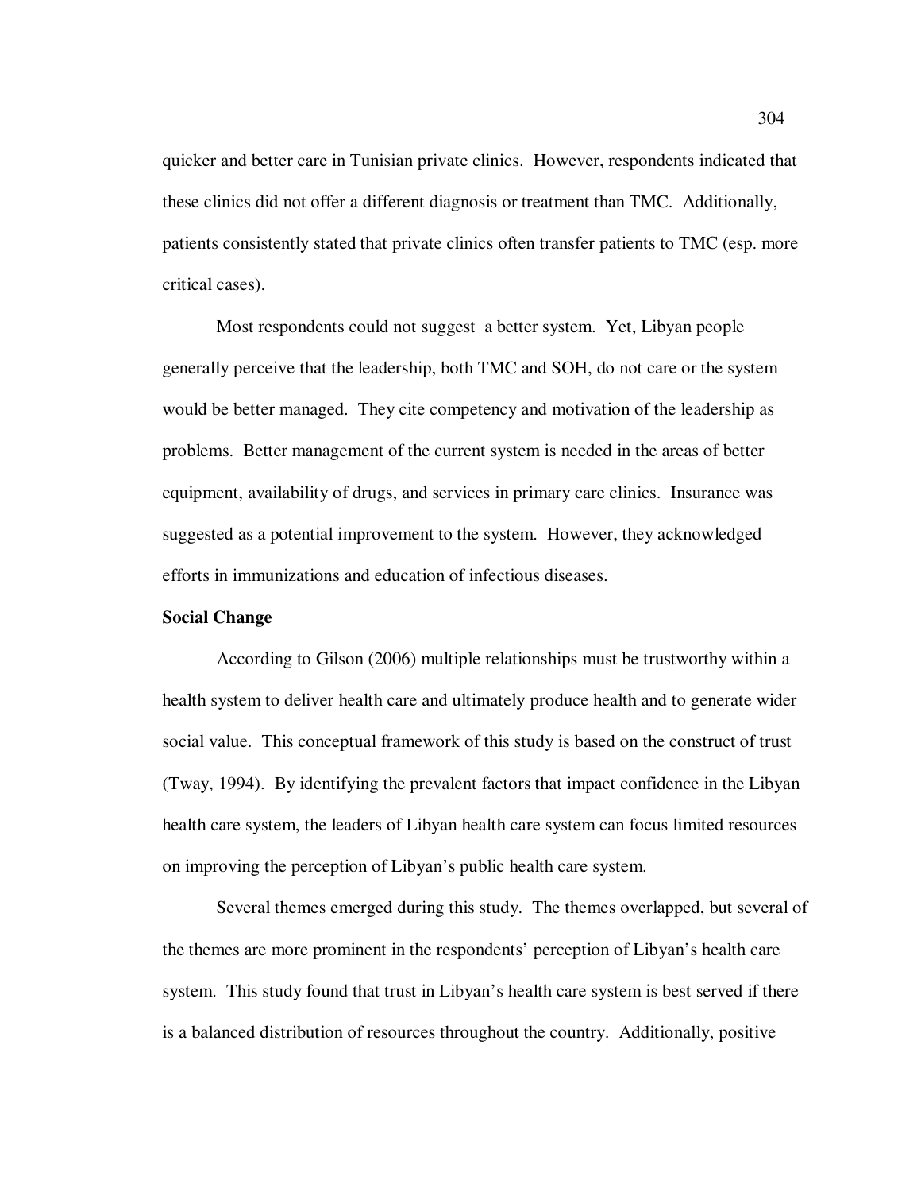quicker and better care in Tunisian private clinics. However, respondents indicated that these clinics did not offer a different diagnosis or treatment than TMC. Additionally, patients consistently stated that private clinics often transfer patients to TMC (esp. more critical cases).

Most respondents could not suggest a better system. Yet, Libyan people generally perceive that the leadership, both TMC and SOH, do not care or the system would be better managed. They cite competency and motivation of the leadership as problems. Better management of the current system is needed in the areas of better equipment, availability of drugs, and services in primary care clinics. Insurance was suggested as a potential improvement to the system. However, they acknowledged efforts in immunizations and education of infectious diseases.

**Social Change**

According to Gilson (2006) multiple relationships must be trustworthy within a health system to deliver health care and ultimately produce health and to generate wider social value. This conceptual framework of this study is based on the construct of trust (Tway, 1994). By identifying the prevalent factors that impact confidence in the Libyan health care system, the leaders of Libyan health care system can focus limited resources on improving the perception of Libyan's public health care system.

Several themes emerged during this study. The themes overlapped, but several of the themes are more prominent in the respondents' perception of Libyan's health care system. This study found that trust in Libyan's health care system is best served if there is a balanced distribution of resources throughout the country. Additionally, positive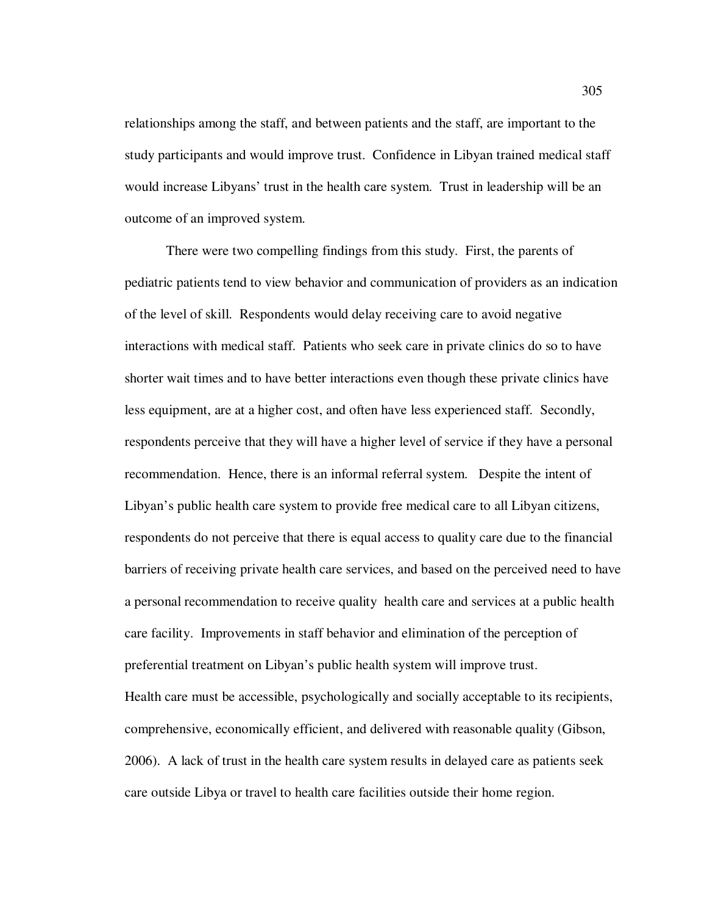relationships among the staff, and between patients and the staff, are important to the study participants and would improve trust. Confidence in Libyan trained medical staff would increase Libyans' trust in the health care system. Trust in leadership will be an outcome of an improved system.

There were two compelling findings from this study. First, the parents of pediatric patients tend to view behavior and communication of providers as an indication of the level of skill. Respondents would delay receiving care to avoid negative interactions with medical staff. Patients who seek care in private clinics do so to have shorter wait times and to have better interactions even though these private clinics have less equipment, are at a higher cost, and often have less experienced staff. Secondly, respondents perceive that they will have a higher level of service if they have a personal recommendation. Hence, there is an informal referral system. Despite the intent of Libyan's public health care system to provide free medical care to all Libyan citizens, respondents do not perceive that there is equal access to quality care due to the financial barriers of receiving private health care services, and based on the perceived need to have a personal recommendation to receive quality health care and services at a public health care facility. Improvements in staff behavior and elimination of the perception of preferential treatment on Libyan's public health system will improve trust.

Health care must be accessible, psychologically and socially acceptable to its recipients, comprehensive, economically efficient, and delivered with reasonable quality (Gibson, 2006). A lack of trust in the health care system results in delayed care as patients seek care outside Libya or travel to health care facilities outside their home region.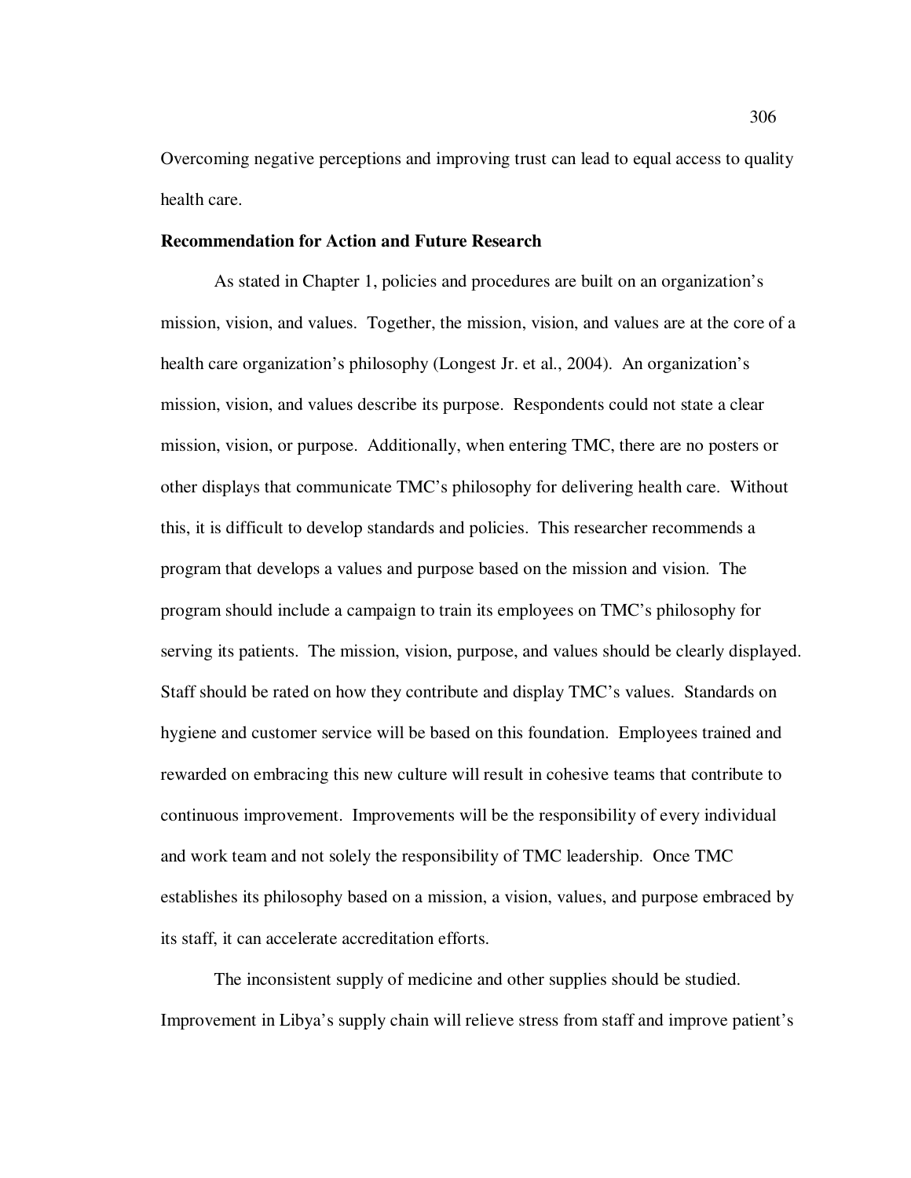Overcoming negative perceptions and improving trust can lead to equal access to quality health care.

**Recommendation for Action and Future Research**

As stated in Chapter 1, policies and procedures are built on an organization's mission, vision, and values. Together, the mission, vision, and values are at the core of a health care organization's philosophy (Longest Jr. et al., 2004). An organization's mission, vision, and values describe its purpose. Respondents could not state a clear mission, vision, or purpose. Additionally, when entering TMC, there are no posters or other displays that communicate TMC's philosophy for delivering health care. Without this, it is difficult to develop standards and policies. This researcher recommends a program that develops a values and purpose based on the mission and vision. The program should include a campaign to train its employees on TMC's philosophy for serving its patients. The mission, vision, purpose, and values should be clearly displayed. Staff should be rated on how they contribute and display TMC's values. Standards on hygiene and customer service will be based on this foundation. Employees trained and rewarded on embracing this new culture will result in cohesive teams that contribute to continuous improvement. Improvements will be the responsibility of every individual and work team and not solely the responsibility of TMC leadership. Once TMC establishes its philosophy based on a mission, a vision, values, and purpose embraced by its staff, it can accelerate accreditation efforts.

The inconsistent supply of medicine and other supplies should be studied. Improvement in Libya's supply chain will relieve stress from staff and improve patient's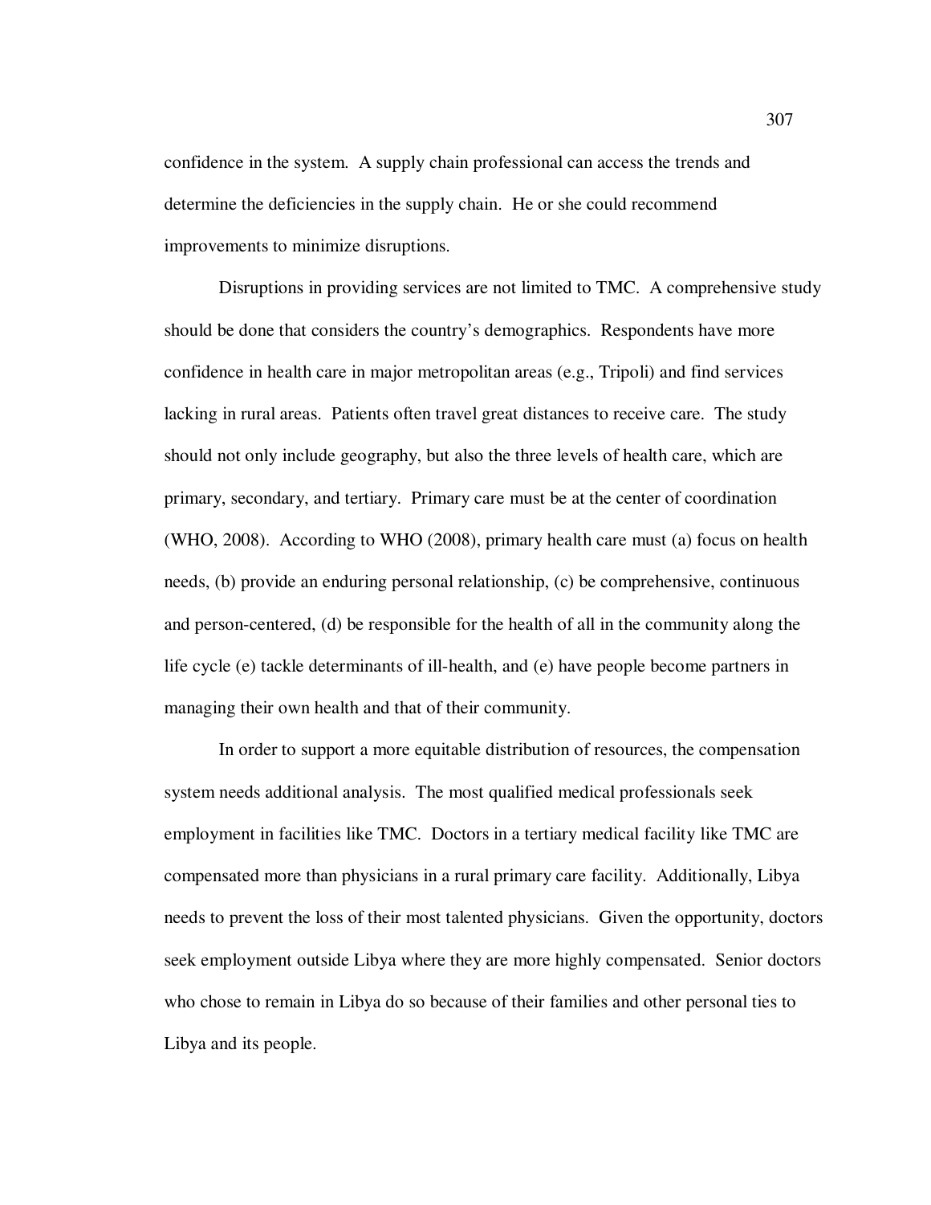confidence in the system. A supply chain professional can access the trends and determine the deficiencies in the supply chain. He or she could recommend improvements to minimize disruptions.

Disruptions in providing services are not limited to TMC. A comprehensive study should be done that considers the country's demographics. Respondents have more confidence in health care in major metropolitan areas (e.g., Tripoli) and find services lacking in rural areas. Patients often travel great distances to receive care. The study should not only include geography, but also the three levels of health care, which are primary, secondary, and tertiary. Primary care must be at the center of coordination (WHO, 2008). According to WHO (2008), primary health care must (a) focus on health needs, (b) provide an enduring personal relationship, (c) be comprehensive, continuous and person-centered, (d) be responsible for the health of all in the community along the life cycle (e) tackle determinants of ill-health, and (e) have people become partners in managing their own health and that of their community.

In order to support a more equitable distribution of resources, the compensation system needs additional analysis. The most qualified medical professionals seek employment in facilities like TMC. Doctors in a tertiary medical facility like TMC are compensated more than physicians in a rural primary care facility. Additionally, Libya needs to prevent the loss of their most talented physicians. Given the opportunity, doctors seek employment outside Libya where they are more highly compensated. Senior doctors who chose to remain in Libya do so because of their families and other personal ties to Libya and its people.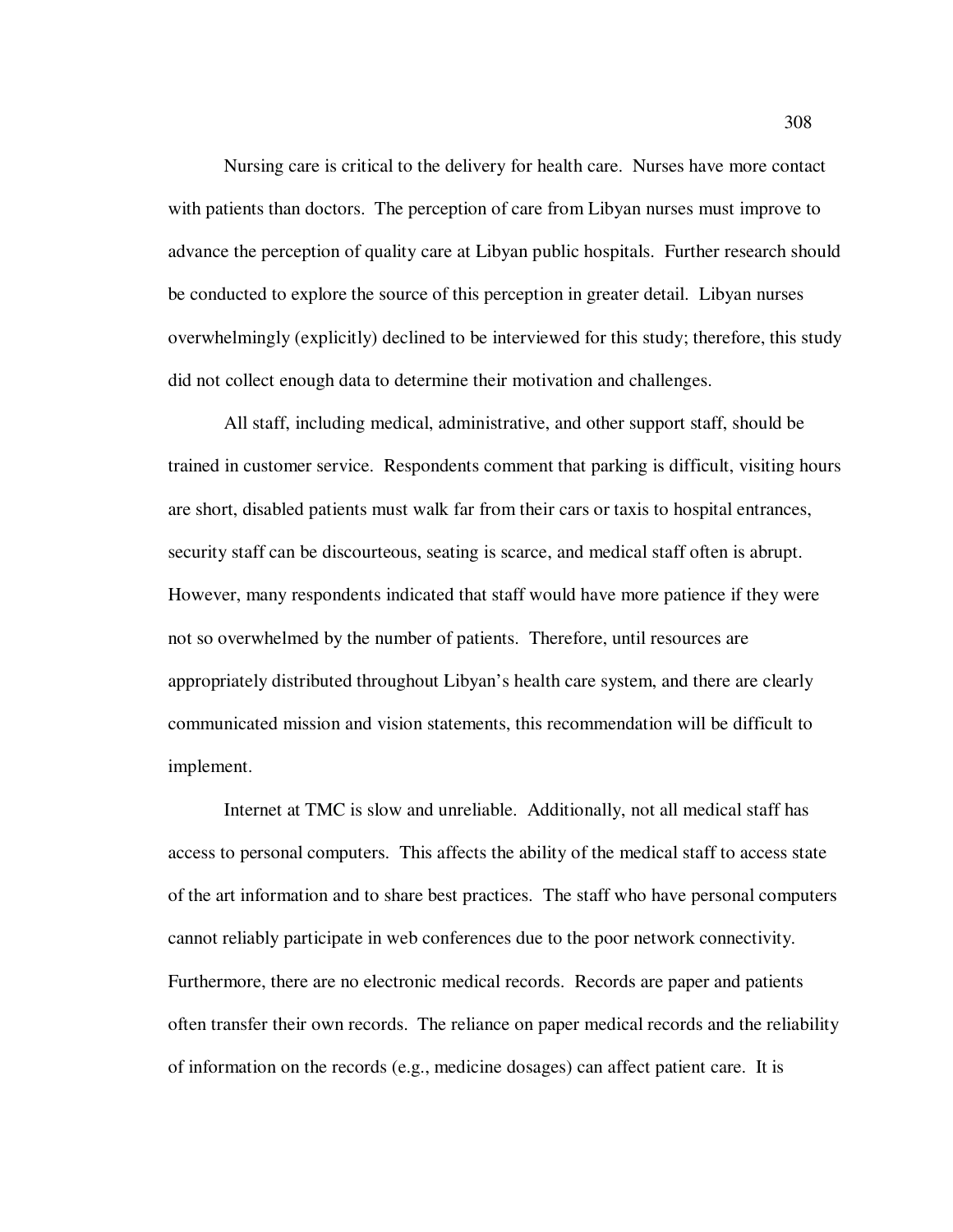Nursing care is critical to the delivery for health care. Nurses have more contact with patients than doctors. The perception of care from Libyan nurses must improve to advance the perception of quality care at Libyan public hospitals. Further research should be conducted to explore the source of this perception in greater detail. Libyan nurses overwhelmingly (explicitly) declined to be interviewed for this study; therefore, this study did not collect enough data to determine their motivation and challenges.

All staff, including medical, administrative, and other support staff, should be trained in customer service. Respondents comment that parking is difficult, visiting hours are short, disabled patients must walk far from their cars or taxis to hospital entrances, security staff can be discourteous, seating is scarce, and medical staff often is abrupt. However, many respondents indicated that staff would have more patience if they were not so overwhelmed by the number of patients. Therefore, until resources are appropriately distributed throughout Libyan's health care system, and there are clearly communicated mission and vision statements, this recommendation will be difficult to implement.

Internet at TMC is slow and unreliable. Additionally, not all medical staff has access to personal computers. This affects the ability of the medical staff to access state of the art information and to share best practices. The staff who have personal computers cannot reliably participate in web conferences due to the poor network connectivity. Furthermore, there are no electronic medical records. Records are paper and patients often transfer their own records. The reliance on paper medical records and the reliability of information on the records (e.g., medicine dosages) can affect patient care. It is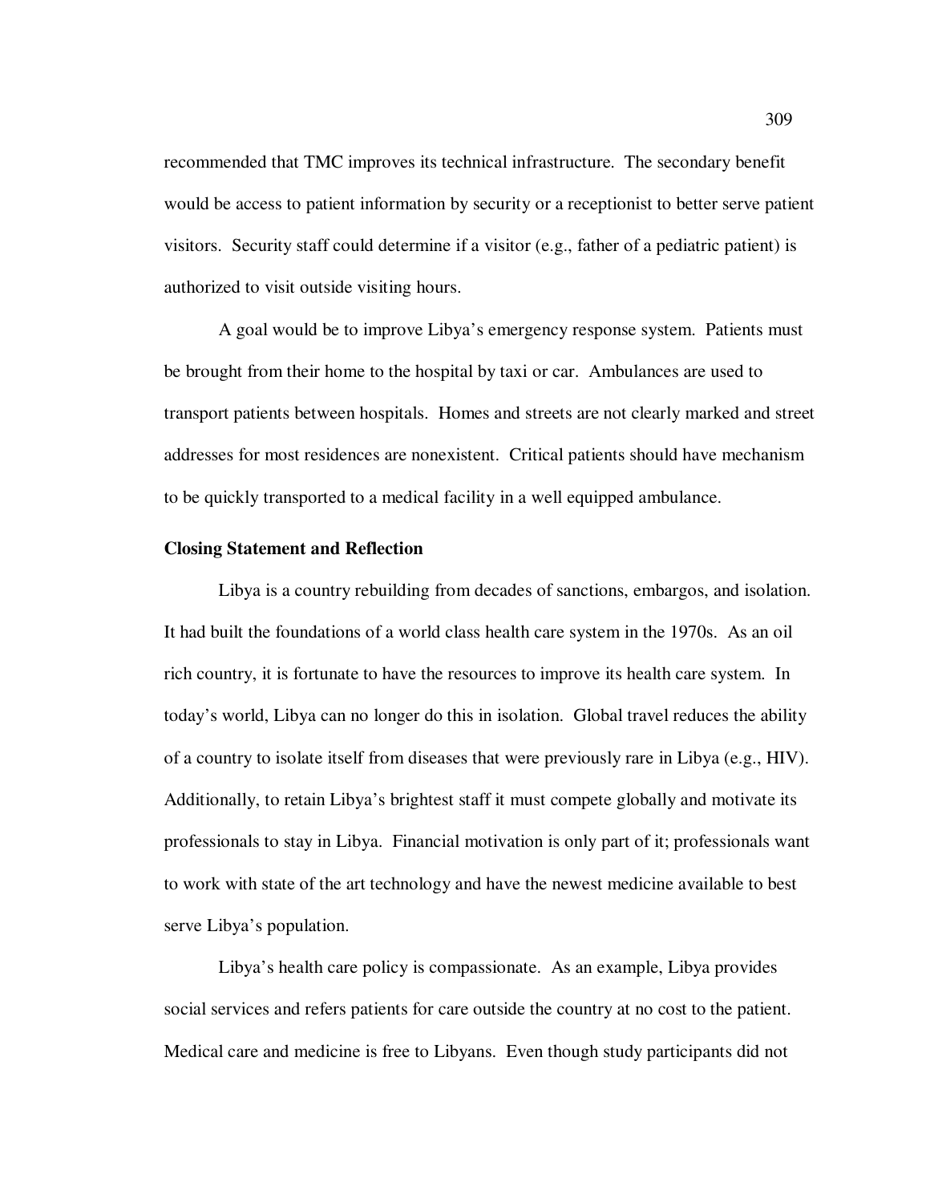recommended that TMC improves its technical infrastructure. The secondary benefit would be access to patient information by security or a receptionist to better serve patient visitors. Security staff could determine if a visitor (e.g., father of a pediatric patient) is authorized to visit outside visiting hours.

A goal would be to improve Libya's emergency response system. Patients must be brought from their home to the hospital by taxi or car. Ambulances are used to transport patients between hospitals. Homes and streets are not clearly marked and street addresses for most residences are nonexistent. Critical patients should have mechanism to be quickly transported to a medical facility in a well equipped ambulance.

**Closing Statement and Reflection**

Libya is a country rebuilding from decades of sanctions, embargos, and isolation. It had built the foundations of a world class health care system in the 1970s. As an oil rich country, it is fortunate to have the resources to improve its health care system. In today's world, Libya can no longer do this in isolation. Global travel reduces the ability of a country to isolate itself from diseases that were previously rare in Libya (e.g., HIV). Additionally, to retain Libya's brightest staff it must compete globally and motivate its professionals to stay in Libya. Financial motivation is only part of it; professionals want to work with state of the art technology and have the newest medicine available to best serve Libya's population.

Libya's health care policy is compassionate. As an example, Libya provides social services and refers patients for care outside the country at no cost to the patient. Medical care and medicine is free to Libyans. Even though study participants did not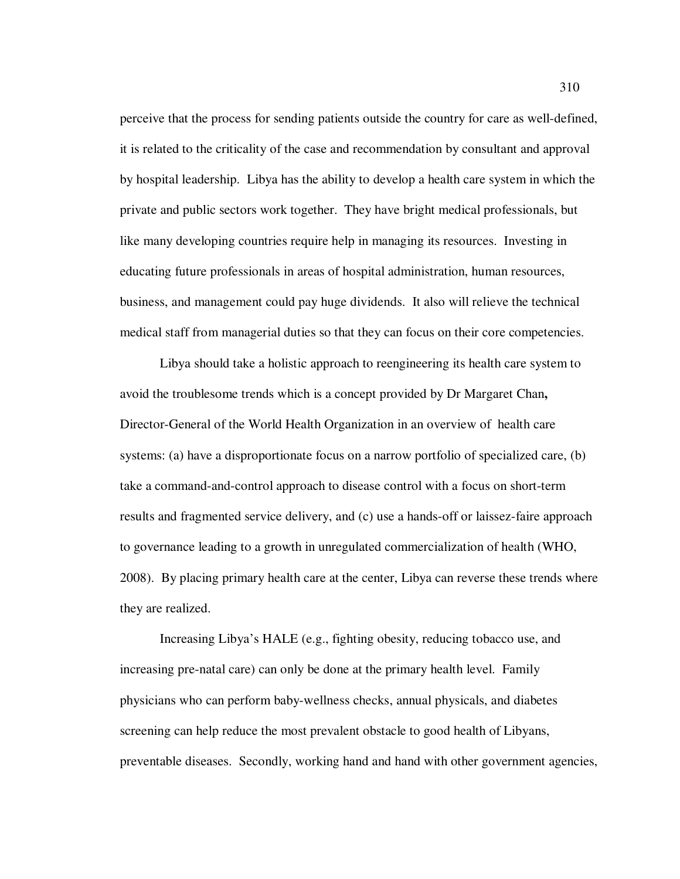perceive that the process for sending patients outside the country for care as well-defined, it is related to the criticality of the case and recommendation by consultant and approval by hospital leadership. Libya has the ability to develop a health care system in which the private and public sectors work together. They have bright medical professionals, but like many developing countries require help in managing its resources. Investing in educating future professionals in areas of hospital administration, human resources, business, and management could pay huge dividends. It also will relieve the technical medical staff from managerial duties so that they can focus on their core competencies.

Libya should take a holistic approach to reengineering its health care system to avoid the troublesome trends which is a concept provided by Dr Margaret Chan**,** Director-General of the World Health Organization in an overview of health care systems: (a) have a disproportionate focus on a narrow portfolio of specialized care, (b) take a command-and-control approach to disease control with a focus on short-term results and fragmented service delivery, and (c) use a hands-off or laissez-faire approach to governance leading to a growth in unregulated commercialization of health (WHO, 2008). By placing primary health care at the center, Libya can reverse these trends where they are realized.

Increasing Libya's HALE (e.g., fighting obesity, reducing tobacco use, and increasing pre-natal care) can only be done at the primary health level. Family physicians who can perform baby-wellness checks, annual physicals, and diabetes screening can help reduce the most prevalent obstacle to good health of Libyans, preventable diseases. Secondly, working hand and hand with other government agencies,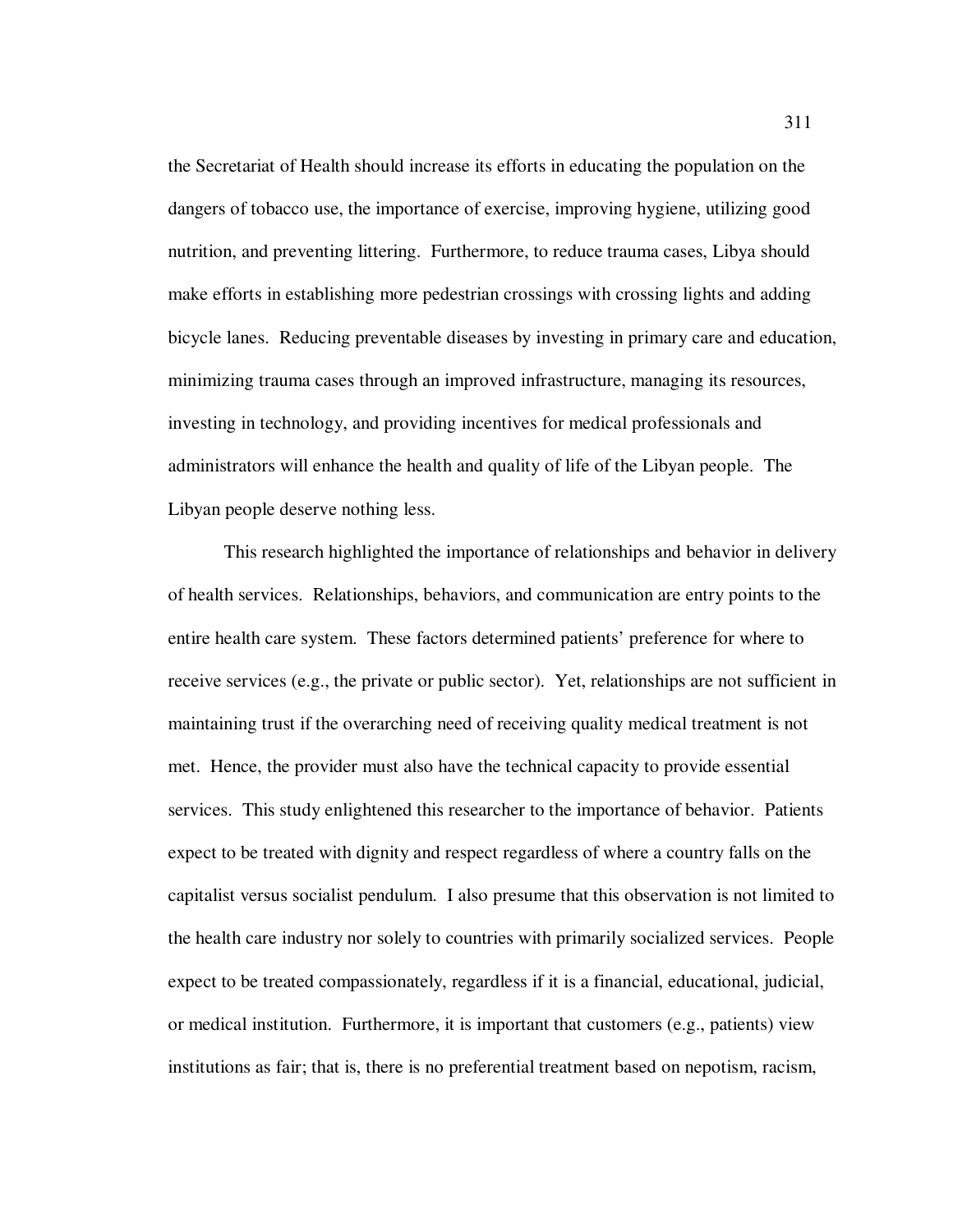the Secretariat of Health should increase its efforts in educating the population on the dangers of tobacco use, the importance of exercise, improving hygiene, utilizing good nutrition, and preventing littering. Furthermore, to reduce trauma cases, Libya should make efforts in establishing more pedestrian crossings with crossing lights and adding bicycle lanes. Reducing preventable diseases by investing in primary care and education, minimizing trauma cases through an improved infrastructure, managing its resources, investing in technology, and providing incentives for medical professionals and administrators will enhance the health and quality of life of the Libyan people. The Libyan people deserve nothing less.

This research highlighted the importance of relationships and behavior in delivery of health services. Relationships, behaviors, and communication are entry points to the entire health care system. These factors determined patients' preference for where to receive services (e.g., the private or public sector). Yet, relationships are not sufficient in maintaining trust if the overarching need of receiving quality medical treatment is not met. Hence, the provider must also have the technical capacity to provide essential services. This study enlightened this researcher to the importance of behavior. Patients expect to be treated with dignity and respect regardless of where a country falls on the capitalist versus socialist pendulum. I also presume that this observation is not limited to the health care industry nor solely to countries with primarily socialized services. People expect to be treated compassionately, regardless if it is a financial, educational, judicial, or medical institution. Furthermore, it is important that customers (e.g., patients) view institutions as fair; that is, there is no preferential treatment based on nepotism, racism,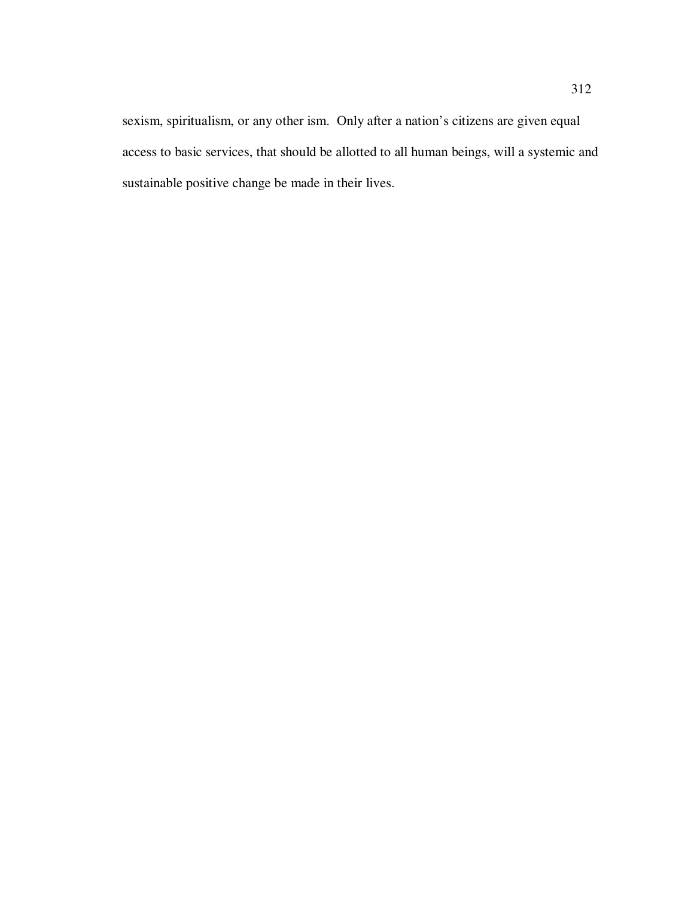sexism, spiritualism, or any other ism. Only after a nation's citizens are given equal access to basic services, that should be allotted to all human beings, will a systemic and sustainable positive change be made in their lives.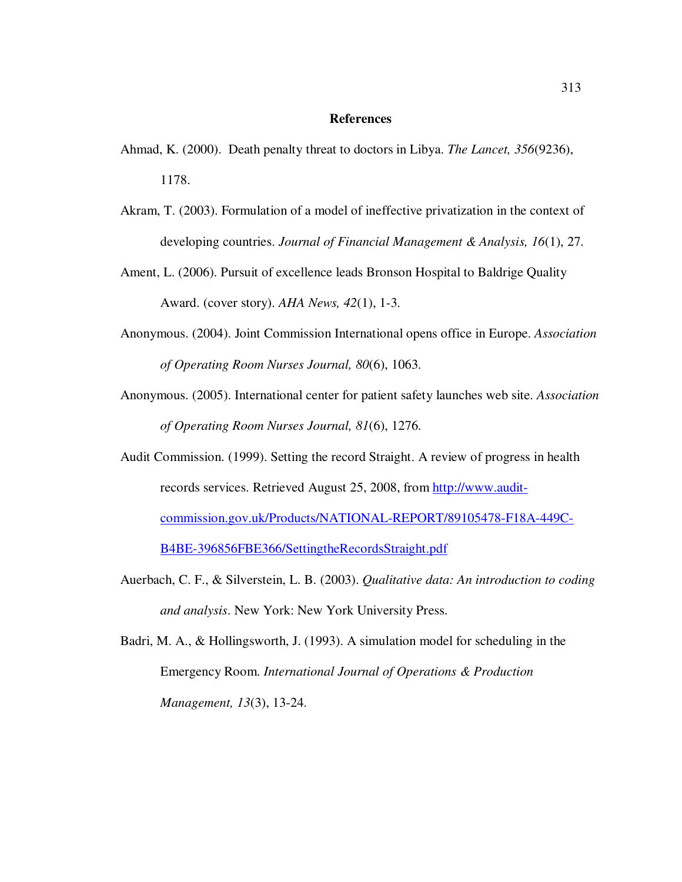## References

Ahmad, K. (2000). Death penalty threat to doctors in Libya. *The Lancet, 356*(9236), 1178.

Akram, T. (2003). Formulation of a model of ineffective privatization in the context of developing countries. *Journal of Financial Management & Analysis, 16*(1), 27.

Ament, L. (2006). Pursuit of excellence leads Bronson Hospital to Baldrige Quality Award. (cover story). *AHA News, 42*(1), 1-3.

Anonymous. (2004). Joint Commission International opens office in Europe. *Association of Operating Room Nurses Journal, 80*(6), 1063.

Anonymous. (2005). International center for patient safety launches web site. *Association of Operating Room Nurses Journal, 81*(6), 1276.

Audit Commission. (1999). Setting the record Straight. A review of progress in health records services. Retrieved August 25, 2008, from [http://www.audit-commission.gov.uk/Products/NATIONAL-REPORT/89105478-F18A-449C-B4BE-396856FBE366/SettingtheRecordsStraight.pdf](http://www.audit-commission.gov.uk/Products/NATIONAL-REPORT/89105478-F18A-449C-B4BE-396856FBE366/SettingtheRecordsStraight.pdf)

Auerbach, C. F., & Silverstein, L. B. (2003). *Qualitative data: An introduction to coding and analysis*. New York: New York University Press.

Badri, M. A., & Hollingsworth, J. (1993). A simulation model for scheduling in the Emergency Room. *International Journal of Operations & Production Management, 13*(3), 13-24.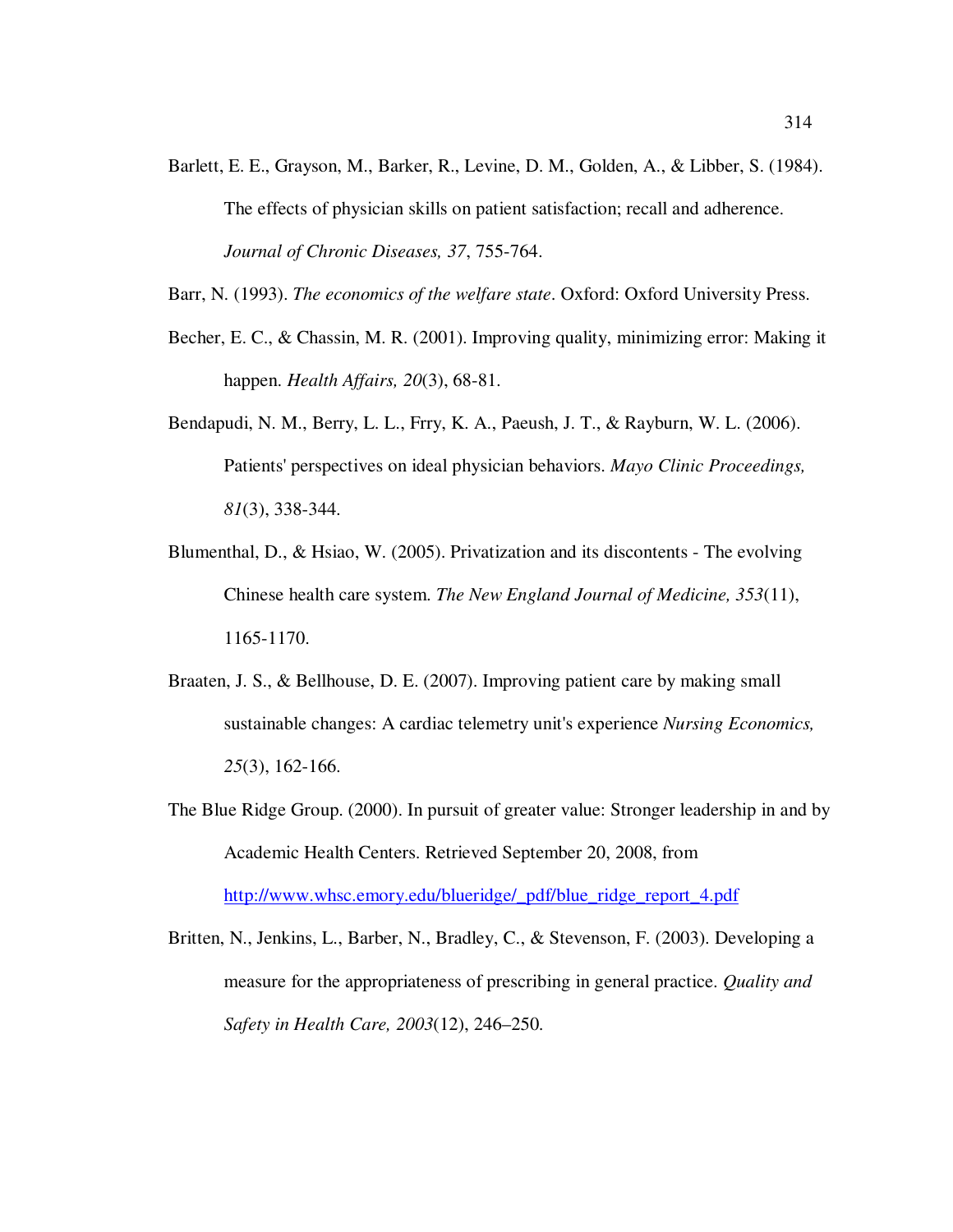Barlett, E. E., Grayson, M., Barker, R., Levine, D. M., Golden, A., & Libber, S. (1984). The effects of physician skills on patient satisfaction; recall and adherence. *Journal of Chronic Diseases, 37*, 755-764.

Barr, N. (1993). *The economics of the welfare state*. Oxford: Oxford University Press.

Becher, E. C., & Chassin, M. R. (2001). Improving quality, minimizing error: Making it happen. *Health Affairs, 20*(3), 68-81.

Bendapudi, N. M., Berry, L. L., Frry, K. A., Paeush, J. T., & Rayburn, W. L. (2006). Patients' perspectives on ideal physician behaviors. *Mayo Clinic Proceedings, 81*(3), 338-344.

Blumenthal, D., & Hsiao, W. (2005). Privatization and its discontents - The evolving Chinese health care system. *The New England Journal of Medicine, 353*(11), 1165-1170.

Braaten, J. S., & Bellhouse, D. E. (2007). Improving patient care by making small sustainable changes: A cardiac telemetry unit's experience *Nursing Economics, 25*(3), 162-166.

The Blue Ridge Group. (2000). In pursuit of greater value: Stronger leadership in and by Academic Health Centers. Retrieved September 20, 2008, from http://www.whsc.emory.edu/blueridge/_pdf/blue_ridge_report_4.pdf

Britten, N., Jenkins, L., Barber, N., Bradley, C., & Stevenson, F. (2003). Developing a measure for the appropriateness of prescribing in general practice. *Quality and Safety in Health Care, 2003*(12), 246–250.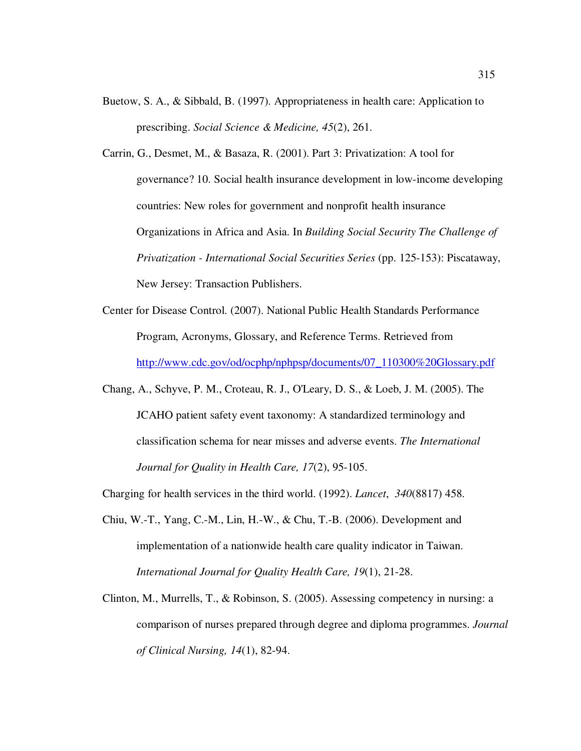Buetow, S. A., & Sibbald, B. (1997). Appropriateness in health care: Application to prescribing. *Social Science & Medicine, 45*(2), 261.

Carrin, G., Desmet, M., & Basaza, R. (2001). Part 3: Privatization: A tool for governance? 10. Social health insurance development in low-income developing countries: New roles for government and nonprofit health insurance Organizations in Africa and Asia. In *Building Social Security The Challenge of Privatization - International Social Securities Series* (pp. 125-153): Piscataway, New Jersey: Transaction Publishers.

Center for Disease Control. (2007). National Public Health Standards Performance Program, Acronyms, Glossary, and Reference Terms. Retrieved from http://www.cdc.gov/od/ocphp/nphpsp/documents/07_110300%20Glossary.pdf

Chang, A., Schyve, P. M., Croteau, R. J., O'Leary, D. S., & Loeb, J. M. (2005). The JCAHO patient safety event taxonomy: A standardized terminology and classification schema for near misses and adverse events. *The International Journal for Quality in Health Care, 17*(2), 95-105.

Charging for health services in the third world. (1992). *Lancet*, *340*(8817) 458.

Chiu, W.-T., Yang, C.-M., Lin, H.-W., & Chu, T.-B. (2006). Development and implementation of a nationwide health care quality indicator in Taiwan. *International Journal for Quality Health Care, 19*(1), 21-28.

Clinton, M., Murrells, T., & Robinson, S. (2005). Assessing competency in nursing: a comparison of nurses prepared through degree and diploma programmes. *Journal of Clinical Nursing, 14*(1), 82-94.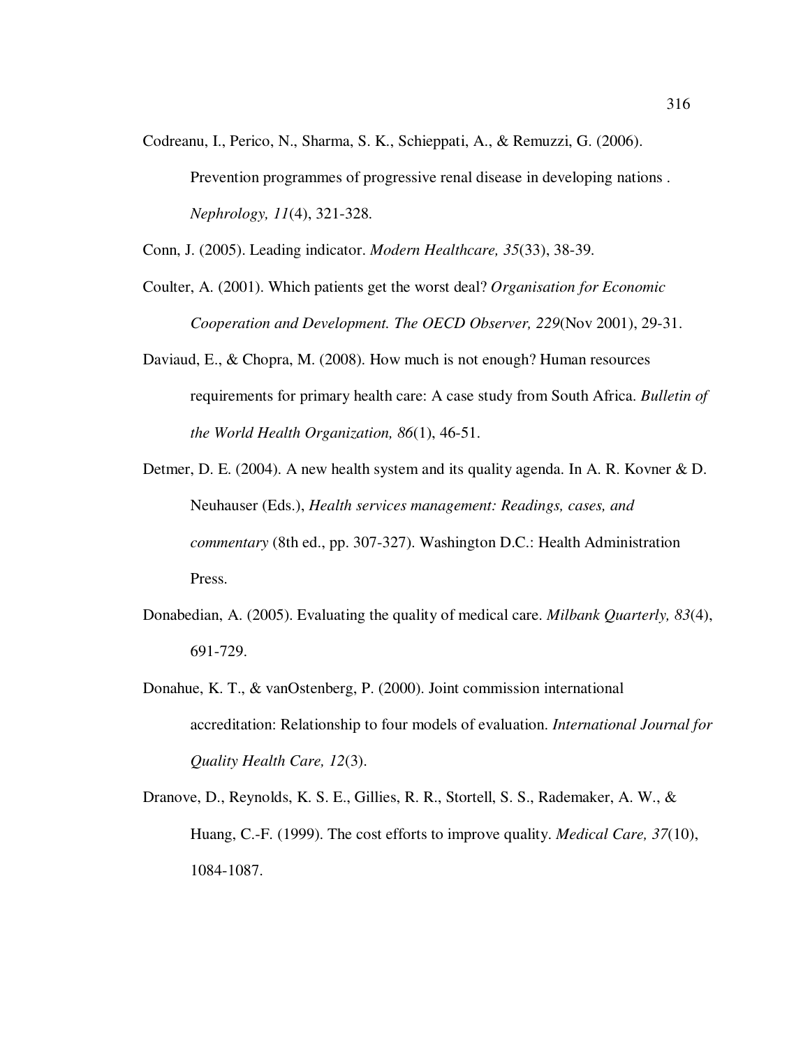Codreanu, I., Perico, N., Sharma, S. K., Schieppati, A., & Remuzzi, G. (2006). Prevention programmes of progressive renal disease in developing nations . *Nephrology, 11*(4), 321-328.

Conn, J. (2005). Leading indicator. *Modern Healthcare, 35*(33), 38-39.

Coulter, A. (2001). Which patients get the worst deal? *Organisation for Economic Cooperation and Development. The OECD Observer, 229*(Nov 2001), 29-31.

Daviaud, E., & Chopra, M. (2008). How much is not enough? Human resources requirements for primary health care: A case study from South Africa. *Bulletin of the World Health Organization, 86*(1), 46-51.

Detmer, D. E. (2004). A new health system and its quality agenda. In A. R. Kovner & D. Neuhauser (Eds.), *Health services management: Readings, cases, and commentary* (8th ed., pp. 307-327). Washington D.C.: Health Administration Press.

Donabedian, A. (2005). Evaluating the quality of medical care. *Milbank Quarterly, 83*(4), 691-729.

Donahue, K. T., & vanOstenberg, P. (2000). Joint commission international accreditation: Relationship to four models of evaluation. *International Journal for Quality Health Care, 12*(3).

Dranove, D., Reynolds, K. S. E., Gillies, R. R., Stortell, S. S., Rademaker, A. W., & Huang, C.-F. (1999). The cost efforts to improve quality. *Medical Care, 37*(10), 1084-1087.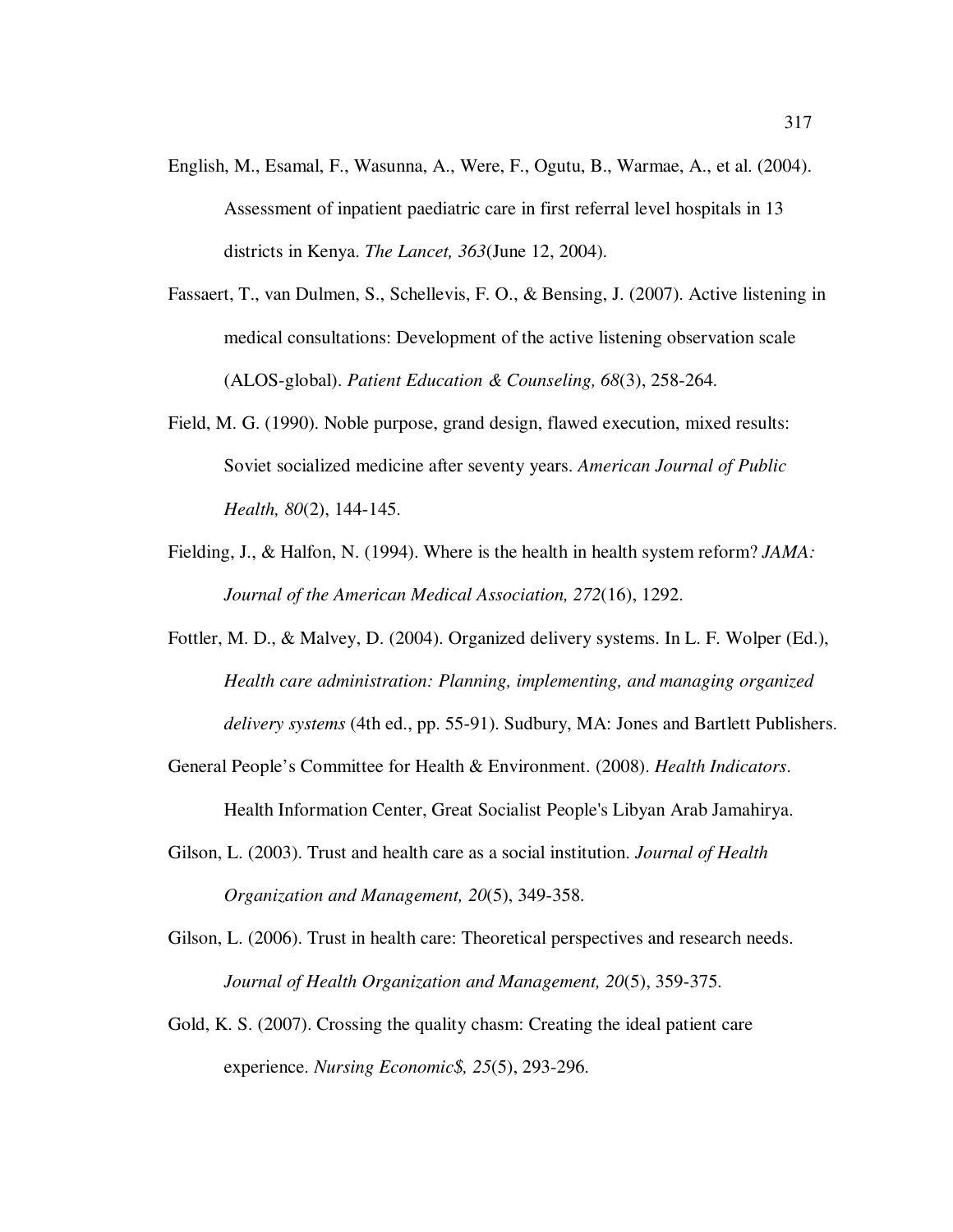English, M., Esamal, F., Wasunna, A., Were, F., Ogutu, B., Warmae, A., et al. (2004). Assessment of inpatient paediatric care in first referral level hospitals in 13 districts in Kenya. *The Lancet, 363*(June 12, 2004).

Fassaert, T., van Dulmen, S., Schellevis, F. O., & Bensing, J. (2007). Active listening in medical consultations: Development of the active listening observation scale (ALOS-global). *Patient Education & Counseling, 68*(3), 258-264.

Field, M. G. (1990). Noble purpose, grand design, flawed execution, mixed results: Soviet socialized medicine after seventy years. *American Journal of Public Health, 80*(2), 144-145.

Fielding, J., & Halfon, N. (1994). Where is the health in health system reform? *JAMA: Journal of the American Medical Association, 272*(16), 1292.

Fottler, M. D., & Malvey, D. (2004). Organized delivery systems. In L. F. Wolper (Ed.), *Health care administration: Planning, implementing, and managing organized delivery systems* (4th ed., pp. 55-91). Sudbury, MA: Jones and Bartlett Publishers.

General People's Committee for Health & Environment. (2008). *Health Indicators*. Health Information Center, Great Socialist People's Libyan Arab Jamahirya.

Gilson, L. (2003). Trust and health care as a social institution. *Journal of Health Organization and Management, 20*(5), 349-358.

Gilson, L. (2006). Trust in health care: Theoretical perspectives and research needs. *Journal of Health Organization and Management, 20*(5), 359-375.

Gold, K. S. (2007). Crossing the quality chasm: Creating the ideal patient care experience. *Nursing Economic$, 25*(5), 293-296.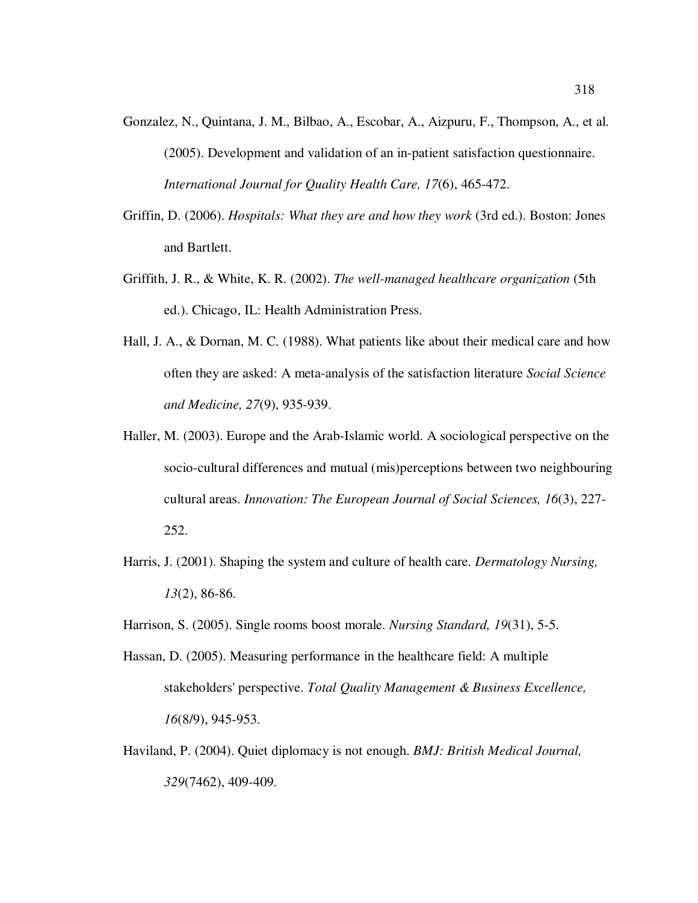Gonzalez, N., Quintana, J. M., Bilbao, A., Escobar, A., Aizpuru, F., Thompson, A., et al. (2005). Development and validation of an in-patient satisfaction questionnaire. *International Journal for Quality Health Care, 17*(6), 465-472.

Griffin, D. (2006). *Hospitals: What they are and how they work* (3rd ed.). Boston: Jones and Bartlett.

Griffith, J. R., & White, K. R. (2002). *The well-managed healthcare organization* (5th ed.). Chicago, IL: Health Administration Press.

Hall, J. A., & Dornan, M. C. (1988). What patients like about their medical care and how often they are asked: A meta-analysis of the satisfaction literature *Social Science and Medicine, 27*(9), 935-939.

Haller, M. (2003). Europe and the Arab-Islamic world. A sociological perspective on the socio-cultural differences and mutual (mis)perceptions between two neighbouring cultural areas. *Innovation: The European Journal of Social Sciences, 16*(3), 227-252.

Harris, J. (2001). Shaping the system and culture of health care. *Dermatology Nursing, 13*(2), 86-86.

Harrison, S. (2005). Single rooms boost morale. *Nursing Standard, 19*(31), 5-5.

Hassan, D. (2005). Measuring performance in the healthcare field: A multiple stakeholders' perspective. *Total Quality Management & Business Excellence, 16*(8/9), 945-953.

Haviland, P. (2004). Quiet diplomacy is not enough. *BMJ: British Medical Journal, 329*(7462), 409-409.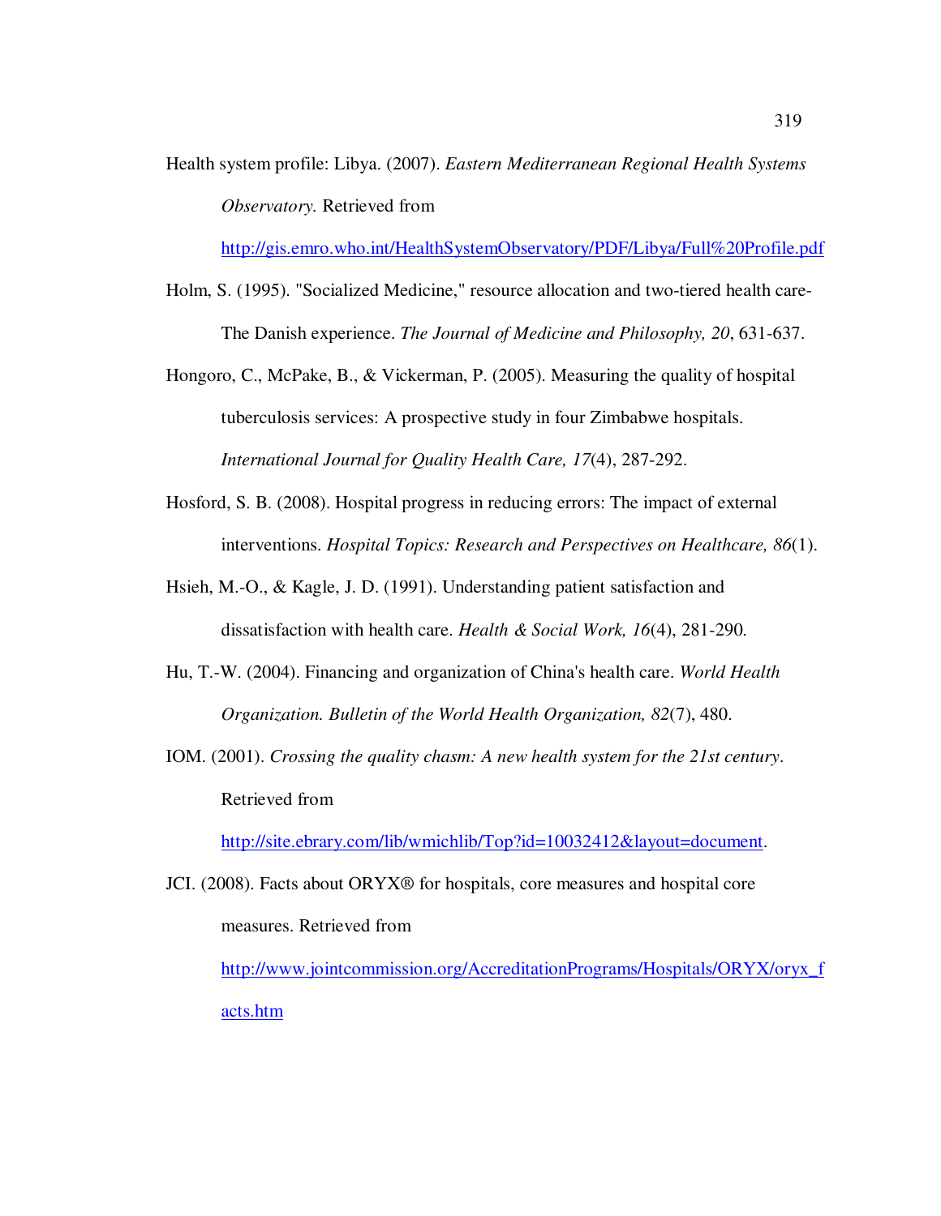Health system profile: Libya. (2007). *Eastern Mediterranean Regional Health Systems Observatory.* Retrieved from http://gis.emro.who.int/HealthSystemObservatory/PDF/Libya/Full%20Profile.pdf

Holm, S. (1995). "Socialized Medicine," resource allocation and two-tiered health care-The Danish experience. *The Journal of Medicine and Philosophy, 20*, 631-637.

Hongoro, C., McPake, B., & Vickerman, P. (2005). Measuring the quality of hospital tuberculosis services: A prospective study in four Zimbabwe hospitals. *International Journal for Quality Health Care, 17*(4), 287-292.

Hosford, S. B. (2008). Hospital progress in reducing errors: The impact of external interventions. *Hospital Topics: Research and Perspectives on Healthcare, 86*(1).

Hsieh, M.-O., & Kagle, J. D. (1991). Understanding patient satisfaction and dissatisfaction with health care. *Health & Social Work, 16*(4), 281-290.

Hu, T.-W. (2004). Financing and organization of China's health care. *World Health Organization. Bulletin of the World Health Organization, 82*(7), 480.

IOM. (2001). *Crossing the quality chasm: A new health system for the 21st century*. Retrieved from http://site.ebrary.com/lib/wmichlib/Top?id=10032412&layout=document.

JCI. (2008). Facts about ORYX® for hospitals, core measures and hospital core measures. Retrieved from http://www.jointcommission.org/AccreditationPrograms/Hospitals/ORYX/oryx_facts.htm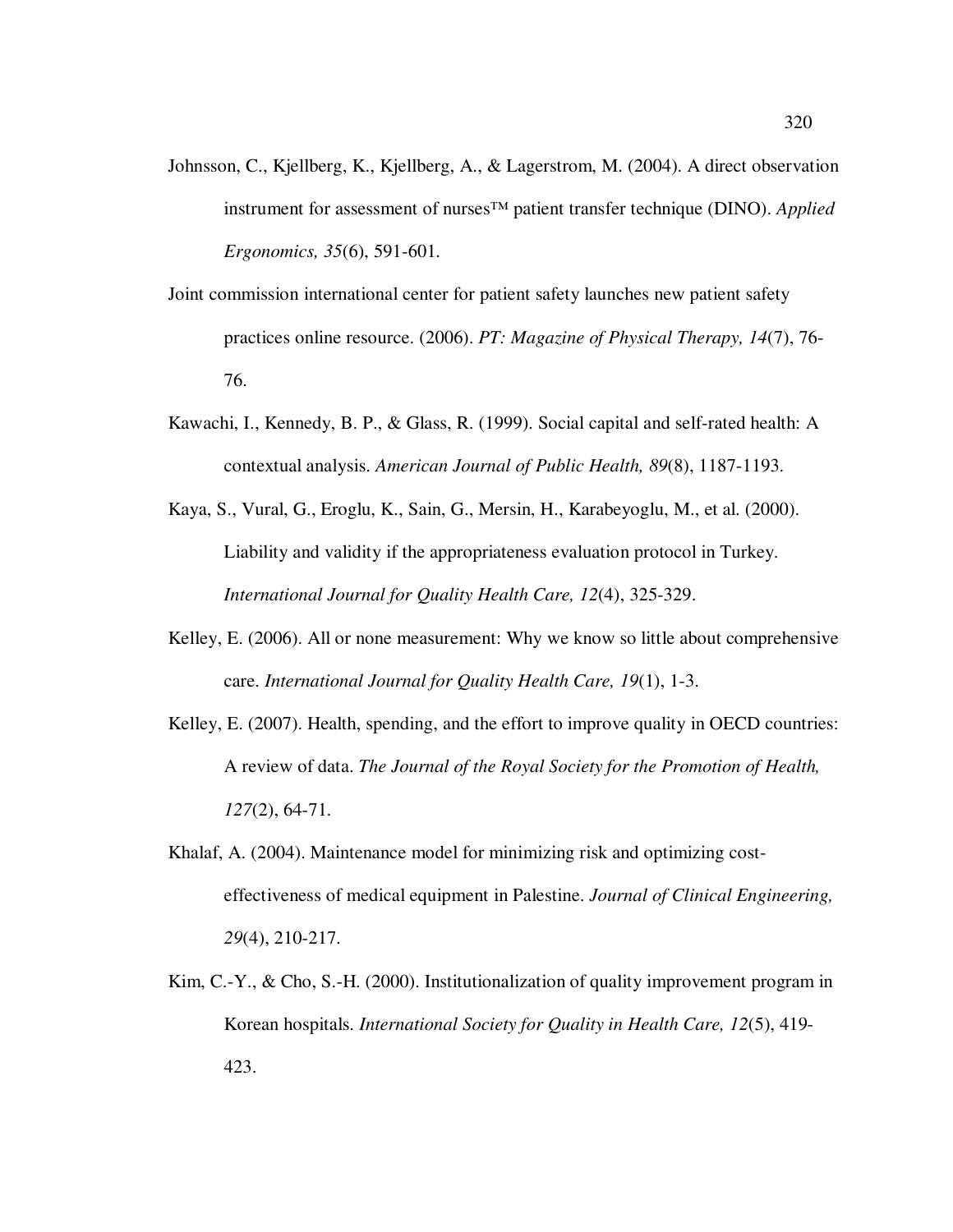Johnsson, C., Kjellberg, K., Kjellberg, A., & Lagerstrom, M. (2004). A direct observation instrument for assessment of nurses™ patient transfer technique (DINO). *Applied Ergonomics, 35*(6), 591-601.

Joint commission international center for patient safety launches new patient safety practices online resource. (2006). *PT: Magazine of Physical Therapy, 14*(7), 76-76.

Kawachi, I., Kennedy, B. P., & Glass, R. (1999). Social capital and self-rated health: A contextual analysis. *American Journal of Public Health, 89*(8), 1187-1193.

Kaya, S., Vural, G., Eroglu, K., Sain, G., Mersin, H., Karabeyoglu, M., et al. (2000). Liability and validity if the appropriateness evaluation protocol in Turkey. *International Journal for Quality Health Care, 12*(4), 325-329.

Kelley, E. (2006). All or none measurement: Why we know so little about comprehensive care. *International Journal for Quality Health Care, 19*(1), 1-3.

Kelley, E. (2007). Health, spending, and the effort to improve quality in OECD countries: A review of data. *The Journal of the Royal Society for the Promotion of Health, 127*(2), 64-71.

Khalaf, A. (2004). Maintenance model for minimizing risk and optimizing cost-effectiveness of medical equipment in Palestine. *Journal of Clinical Engineering, 29*(4), 210-217.

Kim, C.-Y., & Cho, S.-H. (2000). Institutionalization of quality improvement program in Korean hospitals. *International Society for Quality in Health Care, 12*(5), 419-423.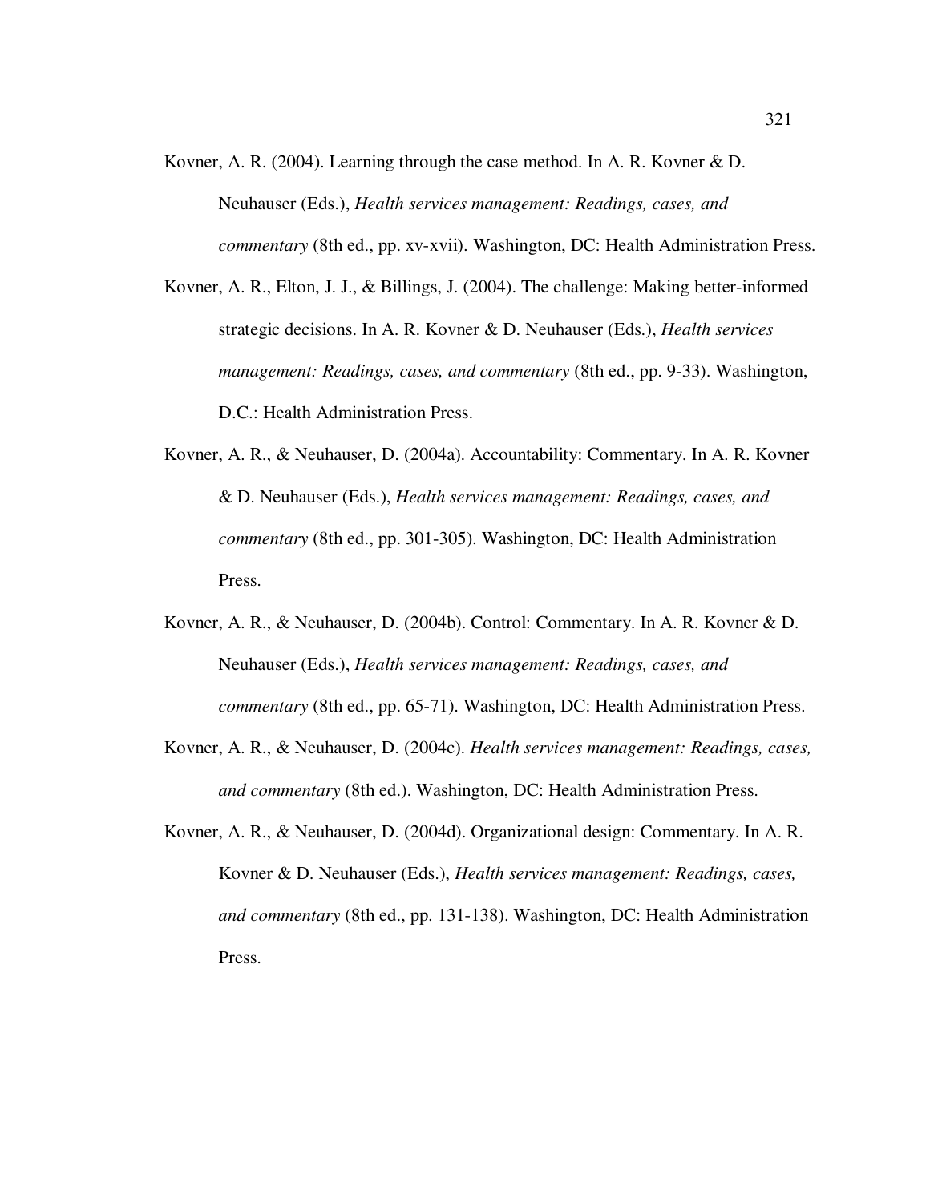Kovner, A. R. (2004). Learning through the case method. In A. R. Kovner & D. Neuhauser (Eds.), *Health services management: Readings, cases, and commentary* (8th ed., pp. xv-xvii). Washington, DC: Health Administration Press.

Kovner, A. R., Elton, J. J., & Billings, J. (2004). The challenge: Making better-informed strategic decisions. In A. R. Kovner & D. Neuhauser (Eds.), *Health services management: Readings, cases, and commentary* (8th ed., pp. 9-33). Washington, D.C.: Health Administration Press.

Kovner, A. R., & Neuhauser, D. (2004a). Accountability: Commentary. In A. R. Kovner & D. Neuhauser (Eds.), *Health services management: Readings, cases, and commentary* (8th ed., pp. 301-305). Washington, DC: Health Administration Press.

Kovner, A. R., & Neuhauser, D. (2004b). Control: Commentary. In A. R. Kovner & D. Neuhauser (Eds.), *Health services management: Readings, cases, and commentary* (8th ed., pp. 65-71). Washington, DC: Health Administration Press.

Kovner, A. R., & Neuhauser, D. (2004c). *Health services management: Readings, cases, and commentary* (8th ed.). Washington, DC: Health Administration Press.

Kovner, A. R., & Neuhauser, D. (2004d). Organizational design: Commentary. In A. R. Kovner & D. Neuhauser (Eds.), *Health services management: Readings, cases, and commentary* (8th ed., pp. 131-138). Washington, DC: Health Administration Press.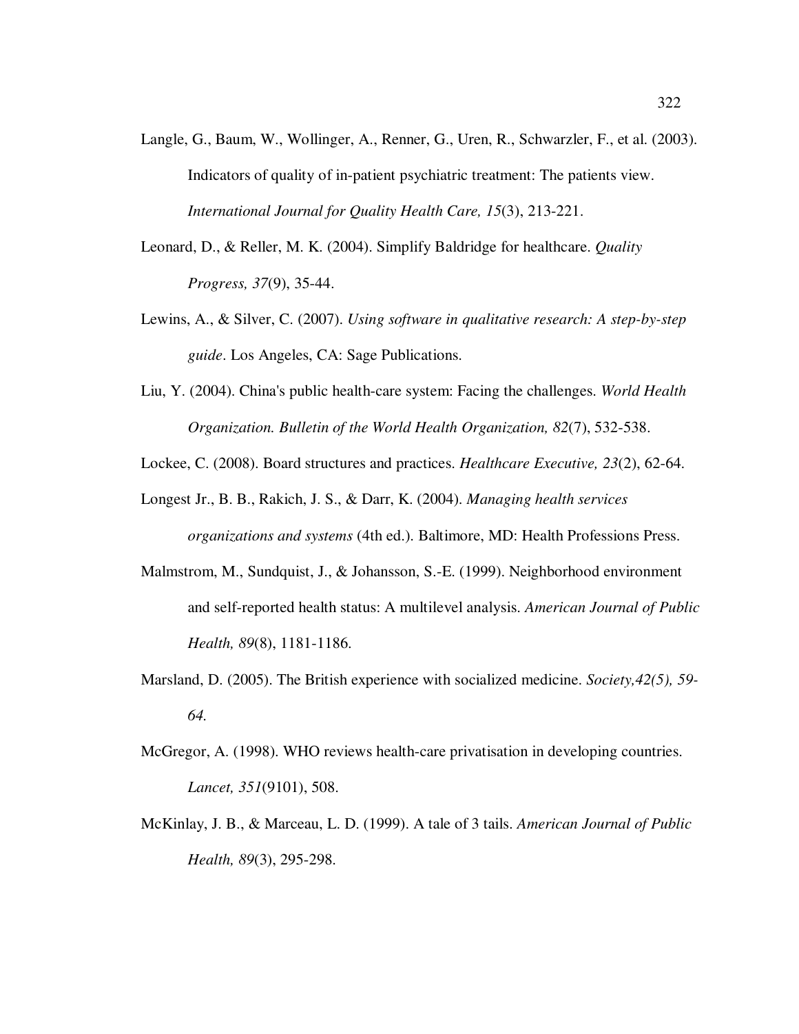Langle, G., Baum, W., Wollinger, A., Renner, G., Uren, R., Schwarzler, F., et al. (2003). Indicators of quality of in-patient psychiatric treatment: The patients view. *International Journal for Quality Health Care, 15*(3), 213-221.

Leonard, D., & Reller, M. K. (2004). Simplify Baldridge for healthcare. *Quality Progress, 37*(9), 35-44.

Lewins, A., & Silver, C. (2007). *Using software in qualitative research: A step-by-step guide*. Los Angeles, CA: Sage Publications.

Liu, Y. (2004). China's public health-care system: Facing the challenges. *World Health Organization. Bulletin of the World Health Organization, 82*(7), 532-538.

Lockee, C. (2008). Board structures and practices. *Healthcare Executive, 23*(2), 62-64.

Longest Jr., B. B., Rakich, J. S., & Darr, K. (2004). *Managing health services organizations and systems* (4th ed.). Baltimore, MD: Health Professions Press.

Malmstrom, M., Sundquist, J., & Johansson, S.-E. (1999). Neighborhood environment and self-reported health status: A multilevel analysis. *American Journal of Public Health, 89*(8), 1181-1186.

Marsland, D. (2005). The British experience with socialized medicine. *Society,42(5), 59-64.*

McGregor, A. (1998). WHO reviews health-care privatisation in developing countries. *Lancet, 351*(9101), 508.

McKinlay, J. B., & Marceau, L. D. (1999). A tale of 3 tails. *American Journal of Public Health, 89*(3), 295-298.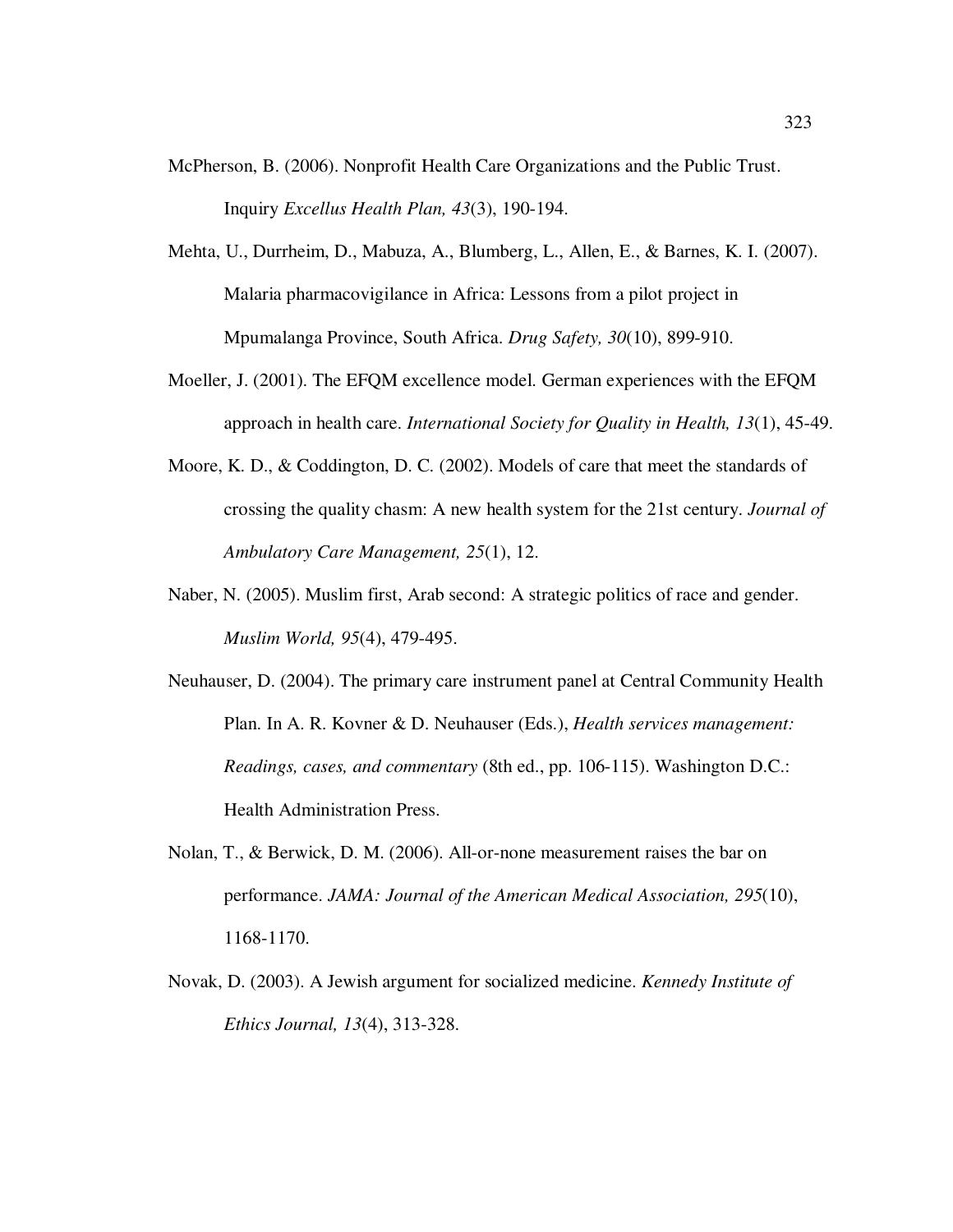McPherson, B. (2006). Nonprofit Health Care Organizations and the Public Trust. Inquiry *Excellus Health Plan, 43*(3), 190-194.

Mehta, U., Durrheim, D., Mabuza, A., Blumberg, L., Allen, E., & Barnes, K. I. (2007). Malaria pharmacovigilance in Africa: Lessons from a pilot project in Mpumalanga Province, South Africa. *Drug Safety, 30*(10), 899-910.

Moeller, J. (2001). The EFQM excellence model. German experiences with the EFQM approach in health care. *International Society for Quality in Health, 13*(1), 45-49.

Moore, K. D., & Coddington, D. C. (2002). Models of care that meet the standards of crossing the quality chasm: A new health system for the 21st century. *Journal of Ambulatory Care Management, 25*(1), 12.

Naber, N. (2005). Muslim first, Arab second: A strategic politics of race and gender. *Muslim World, 95*(4), 479-495.

Neuhauser, D. (2004). The primary care instrument panel at Central Community Health Plan. In A. R. Kovner & D. Neuhauser (Eds.), *Health services management: Readings, cases, and commentary* (8th ed., pp. 106-115). Washington D.C.: Health Administration Press.

Nolan, T., & Berwick, D. M. (2006). All-or-none measurement raises the bar on performance. *JAMA: Journal of the American Medical Association, 295*(10), 1168-1170.

Novak, D. (2003). A Jewish argument for socialized medicine. *Kennedy Institute of Ethics Journal, 13*(4), 313-328.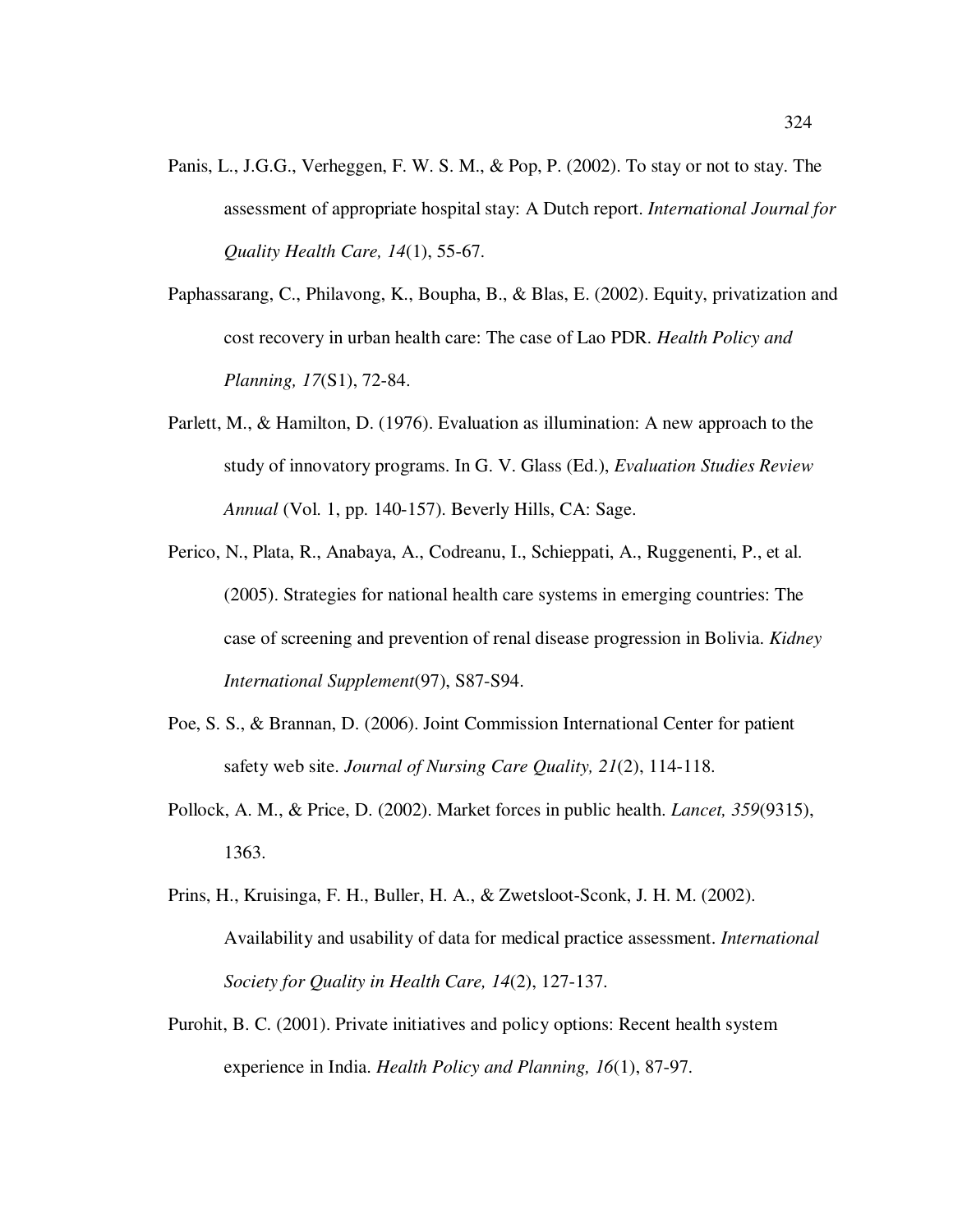Panis, L., J.G.G., Verheggen, F. W. S. M., & Pop, P. (2002). To stay or not to stay. The assessment of appropriate hospital stay: A Dutch report. *International Journal for Quality Health Care, 14*(1), 55-67.

Paphassarang, C., Philavong, K., Boupha, B., & Blas, E. (2002). Equity, privatization and cost recovery in urban health care: The case of Lao PDR. *Health Policy and Planning, 17*(S1), 72-84.

Parlett, M., & Hamilton, D. (1976). Evaluation as illumination: A new approach to the study of innovatory programs. In G. V. Glass (Ed.), *Evaluation Studies Review Annual* (Vol. 1, pp. 140-157). Beverly Hills, CA: Sage.

Perico, N., Plata, R., Anabaya, A., Codreanu, I., Schieppati, A., Ruggenenti, P., et al. (2005). Strategies for national health care systems in emerging countries: The case of screening and prevention of renal disease progression in Bolivia. *Kidney International Supplement*(97), S87-S94.

Poe, S. S., & Brannan, D. (2006). Joint Commission International Center for patient safety web site. *Journal of Nursing Care Quality, 21*(2), 114-118.

Pollock, A. M., & Price, D. (2002). Market forces in public health. *Lancet, 359*(9315), 1363.

Prins, H., Kruisinga, F. H., Buller, H. A., & Zwetsloot-Sconk, J. H. M. (2002). Availability and usability of data for medical practice assessment. *International Society for Quality in Health Care, 14*(2), 127-137.

Purohit, B. C. (2001). Private initiatives and policy options: Recent health system experience in India. *Health Policy and Planning, 16*(1), 87-97.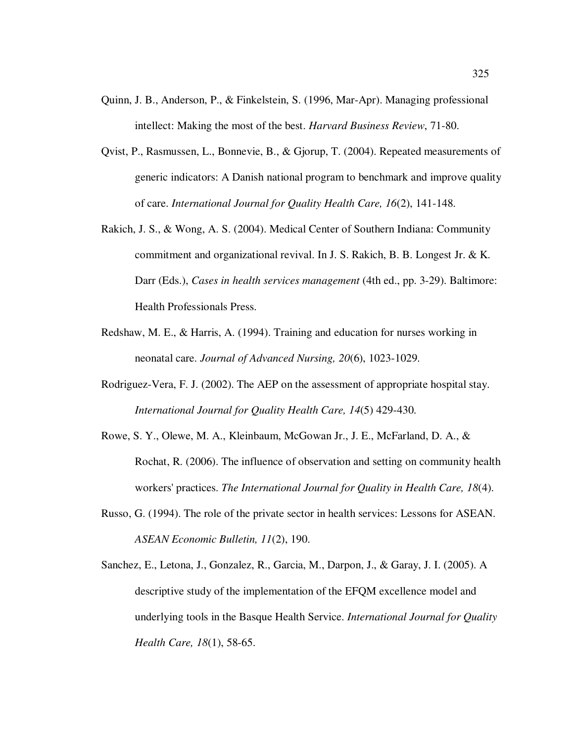Quinn, J. B., Anderson, P., & Finkelstein, S. (1996, Mar-Apr). Managing professional intellect: Making the most of the best. *Harvard Business Review*, 71-80.

Qvist, P., Rasmussen, L., Bonnevie, B., & Gjorup, T. (2004). Repeated measurements of generic indicators: A Danish national program to benchmark and improve quality of care. *International Journal for Quality Health Care, 16*(2), 141-148.

Rakich, J. S., & Wong, A. S. (2004). Medical Center of Southern Indiana: Community commitment and organizational revival. In J. S. Rakich, B. B. Longest Jr. & K. Darr (Eds.), *Cases in health services management* (4th ed., pp. 3-29). Baltimore: Health Professionals Press.

Redshaw, M. E., & Harris, A. (1994). Training and education for nurses working in neonatal care. *Journal of Advanced Nursing, 20*(6), 1023-1029.

Rodriguez-Vera, F. J. (2002). The AEP on the assessment of appropriate hospital stay. *International Journal for Quality Health Care, 14*(5) 429-430.

Rowe, S. Y., Olewe, M. A., Kleinbaum, McGowan Jr., J. E., McFarland, D. A., & Rochat, R. (2006). The influence of observation and setting on community health workers' practices. *The International Journal for Quality in Health Care, 18*(4).

Russo, G. (1994). The role of the private sector in health services: Lessons for ASEAN. *ASEAN Economic Bulletin, 11*(2), 190.

Sanchez, E., Letona, J., Gonzalez, R., Garcia, M., Darpon, J., & Garay, J. I. (2005). A descriptive study of the implementation of the EFQM excellence model and underlying tools in the Basque Health Service. *International Journal for Quality Health Care, 18*(1), 58-65.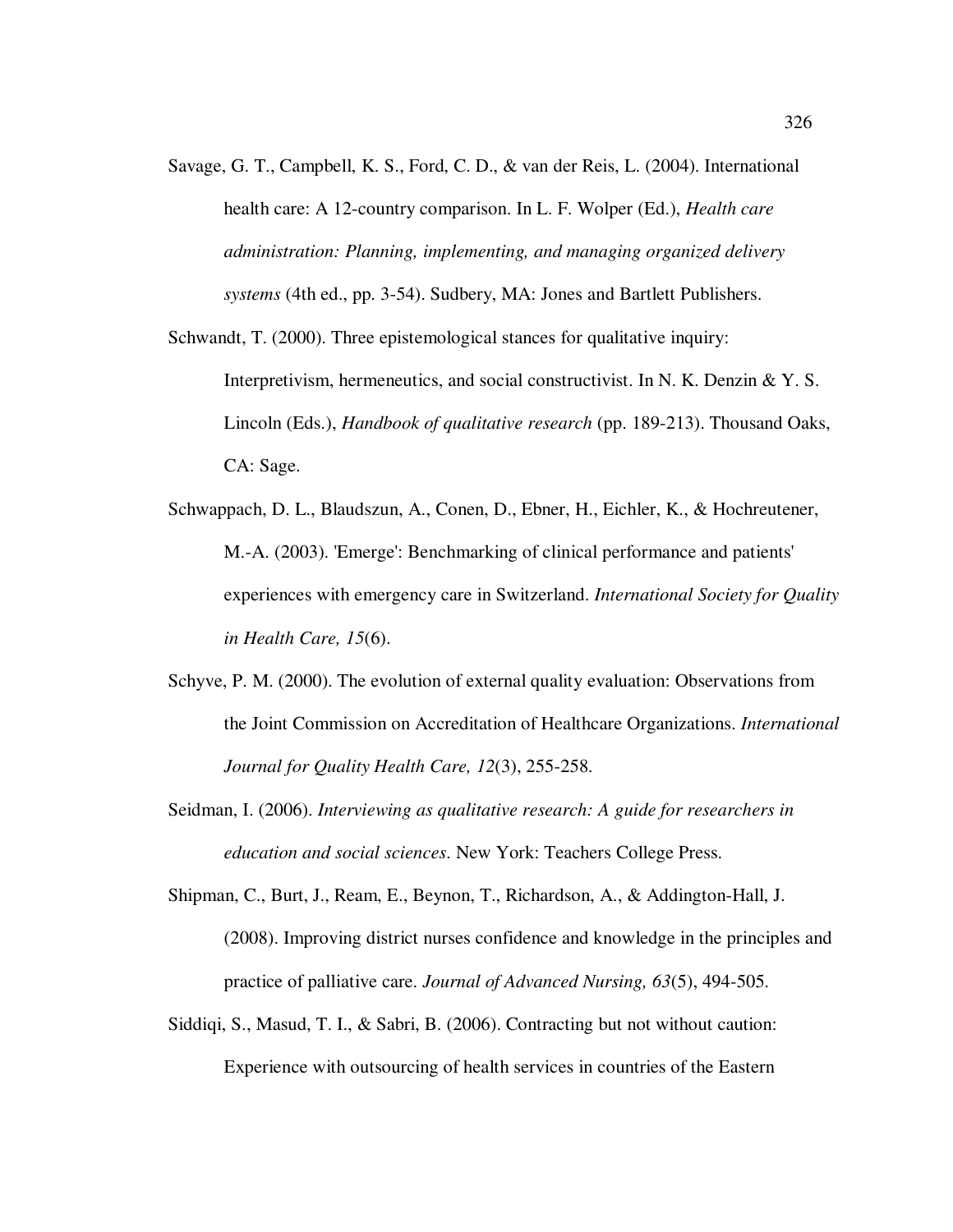Savage, G. T., Campbell, K. S., Ford, C. D., & van der Reis, L. (2004). International health care: A 12-country comparison. In L. F. Wolper (Ed.), *Health care administration: Planning, implementing, and managing organized delivery systems* (4th ed., pp. 3-54). Sudbery, MA: Jones and Bartlett Publishers.

Schwandt, T. (2000). Three epistemological stances for qualitative inquiry: Interpretivism, hermeneutics, and social constructivist. In N. K. Denzin & Y. S. Lincoln (Eds.), *Handbook of qualitative research* (pp. 189-213). Thousand Oaks, CA: Sage.

Schwappach, D. L., Blaudszun, A., Conen, D., Ebner, H., Eichler, K., & Hochreutener, M.-A. (2003). 'Emerge': Benchmarking of clinical performance and patients' experiences with emergency care in Switzerland. *International Society for Quality in Health Care, 15*(6).

Schyve, P. M. (2000). The evolution of external quality evaluation: Observations from the Joint Commission on Accreditation of Healthcare Organizations. *International Journal for Quality Health Care, 12*(3), 255-258.

Seidman, I. (2006). *Interviewing as qualitative research: A guide for researchers in education and social sciences*. New York: Teachers College Press.

Shipman, C., Burt, J., Ream, E., Beynon, T., Richardson, A., & Addington-Hall, J. (2008). Improving district nurses confidence and knowledge in the principles and practice of palliative care. *Journal of Advanced Nursing, 63*(5), 494-505.

Siddiqi, S., Masud, T. I., & Sabri, B. (2006). Contracting but not without caution: Experience with outsourcing of health services in countries of the Eastern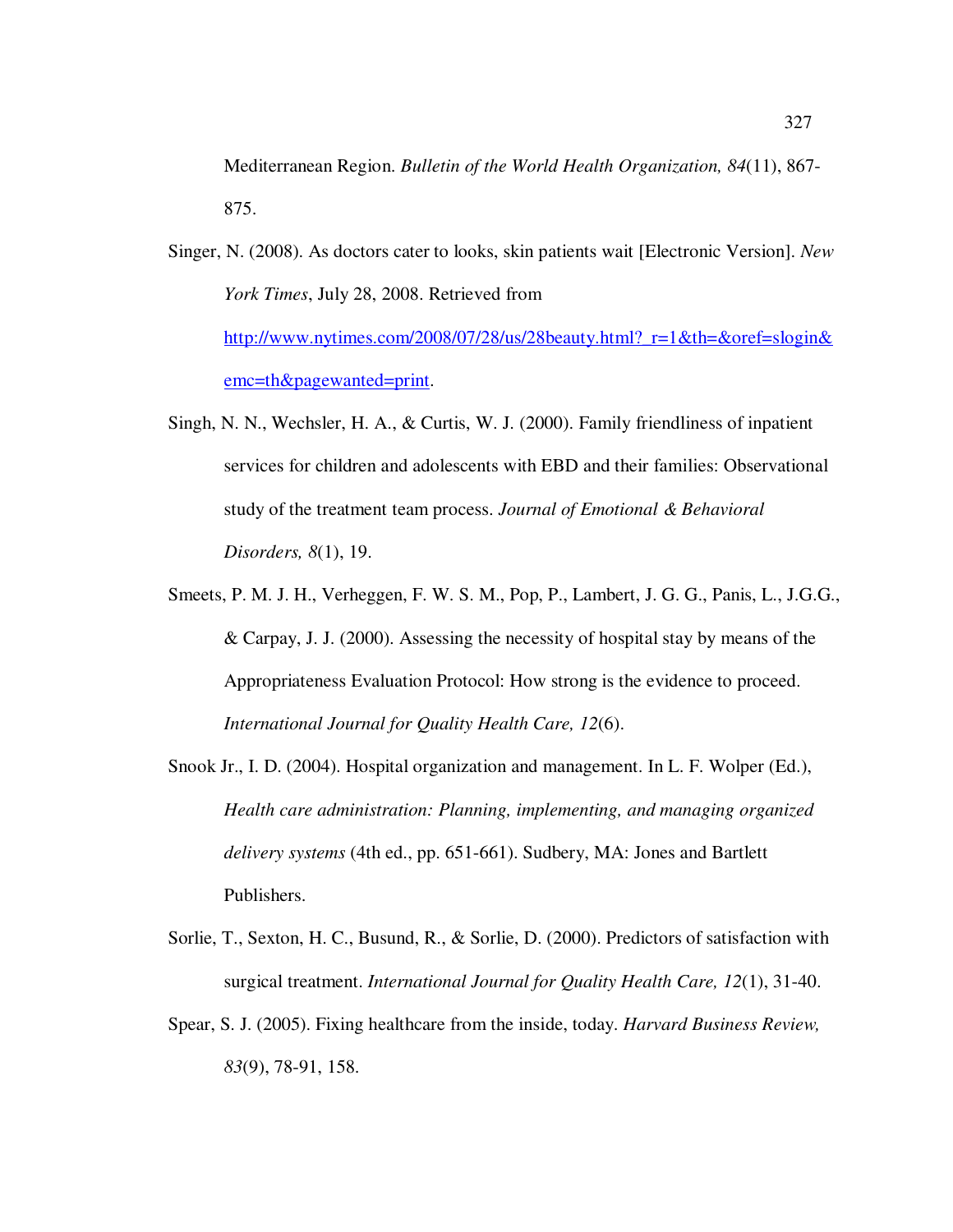Mediterranean Region. *Bulletin of the World Health Organization, 84*(11), 867-875.

Singer, N. (2008). As doctors cater to looks, skin patients wait [Electronic Version]. *New York Times*, July 28, 2008. Retrieved from http://www.nytimes.com/2008/07/28/us/28beauty.html?_r=1&th=&oref=slogin&emc=th&pagewanted=print.

Singh, N. N., Wechsler, H. A., & Curtis, W. J. (2000). Family friendliness of inpatient services for children and adolescents with EBD and their families: Observational study of the treatment team process. *Journal of Emotional & Behavioral Disorders, 8*(1), 19.

Smeets, P. M. J. H., Verheggen, F. W. S. M., Pop, P., Lambert, J. G. G., Panis, L., J.G.G., & Carpay, J. J. (2000). Assessing the necessity of hospital stay by means of the Appropriateness Evaluation Protocol: How strong is the evidence to proceed. *International Journal for Quality Health Care, 12*(6).

Snook Jr., I. D. (2004). Hospital organization and management. In L. F. Wolper (Ed.), *Health care administration: Planning, implementing, and managing organized delivery systems* (4th ed., pp. 651-661). Sudbery, MA: Jones and Bartlett Publishers.

Sorlie, T., Sexton, H. C., Busund, R., & Sorlie, D. (2000). Predictors of satisfaction with surgical treatment. *International Journal for Quality Health Care, 12*(1), 31-40.

Spear, S. J. (2005). Fixing healthcare from the inside, today. *Harvard Business Review, 83*(9), 78-91, 158.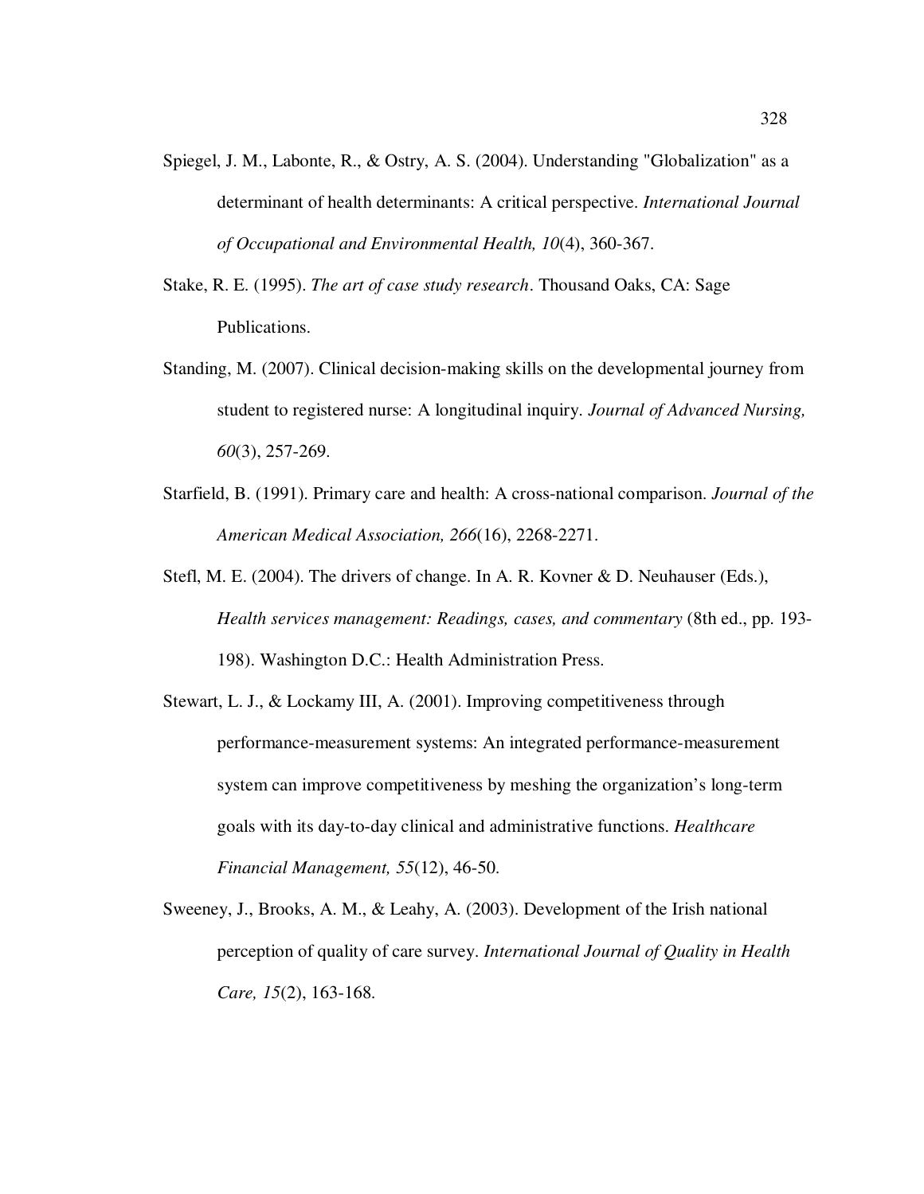Spiegel, J. M., Labonte, R., & Ostry, A. S. (2004). Understanding "Globalization" as a determinant of health determinants: A critical perspective. *International Journal of Occupational and Environmental Health, 10*(4), 360-367.

Stake, R. E. (1995). *The art of case study research*. Thousand Oaks, CA: Sage Publications.

Standing, M. (2007). Clinical decision-making skills on the developmental journey from student to registered nurse: A longitudinal inquiry. *Journal of Advanced Nursing, 60*(3), 257-269.

Starfield, B. (1991). Primary care and health: A cross-national comparison. *Journal of the American Medical Association, 266*(16), 2268-2271.

Stefl, M. E. (2004). The drivers of change. In A. R. Kovner & D. Neuhauser (Eds.), *Health services management: Readings, cases, and commentary* (8th ed., pp. 193-198). Washington D.C.: Health Administration Press.

Stewart, L. J., & Lockamy III, A. (2001). Improving competitiveness through performance-measurement systems: An integrated performance-measurement system can improve competitiveness by meshing the organization's long-term goals with its day-to-day clinical and administrative functions. *Healthcare Financial Management, 55*(12), 46-50.

Sweeney, J., Brooks, A. M., & Leahy, A. (2003). Development of the Irish national perception of quality of care survey. *International Journal of Quality in Health Care, 15*(2), 163-168.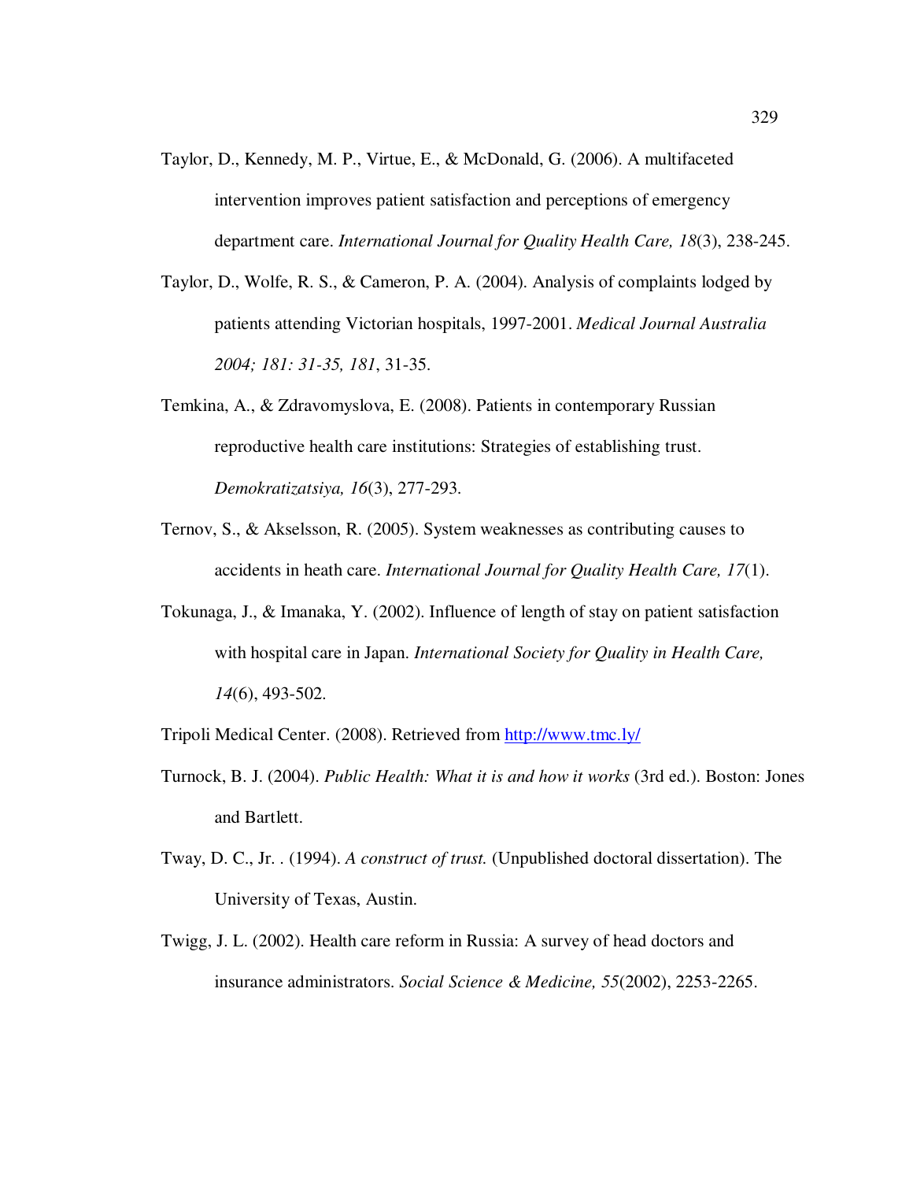Taylor, D., Kennedy, M. P., Virtue, E., & McDonald, G. (2006). A multifaceted intervention improves patient satisfaction and perceptions of emergency department care. *International Journal for Quality Health Care, 18*(3), 238-245.

Taylor, D., Wolfe, R. S., & Cameron, P. A. (2004). Analysis of complaints lodged by patients attending Victorian hospitals, 1997-2001. *Medical Journal Australia 2004; 181: 31-35, 181*, 31-35.

Temkina, A., & Zdravomyslova, E. (2008). Patients in contemporary Russian reproductive health care institutions: Strategies of establishing trust. *Demokratizatsiya, 16*(3), 277-293.

Ternov, S., & Akselsson, R. (2005). System weaknesses as contributing causes to accidents in heath care. *International Journal for Quality Health Care, 17*(1).

Tokunaga, J., & Imanaka, Y. (2002). Influence of length of stay on patient satisfaction with hospital care in Japan. *International Society for Quality in Health Care, 14*(6), 493-502.

Tripoli Medical Center. (2008). Retrieved from http://www.tmc.ly/

Turnock, B. J. (2004). *Public Health: What it is and how it works* (3rd ed.). Boston: Jones and Bartlett.

Tway, D. C., Jr. . (1994). *A construct of trust.* (Unpublished doctoral dissertation). The University of Texas, Austin.

Twigg, J. L. (2002). Health care reform in Russia: A survey of head doctors and insurance administrators. *Social Science & Medicine, 55*(2002), 2253-2265.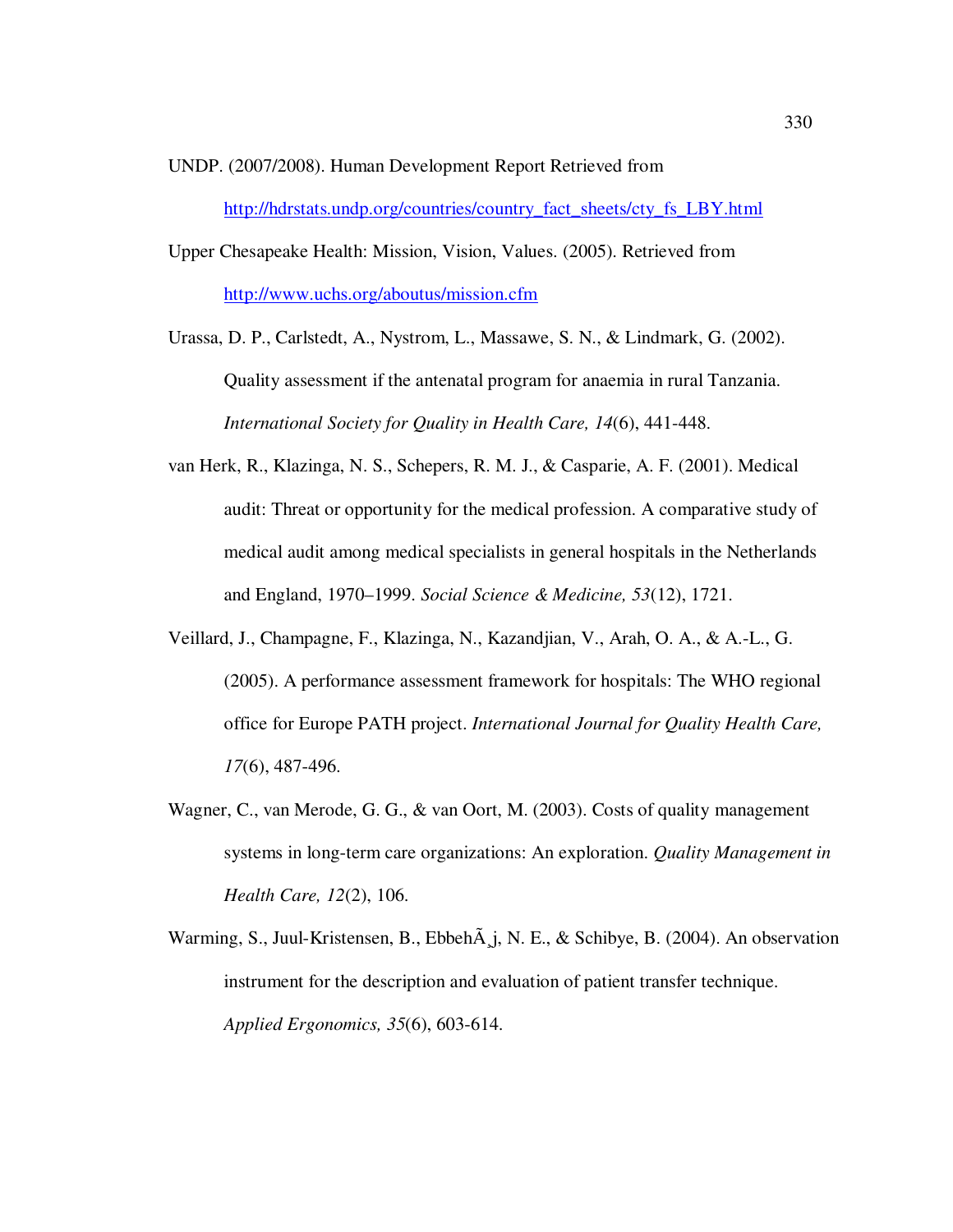UNDP. (2007/2008). Human Development Report Retrieved from http://hdrstats.undp.org/countries/country_fact_sheets/cty_fs_LBY.html

Upper Chesapeake Health: Mission, Vision, Values. (2005). Retrieved from http://www.uchs.org/aboutus/mission.cfm

Urassa, D. P., Carlstedt, A., Nystrom, L., Massawe, S. N., & Lindmark, G. (2002). Quality assessment if the antenatal program for anaemia in rural Tanzania. *International Society for Quality in Health Care, 14*(6), 441-448.

van Herk, R., Klazinga, N. S., Schepers, R. M. J., & Casparie, A. F. (2001). Medical audit: Threat or opportunity for the medical profession. A comparative study of medical audit among medical specialists in general hospitals in the Netherlands and England, 1970–1999. *Social Science & Medicine, 53*(12), 1721.

Veillard, J., Champagne, F., Klazinga, N., Kazandjian, V., Arah, O. A., & A.-L., G. (2005). A performance assessment framework for hospitals: The WHO regional office for Europe PATH project. *International Journal for Quality Health Care, 17*(6), 487-496.

Wagner, C., van Merode, G. G., & van Oort, M. (2003). Costs of quality management systems in long-term care organizations: An exploration. *Quality Management in Health Care, 12*(2), 106.

Warming, S., Juul-Kristensen, B., EbbehÃ¸j, N. E., & Schibye, B. (2004). An observation instrument for the description and evaluation of patient transfer technique. *Applied Ergonomics, 35*(6), 603-614.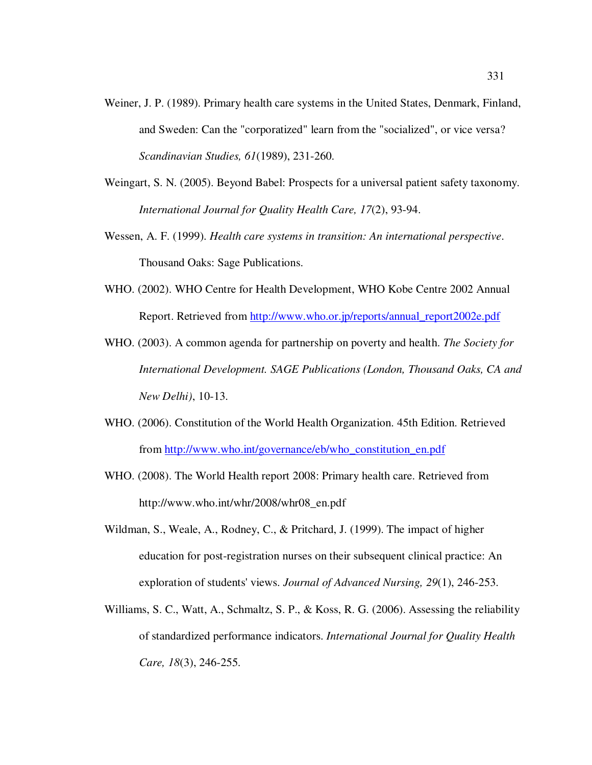Weiner, J. P. (1989). Primary health care systems in the United States, Denmark, Finland, and Sweden: Can the "corporatized" learn from the "socialized", or vice versa? *Scandinavian Studies, 61*(1989), 231-260.

Weingart, S. N. (2005). Beyond Babel: Prospects for a universal patient safety taxonomy. *International Journal for Quality Health Care, 17*(2), 93-94.

Wessen, A. F. (1999). *Health care systems in transition: An international perspective*. Thousand Oaks: Sage Publications.

WHO. (2002). WHO Centre for Health Development, WHO Kobe Centre 2002 Annual Report. Retrieved from http://www.who.or.jp/reports/annual_report2002e.pdf

WHO. (2003). A common agenda for partnership on poverty and health. *The Society for International Development. SAGE Publications (London, Thousand Oaks, CA and New Delhi)*, 10-13.

WHO. (2006). Constitution of the World Health Organization. 45th Edition. Retrieved from http://www.who.int/governance/eb/who_constitution_en.pdf

WHO. (2008). The World Health report 2008: Primary health care. Retrieved from http://www.who.int/whr/2008/whr08_en.pdf

Wildman, S., Weale, A., Rodney, C., & Pritchard, J. (1999). The impact of higher education for post-registration nurses on their subsequent clinical practice: An exploration of students' views. *Journal of Advanced Nursing, 29*(1), 246-253.

Williams, S. C., Watt, A., Schmaltz, S. P., & Koss, R. G. (2006). Assessing the reliability of standardized performance indicators. *International Journal for Quality Health Care, 18*(3), 246-255.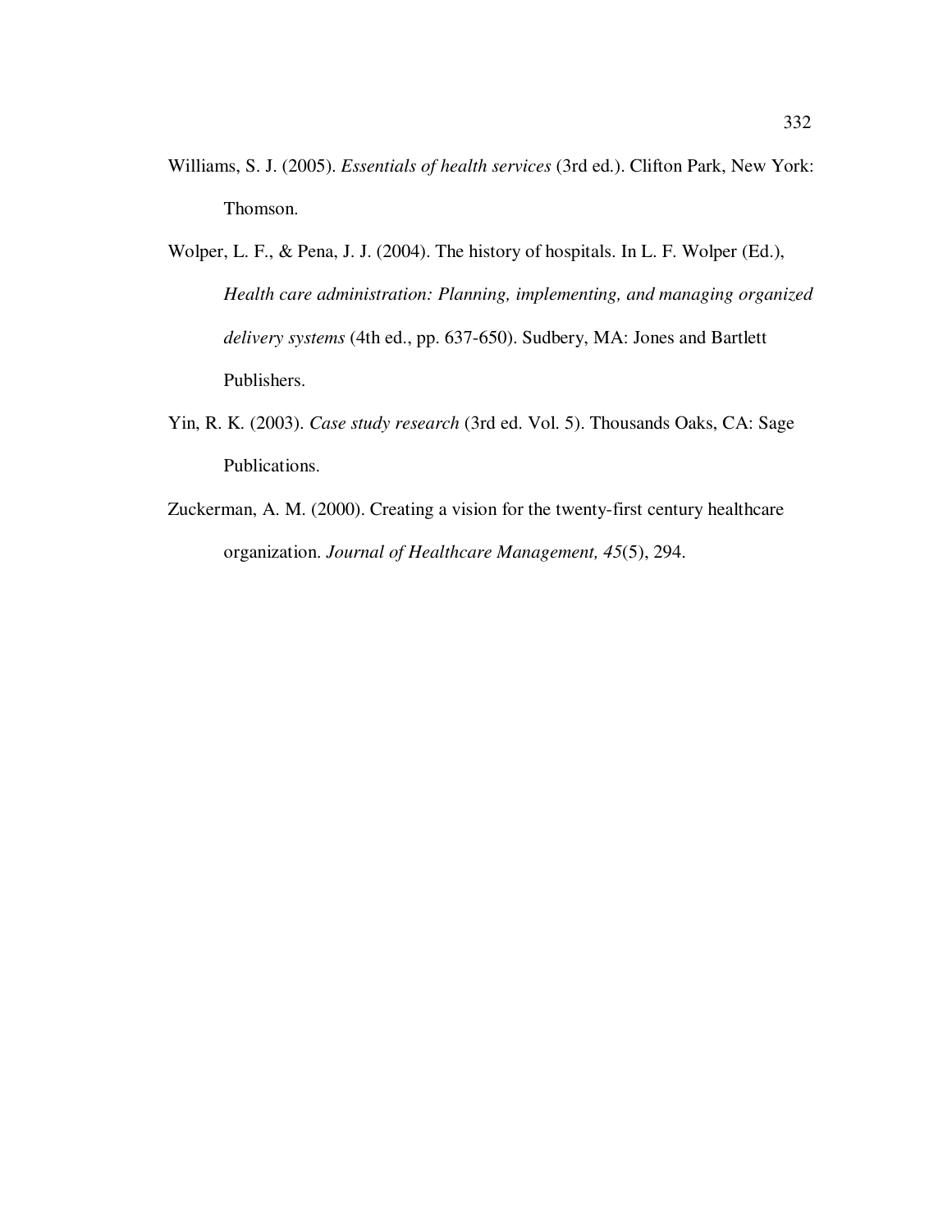Williams, S. J. (2005). *Essentials of health services* (3rd ed.). Clifton Park, New York: Thomson.

Wolper, L. F., & Pena, J. J. (2004). The history of hospitals. In L. F. Wolper (Ed.), *Health care administration: Planning, implementing, and managing organized delivery systems* (4th ed., pp. 637-650). Sudbery, MA: Jones and Bartlett Publishers.

Yin, R. K. (2003). *Case study research* (3rd ed. Vol. 5). Thousands Oaks, CA: Sage Publications.

Zuckerman, A. M. (2000). Creating a vision for the twenty-first century healthcare organization. *Journal of Healthcare Management, 45*(5), 294.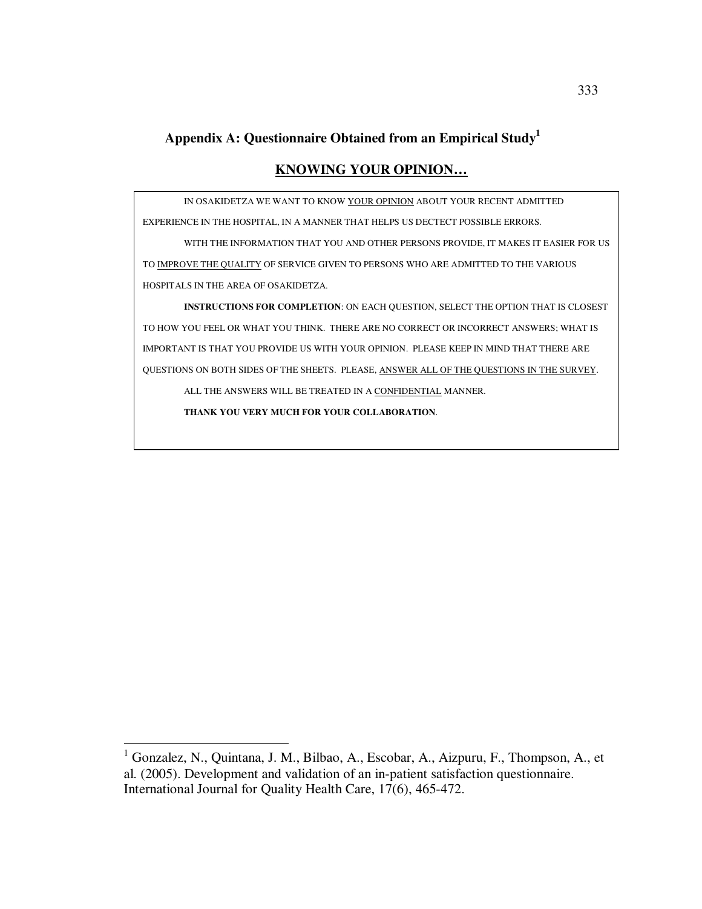## Appendix A: Questionnaire Obtained from an Empirical Study[1]

### KNOWING YOUR OPINION…

IN OSAKIDETZA WE WANT TO KNOW YOUR OPINION ABOUT YOUR RECENT ADMITTED EXPERIENCE IN THE HOSPITAL, IN A MANNER THAT HELPS US DECTECT POSSIBLE ERRORS.

WITH THE INFORMATION THAT YOU AND OTHER PERSONS PROVIDE, IT MAKES IT EASIER FOR US TO IMPROVE THE QUALITY OF SERVICE GIVEN TO PERSONS WHO ARE ADMITTED TO THE VARIOUS HOSPITALS IN THE AREA OF OSAKIDETZA.

**INSTRUCTIONS FOR COMPLETION**: ON EACH QUESTION, SELECT THE OPTION THAT IS CLOSEST TO HOW YOU FEEL OR WHAT YOU THINK. THERE ARE NO CORRECT OR INCORRECT ANSWERS; WHAT IS IMPORTANT IS THAT YOU PROVIDE US WITH YOUR OPINION. PLEASE KEEP IN MIND THAT THERE ARE QUESTIONS ON BOTH SIDES OF THE SHEETS. PLEASE, ANSWER ALL OF THE QUESTIONS IN THE SURVEY.

ALL THE ANSWERS WILL BE TREATED IN A CONFIDENTIAL MANNER.

**THANK YOU VERY MUCH FOR YOUR COLLABORATION**.

---

[1] Gonzalez, N., Quintana, J. M., Bilbao, A., Escobar, A., Aizpuru, F., Thompson, A., et al. (2005). Development and validation of an in-patient satisfaction questionnaire. International Journal for Quality Health Care, 17(6), 465-472.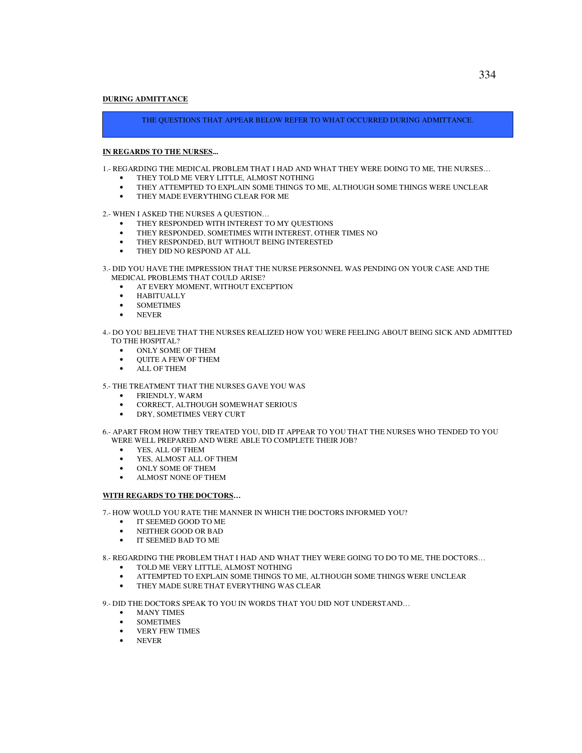**DURING ADMITTANCE**

THE QUESTIONS THAT APPEAR BELOW REFER TO WHAT OCCURRED DURING ADMITTANCE.

**IN REGARDS TO THE NURSES...**

1.- REGARDING THE MEDICAL PROBLEM THAT I HAD AND WHAT THEY WERE DOING TO ME, THE NURSES…

- THEY TOLD ME VERY LITTLE, ALMOST NOTHING
- THEY ATTEMPTED TO EXPLAIN SOME THINGS TO ME, ALTHOUGH SOME THINGS WERE UNCLEAR
- THEY MADE EVERYTHING CLEAR FOR ME

2.- WHEN I ASKED THE NURSES A QUESTION…

- THEY RESPONDED WITH INTEREST TO MY QUESTIONS
- THEY RESPONDED, SOMETIMES WITH INTEREST, OTHER TIMES NO
- THEY RESPONDED, BUT WITHOUT BEING INTERESTED
- THEY DID NO RESPOND AT ALL

3.- DID YOU HAVE THE IMPRESSION THAT THE NURSE PERSONNEL WAS PENDING ON YOUR CASE AND THE MEDICAL PROBLEMS THAT COULD ARISE?

- AT EVERY MOMENT, WITHOUT EXCEPTION
- HABITUALLY
- SOMETIMES
- NEVER

4.- DO YOU BELIEVE THAT THE NURSES REALIZED HOW YOU WERE FEELING ABOUT BEING SICK AND ADMITTED TO THE HOSPITAL?

- ONLY SOME OF THEM
- QUITE A FEW OF THEM
- ALL OF THEM

5.- THE TREATMENT THAT THE NURSES GAVE YOU WAS

- FRIENDLY, WARM
- CORRECT, ALTHOUGH SOMEWHAT SERIOUS
- DRY, SOMETIMES VERY CURT

6.- APART FROM HOW THEY TREATED YOU, DID IT APPEAR TO YOU THAT THE NURSES WHO TENDED TO YOU WERE WELL PREPARED AND WERE ABLE TO COMPLETE THEIR JOB?

- YES, ALL OF THEM
- YES, ALMOST ALL OF THEM
- ONLY SOME OF THEM
- ALMOST NONE OF THEM

**WITH REGARDS TO THE DOCTORS…**

7.- HOW WOULD YOU RATE THE MANNER IN WHICH THE DOCTORS INFORMED YOU?

- IT SEEMED GOOD TO ME
- NEITHER GOOD OR BAD
- IT SEEMED BAD TO ME

8.- REGARDING THE PROBLEM THAT I HAD AND WHAT THEY WERE GOING TO DO TO ME, THE DOCTORS…

- TOLD ME VERY LITTLE, ALMOST NOTHING
- ATTEMPTED TO EXPLAIN SOME THINGS TO ME, ALTHOUGH SOME THINGS WERE UNCLEAR
- THEY MADE SURE THAT EVERYTHING WAS CLEAR

9.- DID THE DOCTORS SPEAK TO YOU IN WORDS THAT YOU DID NOT UNDERSTAND…

- MANY TIMES
- SOMETIMES
- VERY FEW TIMES
- NEVER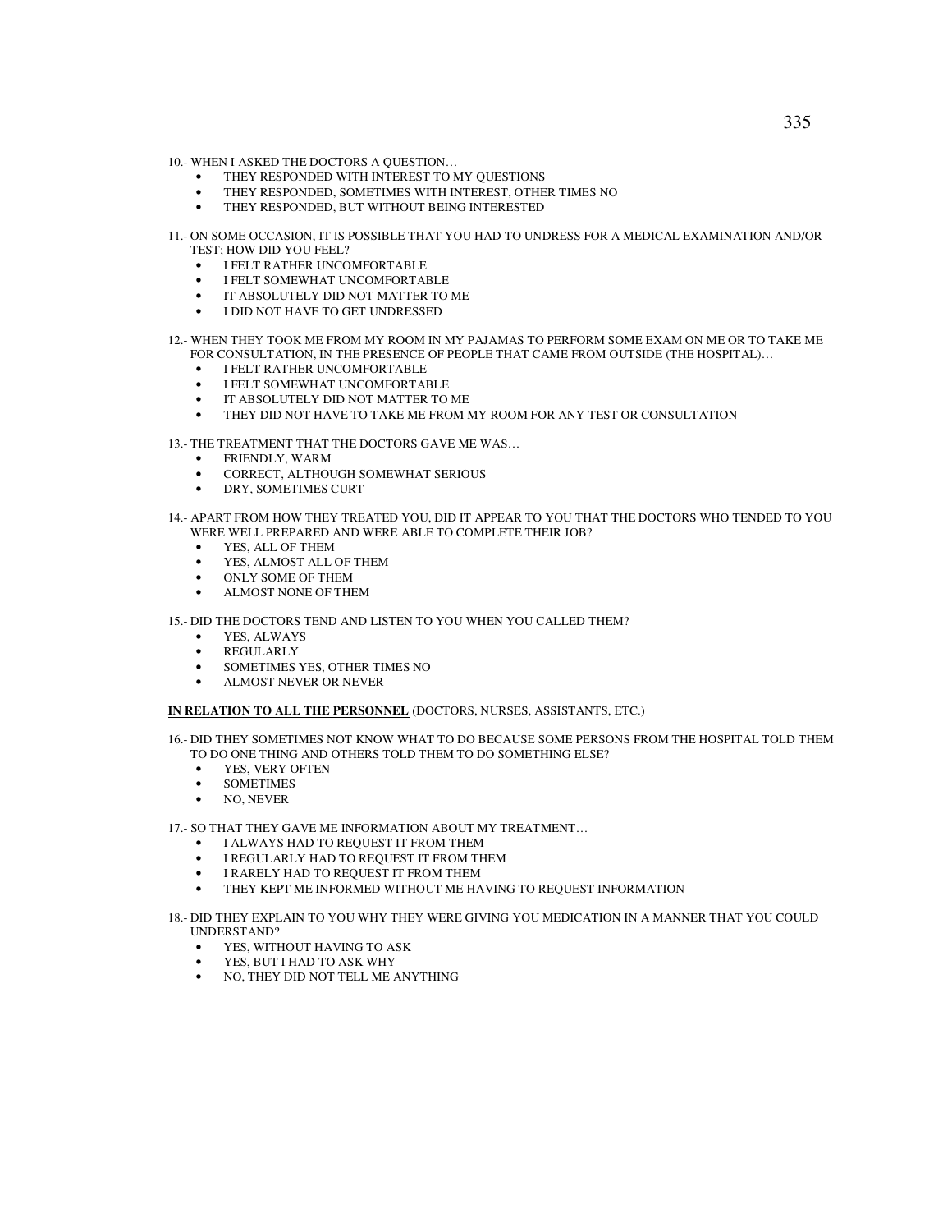10.- WHEN I ASKED THE DOCTORS A QUESTION…

- THEY RESPONDED WITH INTEREST TO MY QUESTIONS
- THEY RESPONDED, SOMETIMES WITH INTEREST, OTHER TIMES NO
- THEY RESPONDED, BUT WITHOUT BEING INTERESTED

11.- ON SOME OCCASION, IT IS POSSIBLE THAT YOU HAD TO UNDRESS FOR A MEDICAL EXAMINATION AND/OR TEST; HOW DID YOU FEEL?

- I FELT RATHER UNCOMFORTABLE
- I FELT SOMEWHAT UNCOMFORTABLE
- IT ABSOLUTELY DID NOT MATTER TO ME
- I DID NOT HAVE TO GET UNDRESSED

12.- WHEN THEY TOOK ME FROM MY ROOM IN MY PAJAMAS TO PERFORM SOME EXAM ON ME OR TO TAKE ME FOR CONSULTATION, IN THE PRESENCE OF PEOPLE THAT CAME FROM OUTSIDE (THE HOSPITAL)…

- I FELT RATHER UNCOMFORTABLE
- I FELT SOMEWHAT UNCOMFORTABLE
- IT ABSOLUTELY DID NOT MATTER TO ME
- THEY DID NOT HAVE TO TAKE ME FROM MY ROOM FOR ANY TEST OR CONSULTATION

13.- THE TREATMENT THAT THE DOCTORS GAVE ME WAS…

- FRIENDLY, WARM
- CORRECT, ALTHOUGH SOMEWHAT SERIOUS
- DRY, SOMETIMES CURT

14.- APART FROM HOW THEY TREATED YOU, DID IT APPEAR TO YOU THAT THE DOCTORS WHO TENDED TO YOU WERE WELL PREPARED AND WERE ABLE TO COMPLETE THEIR JOB?

- YES, ALL OF THEM
- YES, ALMOST ALL OF THEM
- ONLY SOME OF THEM
- ALMOST NONE OF THEM

15.- DID THE DOCTORS TEND AND LISTEN TO YOU WHEN YOU CALLED THEM?

- YES, ALWAYS
- REGULARLY
- SOMETIMES YES, OTHER TIMES NO
- ALMOST NEVER OR NEVER

**IN RELATION TO ALL THE PERSONNEL** (DOCTORS, NURSES, ASSISTANTS, ETC.)

16.- DID THEY SOMETIMES NOT KNOW WHAT TO DO BECAUSE SOME PERSONS FROM THE HOSPITAL TOLD THEM TO DO ONE THING AND OTHERS TOLD THEM TO DO SOMETHING ELSE?

- YES, VERY OFTEN
- SOMETIMES
- NO, NEVER

17.- SO THAT THEY GAVE ME INFORMATION ABOUT MY TREATMENT…

- I ALWAYS HAD TO REQUEST IT FROM THEM
- I REGULARLY HAD TO REQUEST IT FROM THEM
- I RARELY HAD TO REQUEST IT FROM THEM
- THEY KEPT ME INFORMED WITHOUT ME HAVING TO REQUEST INFORMATION

18.- DID THEY EXPLAIN TO YOU WHY THEY WERE GIVING YOU MEDICATION IN A MANNER THAT YOU COULD UNDERSTAND?

- YES, WITHOUT HAVING TO ASK
- YES, BUT I HAD TO ASK WHY
- NO, THEY DID NOT TELL ME ANYTHING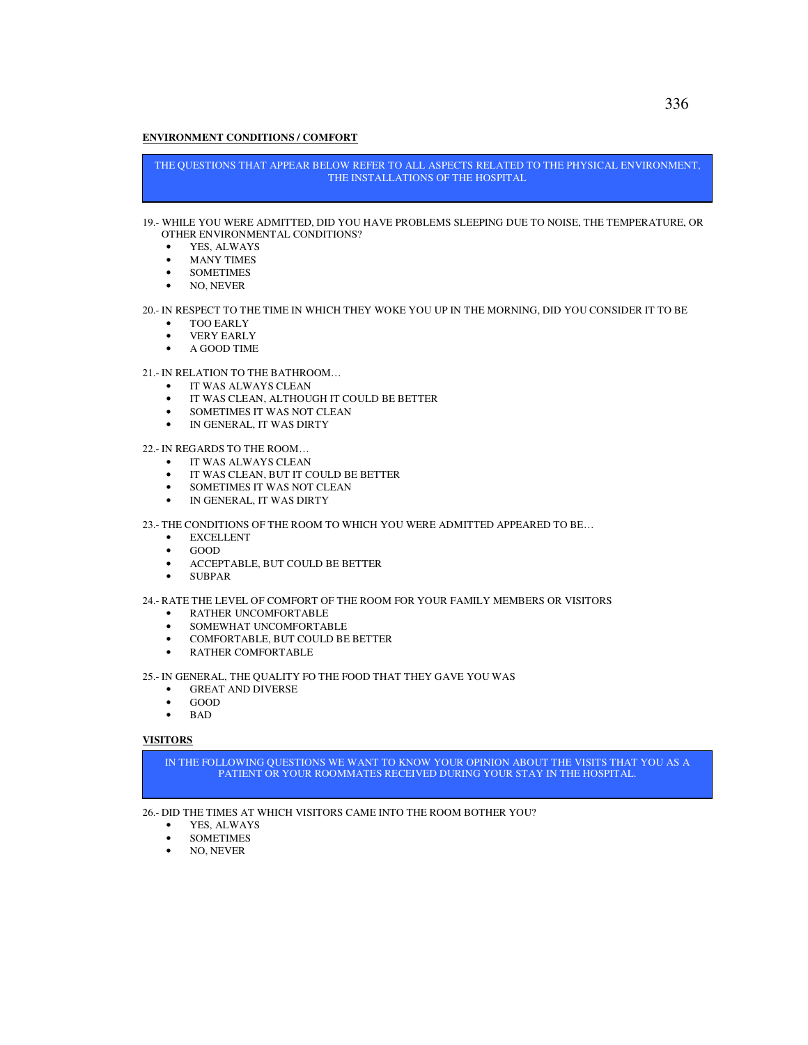**ENVIRONMENT CONDITIONS / COMFORT**

THE QUESTIONS THAT APPEAR BELOW REFER TO ALL ASPECTS RELATED TO THE PHYSICAL ENVIRONMENT, THE INSTALLATIONS OF THE HOSPITAL

19.- WHILE YOU WERE ADMITTED, DID YOU HAVE PROBLEMS SLEEPING DUE TO NOISE, THE TEMPERATURE, OR OTHER ENVIRONMENTAL CONDITIONS?

- YES, ALWAYS
- MANY TIMES
- SOMETIMES
- NO, NEVER

20.- IN RESPECT TO THE TIME IN WHICH THEY WOKE YOU UP IN THE MORNING, DID YOU CONSIDER IT TO BE

- TOO EARLY
- VERY EARLY
- A GOOD TIME

21.- IN RELATION TO THE BATHROOM…

- IT WAS ALWAYS CLEAN
- IT WAS CLEAN, ALTHOUGH IT COULD BE BETTER
- SOMETIMES IT WAS NOT CLEAN
- IN GENERAL, IT WAS DIRTY

22.- IN REGARDS TO THE ROOM…

- IT WAS ALWAYS CLEAN
- IT WAS CLEAN, BUT IT COULD BE BETTER
- SOMETIMES IT WAS NOT CLEAN
- IN GENERAL, IT WAS DIRTY

23.- THE CONDITIONS OF THE ROOM TO WHICH YOU WERE ADMITTED APPEARED TO BE…

- EXCELLENT
- GOOD
- ACCEPTABLE, BUT COULD BE BETTER
- SUBPAR

24.- RATE THE LEVEL OF COMFORT OF THE ROOM FOR YOUR FAMILY MEMBERS OR VISITORS

- RATHER UNCOMFORTABLE
- SOMEWHAT UNCOMFORTABLE
- COMFORTABLE, BUT COULD BE BETTER
- RATHER COMFORTABLE

25.- IN GENERAL, THE QUALITY FO THE FOOD THAT THEY GAVE YOU WAS

- GREAT AND DIVERSE
- GOOD
- BAD

**VISITORS**

IN THE FOLLOWING QUESTIONS WE WANT TO KNOW YOUR OPINION ABOUT THE VISITS THAT YOU AS A PATIENT OR YOUR ROOMMATES RECEIVED DURING YOUR STAY IN THE HOSPITAL.

26.- DID THE TIMES AT WHICH VISITORS CAME INTO THE ROOM BOTHER YOU?

- YES, ALWAYS
- SOMETIMES
- NO, NEVER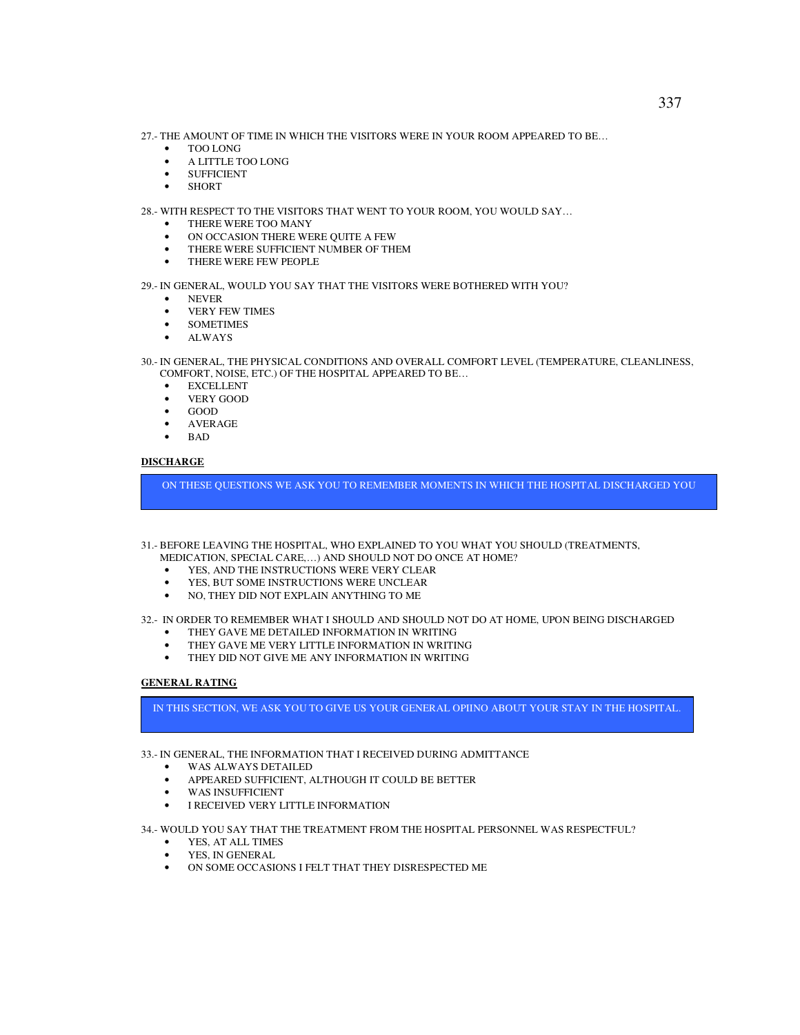27.- THE AMOUNT OF TIME IN WHICH THE VISITORS WERE IN YOUR ROOM APPEARED TO BE…

- TOO LONG
- A LITTLE TOO LONG
- SUFFICIENT
- SHORT

28.- WITH RESPECT TO THE VISITORS THAT WENT TO YOUR ROOM, YOU WOULD SAY…

- THERE WERE TOO MANY
- ON OCCASION THERE WERE QUITE A FEW
- THERE WERE SUFFICIENT NUMBER OF THEM
- THERE WERE FEW PEOPLE

29.- IN GENERAL, WOULD YOU SAY THAT THE VISITORS WERE BOTHERED WITH YOU?

- NEVER
- VERY FEW TIMES
- SOMETIMES
- ALWAYS

30.- IN GENERAL, THE PHYSICAL CONDITIONS AND OVERALL COMFORT LEVEL (TEMPERATURE, CLEANLINESS, COMFORT, NOISE, ETC.) OF THE HOSPITAL APPEARED TO BE…

- EXCELLENT
- VERY GOOD
- GOOD
- AVERAGE
- BAD

**DISCHARGE**

ON THESE QUESTIONS WE ASK YOU TO REMEMBER MOMENTS IN WHICH THE HOSPITAL DISCHARGED YOU

31.- BEFORE LEAVING THE HOSPITAL, WHO EXPLAINED TO YOU WHAT YOU SHOULD (TREATMENTS, MEDICATION, SPECIAL CARE,…) AND SHOULD NOT DO ONCE AT HOME?

- YES, AND THE INSTRUCTIONS WERE VERY CLEAR
- YES, BUT SOME INSTRUCTIONS WERE UNCLEAR
- NO, THEY DID NOT EXPLAIN ANYTHING TO ME

32.- IN ORDER TO REMEMBER WHAT I SHOULD AND SHOULD NOT DO AT HOME, UPON BEING DISCHARGED

- THEY GAVE ME DETAILED INFORMATION IN WRITING
- THEY GAVE ME VERY LITTLE INFORMATION IN WRITING
- THEY DID NOT GIVE ME ANY INFORMATION IN WRITING

**GENERAL RATING**

IN THIS SECTION, WE ASK YOU TO GIVE US YOUR GENERAL OPIINO ABOUT YOUR STAY IN THE HOSPITAL.

33.- IN GENERAL, THE INFORMATION THAT I RECEIVED DURING ADMITTANCE

- WAS ALWAYS DETAILED
- APPEARED SUFFICIENT, ALTHOUGH IT COULD BE BETTER
- WAS INSUFFICIENT
- I RECEIVED VERY LITTLE INFORMATION

34.- WOULD YOU SAY THAT THE TREATMENT FROM THE HOSPITAL PERSONNEL WAS RESPECTFUL?

- YES, AT ALL TIMES
- YES, IN GENERAL
- ON SOME OCCASIONS I FELT THAT THEY DISRESPECTED ME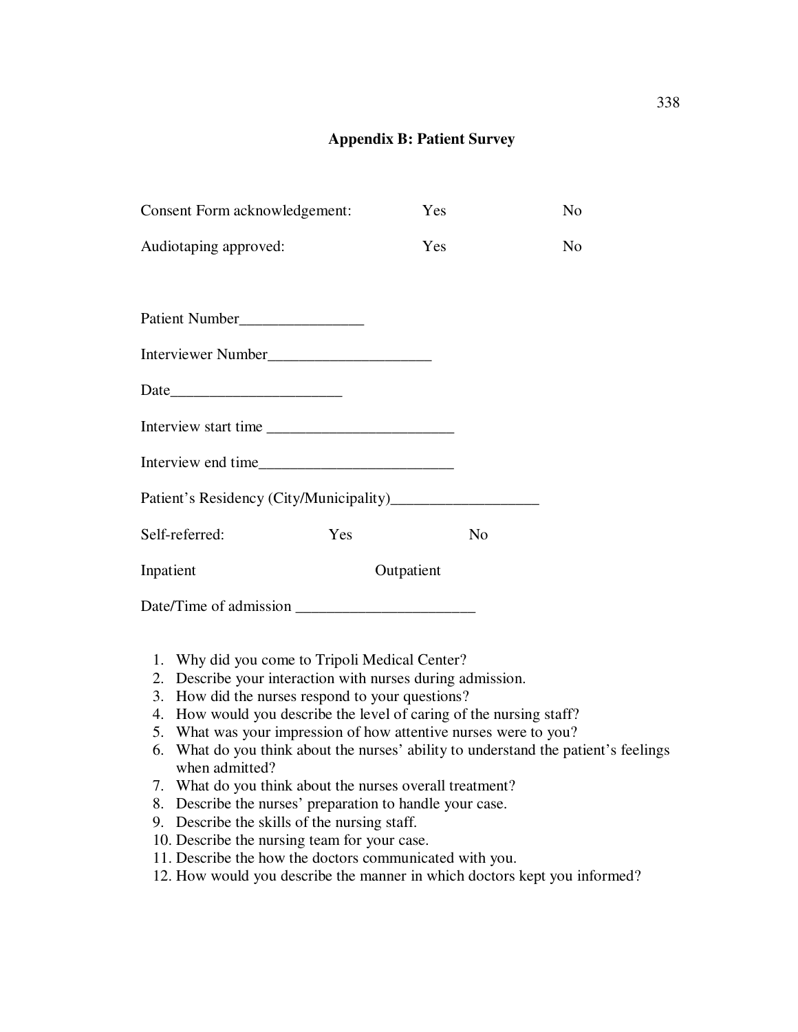# Appendix B: Patient Survey

Consent Form acknowledgement: Yes No

Audiotaping approved: Yes No

Patient Number________________

Interviewer Number_____________________

Date______________________

Interview start time ________________________

Interview end time_________________________

Patient's Residency (City/Municipality)___________________

Self-referred: Yes No

Inpatient Outpatient

Date/Time of admission _______________________

1. Why did you come to Tripoli Medical Center?
2. Describe your interaction with nurses during admission.
3. How did the nurses respond to your questions?
4. How would you describe the level of caring of the nursing staff?
5. What was your impression of how attentive nurses were to you?
6. What do you think about the nurses' ability to understand the patient's feelings when admitted?
7. What do you think about the nurses overall treatment?
8. Describe the nurses' preparation to handle your case.
9. Describe the skills of the nursing staff.
10. Describe the nursing team for your case.
11. Describe the how the doctors communicated with you.
12. How would you describe the manner in which doctors kept you informed?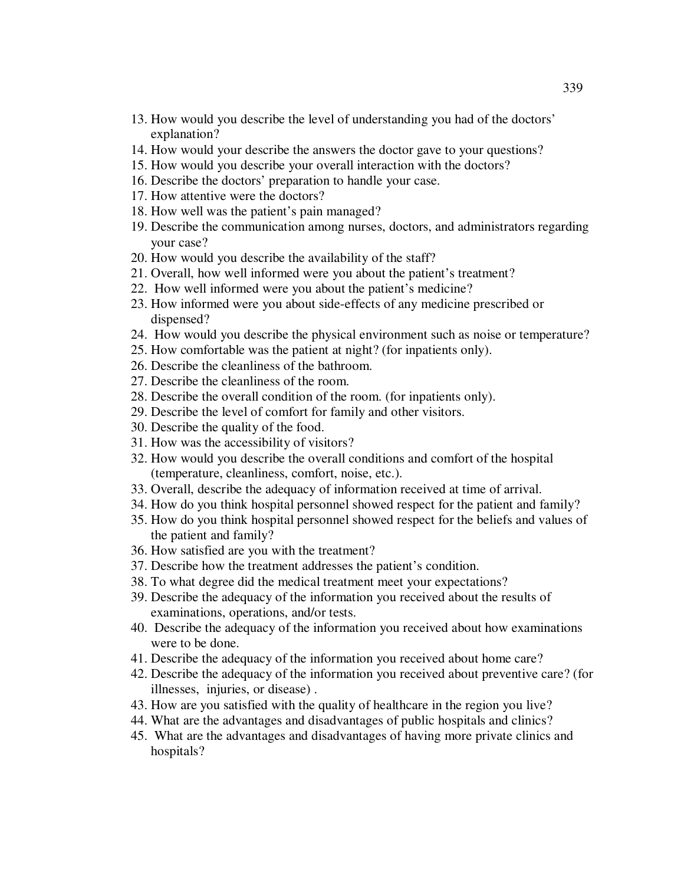13. How would you describe the level of understanding you had of the doctors' explanation?
14. How would your describe the answers the doctor gave to your questions?
15. How would you describe your overall interaction with the doctors?
16. Describe the doctors' preparation to handle your case.
17. How attentive were the doctors?
18. How well was the patient's pain managed?
19. Describe the communication among nurses, doctors, and administrators regarding your case?
20. How would you describe the availability of the staff?
21. Overall, how well informed were you about the patient's treatment?
22. How well informed were you about the patient's medicine?
23. How informed were you about side-effects of any medicine prescribed or dispensed?
24. How would you describe the physical environment such as noise or temperature?
25. How comfortable was the patient at night? (for inpatients only).
26. Describe the cleanliness of the bathroom.
27. Describe the cleanliness of the room.
28. Describe the overall condition of the room. (for inpatients only).
29. Describe the level of comfort for family and other visitors.
30. Describe the quality of the food.
31. How was the accessibility of visitors?
32. How would you describe the overall conditions and comfort of the hospital (temperature, cleanliness, comfort, noise, etc.).
33. Overall, describe the adequacy of information received at time of arrival.
34. How do you think hospital personnel showed respect for the patient and family?
35. How do you think hospital personnel showed respect for the beliefs and values of the patient and family?
36. How satisfied are you with the treatment?
37. Describe how the treatment addresses the patient's condition.
38. To what degree did the medical treatment meet your expectations?
39. Describe the adequacy of the information you received about the results of examinations, operations, and/or tests.
40. Describe the adequacy of the information you received about how examinations were to be done.
41. Describe the adequacy of the information you received about home care?
42. Describe the adequacy of the information you received about preventive care? (for illnesses, injuries, or disease) .
43. How are you satisfied with the quality of healthcare in the region you live?
44. What are the advantages and disadvantages of public hospitals and clinics?
45. What are the advantages and disadvantages of having more private clinics and hospitals?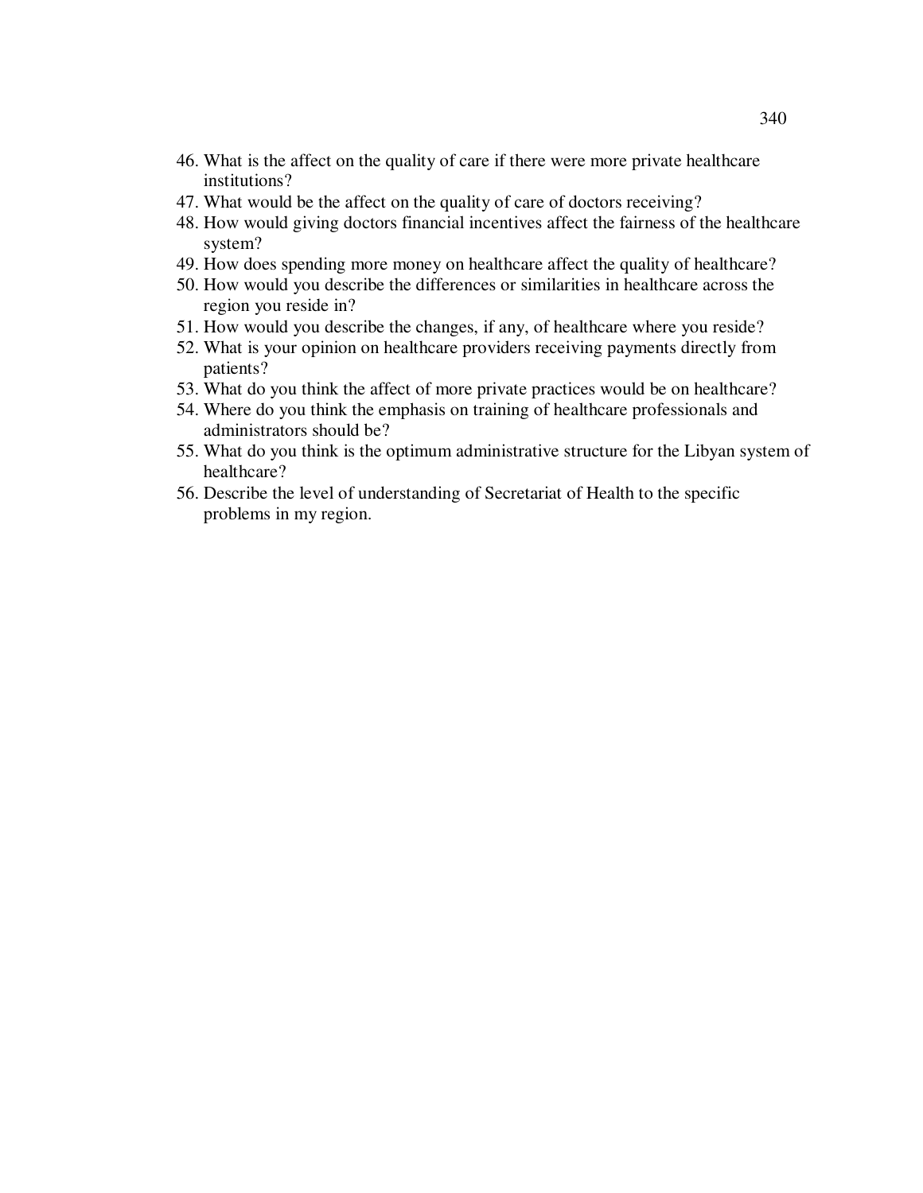46. What is the affect on the quality of care if there were more private healthcare institutions?
47. What would be the affect on the quality of care of doctors receiving?
48. How would giving doctors financial incentives affect the fairness of the healthcare system?
49. How does spending more money on healthcare affect the quality of healthcare?
50. How would you describe the differences or similarities in healthcare across the region you reside in?
51. How would you describe the changes, if any, of healthcare where you reside?
52. What is your opinion on healthcare providers receiving payments directly from patients?
53. What do you think the affect of more private practices would be on healthcare?
54. Where do you think the emphasis on training of healthcare professionals and administrators should be?
55. What do you think is the optimum administrative structure for the Libyan system of healthcare?
56. Describe the level of understanding of Secretariat of Health to the specific problems in my region.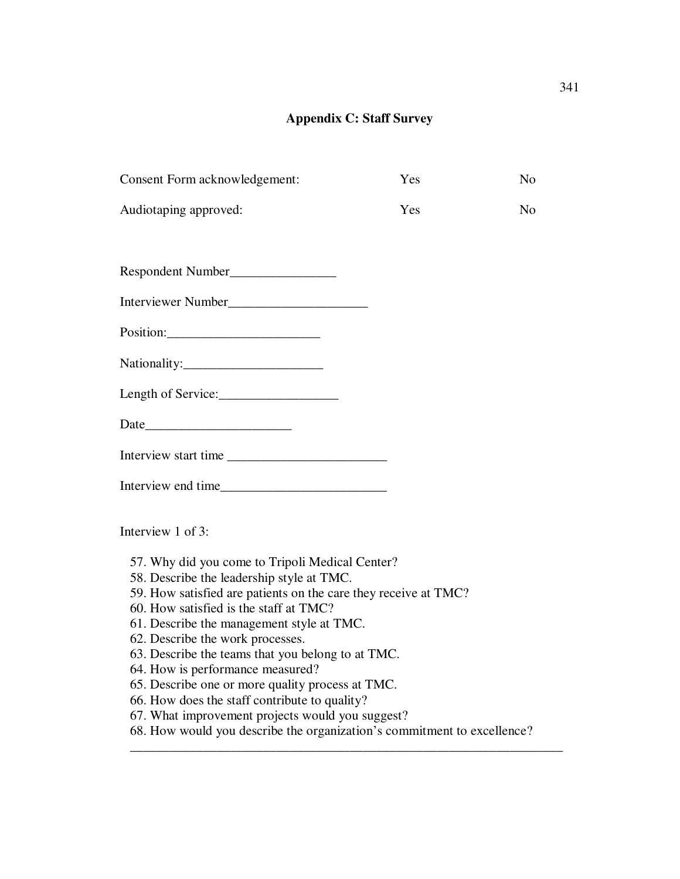# Appendix C: Staff Survey

Consent Form acknowledgement: Yes No

Audiotaping approved: Yes No

Respondent Number________________

Interviewer Number_____________________

Position:_______________________

Nationality:_____________________

Length of Service:__________________

Date______________________

Interview start time ________________________

Interview end time_________________________

Interview 1 of 3:

57. Why did you come to Tripoli Medical Center?
58. Describe the leadership style at TMC.
59. How satisfied are patients on the care they receive at TMC?
60. How satisfied is the staff at TMC?
61. Describe the management style at TMC.
62. Describe the work processes.
63. Describe the teams that you belong to at TMC.
64. How is performance measured?
65. Describe one or more quality process at TMC.
66. How does the staff contribute to quality?
67. What improvement projects would you suggest?
68. How would you describe the organization's commitment to excellence?

___________________________________________________________________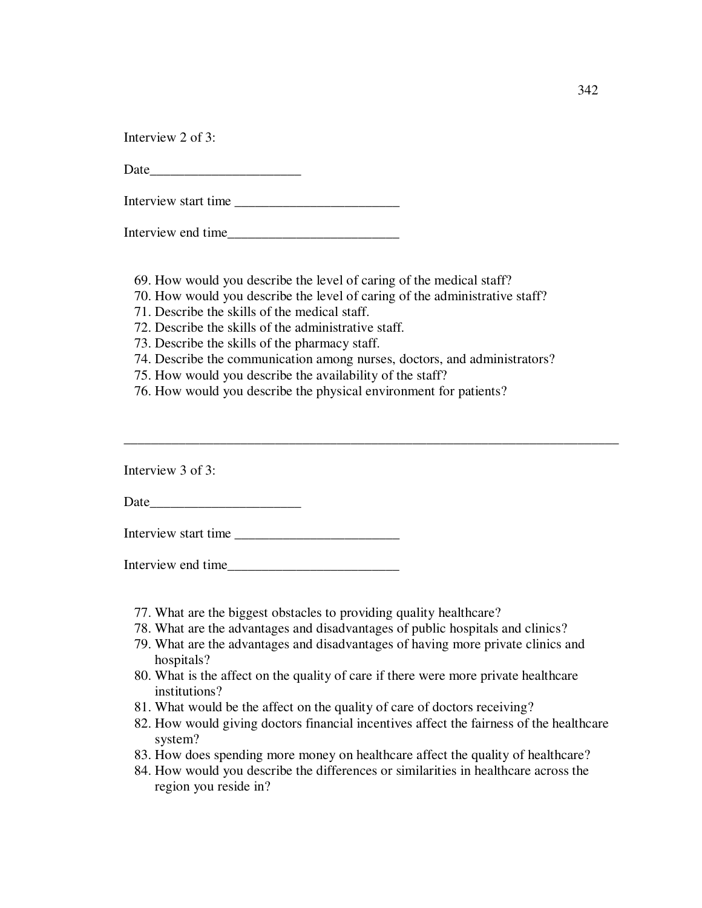Interview 2 of 3:

Date______________________

Interview start time ________________________

Interview end time_________________________

69. How would you describe the level of caring of the medical staff?
70. How would you describe the level of caring of the administrative staff?
71. Describe the skills of the medical staff.
72. Describe the skills of the administrative staff.
73. Describe the skills of the pharmacy staff.
74. Describe the communication among nurses, doctors, and administrators?
75. How would you describe the availability of the staff?
76. How would you describe the physical environment for patients?

---

Interview 3 of 3:

Date______________________

Interview start time ________________________

Interview end time_________________________

77. What are the biggest obstacles to providing quality healthcare?
78. What are the advantages and disadvantages of public hospitals and clinics?
79. What are the advantages and disadvantages of having more private clinics and hospitals?
80. What is the affect on the quality of care if there were more private healthcare institutions?
81. What would be the affect on the quality of care of doctors receiving?
82. How would giving doctors financial incentives affect the fairness of the healthcare system?
83. How does spending more money on healthcare affect the quality of healthcare?
84. How would you describe the differences or similarities in healthcare across the region you reside in?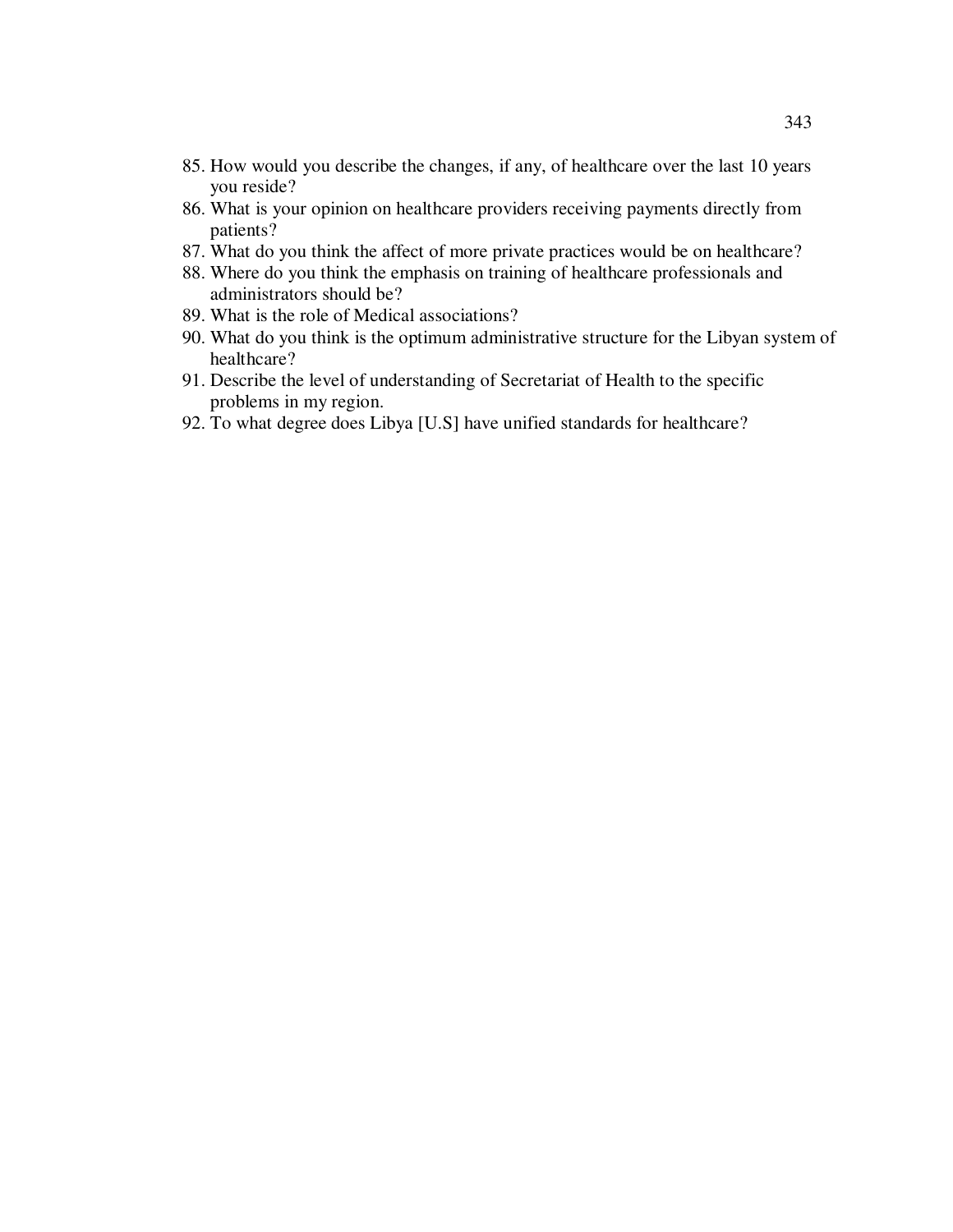85. How would you describe the changes, if any, of healthcare over the last 10 years you reside?
86. What is your opinion on healthcare providers receiving payments directly from patients?
87. What do you think the affect of more private practices would be on healthcare?
88. Where do you think the emphasis on training of healthcare professionals and administrators should be?
89. What is the role of Medical associations?
90. What do you think is the optimum administrative structure for the Libyan system of healthcare?
91. Describe the level of understanding of Secretariat of Health to the specific problems in my region.
92. To what degree does Libya [U.S] have unified standards for healthcare?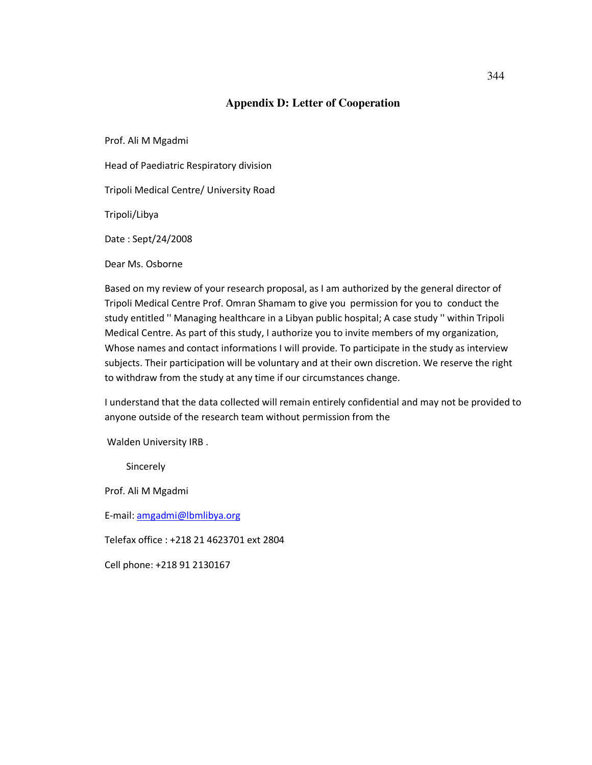# Appendix D: Letter of Cooperation

Prof. Ali M Mgadmi

Head of Paediatric Respiratory division

Tripoli Medical Centre/ University Road

Tripoli/Libya

Date : Sept/24/2008

Dear Ms. Osborne

Based on my review of your research proposal, as I am authorized by the general director of Tripoli Medical Centre Prof. Omran Shamam to give you permission for you to conduct the study entitled '' Managing healthcare in a Libyan public hospital; A case study '' within Tripoli Medical Centre. As part of this study, I authorize you to invite members of my organization, Whose names and contact informations I will provide. To participate in the study as interview subjects. Their participation will be voluntary and at their own discretion. We reserve the right to withdraw from the study at any time if our circumstances change.

I understand that the data collected will remain entirely confidential and may not be provided to anyone outside of the research team without permission from the

Walden University IRB .

Sincerely

Prof. Ali M Mgadmi

E-mail: amgadmi@lbmlibya.org

Telefax office : +218 21 4623701 ext 2804

Cell phone: +218 91 2130167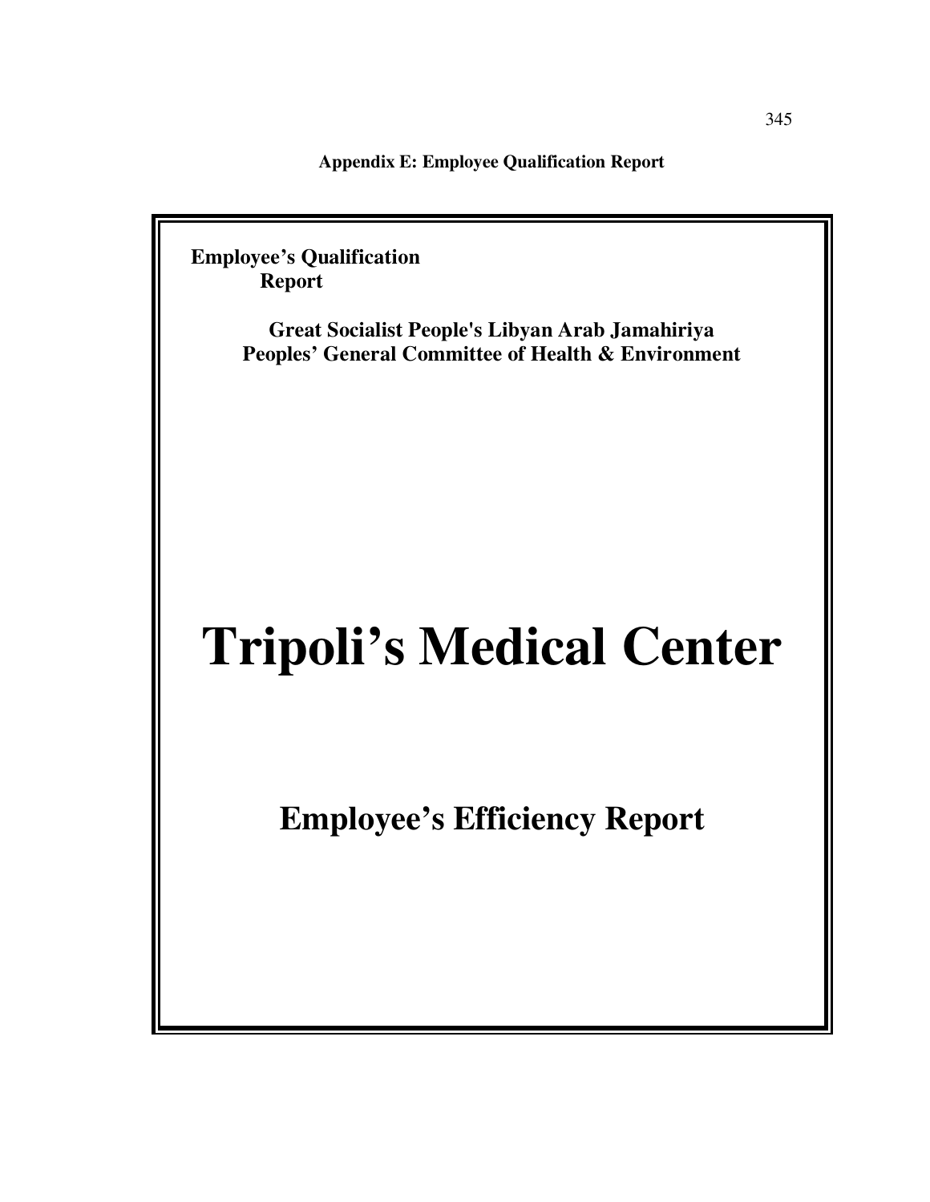**Appendix E: Employee Qualification Report**

**Employee's Qualification Report**

**Great Socialist People's Libyan Arab Jamahiriya**
**Peoples' General Committee of Health & Environment**

# Tripoli's Medical Center

## Employee's Efficiency Report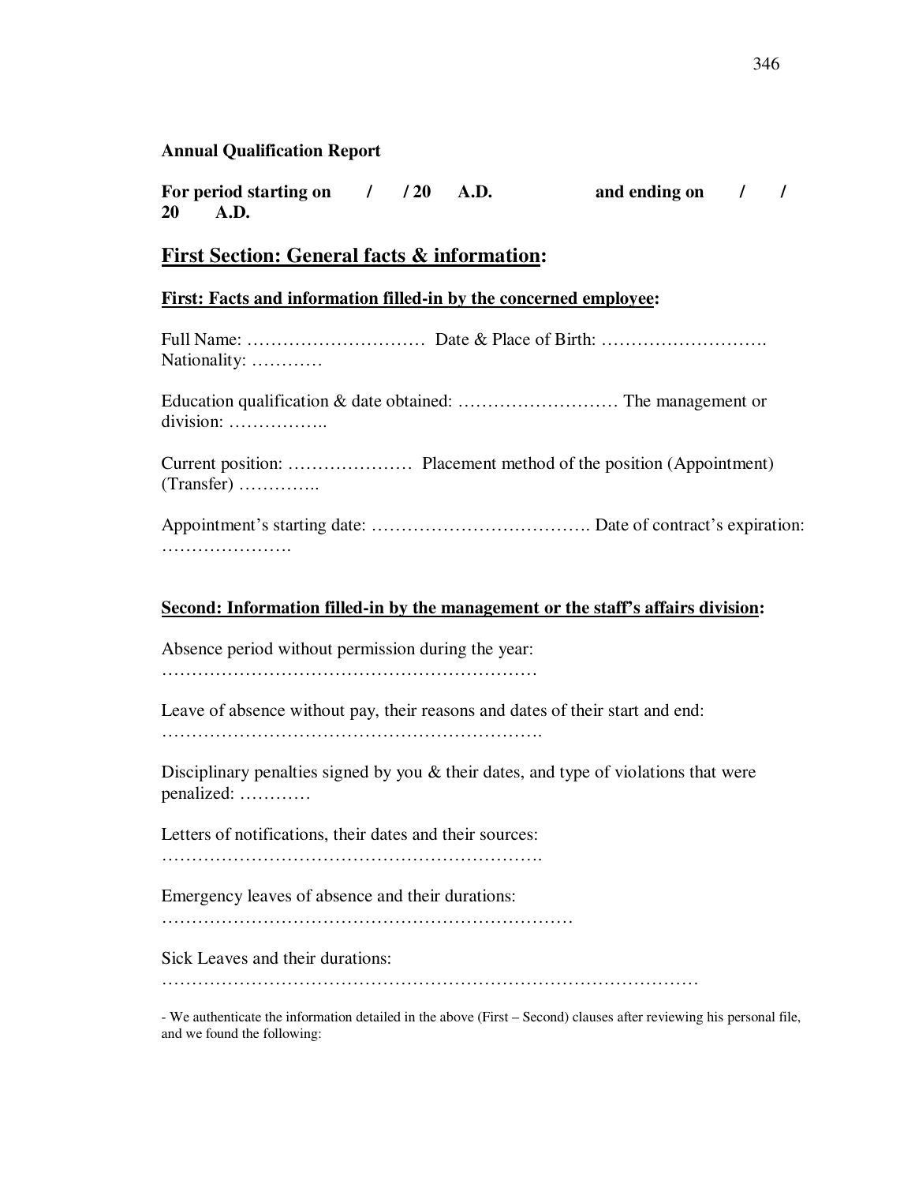**Annual Qualification Report**

**For period starting on / / 20 A.D. and ending on / / 20 A.D.**

## First Section: General facts & information:

### First: Facts and information filled-in by the concerned employee:

Full Name: ………………………… Date & Place of Birth: ………………………. Nationality: …………

Education qualification & date obtained: ……………………… The management or division: ……………..

Current position: ………………… Placement method of the position (Appointment) (Transfer) …………..

Appointment's starting date: ………………………………. Date of contract's expiration: ………………….

### Second: Information filled-in by the management or the staff's affairs division:

Absence period without permission during the year: ………………………………………………………

Leave of absence without pay, their reasons and dates of their start and end: ……………………………………………………….

Disciplinary penalties signed by you & their dates, and type of violations that were penalized: …………

Letters of notifications, their dates and their sources: ……………………………………………………….

Emergency leaves of absence and their durations: ……………………………………………………………

Sick Leaves and their durations: ………………………………………………………………………………

- We authenticate the information detailed in the above (First – Second) clauses after reviewing his personal file, and we found the following: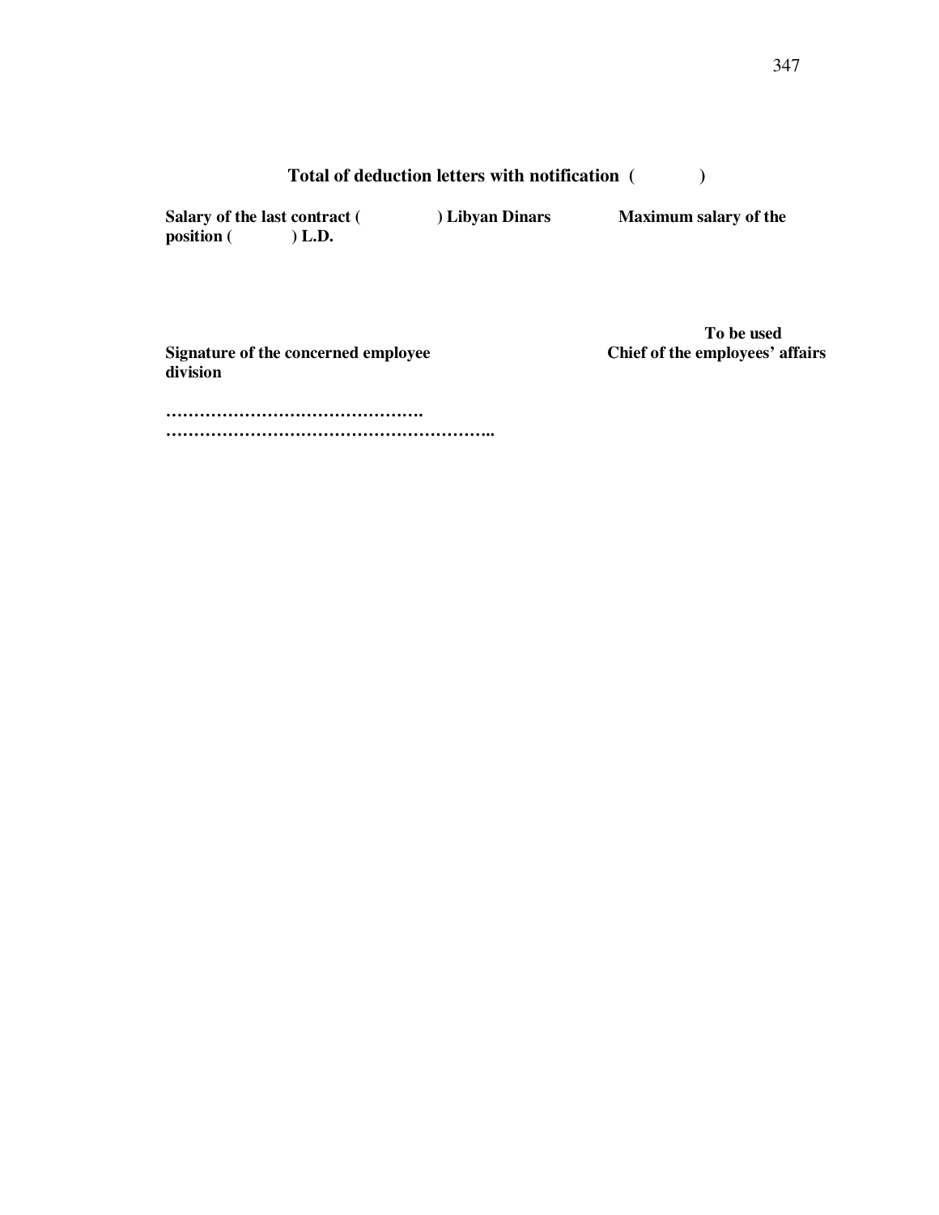**Total of deduction letters with notification (          )**

**Salary of the last contract (               ) Libyan Dinars               Maximum salary of the position (            ) L.D.**

**To be used**

**Signature of the concerned employee                                    Chief of the employees' affairs division**

**……………………………………….**

**…………………………………………………..**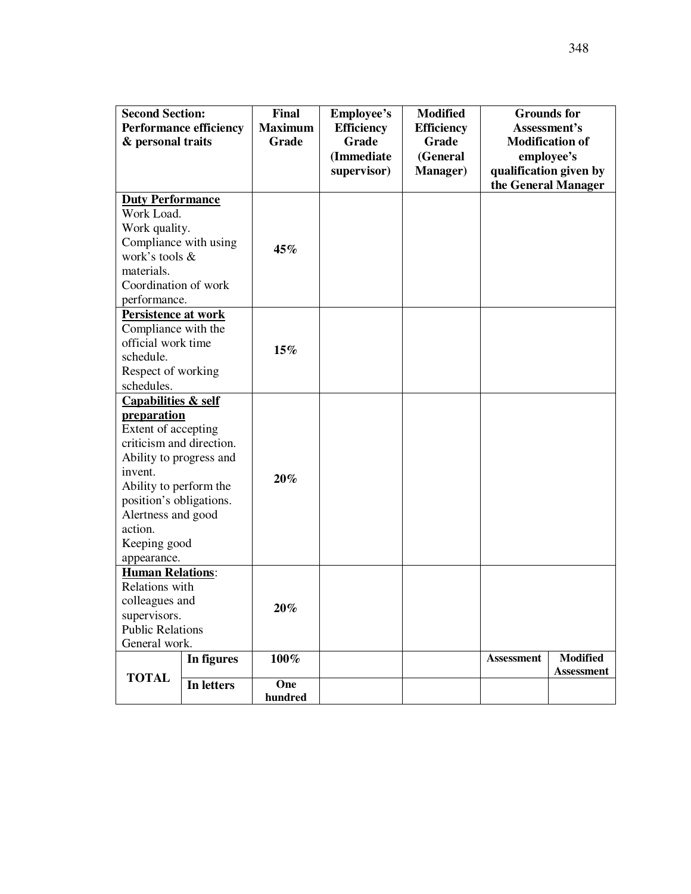| Second Section: Performance efficiency & personal traits | | Final Maximum Grade | Employee's Efficiency Grade (Immediate supervisor) | Modified Efficiency Grade (General Manager) | Grounds for Assessment's Modification of employee's qualification given by the General Manager | |
|---|---|---|---|---|---|---|
| **Duty Performance** Work Load. Work quality. Compliance with using work's tools & materials. Coordination of work performance. | | **45%** | | | | |
| **Persistence at work** Compliance with the official work time schedule. Respect of working schedules. | | **15%** | | | | |
| **Capabilities & self preparation** Extent of accepting criticism and direction. Ability to progress and invent. Ability to perform the position's obligations. Alertness and good action. Keeping good appearance. | | **20%** | | | | |
| **Human Relations**: Relations with colleagues and supervisors. Public Relations General work. | | **20%** | | | | |
| **TOTAL** | **In figures** | **100%** | | | **Assessment** | **Modified Assessment** |
| | **In letters** | **One hundred** | | | | |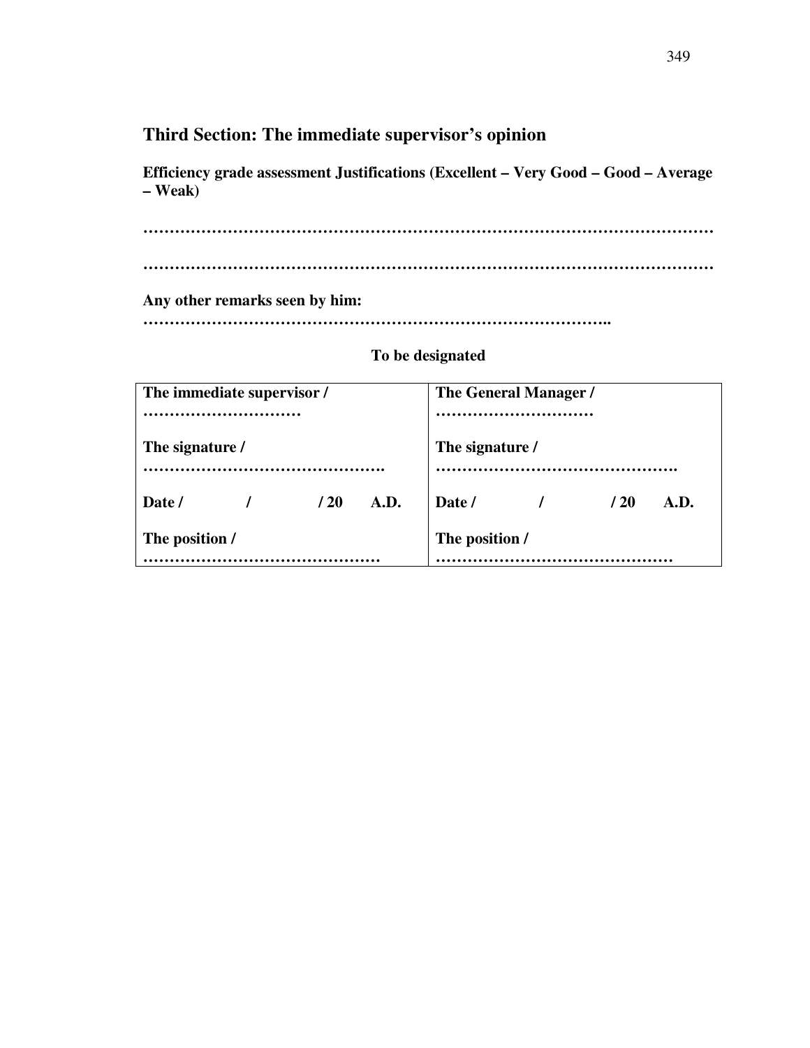## Third Section: The immediate supervisor's opinion

**Efficiency grade assessment Justifications (Excellent – Very Good – Good – Average – Weak)**

**……………………………………………………………………………………………**

**……………………………………………………………………………………………**

**Any other remarks seen by him:**
**……………………………………………………………………………..**

**To be designated**

| **The immediate supervisor / …………………………** | **The General Manager / …………………………** |
|---|---|
| **The signature / ……………………………………….** | **The signature / ……………………………………….** |
| **Date / / / 20 A.D.** | **Date / / / 20 A.D.** |
| **The position / ………………………………………** | **The position / ………………………………………** |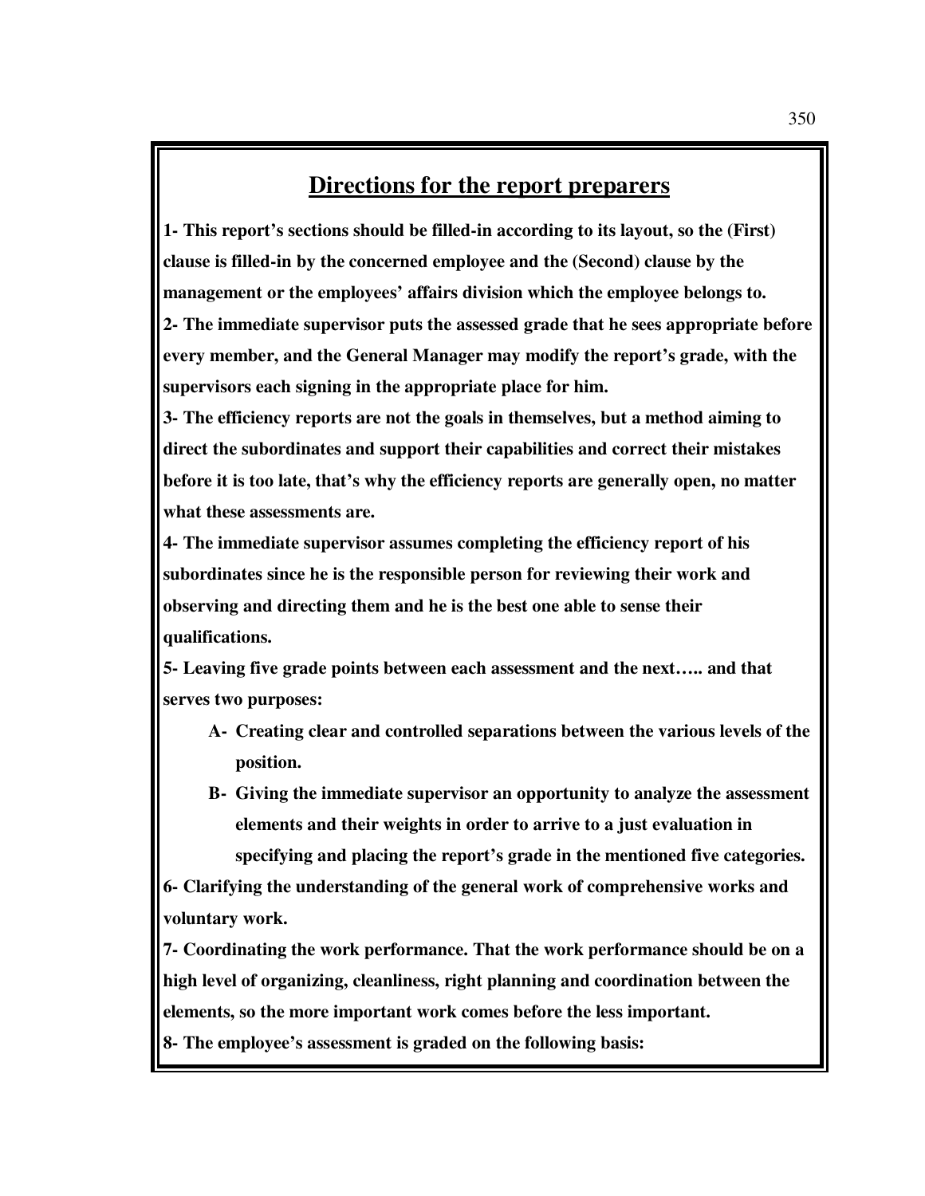## Directions for the report preparers

**1- This report's sections should be filled-in according to its layout, so the (First) clause is filled-in by the concerned employee and the (Second) clause by the management or the employees' affairs division which the employee belongs to.**

**2- The immediate supervisor puts the assessed grade that he sees appropriate before every member, and the General Manager may modify the report's grade, with the supervisors each signing in the appropriate place for him.**

**3- The efficiency reports are not the goals in themselves, but a method aiming to direct the subordinates and support their capabilities and correct their mistakes before it is too late, that's why the efficiency reports are generally open, no matter what these assessments are.**

**4- The immediate supervisor assumes completing the efficiency report of his subordinates since he is the responsible person for reviewing their work and observing and directing them and he is the best one able to sense their qualifications.**

**5- Leaving five grade points between each assessment and the next….. and that serves two purposes:**

- **A- Creating clear and controlled separations between the various levels of the position.**
- **B- Giving the immediate supervisor an opportunity to analyze the assessment elements and their weights in order to arrive to a just evaluation in specifying and placing the report's grade in the mentioned five categories.**

**6- Clarifying the understanding of the general work of comprehensive works and voluntary work.**

**7- Coordinating the work performance. That the work performance should be on a high level of organizing, cleanliness, right planning and coordination between the elements, so the more important work comes before the less important.**

**8- The employee's assessment is graded on the following basis:**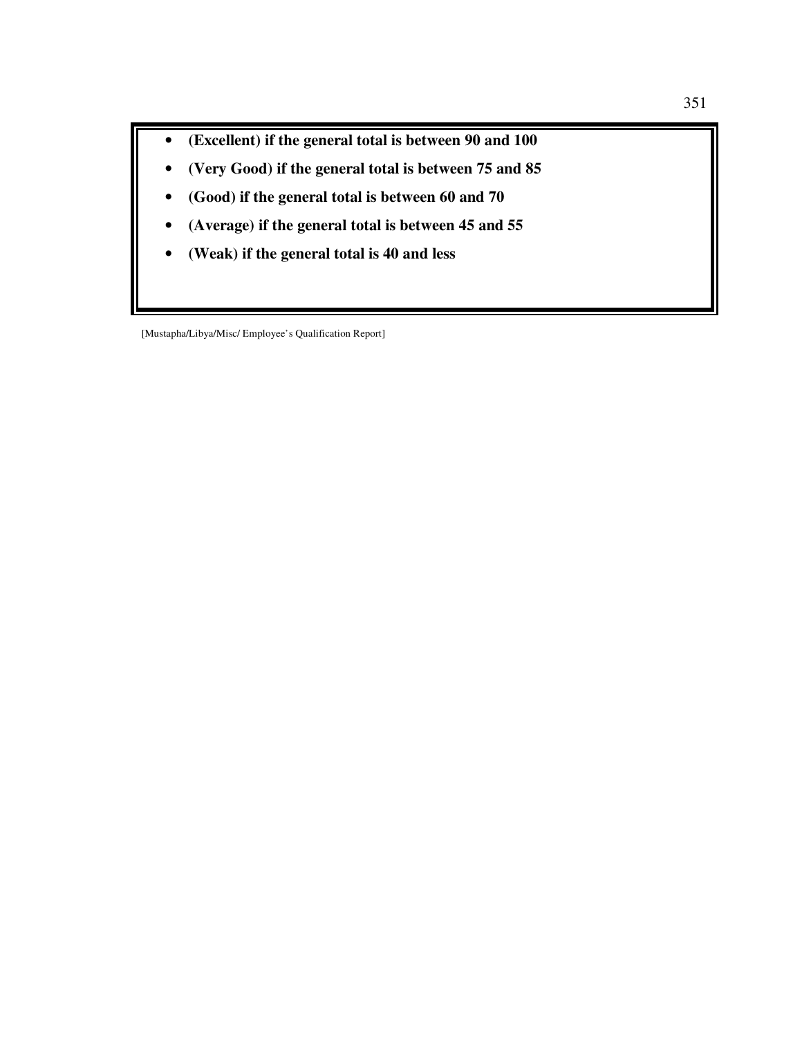- **(Excellent) if the general total is between 90 and 100**
- **(Very Good) if the general total is between 75 and 85**
- **(Good) if the general total is between 60 and 70**
- **(Average) if the general total is between 45 and 55**
- **(Weak) if the general total is 40 and less**

[Mustapha/Libya/Misc/ Employee's Qualification Report]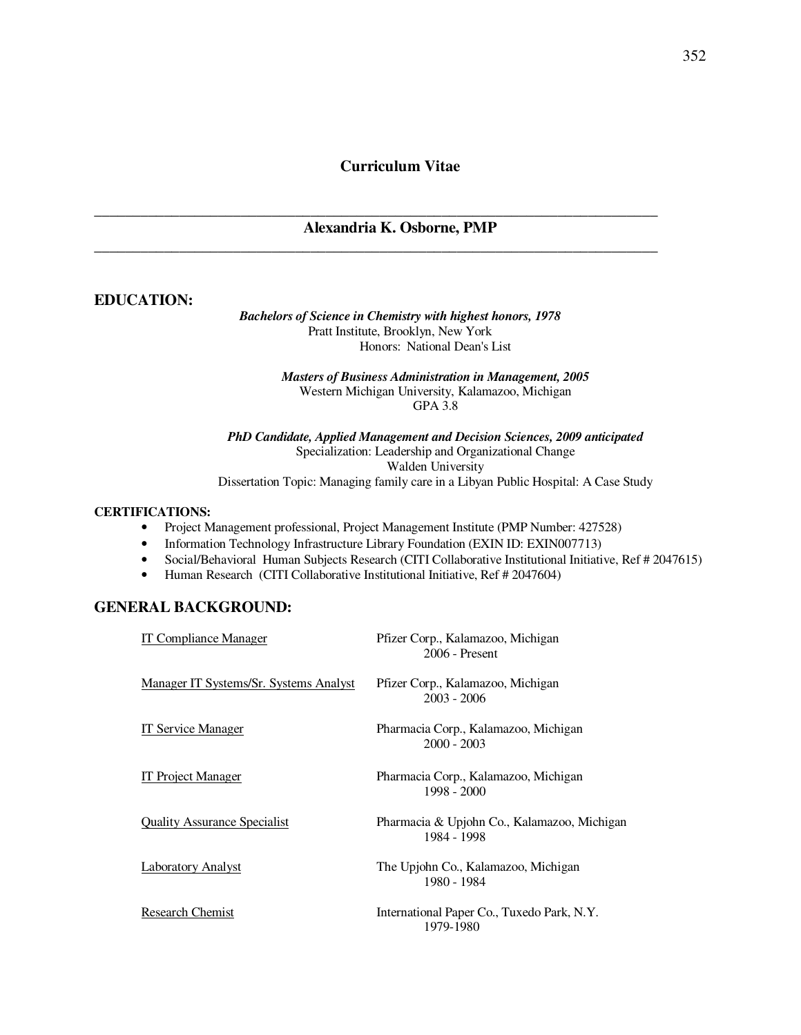# Curriculum Vitae

---

## Alexandria K. Osborne, PMP

---

## EDUCATION:

***Bachelors of Science in Chemistry with highest honors, 1978***
Pratt Institute, Brooklyn, New York
Honors: National Dean's List

***Masters of Business Administration in Management, 2005***
Western Michigan University, Kalamazoo, Michigan
GPA 3.8

***PhD Candidate, Applied Management and Decision Sciences, 2009 anticipated***
Specialization: Leadership and Organizational Change
Walden University
Dissertation Topic: Managing family care in a Libyan Public Hospital: A Case Study

### CERTIFICATIONS:

- Project Management professional, Project Management Institute (PMP Number: 427528)
- Information Technology Infrastructure Library Foundation (EXIN ID: EXIN007713)
- Social/Behavioral Human Subjects Research (CITI Collaborative Institutional Initiative, Ref # 2047615)
- Human Research (CITI Collaborative Institutional Initiative, Ref # 2047604)

## GENERAL BACKGROUND:

| Position | Organization / Dates |
| --- | --- |
| IT Compliance Manager | Pfizer Corp., Kalamazoo, Michigan<br>2006 - Present |
| Manager IT Systems/Sr. Systems Analyst | Pfizer Corp., Kalamazoo, Michigan<br>2003 - 2006 |
| IT Service Manager | Pharmacia Corp., Kalamazoo, Michigan<br>2000 - 2003 |
| IT Project Manager | Pharmacia Corp., Kalamazoo, Michigan<br>1998 - 2000 |
| Quality Assurance Specialist | Pharmacia & Upjohn Co., Kalamazoo, Michigan<br>1984 - 1998 |
| Laboratory Analyst | The Upjohn Co., Kalamazoo, Michigan<br>1980 - 1984 |
| Research Chemist | International Paper Co., Tuxedo Park, N.Y.<br>1979-1980 |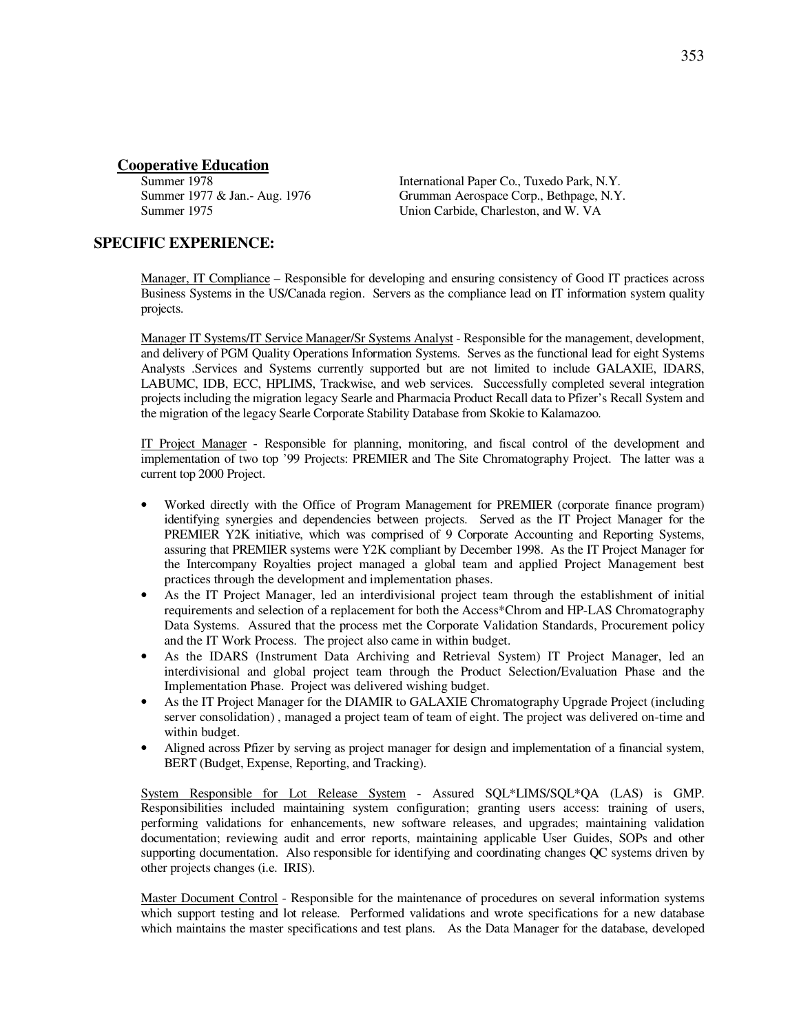## Cooperative Education

| | |
|---|---|
| Summer 1978 | International Paper Co., Tuxedo Park, N.Y. |
| Summer 1977 & Jan.- Aug. 1976 | Grumman Aerospace Corp., Bethpage, N.Y. |
| Summer 1975 | Union Carbide, Charleston, and W. VA |

## SPECIFIC EXPERIENCE:

Manager, IT Compliance – Responsible for developing and ensuring consistency of Good IT practices across Business Systems in the US/Canada region. Servers as the compliance lead on IT information system quality projects.

Manager IT Systems/IT Service Manager/Sr Systems Analyst - Responsible for the management, development, and delivery of PGM Quality Operations Information Systems. Serves as the functional lead for eight Systems Analysts .Services and Systems currently supported but are not limited to include GALAXIE, IDARS, LABUMC, IDB, ECC, HPLIMS, Trackwise, and web services. Successfully completed several integration projects including the migration legacy Searle and Pharmacia Product Recall data to Pfizer's Recall System and the migration of the legacy Searle Corporate Stability Database from Skokie to Kalamazoo.

IT Project Manager - Responsible for planning, monitoring, and fiscal control of the development and implementation of two top '99 Projects: PREMIER and The Site Chromatography Project. The latter was a current top 2000 Project.

- Worked directly with the Office of Program Management for PREMIER (corporate finance program) identifying synergies and dependencies between projects. Served as the IT Project Manager for the PREMIER Y2K initiative, which was comprised of 9 Corporate Accounting and Reporting Systems, assuring that PREMIER systems were Y2K compliant by December 1998. As the IT Project Manager for the Intercompany Royalties project managed a global team and applied Project Management best practices through the development and implementation phases.
- As the IT Project Manager, led an interdivisional project team through the establishment of initial requirements and selection of a replacement for both the Access*Chrom and HP-LAS Chromatography Data Systems. Assured that the process met the Corporate Validation Standards, Procurement policy and the IT Work Process. The project also came in within budget.
- As the IDARS (Instrument Data Archiving and Retrieval System) IT Project Manager, led an interdivisional and global project team through the Product Selection/Evaluation Phase and the Implementation Phase. Project was delivered wishing budget.
- As the IT Project Manager for the DIAMIR to GALAXIE Chromatography Upgrade Project (including server consolidation) , managed a project team of team of eight. The project was delivered on-time and within budget.
- Aligned across Pfizer by serving as project manager for design and implementation of a financial system, BERT (Budget, Expense, Reporting, and Tracking).

System Responsible for Lot Release System - Assured SQL*LIMS/SQL*QA (LAS) is GMP. Responsibilities included maintaining system configuration; granting users access: training of users, performing validations for enhancements, new software releases, and upgrades; maintaining validation documentation; reviewing audit and error reports, maintaining applicable User Guides, SOPs and other supporting documentation. Also responsible for identifying and coordinating changes QC systems driven by other projects changes (i.e. IRIS).

Master Document Control - Responsible for the maintenance of procedures on several information systems which support testing and lot release. Performed validations and wrote specifications for a new database which maintains the master specifications and test plans. As the Data Manager for the database, developed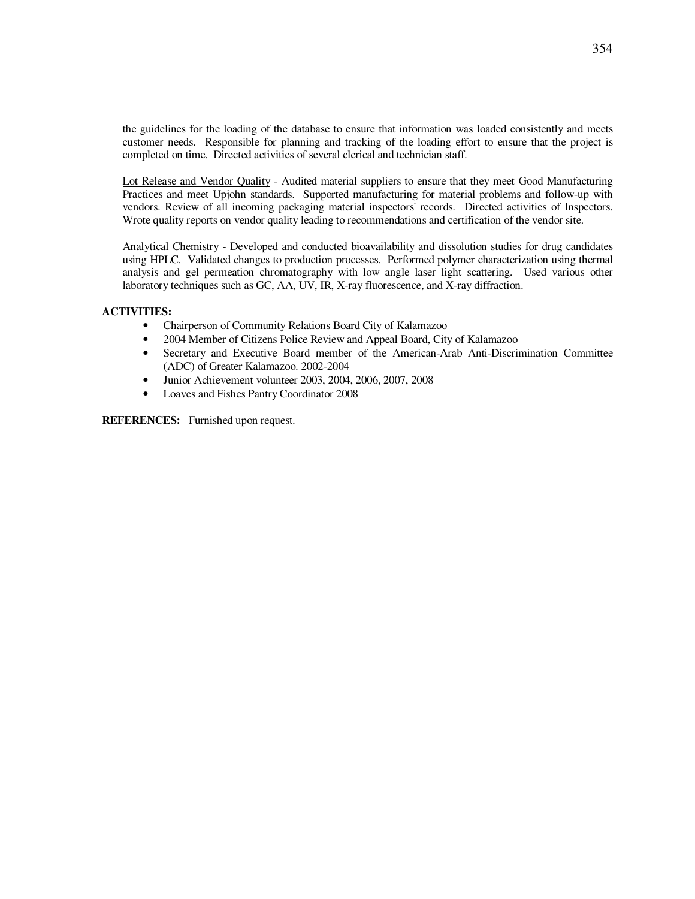the guidelines for the loading of the database to ensure that information was loaded consistently and meets customer needs. Responsible for planning and tracking of the loading effort to ensure that the project is completed on time. Directed activities of several clerical and technician staff.

<u>Lot Release and Vendor Quality</u> - Audited material suppliers to ensure that they meet Good Manufacturing Practices and meet Upjohn standards. Supported manufacturing for material problems and follow-up with vendors. Review of all incoming packaging material inspectors' records. Directed activities of Inspectors. Wrote quality reports on vendor quality leading to recommendations and certification of the vendor site.

<u>Analytical Chemistry</u> - Developed and conducted bioavailability and dissolution studies for drug candidates using HPLC. Validated changes to production processes. Performed polymer characterization using thermal analysis and gel permeation chromatography with low angle laser light scattering. Used various other laboratory techniques such as GC, AA, UV, IR, X-ray fluorescence, and X-ray diffraction.

**ACTIVITIES:**

- Chairperson of Community Relations Board City of Kalamazoo
- 2004 Member of Citizens Police Review and Appeal Board, City of Kalamazoo
- Secretary and Executive Board member of the American-Arab Anti-Discrimination Committee (ADC) of Greater Kalamazoo. 2002-2004
- Junior Achievement volunteer 2003, 2004, 2006, 2007, 2008
- Loaves and Fishes Pantry Coordinator 2008

**REFERENCES:** Furnished upon request.